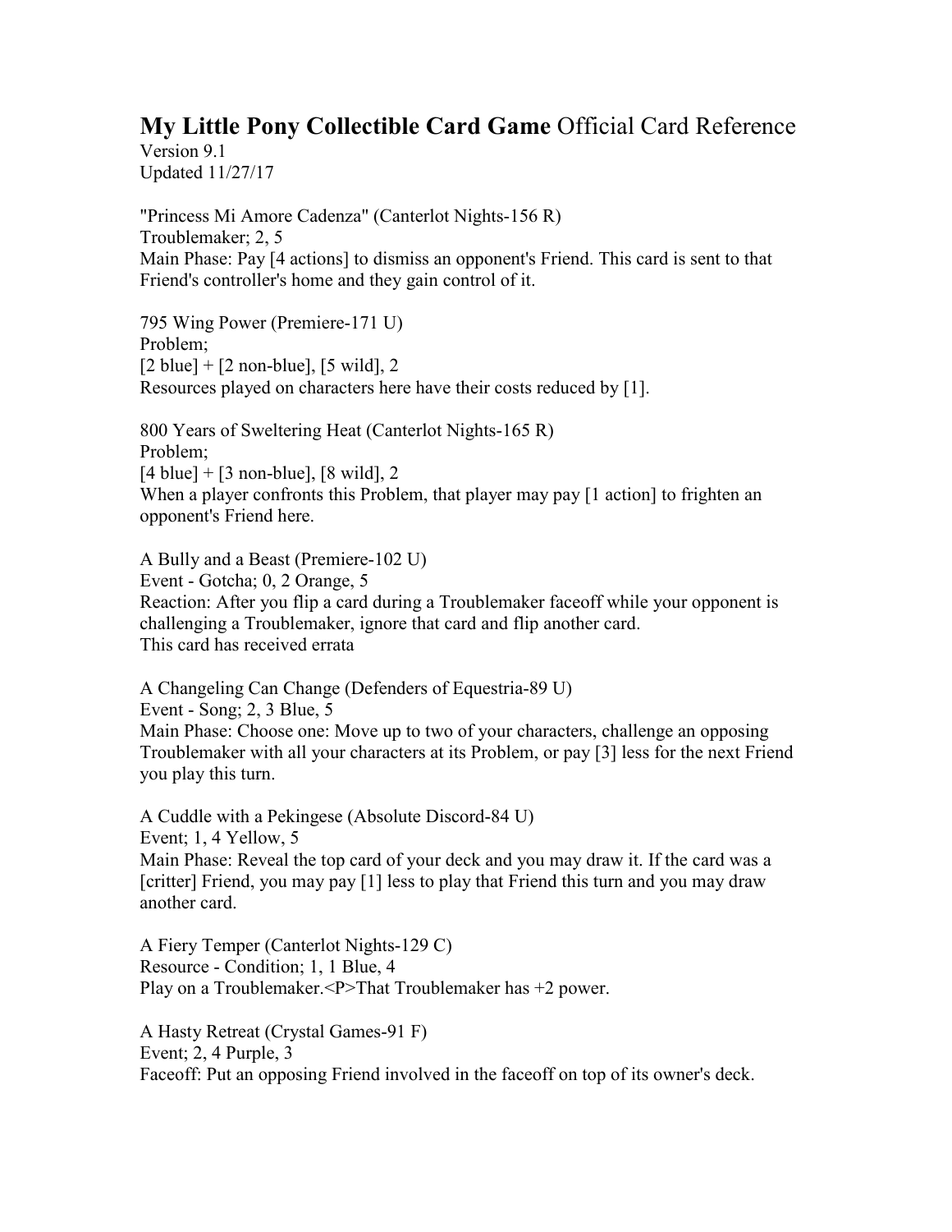# **My Little Pony Collectible Card Game** Official Card Reference

Version 9.1
Updated 11/27/17

"Princess Mi Amore Cadenza" (Canterlot Nights-156 R)
Troublemaker; 2, 5
Main Phase: Pay [4 actions] to dismiss an opponent's Friend. This card is sent to that Friend's controller's home and they gain control of it.

795 Wing Power (Premiere-171 U)
Problem;
[2 blue] + [2 non-blue], [5 wild], 2
Resources played on characters here have their costs reduced by [1].

800 Years of Sweltering Heat (Canterlot Nights-165 R)
Problem;
[4 blue] + [3 non-blue], [8 wild], 2
When a player confronts this Problem, that player may pay [1 action] to frighten an opponent's Friend here.

A Bully and a Beast (Premiere-102 U)
Event - Gotcha; 0, 2 Orange, 5
Reaction: After you flip a card during a Troublemaker faceoff while your opponent is challenging a Troublemaker, ignore that card and flip another card.
This card has received errata

A Changeling Can Change (Defenders of Equestria-89 U)
Event - Song; 2, 3 Blue, 5
Main Phase: Choose one: Move up to two of your characters, challenge an opposing Troublemaker with all your characters at its Problem, or pay [3] less for the next Friend you play this turn.

A Cuddle with a Pekingese (Absolute Discord-84 U)
Event; 1, 4 Yellow, 5
Main Phase: Reveal the top card of your deck and you may draw it. If the card was a [critter] Friend, you may pay [1] less to play that Friend this turn and you may draw another card.

A Fiery Temper (Canterlot Nights-129 C)
Resource - Condition; 1, 1 Blue, 4
Play on a Troublemaker.<P>That Troublemaker has +2 power.

A Hasty Retreat (Crystal Games-91 F)
Event; 2, 4 Purple, 3
Faceoff: Put an opposing Friend involved in the faceoff on top of its owner's deck.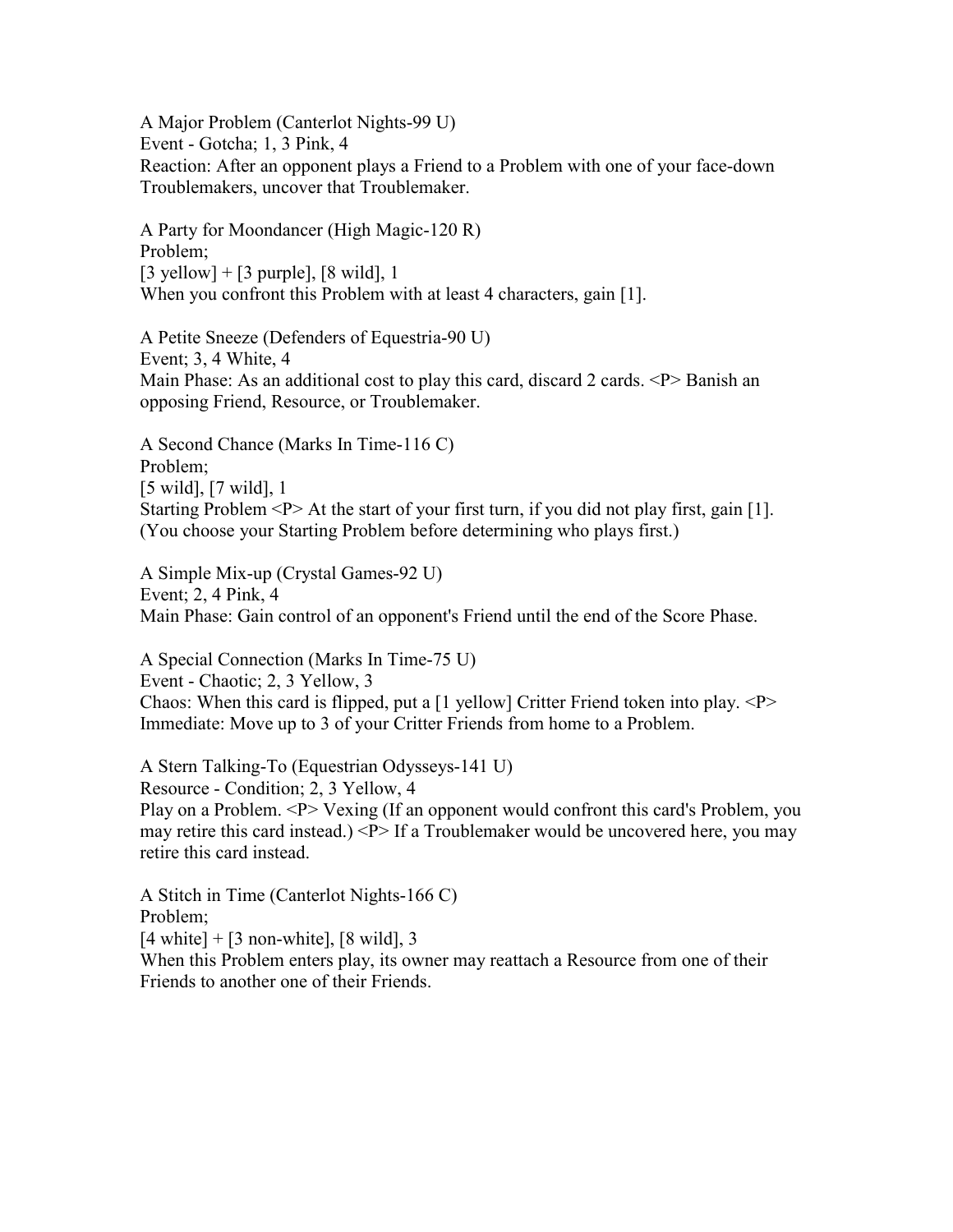A Major Problem (Canterlot Nights-99 U)
Event - Gotcha; 1, 3 Pink, 4
Reaction: After an opponent plays a Friend to a Problem with one of your face-down Troublemakers, uncover that Troublemaker.

A Party for Moondancer (High Magic-120 R)
Problem;
[3 yellow] + [3 purple], [8 wild], 1
When you confront this Problem with at least 4 characters, gain [1].

A Petite Sneeze (Defenders of Equestria-90 U)
Event; 3, 4 White, 4
Main Phase: As an additional cost to play this card, discard 2 cards. <P> Banish an opposing Friend, Resource, or Troublemaker.

A Second Chance (Marks In Time-116 C)
Problem;
[5 wild], [7 wild], 1
Starting Problem <P> At the start of your first turn, if you did not play first, gain [1]. (You choose your Starting Problem before determining who plays first.)

A Simple Mix-up (Crystal Games-92 U)
Event; 2, 4 Pink, 4
Main Phase: Gain control of an opponent's Friend until the end of the Score Phase.

A Special Connection (Marks In Time-75 U)
Event - Chaotic; 2, 3 Yellow, 3
Chaos: When this card is flipped, put a [1 yellow] Critter Friend token into play. <P> Immediate: Move up to 3 of your Critter Friends from home to a Problem.

A Stern Talking-To (Equestrian Odysseys-141 U)
Resource - Condition; 2, 3 Yellow, 4
Play on a Problem. <P> Vexing (If an opponent would confront this card's Problem, you may retire this card instead.) <P> If a Troublemaker would be uncovered here, you may retire this card instead.

A Stitch in Time (Canterlot Nights-166 C)
Problem;
[4 white] + [3 non-white], [8 wild], 3
When this Problem enters play, its owner may reattach a Resource from one of their Friends to another one of their Friends.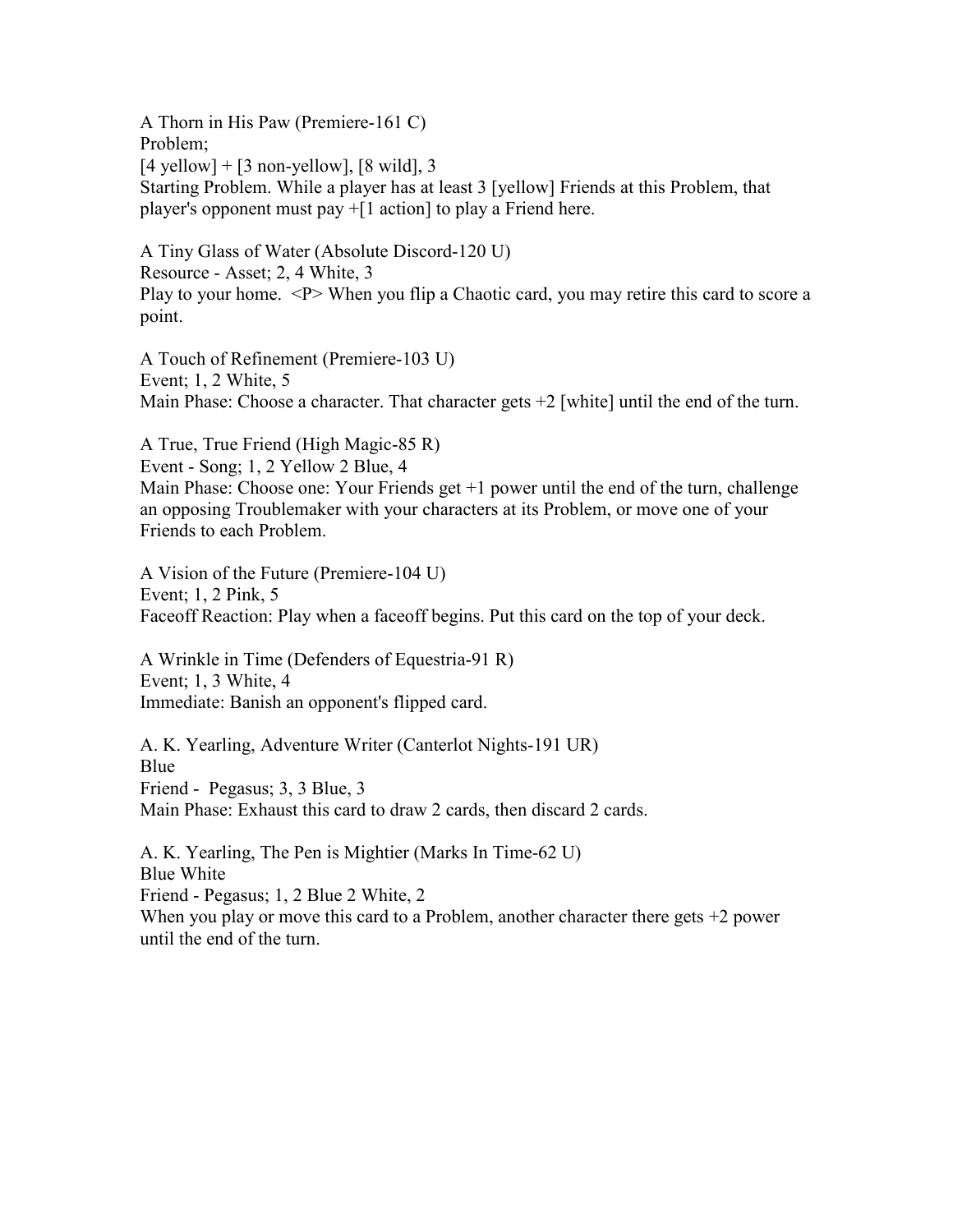A Thorn in His Paw (Premiere-161 C)
Problem;
[4 yellow] + [3 non-yellow], [8 wild], 3
Starting Problem. While a player has at least 3 [yellow] Friends at this Problem, that player's opponent must pay +[1 action] to play a Friend here.

A Tiny Glass of Water (Absolute Discord-120 U)
Resource - Asset; 2, 4 White, 3
Play to your home. <P> When you flip a Chaotic card, you may retire this card to score a point.

A Touch of Refinement (Premiere-103 U)
Event; 1, 2 White, 5
Main Phase: Choose a character. That character gets +2 [white] until the end of the turn.

A True, True Friend (High Magic-85 R)
Event - Song; 1, 2 Yellow 2 Blue, 4
Main Phase: Choose one: Your Friends get +1 power until the end of the turn, challenge an opposing Troublemaker with your characters at its Problem, or move one of your Friends to each Problem.

A Vision of the Future (Premiere-104 U)
Event; 1, 2 Pink, 5
Faceoff Reaction: Play when a faceoff begins. Put this card on the top of your deck.

A Wrinkle in Time (Defenders of Equestria-91 R)
Event; 1, 3 White, 4
Immediate: Banish an opponent's flipped card.

A. K. Yearling, Adventure Writer (Canterlot Nights-191 UR)
Blue
Friend - Pegasus; 3, 3 Blue, 3
Main Phase: Exhaust this card to draw 2 cards, then discard 2 cards.

A. K. Yearling, The Pen is Mightier (Marks In Time-62 U)
Blue White
Friend - Pegasus; 1, 2 Blue 2 White, 2
When you play or move this card to a Problem, another character there gets +2 power until the end of the turn.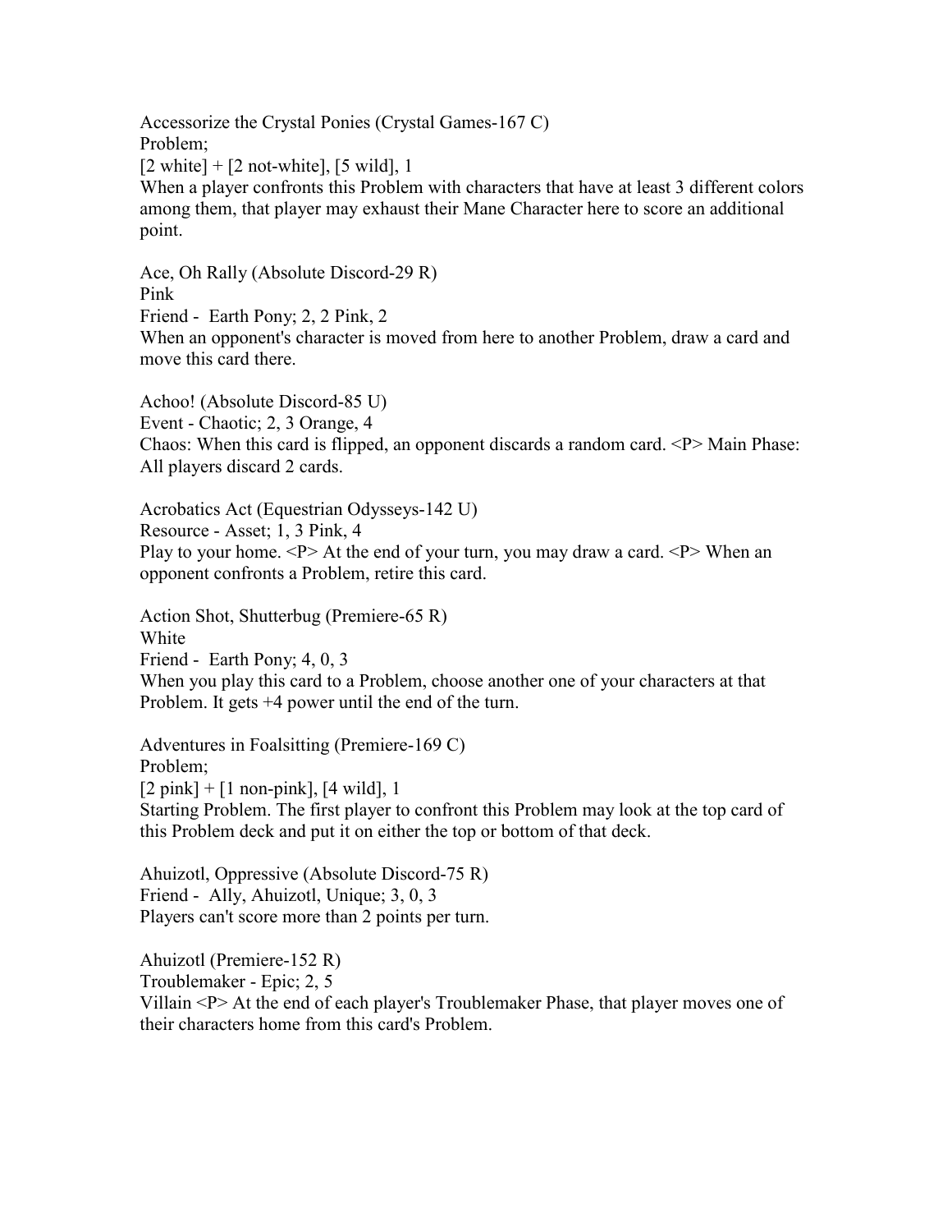Accessorize the Crystal Ponies (Crystal Games-167 C)
Problem;
[2 white] + [2 not-white], [5 wild], 1
When a player confronts this Problem with characters that have at least 3 different colors among them, that player may exhaust their Mane Character here to score an additional point.

Ace, Oh Rally (Absolute Discord-29 R)
Pink
Friend - Earth Pony; 2, 2 Pink, 2
When an opponent's character is moved from here to another Problem, draw a card and move this card there.

Achoo! (Absolute Discord-85 U)
Event - Chaotic; 2, 3 Orange, 4
Chaos: When this card is flipped, an opponent discards a random card. <P> Main Phase: All players discard 2 cards.

Acrobatics Act (Equestrian Odysseys-142 U)
Resource - Asset; 1, 3 Pink, 4
Play to your home. <P> At the end of your turn, you may draw a card. <P> When an opponent confronts a Problem, retire this card.

Action Shot, Shutterbug (Premiere-65 R)
White
Friend - Earth Pony; 4, 0, 3
When you play this card to a Problem, choose another one of your characters at that Problem. It gets +4 power until the end of the turn.

Adventures in Foalsitting (Premiere-169 C)
Problem;
[2 pink] + [1 non-pink], [4 wild], 1
Starting Problem. The first player to confront this Problem may look at the top card of this Problem deck and put it on either the top or bottom of that deck.

Ahuizotl, Oppressive (Absolute Discord-75 R)
Friend - Ally, Ahuizotl, Unique; 3, 0, 3
Players can't score more than 2 points per turn.

Ahuizotl (Premiere-152 R)
Troublemaker - Epic; 2, 5
Villain <P> At the end of each player's Troublemaker Phase, that player moves one of their characters home from this card's Problem.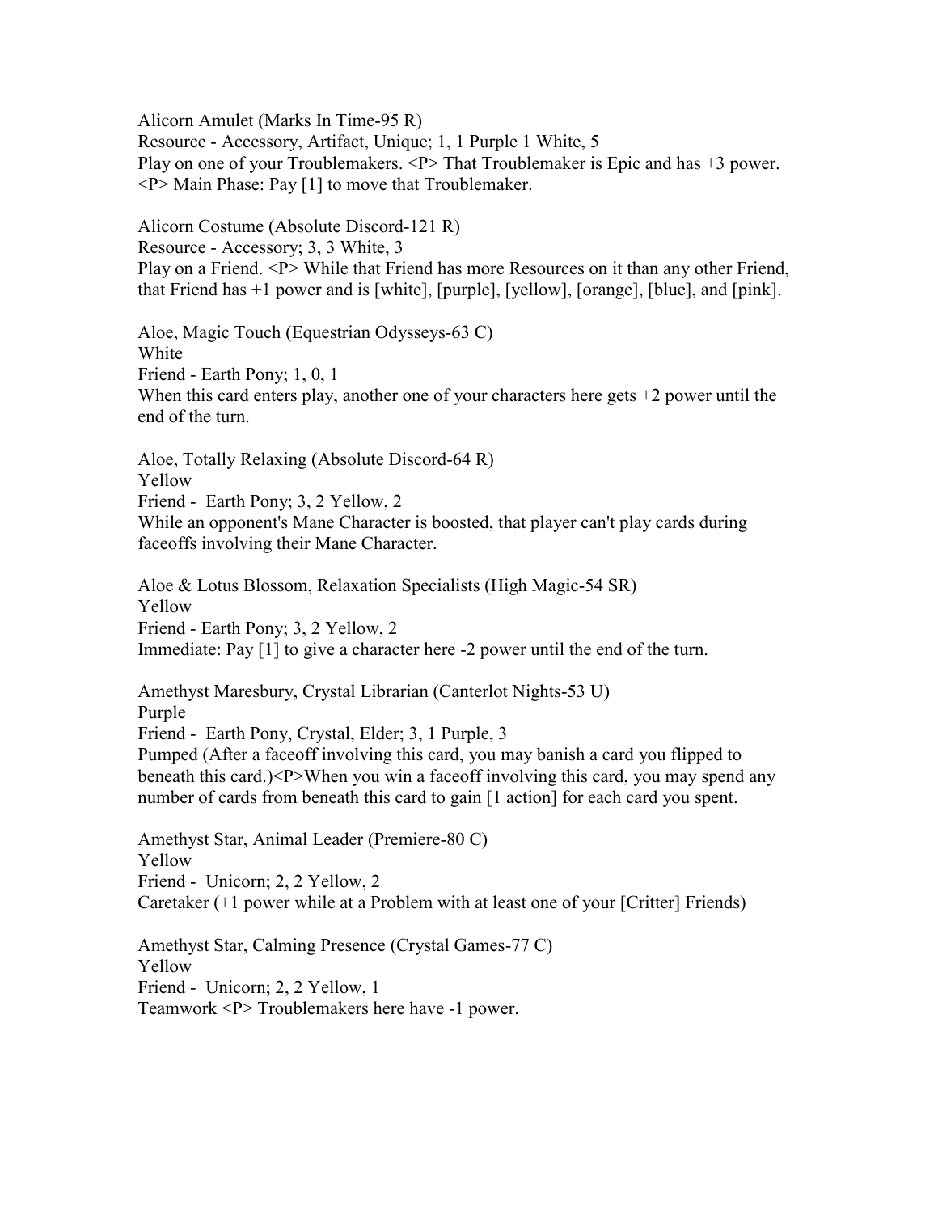Alicorn Amulet (Marks In Time-95 R)
Resource - Accessory, Artifact, Unique; 1, 1 Purple 1 White, 5
Play on one of your Troublemakers. <P> That Troublemaker is Epic and has +3 power. <P> Main Phase: Pay [1] to move that Troublemaker.

Alicorn Costume (Absolute Discord-121 R)
Resource - Accessory; 3, 3 White, 3
Play on a Friend. <P> While that Friend has more Resources on it than any other Friend, that Friend has +1 power and is [white], [purple], [yellow], [orange], [blue], and [pink].

Aloe, Magic Touch (Equestrian Odysseys-63 C)
White
Friend - Earth Pony; 1, 0, 1
When this card enters play, another one of your characters here gets +2 power until the end of the turn.

Aloe, Totally Relaxing (Absolute Discord-64 R)
Yellow
Friend - Earth Pony; 3, 2 Yellow, 2
While an opponent's Mane Character is boosted, that player can't play cards during faceoffs involving their Mane Character.

Aloe & Lotus Blossom, Relaxation Specialists (High Magic-54 SR)
Yellow
Friend - Earth Pony; 3, 2 Yellow, 2
Immediate: Pay [1] to give a character here -2 power until the end of the turn.

Amethyst Maresbury, Crystal Librarian (Canterlot Nights-53 U)
Purple
Friend - Earth Pony, Crystal, Elder; 3, 1 Purple, 3
Pumped (After a faceoff involving this card, you may banish a card you flipped to beneath this card.)<P>When you win a faceoff involving this card, you may spend any number of cards from beneath this card to gain [1 action] for each card you spent.

Amethyst Star, Animal Leader (Premiere-80 C)
Yellow
Friend - Unicorn; 2, 2 Yellow, 2
Caretaker (+1 power while at a Problem with at least one of your [Critter] Friends)

Amethyst Star, Calming Presence (Crystal Games-77 C)
Yellow
Friend - Unicorn; 2, 2 Yellow, 1
Teamwork <P> Troublemakers here have -1 power.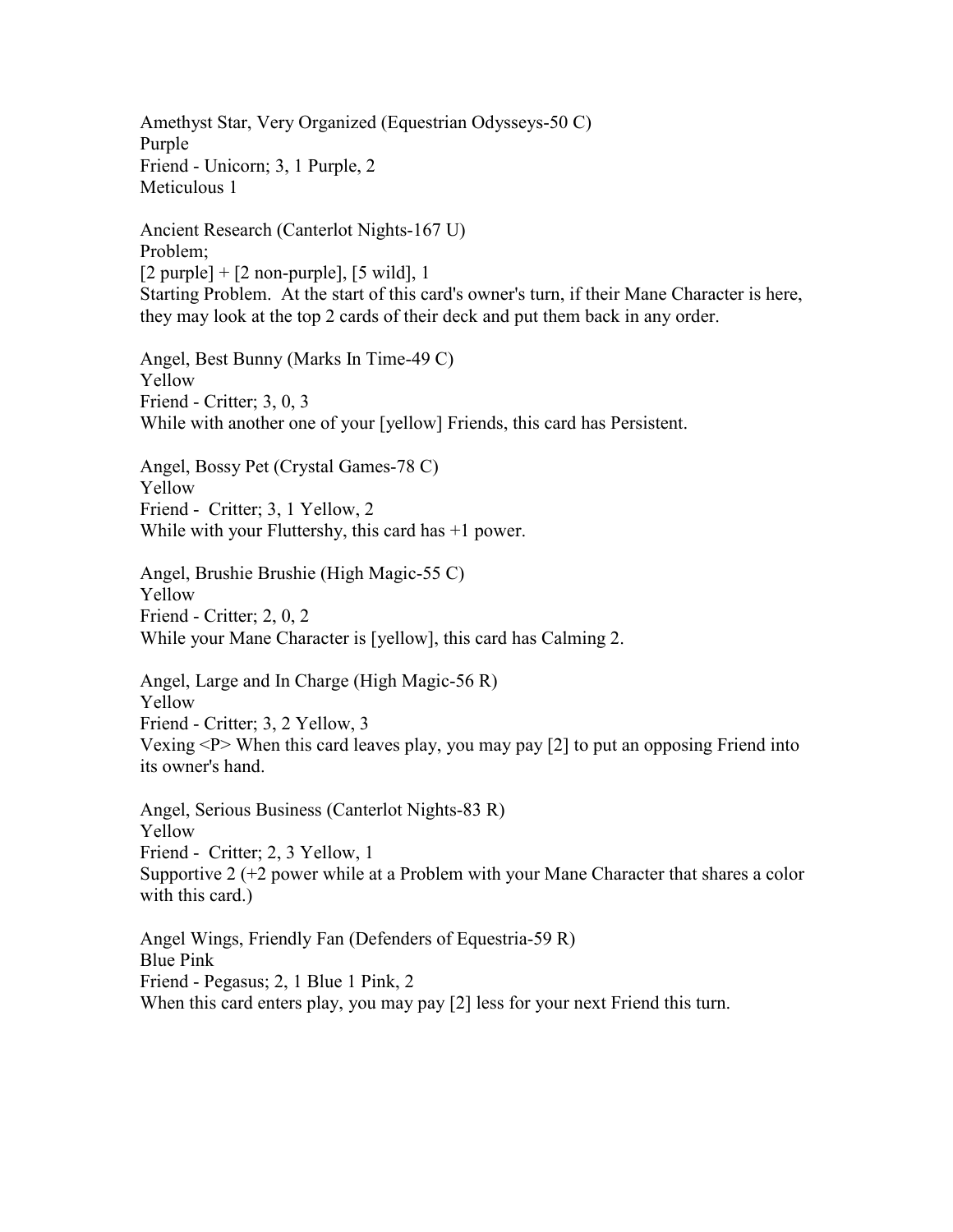Amethyst Star, Very Organized (Equestrian Odysseys-50 C)
Purple
Friend - Unicorn; 3, 1 Purple, 2
Meticulous 1

Ancient Research (Canterlot Nights-167 U)
Problem;
[2 purple] + [2 non-purple], [5 wild], 1
Starting Problem. At the start of this card's owner's turn, if their Mane Character is here, they may look at the top 2 cards of their deck and put them back in any order.

Angel, Best Bunny (Marks In Time-49 C)
Yellow
Friend - Critter; 3, 0, 3
While with another one of your [yellow] Friends, this card has Persistent.

Angel, Bossy Pet (Crystal Games-78 C)
Yellow
Friend - Critter; 3, 1 Yellow, 2
While with your Fluttershy, this card has +1 power.

Angel, Brushie Brushie (High Magic-55 C)
Yellow
Friend - Critter; 2, 0, 2
While your Mane Character is [yellow], this card has Calming 2.

Angel, Large and In Charge (High Magic-56 R)
Yellow
Friend - Critter; 3, 2 Yellow, 3
Vexing <P> When this card leaves play, you may pay [2] to put an opposing Friend into its owner's hand.

Angel, Serious Business (Canterlot Nights-83 R)
Yellow
Friend - Critter; 2, 3 Yellow, 1
Supportive 2 (+2 power while at a Problem with your Mane Character that shares a color with this card.)

Angel Wings, Friendly Fan (Defenders of Equestria-59 R)
Blue Pink
Friend - Pegasus; 2, 1 Blue 1 Pink, 2
When this card enters play, you may pay [2] less for your next Friend this turn.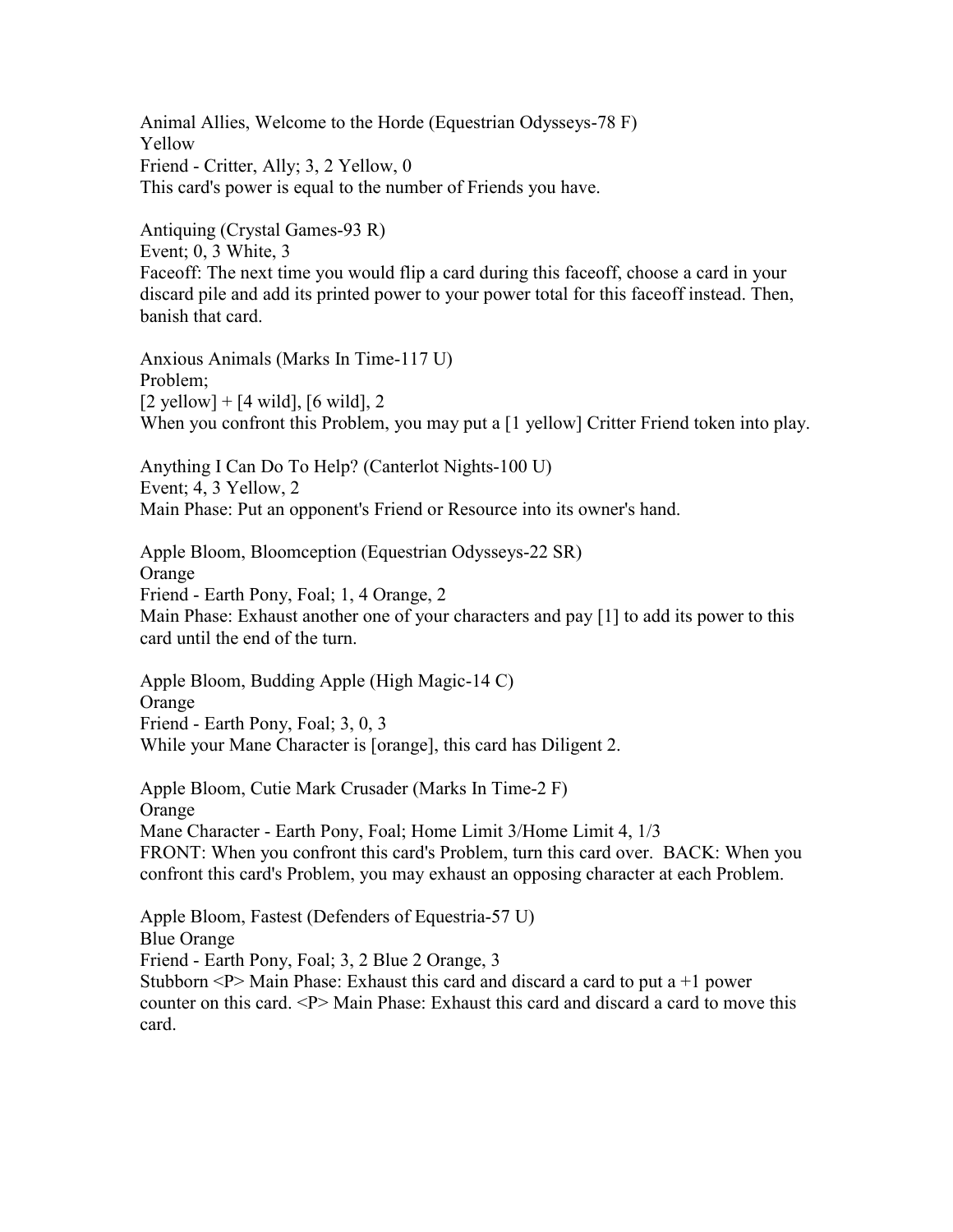Animal Allies, Welcome to the Horde (Equestrian Odysseys-78 F)
Yellow
Friend - Critter, Ally; 3, 2 Yellow, 0
This card's power is equal to the number of Friends you have.

Antiquing (Crystal Games-93 R)
Event; 0, 3 White, 3
Faceoff: The next time you would flip a card during this faceoff, choose a card in your discard pile and add its printed power to your power total for this faceoff instead. Then, banish that card.

Anxious Animals (Marks In Time-117 U)
Problem;
[2 yellow] + [4 wild], [6 wild], 2
When you confront this Problem, you may put a [1 yellow] Critter Friend token into play.

Anything I Can Do To Help? (Canterlot Nights-100 U)
Event; 4, 3 Yellow, 2
Main Phase: Put an opponent's Friend or Resource into its owner's hand.

Apple Bloom, Bloomception (Equestrian Odysseys-22 SR)
Orange
Friend - Earth Pony, Foal; 1, 4 Orange, 2
Main Phase: Exhaust another one of your characters and pay [1] to add its power to this card until the end of the turn.

Apple Bloom, Budding Apple (High Magic-14 C)
Orange
Friend - Earth Pony, Foal; 3, 0, 3
While your Mane Character is [orange], this card has Diligent 2.

Apple Bloom, Cutie Mark Crusader (Marks In Time-2 F)
Orange
Mane Character - Earth Pony, Foal; Home Limit 3/Home Limit 4, 1/3
FRONT: When you confront this card's Problem, turn this card over. BACK: When you confront this card's Problem, you may exhaust an opposing character at each Problem.

Apple Bloom, Fastest (Defenders of Equestria-57 U)
Blue Orange
Friend - Earth Pony, Foal; 3, 2 Blue 2 Orange, 3
Stubborn <P> Main Phase: Exhaust this card and discard a card to put a +1 power counter on this card. <P> Main Phase: Exhaust this card and discard a card to move this card.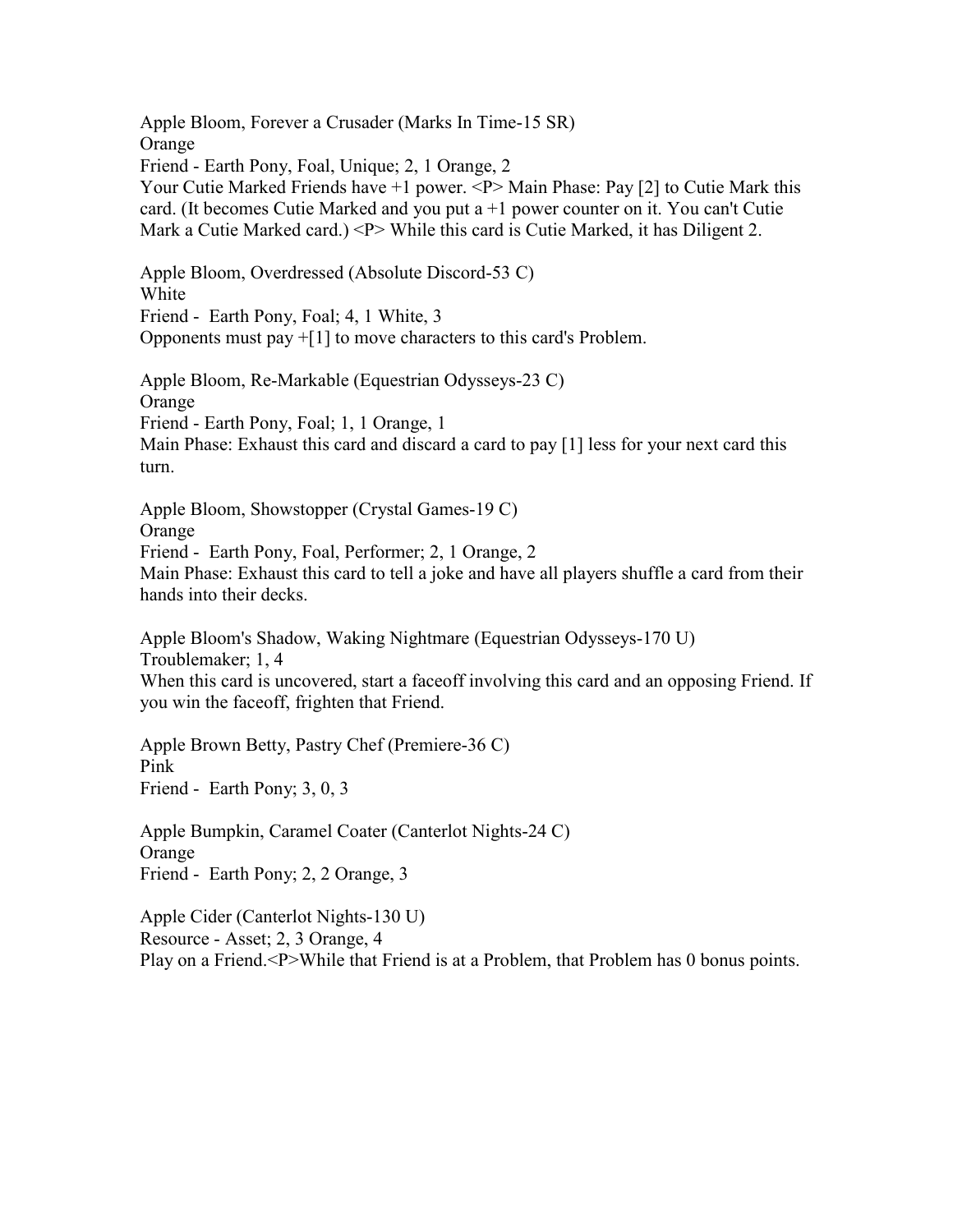Apple Bloom, Forever a Crusader (Marks In Time-15 SR)
Orange
Friend - Earth Pony, Foal, Unique; 2, 1 Orange, 2
Your Cutie Marked Friends have +1 power. <P> Main Phase: Pay [2] to Cutie Mark this card. (It becomes Cutie Marked and you put a +1 power counter on it. You can't Cutie Mark a Cutie Marked card.) <P> While this card is Cutie Marked, it has Diligent 2.

Apple Bloom, Overdressed (Absolute Discord-53 C)
White
Friend - Earth Pony, Foal; 4, 1 White, 3
Opponents must pay +[1] to move characters to this card's Problem.

Apple Bloom, Re-Markable (Equestrian Odysseys-23 C)
Orange
Friend - Earth Pony, Foal; 1, 1 Orange, 1
Main Phase: Exhaust this card and discard a card to pay [1] less for your next card this turn.

Apple Bloom, Showstopper (Crystal Games-19 C)
Orange
Friend - Earth Pony, Foal, Performer; 2, 1 Orange, 2
Main Phase: Exhaust this card to tell a joke and have all players shuffle a card from their hands into their decks.

Apple Bloom's Shadow, Waking Nightmare (Equestrian Odysseys-170 U)
Troublemaker; 1, 4
When this card is uncovered, start a faceoff involving this card and an opposing Friend. If you win the faceoff, frighten that Friend.

Apple Brown Betty, Pastry Chef (Premiere-36 C)
Pink
Friend - Earth Pony; 3, 0, 3

Apple Bumpkin, Caramel Coater (Canterlot Nights-24 C)
Orange
Friend - Earth Pony; 2, 2 Orange, 3

Apple Cider (Canterlot Nights-130 U)
Resource - Asset; 2, 3 Orange, 4
Play on a Friend.<P>While that Friend is at a Problem, that Problem has 0 bonus points.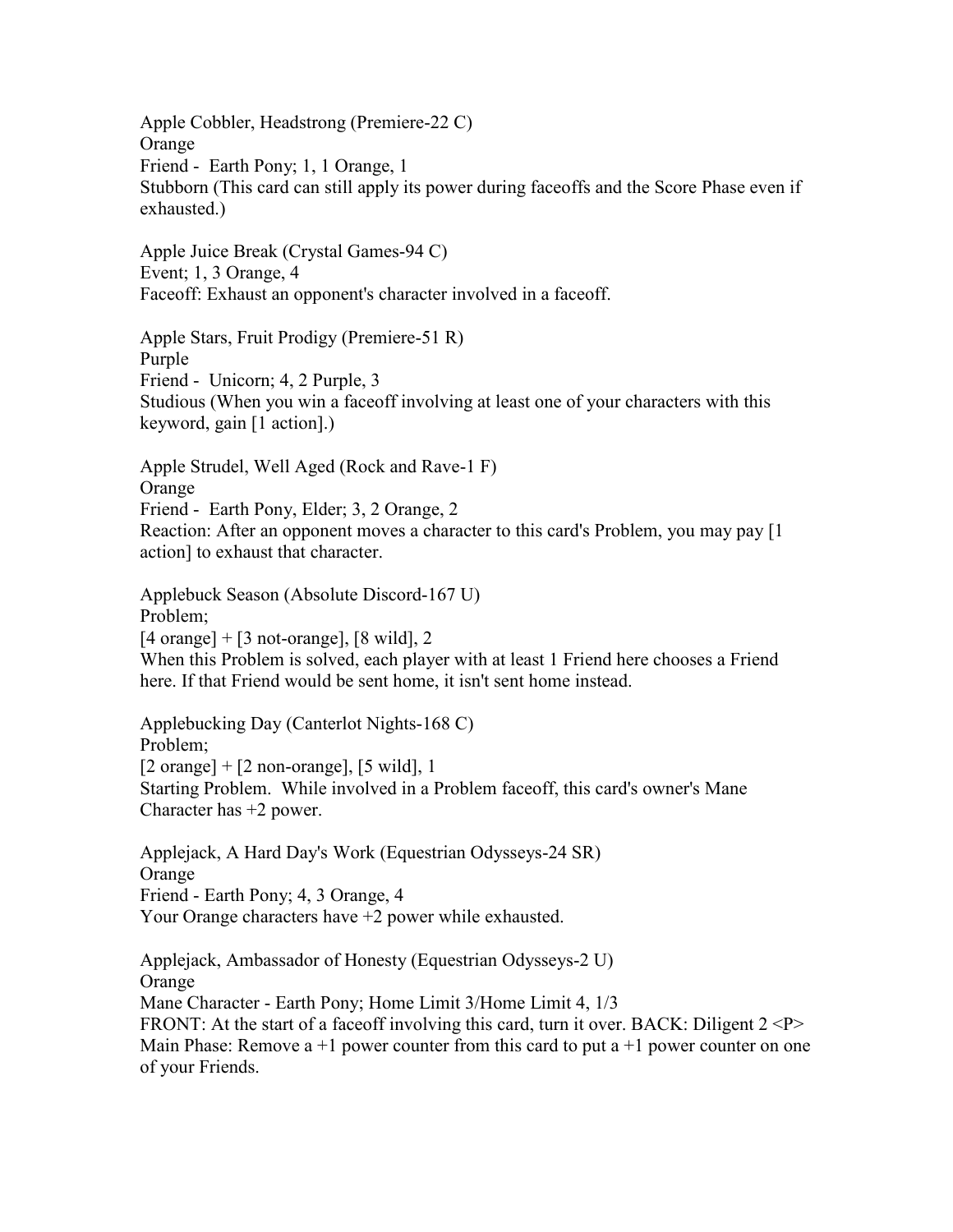Apple Cobbler, Headstrong (Premiere-22 C)
Orange
Friend - Earth Pony; 1, 1 Orange, 1
Stubborn (This card can still apply its power during faceoffs and the Score Phase even if exhausted.)

Apple Juice Break (Crystal Games-94 C)
Event; 1, 3 Orange, 4
Faceoff: Exhaust an opponent's character involved in a faceoff.

Apple Stars, Fruit Prodigy (Premiere-51 R)
Purple
Friend - Unicorn; 4, 2 Purple, 3
Studious (When you win a faceoff involving at least one of your characters with this keyword, gain [1 action].)

Apple Strudel, Well Aged (Rock and Rave-1 F)
Orange
Friend - Earth Pony, Elder; 3, 2 Orange, 2
Reaction: After an opponent moves a character to this card's Problem, you may pay [1 action] to exhaust that character.

Applebuck Season (Absolute Discord-167 U)
Problem;
[4 orange] + [3 not-orange], [8 wild], 2
When this Problem is solved, each player with at least 1 Friend here chooses a Friend here. If that Friend would be sent home, it isn't sent home instead.

Applebucking Day (Canterlot Nights-168 C)
Problem;
[2 orange] + [2 non-orange], [5 wild], 1
Starting Problem. While involved in a Problem faceoff, this card's owner's Mane Character has +2 power.

Applejack, A Hard Day's Work (Equestrian Odysseys-24 SR)
Orange
Friend - Earth Pony; 4, 3 Orange, 4
Your Orange characters have +2 power while exhausted.

Applejack, Ambassador of Honesty (Equestrian Odysseys-2 U)
Orange
Mane Character - Earth Pony; Home Limit 3/Home Limit 4, 1/3
FRONT: At the start of a faceoff involving this card, turn it over. BACK: Diligent 2 <P> Main Phase: Remove a +1 power counter from this card to put a +1 power counter on one of your Friends.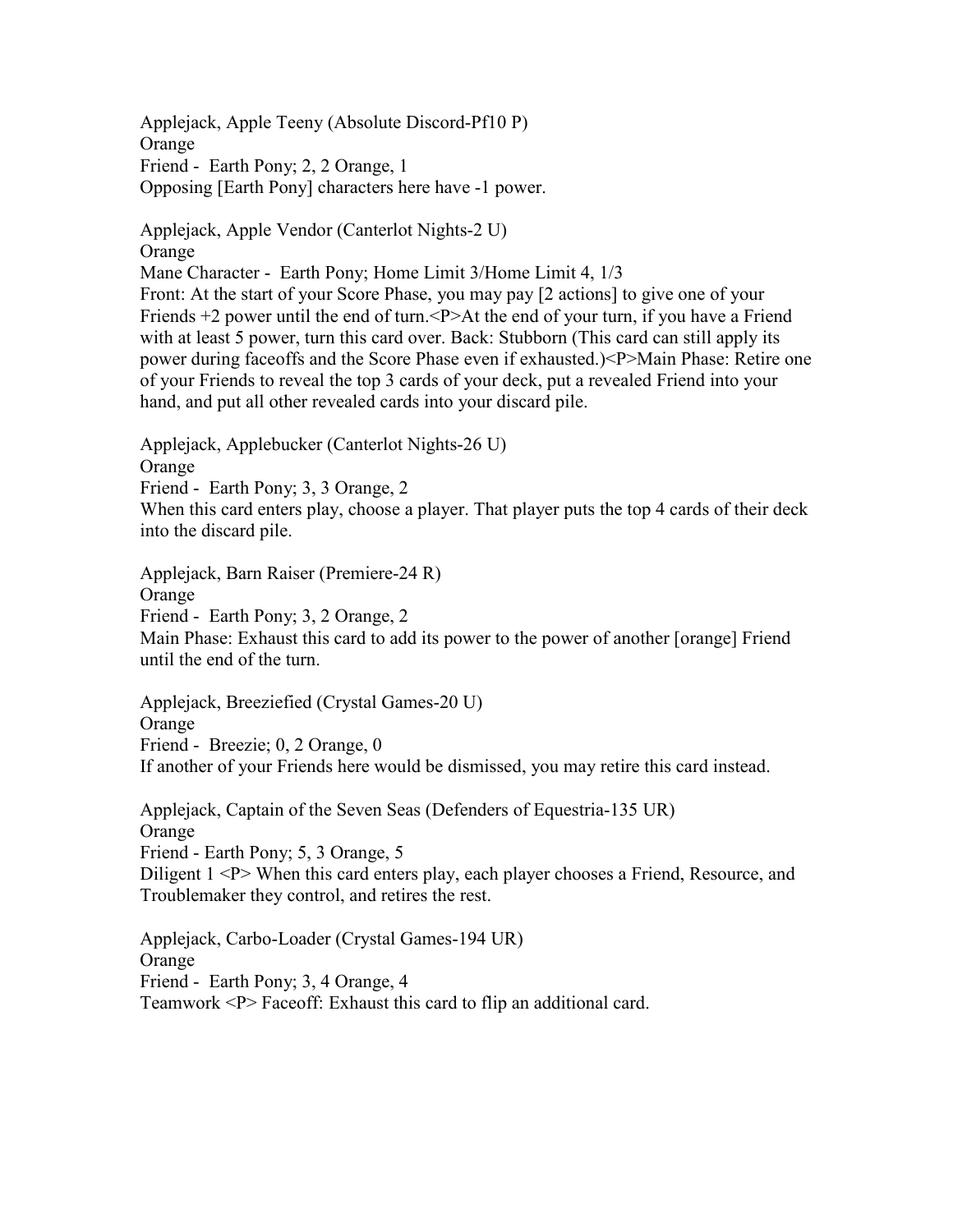Applejack, Apple Teeny (Absolute Discord-Pf10 P)
Orange
Friend - Earth Pony; 2, 2 Orange, 1
Opposing [Earth Pony] characters here have -1 power.

Applejack, Apple Vendor (Canterlot Nights-2 U)
Orange
Mane Character - Earth Pony; Home Limit 3/Home Limit 4, 1/3
Front: At the start of your Score Phase, you may pay [2 actions] to give one of your Friends +2 power until the end of turn.<P>At the end of your turn, if you have a Friend with at least 5 power, turn this card over. Back: Stubborn (This card can still apply its power during faceoffs and the Score Phase even if exhausted.)<P>Main Phase: Retire one of your Friends to reveal the top 3 cards of your deck, put a revealed Friend into your hand, and put all other revealed cards into your discard pile.

Applejack, Applebucker (Canterlot Nights-26 U)
Orange
Friend - Earth Pony; 3, 3 Orange, 2
When this card enters play, choose a player. That player puts the top 4 cards of their deck into the discard pile.

Applejack, Barn Raiser (Premiere-24 R)
Orange
Friend - Earth Pony; 3, 2 Orange, 2
Main Phase: Exhaust this card to add its power to the power of another [orange] Friend until the end of the turn.

Applejack, Breeziefied (Crystal Games-20 U)
Orange
Friend - Breezie; 0, 2 Orange, 0
If another of your Friends here would be dismissed, you may retire this card instead.

Applejack, Captain of the Seven Seas (Defenders of Equestria-135 UR)
Orange
Friend - Earth Pony; 5, 3 Orange, 5
Diligent 1 <P> When this card enters play, each player chooses a Friend, Resource, and Troublemaker they control, and retires the rest.

Applejack, Carbo-Loader (Crystal Games-194 UR)
Orange
Friend - Earth Pony; 3, 4 Orange, 4
Teamwork <P> Faceoff: Exhaust this card to flip an additional card.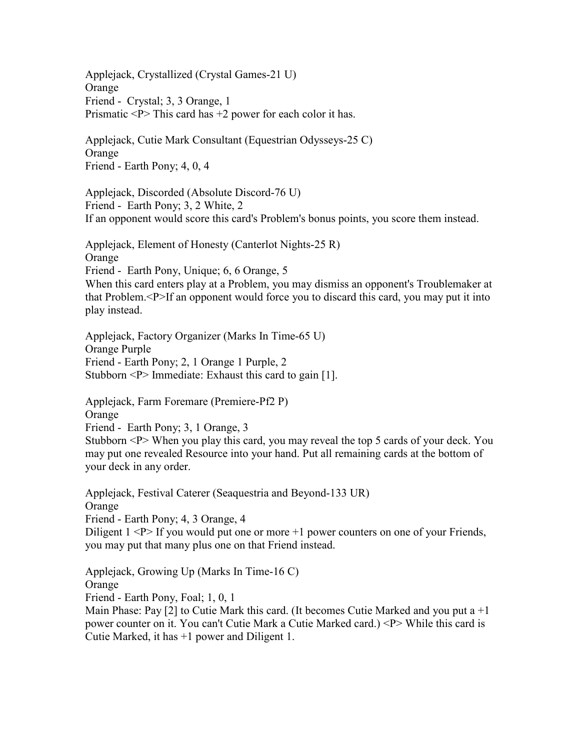Applejack, Crystallized (Crystal Games-21 U)
Orange
Friend - Crystal; 3, 3 Orange, 1
Prismatic <P> This card has +2 power for each color it has.

Applejack, Cutie Mark Consultant (Equestrian Odysseys-25 C)
Orange
Friend - Earth Pony; 4, 0, 4

Applejack, Discorded (Absolute Discord-76 U)
Friend - Earth Pony; 3, 2 White, 2
If an opponent would score this card's Problem's bonus points, you score them instead.

Applejack, Element of Honesty (Canterlot Nights-25 R)
Orange
Friend - Earth Pony, Unique; 6, 6 Orange, 5
When this card enters play at a Problem, you may dismiss an opponent's Troublemaker at that Problem.<P>If an opponent would force you to discard this card, you may put it into play instead.

Applejack, Factory Organizer (Marks In Time-65 U)
Orange Purple
Friend - Earth Pony; 2, 1 Orange 1 Purple, 2
Stubborn <P> Immediate: Exhaust this card to gain [1].

Applejack, Farm Foremare (Premiere-Pf2 P)
Orange
Friend - Earth Pony; 3, 1 Orange, 3
Stubborn <P> When you play this card, you may reveal the top 5 cards of your deck. You may put one revealed Resource into your hand. Put all remaining cards at the bottom of your deck in any order.

Applejack, Festival Caterer (Seaquestria and Beyond-133 UR)
Orange
Friend - Earth Pony; 4, 3 Orange, 4
Diligent 1 <P> If you would put one or more +1 power counters on one of your Friends, you may put that many plus one on that Friend instead.

Applejack, Growing Up (Marks In Time-16 C)
Orange
Friend - Earth Pony, Foal; 1, 0, 1
Main Phase: Pay [2] to Cutie Mark this card. (It becomes Cutie Marked and you put a +1 power counter on it. You can't Cutie Mark a Cutie Marked card.) <P> While this card is Cutie Marked, it has +1 power and Diligent 1.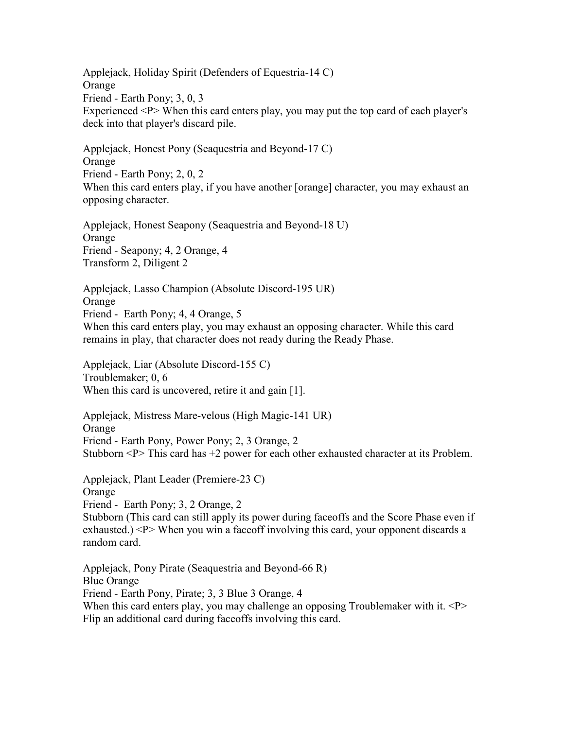Applejack, Holiday Spirit (Defenders of Equestria-14 C)
Orange
Friend - Earth Pony; 3, 0, 3
Experienced <P> When this card enters play, you may put the top card of each player's deck into that player's discard pile.

Applejack, Honest Pony (Seaquestria and Beyond-17 C)
Orange
Friend - Earth Pony; 2, 0, 2
When this card enters play, if you have another [orange] character, you may exhaust an opposing character.

Applejack, Honest Seapony (Seaquestria and Beyond-18 U)
Orange
Friend - Seapony; 4, 2 Orange, 4
Transform 2, Diligent 2

Applejack, Lasso Champion (Absolute Discord-195 UR)
Orange
Friend - Earth Pony; 4, 4 Orange, 5
When this card enters play, you may exhaust an opposing character. While this card remains in play, that character does not ready during the Ready Phase.

Applejack, Liar (Absolute Discord-155 C)
Troublemaker; 0, 6
When this card is uncovered, retire it and gain [1].

Applejack, Mistress Mare-velous (High Magic-141 UR)
Orange
Friend - Earth Pony, Power Pony; 2, 3 Orange, 2
Stubborn <P> This card has +2 power for each other exhausted character at its Problem.

Applejack, Plant Leader (Premiere-23 C)
Orange
Friend - Earth Pony; 3, 2 Orange, 2
Stubborn (This card can still apply its power during faceoffs and the Score Phase even if exhausted.) <P> When you win a faceoff involving this card, your opponent discards a random card.

Applejack, Pony Pirate (Seaquestria and Beyond-66 R)
Blue Orange
Friend - Earth Pony, Pirate; 3, 3 Blue 3 Orange, 4
When this card enters play, you may challenge an opposing Troublemaker with it. <P> Flip an additional card during faceoffs involving this card.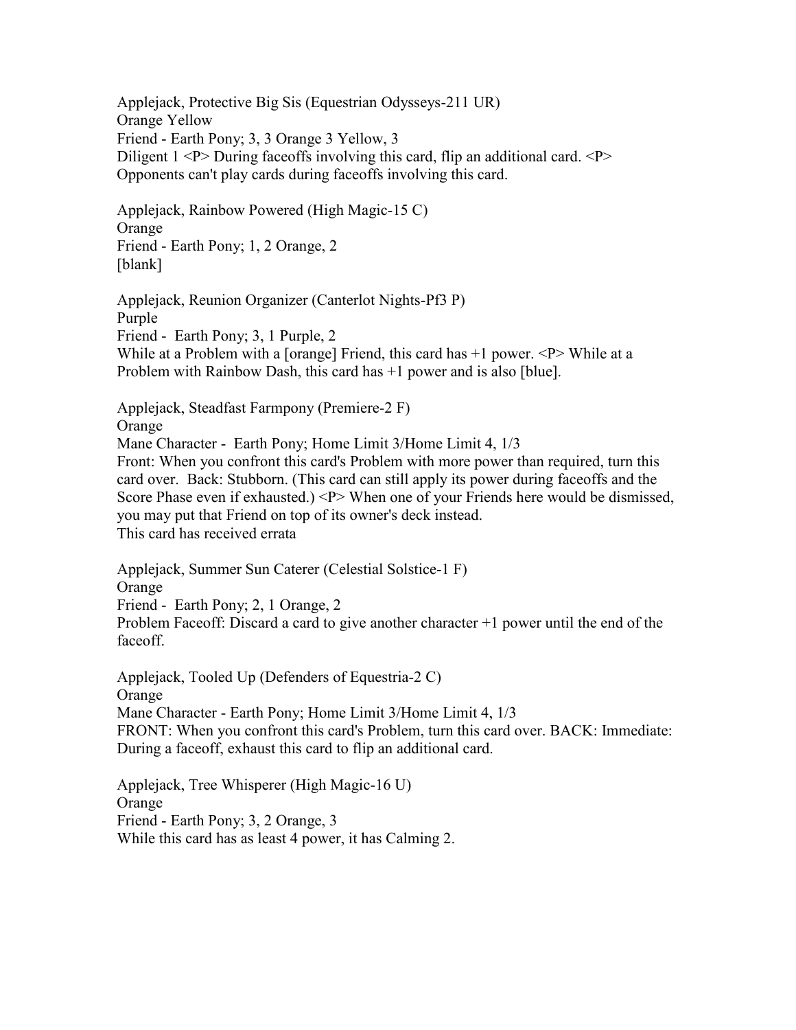Applejack, Protective Big Sis (Equestrian Odysseys-211 UR)
Orange Yellow
Friend - Earth Pony; 3, 3 Orange 3 Yellow, 3
Diligent 1 <P> During faceoffs involving this card, flip an additional card. <P> Opponents can't play cards during faceoffs involving this card.

Applejack, Rainbow Powered (High Magic-15 C)
Orange
Friend - Earth Pony; 1, 2 Orange, 2
[blank]

Applejack, Reunion Organizer (Canterlot Nights-Pf3 P)
Purple
Friend - Earth Pony; 3, 1 Purple, 2
While at a Problem with a [orange] Friend, this card has +1 power. <P> While at a Problem with Rainbow Dash, this card has +1 power and is also [blue].

Applejack, Steadfast Farmpony (Premiere-2 F)
Orange
Mane Character - Earth Pony; Home Limit 3/Home Limit 4, 1/3
Front: When you confront this card's Problem with more power than required, turn this card over. Back: Stubborn. (This card can still apply its power during faceoffs and the Score Phase even if exhausted.) <P> When one of your Friends here would be dismissed, you may put that Friend on top of its owner's deck instead.
This card has received errata

Applejack, Summer Sun Caterer (Celestial Solstice-1 F)
Orange
Friend - Earth Pony; 2, 1 Orange, 2
Problem Faceoff: Discard a card to give another character +1 power until the end of the faceoff.

Applejack, Tooled Up (Defenders of Equestria-2 C)
Orange
Mane Character - Earth Pony; Home Limit 3/Home Limit 4, 1/3
FRONT: When you confront this card's Problem, turn this card over. BACK: Immediate: During a faceoff, exhaust this card to flip an additional card.

Applejack, Tree Whisperer (High Magic-16 U)
Orange
Friend - Earth Pony; 3, 2 Orange, 3
While this card has as least 4 power, it has Calming 2.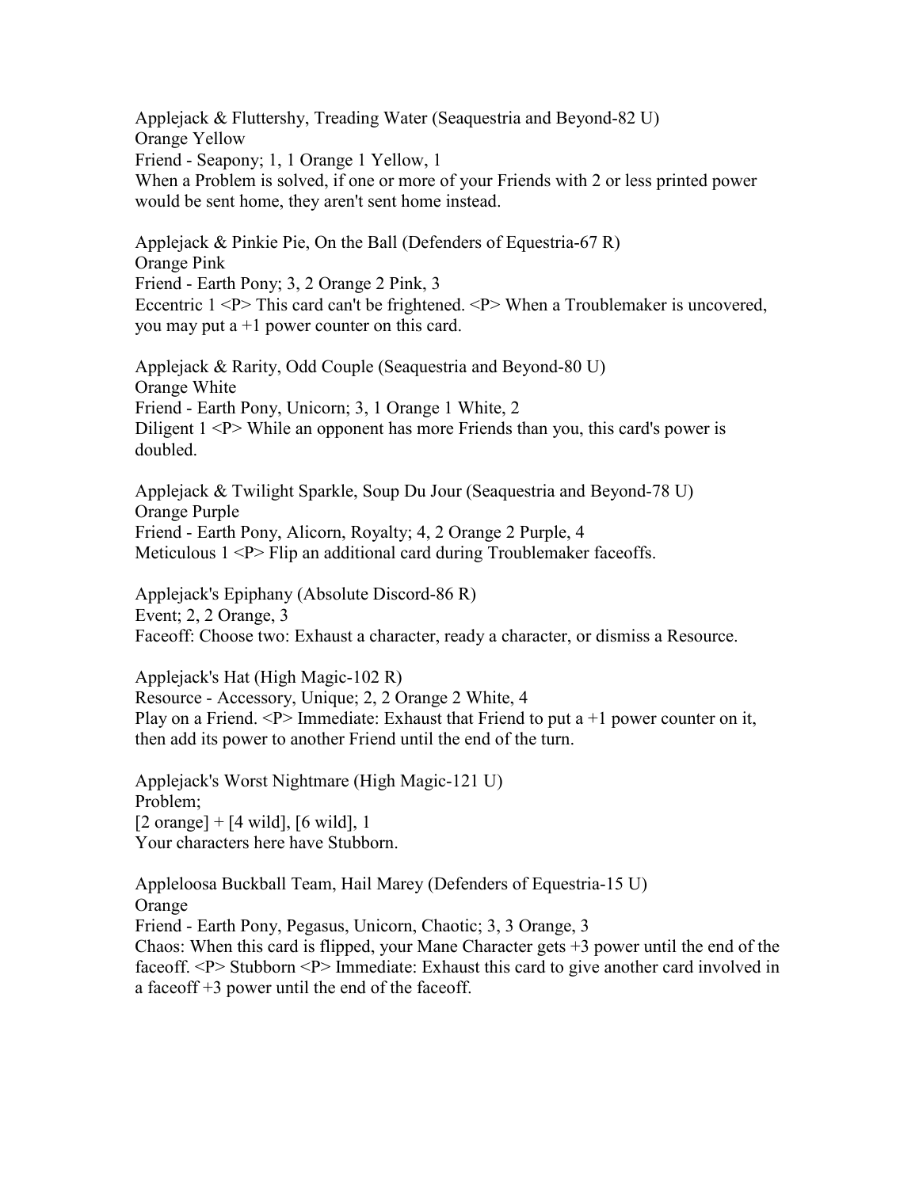Applejack & Fluttershy, Treading Water (Seaquestria and Beyond-82 U)
Orange Yellow
Friend - Seapony; 1, 1 Orange 1 Yellow, 1
When a Problem is solved, if one or more of your Friends with 2 or less printed power would be sent home, they aren't sent home instead.

Applejack & Pinkie Pie, On the Ball (Defenders of Equestria-67 R)
Orange Pink
Friend - Earth Pony; 3, 2 Orange 2 Pink, 3
Eccentric 1 <P> This card can't be frightened. <P> When a Troublemaker is uncovered, you may put a +1 power counter on this card.

Applejack & Rarity, Odd Couple (Seaquestria and Beyond-80 U)
Orange White
Friend - Earth Pony, Unicorn; 3, 1 Orange 1 White, 2
Diligent 1 <P> While an opponent has more Friends than you, this card's power is doubled.

Applejack & Twilight Sparkle, Soup Du Jour (Seaquestria and Beyond-78 U)
Orange Purple
Friend - Earth Pony, Alicorn, Royalty; 4, 2 Orange 2 Purple, 4
Meticulous 1 <P> Flip an additional card during Troublemaker faceoffs.

Applejack's Epiphany (Absolute Discord-86 R)
Event; 2, 2 Orange, 3
Faceoff: Choose two: Exhaust a character, ready a character, or dismiss a Resource.

Applejack's Hat (High Magic-102 R)
Resource - Accessory, Unique; 2, 2 Orange 2 White, 4
Play on a Friend. <P> Immediate: Exhaust that Friend to put a +1 power counter on it, then add its power to another Friend until the end of the turn.

Applejack's Worst Nightmare (High Magic-121 U)
Problem;
[2 orange] + [4 wild], [6 wild], 1
Your characters here have Stubborn.

Appleloosa Buckball Team, Hail Marey (Defenders of Equestria-15 U)
Orange
Friend - Earth Pony, Pegasus, Unicorn, Chaotic; 3, 3 Orange, 3
Chaos: When this card is flipped, your Mane Character gets +3 power until the end of the faceoff. <P> Stubborn <P> Immediate: Exhaust this card to give another card involved in a faceoff +3 power until the end of the faceoff.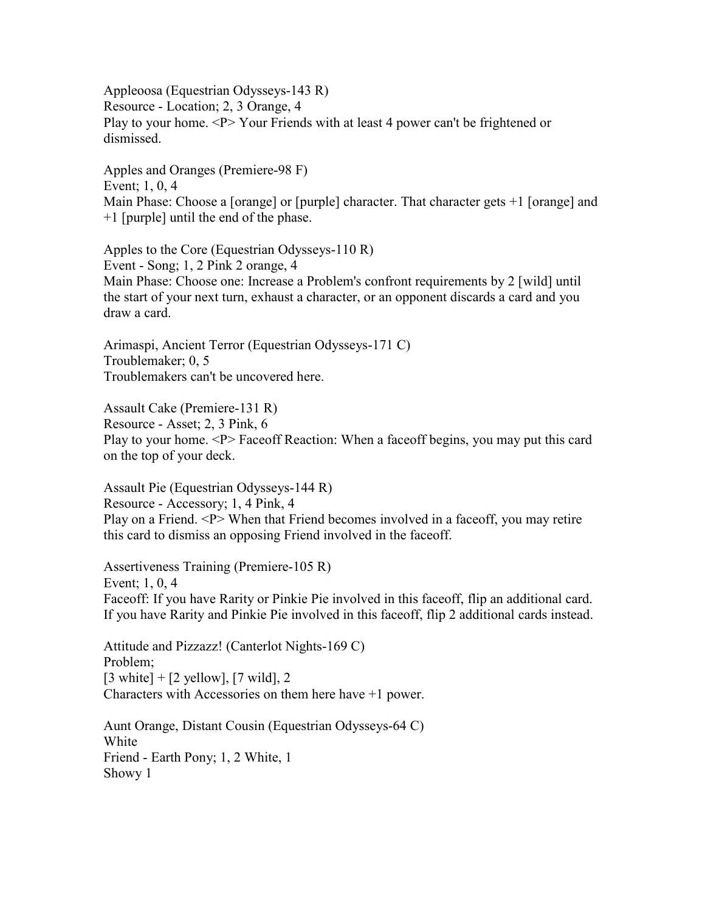Appleoosa (Equestrian Odysseys-143 R)
Resource - Location; 2, 3 Orange, 4
Play to your home. <P> Your Friends with at least 4 power can't be frightened or dismissed.

Apples and Oranges (Premiere-98 F)
Event; 1, 0, 4
Main Phase: Choose a [orange] or [purple] character. That character gets +1 [orange] and +1 [purple] until the end of the phase.

Apples to the Core (Equestrian Odysseys-110 R)
Event - Song; 1, 2 Pink 2 orange, 4
Main Phase: Choose one: Increase a Problem's confront requirements by 2 [wild] until the start of your next turn, exhaust a character, or an opponent discards a card and you draw a card.

Arimaspi, Ancient Terror (Equestrian Odysseys-171 C)
Troublemaker; 0, 5
Troublemakers can't be uncovered here.

Assault Cake (Premiere-131 R)
Resource - Asset; 2, 3 Pink, 6
Play to your home. <P> Faceoff Reaction: When a faceoff begins, you may put this card on the top of your deck.

Assault Pie (Equestrian Odysseys-144 R)
Resource - Accessory; 1, 4 Pink, 4
Play on a Friend. <P> When that Friend becomes involved in a faceoff, you may retire this card to dismiss an opposing Friend involved in the faceoff.

Assertiveness Training (Premiere-105 R)
Event; 1, 0, 4
Faceoff: If you have Rarity or Pinkie Pie involved in this faceoff, flip an additional card. If you have Rarity and Pinkie Pie involved in this faceoff, flip 2 additional cards instead.

Attitude and Pizzazz! (Canterlot Nights-169 C)
Problem;
[3 white] + [2 yellow], [7 wild], 2
Characters with Accessories on them here have +1 power.

Aunt Orange, Distant Cousin (Equestrian Odysseys-64 C)
White
Friend - Earth Pony; 1, 2 White, 1
Showy 1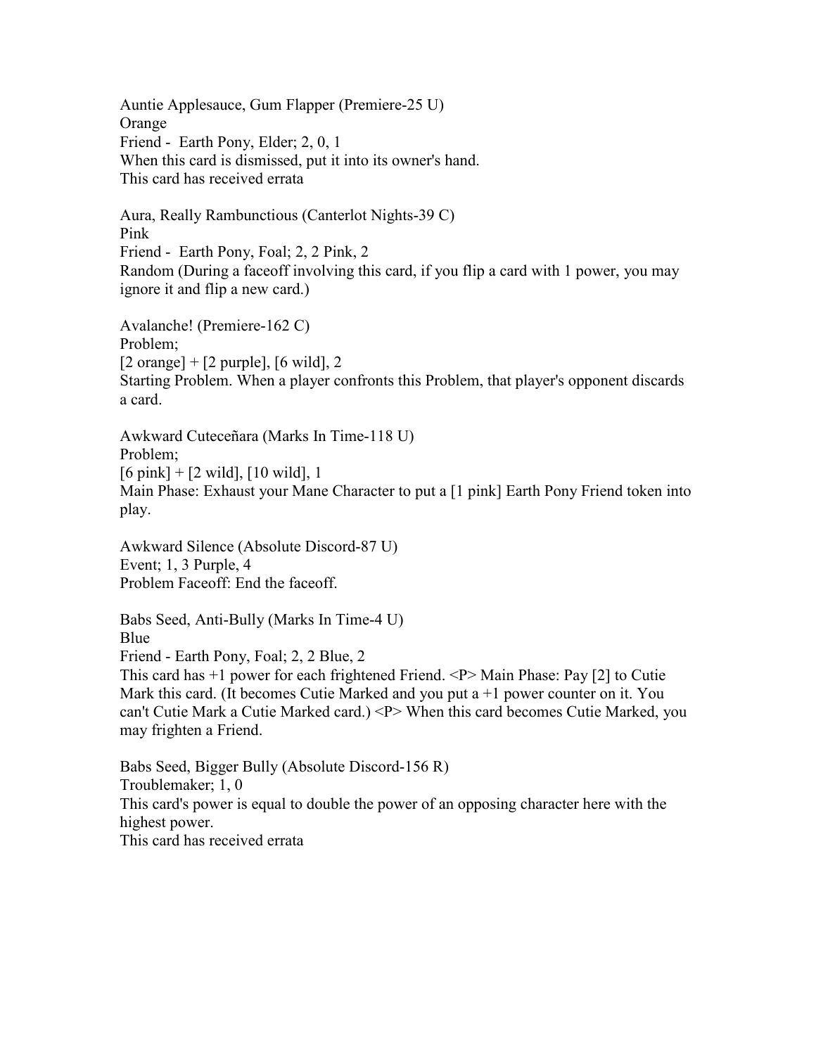Auntie Applesauce, Gum Flapper (Premiere-25 U)
Orange
Friend - Earth Pony, Elder; 2, 0, 1
When this card is dismissed, put it into its owner's hand.
This card has received errata

Aura, Really Rambunctious (Canterlot Nights-39 C)
Pink
Friend - Earth Pony, Foal; 2, 2 Pink, 2
Random (During a faceoff involving this card, if you flip a card with 1 power, you may ignore it and flip a new card.)

Avalanche! (Premiere-162 C)
Problem;
[2 orange] + [2 purple], [6 wild], 2
Starting Problem. When a player confronts this Problem, that player's opponent discards a card.

Awkward Cuteceñara (Marks In Time-118 U)
Problem;
[6 pink] + [2 wild], [10 wild], 1
Main Phase: Exhaust your Mane Character to put a [1 pink] Earth Pony Friend token into play.

Awkward Silence (Absolute Discord-87 U)
Event; 1, 3 Purple, 4
Problem Faceoff: End the faceoff.

Babs Seed, Anti-Bully (Marks In Time-4 U)
Blue
Friend - Earth Pony, Foal; 2, 2 Blue, 2
This card has +1 power for each frightened Friend. <P> Main Phase: Pay [2] to Cutie Mark this card. (It becomes Cutie Marked and you put a +1 power counter on it. You can't Cutie Mark a Cutie Marked card.) <P> When this card becomes Cutie Marked, you may frighten a Friend.

Babs Seed, Bigger Bully (Absolute Discord-156 R)
Troublemaker; 1, 0
This card's power is equal to double the power of an opposing character here with the highest power.
This card has received errata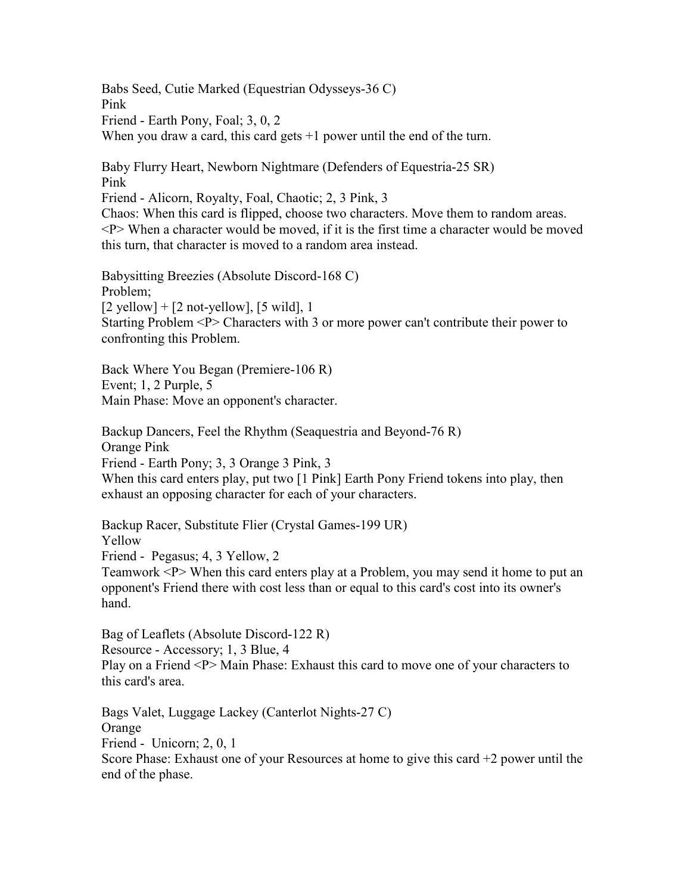Babs Seed, Cutie Marked (Equestrian Odysseys-36 C)
Pink
Friend - Earth Pony, Foal; 3, 0, 2
When you draw a card, this card gets +1 power until the end of the turn.

Baby Flurry Heart, Newborn Nightmare (Defenders of Equestria-25 SR)
Pink
Friend - Alicorn, Royalty, Foal, Chaotic; 2, 3 Pink, 3
Chaos: When this card is flipped, choose two characters. Move them to random areas. <P> When a character would be moved, if it is the first time a character would be moved this turn, that character is moved to a random area instead.

Babysitting Breezies (Absolute Discord-168 C)
Problem;
[2 yellow] + [2 not-yellow], [5 wild], 1
Starting Problem <P> Characters with 3 or more power can't contribute their power to confronting this Problem.

Back Where You Began (Premiere-106 R)
Event; 1, 2 Purple, 5
Main Phase: Move an opponent's character.

Backup Dancers, Feel the Rhythm (Seaquestria and Beyond-76 R)
Orange Pink
Friend - Earth Pony; 3, 3 Orange 3 Pink, 3
When this card enters play, put two [1 Pink] Earth Pony Friend tokens into play, then exhaust an opposing character for each of your characters.

Backup Racer, Substitute Flier (Crystal Games-199 UR)
Yellow
Friend - Pegasus; 4, 3 Yellow, 2
Teamwork <P> When this card enters play at a Problem, you may send it home to put an opponent's Friend there with cost less than or equal to this card's cost into its owner's hand.

Bag of Leaflets (Absolute Discord-122 R)
Resource - Accessory; 1, 3 Blue, 4
Play on a Friend <P> Main Phase: Exhaust this card to move one of your characters to this card's area.

Bags Valet, Luggage Lackey (Canterlot Nights-27 C)
Orange
Friend - Unicorn; 2, 0, 1
Score Phase: Exhaust one of your Resources at home to give this card +2 power until the end of the phase.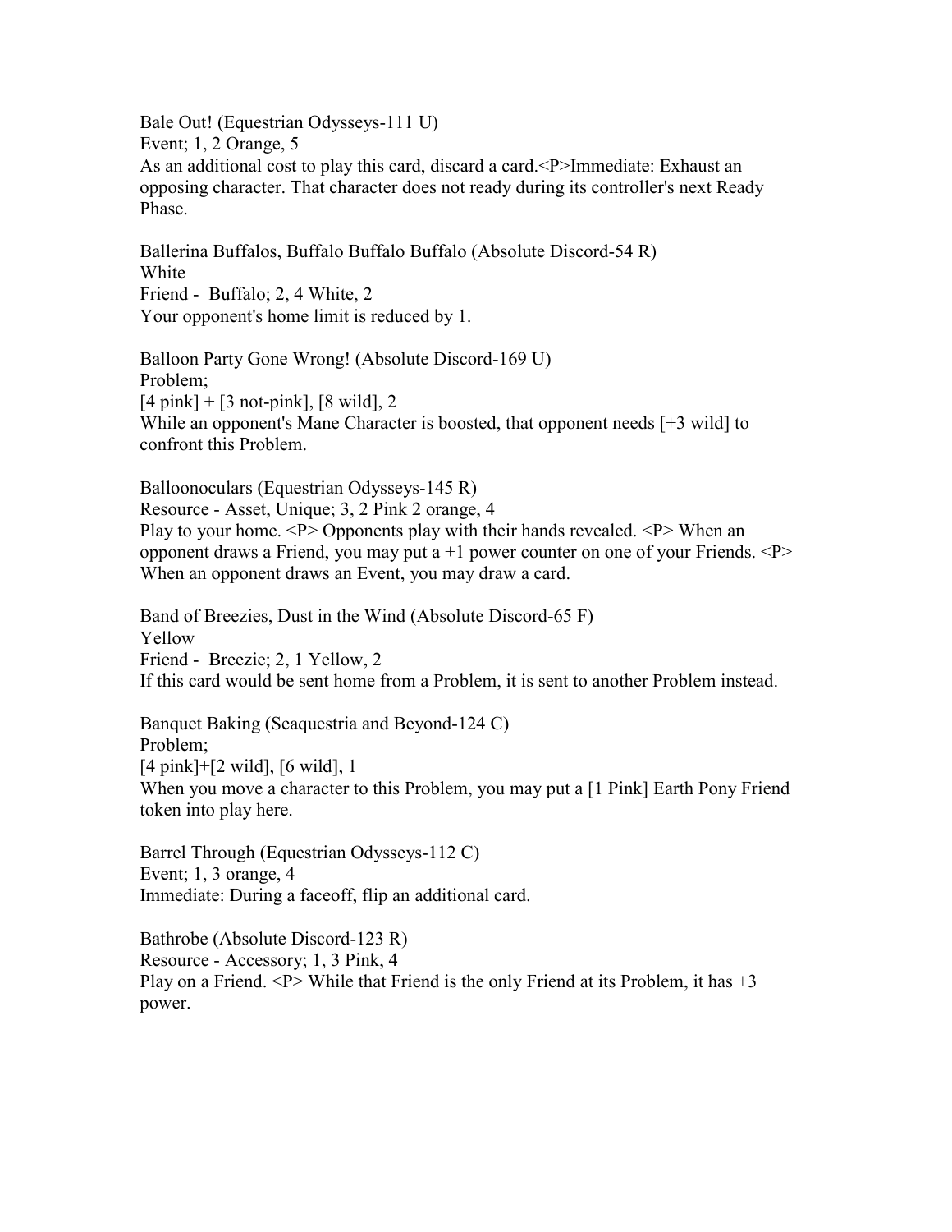Bale Out! (Equestrian Odysseys-111 U)
Event; 1, 2 Orange, 5
As an additional cost to play this card, discard a card.<P>Immediate: Exhaust an opposing character. That character does not ready during its controller's next Ready Phase.

Ballerina Buffalos, Buffalo Buffalo Buffalo (Absolute Discord-54 R)
White
Friend - Buffalo; 2, 4 White, 2
Your opponent's home limit is reduced by 1.

Balloon Party Gone Wrong! (Absolute Discord-169 U)
Problem;
[4 pink] + [3 not-pink], [8 wild], 2
While an opponent's Mane Character is boosted, that opponent needs [+3 wild] to confront this Problem.

Balloonoculars (Equestrian Odysseys-145 R)
Resource - Asset, Unique; 3, 2 Pink 2 orange, 4
Play to your home. <P> Opponents play with their hands revealed. <P> When an opponent draws a Friend, you may put a +1 power counter on one of your Friends. <P> When an opponent draws an Event, you may draw a card.

Band of Breezies, Dust in the Wind (Absolute Discord-65 F)
Yellow
Friend - Breezie; 2, 1 Yellow, 2
If this card would be sent home from a Problem, it is sent to another Problem instead.

Banquet Baking (Seaquestria and Beyond-124 C)
Problem;
[4 pink]+[2 wild], [6 wild], 1
When you move a character to this Problem, you may put a [1 Pink] Earth Pony Friend token into play here.

Barrel Through (Equestrian Odysseys-112 C)
Event; 1, 3 orange, 4
Immediate: During a faceoff, flip an additional card.

Bathrobe (Absolute Discord-123 R)
Resource - Accessory; 1, 3 Pink, 4
Play on a Friend. <P> While that Friend is the only Friend at its Problem, it has +3 power.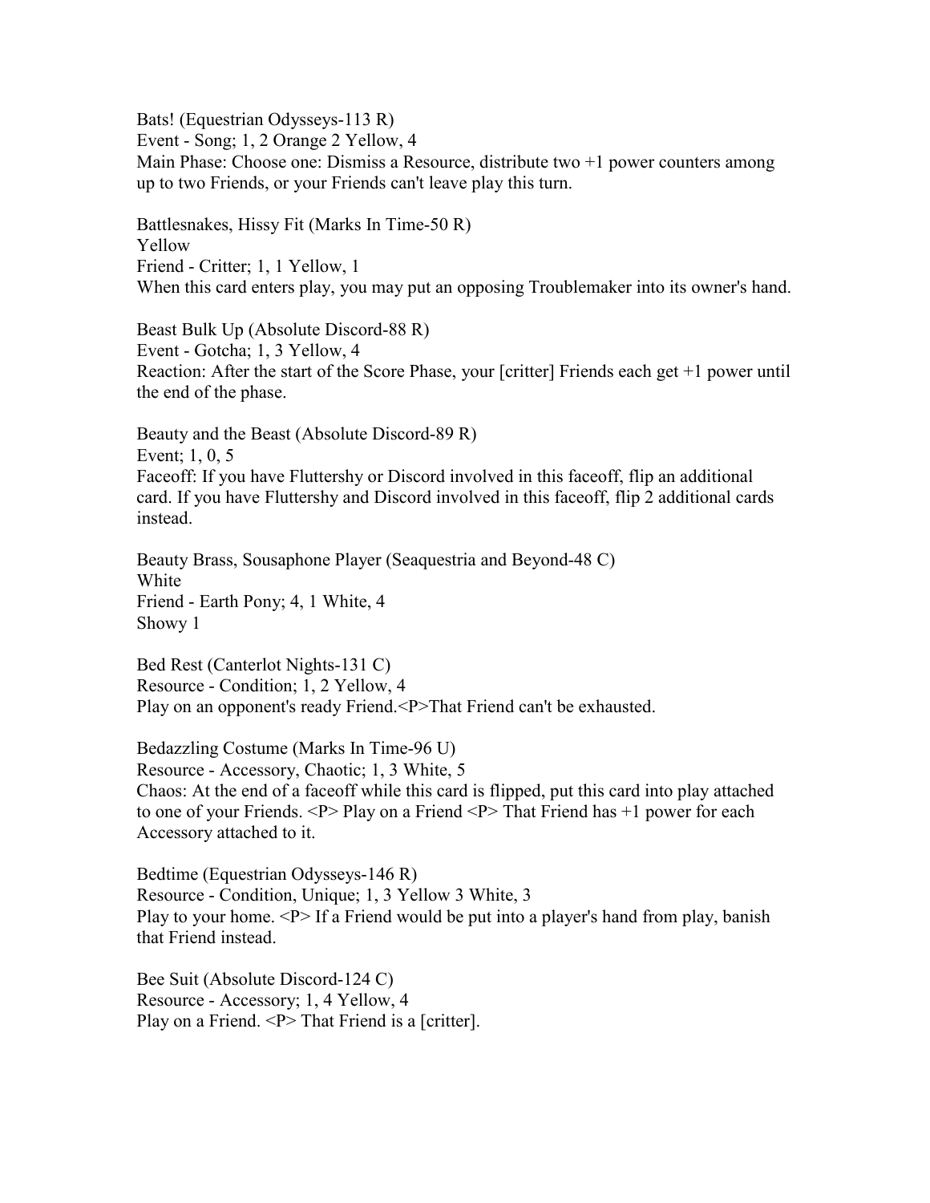Bats! (Equestrian Odysseys-113 R)
Event - Song; 1, 2 Orange 2 Yellow, 4
Main Phase: Choose one: Dismiss a Resource, distribute two +1 power counters among up to two Friends, or your Friends can't leave play this turn.

Battlesnakes, Hissy Fit (Marks In Time-50 R)
Yellow
Friend - Critter; 1, 1 Yellow, 1
When this card enters play, you may put an opposing Troublemaker into its owner's hand.

Beast Bulk Up (Absolute Discord-88 R)
Event - Gotcha; 1, 3 Yellow, 4
Reaction: After the start of the Score Phase, your [critter] Friends each get +1 power until the end of the phase.

Beauty and the Beast (Absolute Discord-89 R)
Event; 1, 0, 5
Faceoff: If you have Fluttershy or Discord involved in this faceoff, flip an additional card. If you have Fluttershy and Discord involved in this faceoff, flip 2 additional cards instead.

Beauty Brass, Sousaphone Player (Seaquestria and Beyond-48 C)
White
Friend - Earth Pony; 4, 1 White, 4
Showy 1

Bed Rest (Canterlot Nights-131 C)
Resource - Condition; 1, 2 Yellow, 4
Play on an opponent's ready Friend.<P>That Friend can't be exhausted.

Bedazzling Costume (Marks In Time-96 U)
Resource - Accessory, Chaotic; 1, 3 White, 5
Chaos: At the end of a faceoff while this card is flipped, put this card into play attached to one of your Friends. <P> Play on a Friend <P> That Friend has +1 power for each Accessory attached to it.

Bedtime (Equestrian Odysseys-146 R)
Resource - Condition, Unique; 1, 3 Yellow 3 White, 3
Play to your home. <P> If a Friend would be put into a player's hand from play, banish that Friend instead.

Bee Suit (Absolute Discord-124 C)
Resource - Accessory; 1, 4 Yellow, 4
Play on a Friend. <P> That Friend is a [critter].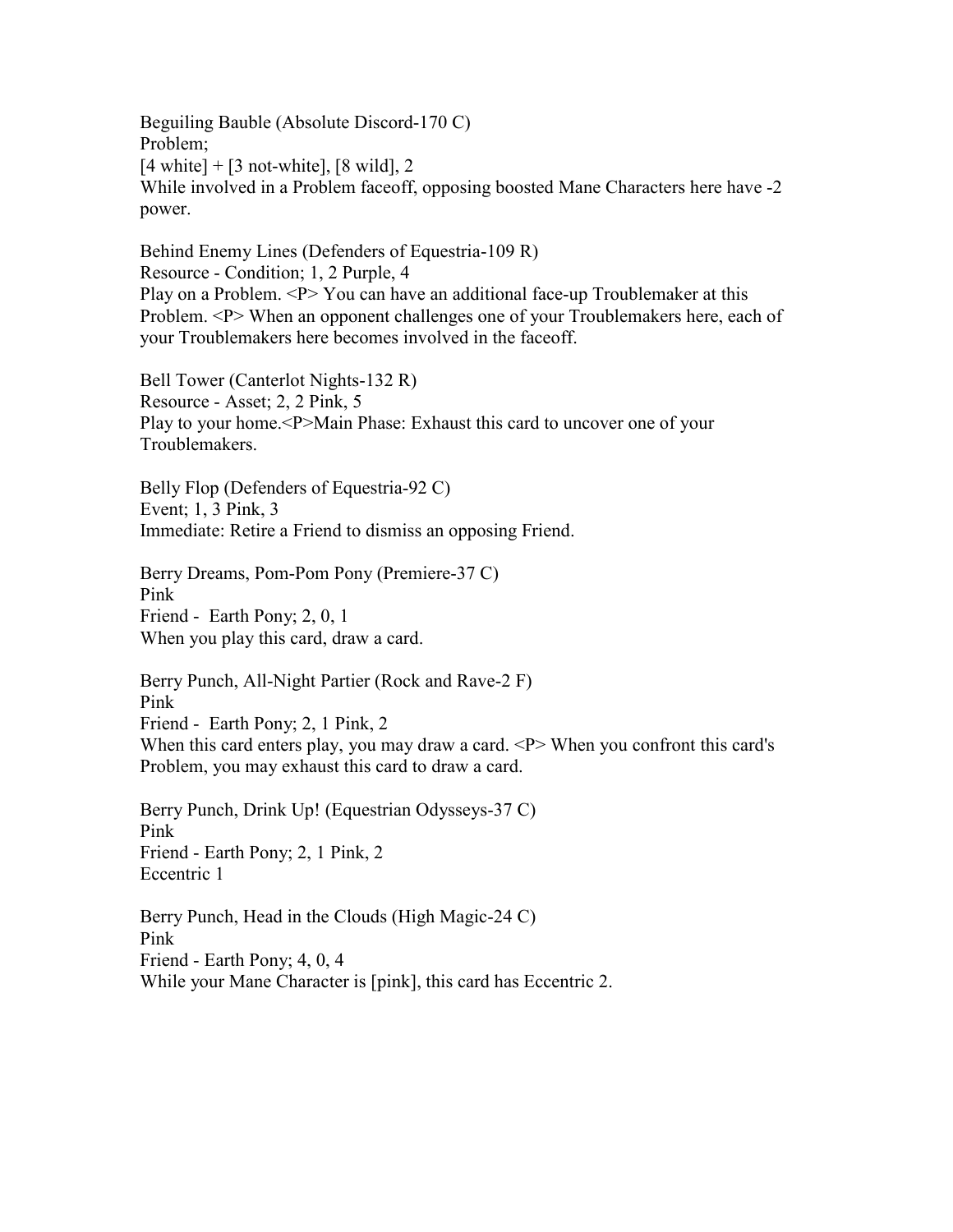Beguiling Bauble (Absolute Discord-170 C)
Problem;
[4 white] + [3 not-white], [8 wild], 2
While involved in a Problem faceoff, opposing boosted Mane Characters here have -2 power.

Behind Enemy Lines (Defenders of Equestria-109 R)
Resource - Condition; 1, 2 Purple, 4
Play on a Problem. <P> You can have an additional face-up Troublemaker at this Problem. <P> When an opponent challenges one of your Troublemakers here, each of your Troublemakers here becomes involved in the faceoff.

Bell Tower (Canterlot Nights-132 R)
Resource - Asset; 2, 2 Pink, 5
Play to your home.<P>Main Phase: Exhaust this card to uncover one of your Troublemakers.

Belly Flop (Defenders of Equestria-92 C)
Event; 1, 3 Pink, 3
Immediate: Retire a Friend to dismiss an opposing Friend.

Berry Dreams, Pom-Pom Pony (Premiere-37 C)
Pink
Friend - Earth Pony; 2, 0, 1
When you play this card, draw a card.

Berry Punch, All-Night Partier (Rock and Rave-2 F)
Pink
Friend - Earth Pony; 2, 1 Pink, 2
When this card enters play, you may draw a card. <P> When you confront this card's Problem, you may exhaust this card to draw a card.

Berry Punch, Drink Up! (Equestrian Odysseys-37 C)
Pink
Friend - Earth Pony; 2, 1 Pink, 2
Eccentric 1

Berry Punch, Head in the Clouds (High Magic-24 C)
Pink
Friend - Earth Pony; 4, 0, 4
While your Mane Character is [pink], this card has Eccentric 2.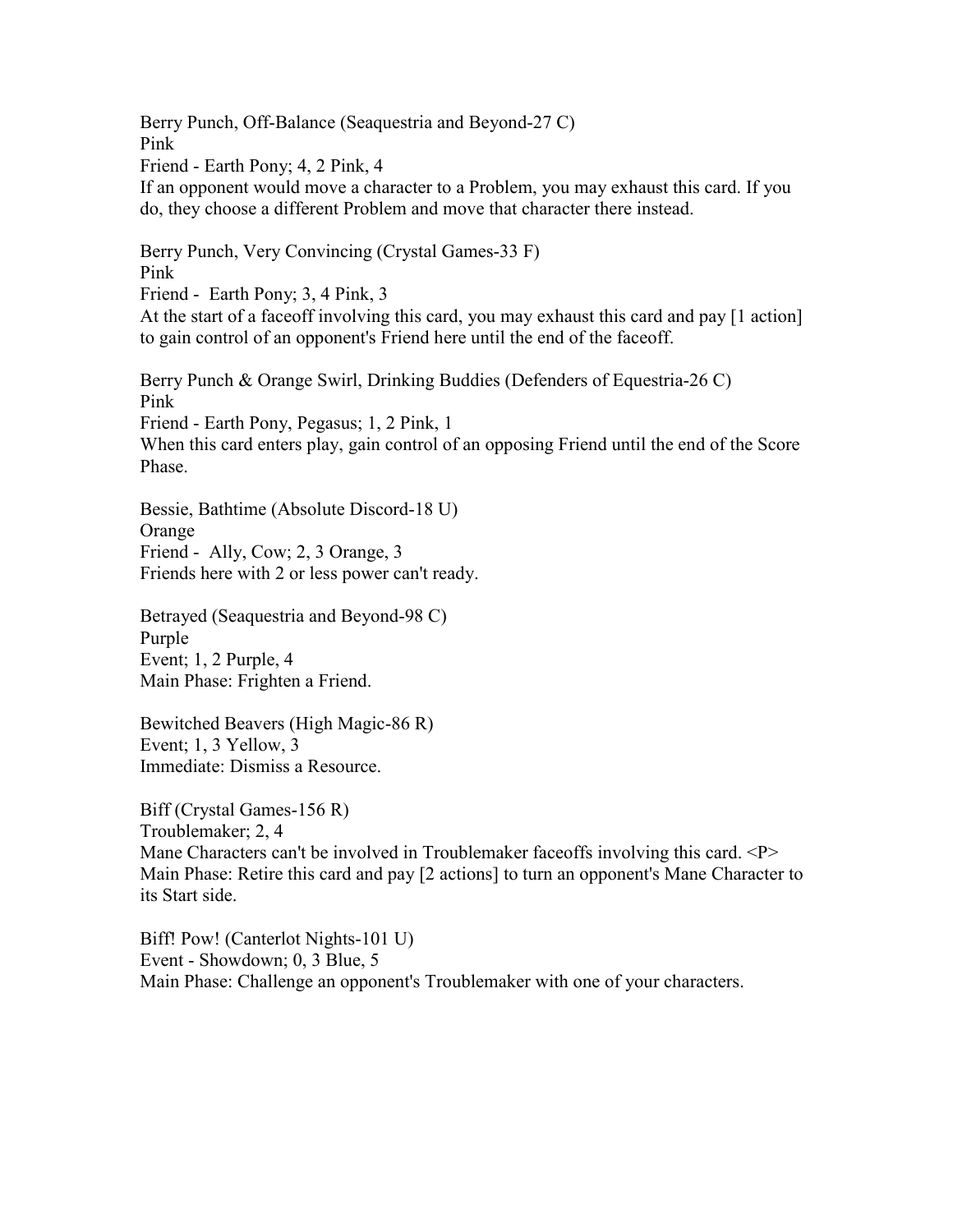Berry Punch, Off-Balance (Seaquestria and Beyond-27 C)
Pink
Friend - Earth Pony; 4, 2 Pink, 4
If an opponent would move a character to a Problem, you may exhaust this card. If you do, they choose a different Problem and move that character there instead.

Berry Punch, Very Convincing (Crystal Games-33 F)
Pink
Friend - Earth Pony; 3, 4 Pink, 3
At the start of a faceoff involving this card, you may exhaust this card and pay [1 action] to gain control of an opponent's Friend here until the end of the faceoff.

Berry Punch & Orange Swirl, Drinking Buddies (Defenders of Equestria-26 C)
Pink
Friend - Earth Pony, Pegasus; 1, 2 Pink, 1
When this card enters play, gain control of an opposing Friend until the end of the Score Phase.

Bessie, Bathtime (Absolute Discord-18 U)
Orange
Friend - Ally, Cow; 2, 3 Orange, 3
Friends here with 2 or less power can't ready.

Betrayed (Seaquestria and Beyond-98 C)
Purple
Event; 1, 2 Purple, 4
Main Phase: Frighten a Friend.

Bewitched Beavers (High Magic-86 R)
Event; 1, 3 Yellow, 3
Immediate: Dismiss a Resource.

Biff (Crystal Games-156 R)
Troublemaker; 2, 4
Mane Characters can't be involved in Troublemaker faceoffs involving this card. <P> Main Phase: Retire this card and pay [2 actions] to turn an opponent's Mane Character to its Start side.

Biff! Pow! (Canterlot Nights-101 U)
Event - Showdown; 0, 3 Blue, 5
Main Phase: Challenge an opponent's Troublemaker with one of your characters.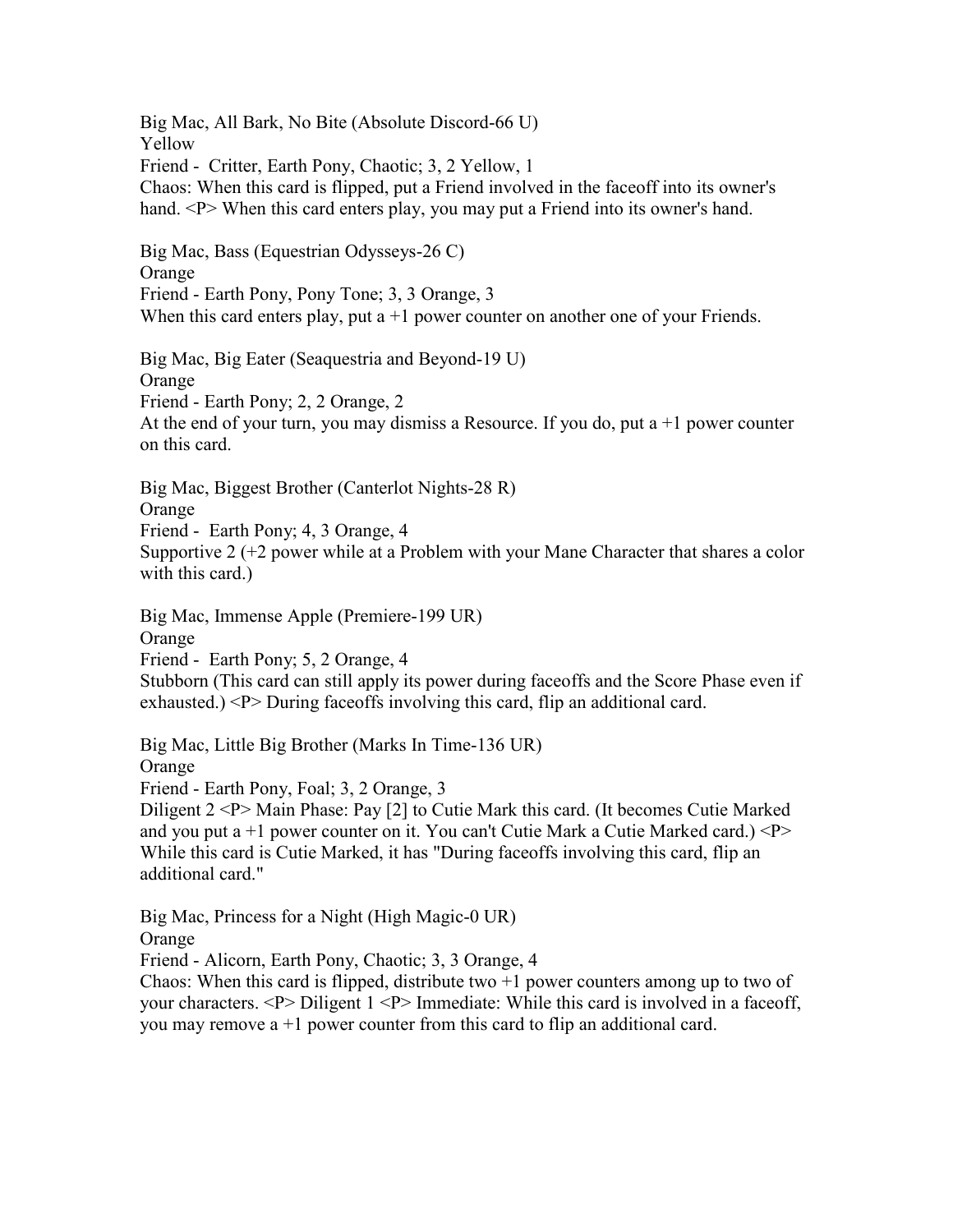Big Mac, All Bark, No Bite (Absolute Discord-66 U)
Yellow
Friend - Critter, Earth Pony, Chaotic; 3, 2 Yellow, 1
Chaos: When this card is flipped, put a Friend involved in the faceoff into its owner's hand. <P> When this card enters play, you may put a Friend into its owner's hand.

Big Mac, Bass (Equestrian Odysseys-26 C)
Orange
Friend - Earth Pony, Pony Tone; 3, 3 Orange, 3
When this card enters play, put a +1 power counter on another one of your Friends.

Big Mac, Big Eater (Seaquestria and Beyond-19 U)
Orange
Friend - Earth Pony; 2, 2 Orange, 2
At the end of your turn, you may dismiss a Resource. If you do, put a +1 power counter on this card.

Big Mac, Biggest Brother (Canterlot Nights-28 R)
Orange
Friend - Earth Pony; 4, 3 Orange, 4
Supportive 2 (+2 power while at a Problem with your Mane Character that shares a color with this card.)

Big Mac, Immense Apple (Premiere-199 UR)
Orange
Friend - Earth Pony; 5, 2 Orange, 4
Stubborn (This card can still apply its power during faceoffs and the Score Phase even if exhausted.) <P> During faceoffs involving this card, flip an additional card.

Big Mac, Little Big Brother (Marks In Time-136 UR)
Orange
Friend - Earth Pony, Foal; 3, 2 Orange, 3
Diligent 2 <P> Main Phase: Pay [2] to Cutie Mark this card. (It becomes Cutie Marked and you put a +1 power counter on it. You can't Cutie Mark a Cutie Marked card.) <P> While this card is Cutie Marked, it has "During faceoffs involving this card, flip an additional card."

Big Mac, Princess for a Night (High Magic-0 UR)
Orange
Friend - Alicorn, Earth Pony, Chaotic; 3, 3 Orange, 4
Chaos: When this card is flipped, distribute two +1 power counters among up to two of your characters. <P> Diligent 1 <P> Immediate: While this card is involved in a faceoff, you may remove a +1 power counter from this card to flip an additional card.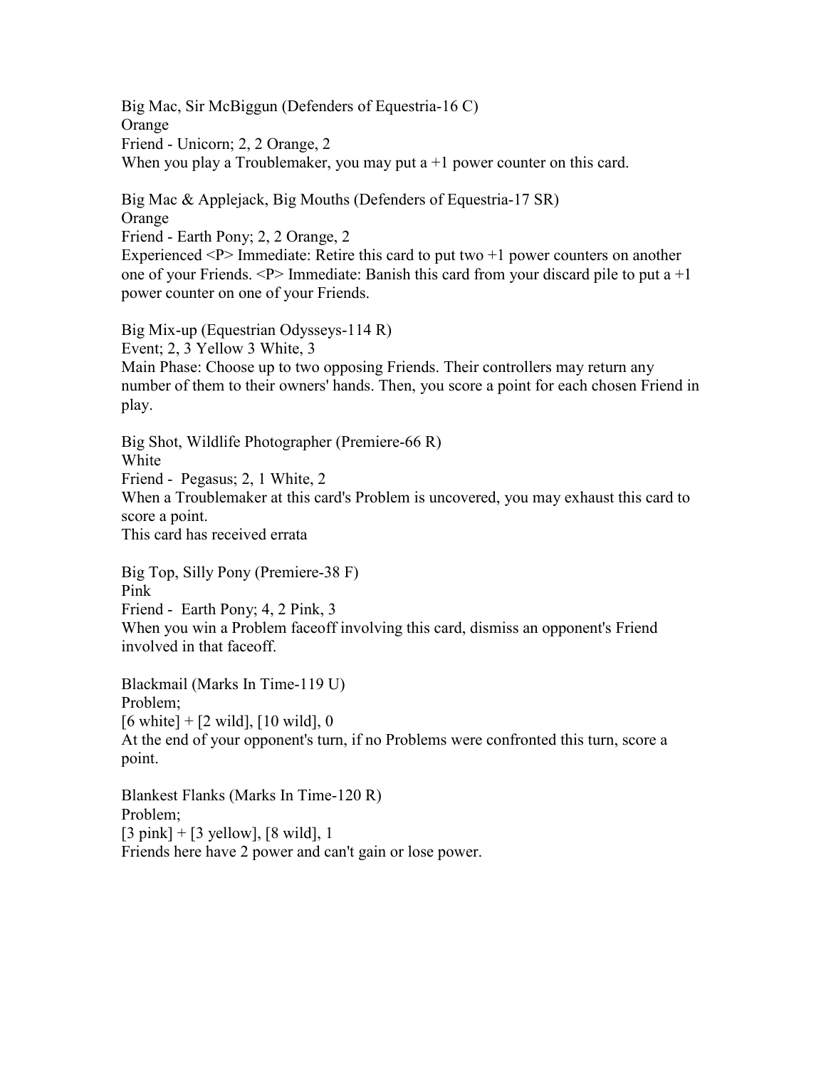Big Mac, Sir McBiggun (Defenders of Equestria-16 C)
Orange
Friend - Unicorn; 2, 2 Orange, 2
When you play a Troublemaker, you may put a +1 power counter on this card.

Big Mac & Applejack, Big Mouths (Defenders of Equestria-17 SR)
Orange
Friend - Earth Pony; 2, 2 Orange, 2
Experienced <P> Immediate: Retire this card to put two +1 power counters on another one of your Friends. <P> Immediate: Banish this card from your discard pile to put a +1 power counter on one of your Friends.

Big Mix-up (Equestrian Odysseys-114 R)
Event; 2, 3 Yellow 3 White, 3
Main Phase: Choose up to two opposing Friends. Their controllers may return any number of them to their owners' hands. Then, you score a point for each chosen Friend in play.

Big Shot, Wildlife Photographer (Premiere-66 R)
White
Friend - Pegasus; 2, 1 White, 2
When a Troublemaker at this card's Problem is uncovered, you may exhaust this card to score a point.
This card has received errata

Big Top, Silly Pony (Premiere-38 F)
Pink
Friend - Earth Pony; 4, 2 Pink, 3
When you win a Problem faceoff involving this card, dismiss an opponent's Friend involved in that faceoff.

Blackmail (Marks In Time-119 U)
Problem;
[6 white] + [2 wild], [10 wild], 0
At the end of your opponent's turn, if no Problems were confronted this turn, score a point.

Blankest Flanks (Marks In Time-120 R)
Problem;
[3 pink] + [3 yellow], [8 wild], 1
Friends here have 2 power and can't gain or lose power.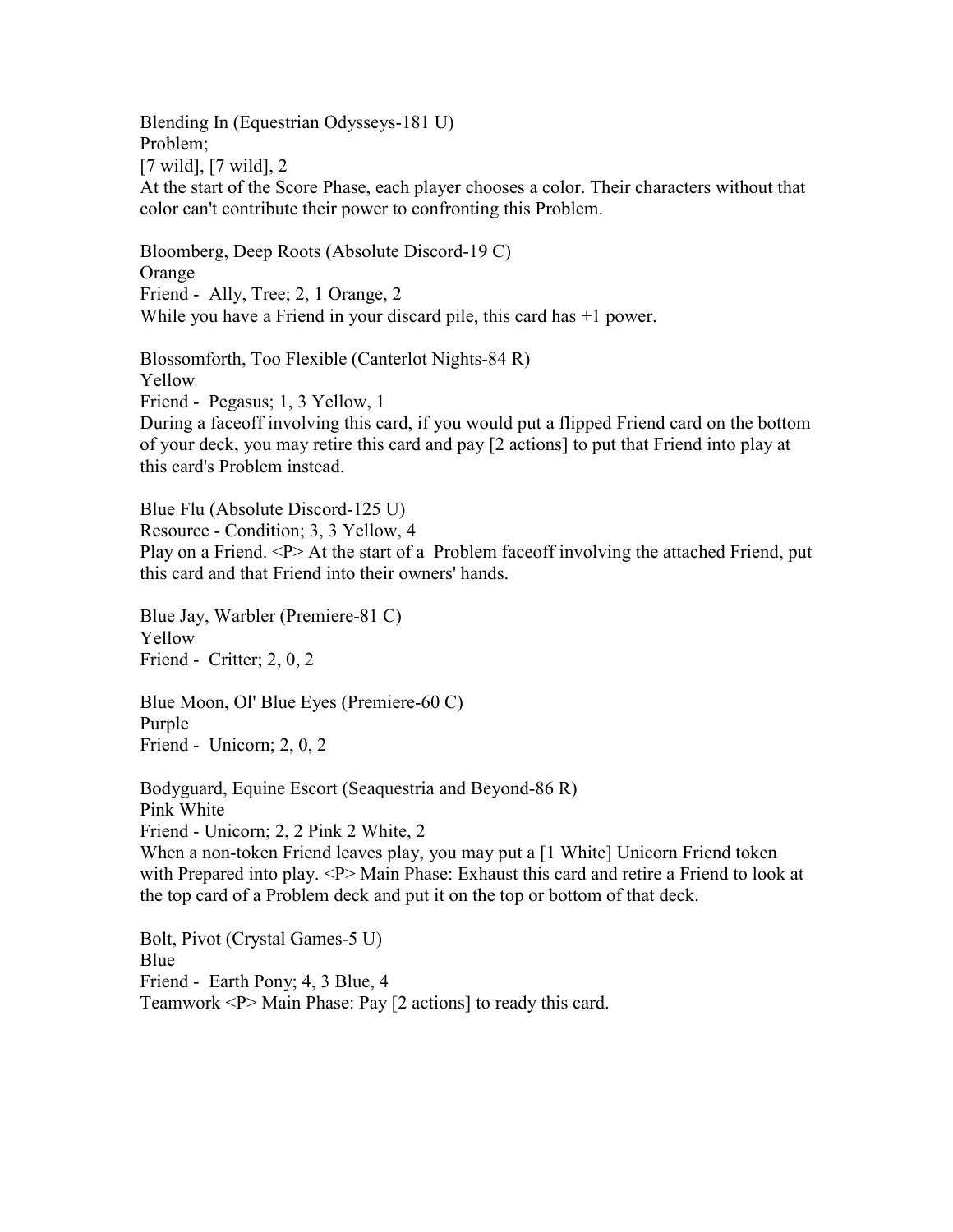Blending In (Equestrian Odysseys-181 U)
Problem;
[7 wild], [7 wild], 2
At the start of the Score Phase, each player chooses a color. Their characters without that color can't contribute their power to confronting this Problem.

Bloomberg, Deep Roots (Absolute Discord-19 C)
Orange
Friend - Ally, Tree; 2, 1 Orange, 2
While you have a Friend in your discard pile, this card has +1 power.

Blossomforth, Too Flexible (Canterlot Nights-84 R)
Yellow
Friend - Pegasus; 1, 3 Yellow, 1
During a faceoff involving this card, if you would put a flipped Friend card on the bottom of your deck, you may retire this card and pay [2 actions] to put that Friend into play at this card's Problem instead.

Blue Flu (Absolute Discord-125 U)
Resource - Condition; 3, 3 Yellow, 4
Play on a Friend. <P> At the start of a Problem faceoff involving the attached Friend, put this card and that Friend into their owners' hands.

Blue Jay, Warbler (Premiere-81 C)
Yellow
Friend - Critter; 2, 0, 2

Blue Moon, Ol' Blue Eyes (Premiere-60 C)
Purple
Friend - Unicorn; 2, 0, 2

Bodyguard, Equine Escort (Seaquestria and Beyond-86 R)
Pink White
Friend - Unicorn; 2, 2 Pink 2 White, 2
When a non-token Friend leaves play, you may put a [1 White] Unicorn Friend token with Prepared into play. <P> Main Phase: Exhaust this card and retire a Friend to look at the top card of a Problem deck and put it on the top or bottom of that deck.

Bolt, Pivot (Crystal Games-5 U)
Blue
Friend - Earth Pony; 4, 3 Blue, 4
Teamwork <P> Main Phase: Pay [2 actions] to ready this card.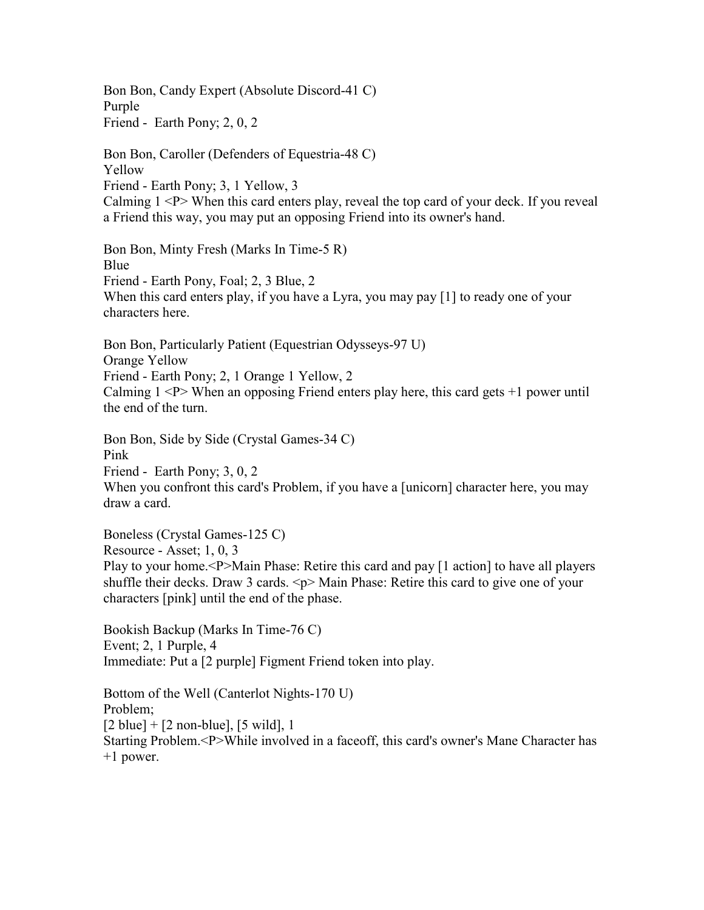Bon Bon, Candy Expert (Absolute Discord-41 C)
Purple
Friend - Earth Pony; 2, 0, 2

Bon Bon, Caroller (Defenders of Equestria-48 C)
Yellow
Friend - Earth Pony; 3, 1 Yellow, 3
Calming 1 <P> When this card enters play, reveal the top card of your deck. If you reveal a Friend this way, you may put an opposing Friend into its owner's hand.

Bon Bon, Minty Fresh (Marks In Time-5 R)
Blue
Friend - Earth Pony, Foal; 2, 3 Blue, 2
When this card enters play, if you have a Lyra, you may pay [1] to ready one of your characters here.

Bon Bon, Particularly Patient (Equestrian Odysseys-97 U)
Orange Yellow
Friend - Earth Pony; 2, 1 Orange 1 Yellow, 2
Calming 1 <P> When an opposing Friend enters play here, this card gets +1 power until the end of the turn.

Bon Bon, Side by Side (Crystal Games-34 C)
Pink
Friend - Earth Pony; 3, 0, 2
When you confront this card's Problem, if you have a [unicorn] character here, you may draw a card.

Boneless (Crystal Games-125 C)
Resource - Asset; 1, 0, 3
Play to your home.<P>Main Phase: Retire this card and pay [1 action] to have all players shuffle their decks. Draw 3 cards. <p> Main Phase: Retire this card to give one of your characters [pink] until the end of the phase.

Bookish Backup (Marks In Time-76 C)
Event; 2, 1 Purple, 4
Immediate: Put a [2 purple] Figment Friend token into play.

Bottom of the Well (Canterlot Nights-170 U)
Problem;
[2 blue] + [2 non-blue], [5 wild], 1
Starting Problem.<P>While involved in a faceoff, this card's owner's Mane Character has +1 power.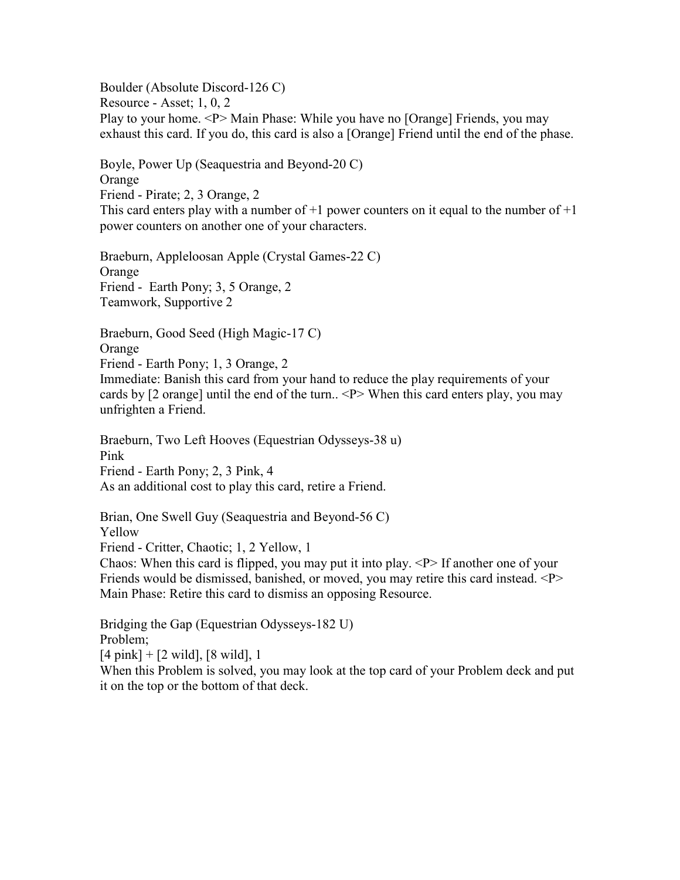Boulder (Absolute Discord-126 C)
Resource - Asset; 1, 0, 2
Play to your home. <P> Main Phase: While you have no [Orange] Friends, you may exhaust this card. If you do, this card is also a [Orange] Friend until the end of the phase.

Boyle, Power Up (Seaquestria and Beyond-20 C)
Orange
Friend - Pirate; 2, 3 Orange, 2
This card enters play with a number of +1 power counters on it equal to the number of +1 power counters on another one of your characters.

Braeburn, Appleloosan Apple (Crystal Games-22 C)
Orange
Friend -  Earth Pony; 3, 5 Orange, 2
Teamwork, Supportive 2

Braeburn, Good Seed (High Magic-17 C)
Orange
Friend - Earth Pony; 1, 3 Orange, 2
Immediate: Banish this card from your hand to reduce the play requirements of your cards by [2 orange] until the end of the turn.. <P> When this card enters play, you may unfrighten a Friend.

Braeburn, Two Left Hooves (Equestrian Odysseys-38 u)
Pink
Friend - Earth Pony; 2, 3 Pink, 4
As an additional cost to play this card, retire a Friend.

Brian, One Swell Guy (Seaquestria and Beyond-56 C)
Yellow
Friend - Critter, Chaotic; 1, 2 Yellow, 1
Chaos: When this card is flipped, you may put it into play. <P> If another one of your Friends would be dismissed, banished, or moved, you may retire this card instead. <P> Main Phase: Retire this card to dismiss an opposing Resource.

Bridging the Gap (Equestrian Odysseys-182 U)
Problem;
[4 pink] + [2 wild], [8 wild], 1
When this Problem is solved, you may look at the top card of your Problem deck and put it on the top or the bottom of that deck.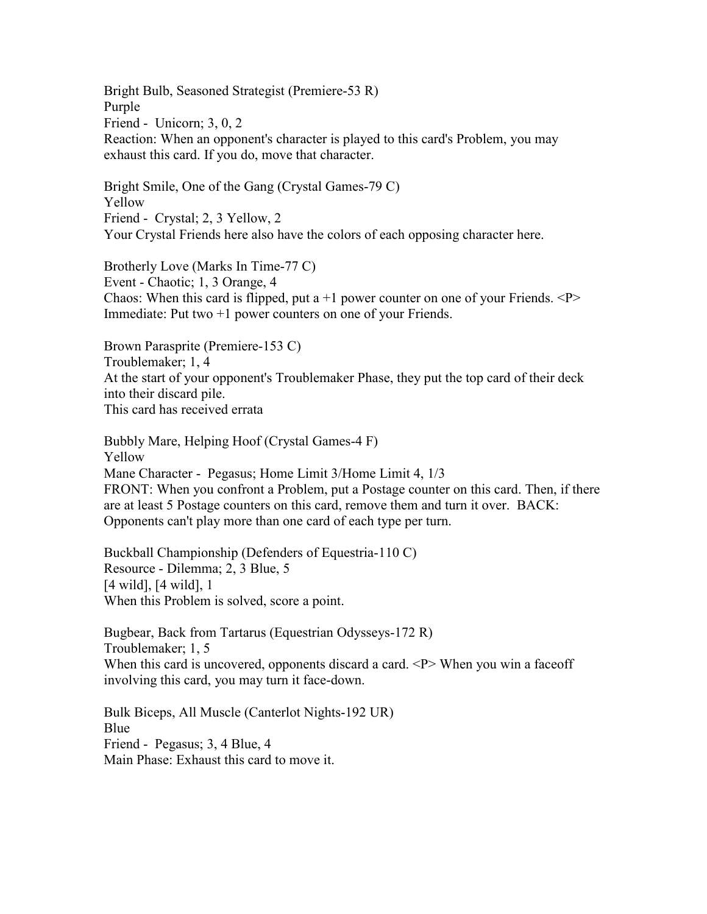Bright Bulb, Seasoned Strategist (Premiere-53 R)
Purple
Friend - Unicorn; 3, 0, 2
Reaction: When an opponent's character is played to this card's Problem, you may exhaust this card. If you do, move that character.

Bright Smile, One of the Gang (Crystal Games-79 C)
Yellow
Friend - Crystal; 2, 3 Yellow, 2
Your Crystal Friends here also have the colors of each opposing character here.

Brotherly Love (Marks In Time-77 C)
Event - Chaotic; 1, 3 Orange, 4
Chaos: When this card is flipped, put a +1 power counter on one of your Friends. <P> Immediate: Put two +1 power counters on one of your Friends.

Brown Parasprite (Premiere-153 C)
Troublemaker; 1, 4
At the start of your opponent's Troublemaker Phase, they put the top card of their deck into their discard pile.
This card has received errata

Bubbly Mare, Helping Hoof (Crystal Games-4 F)
Yellow
Mane Character - Pegasus; Home Limit 3/Home Limit 4, 1/3
FRONT: When you confront a Problem, put a Postage counter on this card. Then, if there are at least 5 Postage counters on this card, remove them and turn it over. BACK: Opponents can't play more than one card of each type per turn.

Buckball Championship (Defenders of Equestria-110 C)
Resource - Dilemma; 2, 3 Blue, 5
[4 wild], [4 wild], 1
When this Problem is solved, score a point.

Bugbear, Back from Tartarus (Equestrian Odysseys-172 R)
Troublemaker; 1, 5
When this card is uncovered, opponents discard a card. <P> When you win a faceoff involving this card, you may turn it face-down.

Bulk Biceps, All Muscle (Canterlot Nights-192 UR)
Blue
Friend - Pegasus; 3, 4 Blue, 4
Main Phase: Exhaust this card to move it.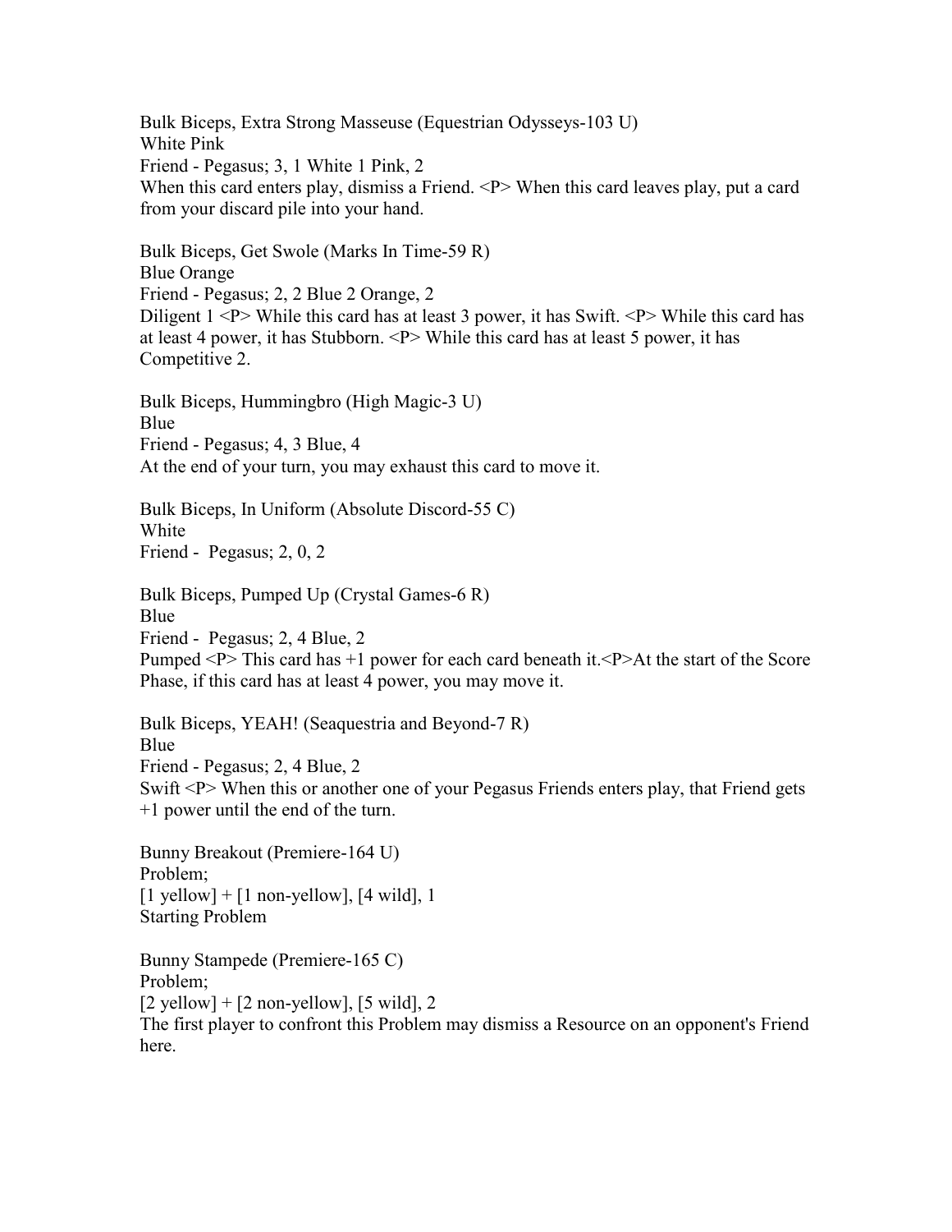Bulk Biceps, Extra Strong Masseuse (Equestrian Odysseys-103 U)
White Pink
Friend - Pegasus; 3, 1 White 1 Pink, 2
When this card enters play, dismiss a Friend. <P> When this card leaves play, put a card from your discard pile into your hand.

Bulk Biceps, Get Swole (Marks In Time-59 R)
Blue Orange
Friend - Pegasus; 2, 2 Blue 2 Orange, 2
Diligent 1 <P> While this card has at least 3 power, it has Swift. <P> While this card has at least 4 power, it has Stubborn. <P> While this card has at least 5 power, it has Competitive 2.

Bulk Biceps, Hummingbro (High Magic-3 U)
Blue
Friend - Pegasus; 4, 3 Blue, 4
At the end of your turn, you may exhaust this card to move it.

Bulk Biceps, In Uniform (Absolute Discord-55 C)
White
Friend - Pegasus; 2, 0, 2

Bulk Biceps, Pumped Up (Crystal Games-6 R)
Blue
Friend - Pegasus; 2, 4 Blue, 2
Pumped <P> This card has +1 power for each card beneath it.<P>At the start of the Score Phase, if this card has at least 4 power, you may move it.

Bulk Biceps, YEAH! (Seaquestria and Beyond-7 R)
Blue
Friend - Pegasus; 2, 4 Blue, 2
Swift <P> When this or another one of your Pegasus Friends enters play, that Friend gets +1 power until the end of the turn.

Bunny Breakout (Premiere-164 U)
Problem;
[1 yellow] + [1 non-yellow], [4 wild], 1
Starting Problem

Bunny Stampede (Premiere-165 C)
Problem;
[2 yellow] + [2 non-yellow], [5 wild], 2
The first player to confront this Problem may dismiss a Resource on an opponent's Friend here.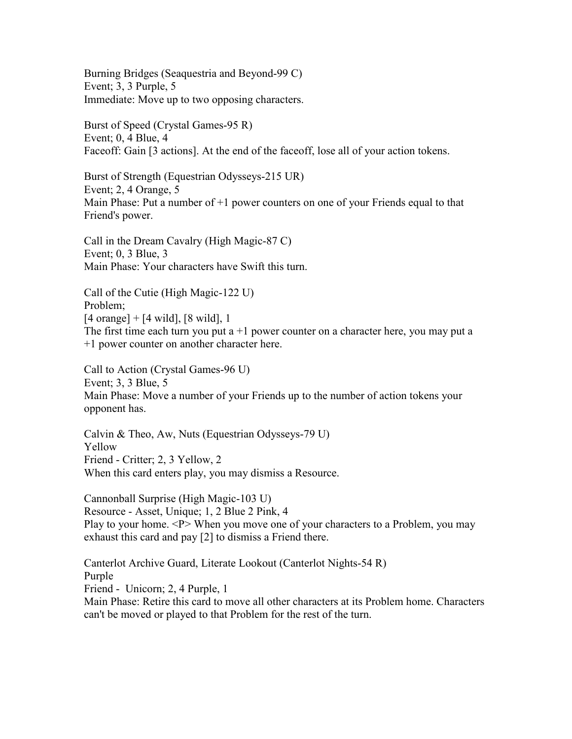Burning Bridges (Seaquestria and Beyond-99 C)
Event; 3, 3 Purple, 5
Immediate: Move up to two opposing characters.

Burst of Speed (Crystal Games-95 R)
Event; 0, 4 Blue, 4
Faceoff: Gain [3 actions]. At the end of the faceoff, lose all of your action tokens.

Burst of Strength (Equestrian Odysseys-215 UR)
Event; 2, 4 Orange, 5
Main Phase: Put a number of +1 power counters on one of your Friends equal to that Friend's power.

Call in the Dream Cavalry (High Magic-87 C)
Event; 0, 3 Blue, 3
Main Phase: Your characters have Swift this turn.

Call of the Cutie (High Magic-122 U)
Problem;
[4 orange] + [4 wild], [8 wild], 1
The first time each turn you put a +1 power counter on a character here, you may put a +1 power counter on another character here.

Call to Action (Crystal Games-96 U)
Event; 3, 3 Blue, 5
Main Phase: Move a number of your Friends up to the number of action tokens your opponent has.

Calvin & Theo, Aw, Nuts (Equestrian Odysseys-79 U)
Yellow
Friend - Critter; 2, 3 Yellow, 2
When this card enters play, you may dismiss a Resource.

Cannonball Surprise (High Magic-103 U)
Resource - Asset, Unique; 1, 2 Blue 2 Pink, 4
Play to your home. <P> When you move one of your characters to a Problem, you may exhaust this card and pay [2] to dismiss a Friend there.

Canterlot Archive Guard, Literate Lookout (Canterlot Nights-54 R)
Purple
Friend - Unicorn; 2, 4 Purple, 1
Main Phase: Retire this card to move all other characters at its Problem home. Characters can't be moved or played to that Problem for the rest of the turn.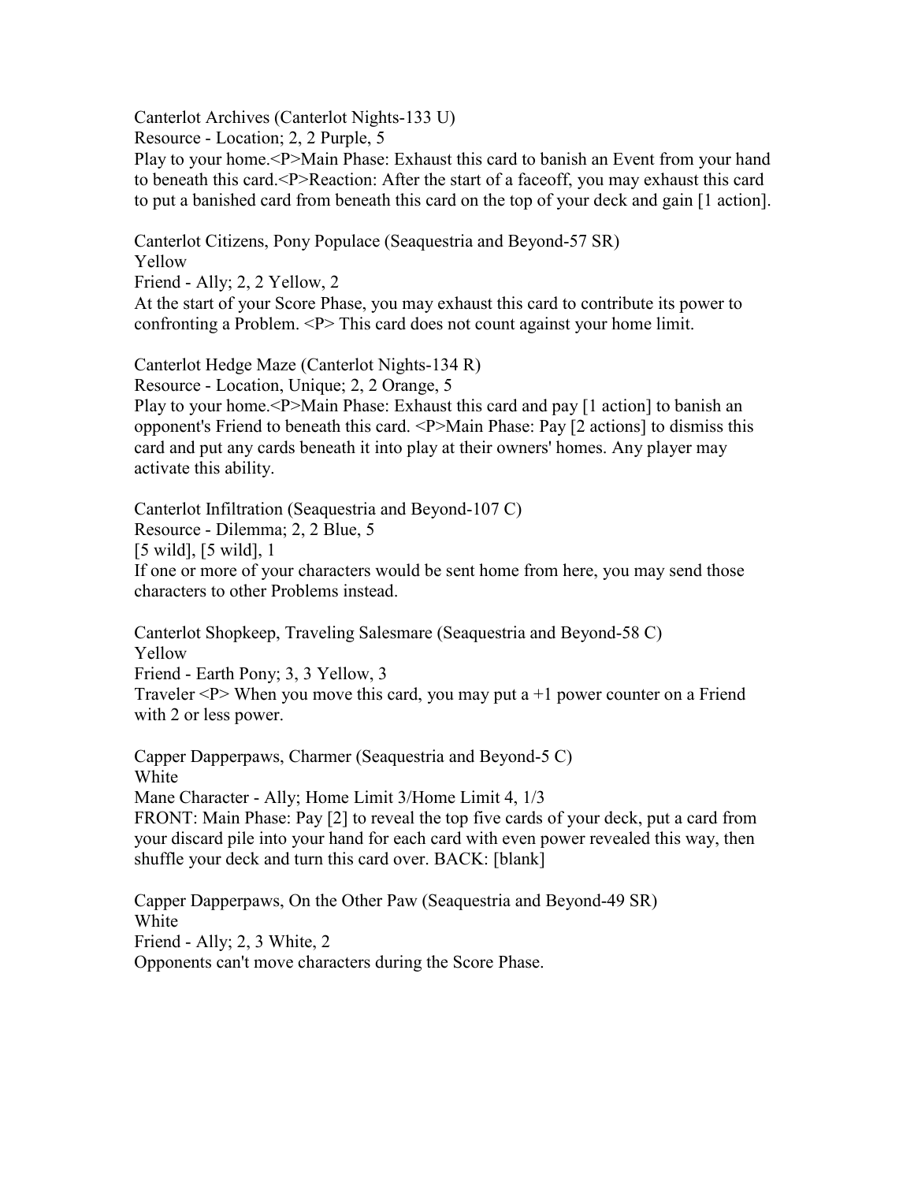Canterlot Archives (Canterlot Nights-133 U)
Resource - Location; 2, 2 Purple, 5
Play to your home.<P>Main Phase: Exhaust this card to banish an Event from your hand to beneath this card.<P>Reaction: After the start of a faceoff, you may exhaust this card to put a banished card from beneath this card on the top of your deck and gain [1 action].

Canterlot Citizens, Pony Populace (Seaquestria and Beyond-57 SR)
Yellow
Friend - Ally; 2, 2 Yellow, 2
At the start of your Score Phase, you may exhaust this card to contribute its power to confronting a Problem. <P> This card does not count against your home limit.

Canterlot Hedge Maze (Canterlot Nights-134 R)
Resource - Location, Unique; 2, 2 Orange, 5
Play to your home.<P>Main Phase: Exhaust this card and pay [1 action] to banish an opponent's Friend to beneath this card. <P>Main Phase: Pay [2 actions] to dismiss this card and put any cards beneath it into play at their owners' homes. Any player may activate this ability.

Canterlot Infiltration (Seaquestria and Beyond-107 C)
Resource - Dilemma; 2, 2 Blue, 5
[5 wild], [5 wild], 1
If one or more of your characters would be sent home from here, you may send those characters to other Problems instead.

Canterlot Shopkeep, Traveling Salesmare (Seaquestria and Beyond-58 C)
Yellow
Friend - Earth Pony; 3, 3 Yellow, 3
Traveler <P> When you move this card, you may put a +1 power counter on a Friend with 2 or less power.

Capper Dapperpaws, Charmer (Seaquestria and Beyond-5 C)
White
Mane Character - Ally; Home Limit 3/Home Limit 4, 1/3
FRONT: Main Phase: Pay [2] to reveal the top five cards of your deck, put a card from your discard pile into your hand for each card with even power revealed this way, then shuffle your deck and turn this card over. BACK: [blank]

Capper Dapperpaws, On the Other Paw (Seaquestria and Beyond-49 SR)
White
Friend - Ally; 2, 3 White, 2
Opponents can't move characters during the Score Phase.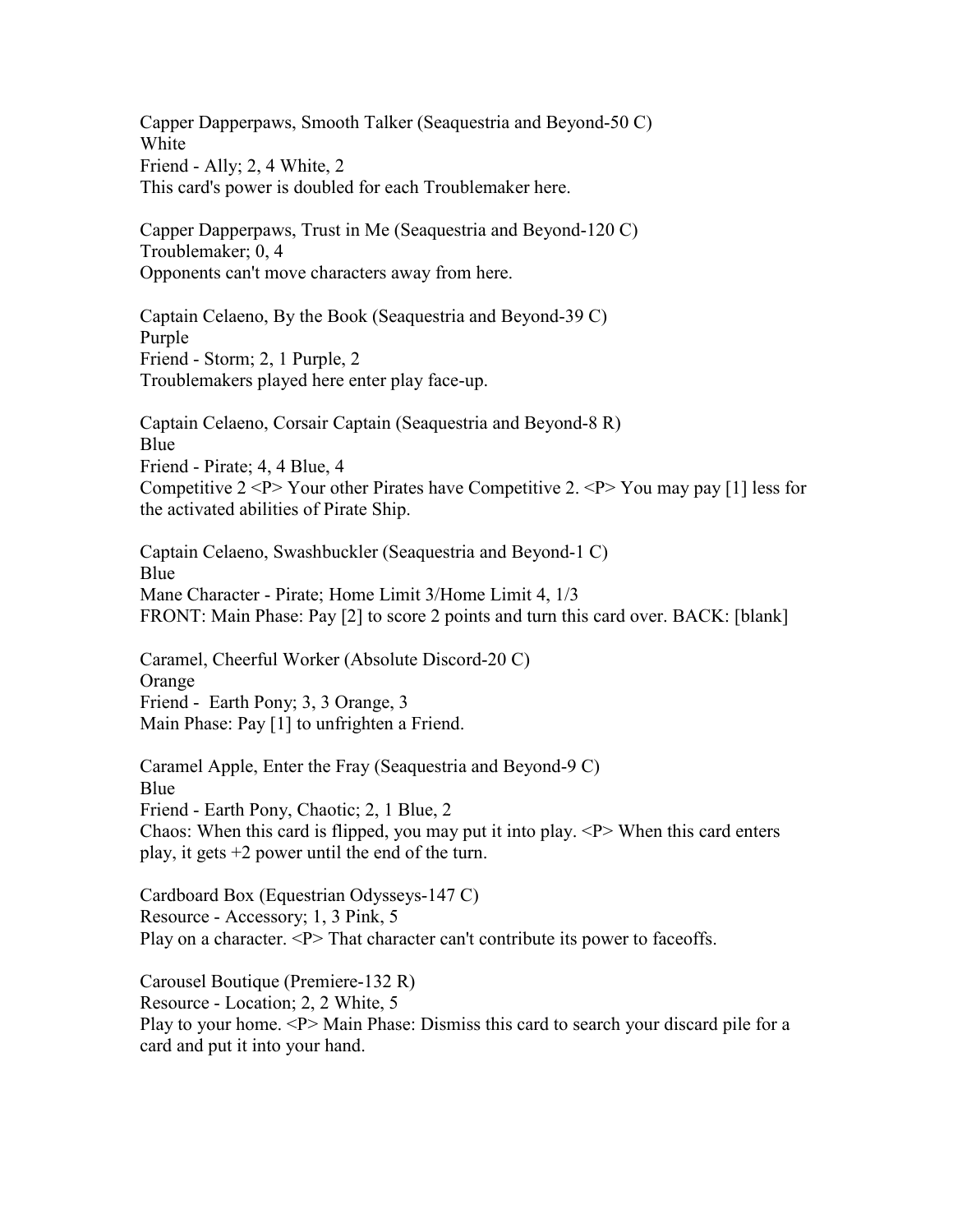Capper Dapperpaws, Smooth Talker (Seaquestria and Beyond-50 C)
White
Friend - Ally; 2, 4 White, 2
This card's power is doubled for each Troublemaker here.

Capper Dapperpaws, Trust in Me (Seaquestria and Beyond-120 C)
Troublemaker; 0, 4
Opponents can't move characters away from here.

Captain Celaeno, By the Book (Seaquestria and Beyond-39 C)
Purple
Friend - Storm; 2, 1 Purple, 2
Troublemakers played here enter play face-up.

Captain Celaeno, Corsair Captain (Seaquestria and Beyond-8 R)
Blue
Friend - Pirate; 4, 4 Blue, 4
Competitive 2 <P> Your other Pirates have Competitive 2. <P> You may pay [1] less for the activated abilities of Pirate Ship.

Captain Celaeno, Swashbuckler (Seaquestria and Beyond-1 C)
Blue
Mane Character - Pirate; Home Limit 3/Home Limit 4, 1/3
FRONT: Main Phase: Pay [2] to score 2 points and turn this card over. BACK: [blank]

Caramel, Cheerful Worker (Absolute Discord-20 C)
Orange
Friend - Earth Pony; 3, 3 Orange, 3
Main Phase: Pay [1] to unfrighten a Friend.

Caramel Apple, Enter the Fray (Seaquestria and Beyond-9 C)
Blue
Friend - Earth Pony, Chaotic; 2, 1 Blue, 2
Chaos: When this card is flipped, you may put it into play. <P> When this card enters play, it gets +2 power until the end of the turn.

Cardboard Box (Equestrian Odysseys-147 C)
Resource - Accessory; 1, 3 Pink, 5
Play on a character. <P> That character can't contribute its power to faceoffs.

Carousel Boutique (Premiere-132 R)
Resource - Location; 2, 2 White, 5
Play to your home. <P> Main Phase: Dismiss this card to search your discard pile for a card and put it into your hand.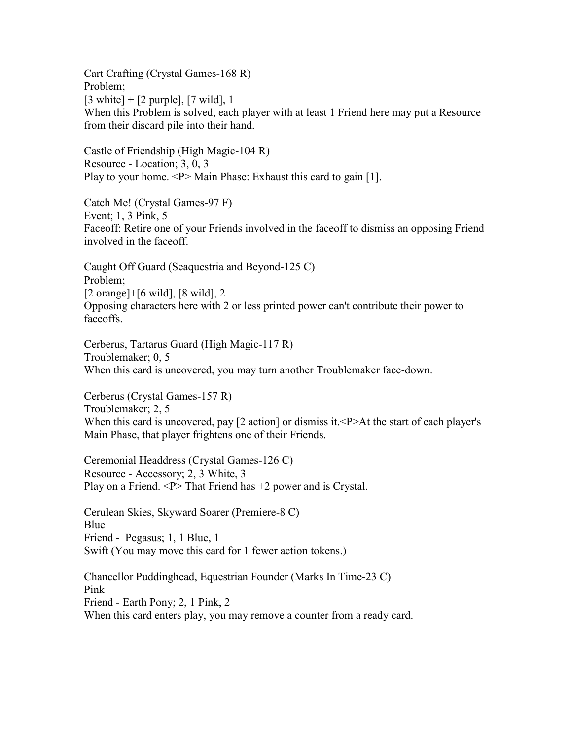Cart Crafting (Crystal Games-168 R)
Problem;
[3 white] + [2 purple], [7 wild], 1
When this Problem is solved, each player with at least 1 Friend here may put a Resource from their discard pile into their hand.

Castle of Friendship (High Magic-104 R)
Resource - Location; 3, 0, 3
Play to your home. <P> Main Phase: Exhaust this card to gain [1].

Catch Me! (Crystal Games-97 F)
Event; 1, 3 Pink, 5
Faceoff: Retire one of your Friends involved in the faceoff to dismiss an opposing Friend involved in the faceoff.

Caught Off Guard (Seaquestria and Beyond-125 C)
Problem;
[2 orange]+[6 wild], [8 wild], 2
Opposing characters here with 2 or less printed power can't contribute their power to faceoffs.

Cerberus, Tartarus Guard (High Magic-117 R)
Troublemaker; 0, 5
When this card is uncovered, you may turn another Troublemaker face-down.

Cerberus (Crystal Games-157 R)
Troublemaker; 2, 5
When this card is uncovered, pay [2 action] or dismiss it.<P>At the start of each player's Main Phase, that player frightens one of their Friends.

Ceremonial Headdress (Crystal Games-126 C)
Resource - Accessory; 2, 3 White, 3
Play on a Friend. <P> That Friend has +2 power and is Crystal.

Cerulean Skies, Skyward Soarer (Premiere-8 C)
Blue
Friend - Pegasus; 1, 1 Blue, 1
Swift (You may move this card for 1 fewer action tokens.)

Chancellor Puddinghead, Equestrian Founder (Marks In Time-23 C)
Pink
Friend - Earth Pony; 2, 1 Pink, 2
When this card enters play, you may remove a counter from a ready card.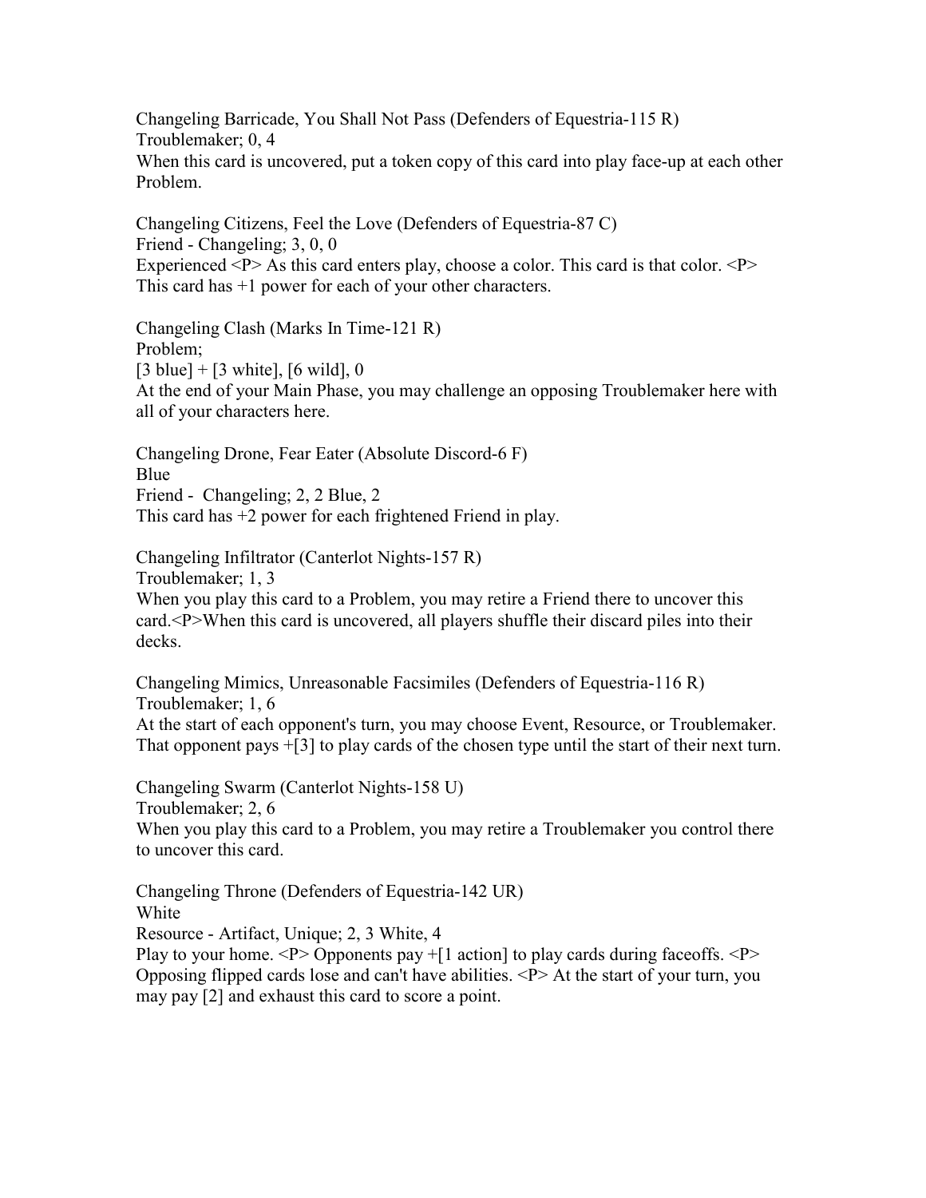Changeling Barricade, You Shall Not Pass (Defenders of Equestria-115 R)
Troublemaker; 0, 4
When this card is uncovered, put a token copy of this card into play face-up at each other Problem.

Changeling Citizens, Feel the Love (Defenders of Equestria-87 C)
Friend - Changeling; 3, 0, 0
Experienced <P> As this card enters play, choose a color. This card is that color. <P> This card has +1 power for each of your other characters.

Changeling Clash (Marks In Time-121 R)
Problem;
[3 blue] + [3 white], [6 wild], 0
At the end of your Main Phase, you may challenge an opposing Troublemaker here with all of your characters here.

Changeling Drone, Fear Eater (Absolute Discord-6 F)
Blue
Friend - Changeling; 2, 2 Blue, 2
This card has +2 power for each frightened Friend in play.

Changeling Infiltrator (Canterlot Nights-157 R)
Troublemaker; 1, 3
When you play this card to a Problem, you may retire a Friend there to uncover this card.<P>When this card is uncovered, all players shuffle their discard piles into their decks.

Changeling Mimics, Unreasonable Facsimiles (Defenders of Equestria-116 R)
Troublemaker; 1, 6
At the start of each opponent's turn, you may choose Event, Resource, or Troublemaker. That opponent pays +[3] to play cards of the chosen type until the start of their next turn.

Changeling Swarm (Canterlot Nights-158 U)
Troublemaker; 2, 6
When you play this card to a Problem, you may retire a Troublemaker you control there to uncover this card.

Changeling Throne (Defenders of Equestria-142 UR)
White
Resource - Artifact, Unique; 2, 3 White, 4
Play to your home. <P> Opponents pay +[1 action] to play cards during faceoffs. <P> Opposing flipped cards lose and can't have abilities. <P> At the start of your turn, you may pay [2] and exhaust this card to score a point.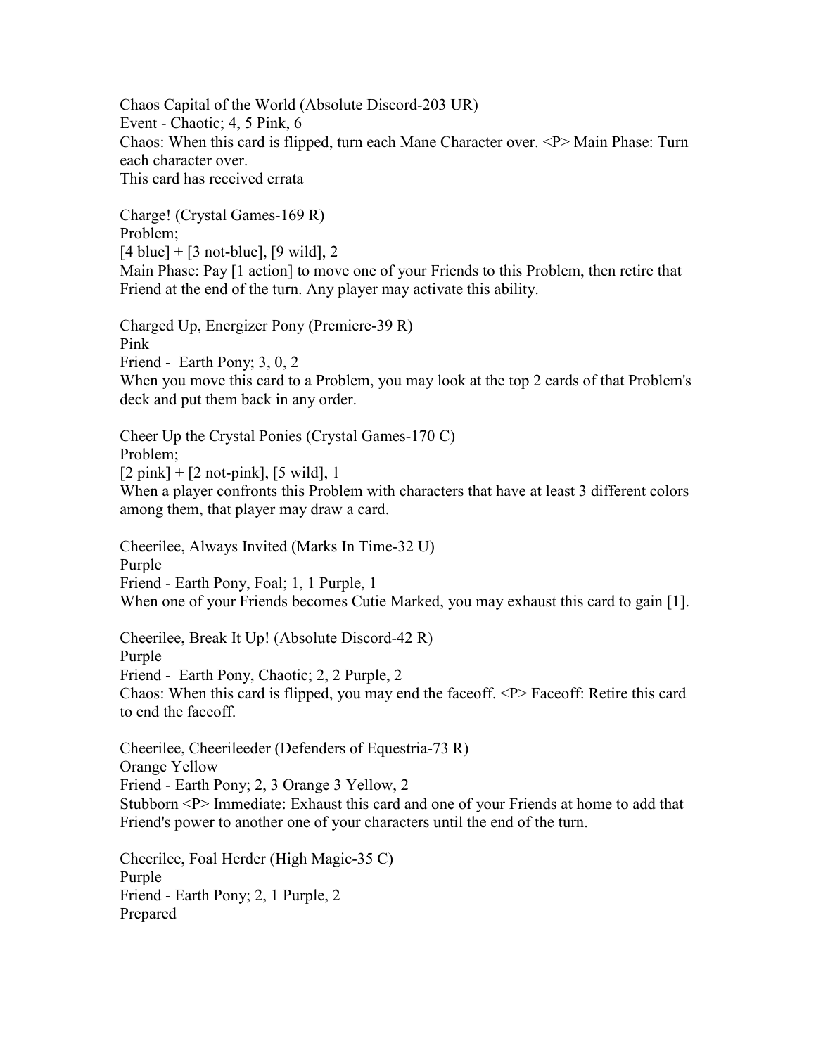Chaos Capital of the World (Absolute Discord-203 UR)
Event - Chaotic; 4, 5 Pink, 6
Chaos: When this card is flipped, turn each Mane Character over. <P> Main Phase: Turn each character over.
This card has received errata

Charge! (Crystal Games-169 R)
Problem;
[4 blue] + [3 not-blue], [9 wild], 2
Main Phase: Pay [1 action] to move one of your Friends to this Problem, then retire that Friend at the end of the turn. Any player may activate this ability.

Charged Up, Energizer Pony (Premiere-39 R)
Pink
Friend - Earth Pony; 3, 0, 2
When you move this card to a Problem, you may look at the top 2 cards of that Problem's deck and put them back in any order.

Cheer Up the Crystal Ponies (Crystal Games-170 C)
Problem;
[2 pink] + [2 not-pink], [5 wild], 1
When a player confronts this Problem with characters that have at least 3 different colors among them, that player may draw a card.

Cheerilee, Always Invited (Marks In Time-32 U)
Purple
Friend - Earth Pony, Foal; 1, 1 Purple, 1
When one of your Friends becomes Cutie Marked, you may exhaust this card to gain [1].

Cheerilee, Break It Up! (Absolute Discord-42 R)
Purple
Friend - Earth Pony, Chaotic; 2, 2 Purple, 2
Chaos: When this card is flipped, you may end the faceoff. <P> Faceoff: Retire this card to end the faceoff.

Cheerilee, Cheerileeder (Defenders of Equestria-73 R)
Orange Yellow
Friend - Earth Pony; 2, 3 Orange 3 Yellow, 2
Stubborn <P> Immediate: Exhaust this card and one of your Friends at home to add that Friend's power to another one of your characters until the end of the turn.

Cheerilee, Foal Herder (High Magic-35 C)
Purple
Friend - Earth Pony; 2, 1 Purple, 2
Prepared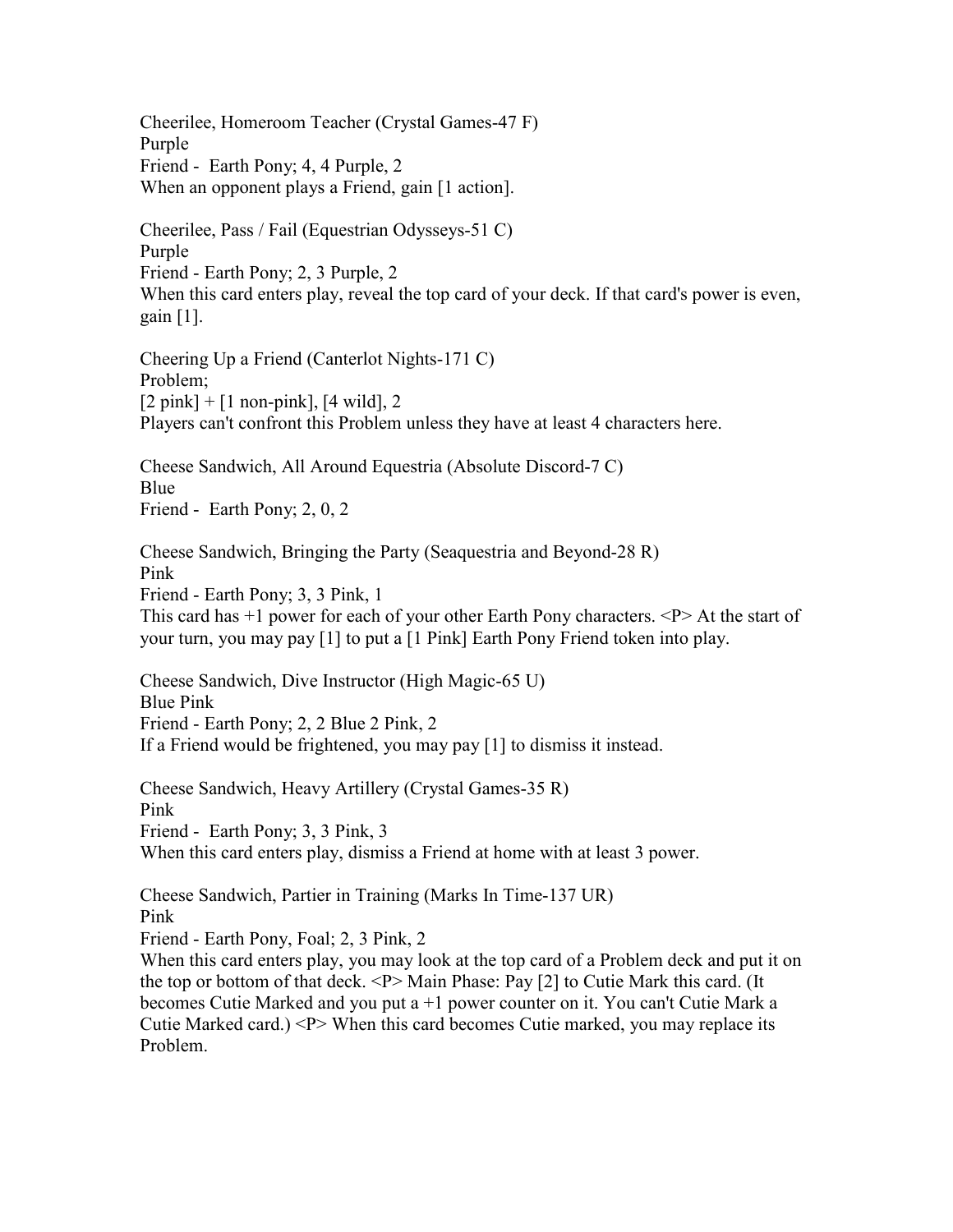Cheerilee, Homeroom Teacher (Crystal Games-47 F)
Purple
Friend - Earth Pony; 4, 4 Purple, 2
When an opponent plays a Friend, gain [1 action].

Cheerilee, Pass / Fail (Equestrian Odysseys-51 C)
Purple
Friend - Earth Pony; 2, 3 Purple, 2
When this card enters play, reveal the top card of your deck. If that card's power is even, gain [1].

Cheering Up a Friend (Canterlot Nights-171 C)
Problem;
[2 pink] + [1 non-pink], [4 wild], 2
Players can't confront this Problem unless they have at least 4 characters here.

Cheese Sandwich, All Around Equestria (Absolute Discord-7 C)
Blue
Friend - Earth Pony; 2, 0, 2

Cheese Sandwich, Bringing the Party (Seaquestria and Beyond-28 R)
Pink
Friend - Earth Pony; 3, 3 Pink, 1
This card has +1 power for each of your other Earth Pony characters. <P> At the start of your turn, you may pay [1] to put a [1 Pink] Earth Pony Friend token into play.

Cheese Sandwich, Dive Instructor (High Magic-65 U)
Blue Pink
Friend - Earth Pony; 2, 2 Blue 2 Pink, 2
If a Friend would be frightened, you may pay [1] to dismiss it instead.

Cheese Sandwich, Heavy Artillery (Crystal Games-35 R)
Pink
Friend - Earth Pony; 3, 3 Pink, 3
When this card enters play, dismiss a Friend at home with at least 3 power.

Cheese Sandwich, Partier in Training (Marks In Time-137 UR)
Pink
Friend - Earth Pony, Foal; 2, 3 Pink, 2
When this card enters play, you may look at the top card of a Problem deck and put it on the top or bottom of that deck. <P> Main Phase: Pay [2] to Cutie Mark this card. (It becomes Cutie Marked and you put a +1 power counter on it. You can't Cutie Mark a Cutie Marked card.) <P> When this card becomes Cutie marked, you may replace its Problem.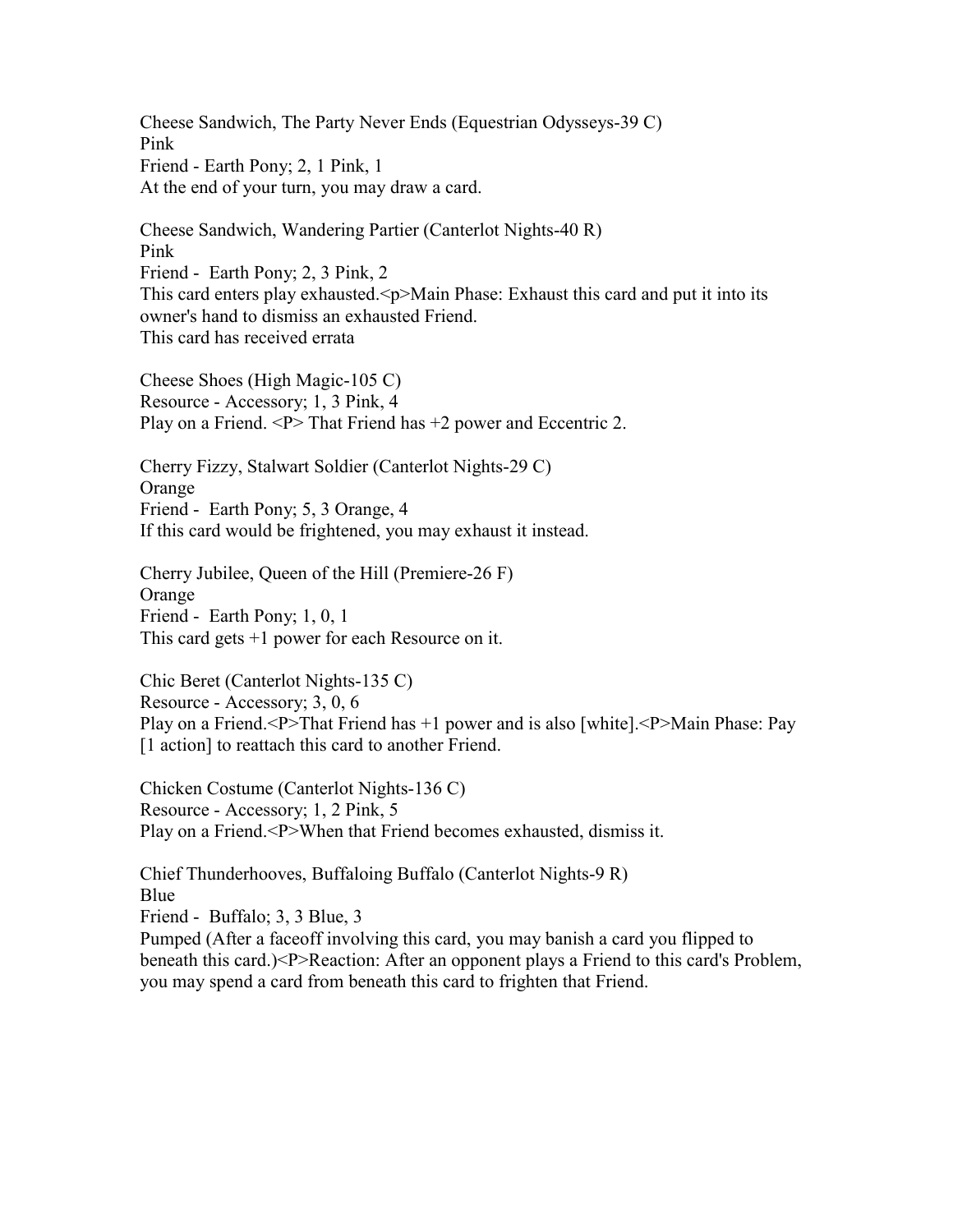Cheese Sandwich, The Party Never Ends (Equestrian Odysseys-39 C)
Pink
Friend - Earth Pony; 2, 1 Pink, 1
At the end of your turn, you may draw a card.

Cheese Sandwich, Wandering Partier (Canterlot Nights-40 R)
Pink
Friend - Earth Pony; 2, 3 Pink, 2
This card enters play exhausted.<p>Main Phase: Exhaust this card and put it into its owner's hand to dismiss an exhausted Friend.
This card has received errata

Cheese Shoes (High Magic-105 C)
Resource - Accessory; 1, 3 Pink, 4
Play on a Friend. <P> That Friend has +2 power and Eccentric 2.

Cherry Fizzy, Stalwart Soldier (Canterlot Nights-29 C)
Orange
Friend - Earth Pony; 5, 3 Orange, 4
If this card would be frightened, you may exhaust it instead.

Cherry Jubilee, Queen of the Hill (Premiere-26 F)
Orange
Friend - Earth Pony; 1, 0, 1
This card gets +1 power for each Resource on it.

Chic Beret (Canterlot Nights-135 C)
Resource - Accessory; 3, 0, 6
Play on a Friend.<P>That Friend has +1 power and is also [white].<P>Main Phase: Pay [1 action] to reattach this card to another Friend.

Chicken Costume (Canterlot Nights-136 C)
Resource - Accessory; 1, 2 Pink, 5
Play on a Friend.<P>When that Friend becomes exhausted, dismiss it.

Chief Thunderhooves, Buffaloing Buffalo (Canterlot Nights-9 R)
Blue
Friend - Buffalo; 3, 3 Blue, 3
Pumped (After a faceoff involving this card, you may banish a card you flipped to beneath this card.)<P>Reaction: After an opponent plays a Friend to this card's Problem, you may spend a card from beneath this card to frighten that Friend.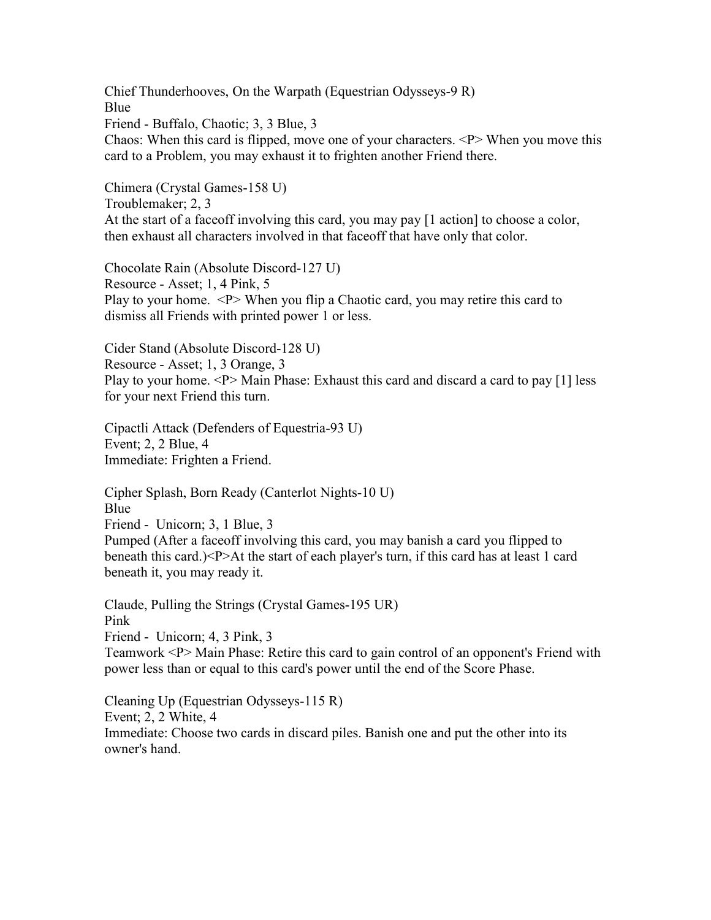Chief Thunderhooves, On the Warpath (Equestrian Odysseys-9 R)
Blue
Friend - Buffalo, Chaotic; 3, 3 Blue, 3
Chaos: When this card is flipped, move one of your characters. <P> When you move this card to a Problem, you may exhaust it to frighten another Friend there.

Chimera (Crystal Games-158 U)
Troublemaker; 2, 3
At the start of a faceoff involving this card, you may pay [1 action] to choose a color, then exhaust all characters involved in that faceoff that have only that color.

Chocolate Rain (Absolute Discord-127 U)
Resource - Asset; 1, 4 Pink, 5
Play to your home. <P> When you flip a Chaotic card, you may retire this card to dismiss all Friends with printed power 1 or less.

Cider Stand (Absolute Discord-128 U)
Resource - Asset; 1, 3 Orange, 3
Play to your home. <P> Main Phase: Exhaust this card and discard a card to pay [1] less for your next Friend this turn.

Cipactli Attack (Defenders of Equestria-93 U)
Event; 2, 2 Blue, 4
Immediate: Frighten a Friend.

Cipher Splash, Born Ready (Canterlot Nights-10 U)
Blue
Friend - Unicorn; 3, 1 Blue, 3
Pumped (After a faceoff involving this card, you may banish a card you flipped to beneath this card.)<P>At the start of each player's turn, if this card has at least 1 card beneath it, you may ready it.

Claude, Pulling the Strings (Crystal Games-195 UR)
Pink
Friend - Unicorn; 4, 3 Pink, 3
Teamwork <P> Main Phase: Retire this card to gain control of an opponent's Friend with power less than or equal to this card's power until the end of the Score Phase.

Cleaning Up (Equestrian Odysseys-115 R)
Event; 2, 2 White, 4
Immediate: Choose two cards in discard piles. Banish one and put the other into its owner's hand.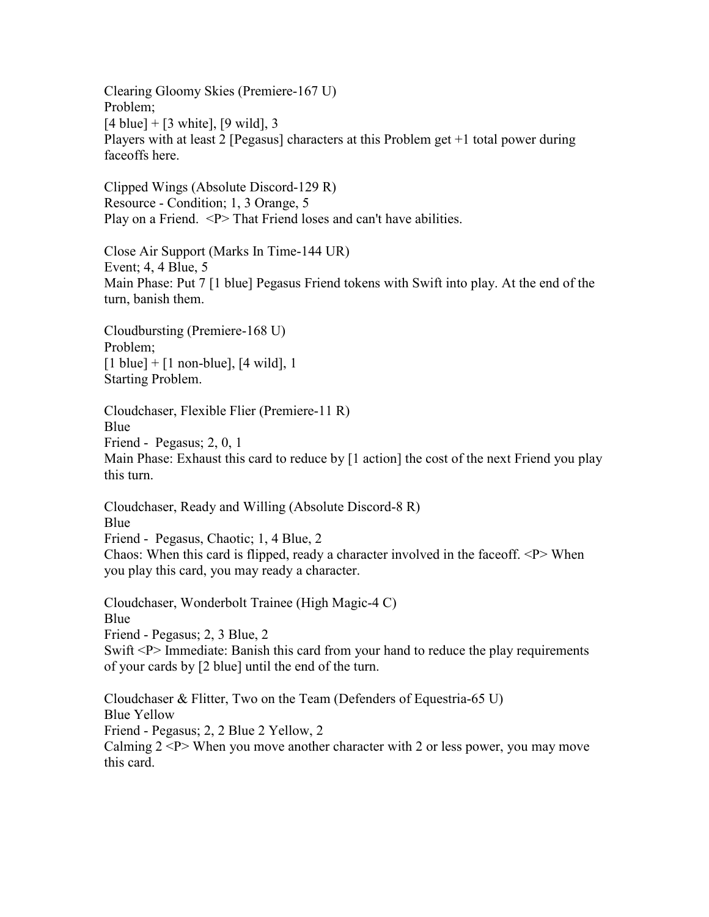Clearing Gloomy Skies (Premiere-167 U)
Problem;
[4 blue] + [3 white], [9 wild], 3
Players with at least 2 [Pegasus] characters at this Problem get +1 total power during faceoffs here.

Clipped Wings (Absolute Discord-129 R)
Resource - Condition; 1, 3 Orange, 5
Play on a Friend. <P> That Friend loses and can't have abilities.

Close Air Support (Marks In Time-144 UR)
Event; 4, 4 Blue, 5
Main Phase: Put 7 [1 blue] Pegasus Friend tokens with Swift into play. At the end of the turn, banish them.

Cloudbursting (Premiere-168 U)
Problem;
[1 blue] + [1 non-blue], [4 wild], 1
Starting Problem.

Cloudchaser, Flexible Flier (Premiere-11 R)
Blue
Friend - Pegasus; 2, 0, 1
Main Phase: Exhaust this card to reduce by [1 action] the cost of the next Friend you play this turn.

Cloudchaser, Ready and Willing (Absolute Discord-8 R)
Blue
Friend - Pegasus, Chaotic; 1, 4 Blue, 2
Chaos: When this card is flipped, ready a character involved in the faceoff. <P> When you play this card, you may ready a character.

Cloudchaser, Wonderbolt Trainee (High Magic-4 C)
Blue
Friend - Pegasus; 2, 3 Blue, 2
Swift <P> Immediate: Banish this card from your hand to reduce the play requirements of your cards by [2 blue] until the end of the turn.

Cloudchaser & Flitter, Two on the Team (Defenders of Equestria-65 U)
Blue Yellow
Friend - Pegasus; 2, 2 Blue 2 Yellow, 2
Calming 2 <P> When you move another character with 2 or less power, you may move this card.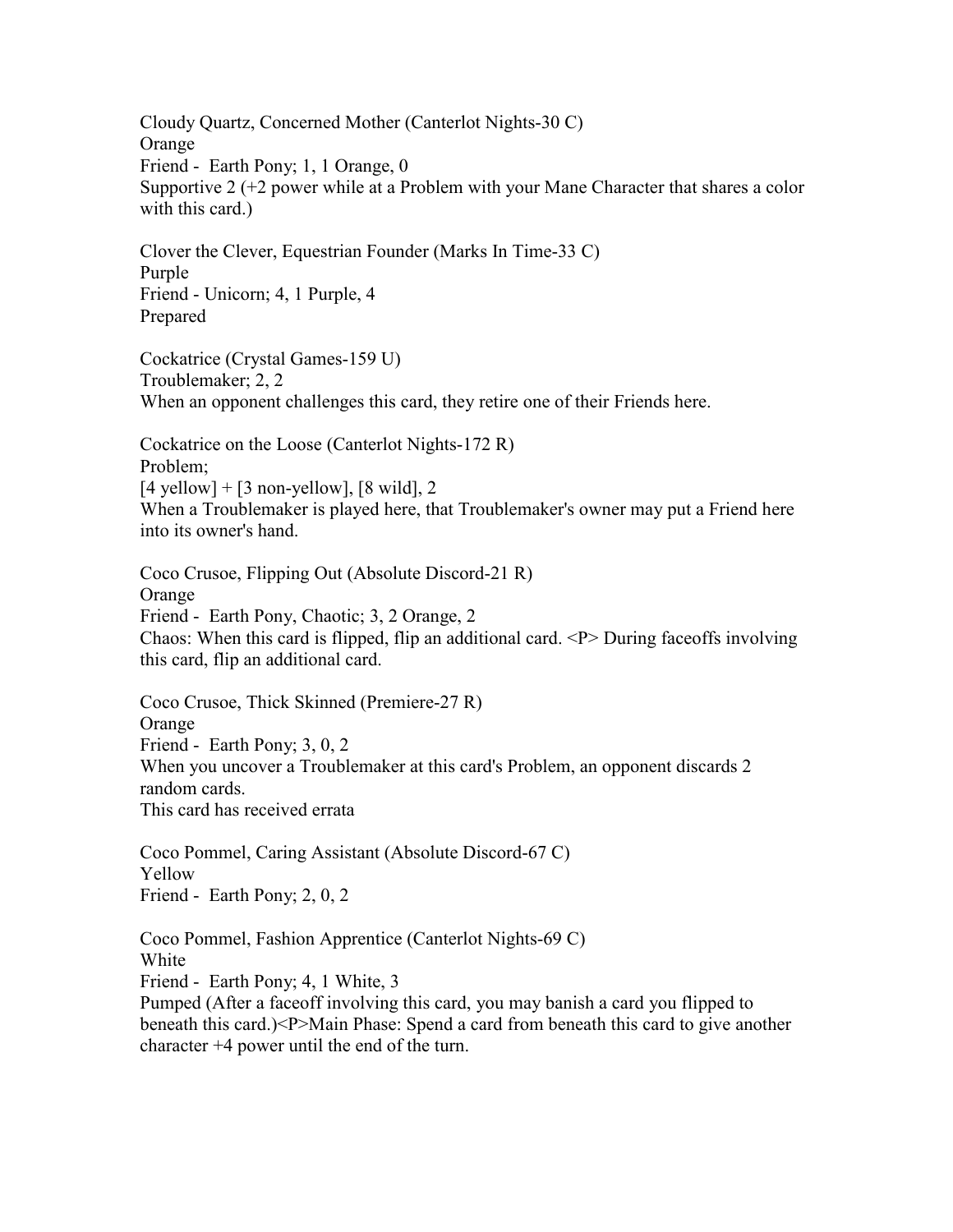Cloudy Quartz, Concerned Mother (Canterlot Nights-30 C)
Orange
Friend -  Earth Pony; 1, 1 Orange, 0
Supportive 2 (+2 power while at a Problem with your Mane Character that shares a color with this card.)

Clover the Clever, Equestrian Founder (Marks In Time-33 C)
Purple
Friend - Unicorn; 4, 1 Purple, 4
Prepared

Cockatrice (Crystal Games-159 U)
Troublemaker; 2, 2
When an opponent challenges this card, they retire one of their Friends here.

Cockatrice on the Loose (Canterlot Nights-172 R)
Problem;
[4 yellow] + [3 non-yellow], [8 wild], 2
When a Troublemaker is played here, that Troublemaker's owner may put a Friend here into its owner's hand.

Coco Crusoe, Flipping Out (Absolute Discord-21 R)
Orange
Friend -  Earth Pony, Chaotic; 3, 2 Orange, 2
Chaos: When this card is flipped, flip an additional card. <P> During faceoffs involving this card, flip an additional card.

Coco Crusoe, Thick Skinned (Premiere-27 R)
Orange
Friend -  Earth Pony; 3, 0, 2
When you uncover a Troublemaker at this card's Problem, an opponent discards 2 random cards.
This card has received errata

Coco Pommel, Caring Assistant (Absolute Discord-67 C)
Yellow
Friend -  Earth Pony; 2, 0, 2

Coco Pommel, Fashion Apprentice (Canterlot Nights-69 C)
White
Friend -  Earth Pony; 4, 1 White, 3
Pumped (After a faceoff involving this card, you may banish a card you flipped to beneath this card.)<P>Main Phase: Spend a card from beneath this card to give another character +4 power until the end of the turn.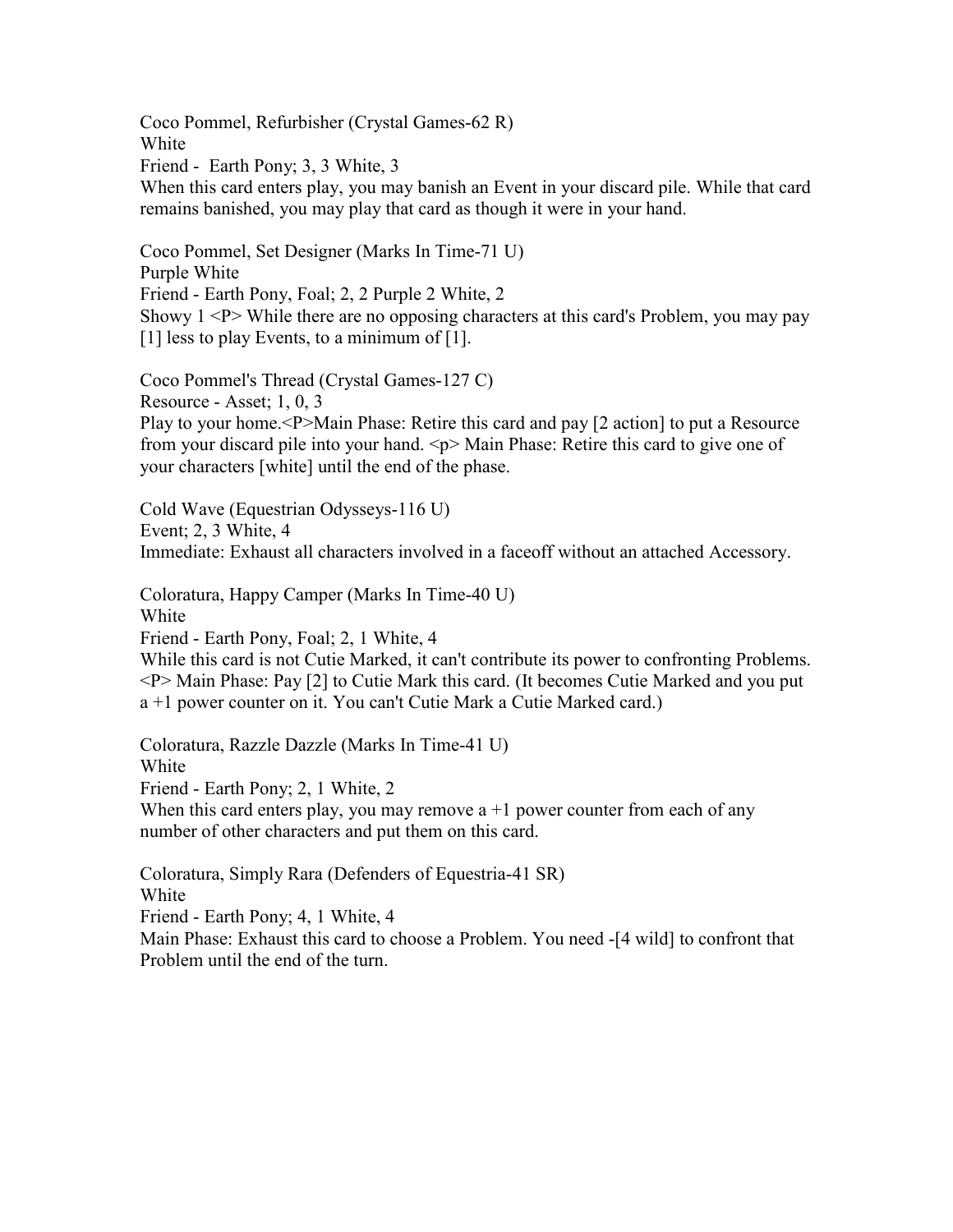Coco Pommel, Refurbisher (Crystal Games-62 R)
White
Friend - Earth Pony; 3, 3 White, 3
When this card enters play, you may banish an Event in your discard pile. While that card remains banished, you may play that card as though it were in your hand.

Coco Pommel, Set Designer (Marks In Time-71 U)
Purple White
Friend - Earth Pony, Foal; 2, 2 Purple 2 White, 2
Showy 1 <P> While there are no opposing characters at this card's Problem, you may pay [1] less to play Events, to a minimum of [1].

Coco Pommel's Thread (Crystal Games-127 C)
Resource - Asset; 1, 0, 3
Play to your home.<P>Main Phase: Retire this card and pay [2 action] to put a Resource from your discard pile into your hand. <p> Main Phase: Retire this card to give one of your characters [white] until the end of the phase.

Cold Wave (Equestrian Odysseys-116 U)
Event; 2, 3 White, 4
Immediate: Exhaust all characters involved in a faceoff without an attached Accessory.

Coloratura, Happy Camper (Marks In Time-40 U)
White
Friend - Earth Pony, Foal; 2, 1 White, 4
While this card is not Cutie Marked, it can't contribute its power to confronting Problems. <P> Main Phase: Pay [2] to Cutie Mark this card. (It becomes Cutie Marked and you put a +1 power counter on it. You can't Cutie Mark a Cutie Marked card.)

Coloratura, Razzle Dazzle (Marks In Time-41 U)
White
Friend - Earth Pony; 2, 1 White, 2
When this card enters play, you may remove a +1 power counter from each of any number of other characters and put them on this card.

Coloratura, Simply Rara (Defenders of Equestria-41 SR)
White
Friend - Earth Pony; 4, 1 White, 4
Main Phase: Exhaust this card to choose a Problem. You need -[4 wild] to confront that Problem until the end of the turn.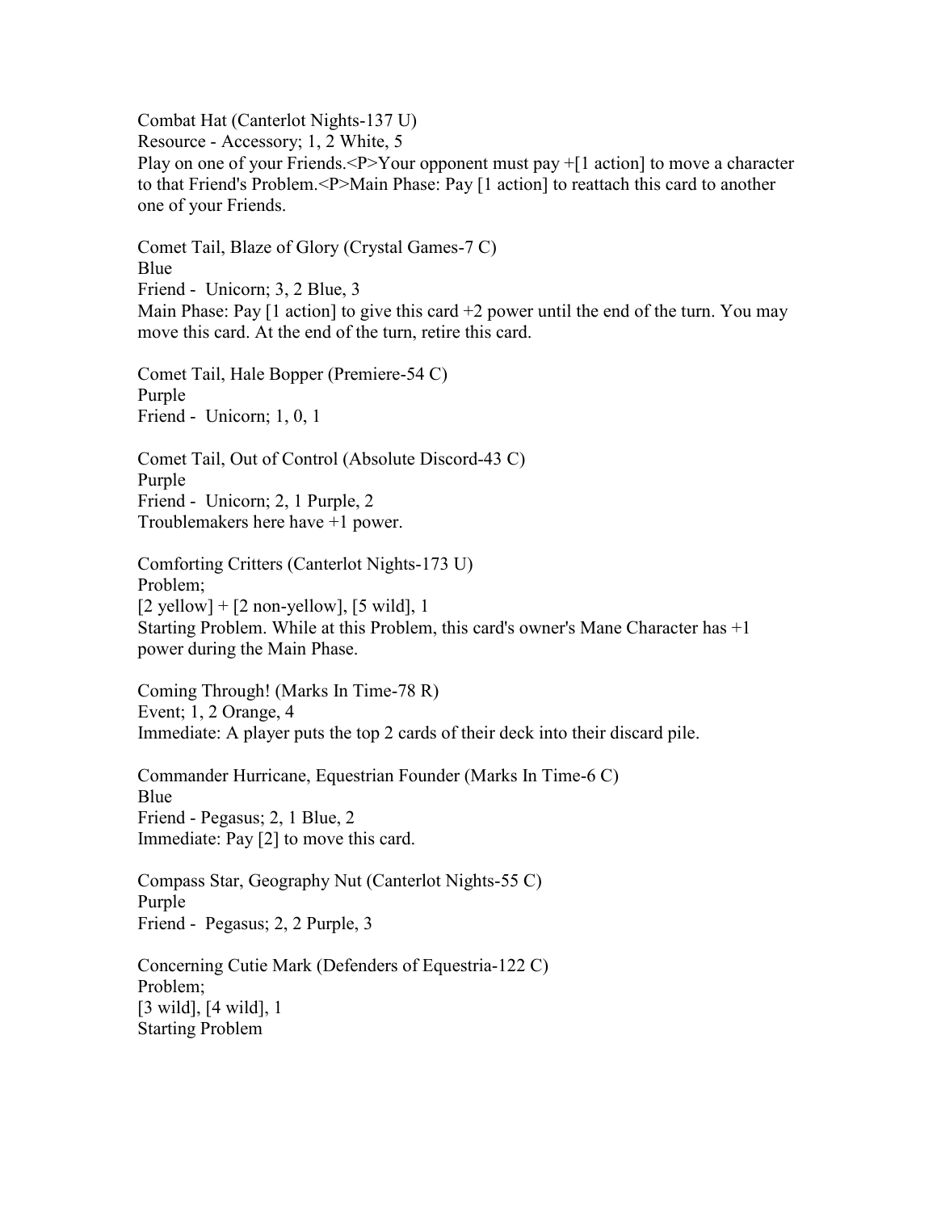Combat Hat (Canterlot Nights-137 U)
Resource - Accessory; 1, 2 White, 5
Play on one of your Friends.<P>Your opponent must pay +[1 action] to move a character to that Friend's Problem.<P>Main Phase: Pay [1 action] to reattach this card to another one of your Friends.

Comet Tail, Blaze of Glory (Crystal Games-7 C)
Blue
Friend - Unicorn; 3, 2 Blue, 3
Main Phase: Pay [1 action] to give this card +2 power until the end of the turn. You may move this card. At the end of the turn, retire this card.

Comet Tail, Hale Bopper (Premiere-54 C)
Purple
Friend - Unicorn; 1, 0, 1

Comet Tail, Out of Control (Absolute Discord-43 C)
Purple
Friend - Unicorn; 2, 1 Purple, 2
Troublemakers here have +1 power.

Comforting Critters (Canterlot Nights-173 U)
Problem;
[2 yellow] + [2 non-yellow], [5 wild], 1
Starting Problem. While at this Problem, this card's owner's Mane Character has +1 power during the Main Phase.

Coming Through! (Marks In Time-78 R)
Event; 1, 2 Orange, 4
Immediate: A player puts the top 2 cards of their deck into their discard pile.

Commander Hurricane, Equestrian Founder (Marks In Time-6 C)
Blue
Friend - Pegasus; 2, 1 Blue, 2
Immediate: Pay [2] to move this card.

Compass Star, Geography Nut (Canterlot Nights-55 C)
Purple
Friend - Pegasus; 2, 2 Purple, 3

Concerning Cutie Mark (Defenders of Equestria-122 C)
Problem;
[3 wild], [4 wild], 1
Starting Problem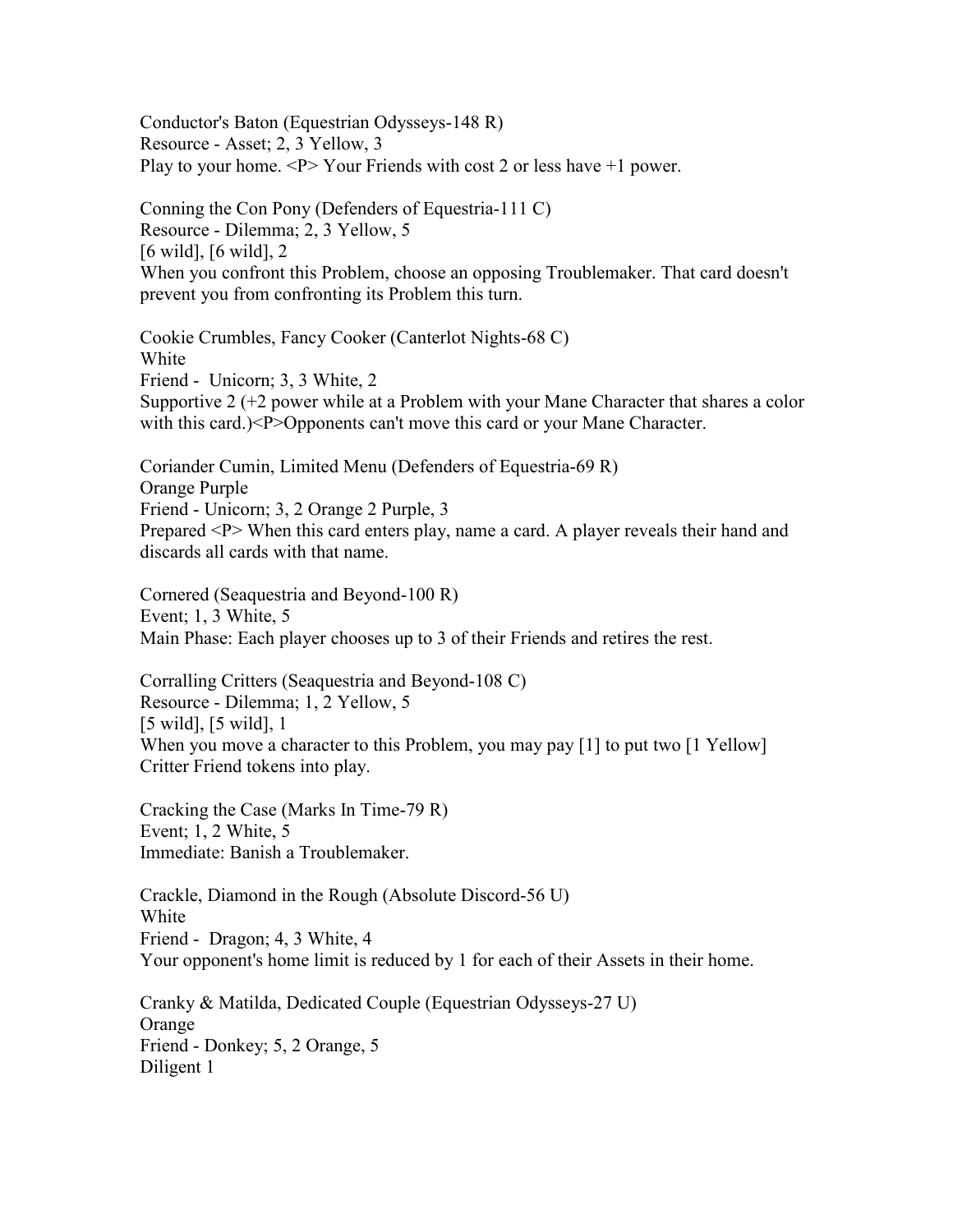Conductor's Baton (Equestrian Odysseys-148 R)
Resource - Asset; 2, 3 Yellow, 3
Play to your home. <P> Your Friends with cost 2 or less have +1 power.

Conning the Con Pony (Defenders of Equestria-111 C)
Resource - Dilemma; 2, 3 Yellow, 5
[6 wild], [6 wild], 2
When you confront this Problem, choose an opposing Troublemaker. That card doesn't prevent you from confronting its Problem this turn.

Cookie Crumbles, Fancy Cooker (Canterlot Nights-68 C)
White
Friend - Unicorn; 3, 3 White, 2
Supportive 2 (+2 power while at a Problem with your Mane Character that shares a color with this card.)<P>Opponents can't move this card or your Mane Character.

Coriander Cumin, Limited Menu (Defenders of Equestria-69 R)
Orange Purple
Friend - Unicorn; 3, 2 Orange 2 Purple, 3
Prepared <P> When this card enters play, name a card. A player reveals their hand and discards all cards with that name.

Cornered (Seaquestria and Beyond-100 R)
Event; 1, 3 White, 5
Main Phase: Each player chooses up to 3 of their Friends and retires the rest.

Corralling Critters (Seaquestria and Beyond-108 C)
Resource - Dilemma; 1, 2 Yellow, 5
[5 wild], [5 wild], 1
When you move a character to this Problem, you may pay [1] to put two [1 Yellow] Critter Friend tokens into play.

Cracking the Case (Marks In Time-79 R)
Event; 1, 2 White, 5
Immediate: Banish a Troublemaker.

Crackle, Diamond in the Rough (Absolute Discord-56 U)
White
Friend - Dragon; 4, 3 White, 4
Your opponent's home limit is reduced by 1 for each of their Assets in their home.

Cranky & Matilda, Dedicated Couple (Equestrian Odysseys-27 U)
Orange
Friend - Donkey; 5, 2 Orange, 5
Diligent 1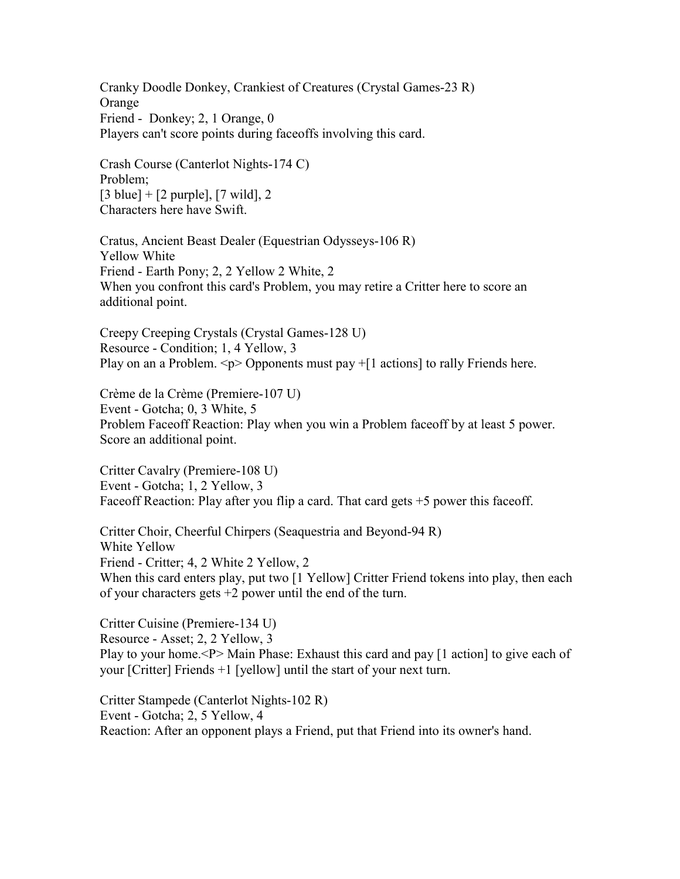Cranky Doodle Donkey, Crankiest of Creatures (Crystal Games-23 R)
Orange
Friend - Donkey; 2, 1 Orange, 0
Players can't score points during faceoffs involving this card.

Crash Course (Canterlot Nights-174 C)
Problem;
[3 blue] + [2 purple], [7 wild], 2
Characters here have Swift.

Cratus, Ancient Beast Dealer (Equestrian Odysseys-106 R)
Yellow White
Friend - Earth Pony; 2, 2 Yellow 2 White, 2
When you confront this card's Problem, you may retire a Critter here to score an additional point.

Creepy Creeping Crystals (Crystal Games-128 U)
Resource - Condition; 1, 4 Yellow, 3
Play on an a Problem. <p> Opponents must pay +[1 actions] to rally Friends here.

Crème de la Crème (Premiere-107 U)
Event - Gotcha; 0, 3 White, 5
Problem Faceoff Reaction: Play when you win a Problem faceoff by at least 5 power. Score an additional point.

Critter Cavalry (Premiere-108 U)
Event - Gotcha; 1, 2 Yellow, 3
Faceoff Reaction: Play after you flip a card. That card gets +5 power this faceoff.

Critter Choir, Cheerful Chirpers (Seaquestria and Beyond-94 R)
White Yellow
Friend - Critter; 4, 2 White 2 Yellow, 2
When this card enters play, put two [1 Yellow] Critter Friend tokens into play, then each of your characters gets +2 power until the end of the turn.

Critter Cuisine (Premiere-134 U)
Resource - Asset; 2, 2 Yellow, 3
Play to your home.<P> Main Phase: Exhaust this card and pay [1 action] to give each of your [Critter] Friends +1 [yellow] until the start of your next turn.

Critter Stampede (Canterlot Nights-102 R)
Event - Gotcha; 2, 5 Yellow, 4
Reaction: After an opponent plays a Friend, put that Friend into its owner's hand.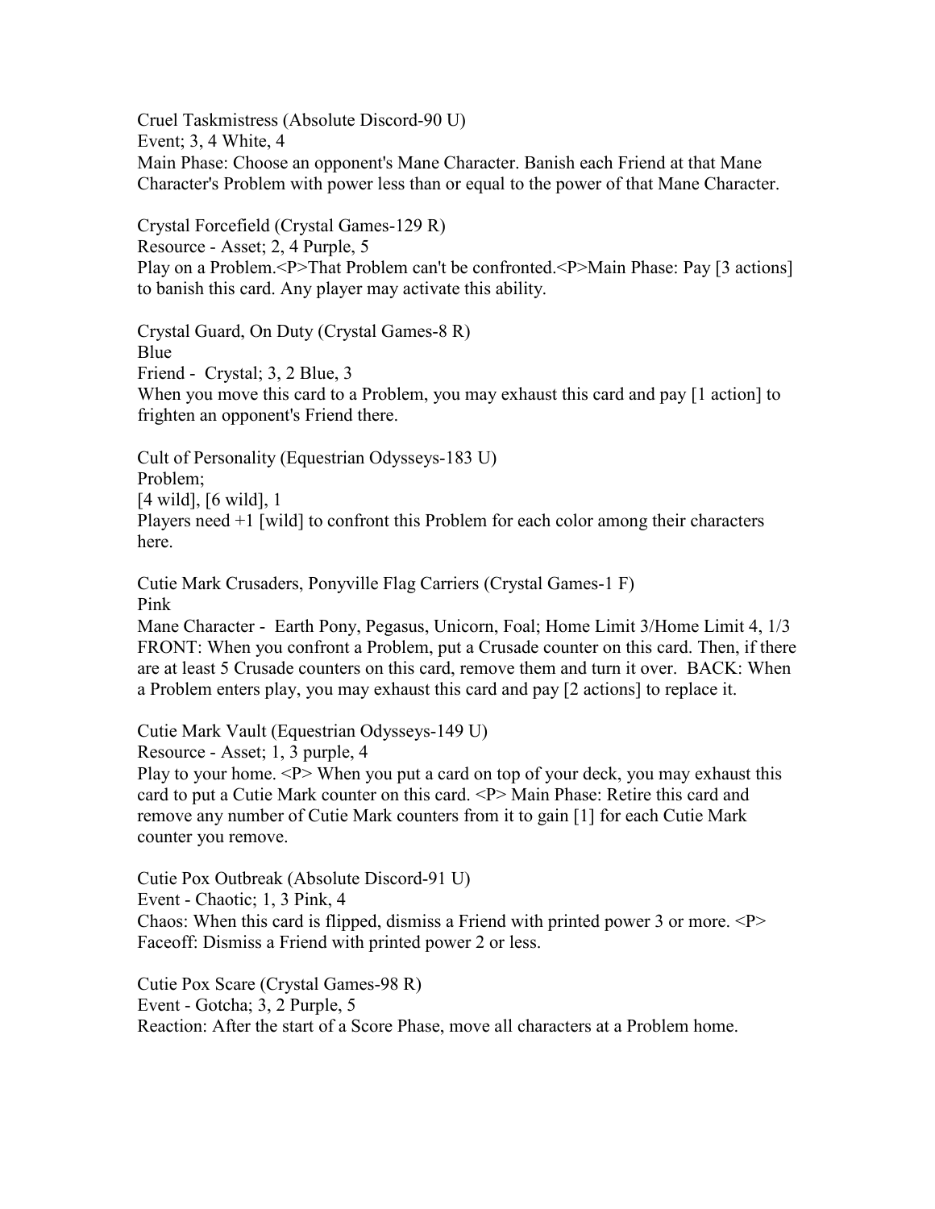Cruel Taskmistress (Absolute Discord-90 U)
Event; 3, 4 White, 4
Main Phase: Choose an opponent's Mane Character. Banish each Friend at that Mane Character's Problem with power less than or equal to the power of that Mane Character.

Crystal Forcefield (Crystal Games-129 R)
Resource - Asset; 2, 4 Purple, 5
Play on a Problem.<P>That Problem can't be confronted.<P>Main Phase: Pay [3 actions] to banish this card. Any player may activate this ability.

Crystal Guard, On Duty (Crystal Games-8 R)
Blue
Friend - Crystal; 3, 2 Blue, 3
When you move this card to a Problem, you may exhaust this card and pay [1 action] to frighten an opponent's Friend there.

Cult of Personality (Equestrian Odysseys-183 U)
Problem;
[4 wild], [6 wild], 1
Players need +1 [wild] to confront this Problem for each color among their characters here.

Cutie Mark Crusaders, Ponyville Flag Carriers (Crystal Games-1 F)
Pink
Mane Character - Earth Pony, Pegasus, Unicorn, Foal; Home Limit 3/Home Limit 4, 1/3
FRONT: When you confront a Problem, put a Crusade counter on this card. Then, if there are at least 5 Crusade counters on this card, remove them and turn it over. BACK: When a Problem enters play, you may exhaust this card and pay [2 actions] to replace it.

Cutie Mark Vault (Equestrian Odysseys-149 U)
Resource - Asset; 1, 3 purple, 4
Play to your home. <P> When you put a card on top of your deck, you may exhaust this card to put a Cutie Mark counter on this card. <P> Main Phase: Retire this card and remove any number of Cutie Mark counters from it to gain [1] for each Cutie Mark counter you remove.

Cutie Pox Outbreak (Absolute Discord-91 U)
Event - Chaotic; 1, 3 Pink, 4
Chaos: When this card is flipped, dismiss a Friend with printed power 3 or more. <P> Faceoff: Dismiss a Friend with printed power 2 or less.

Cutie Pox Scare (Crystal Games-98 R)
Event - Gotcha; 3, 2 Purple, 5
Reaction: After the start of a Score Phase, move all characters at a Problem home.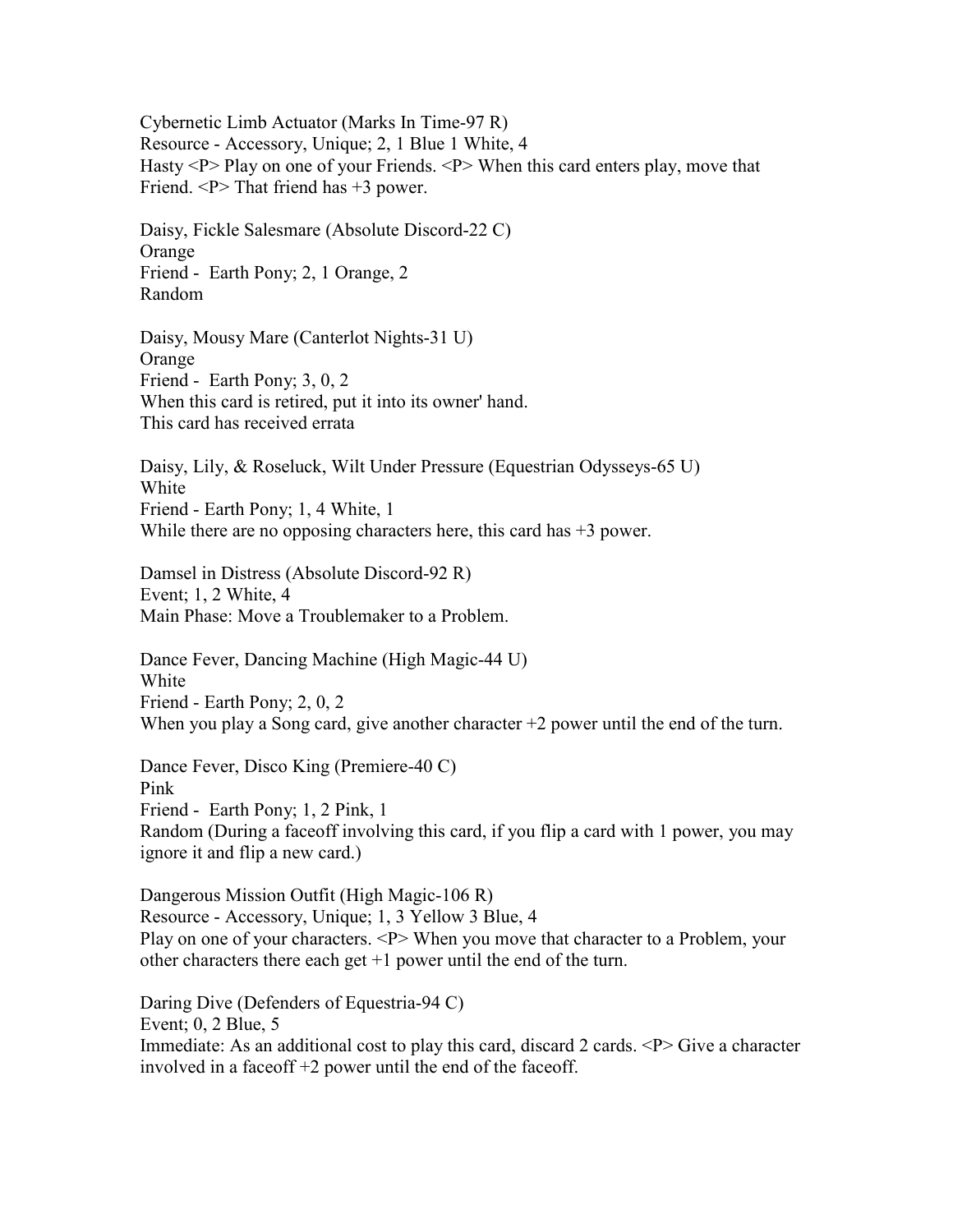Cybernetic Limb Actuator (Marks In Time-97 R)
Resource - Accessory, Unique; 2, 1 Blue 1 White, 4
Hasty <P> Play on one of your Friends. <P> When this card enters play, move that Friend. <P> That friend has +3 power.

Daisy, Fickle Salesmare (Absolute Discord-22 C)
Orange
Friend - Earth Pony; 2, 1 Orange, 2
Random

Daisy, Mousy Mare (Canterlot Nights-31 U)
Orange
Friend - Earth Pony; 3, 0, 2
When this card is retired, put it into its owner' hand.
This card has received errata

Daisy, Lily, & Roseluck, Wilt Under Pressure (Equestrian Odysseys-65 U)
White
Friend - Earth Pony; 1, 4 White, 1
While there are no opposing characters here, this card has +3 power.

Damsel in Distress (Absolute Discord-92 R)
Event; 1, 2 White, 4
Main Phase: Move a Troublemaker to a Problem.

Dance Fever, Dancing Machine (High Magic-44 U)
White
Friend - Earth Pony; 2, 0, 2
When you play a Song card, give another character +2 power until the end of the turn.

Dance Fever, Disco King (Premiere-40 C)
Pink
Friend - Earth Pony; 1, 2 Pink, 1
Random (During a faceoff involving this card, if you flip a card with 1 power, you may ignore it and flip a new card.)

Dangerous Mission Outfit (High Magic-106 R)
Resource - Accessory, Unique; 1, 3 Yellow 3 Blue, 4
Play on one of your characters. <P> When you move that character to a Problem, your other characters there each get +1 power until the end of the turn.

Daring Dive (Defenders of Equestria-94 C)
Event; 0, 2 Blue, 5
Immediate: As an additional cost to play this card, discard 2 cards. <P> Give a character involved in a faceoff +2 power until the end of the faceoff.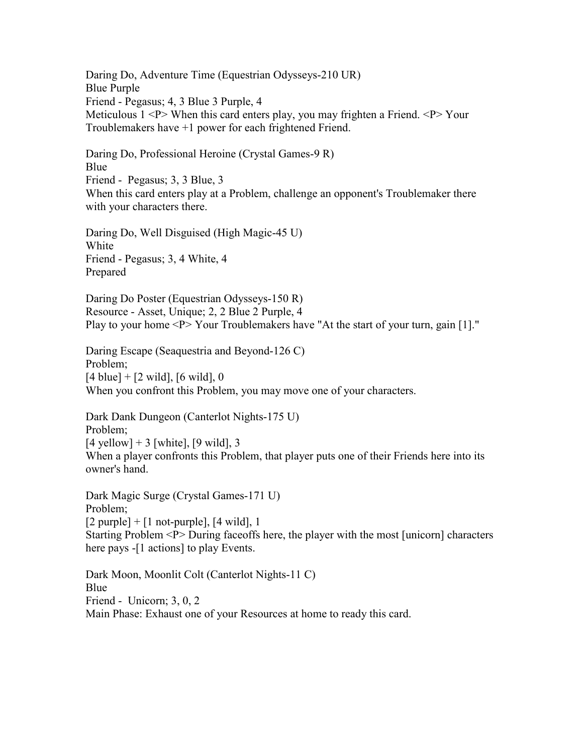Daring Do, Adventure Time (Equestrian Odysseys-210 UR)
Blue Purple
Friend - Pegasus; 4, 3 Blue 3 Purple, 4
Meticulous 1 <P> When this card enters play, you may frighten a Friend. <P> Your Troublemakers have +1 power for each frightened Friend.

Daring Do, Professional Heroine (Crystal Games-9 R)
Blue
Friend - Pegasus; 3, 3 Blue, 3
When this card enters play at a Problem, challenge an opponent's Troublemaker there with your characters there.

Daring Do, Well Disguised (High Magic-45 U)
White
Friend - Pegasus; 3, 4 White, 4
Prepared

Daring Do Poster (Equestrian Odysseys-150 R)
Resource - Asset, Unique; 2, 2 Blue 2 Purple, 4
Play to your home <P> Your Troublemakers have "At the start of your turn, gain [1]."

Daring Escape (Seaquestria and Beyond-126 C)
Problem;
[4 blue] + [2 wild], [6 wild], 0
When you confront this Problem, you may move one of your characters.

Dark Dank Dungeon (Canterlot Nights-175 U)
Problem;
[4 yellow] + 3 [white], [9 wild], 3
When a player confronts this Problem, that player puts one of their Friends here into its owner's hand.

Dark Magic Surge (Crystal Games-171 U)
Problem;
[2 purple] + [1 not-purple], [4 wild], 1
Starting Problem <P> During faceoffs here, the player with the most [unicorn] characters here pays -[1 actions] to play Events.

Dark Moon, Moonlit Colt (Canterlot Nights-11 C)
Blue
Friend - Unicorn; 3, 0, 2
Main Phase: Exhaust one of your Resources at home to ready this card.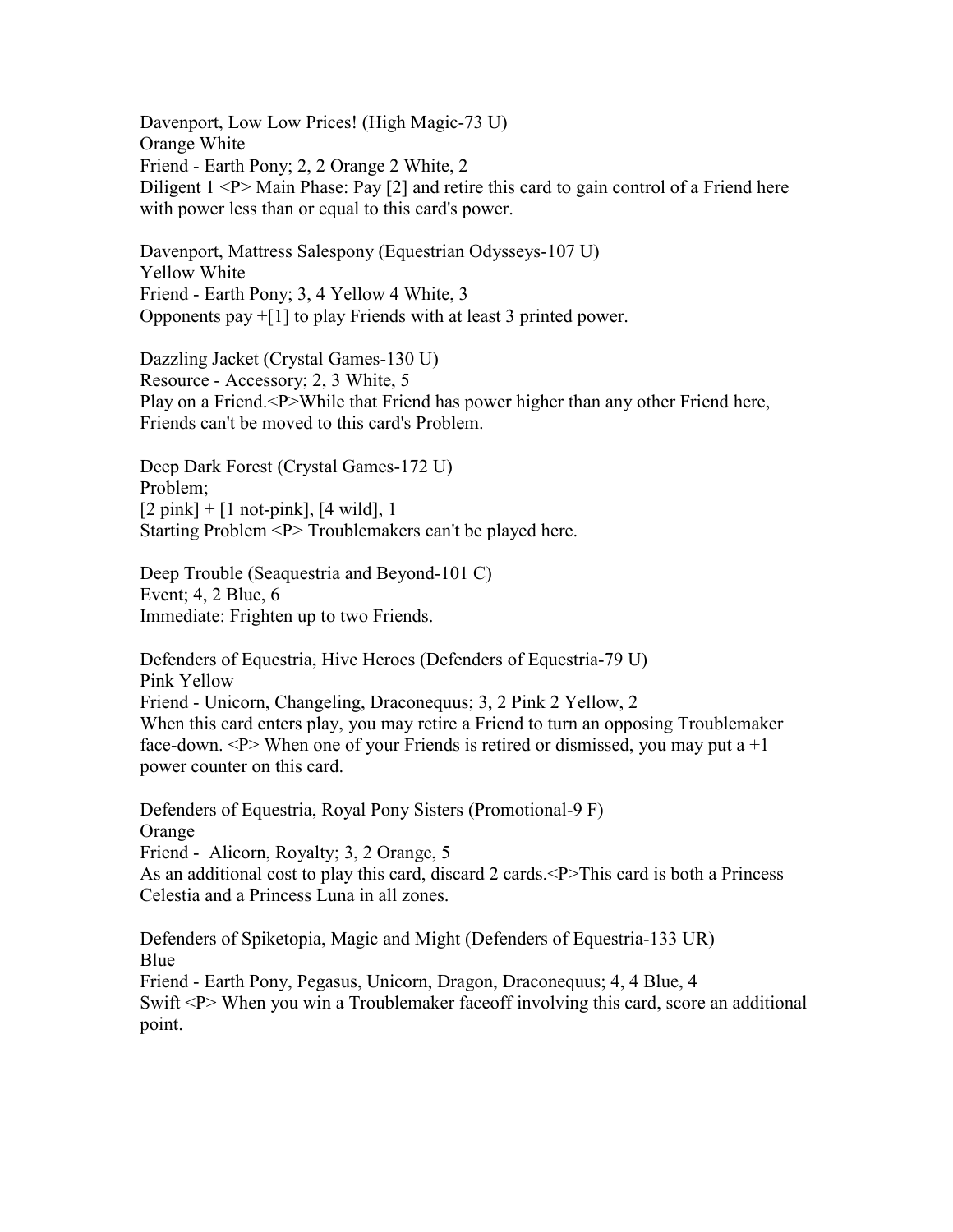Davenport, Low Low Prices! (High Magic-73 U)
Orange White
Friend - Earth Pony; 2, 2 Orange 2 White, 2
Diligent 1 <P> Main Phase: Pay [2] and retire this card to gain control of a Friend here with power less than or equal to this card's power.

Davenport, Mattress Salespony (Equestrian Odysseys-107 U)
Yellow White
Friend - Earth Pony; 3, 4 Yellow 4 White, 3
Opponents pay +[1] to play Friends with at least 3 printed power.

Dazzling Jacket (Crystal Games-130 U)
Resource - Accessory; 2, 3 White, 5
Play on a Friend.<P>While that Friend has power higher than any other Friend here, Friends can't be moved to this card's Problem.

Deep Dark Forest (Crystal Games-172 U)
Problem;
[2 pink] + [1 not-pink], [4 wild], 1
Starting Problem <P> Troublemakers can't be played here.

Deep Trouble (Seaquestria and Beyond-101 C)
Event; 4, 2 Blue, 6
Immediate: Frighten up to two Friends.

Defenders of Equestria, Hive Heroes (Defenders of Equestria-79 U)
Pink Yellow
Friend - Unicorn, Changeling, Draconequus; 3, 2 Pink 2 Yellow, 2
When this card enters play, you may retire a Friend to turn an opposing Troublemaker face-down. <P> When one of your Friends is retired or dismissed, you may put a +1 power counter on this card.

Defenders of Equestria, Royal Pony Sisters (Promotional-9 F)
Orange
Friend - Alicorn, Royalty; 3, 2 Orange, 5
As an additional cost to play this card, discard 2 cards.<P>This card is both a Princess Celestia and a Princess Luna in all zones.

Defenders of Spiketopia, Magic and Might (Defenders of Equestria-133 UR)
Blue
Friend - Earth Pony, Pegasus, Unicorn, Dragon, Draconequus; 4, 4 Blue, 4
Swift <P> When you win a Troublemaker faceoff involving this card, score an additional point.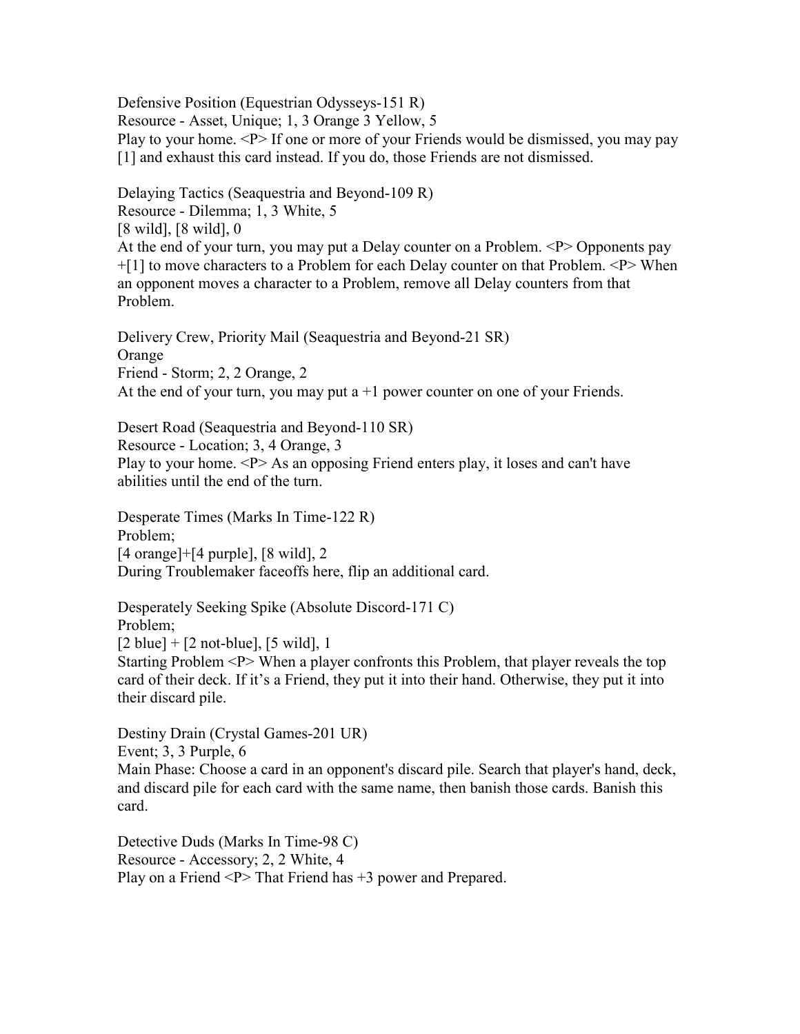Defensive Position (Equestrian Odysseys-151 R)
Resource - Asset, Unique; 1, 3 Orange 3 Yellow, 5
Play to your home. <P> If one or more of your Friends would be dismissed, you may pay [1] and exhaust this card instead. If you do, those Friends are not dismissed.

Delaying Tactics (Seaquestria and Beyond-109 R)
Resource - Dilemma; 1, 3 White, 5
[8 wild], [8 wild], 0
At the end of your turn, you may put a Delay counter on a Problem. <P> Opponents pay +[1] to move characters to a Problem for each Delay counter on that Problem. <P> When an opponent moves a character to a Problem, remove all Delay counters from that Problem.

Delivery Crew, Priority Mail (Seaquestria and Beyond-21 SR)
Orange
Friend - Storm; 2, 2 Orange, 2
At the end of your turn, you may put a +1 power counter on one of your Friends.

Desert Road (Seaquestria and Beyond-110 SR)
Resource - Location; 3, 4 Orange, 3
Play to your home. <P> As an opposing Friend enters play, it loses and can't have abilities until the end of the turn.

Desperate Times (Marks In Time-122 R)
Problem;
[4 orange]+[4 purple], [8 wild], 2
During Troublemaker faceoffs here, flip an additional card.

Desperately Seeking Spike (Absolute Discord-171 C)
Problem;
[2 blue] + [2 not-blue], [5 wild], 1
Starting Problem <P> When a player confronts this Problem, that player reveals the top card of their deck. If it's a Friend, they put it into their hand. Otherwise, they put it into their discard pile.

Destiny Drain (Crystal Games-201 UR)
Event; 3, 3 Purple, 6
Main Phase: Choose a card in an opponent's discard pile. Search that player's hand, deck, and discard pile for each card with the same name, then banish those cards. Banish this card.

Detective Duds (Marks In Time-98 C)
Resource - Accessory; 2, 2 White, 4
Play on a Friend <P> That Friend has +3 power and Prepared.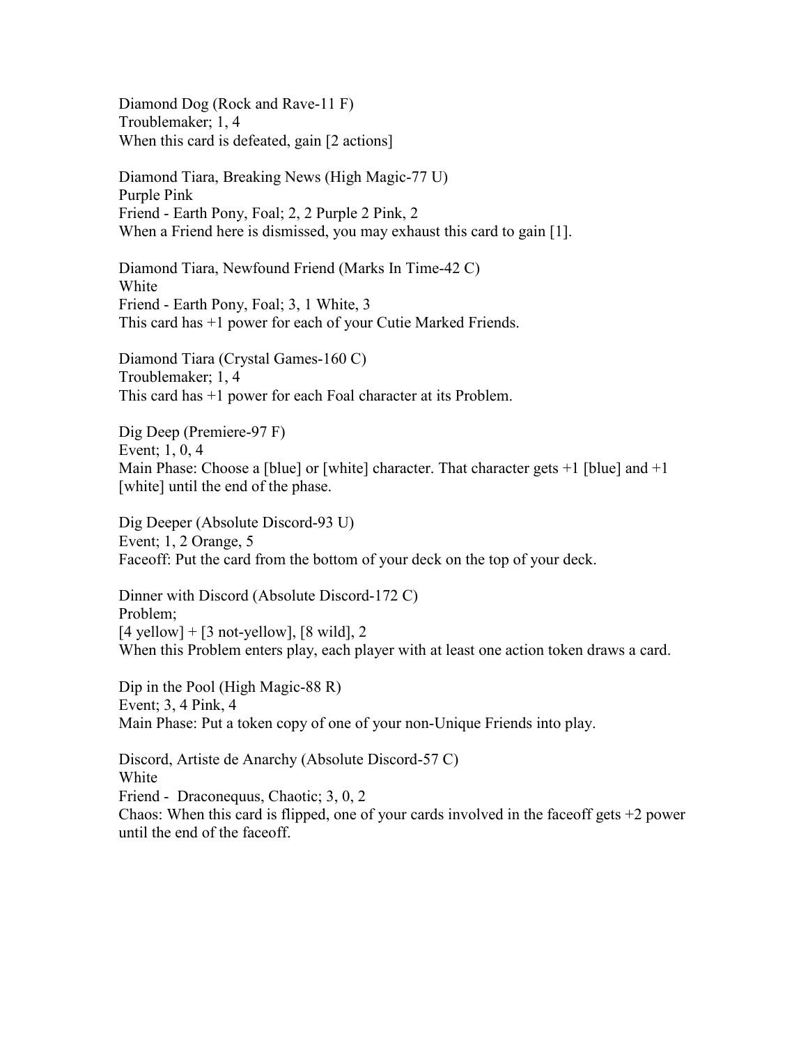Diamond Dog (Rock and Rave-11 F)
Troublemaker; 1, 4
When this card is defeated, gain [2 actions]

Diamond Tiara, Breaking News (High Magic-77 U)
Purple Pink
Friend - Earth Pony, Foal; 2, 2 Purple 2 Pink, 2
When a Friend here is dismissed, you may exhaust this card to gain [1].

Diamond Tiara, Newfound Friend (Marks In Time-42 C)
White
Friend - Earth Pony, Foal; 3, 1 White, 3
This card has +1 power for each of your Cutie Marked Friends.

Diamond Tiara (Crystal Games-160 C)
Troublemaker; 1, 4
This card has +1 power for each Foal character at its Problem.

Dig Deep (Premiere-97 F)
Event; 1, 0, 4
Main Phase: Choose a [blue] or [white] character. That character gets +1 [blue] and +1 [white] until the end of the phase.

Dig Deeper (Absolute Discord-93 U)
Event; 1, 2 Orange, 5
Faceoff: Put the card from the bottom of your deck on the top of your deck.

Dinner with Discord (Absolute Discord-172 C)
Problem;
[4 yellow] + [3 not-yellow], [8 wild], 2
When this Problem enters play, each player with at least one action token draws a card.

Dip in the Pool (High Magic-88 R)
Event; 3, 4 Pink, 4
Main Phase: Put a token copy of one of your non-Unique Friends into play.

Discord, Artiste de Anarchy (Absolute Discord-57 C)
White
Friend - Draconequus, Chaotic; 3, 0, 2
Chaos: When this card is flipped, one of your cards involved in the faceoff gets +2 power until the end of the faceoff.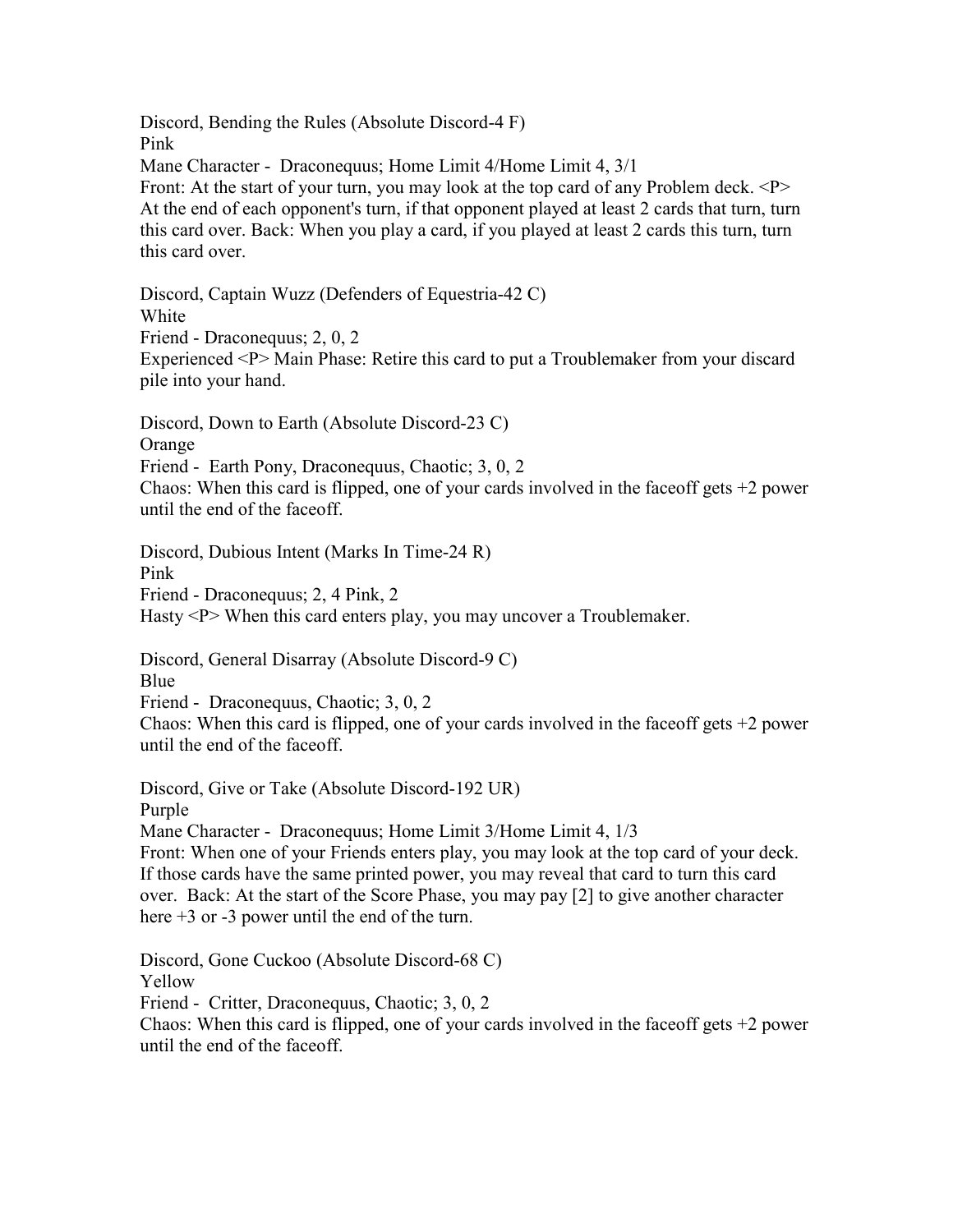Discord, Bending the Rules (Absolute Discord-4 F)
Pink
Mane Character - Draconequus; Home Limit 4/Home Limit 4, 3/1
Front: At the start of your turn, you may look at the top card of any Problem deck. <P> At the end of each opponent's turn, if that opponent played at least 2 cards that turn, turn this card over. Back: When you play a card, if you played at least 2 cards this turn, turn this card over.

Discord, Captain Wuzz (Defenders of Equestria-42 C)
White
Friend - Draconequus; 2, 0, 2
Experienced <P> Main Phase: Retire this card to put a Troublemaker from your discard pile into your hand.

Discord, Down to Earth (Absolute Discord-23 C)
Orange
Friend - Earth Pony, Draconequus, Chaotic; 3, 0, 2
Chaos: When this card is flipped, one of your cards involved in the faceoff gets +2 power until the end of the faceoff.

Discord, Dubious Intent (Marks In Time-24 R)
Pink
Friend - Draconequus; 2, 4 Pink, 2
Hasty <P> When this card enters play, you may uncover a Troublemaker.

Discord, General Disarray (Absolute Discord-9 C)
Blue
Friend - Draconequus, Chaotic; 3, 0, 2
Chaos: When this card is flipped, one of your cards involved in the faceoff gets +2 power until the end of the faceoff.

Discord, Give or Take (Absolute Discord-192 UR)
Purple
Mane Character - Draconequus; Home Limit 3/Home Limit 4, 1/3
Front: When one of your Friends enters play, you may look at the top card of your deck. If those cards have the same printed power, you may reveal that card to turn this card over. Back: At the start of the Score Phase, you may pay [2] to give another character here +3 or -3 power until the end of the turn.

Discord, Gone Cuckoo (Absolute Discord-68 C)
Yellow
Friend - Critter, Draconequus, Chaotic; 3, 0, 2
Chaos: When this card is flipped, one of your cards involved in the faceoff gets +2 power until the end of the faceoff.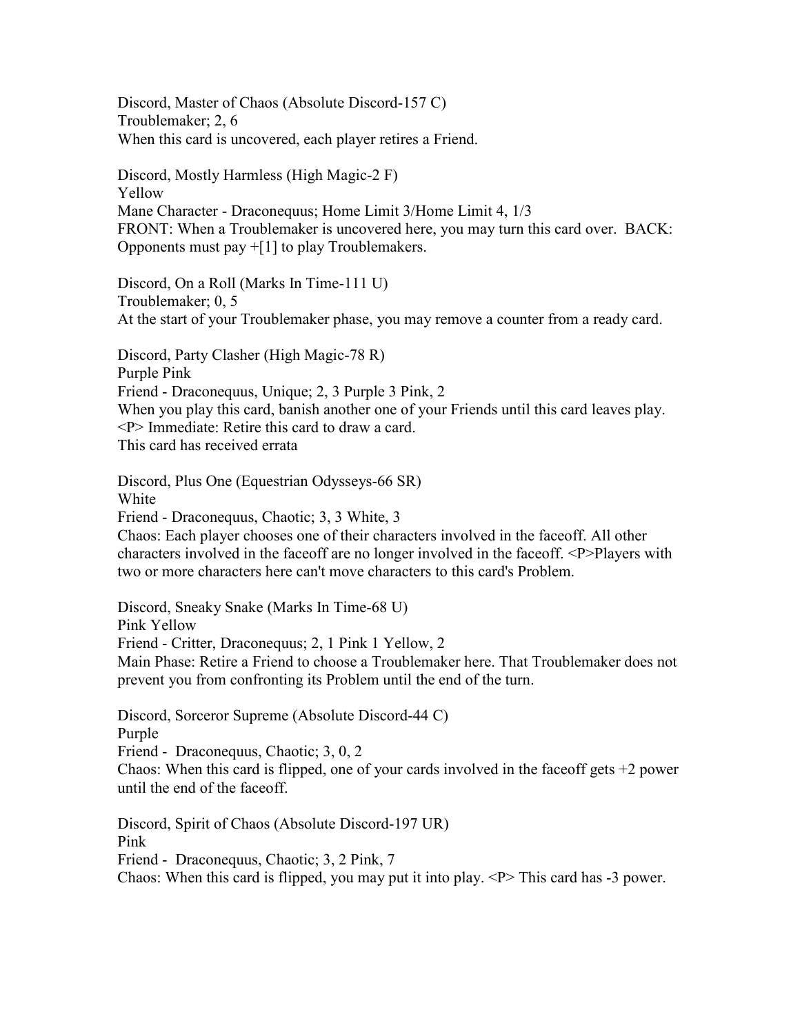Discord, Master of Chaos (Absolute Discord-157 C)
Troublemaker; 2, 6
When this card is uncovered, each player retires a Friend.

Discord, Mostly Harmless (High Magic-2 F)
Yellow
Mane Character - Draconequus; Home Limit 3/Home Limit 4, 1/3
FRONT: When a Troublemaker is uncovered here, you may turn this card over. BACK: Opponents must pay +[1] to play Troublemakers.

Discord, On a Roll (Marks In Time-111 U)
Troublemaker; 0, 5
At the start of your Troublemaker phase, you may remove a counter from a ready card.

Discord, Party Clasher (High Magic-78 R)
Purple Pink
Friend - Draconequus, Unique; 2, 3 Purple 3 Pink, 2
When you play this card, banish another one of your Friends until this card leaves play. <P> Immediate: Retire this card to draw a card.
This card has received errata

Discord, Plus One (Equestrian Odysseys-66 SR)
White
Friend - Draconequus, Chaotic; 3, 3 White, 3
Chaos: Each player chooses one of their characters involved in the faceoff. All other characters involved in the faceoff are no longer involved in the faceoff. <P>Players with two or more characters here can't move characters to this card's Problem.

Discord, Sneaky Snake (Marks In Time-68 U)
Pink Yellow
Friend - Critter, Draconequus; 2, 1 Pink 1 Yellow, 2
Main Phase: Retire a Friend to choose a Troublemaker here. That Troublemaker does not prevent you from confronting its Problem until the end of the turn.

Discord, Sorceror Supreme (Absolute Discord-44 C)
Purple
Friend - Draconequus, Chaotic; 3, 0, 2
Chaos: When this card is flipped, one of your cards involved in the faceoff gets +2 power until the end of the faceoff.

Discord, Spirit of Chaos (Absolute Discord-197 UR)
Pink
Friend - Draconequus, Chaotic; 3, 2 Pink, 7
Chaos: When this card is flipped, you may put it into play. <P> This card has -3 power.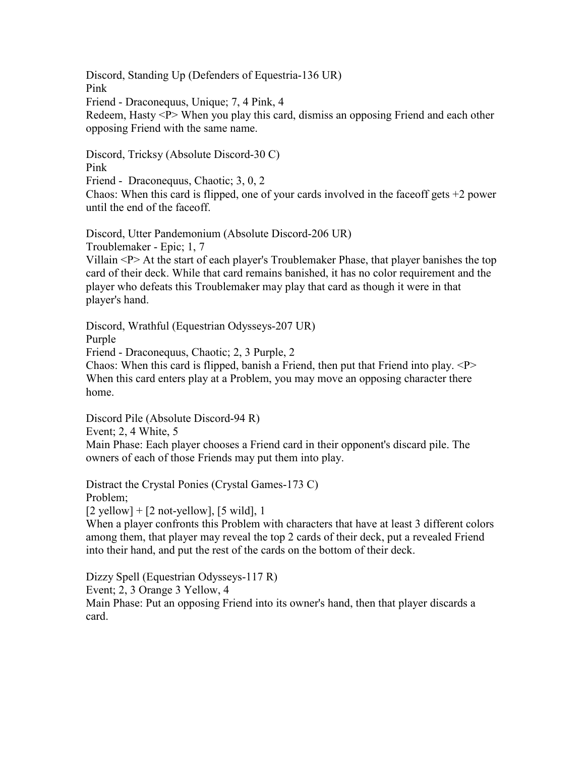Discord, Standing Up (Defenders of Equestria-136 UR)
Pink
Friend - Draconequus, Unique; 7, 4 Pink, 4
Redeem, Hasty <P> When you play this card, dismiss an opposing Friend and each other opposing Friend with the same name.

Discord, Tricksy (Absolute Discord-30 C)
Pink
Friend -  Draconequus, Chaotic; 3, 0, 2
Chaos: When this card is flipped, one of your cards involved in the faceoff gets +2 power until the end of the faceoff.

Discord, Utter Pandemonium (Absolute Discord-206 UR)
Troublemaker - Epic; 1, 7
Villain <P> At the start of each player's Troublemaker Phase, that player banishes the top card of their deck. While that card remains banished, it has no color requirement and the player who defeats this Troublemaker may play that card as though it were in that player's hand.

Discord, Wrathful (Equestrian Odysseys-207 UR)
Purple
Friend - Draconequus, Chaotic; 2, 3 Purple, 2
Chaos: When this card is flipped, banish a Friend, then put that Friend into play. <P> When this card enters play at a Problem, you may move an opposing character there home.

Discord Pile (Absolute Discord-94 R)
Event; 2, 4 White, 5
Main Phase: Each player chooses a Friend card in their opponent's discard pile. The owners of each of those Friends may put them into play.

Distract the Crystal Ponies (Crystal Games-173 C)
Problem;
[2 yellow] + [2 not-yellow], [5 wild], 1
When a player confronts this Problem with characters that have at least 3 different colors among them, that player may reveal the top 2 cards of their deck, put a revealed Friend into their hand, and put the rest of the cards on the bottom of their deck.

Dizzy Spell (Equestrian Odysseys-117 R)
Event; 2, 3 Orange 3 Yellow, 4
Main Phase: Put an opposing Friend into its owner's hand, then that player discards a card.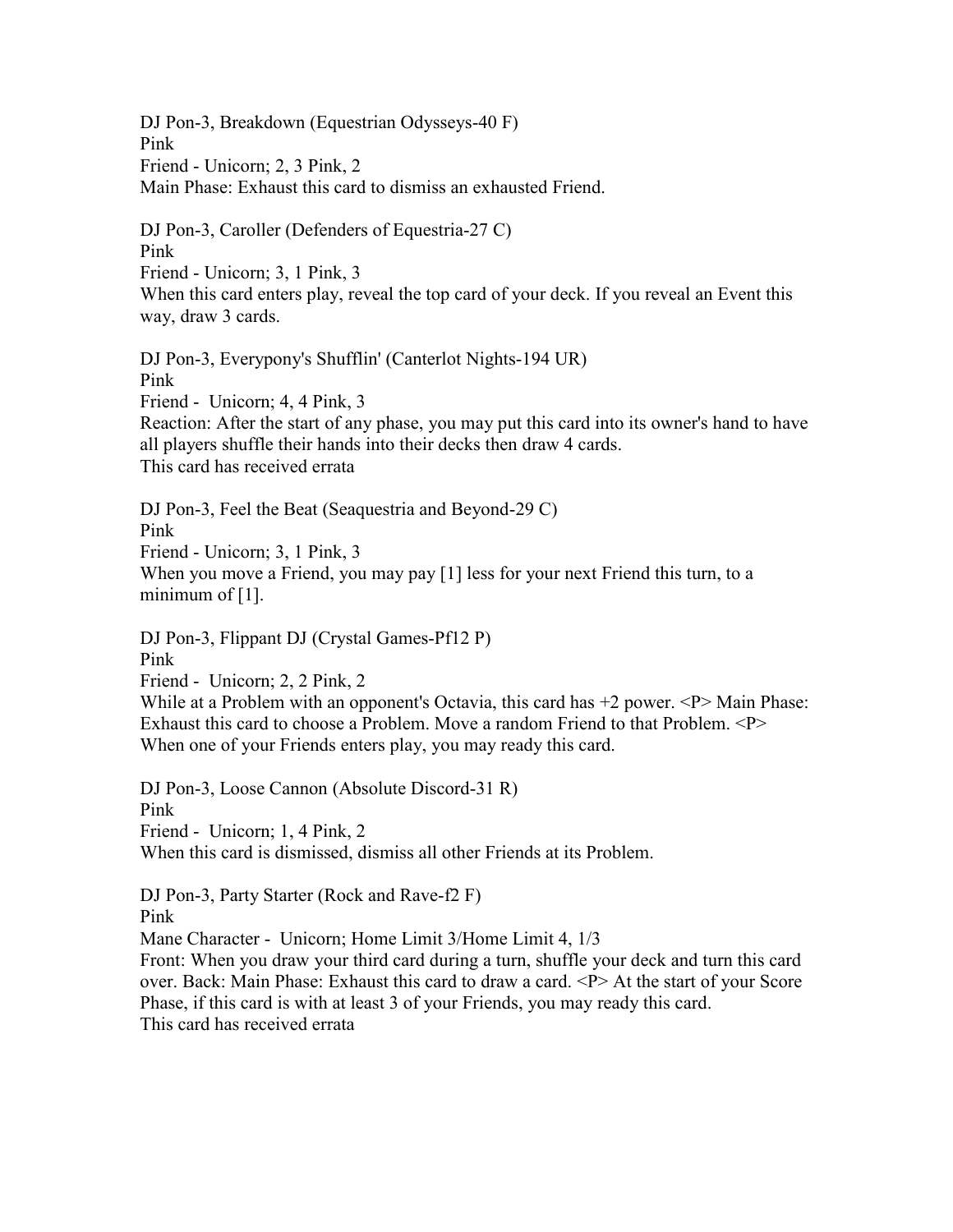DJ Pon-3, Breakdown (Equestrian Odysseys-40 F)
Pink
Friend - Unicorn; 2, 3 Pink, 2
Main Phase: Exhaust this card to dismiss an exhausted Friend.

DJ Pon-3, Caroller (Defenders of Equestria-27 C)
Pink
Friend - Unicorn; 3, 1 Pink, 3
When this card enters play, reveal the top card of your deck. If you reveal an Event this way, draw 3 cards.

DJ Pon-3, Everypony's Shufflin' (Canterlot Nights-194 UR)
Pink
Friend - Unicorn; 4, 4 Pink, 3
Reaction: After the start of any phase, you may put this card into its owner's hand to have all players shuffle their hands into their decks then draw 4 cards.
This card has received errata

DJ Pon-3, Feel the Beat (Seaquestria and Beyond-29 C)
Pink
Friend - Unicorn; 3, 1 Pink, 3
When you move a Friend, you may pay [1] less for your next Friend this turn, to a minimum of [1].

DJ Pon-3, Flippant DJ (Crystal Games-Pf12 P)
Pink
Friend - Unicorn; 2, 2 Pink, 2
While at a Problem with an opponent's Octavia, this card has +2 power. <P> Main Phase: Exhaust this card to choose a Problem. Move a random Friend to that Problem. <P> When one of your Friends enters play, you may ready this card.

DJ Pon-3, Loose Cannon (Absolute Discord-31 R)
Pink
Friend - Unicorn; 1, 4 Pink, 2
When this card is dismissed, dismiss all other Friends at its Problem.

DJ Pon-3, Party Starter (Rock and Rave-f2 F)
Pink
Mane Character - Unicorn; Home Limit 3/Home Limit 4, 1/3
Front: When you draw your third card during a turn, shuffle your deck and turn this card over. Back: Main Phase: Exhaust this card to draw a card. <P> At the start of your Score Phase, if this card is with at least 3 of your Friends, you may ready this card.
This card has received errata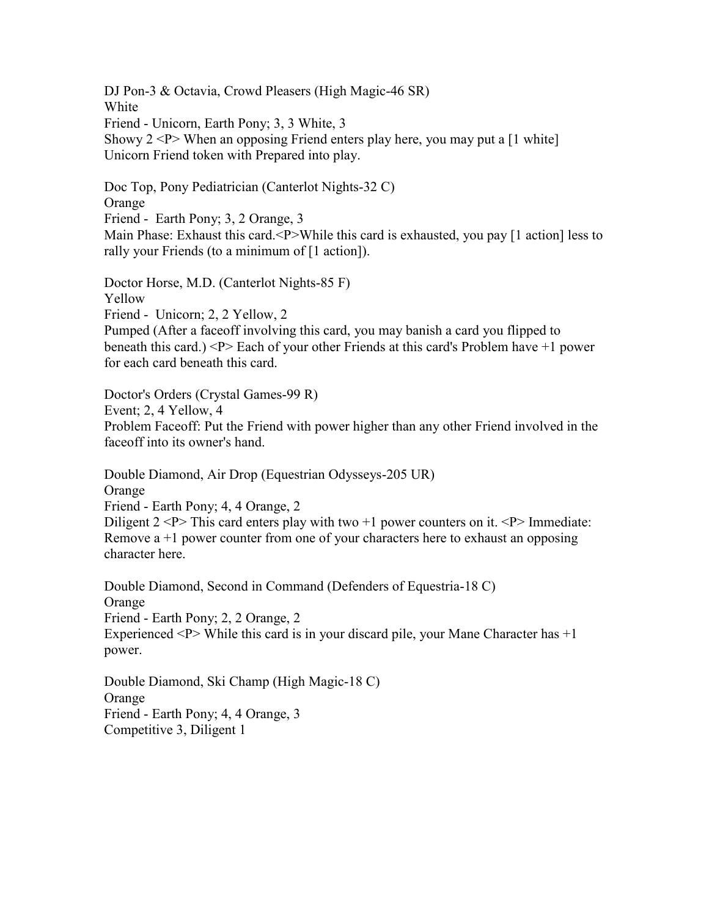DJ Pon-3 & Octavia, Crowd Pleasers (High Magic-46 SR)
White
Friend - Unicorn, Earth Pony; 3, 3 White, 3
Showy 2 <P> When an opposing Friend enters play here, you may put a [1 white] Unicorn Friend token with Prepared into play.

Doc Top, Pony Pediatrician (Canterlot Nights-32 C)
Orange
Friend -  Earth Pony; 3, 2 Orange, 3
Main Phase: Exhaust this card.<P>While this card is exhausted, you pay [1 action] less to rally your Friends (to a minimum of [1 action]).

Doctor Horse, M.D. (Canterlot Nights-85 F)
Yellow
Friend -  Unicorn; 2, 2 Yellow, 2
Pumped (After a faceoff involving this card, you may banish a card you flipped to beneath this card.) <P> Each of your other Friends at this card's Problem have +1 power for each card beneath this card.

Doctor's Orders (Crystal Games-99 R)
Event; 2, 4 Yellow, 4
Problem Faceoff: Put the Friend with power higher than any other Friend involved in the faceoff into its owner's hand.

Double Diamond, Air Drop (Equestrian Odysseys-205 UR)
Orange
Friend - Earth Pony; 4, 4 Orange, 2
Diligent 2 <P> This card enters play with two +1 power counters on it. <P> Immediate: Remove a +1 power counter from one of your characters here to exhaust an opposing character here.

Double Diamond, Second in Command (Defenders of Equestria-18 C)
Orange
Friend - Earth Pony; 2, 2 Orange, 2
Experienced <P> While this card is in your discard pile, your Mane Character has +1 power.

Double Diamond, Ski Champ (High Magic-18 C)
Orange
Friend - Earth Pony; 4, 4 Orange, 3
Competitive 3, Diligent 1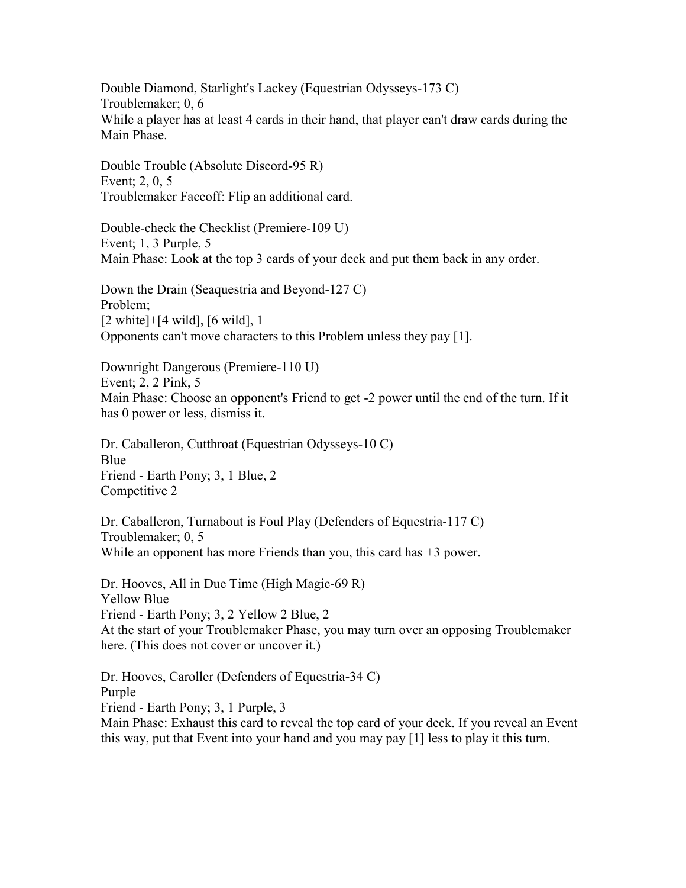Double Diamond, Starlight's Lackey (Equestrian Odysseys-173 C)
Troublemaker; 0, 6
While a player has at least 4 cards in their hand, that player can't draw cards during the Main Phase.

Double Trouble (Absolute Discord-95 R)
Event; 2, 0, 5
Troublemaker Faceoff: Flip an additional card.

Double-check the Checklist (Premiere-109 U)
Event; 1, 3 Purple, 5
Main Phase: Look at the top 3 cards of your deck and put them back in any order.

Down the Drain (Seaquestria and Beyond-127 C)
Problem;
[2 white]+[4 wild], [6 wild], 1
Opponents can't move characters to this Problem unless they pay [1].

Downright Dangerous (Premiere-110 U)
Event; 2, 2 Pink, 5
Main Phase: Choose an opponent's Friend to get -2 power until the end of the turn. If it has 0 power or less, dismiss it.

Dr. Caballeron, Cutthroat (Equestrian Odysseys-10 C)
Blue
Friend - Earth Pony; 3, 1 Blue, 2
Competitive 2

Dr. Caballeron, Turnabout is Foul Play (Defenders of Equestria-117 C)
Troublemaker; 0, 5
While an opponent has more Friends than you, this card has +3 power.

Dr. Hooves, All in Due Time (High Magic-69 R)
Yellow Blue
Friend - Earth Pony; 3, 2 Yellow 2 Blue, 2
At the start of your Troublemaker Phase, you may turn over an opposing Troublemaker here. (This does not cover or uncover it.)

Dr. Hooves, Caroller (Defenders of Equestria-34 C)
Purple
Friend - Earth Pony; 3, 1 Purple, 3
Main Phase: Exhaust this card to reveal the top card of your deck. If you reveal an Event this way, put that Event into your hand and you may pay [1] less to play it this turn.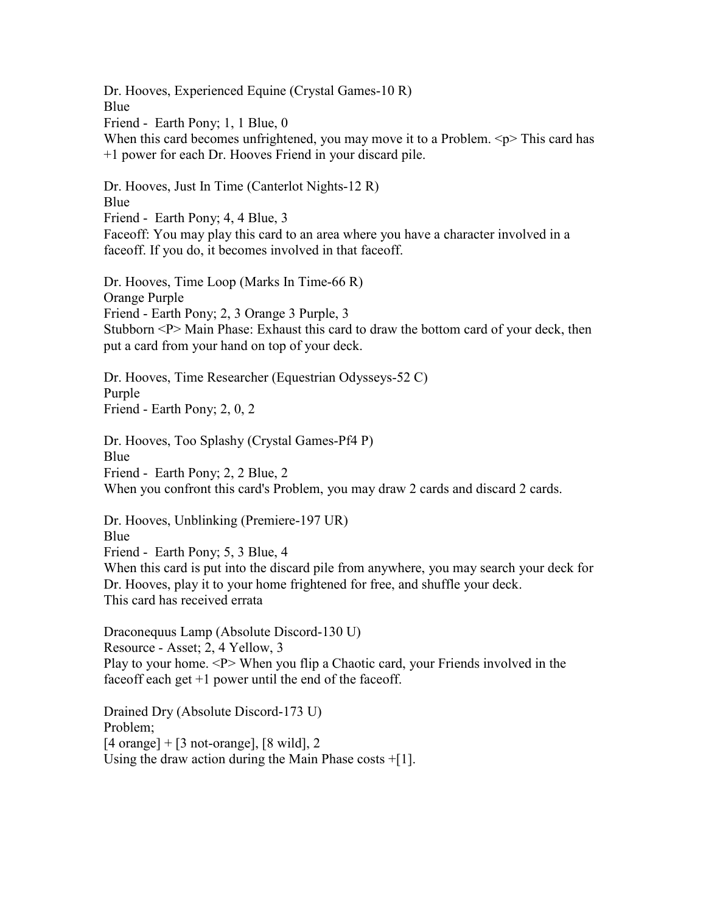Dr. Hooves, Experienced Equine (Crystal Games-10 R)
Blue
Friend - Earth Pony; 1, 1 Blue, 0
When this card becomes unfrightened, you may move it to a Problem. <p> This card has +1 power for each Dr. Hooves Friend in your discard pile.

Dr. Hooves, Just In Time (Canterlot Nights-12 R)
Blue
Friend - Earth Pony; 4, 4 Blue, 3
Faceoff: You may play this card to an area where you have a character involved in a faceoff. If you do, it becomes involved in that faceoff.

Dr. Hooves, Time Loop (Marks In Time-66 R)
Orange Purple
Friend - Earth Pony; 2, 3 Orange 3 Purple, 3
Stubborn <P> Main Phase: Exhaust this card to draw the bottom card of your deck, then put a card from your hand on top of your deck.

Dr. Hooves, Time Researcher (Equestrian Odysseys-52 C)
Purple
Friend - Earth Pony; 2, 0, 2

Dr. Hooves, Too Splashy (Crystal Games-Pf4 P)
Blue
Friend - Earth Pony; 2, 2 Blue, 2
When you confront this card's Problem, you may draw 2 cards and discard 2 cards.

Dr. Hooves, Unblinking (Premiere-197 UR)
Blue
Friend - Earth Pony; 5, 3 Blue, 4
When this card is put into the discard pile from anywhere, you may search your deck for Dr. Hooves, play it to your home frightened for free, and shuffle your deck.
This card has received errata

Draconequus Lamp (Absolute Discord-130 U)
Resource - Asset; 2, 4 Yellow, 3
Play to your home. <P> When you flip a Chaotic card, your Friends involved in the faceoff each get +1 power until the end of the faceoff.

Drained Dry (Absolute Discord-173 U)
Problem;
[4 orange] + [3 not-orange], [8 wild], 2
Using the draw action during the Main Phase costs +[1].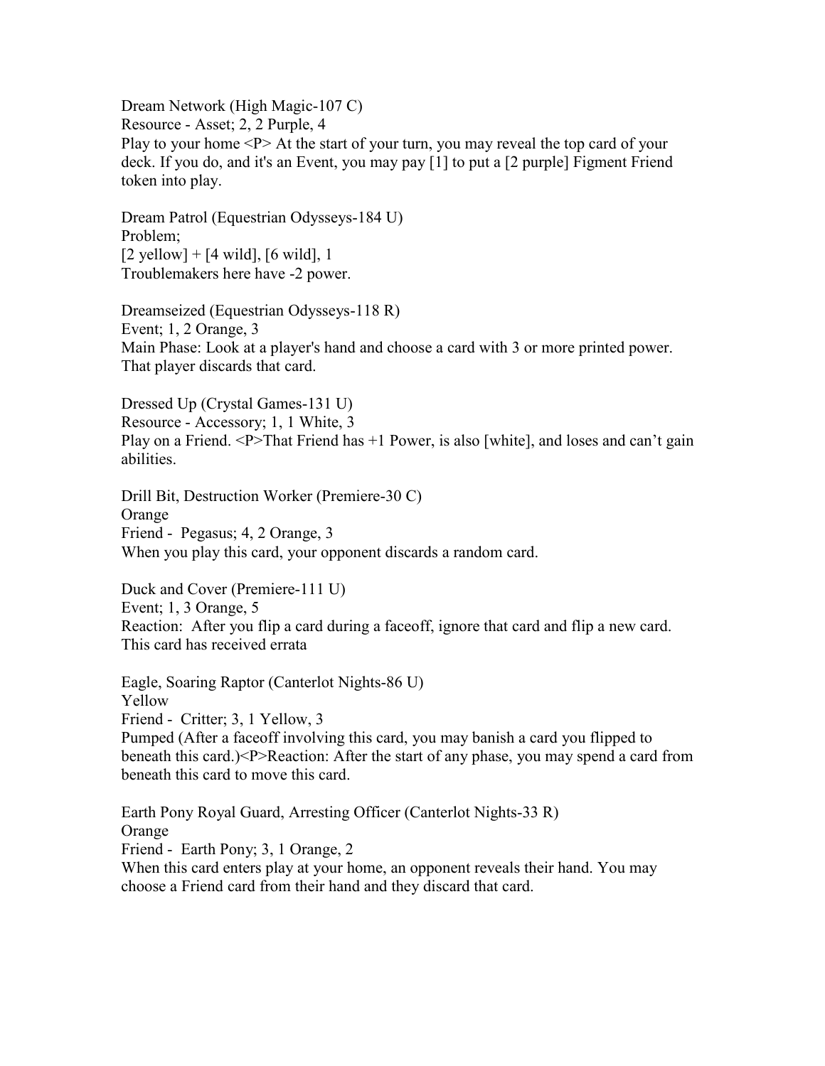Dream Network (High Magic-107 C)
Resource - Asset; 2, 2 Purple, 4
Play to your home <P> At the start of your turn, you may reveal the top card of your deck. If you do, and it's an Event, you may pay [1] to put a [2 purple] Figment Friend token into play.

Dream Patrol (Equestrian Odysseys-184 U)
Problem;
[2 yellow] + [4 wild], [6 wild], 1
Troublemakers here have -2 power.

Dreamseized (Equestrian Odysseys-118 R)
Event; 1, 2 Orange, 3
Main Phase: Look at a player's hand and choose a card with 3 or more printed power. That player discards that card.

Dressed Up (Crystal Games-131 U)
Resource - Accessory; 1, 1 White, 3
Play on a Friend. <P>That Friend has +1 Power, is also [white], and loses and can't gain abilities.

Drill Bit, Destruction Worker (Premiere-30 C)
Orange
Friend - Pegasus; 4, 2 Orange, 3
When you play this card, your opponent discards a random card.

Duck and Cover (Premiere-111 U)
Event; 1, 3 Orange, 5
Reaction: After you flip a card during a faceoff, ignore that card and flip a new card.
This card has received errata

Eagle, Soaring Raptor (Canterlot Nights-86 U)
Yellow
Friend - Critter; 3, 1 Yellow, 3
Pumped (After a faceoff involving this card, you may banish a card you flipped to beneath this card.)<P>Reaction: After the start of any phase, you may spend a card from beneath this card to move this card.

Earth Pony Royal Guard, Arresting Officer (Canterlot Nights-33 R)
Orange
Friend - Earth Pony; 3, 1 Orange, 2
When this card enters play at your home, an opponent reveals their hand. You may choose a Friend card from their hand and they discard that card.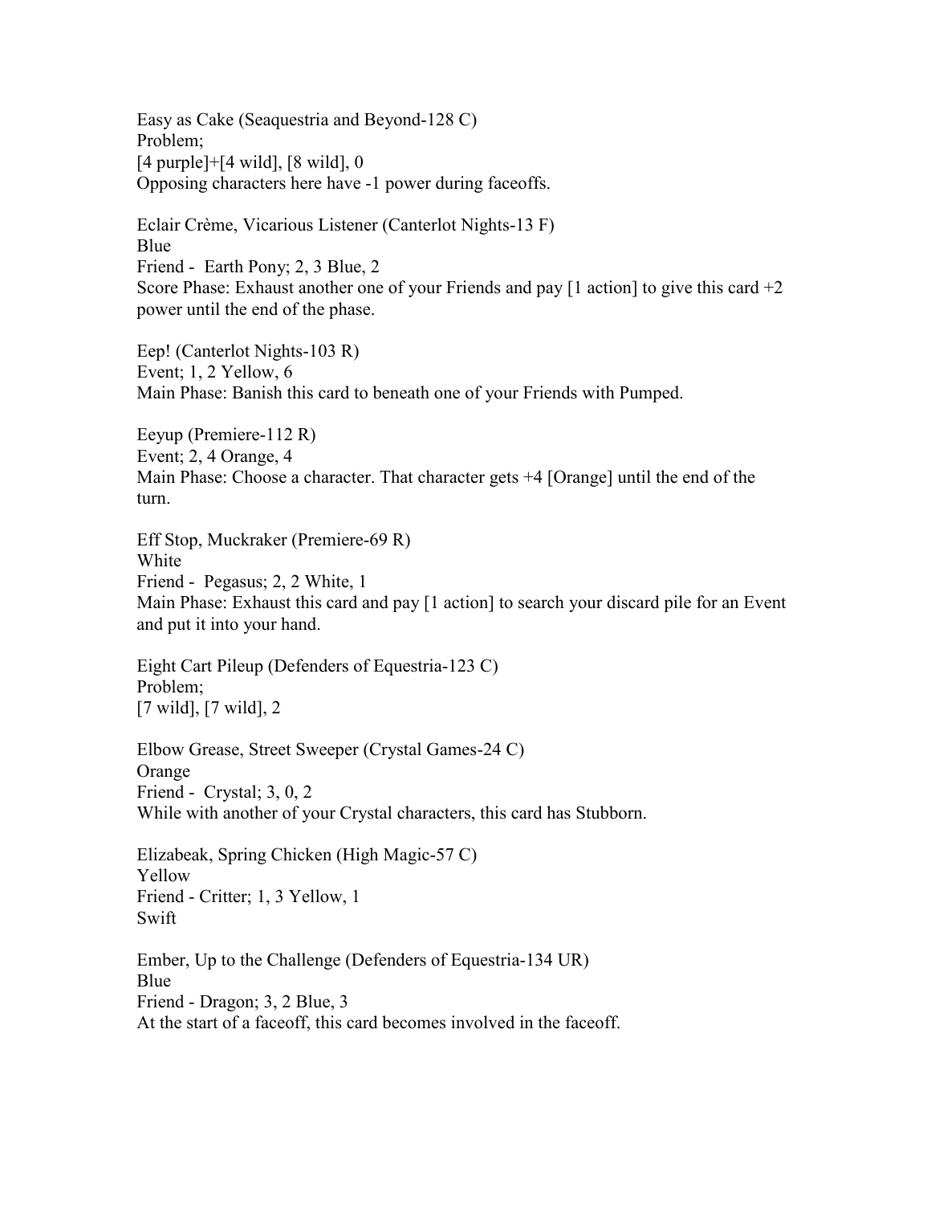Easy as Cake (Seaquestria and Beyond-128 C)
Problem;
[4 purple]+[4 wild], [8 wild], 0
Opposing characters here have -1 power during faceoffs.

Eclair Crème, Vicarious Listener (Canterlot Nights-13 F)
Blue
Friend - Earth Pony; 2, 3 Blue, 2
Score Phase: Exhaust another one of your Friends and pay [1 action] to give this card +2 power until the end of the phase.

Eep! (Canterlot Nights-103 R)
Event; 1, 2 Yellow, 6
Main Phase: Banish this card to beneath one of your Friends with Pumped.

Eeyup (Premiere-112 R)
Event; 2, 4 Orange, 4
Main Phase: Choose a character. That character gets +4 [Orange] until the end of the turn.

Eff Stop, Muckraker (Premiere-69 R)
White
Friend - Pegasus; 2, 2 White, 1
Main Phase: Exhaust this card and pay [1 action] to search your discard pile for an Event and put it into your hand.

Eight Cart Pileup (Defenders of Equestria-123 C)
Problem;
[7 wild], [7 wild], 2

Elbow Grease, Street Sweeper (Crystal Games-24 C)
Orange
Friend - Crystal; 3, 0, 2
While with another of your Crystal characters, this card has Stubborn.

Elizabeak, Spring Chicken (High Magic-57 C)
Yellow
Friend - Critter; 1, 3 Yellow, 1
Swift

Ember, Up to the Challenge (Defenders of Equestria-134 UR)
Blue
Friend - Dragon; 3, 2 Blue, 3
At the start of a faceoff, this card becomes involved in the faceoff.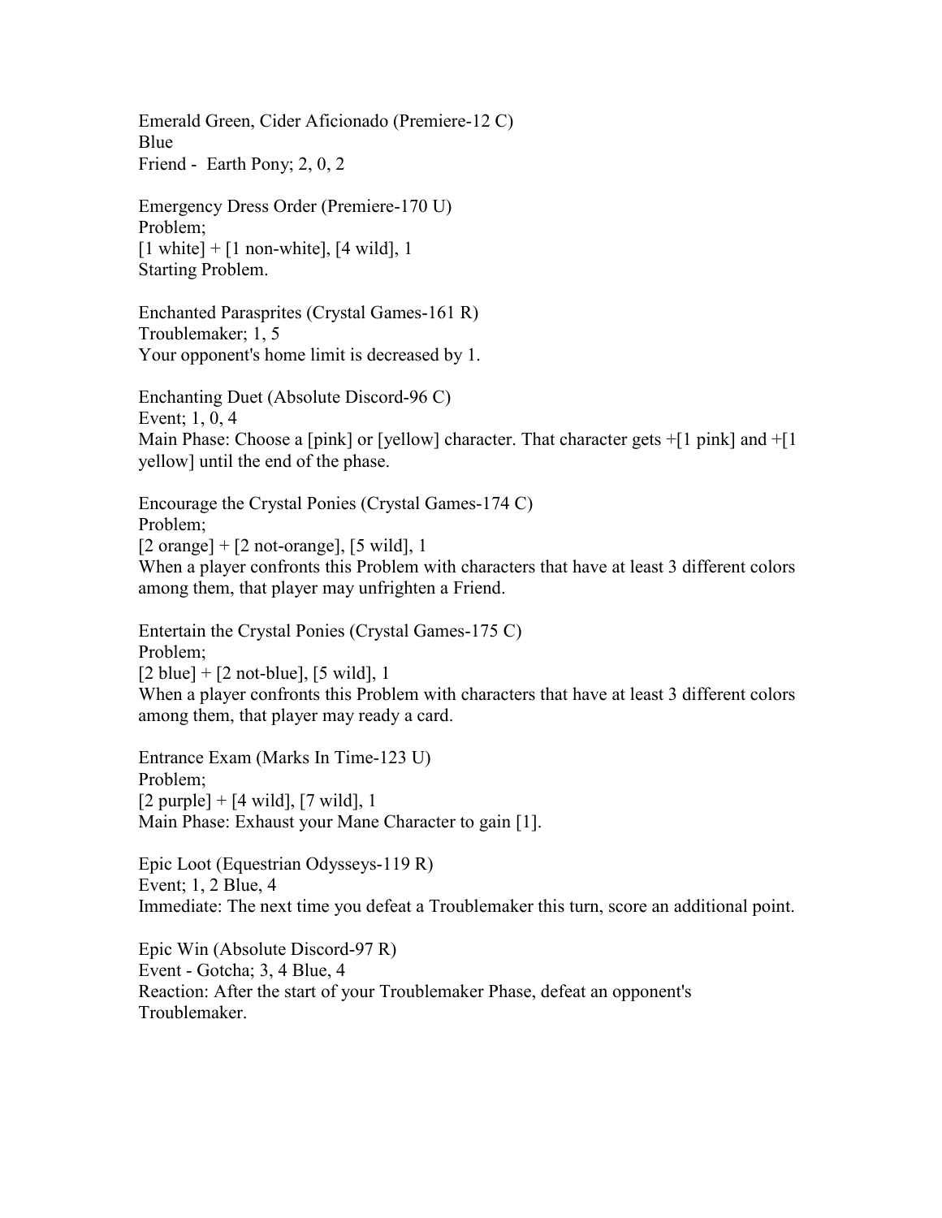Emerald Green, Cider Aficionado (Premiere-12 C)
Blue
Friend - Earth Pony; 2, 0, 2

Emergency Dress Order (Premiere-170 U)
Problem;
[1 white] + [1 non-white], [4 wild], 1
Starting Problem.

Enchanted Parasprites (Crystal Games-161 R)
Troublemaker; 1, 5
Your opponent's home limit is decreased by 1.

Enchanting Duet (Absolute Discord-96 C)
Event; 1, 0, 4
Main Phase: Choose a [pink] or [yellow] character. That character gets +[1 pink] and +[1 yellow] until the end of the phase.

Encourage the Crystal Ponies (Crystal Games-174 C)
Problem;
[2 orange] + [2 not-orange], [5 wild], 1
When a player confronts this Problem with characters that have at least 3 different colors among them, that player may unfrighten a Friend.

Entertain the Crystal Ponies (Crystal Games-175 C)
Problem;
[2 blue] + [2 not-blue], [5 wild], 1
When a player confronts this Problem with characters that have at least 3 different colors among them, that player may ready a card.

Entrance Exam (Marks In Time-123 U)
Problem;
[2 purple] + [4 wild], [7 wild], 1
Main Phase: Exhaust your Mane Character to gain [1].

Epic Loot (Equestrian Odysseys-119 R)
Event; 1, 2 Blue, 4
Immediate: The next time you defeat a Troublemaker this turn, score an additional point.

Epic Win (Absolute Discord-97 R)
Event - Gotcha; 3, 4 Blue, 4
Reaction: After the start of your Troublemaker Phase, defeat an opponent's Troublemaker.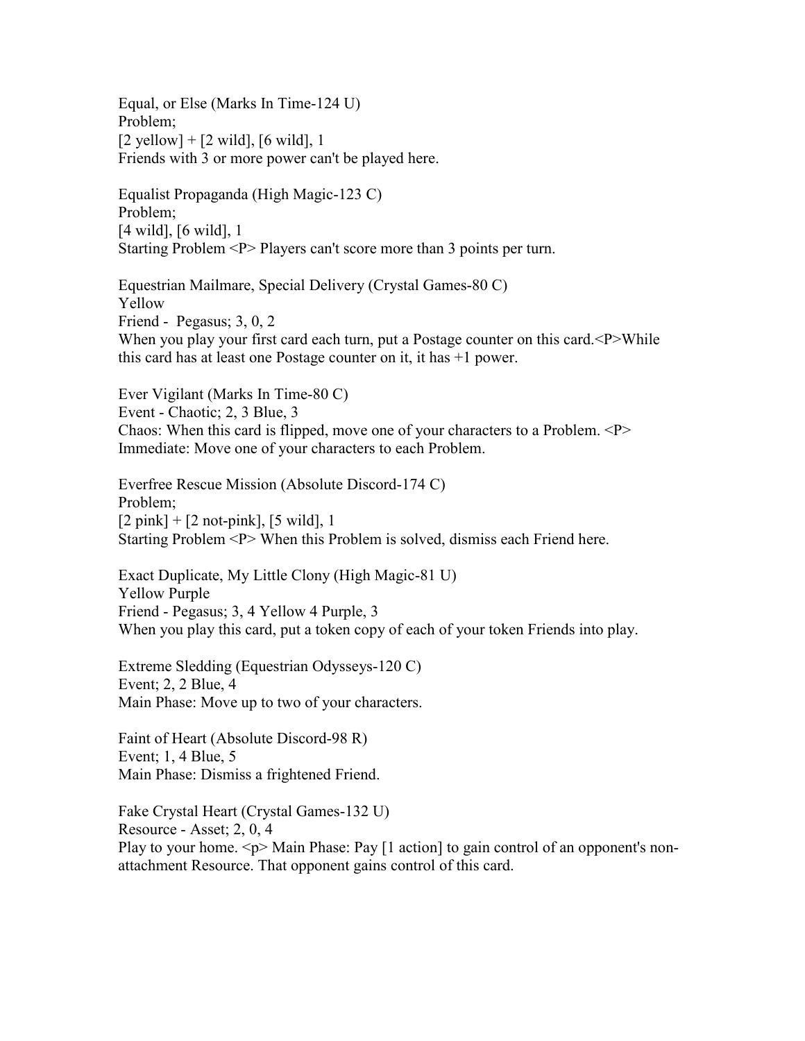Equal, or Else (Marks In Time-124 U)
Problem;
[2 yellow] + [2 wild], [6 wild], 1
Friends with 3 or more power can't be played here.

Equalist Propaganda (High Magic-123 C)
Problem;
[4 wild], [6 wild], 1
Starting Problem <P> Players can't score more than 3 points per turn.

Equestrian Mailmare, Special Delivery (Crystal Games-80 C)
Yellow
Friend - Pegasus; 3, 0, 2
When you play your first card each turn, put a Postage counter on this card.<P>While this card has at least one Postage counter on it, it has +1 power.

Ever Vigilant (Marks In Time-80 C)
Event - Chaotic; 2, 3 Blue, 3
Chaos: When this card is flipped, move one of your characters to a Problem. <P> Immediate: Move one of your characters to each Problem.

Everfree Rescue Mission (Absolute Discord-174 C)
Problem;
[2 pink] + [2 not-pink], [5 wild], 1
Starting Problem <P> When this Problem is solved, dismiss each Friend here.

Exact Duplicate, My Little Clony (High Magic-81 U)
Yellow Purple
Friend - Pegasus; 3, 4 Yellow 4 Purple, 3
When you play this card, put a token copy of each of your token Friends into play.

Extreme Sledding (Equestrian Odysseys-120 C)
Event; 2, 2 Blue, 4
Main Phase: Move up to two of your characters.

Faint of Heart (Absolute Discord-98 R)
Event; 1, 4 Blue, 5
Main Phase: Dismiss a frightened Friend.

Fake Crystal Heart (Crystal Games-132 U)
Resource - Asset; 2, 0, 4
Play to your home. <p> Main Phase: Pay [1 action] to gain control of an opponent's non-attachment Resource. That opponent gains control of this card.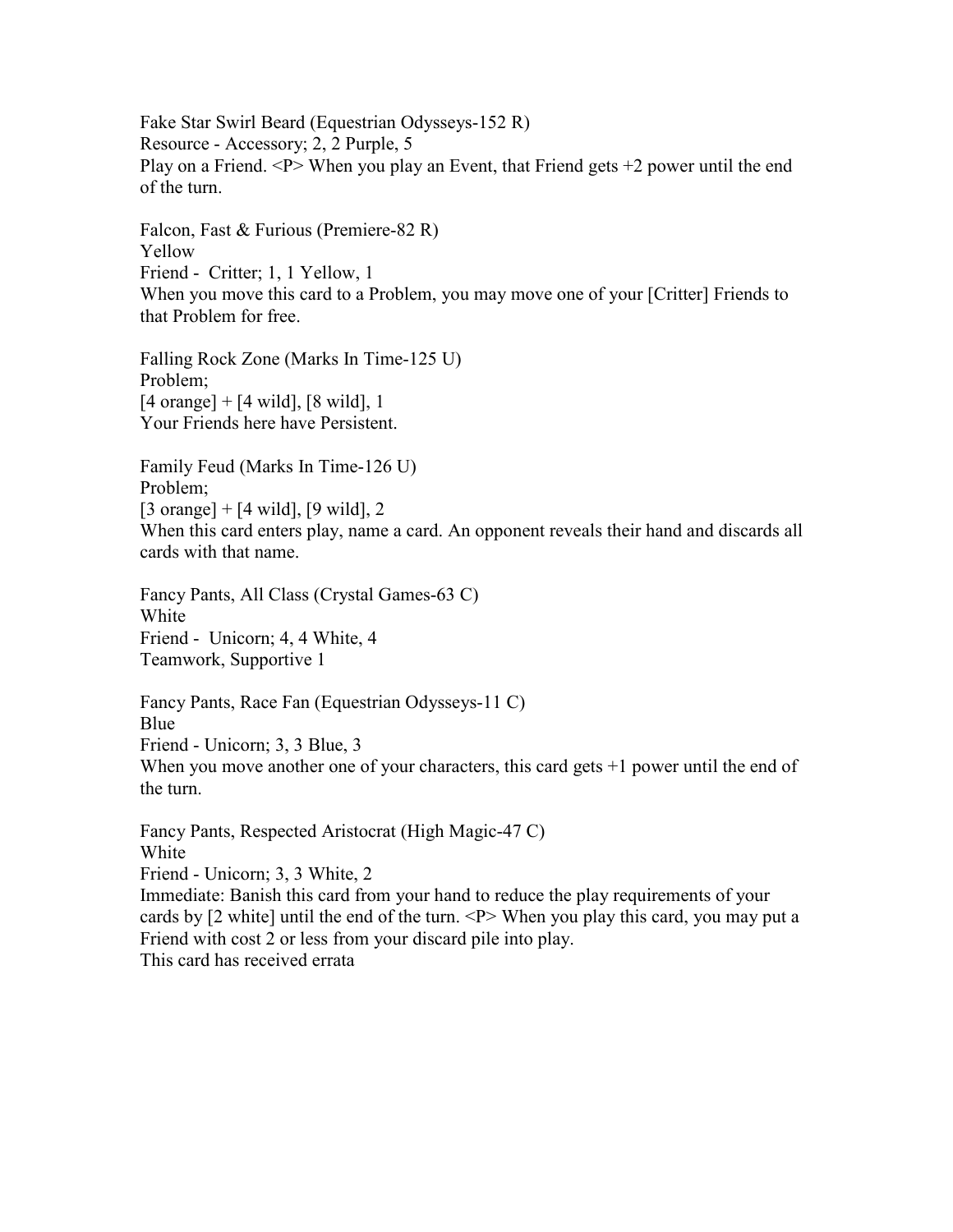Fake Star Swirl Beard (Equestrian Odysseys-152 R)
Resource - Accessory; 2, 2 Purple, 5
Play on a Friend. <P> When you play an Event, that Friend gets +2 power until the end of the turn.

Falcon, Fast & Furious (Premiere-82 R)
Yellow
Friend - Critter; 1, 1 Yellow, 1
When you move this card to a Problem, you may move one of your [Critter] Friends to that Problem for free.

Falling Rock Zone (Marks In Time-125 U)
Problem;
[4 orange] + [4 wild], [8 wild], 1
Your Friends here have Persistent.

Family Feud (Marks In Time-126 U)
Problem;
[3 orange] + [4 wild], [9 wild], 2
When this card enters play, name a card. An opponent reveals their hand and discards all cards with that name.

Fancy Pants, All Class (Crystal Games-63 C)
White
Friend - Unicorn; 4, 4 White, 4
Teamwork, Supportive 1

Fancy Pants, Race Fan (Equestrian Odysseys-11 C)
Blue
Friend - Unicorn; 3, 3 Blue, 3
When you move another one of your characters, this card gets +1 power until the end of the turn.

Fancy Pants, Respected Aristocrat (High Magic-47 C)
White
Friend - Unicorn; 3, 3 White, 2
Immediate: Banish this card from your hand to reduce the play requirements of your cards by [2 white] until the end of the turn. <P> When you play this card, you may put a Friend with cost 2 or less from your discard pile into play.
This card has received errata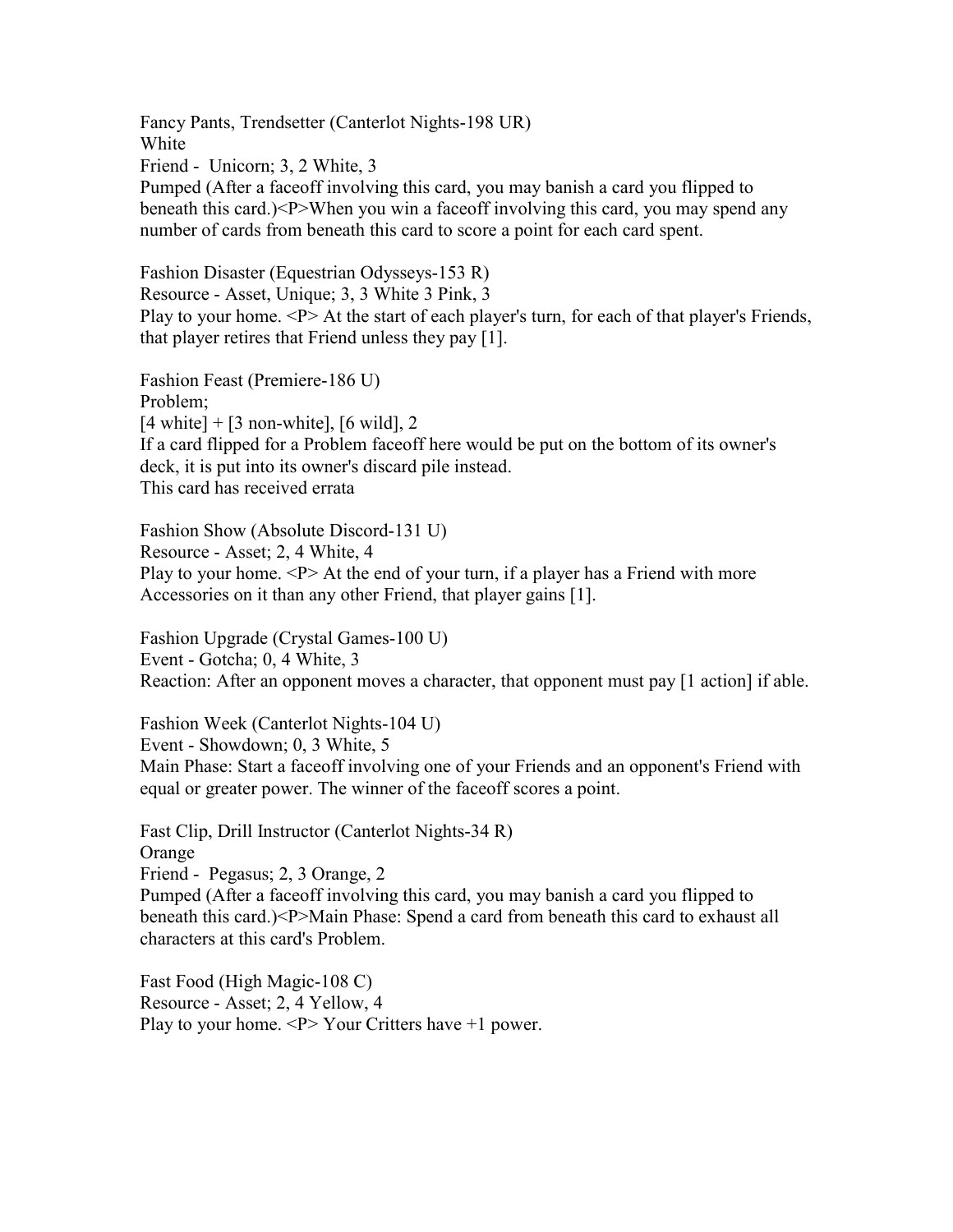Fancy Pants, Trendsetter (Canterlot Nights-198 UR)
White
Friend - Unicorn; 3, 2 White, 3
Pumped (After a faceoff involving this card, you may banish a card you flipped to beneath this card.)<P>When you win a faceoff involving this card, you may spend any number of cards from beneath this card to score a point for each card spent.

Fashion Disaster (Equestrian Odysseys-153 R)
Resource - Asset, Unique; 3, 3 White 3 Pink, 3
Play to your home. <P> At the start of each player's turn, for each of that player's Friends, that player retires that Friend unless they pay [1].

Fashion Feast (Premiere-186 U)
Problem;
[4 white] + [3 non-white], [6 wild], 2
If a card flipped for a Problem faceoff here would be put on the bottom of its owner's deck, it is put into its owner's discard pile instead.
This card has received errata

Fashion Show (Absolute Discord-131 U)
Resource - Asset; 2, 4 White, 4
Play to your home. <P> At the end of your turn, if a player has a Friend with more Accessories on it than any other Friend, that player gains [1].

Fashion Upgrade (Crystal Games-100 U)
Event - Gotcha; 0, 4 White, 3
Reaction: After an opponent moves a character, that opponent must pay [1 action] if able.

Fashion Week (Canterlot Nights-104 U)
Event - Showdown; 0, 3 White, 5
Main Phase: Start a faceoff involving one of your Friends and an opponent's Friend with equal or greater power. The winner of the faceoff scores a point.

Fast Clip, Drill Instructor (Canterlot Nights-34 R)
Orange
Friend - Pegasus; 2, 3 Orange, 2
Pumped (After a faceoff involving this card, you may banish a card you flipped to beneath this card.)<P>Main Phase: Spend a card from beneath this card to exhaust all characters at this card's Problem.

Fast Food (High Magic-108 C)
Resource - Asset; 2, 4 Yellow, 4
Play to your home. <P> Your Critters have +1 power.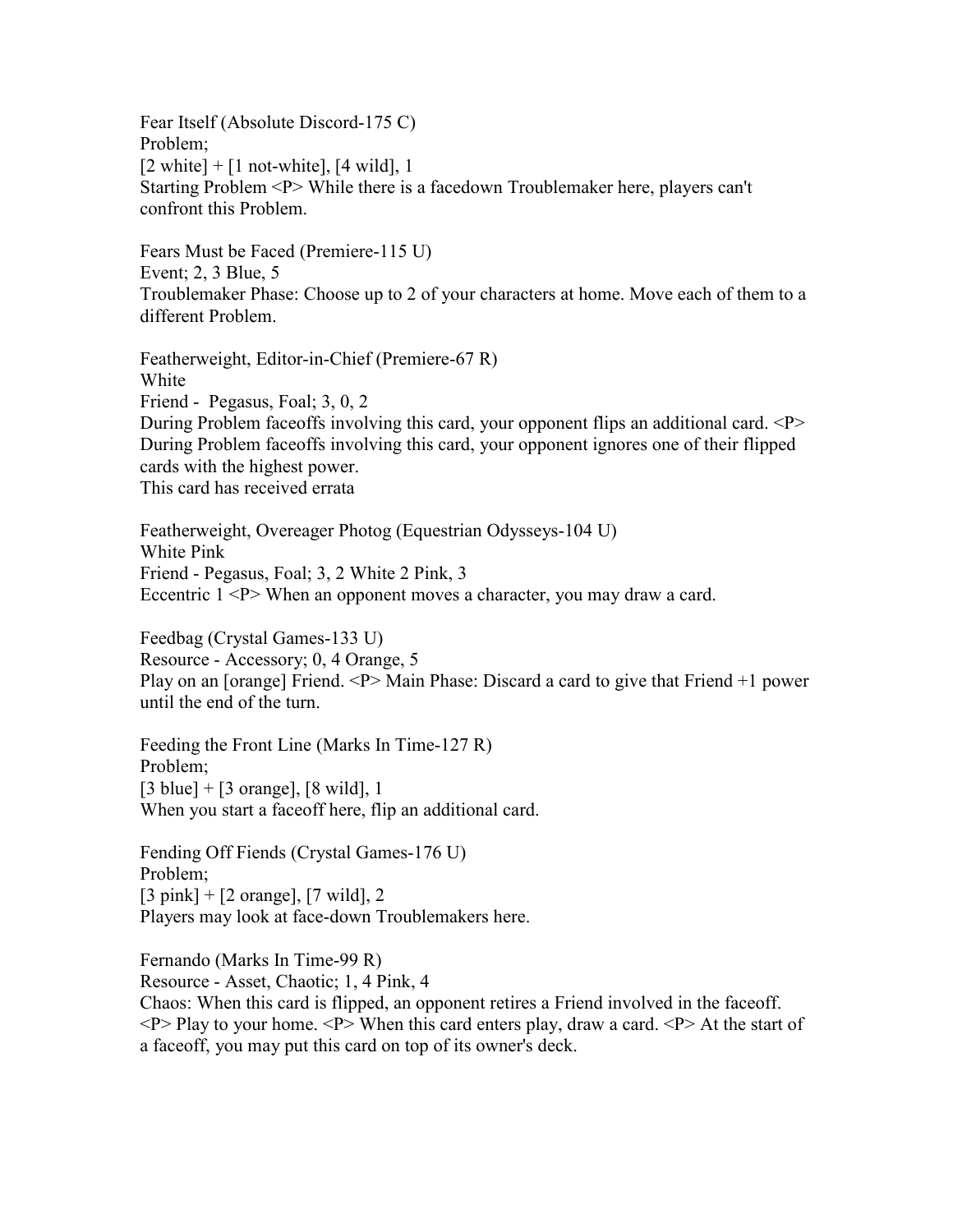Fear Itself (Absolute Discord-175 C)
Problem;
[2 white] + [1 not-white], [4 wild], 1
Starting Problem <P> While there is a facedown Troublemaker here, players can't confront this Problem.

Fears Must be Faced (Premiere-115 U)
Event; 2, 3 Blue, 5
Troublemaker Phase: Choose up to 2 of your characters at home. Move each of them to a different Problem.

Featherweight, Editor-in-Chief (Premiere-67 R)
White
Friend - Pegasus, Foal; 3, 0, 2
During Problem faceoffs involving this card, your opponent flips an additional card. <P> During Problem faceoffs involving this card, your opponent ignores one of their flipped cards with the highest power.
This card has received errata

Featherweight, Overeager Photog (Equestrian Odysseys-104 U)
White Pink
Friend - Pegasus, Foal; 3, 2 White 2 Pink, 3
Eccentric 1 <P> When an opponent moves a character, you may draw a card.

Feedbag (Crystal Games-133 U)
Resource - Accessory; 0, 4 Orange, 5
Play on an [orange] Friend. <P> Main Phase: Discard a card to give that Friend +1 power until the end of the turn.

Feeding the Front Line (Marks In Time-127 R)
Problem;
[3 blue] + [3 orange], [8 wild], 1
When you start a faceoff here, flip an additional card.

Fending Off Fiends (Crystal Games-176 U)
Problem;
[3 pink] + [2 orange], [7 wild], 2
Players may look at face-down Troublemakers here.

Fernando (Marks In Time-99 R)
Resource - Asset, Chaotic; 1, 4 Pink, 4
Chaos: When this card is flipped, an opponent retires a Friend involved in the faceoff. <P> Play to your home. <P> When this card enters play, draw a card. <P> At the start of a faceoff, you may put this card on top of its owner's deck.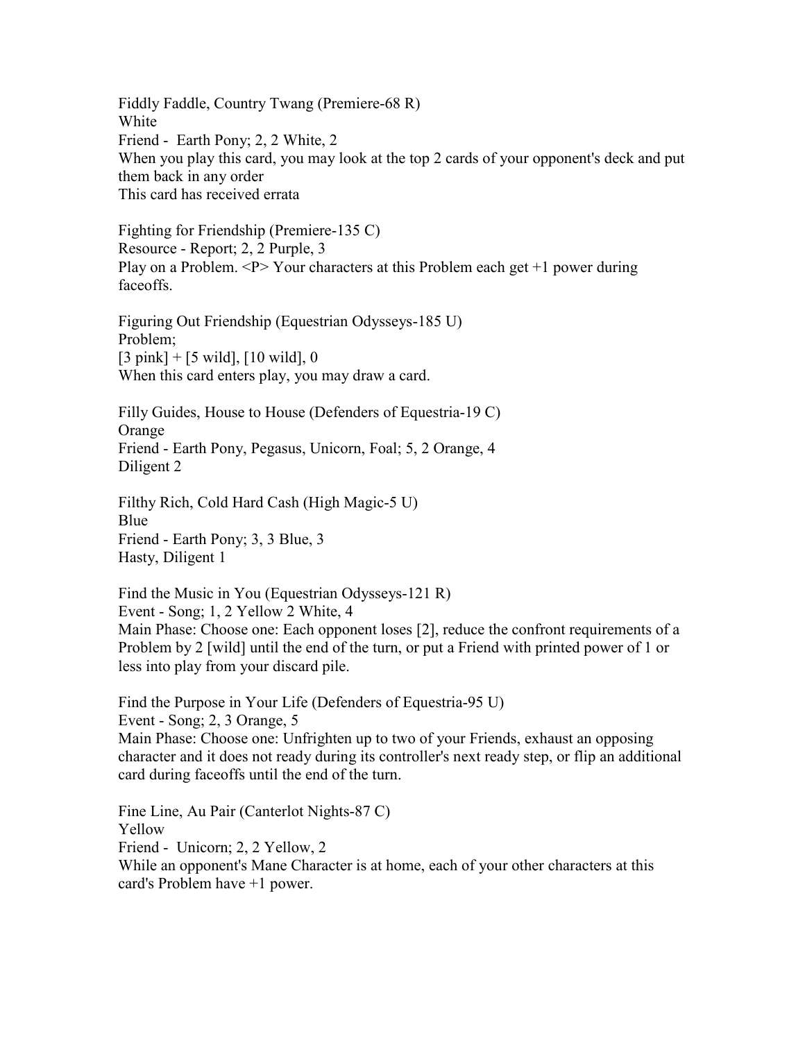Fiddly Faddle, Country Twang (Premiere-68 R)
White
Friend - Earth Pony; 2, 2 White, 2
When you play this card, you may look at the top 2 cards of your opponent's deck and put them back in any order
This card has received errata

Fighting for Friendship (Premiere-135 C)
Resource - Report; 2, 2 Purple, 3
Play on a Problem. <P> Your characters at this Problem each get +1 power during faceoffs.

Figuring Out Friendship (Equestrian Odysseys-185 U)
Problem;
[3 pink] + [5 wild], [10 wild], 0
When this card enters play, you may draw a card.

Filly Guides, House to House (Defenders of Equestria-19 C)
Orange
Friend - Earth Pony, Pegasus, Unicorn, Foal; 5, 2 Orange, 4
Diligent 2

Filthy Rich, Cold Hard Cash (High Magic-5 U)
Blue
Friend - Earth Pony; 3, 3 Blue, 3
Hasty, Diligent 1

Find the Music in You (Equestrian Odysseys-121 R)
Event - Song; 1, 2 Yellow 2 White, 4
Main Phase: Choose one: Each opponent loses [2], reduce the confront requirements of a Problem by 2 [wild] until the end of the turn, or put a Friend with printed power of 1 or less into play from your discard pile.

Find the Purpose in Your Life (Defenders of Equestria-95 U)
Event - Song; 2, 3 Orange, 5
Main Phase: Choose one: Unfrighten up to two of your Friends, exhaust an opposing character and it does not ready during its controller's next ready step, or flip an additional card during faceoffs until the end of the turn.

Fine Line, Au Pair (Canterlot Nights-87 C)
Yellow
Friend - Unicorn; 2, 2 Yellow, 2
While an opponent's Mane Character is at home, each of your other characters at this card's Problem have +1 power.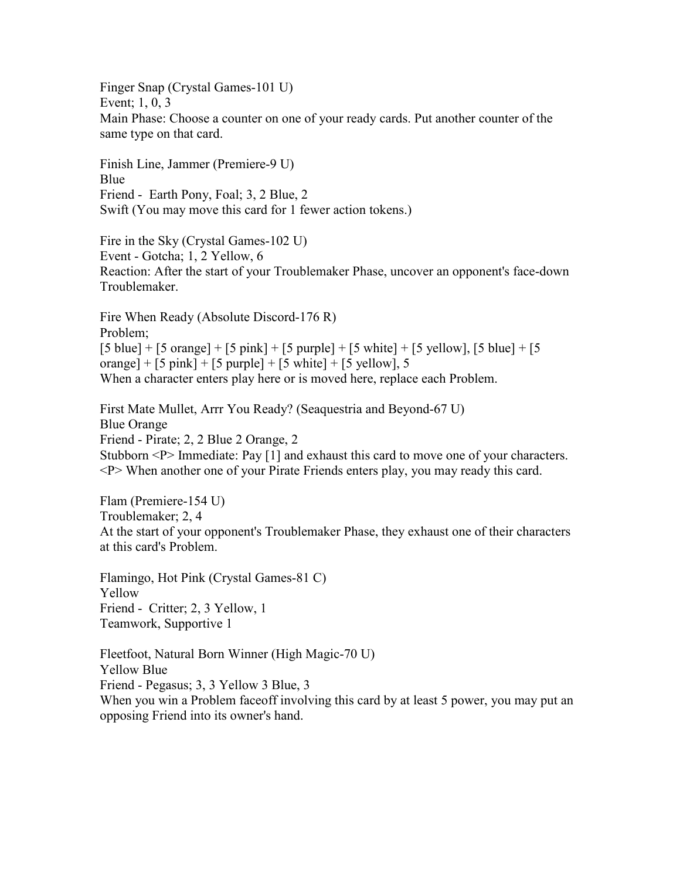Finger Snap (Crystal Games-101 U)
Event; 1, 0, 3
Main Phase: Choose a counter on one of your ready cards. Put another counter of the same type on that card.

Finish Line, Jammer (Premiere-9 U)
Blue
Friend - Earth Pony, Foal; 3, 2 Blue, 2
Swift (You may move this card for 1 fewer action tokens.)

Fire in the Sky (Crystal Games-102 U)
Event - Gotcha; 1, 2 Yellow, 6
Reaction: After the start of your Troublemaker Phase, uncover an opponent's face-down Troublemaker.

Fire When Ready (Absolute Discord-176 R)
Problem;
[5 blue] + [5 orange] + [5 pink] + [5 purple] + [5 white] + [5 yellow], [5 blue] + [5 orange] + [5 pink] + [5 purple] + [5 white] + [5 yellow], 5
When a character enters play here or is moved here, replace each Problem.

First Mate Mullet, Arrr You Ready? (Seaquestria and Beyond-67 U)
Blue Orange
Friend - Pirate; 2, 2 Blue 2 Orange, 2
Stubborn <P> Immediate: Pay [1] and exhaust this card to move one of your characters. <P> When another one of your Pirate Friends enters play, you may ready this card.

Flam (Premiere-154 U)
Troublemaker; 2, 4
At the start of your opponent's Troublemaker Phase, they exhaust one of their characters at this card's Problem.

Flamingo, Hot Pink (Crystal Games-81 C)
Yellow
Friend - Critter; 2, 3 Yellow, 1
Teamwork, Supportive 1

Fleetfoot, Natural Born Winner (High Magic-70 U)
Yellow Blue
Friend - Pegasus; 3, 3 Yellow 3 Blue, 3
When you win a Problem faceoff involving this card by at least 5 power, you may put an opposing Friend into its owner's hand.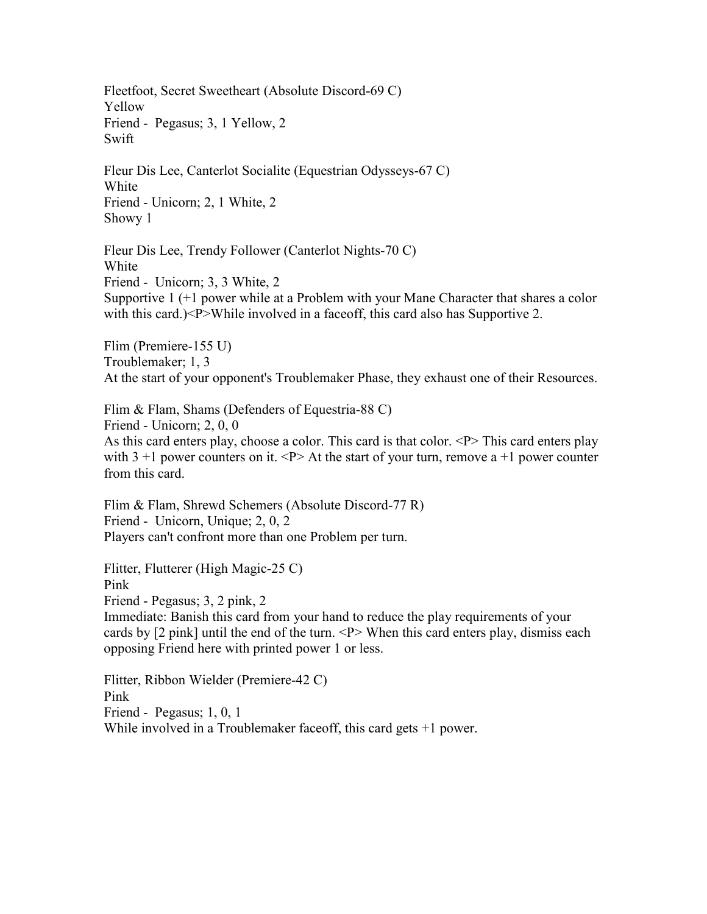Fleetfoot, Secret Sweetheart (Absolute Discord-69 C)
Yellow
Friend - Pegasus; 3, 1 Yellow, 2
Swift

Fleur Dis Lee, Canterlot Socialite (Equestrian Odysseys-67 C)
White
Friend - Unicorn; 2, 1 White, 2
Showy 1

Fleur Dis Lee, Trendy Follower (Canterlot Nights-70 C)
White
Friend - Unicorn; 3, 3 White, 2
Supportive 1 (+1 power while at a Problem with your Mane Character that shares a color with this card.)<P>While involved in a faceoff, this card also has Supportive 2.

Flim (Premiere-155 U)
Troublemaker; 1, 3
At the start of your opponent's Troublemaker Phase, they exhaust one of their Resources.

Flim & Flam, Shams (Defenders of Equestria-88 C)
Friend - Unicorn; 2, 0, 0
As this card enters play, choose a color. This card is that color. <P> This card enters play with 3 +1 power counters on it. <P> At the start of your turn, remove a +1 power counter from this card.

Flim & Flam, Shrewd Schemers (Absolute Discord-77 R)
Friend - Unicorn, Unique; 2, 0, 2
Players can't confront more than one Problem per turn.

Flitter, Flutterer (High Magic-25 C)
Pink
Friend - Pegasus; 3, 2 pink, 2
Immediate: Banish this card from your hand to reduce the play requirements of your cards by [2 pink] until the end of the turn. <P> When this card enters play, dismiss each opposing Friend here with printed power 1 or less.

Flitter, Ribbon Wielder (Premiere-42 C)
Pink
Friend - Pegasus; 1, 0, 1
While involved in a Troublemaker faceoff, this card gets +1 power.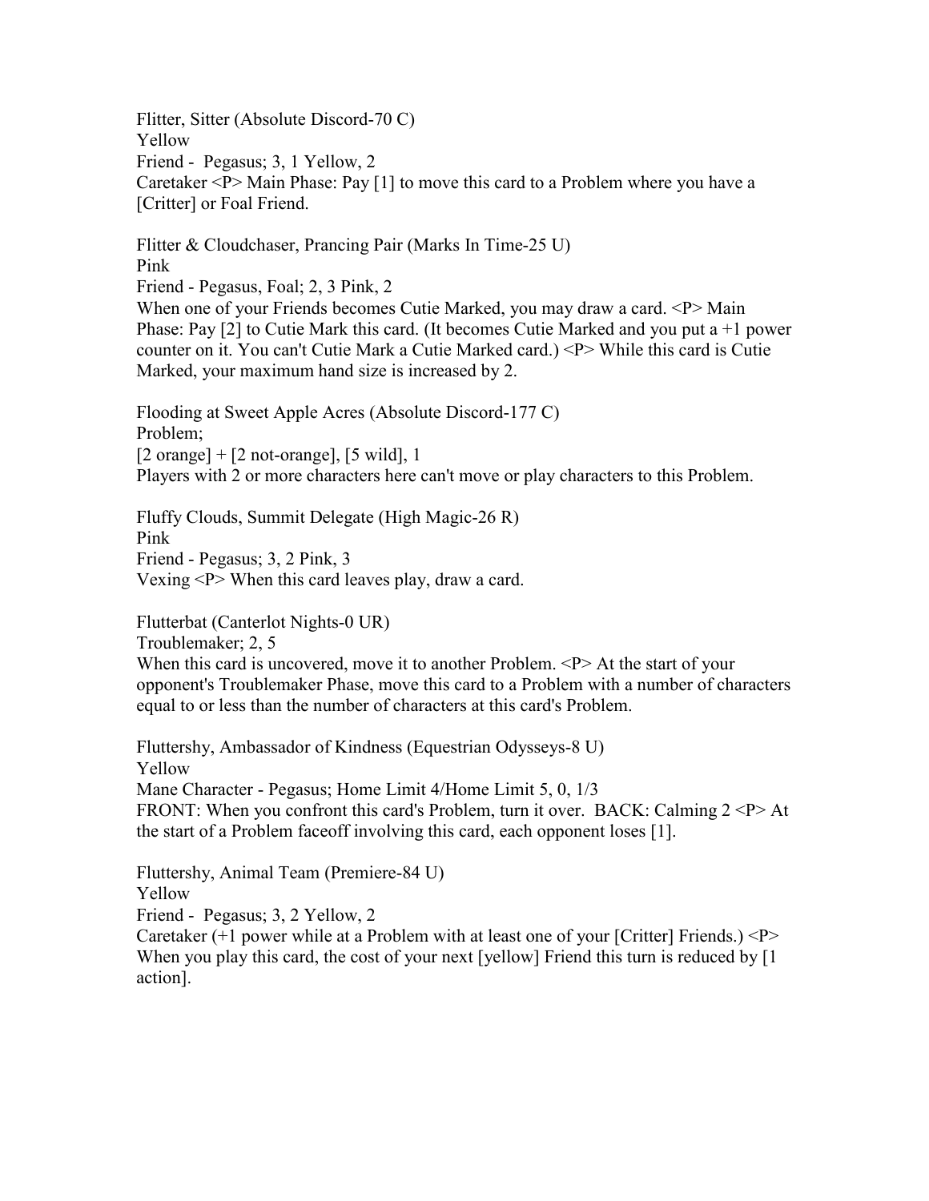Flitter, Sitter (Absolute Discord-70 C)
Yellow
Friend - Pegasus; 3, 1 Yellow, 2
Caretaker <P> Main Phase: Pay [1] to move this card to a Problem where you have a [Critter] or Foal Friend.

Flitter & Cloudchaser, Prancing Pair (Marks In Time-25 U)
Pink
Friend - Pegasus, Foal; 2, 3 Pink, 2
When one of your Friends becomes Cutie Marked, you may draw a card. <P> Main Phase: Pay [2] to Cutie Mark this card. (It becomes Cutie Marked and you put a +1 power counter on it. You can't Cutie Mark a Cutie Marked card.) <P> While this card is Cutie Marked, your maximum hand size is increased by 2.

Flooding at Sweet Apple Acres (Absolute Discord-177 C)
Problem;
[2 orange] + [2 not-orange], [5 wild], 1
Players with 2 or more characters here can't move or play characters to this Problem.

Fluffy Clouds, Summit Delegate (High Magic-26 R)
Pink
Friend - Pegasus; 3, 2 Pink, 3
Vexing <P> When this card leaves play, draw a card.

Flutterbat (Canterlot Nights-0 UR)
Troublemaker; 2, 5
When this card is uncovered, move it to another Problem. <P> At the start of your opponent's Troublemaker Phase, move this card to a Problem with a number of characters equal to or less than the number of characters at this card's Problem.

Fluttershy, Ambassador of Kindness (Equestrian Odysseys-8 U)
Yellow
Mane Character - Pegasus; Home Limit 4/Home Limit 5, 0, 1/3
FRONT: When you confront this card's Problem, turn it over. BACK: Calming 2 <P> At the start of a Problem faceoff involving this card, each opponent loses [1].

Fluttershy, Animal Team (Premiere-84 U)
Yellow
Friend - Pegasus; 3, 2 Yellow, 2
Caretaker (+1 power while at a Problem with at least one of your [Critter] Friends.) <P> When you play this card, the cost of your next [yellow] Friend this turn is reduced by [1 action].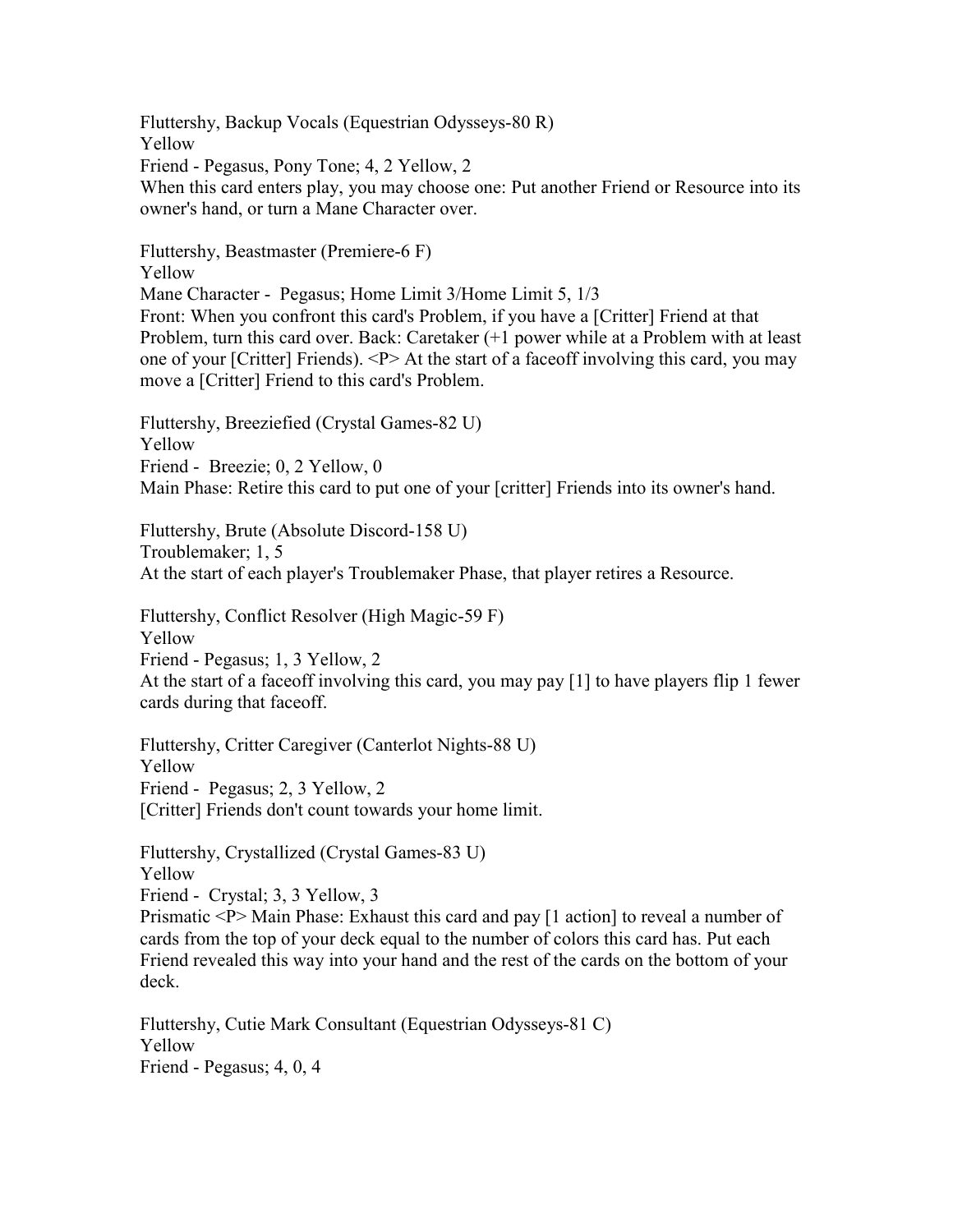Fluttershy, Backup Vocals (Equestrian Odysseys-80 R)
Yellow
Friend - Pegasus, Pony Tone; 4, 2 Yellow, 2
When this card enters play, you may choose one: Put another Friend or Resource into its owner's hand, or turn a Mane Character over.

Fluttershy, Beastmaster (Premiere-6 F)
Yellow
Mane Character - Pegasus; Home Limit 3/Home Limit 5, 1/3
Front: When you confront this card's Problem, if you have a [Critter] Friend at that Problem, turn this card over. Back: Caretaker (+1 power while at a Problem with at least one of your [Critter] Friends). <P> At the start of a faceoff involving this card, you may move a [Critter] Friend to this card's Problem.

Fluttershy, Breeziefied (Crystal Games-82 U)
Yellow
Friend - Breezie; 0, 2 Yellow, 0
Main Phase: Retire this card to put one of your [critter] Friends into its owner's hand.

Fluttershy, Brute (Absolute Discord-158 U)
Troublemaker; 1, 5
At the start of each player's Troublemaker Phase, that player retires a Resource.

Fluttershy, Conflict Resolver (High Magic-59 F)
Yellow
Friend - Pegasus; 1, 3 Yellow, 2
At the start of a faceoff involving this card, you may pay [1] to have players flip 1 fewer cards during that faceoff.

Fluttershy, Critter Caregiver (Canterlot Nights-88 U)
Yellow
Friend - Pegasus; 2, 3 Yellow, 2
[Critter] Friends don't count towards your home limit.

Fluttershy, Crystallized (Crystal Games-83 U)
Yellow
Friend - Crystal; 3, 3 Yellow, 3
Prismatic <P> Main Phase: Exhaust this card and pay [1 action] to reveal a number of cards from the top of your deck equal to the number of colors this card has. Put each Friend revealed this way into your hand and the rest of the cards on the bottom of your deck.

Fluttershy, Cutie Mark Consultant (Equestrian Odysseys-81 C)
Yellow
Friend - Pegasus; 4, 0, 4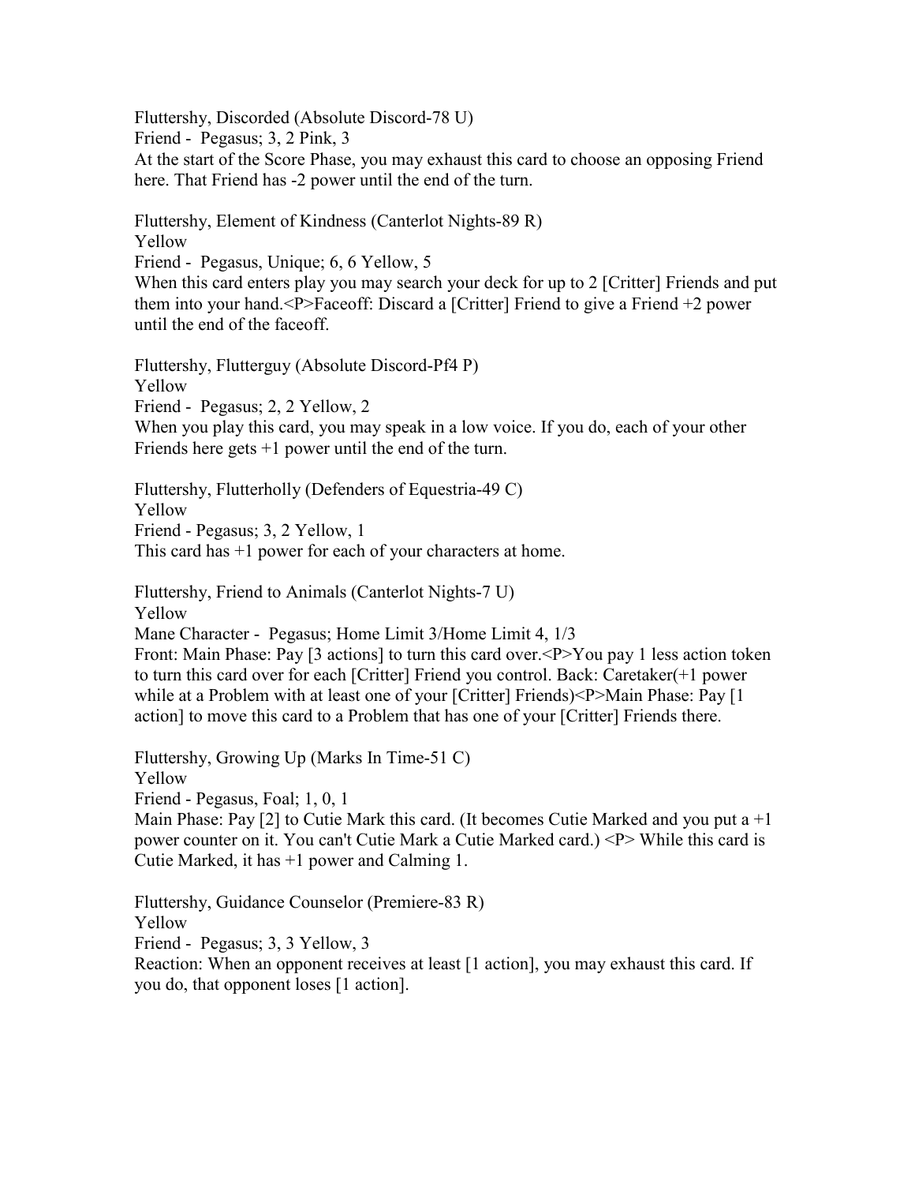Fluttershy, Discorded (Absolute Discord-78 U)
Friend - Pegasus; 3, 2 Pink, 3
At the start of the Score Phase, you may exhaust this card to choose an opposing Friend here. That Friend has -2 power until the end of the turn.

Fluttershy, Element of Kindness (Canterlot Nights-89 R)
Yellow
Friend - Pegasus, Unique; 6, 6 Yellow, 5
When this card enters play you may search your deck for up to 2 [Critter] Friends and put them into your hand.<P>Faceoff: Discard a [Critter] Friend to give a Friend +2 power until the end of the faceoff.

Fluttershy, Flutterguy (Absolute Discord-Pf4 P)
Yellow
Friend - Pegasus; 2, 2 Yellow, 2
When you play this card, you may speak in a low voice. If you do, each of your other Friends here gets +1 power until the end of the turn.

Fluttershy, Flutterholly (Defenders of Equestria-49 C)
Yellow
Friend - Pegasus; 3, 2 Yellow, 1
This card has +1 power for each of your characters at home.

Fluttershy, Friend to Animals (Canterlot Nights-7 U)
Yellow
Mane Character - Pegasus; Home Limit 3/Home Limit 4, 1/3
Front: Main Phase: Pay [3 actions] to turn this card over.<P>You pay 1 less action token to turn this card over for each [Critter] Friend you control. Back: Caretaker(+1 power while at a Problem with at least one of your [Critter] Friends)<P>Main Phase: Pay [1 action] to move this card to a Problem that has one of your [Critter] Friends there.

Fluttershy, Growing Up (Marks In Time-51 C)
Yellow
Friend - Pegasus, Foal; 1, 0, 1
Main Phase: Pay [2] to Cutie Mark this card. (It becomes Cutie Marked and you put a +1 power counter on it. You can't Cutie Mark a Cutie Marked card.) <P> While this card is Cutie Marked, it has +1 power and Calming 1.

Fluttershy, Guidance Counselor (Premiere-83 R)
Yellow
Friend - Pegasus; 3, 3 Yellow, 3
Reaction: When an opponent receives at least [1 action], you may exhaust this card. If you do, that opponent loses [1 action].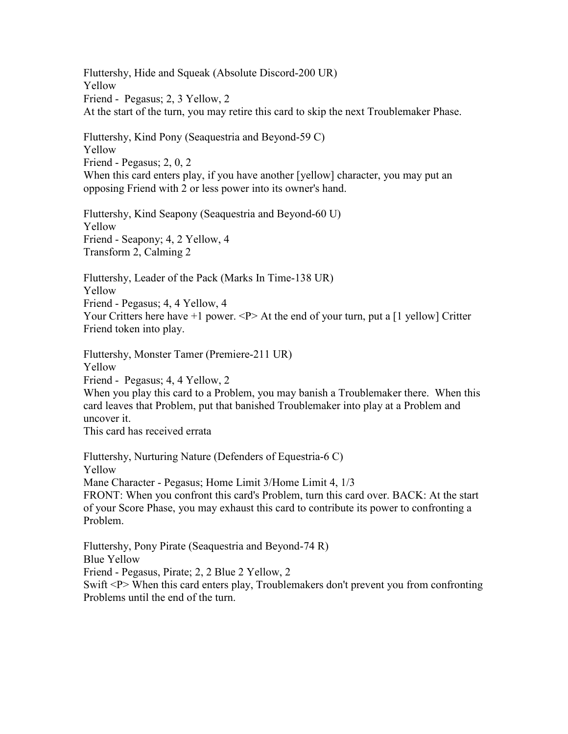Fluttershy, Hide and Squeak (Absolute Discord-200 UR)
Yellow
Friend - Pegasus; 2, 3 Yellow, 2
At the start of the turn, you may retire this card to skip the next Troublemaker Phase.

Fluttershy, Kind Pony (Seaquestria and Beyond-59 C)
Yellow
Friend - Pegasus; 2, 0, 2
When this card enters play, if you have another [yellow] character, you may put an opposing Friend with 2 or less power into its owner's hand.

Fluttershy, Kind Seapony (Seaquestria and Beyond-60 U)
Yellow
Friend - Seapony; 4, 2 Yellow, 4
Transform 2, Calming 2

Fluttershy, Leader of the Pack (Marks In Time-138 UR)
Yellow
Friend - Pegasus; 4, 4 Yellow, 4
Your Critters here have +1 power. <P> At the end of your turn, put a [1 yellow] Critter Friend token into play.

Fluttershy, Monster Tamer (Premiere-211 UR)
Yellow
Friend - Pegasus; 4, 4 Yellow, 2
When you play this card to a Problem, you may banish a Troublemaker there. When this card leaves that Problem, put that banished Troublemaker into play at a Problem and uncover it.
This card has received errata

Fluttershy, Nurturing Nature (Defenders of Equestria-6 C)
Yellow
Mane Character - Pegasus; Home Limit 3/Home Limit 4, 1/3
FRONT: When you confront this card's Problem, turn this card over. BACK: At the start of your Score Phase, you may exhaust this card to contribute its power to confronting a Problem.

Fluttershy, Pony Pirate (Seaquestria and Beyond-74 R)
Blue Yellow
Friend - Pegasus, Pirate; 2, 2 Blue 2 Yellow, 2
Swift <P> When this card enters play, Troublemakers don't prevent you from confronting Problems until the end of the turn.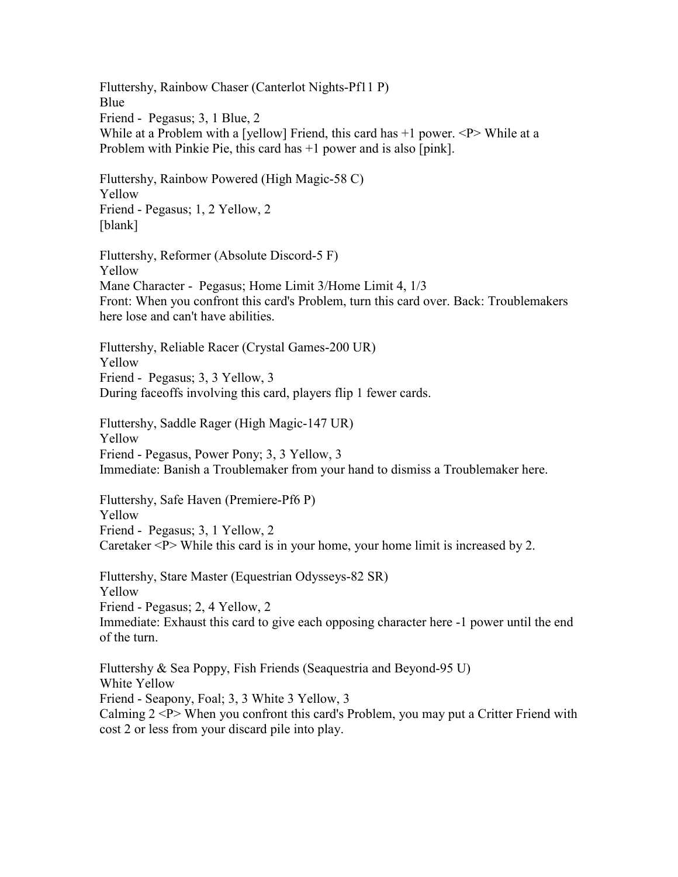Fluttershy, Rainbow Chaser (Canterlot Nights-Pf11 P)
Blue
Friend - Pegasus; 3, 1 Blue, 2
While at a Problem with a [yellow] Friend, this card has +1 power. <P> While at a Problem with Pinkie Pie, this card has +1 power and is also [pink].

Fluttershy, Rainbow Powered (High Magic-58 C)
Yellow
Friend - Pegasus; 1, 2 Yellow, 2
[blank]

Fluttershy, Reformer (Absolute Discord-5 F)
Yellow
Mane Character - Pegasus; Home Limit 3/Home Limit 4, 1/3
Front: When you confront this card's Problem, turn this card over. Back: Troublemakers here lose and can't have abilities.

Fluttershy, Reliable Racer (Crystal Games-200 UR)
Yellow
Friend - Pegasus; 3, 3 Yellow, 3
During faceoffs involving this card, players flip 1 fewer cards.

Fluttershy, Saddle Rager (High Magic-147 UR)
Yellow
Friend - Pegasus, Power Pony; 3, 3 Yellow, 3
Immediate: Banish a Troublemaker from your hand to dismiss a Troublemaker here.

Fluttershy, Safe Haven (Premiere-Pf6 P)
Yellow
Friend - Pegasus; 3, 1 Yellow, 2
Caretaker <P> While this card is in your home, your home limit is increased by 2.

Fluttershy, Stare Master (Equestrian Odysseys-82 SR)
Yellow
Friend - Pegasus; 2, 4 Yellow, 2
Immediate: Exhaust this card to give each opposing character here -1 power until the end of the turn.

Fluttershy & Sea Poppy, Fish Friends (Seaquestria and Beyond-95 U)
White Yellow
Friend - Seapony, Foal; 3, 3 White 3 Yellow, 3
Calming 2 <P> When you confront this card's Problem, you may put a Critter Friend with cost 2 or less from your discard pile into play.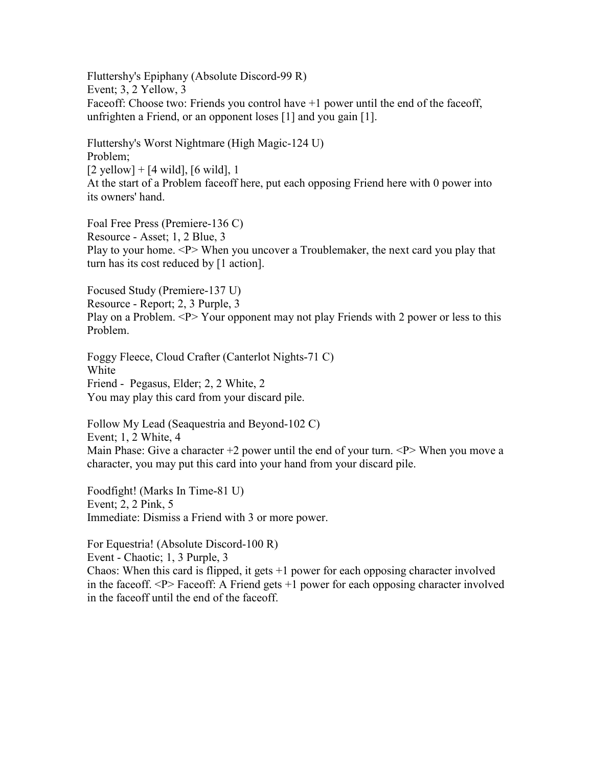Fluttershy's Epiphany (Absolute Discord-99 R)
Event; 3, 2 Yellow, 3
Faceoff: Choose two: Friends you control have +1 power until the end of the faceoff, unfrighten a Friend, or an opponent loses [1] and you gain [1].

Fluttershy's Worst Nightmare (High Magic-124 U)
Problem;
[2 yellow] + [4 wild], [6 wild], 1
At the start of a Problem faceoff here, put each opposing Friend here with 0 power into its owners' hand.

Foal Free Press (Premiere-136 C)
Resource - Asset; 1, 2 Blue, 3
Play to your home. <P> When you uncover a Troublemaker, the next card you play that turn has its cost reduced by [1 action].

Focused Study (Premiere-137 U)
Resource - Report; 2, 3 Purple, 3
Play on a Problem. <P> Your opponent may not play Friends with 2 power or less to this Problem.

Foggy Fleece, Cloud Crafter (Canterlot Nights-71 C)
White
Friend - Pegasus, Elder; 2, 2 White, 2
You may play this card from your discard pile.

Follow My Lead (Seaquestria and Beyond-102 C)
Event; 1, 2 White, 4
Main Phase: Give a character +2 power until the end of your turn. <P> When you move a character, you may put this card into your hand from your discard pile.

Foodfight! (Marks In Time-81 U)
Event; 2, 2 Pink, 5
Immediate: Dismiss a Friend with 3 or more power.

For Equestria! (Absolute Discord-100 R)
Event - Chaotic; 1, 3 Purple, 3
Chaos: When this card is flipped, it gets +1 power for each opposing character involved in the faceoff. <P> Faceoff: A Friend gets +1 power for each opposing character involved in the faceoff until the end of the faceoff.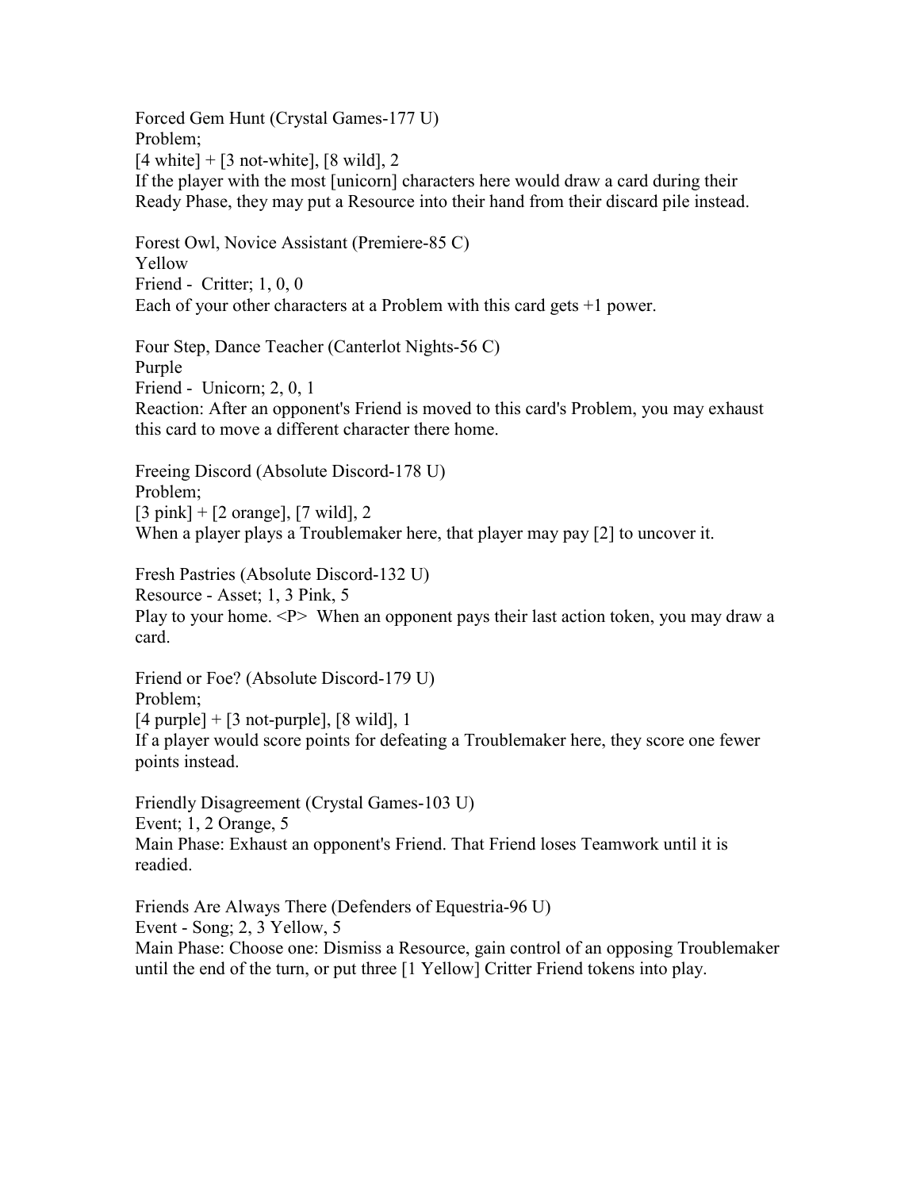Forced Gem Hunt (Crystal Games-177 U)
Problem;
[4 white] + [3 not-white], [8 wild], 2
If the player with the most [unicorn] characters here would draw a card during their Ready Phase, they may put a Resource into their hand from their discard pile instead.

Forest Owl, Novice Assistant (Premiere-85 C)
Yellow
Friend - Critter; 1, 0, 0
Each of your other characters at a Problem with this card gets +1 power.

Four Step, Dance Teacher (Canterlot Nights-56 C)
Purple
Friend - Unicorn; 2, 0, 1
Reaction: After an opponent's Friend is moved to this card's Problem, you may exhaust this card to move a different character there home.

Freeing Discord (Absolute Discord-178 U)
Problem;
[3 pink] + [2 orange], [7 wild], 2
When a player plays a Troublemaker here, that player may pay [2] to uncover it.

Fresh Pastries (Absolute Discord-132 U)
Resource - Asset; 1, 3 Pink, 5
Play to your home. <P> When an opponent pays their last action token, you may draw a card.

Friend or Foe? (Absolute Discord-179 U)
Problem;
[4 purple] + [3 not-purple], [8 wild], 1
If a player would score points for defeating a Troublemaker here, they score one fewer points instead.

Friendly Disagreement (Crystal Games-103 U)
Event; 1, 2 Orange, 5
Main Phase: Exhaust an opponent's Friend. That Friend loses Teamwork until it is readied.

Friends Are Always There (Defenders of Equestria-96 U)
Event - Song; 2, 3 Yellow, 5
Main Phase: Choose one: Dismiss a Resource, gain control of an opposing Troublemaker until the end of the turn, or put three [1 Yellow] Critter Friend tokens into play.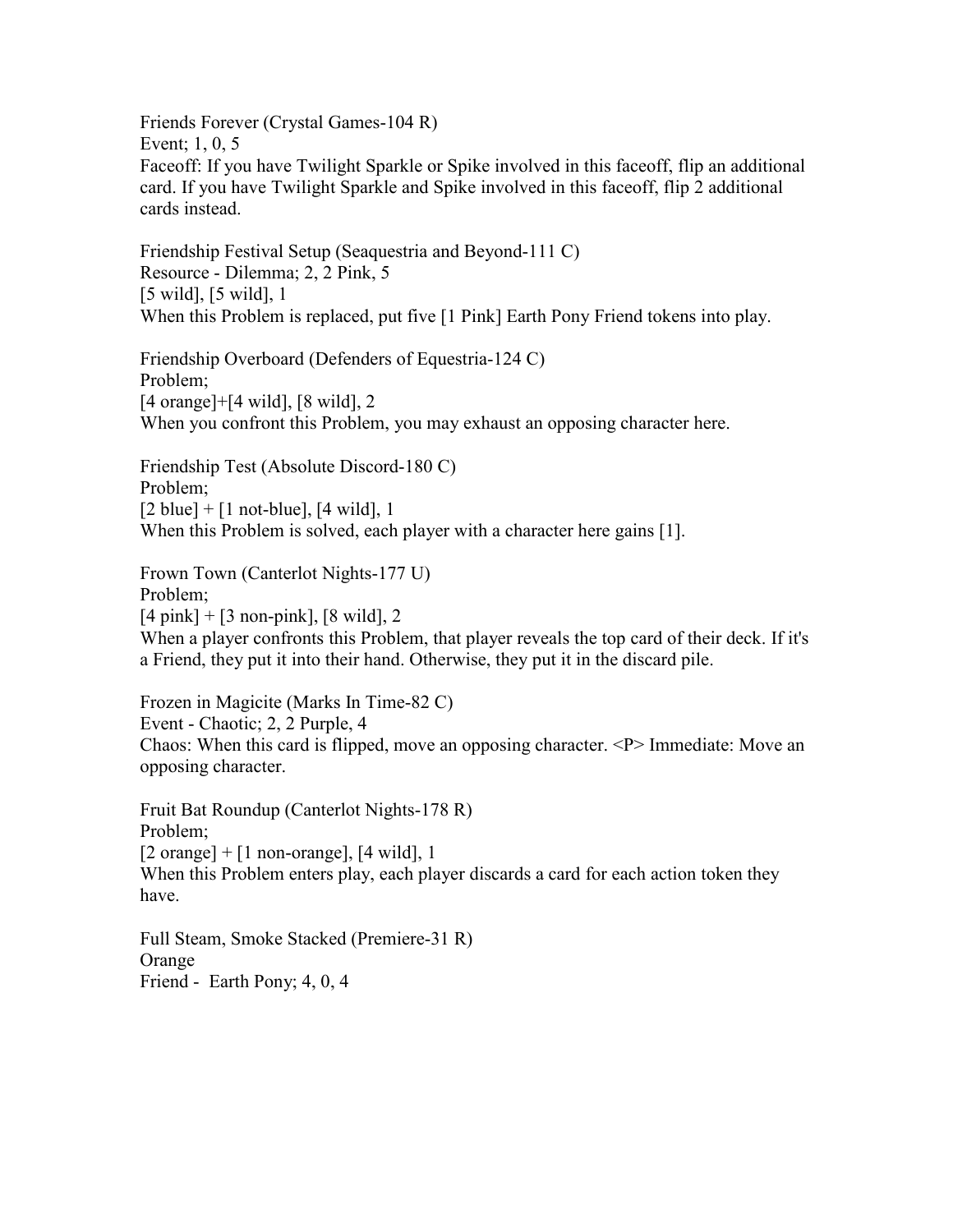Friends Forever (Crystal Games-104 R)
Event; 1, 0, 5
Faceoff: If you have Twilight Sparkle or Spike involved in this faceoff, flip an additional card. If you have Twilight Sparkle and Spike involved in this faceoff, flip 2 additional cards instead.

Friendship Festival Setup (Seaquestria and Beyond-111 C)
Resource - Dilemma; 2, 2 Pink, 5
[5 wild], [5 wild], 1
When this Problem is replaced, put five [1 Pink] Earth Pony Friend tokens into play.

Friendship Overboard (Defenders of Equestria-124 C)
Problem;
[4 orange]+[4 wild], [8 wild], 2
When you confront this Problem, you may exhaust an opposing character here.

Friendship Test (Absolute Discord-180 C)
Problem;
[2 blue] + [1 not-blue], [4 wild], 1
When this Problem is solved, each player with a character here gains [1].

Frown Town (Canterlot Nights-177 U)
Problem;
[4 pink] + [3 non-pink], [8 wild], 2
When a player confronts this Problem, that player reveals the top card of their deck. If it's a Friend, they put it into their hand. Otherwise, they put it in the discard pile.

Frozen in Magicite (Marks In Time-82 C)
Event - Chaotic; 2, 2 Purple, 4
Chaos: When this card is flipped, move an opposing character. <P> Immediate: Move an opposing character.

Fruit Bat Roundup (Canterlot Nights-178 R)
Problem;
[2 orange] + [1 non-orange], [4 wild], 1
When this Problem enters play, each player discards a card for each action token they have.

Full Steam, Smoke Stacked (Premiere-31 R)
Orange
Friend - Earth Pony; 4, 0, 4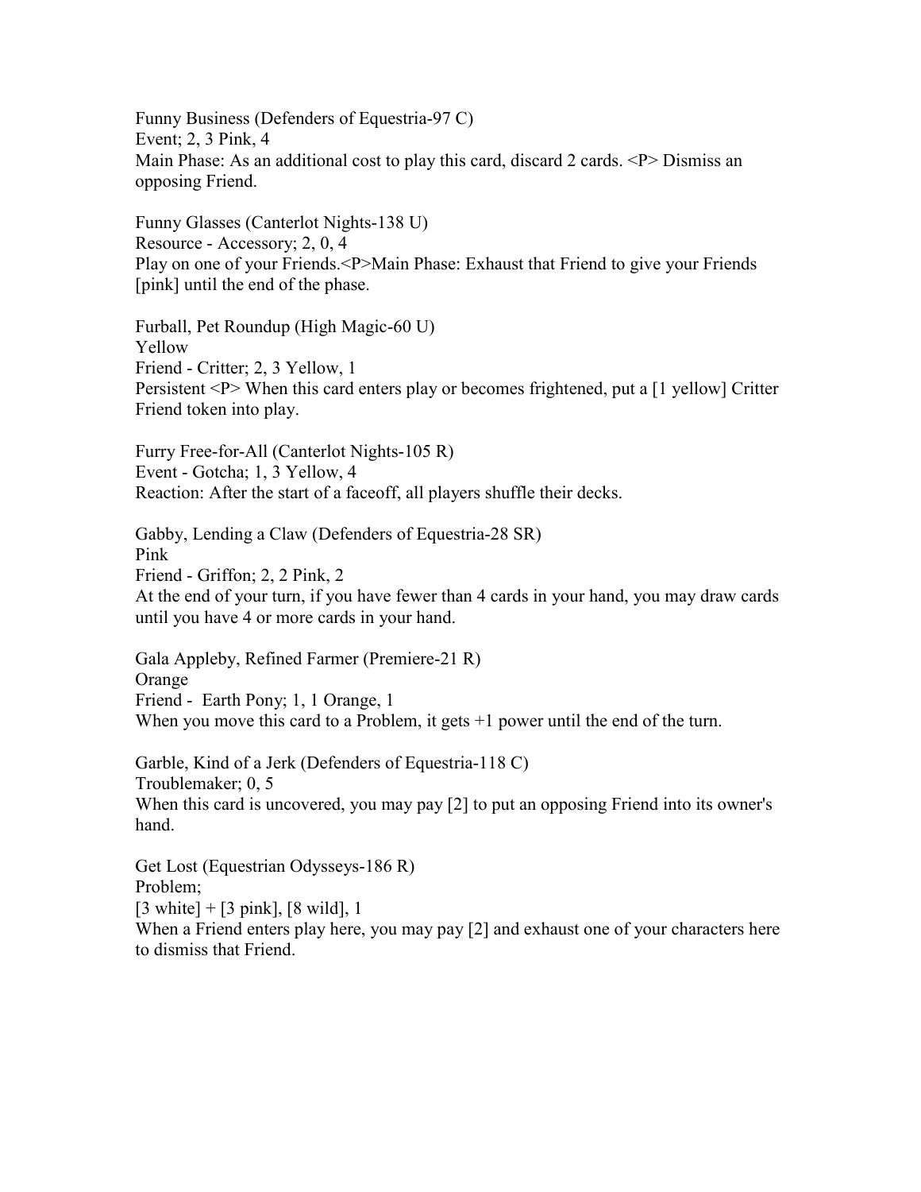Funny Business (Defenders of Equestria-97 C)
Event; 2, 3 Pink, 4
Main Phase: As an additional cost to play this card, discard 2 cards. <P> Dismiss an opposing Friend.

Funny Glasses (Canterlot Nights-138 U)
Resource - Accessory; 2, 0, 4
Play on one of your Friends.<P>Main Phase: Exhaust that Friend to give your Friends [pink] until the end of the phase.

Furball, Pet Roundup (High Magic-60 U)
Yellow
Friend - Critter; 2, 3 Yellow, 1
Persistent <P> When this card enters play or becomes frightened, put a [1 yellow] Critter Friend token into play.

Furry Free-for-All (Canterlot Nights-105 R)
Event - Gotcha; 1, 3 Yellow, 4
Reaction: After the start of a faceoff, all players shuffle their decks.

Gabby, Lending a Claw (Defenders of Equestria-28 SR)
Pink
Friend - Griffon; 2, 2 Pink, 2
At the end of your turn, if you have fewer than 4 cards in your hand, you may draw cards until you have 4 or more cards in your hand.

Gala Appleby, Refined Farmer (Premiere-21 R)
Orange
Friend - Earth Pony; 1, 1 Orange, 1
When you move this card to a Problem, it gets +1 power until the end of the turn.

Garble, Kind of a Jerk (Defenders of Equestria-118 C)
Troublemaker; 0, 5
When this card is uncovered, you may pay [2] to put an opposing Friend into its owner's hand.

Get Lost (Equestrian Odysseys-186 R)
Problem;
[3 white] + [3 pink], [8 wild], 1
When a Friend enters play here, you may pay [2] and exhaust one of your characters here to dismiss that Friend.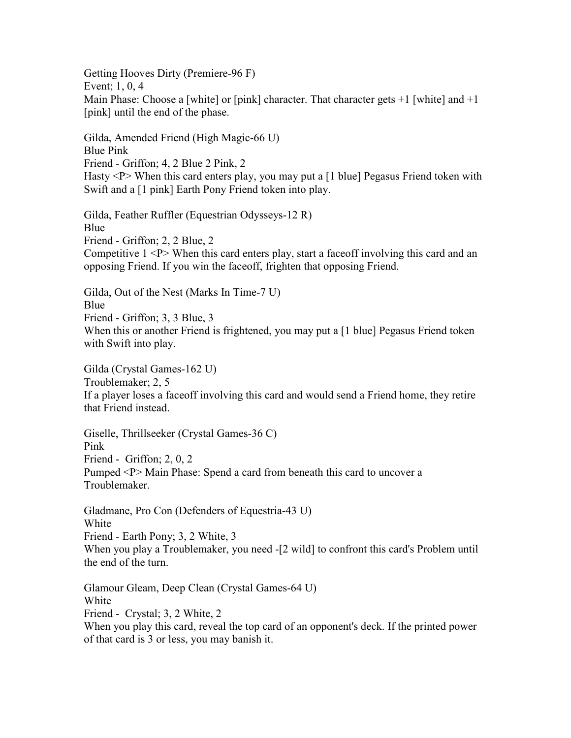Getting Hooves Dirty (Premiere-96 F)
Event; 1, 0, 4
Main Phase: Choose a [white] or [pink] character. That character gets +1 [white] and +1 [pink] until the end of the phase.

Gilda, Amended Friend (High Magic-66 U)
Blue Pink
Friend - Griffon; 4, 2 Blue 2 Pink, 2
Hasty <P> When this card enters play, you may put a [1 blue] Pegasus Friend token with Swift and a [1 pink] Earth Pony Friend token into play.

Gilda, Feather Ruffler (Equestrian Odysseys-12 R)
Blue
Friend - Griffon; 2, 2 Blue, 2
Competitive 1 <P> When this card enters play, start a faceoff involving this card and an opposing Friend. If you win the faceoff, frighten that opposing Friend.

Gilda, Out of the Nest (Marks In Time-7 U)
Blue
Friend - Griffon; 3, 3 Blue, 3
When this or another Friend is frightened, you may put a [1 blue] Pegasus Friend token with Swift into play.

Gilda (Crystal Games-162 U)
Troublemaker; 2, 5
If a player loses a faceoff involving this card and would send a Friend home, they retire that Friend instead.

Giselle, Thrillseeker (Crystal Games-36 C)
Pink
Friend - Griffon; 2, 0, 2
Pumped <P> Main Phase: Spend a card from beneath this card to uncover a Troublemaker.

Gladmane, Pro Con (Defenders of Equestria-43 U)
White
Friend - Earth Pony; 3, 2 White, 3
When you play a Troublemaker, you need -[2 wild] to confront this card's Problem until the end of the turn.

Glamour Gleam, Deep Clean (Crystal Games-64 U)
White
Friend - Crystal; 3, 2 White, 2
When you play this card, reveal the top card of an opponent's deck. If the printed power of that card is 3 or less, you may banish it.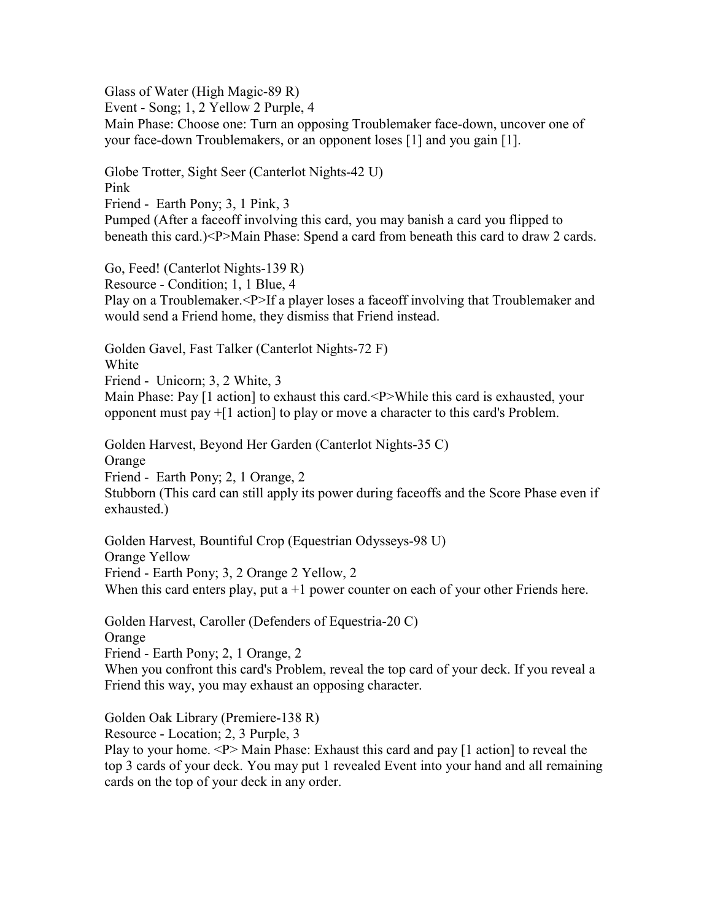Glass of Water (High Magic-89 R)
Event - Song; 1, 2 Yellow 2 Purple, 4
Main Phase: Choose one: Turn an opposing Troublemaker face-down, uncover one of your face-down Troublemakers, or an opponent loses [1] and you gain [1].

Globe Trotter, Sight Seer (Canterlot Nights-42 U)
Pink
Friend - Earth Pony; 3, 1 Pink, 3
Pumped (After a faceoff involving this card, you may banish a card you flipped to beneath this card.)<P>Main Phase: Spend a card from beneath this card to draw 2 cards.

Go, Feed! (Canterlot Nights-139 R)
Resource - Condition; 1, 1 Blue, 4
Play on a Troublemaker.<P>If a player loses a faceoff involving that Troublemaker and would send a Friend home, they dismiss that Friend instead.

Golden Gavel, Fast Talker (Canterlot Nights-72 F)
White
Friend - Unicorn; 3, 2 White, 3
Main Phase: Pay [1 action] to exhaust this card.<P>While this card is exhausted, your opponent must pay +[1 action] to play or move a character to this card's Problem.

Golden Harvest, Beyond Her Garden (Canterlot Nights-35 C)
Orange
Friend - Earth Pony; 2, 1 Orange, 2
Stubborn (This card can still apply its power during faceoffs and the Score Phase even if exhausted.)

Golden Harvest, Bountiful Crop (Equestrian Odysseys-98 U)
Orange Yellow
Friend - Earth Pony; 3, 2 Orange 2 Yellow, 2
When this card enters play, put a +1 power counter on each of your other Friends here.

Golden Harvest, Caroller (Defenders of Equestria-20 C)
Orange
Friend - Earth Pony; 2, 1 Orange, 2
When you confront this card's Problem, reveal the top card of your deck. If you reveal a Friend this way, you may exhaust an opposing character.

Golden Oak Library (Premiere-138 R)
Resource - Location; 2, 3 Purple, 3
Play to your home. <P> Main Phase: Exhaust this card and pay [1 action] to reveal the top 3 cards of your deck. You may put 1 revealed Event into your hand and all remaining cards on the top of your deck in any order.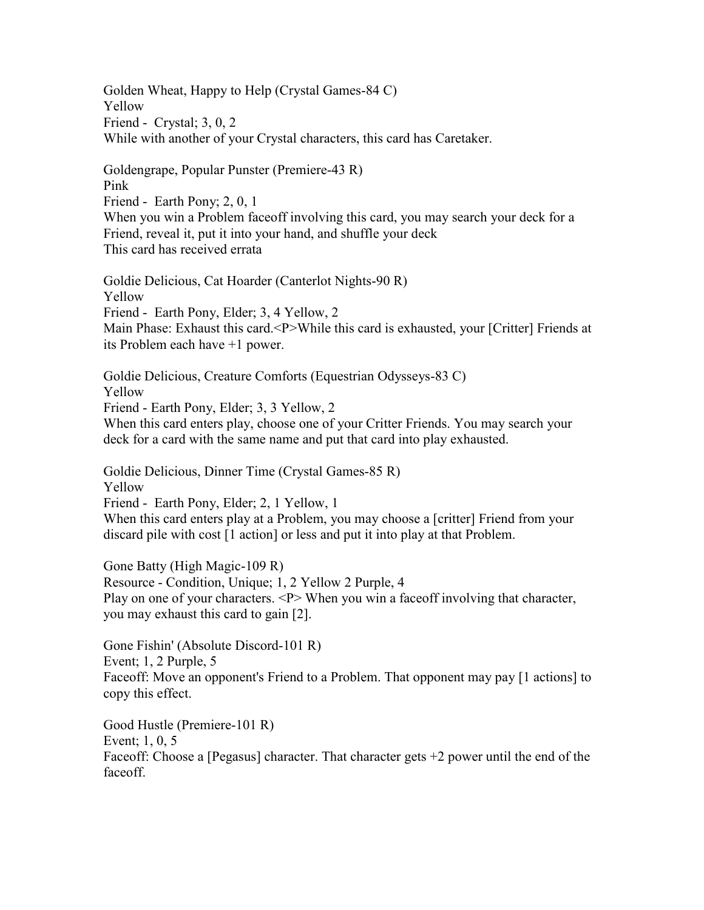Golden Wheat, Happy to Help (Crystal Games-84 C)
Yellow
Friend - Crystal; 3, 0, 2
While with another of your Crystal characters, this card has Caretaker.

Goldengrape, Popular Punster (Premiere-43 R)
Pink
Friend - Earth Pony; 2, 0, 1
When you win a Problem faceoff involving this card, you may search your deck for a Friend, reveal it, put it into your hand, and shuffle your deck
This card has received errata

Goldie Delicious, Cat Hoarder (Canterlot Nights-90 R)
Yellow
Friend - Earth Pony, Elder; 3, 4 Yellow, 2
Main Phase: Exhaust this card.<P>While this card is exhausted, your [Critter] Friends at its Problem each have +1 power.

Goldie Delicious, Creature Comforts (Equestrian Odysseys-83 C)
Yellow
Friend - Earth Pony, Elder; 3, 3 Yellow, 2
When this card enters play, choose one of your Critter Friends. You may search your deck for a card with the same name and put that card into play exhausted.

Goldie Delicious, Dinner Time (Crystal Games-85 R)
Yellow
Friend - Earth Pony, Elder; 2, 1 Yellow, 1
When this card enters play at a Problem, you may choose a [critter] Friend from your discard pile with cost [1 action] or less and put it into play at that Problem.

Gone Batty (High Magic-109 R)
Resource - Condition, Unique; 1, 2 Yellow 2 Purple, 4
Play on one of your characters. <P> When you win a faceoff involving that character, you may exhaust this card to gain [2].

Gone Fishin' (Absolute Discord-101 R)
Event; 1, 2 Purple, 5
Faceoff: Move an opponent's Friend to a Problem. That opponent may pay [1 actions] to copy this effect.

Good Hustle (Premiere-101 R)
Event; 1, 0, 5
Faceoff: Choose a [Pegasus] character. That character gets +2 power until the end of the faceoff.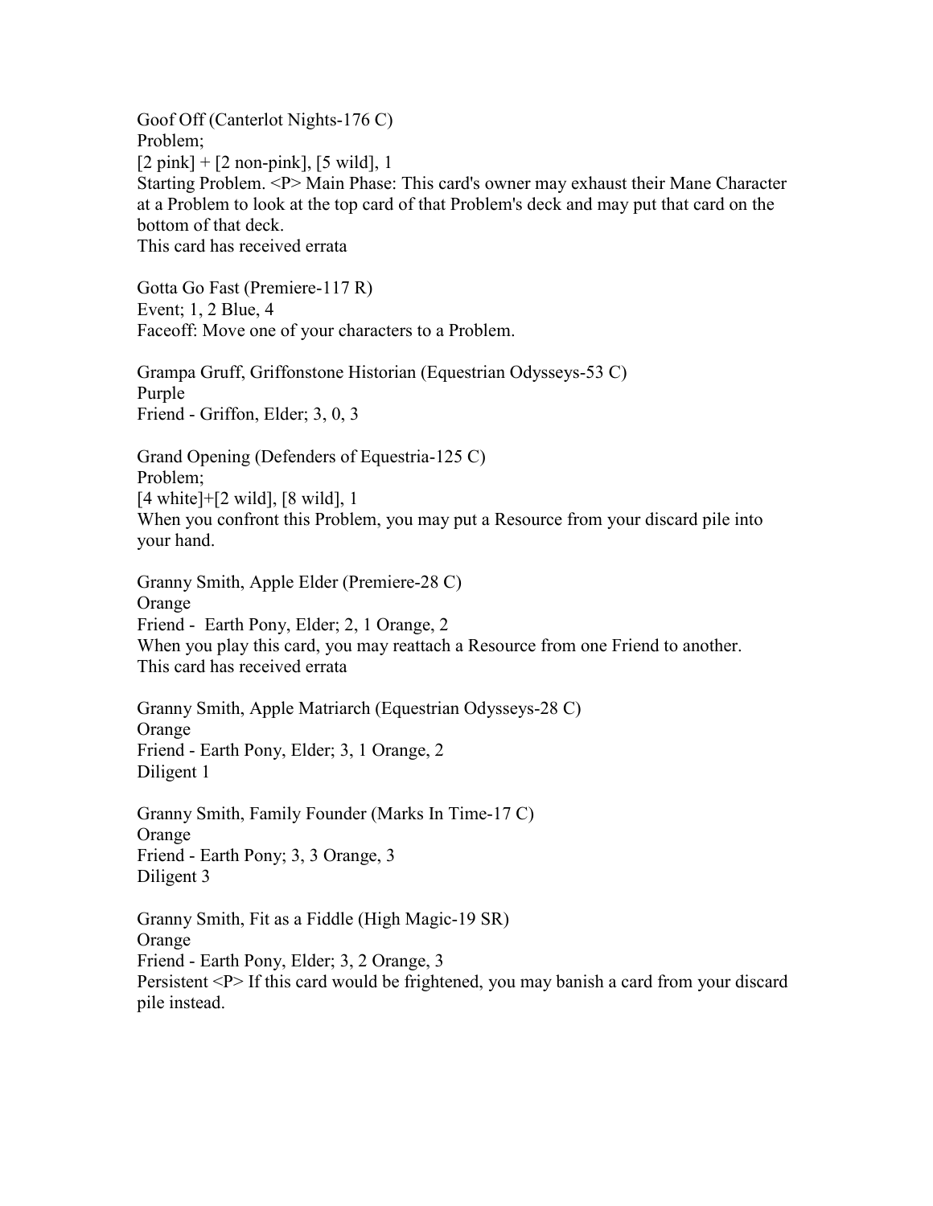Goof Off (Canterlot Nights-176 C)
Problem;
[2 pink] + [2 non-pink], [5 wild], 1
Starting Problem. <P> Main Phase: This card's owner may exhaust their Mane Character at a Problem to look at the top card of that Problem's deck and may put that card on the bottom of that deck.
This card has received errata

Gotta Go Fast (Premiere-117 R)
Event; 1, 2 Blue, 4
Faceoff: Move one of your characters to a Problem.

Grampa Gruff, Griffonstone Historian (Equestrian Odysseys-53 C)
Purple
Friend - Griffon, Elder; 3, 0, 3

Grand Opening (Defenders of Equestria-125 C)
Problem;
[4 white]+[2 wild], [8 wild], 1
When you confront this Problem, you may put a Resource from your discard pile into your hand.

Granny Smith, Apple Elder (Premiere-28 C)
Orange
Friend - Earth Pony, Elder; 2, 1 Orange, 2
When you play this card, you may reattach a Resource from one Friend to another.
This card has received errata

Granny Smith, Apple Matriarch (Equestrian Odysseys-28 C)
Orange
Friend - Earth Pony, Elder; 3, 1 Orange, 2
Diligent 1

Granny Smith, Family Founder (Marks In Time-17 C)
Orange
Friend - Earth Pony; 3, 3 Orange, 3
Diligent 3

Granny Smith, Fit as a Fiddle (High Magic-19 SR)
Orange
Friend - Earth Pony, Elder; 3, 2 Orange, 3
Persistent <P> If this card would be frightened, you may banish a card from your discard pile instead.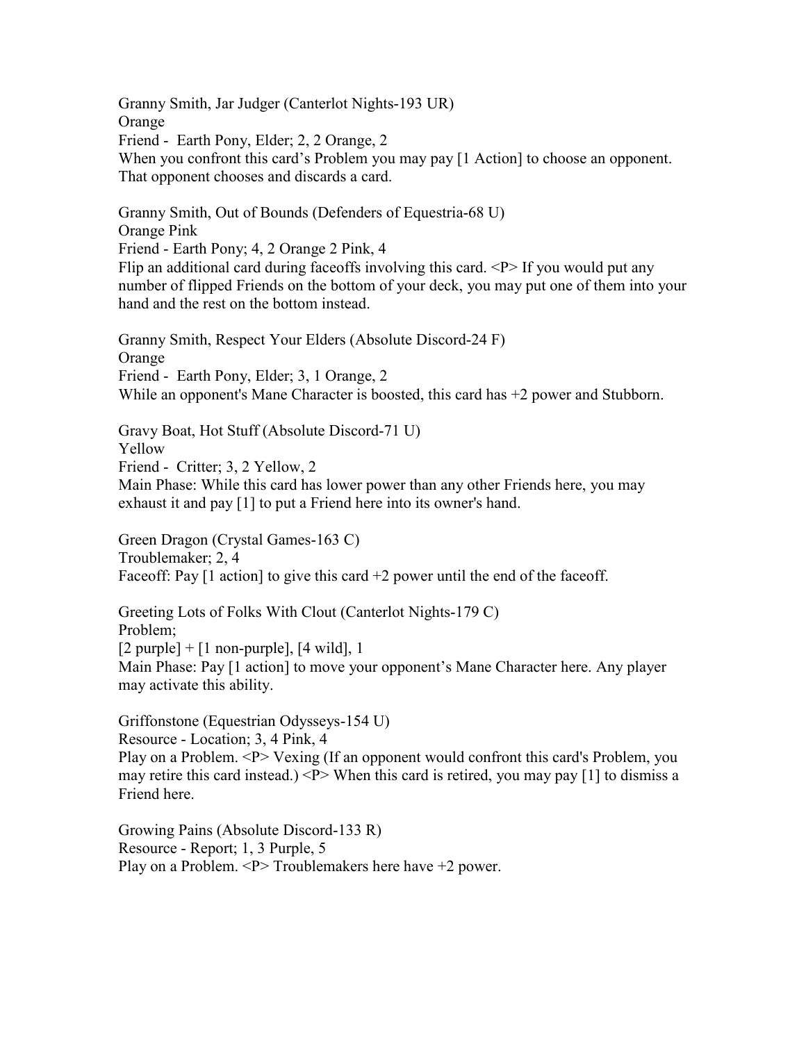Granny Smith, Jar Judger (Canterlot Nights-193 UR)
Orange
Friend - Earth Pony, Elder; 2, 2 Orange, 2
When you confront this card's Problem you may pay [1 Action] to choose an opponent. That opponent chooses and discards a card.

Granny Smith, Out of Bounds (Defenders of Equestria-68 U)
Orange Pink
Friend - Earth Pony; 4, 2 Orange 2 Pink, 4
Flip an additional card during faceoffs involving this card. <P> If you would put any number of flipped Friends on the bottom of your deck, you may put one of them into your hand and the rest on the bottom instead.

Granny Smith, Respect Your Elders (Absolute Discord-24 F)
Orange
Friend - Earth Pony, Elder; 3, 1 Orange, 2
While an opponent's Mane Character is boosted, this card has +2 power and Stubborn.

Gravy Boat, Hot Stuff (Absolute Discord-71 U)
Yellow
Friend - Critter; 3, 2 Yellow, 2
Main Phase: While this card has lower power than any other Friends here, you may exhaust it and pay [1] to put a Friend here into its owner's hand.

Green Dragon (Crystal Games-163 C)
Troublemaker; 2, 4
Faceoff: Pay [1 action] to give this card +2 power until the end of the faceoff.

Greeting Lots of Folks With Clout (Canterlot Nights-179 C)
Problem;
[2 purple] + [1 non-purple], [4 wild], 1
Main Phase: Pay [1 action] to move your opponent's Mane Character here. Any player may activate this ability.

Griffonstone (Equestrian Odysseys-154 U)
Resource - Location; 3, 4 Pink, 4
Play on a Problem. <P> Vexing (If an opponent would confront this card's Problem, you may retire this card instead.) <P> When this card is retired, you may pay [1] to dismiss a Friend here.

Growing Pains (Absolute Discord-133 R)
Resource - Report; 1, 3 Purple, 5
Play on a Problem. <P> Troublemakers here have +2 power.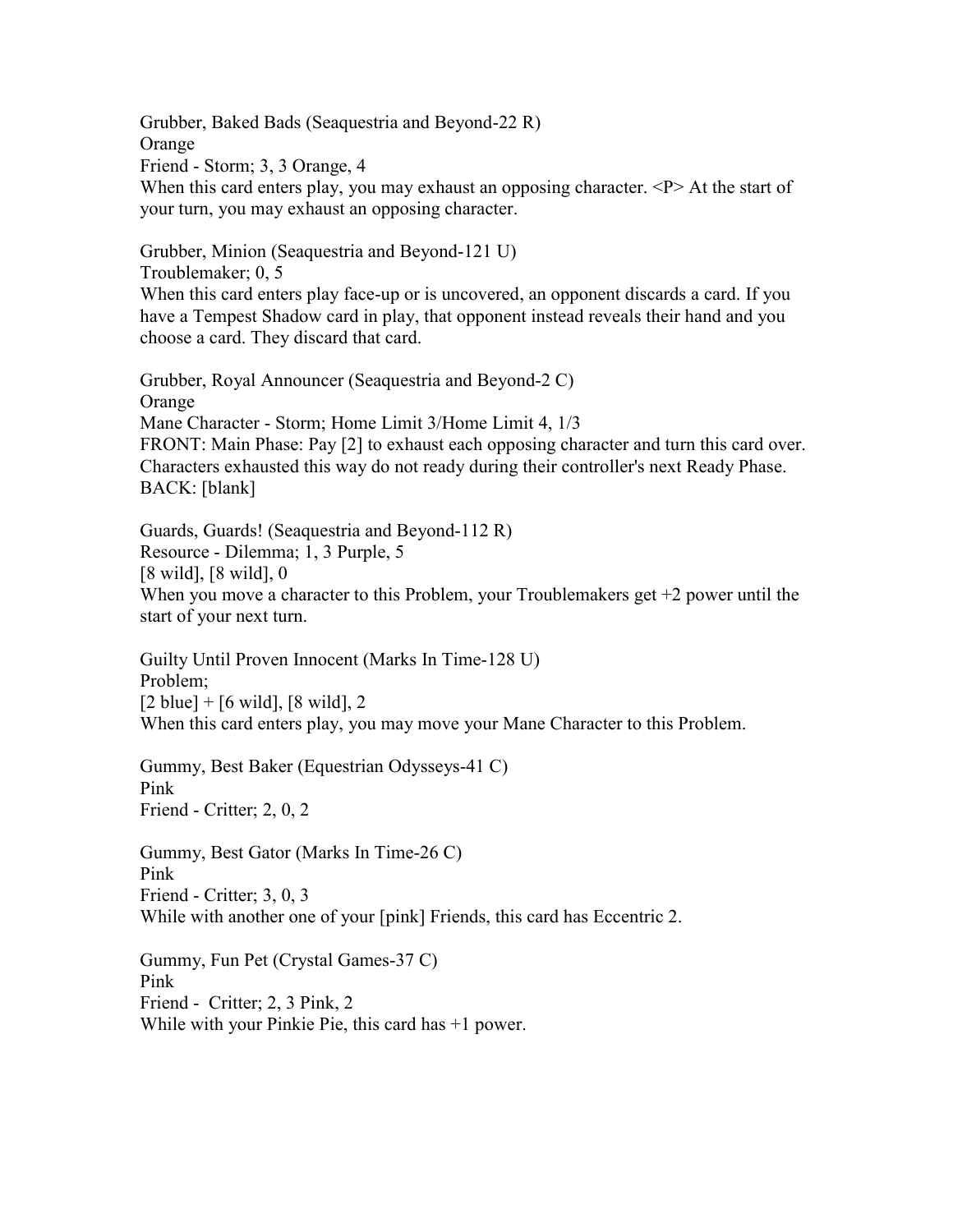Grubber, Baked Bads (Seaquestria and Beyond-22 R)
Orange
Friend - Storm; 3, 3 Orange, 4
When this card enters play, you may exhaust an opposing character. <P> At the start of your turn, you may exhaust an opposing character.

Grubber, Minion (Seaquestria and Beyond-121 U)
Troublemaker; 0, 5
When this card enters play face-up or is uncovered, an opponent discards a card. If you have a Tempest Shadow card in play, that opponent instead reveals their hand and you choose a card. They discard that card.

Grubber, Royal Announcer (Seaquestria and Beyond-2 C)
Orange
Mane Character - Storm; Home Limit 3/Home Limit 4, 1/3
FRONT: Main Phase: Pay [2] to exhaust each opposing character and turn this card over. Characters exhausted this way do not ready during their controller's next Ready Phase.
BACK: [blank]

Guards, Guards! (Seaquestria and Beyond-112 R)
Resource - Dilemma; 1, 3 Purple, 5
[8 wild], [8 wild], 0
When you move a character to this Problem, your Troublemakers get +2 power until the start of your next turn.

Guilty Until Proven Innocent (Marks In Time-128 U)
Problem;
[2 blue] + [6 wild], [8 wild], 2
When this card enters play, you may move your Mane Character to this Problem.

Gummy, Best Baker (Equestrian Odysseys-41 C)
Pink
Friend - Critter; 2, 0, 2

Gummy, Best Gator (Marks In Time-26 C)
Pink
Friend - Critter; 3, 0, 3
While with another one of your [pink] Friends, this card has Eccentric 2.

Gummy, Fun Pet (Crystal Games-37 C)
Pink
Friend - Critter; 2, 3 Pink, 2
While with your Pinkie Pie, this card has +1 power.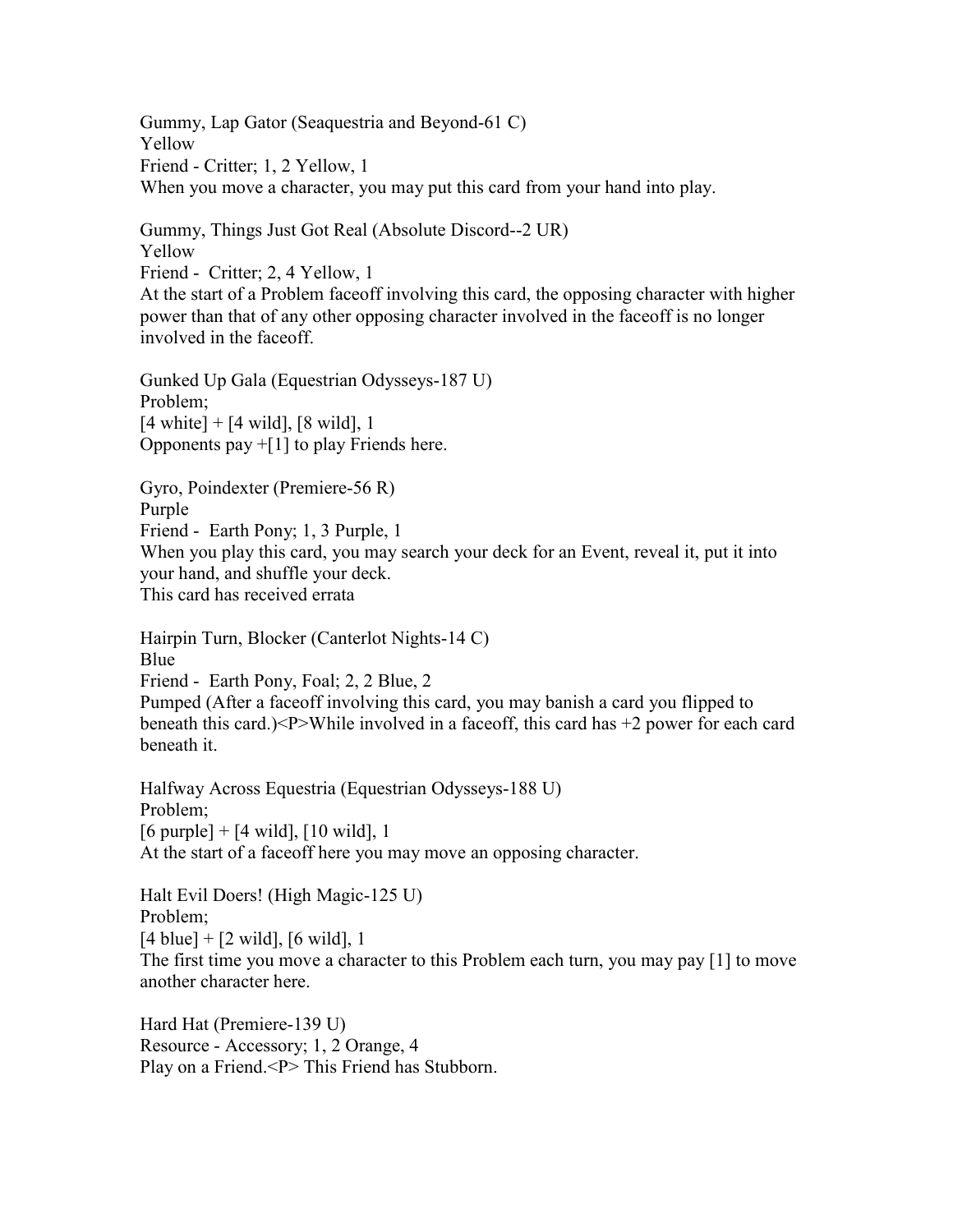Gummy, Lap Gator (Seaquestria and Beyond-61 C)
Yellow
Friend - Critter; 1, 2 Yellow, 1
When you move a character, you may put this card from your hand into play.

Gummy, Things Just Got Real (Absolute Discord--2 UR)
Yellow
Friend - Critter; 2, 4 Yellow, 1
At the start of a Problem faceoff involving this card, the opposing character with higher power than that of any other opposing character involved in the faceoff is no longer involved in the faceoff.

Gunked Up Gala (Equestrian Odysseys-187 U)
Problem;
[4 white] + [4 wild], [8 wild], 1
Opponents pay +[1] to play Friends here.

Gyro, Poindexter (Premiere-56 R)
Purple
Friend - Earth Pony; 1, 3 Purple, 1
When you play this card, you may search your deck for an Event, reveal it, put it into your hand, and shuffle your deck.
This card has received errata

Hairpin Turn, Blocker (Canterlot Nights-14 C)
Blue
Friend - Earth Pony, Foal; 2, 2 Blue, 2
Pumped (After a faceoff involving this card, you may banish a card you flipped to beneath this card.)<P>While involved in a faceoff, this card has +2 power for each card beneath it.

Halfway Across Equestria (Equestrian Odysseys-188 U)
Problem;
[6 purple] + [4 wild], [10 wild], 1
At the start of a faceoff here you may move an opposing character.

Halt Evil Doers! (High Magic-125 U)
Problem;
[4 blue] + [2 wild], [6 wild], 1
The first time you move a character to this Problem each turn, you may pay [1] to move another character here.

Hard Hat (Premiere-139 U)
Resource - Accessory; 1, 2 Orange, 4
Play on a Friend.<P> This Friend has Stubborn.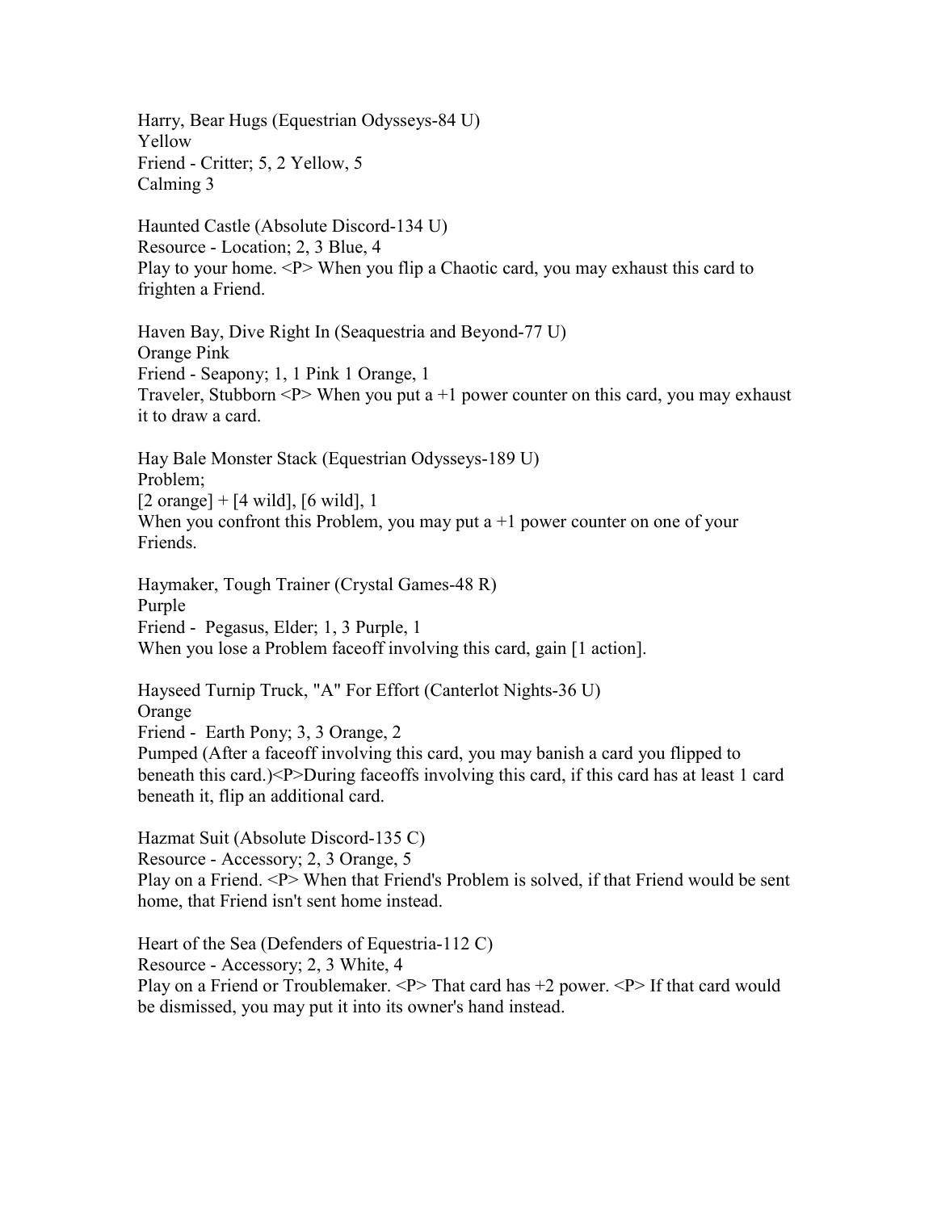Harry, Bear Hugs (Equestrian Odysseys-84 U)
Yellow
Friend - Critter; 5, 2 Yellow, 5
Calming 3

Haunted Castle (Absolute Discord-134 U)
Resource - Location; 2, 3 Blue, 4
Play to your home. <P> When you flip a Chaotic card, you may exhaust this card to frighten a Friend.

Haven Bay, Dive Right In (Seaquestria and Beyond-77 U)
Orange Pink
Friend - Seapony; 1, 1 Pink 1 Orange, 1
Traveler, Stubborn <P> When you put a +1 power counter on this card, you may exhaust it to draw a card.

Hay Bale Monster Stack (Equestrian Odysseys-189 U)
Problem;
[2 orange] + [4 wild], [6 wild], 1
When you confront this Problem, you may put a +1 power counter on one of your Friends.

Haymaker, Tough Trainer (Crystal Games-48 R)
Purple
Friend - Pegasus, Elder; 1, 3 Purple, 1
When you lose a Problem faceoff involving this card, gain [1 action].

Hayseed Turnip Truck, "A" For Effort (Canterlot Nights-36 U)
Orange
Friend - Earth Pony; 3, 3 Orange, 2
Pumped (After a faceoff involving this card, you may banish a card you flipped to beneath this card.)<P>During faceoffs involving this card, if this card has at least 1 card beneath it, flip an additional card.

Hazmat Suit (Absolute Discord-135 C)
Resource - Accessory; 2, 3 Orange, 5
Play on a Friend. <P> When that Friend's Problem is solved, if that Friend would be sent home, that Friend isn't sent home instead.

Heart of the Sea (Defenders of Equestria-112 C)
Resource - Accessory; 2, 3 White, 4
Play on a Friend or Troublemaker. <P> That card has +2 power. <P> If that card would be dismissed, you may put it into its owner's hand instead.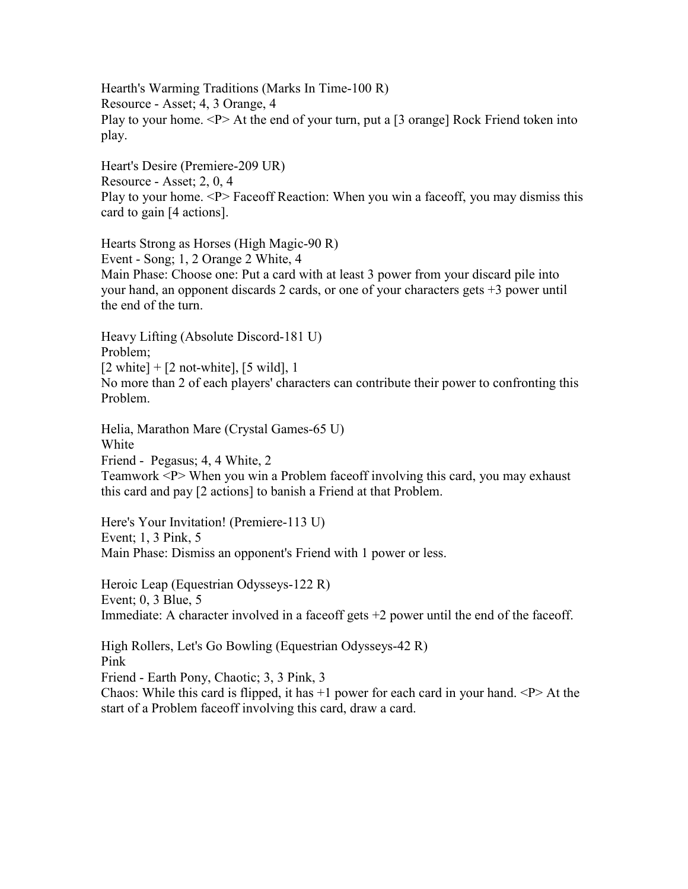Hearth's Warming Traditions (Marks In Time-100 R)
Resource - Asset; 4, 3 Orange, 4
Play to your home. <P> At the end of your turn, put a [3 orange] Rock Friend token into play.

Heart's Desire (Premiere-209 UR)
Resource - Asset; 2, 0, 4
Play to your home. <P> Faceoff Reaction: When you win a faceoff, you may dismiss this card to gain [4 actions].

Hearts Strong as Horses (High Magic-90 R)
Event - Song; 1, 2 Orange 2 White, 4
Main Phase: Choose one: Put a card with at least 3 power from your discard pile into your hand, an opponent discards 2 cards, or one of your characters gets +3 power until the end of the turn.

Heavy Lifting (Absolute Discord-181 U)
Problem;
[2 white] + [2 not-white], [5 wild], 1
No more than 2 of each players' characters can contribute their power to confronting this Problem.

Helia, Marathon Mare (Crystal Games-65 U)
White
Friend - Pegasus; 4, 4 White, 2
Teamwork <P> When you win a Problem faceoff involving this card, you may exhaust this card and pay [2 actions] to banish a Friend at that Problem.

Here's Your Invitation! (Premiere-113 U)
Event; 1, 3 Pink, 5
Main Phase: Dismiss an opponent's Friend with 1 power or less.

Heroic Leap (Equestrian Odysseys-122 R)
Event; 0, 3 Blue, 5
Immediate: A character involved in a faceoff gets +2 power until the end of the faceoff.

High Rollers, Let's Go Bowling (Equestrian Odysseys-42 R)
Pink
Friend - Earth Pony, Chaotic; 3, 3 Pink, 3
Chaos: While this card is flipped, it has +1 power for each card in your hand. <P> At the start of a Problem faceoff involving this card, draw a card.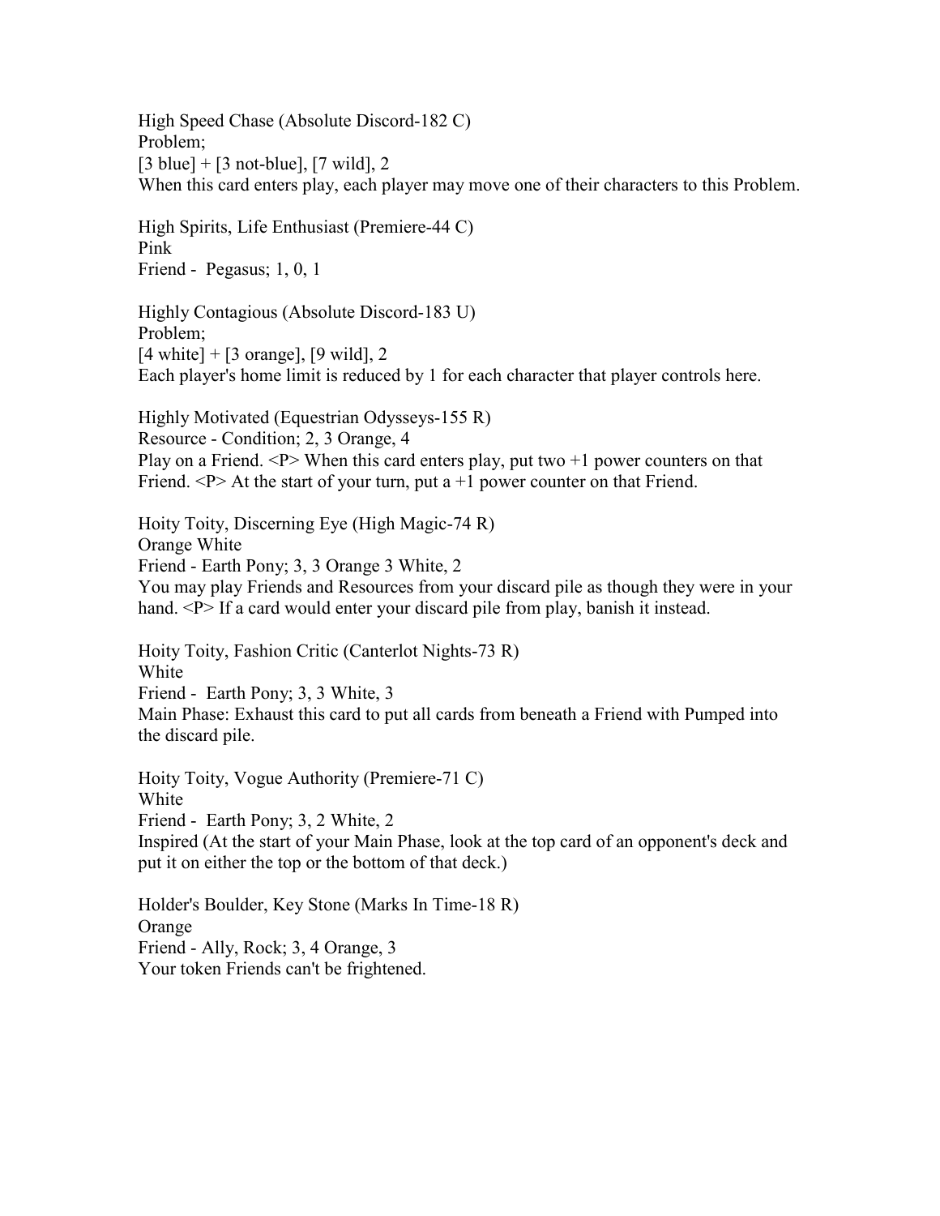High Speed Chase (Absolute Discord-182 C)
Problem;
[3 blue] + [3 not-blue], [7 wild], 2
When this card enters play, each player may move one of their characters to this Problem.

High Spirits, Life Enthusiast (Premiere-44 C)
Pink
Friend - Pegasus; 1, 0, 1

Highly Contagious (Absolute Discord-183 U)
Problem;
[4 white] + [3 orange], [9 wild], 2
Each player's home limit is reduced by 1 for each character that player controls here.

Highly Motivated (Equestrian Odysseys-155 R)
Resource - Condition; 2, 3 Orange, 4
Play on a Friend. <P> When this card enters play, put two +1 power counters on that Friend. <P> At the start of your turn, put a +1 power counter on that Friend.

Hoity Toity, Discerning Eye (High Magic-74 R)
Orange White
Friend - Earth Pony; 3, 3 Orange 3 White, 2
You may play Friends and Resources from your discard pile as though they were in your hand. <P> If a card would enter your discard pile from play, banish it instead.

Hoity Toity, Fashion Critic (Canterlot Nights-73 R)
White
Friend - Earth Pony; 3, 3 White, 3
Main Phase: Exhaust this card to put all cards from beneath a Friend with Pumped into the discard pile.

Hoity Toity, Vogue Authority (Premiere-71 C)
White
Friend - Earth Pony; 3, 2 White, 2
Inspired (At the start of your Main Phase, look at the top card of an opponent's deck and put it on either the top or the bottom of that deck.)

Holder's Boulder, Key Stone (Marks In Time-18 R)
Orange
Friend - Ally, Rock; 3, 4 Orange, 3
Your token Friends can't be frightened.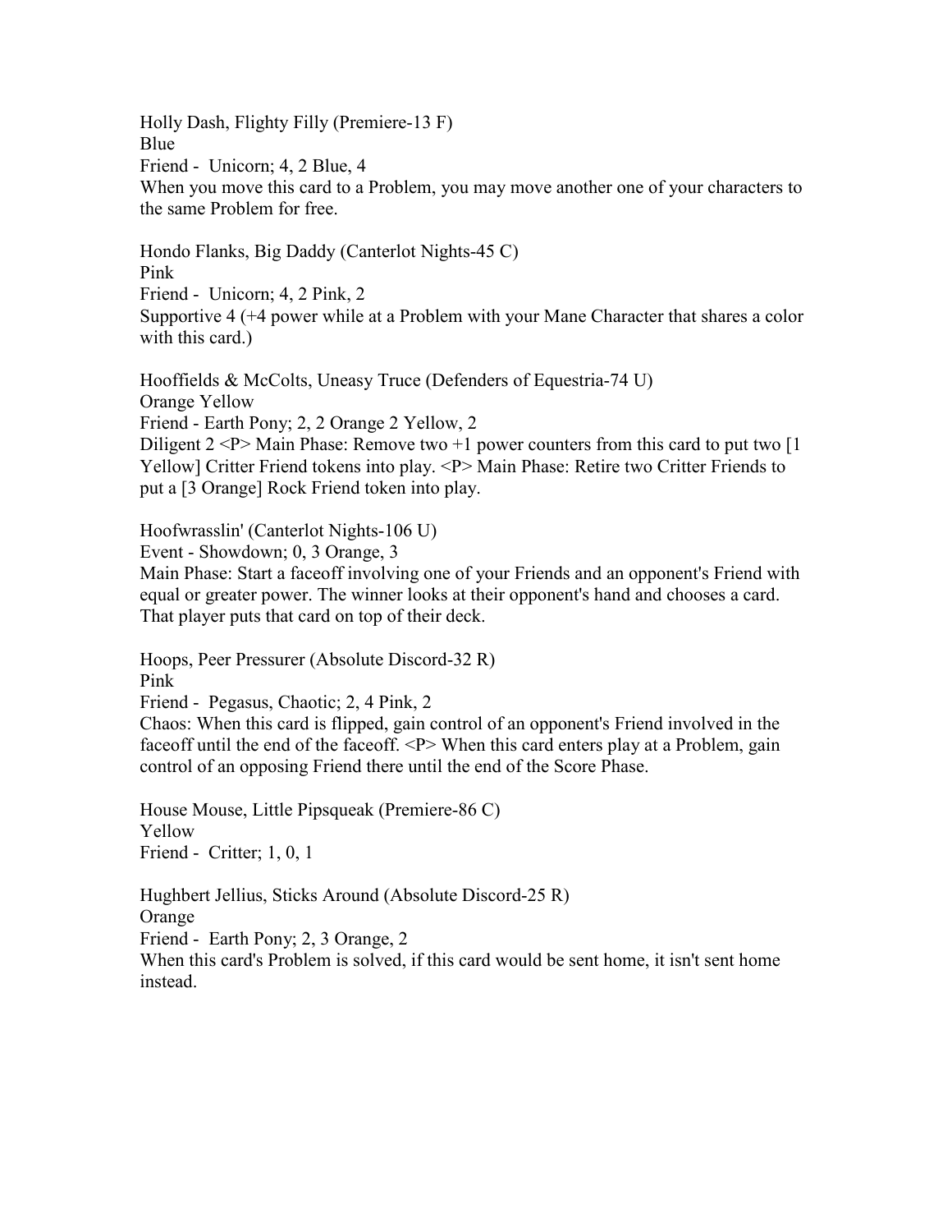Holly Dash, Flighty Filly (Premiere-13 F)
Blue
Friend - Unicorn; 4, 2 Blue, 4
When you move this card to a Problem, you may move another one of your characters to the same Problem for free.

Hondo Flanks, Big Daddy (Canterlot Nights-45 C)
Pink
Friend - Unicorn; 4, 2 Pink, 2
Supportive 4 (+4 power while at a Problem with your Mane Character that shares a color with this card.)

Hooffields & McColts, Uneasy Truce (Defenders of Equestria-74 U)
Orange Yellow
Friend - Earth Pony; 2, 2 Orange 2 Yellow, 2
Diligent 2 <P> Main Phase: Remove two +1 power counters from this card to put two [1 Yellow] Critter Friend tokens into play. <P> Main Phase: Retire two Critter Friends to put a [3 Orange] Rock Friend token into play.

Hoofwrasslin' (Canterlot Nights-106 U)
Event - Showdown; 0, 3 Orange, 3
Main Phase: Start a faceoff involving one of your Friends and an opponent's Friend with equal or greater power. The winner looks at their opponent's hand and chooses a card. That player puts that card on top of their deck.

Hoops, Peer Pressurer (Absolute Discord-32 R)
Pink
Friend - Pegasus, Chaotic; 2, 4 Pink, 2
Chaos: When this card is flipped, gain control of an opponent's Friend involved in the faceoff until the end of the faceoff. <P> When this card enters play at a Problem, gain control of an opposing Friend there until the end of the Score Phase.

House Mouse, Little Pipsqueak (Premiere-86 C)
Yellow
Friend - Critter; 1, 0, 1

Hughbert Jellius, Sticks Around (Absolute Discord-25 R)
Orange
Friend - Earth Pony; 2, 3 Orange, 2
When this card's Problem is solved, if this card would be sent home, it isn't sent home instead.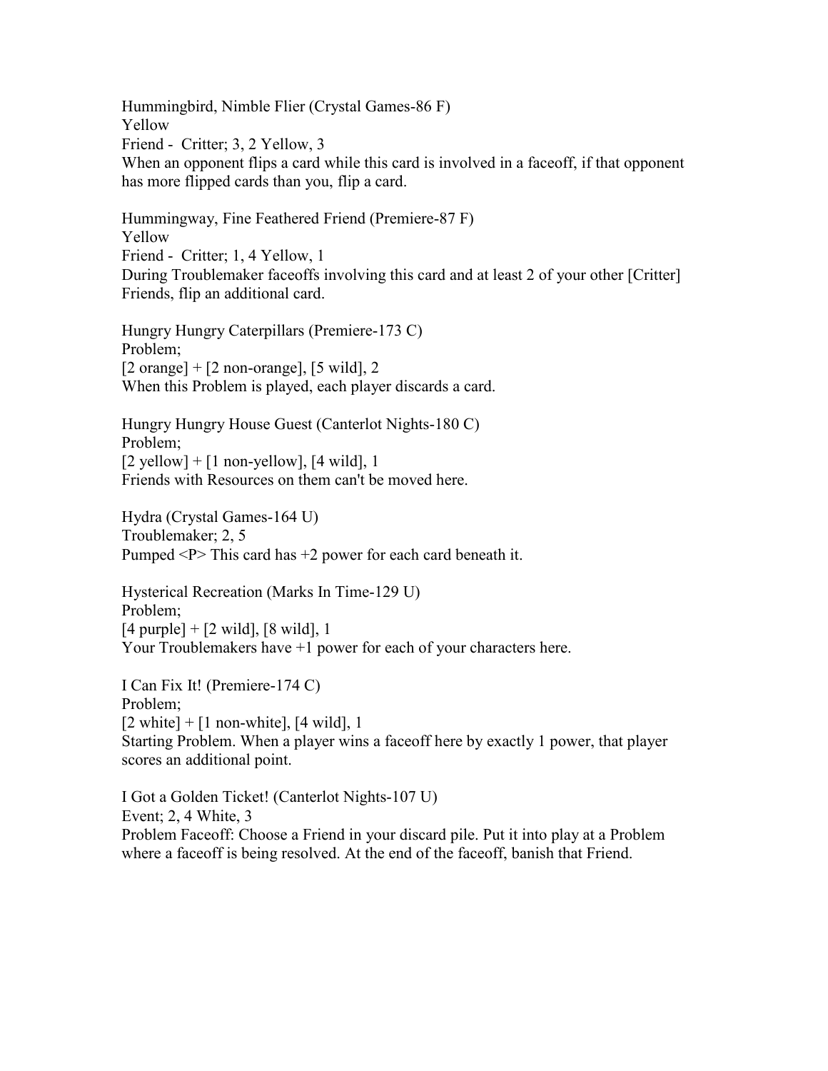Hummingbird, Nimble Flier (Crystal Games-86 F)
Yellow
Friend - Critter; 3, 2 Yellow, 3
When an opponent flips a card while this card is involved in a faceoff, if that opponent has more flipped cards than you, flip a card.

Hummingway, Fine Feathered Friend (Premiere-87 F)
Yellow
Friend - Critter; 1, 4 Yellow, 1
During Troublemaker faceoffs involving this card and at least 2 of your other [Critter] Friends, flip an additional card.

Hungry Hungry Caterpillars (Premiere-173 C)
Problem;
[2 orange] + [2 non-orange], [5 wild], 2
When this Problem is played, each player discards a card.

Hungry Hungry House Guest (Canterlot Nights-180 C)
Problem;
[2 yellow] + [1 non-yellow], [4 wild], 1
Friends with Resources on them can't be moved here.

Hydra (Crystal Games-164 U)
Troublemaker; 2, 5
Pumped <P> This card has +2 power for each card beneath it.

Hysterical Recreation (Marks In Time-129 U)
Problem;
[4 purple] + [2 wild], [8 wild], 1
Your Troublemakers have +1 power for each of your characters here.

I Can Fix It! (Premiere-174 C)
Problem;
[2 white] + [1 non-white], [4 wild], 1
Starting Problem. When a player wins a faceoff here by exactly 1 power, that player scores an additional point.

I Got a Golden Ticket! (Canterlot Nights-107 U)
Event; 2, 4 White, 3
Problem Faceoff: Choose a Friend in your discard pile. Put it into play at a Problem where a faceoff is being resolved. At the end of the faceoff, banish that Friend.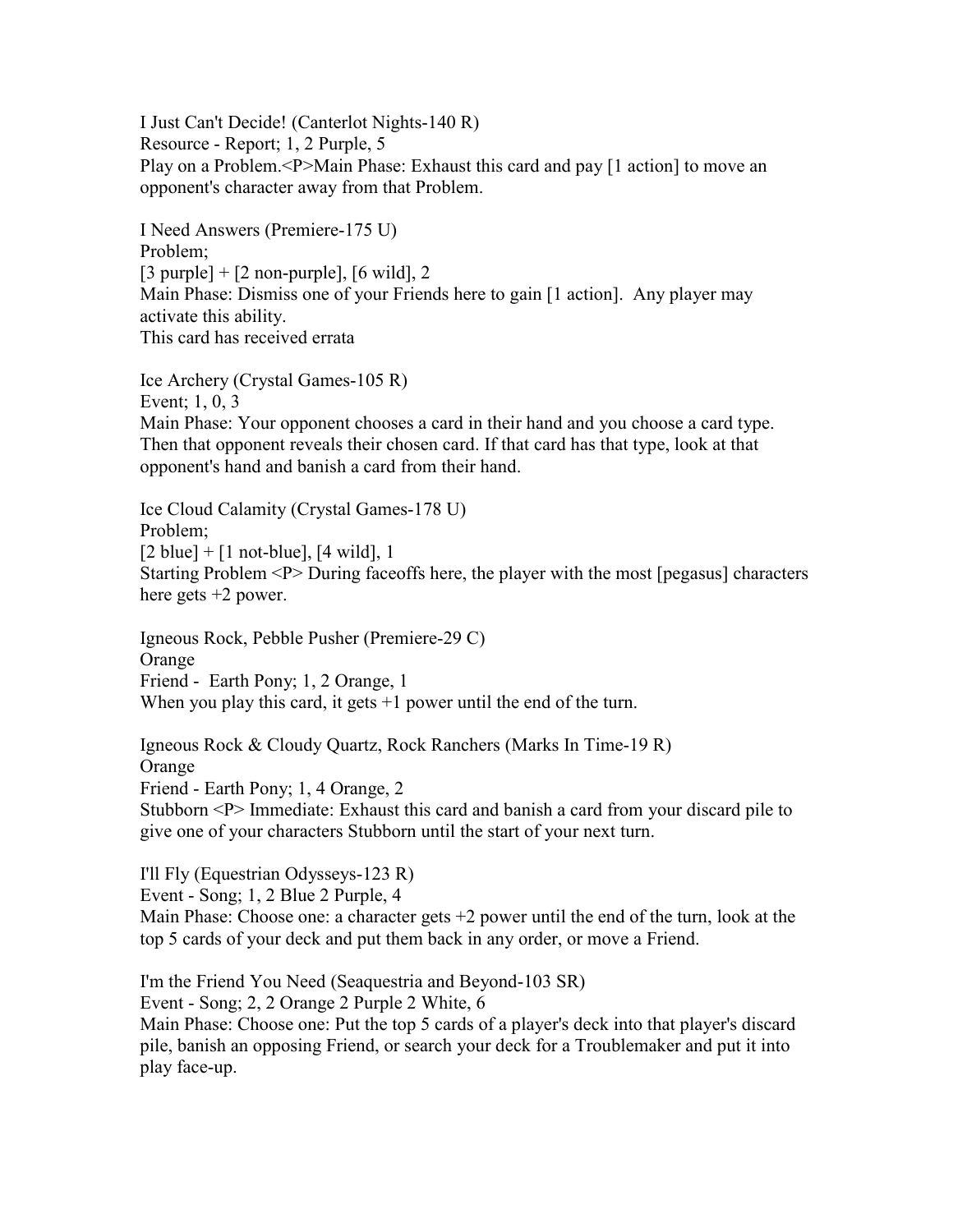I Just Can't Decide! (Canterlot Nights-140 R)
Resource - Report; 1, 2 Purple, 5
Play on a Problem.<P>Main Phase: Exhaust this card and pay [1 action] to move an opponent's character away from that Problem.

I Need Answers (Premiere-175 U)
Problem;
[3 purple] + [2 non-purple], [6 wild], 2
Main Phase: Dismiss one of your Friends here to gain [1 action]. Any player may activate this ability.
This card has received errata

Ice Archery (Crystal Games-105 R)
Event; 1, 0, 3
Main Phase: Your opponent chooses a card in their hand and you choose a card type. Then that opponent reveals their chosen card. If that card has that type, look at that opponent's hand and banish a card from their hand.

Ice Cloud Calamity (Crystal Games-178 U)
Problem;
[2 blue] + [1 not-blue], [4 wild], 1
Starting Problem <P> During faceoffs here, the player with the most [pegasus] characters here gets +2 power.

Igneous Rock, Pebble Pusher (Premiere-29 C)
Orange
Friend - Earth Pony; 1, 2 Orange, 1
When you play this card, it gets +1 power until the end of the turn.

Igneous Rock & Cloudy Quartz, Rock Ranchers (Marks In Time-19 R)
Orange
Friend - Earth Pony; 1, 4 Orange, 2
Stubborn <P> Immediate: Exhaust this card and banish a card from your discard pile to give one of your characters Stubborn until the start of your next turn.

I'll Fly (Equestrian Odysseys-123 R)
Event - Song; 1, 2 Blue 2 Purple, 4
Main Phase: Choose one: a character gets +2 power until the end of the turn, look at the top 5 cards of your deck and put them back in any order, or move a Friend.

I'm the Friend You Need (Seaquestria and Beyond-103 SR)
Event - Song; 2, 2 Orange 2 Purple 2 White, 6
Main Phase: Choose one: Put the top 5 cards of a player's deck into that player's discard pile, banish an opposing Friend, or search your deck for a Troublemaker and put it into play face-up.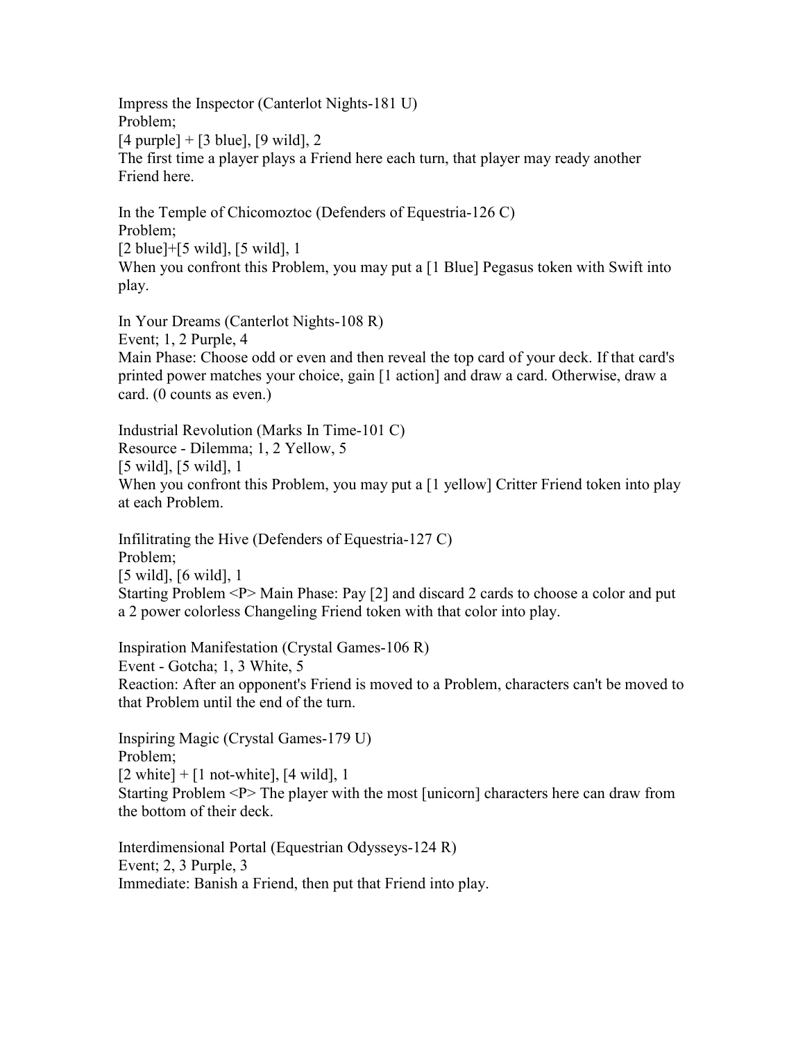Impress the Inspector (Canterlot Nights-181 U)
Problem;
[4 purple] + [3 blue], [9 wild], 2
The first time a player plays a Friend here each turn, that player may ready another Friend here.

In the Temple of Chicomoztoc (Defenders of Equestria-126 C)
Problem;
[2 blue]+[5 wild], [5 wild], 1
When you confront this Problem, you may put a [1 Blue] Pegasus token with Swift into play.

In Your Dreams (Canterlot Nights-108 R)
Event; 1, 2 Purple, 4
Main Phase: Choose odd or even and then reveal the top card of your deck. If that card's printed power matches your choice, gain [1 action] and draw a card. Otherwise, draw a card. (0 counts as even.)

Industrial Revolution (Marks In Time-101 C)
Resource - Dilemma; 1, 2 Yellow, 5
[5 wild], [5 wild], 1
When you confront this Problem, you may put a [1 yellow] Critter Friend token into play at each Problem.

Infilitrating the Hive (Defenders of Equestria-127 C)
Problem;
[5 wild], [6 wild], 1
Starting Problem <P> Main Phase: Pay [2] and discard 2 cards to choose a color and put a 2 power colorless Changeling Friend token with that color into play.

Inspiration Manifestation (Crystal Games-106 R)
Event - Gotcha; 1, 3 White, 5
Reaction: After an opponent's Friend is moved to a Problem, characters can't be moved to that Problem until the end of the turn.

Inspiring Magic (Crystal Games-179 U)
Problem;
[2 white] + [1 not-white], [4 wild], 1
Starting Problem <P> The player with the most [unicorn] characters here can draw from the bottom of their deck.

Interdimensional Portal (Equestrian Odysseys-124 R)
Event; 2, 3 Purple, 3
Immediate: Banish a Friend, then put that Friend into play.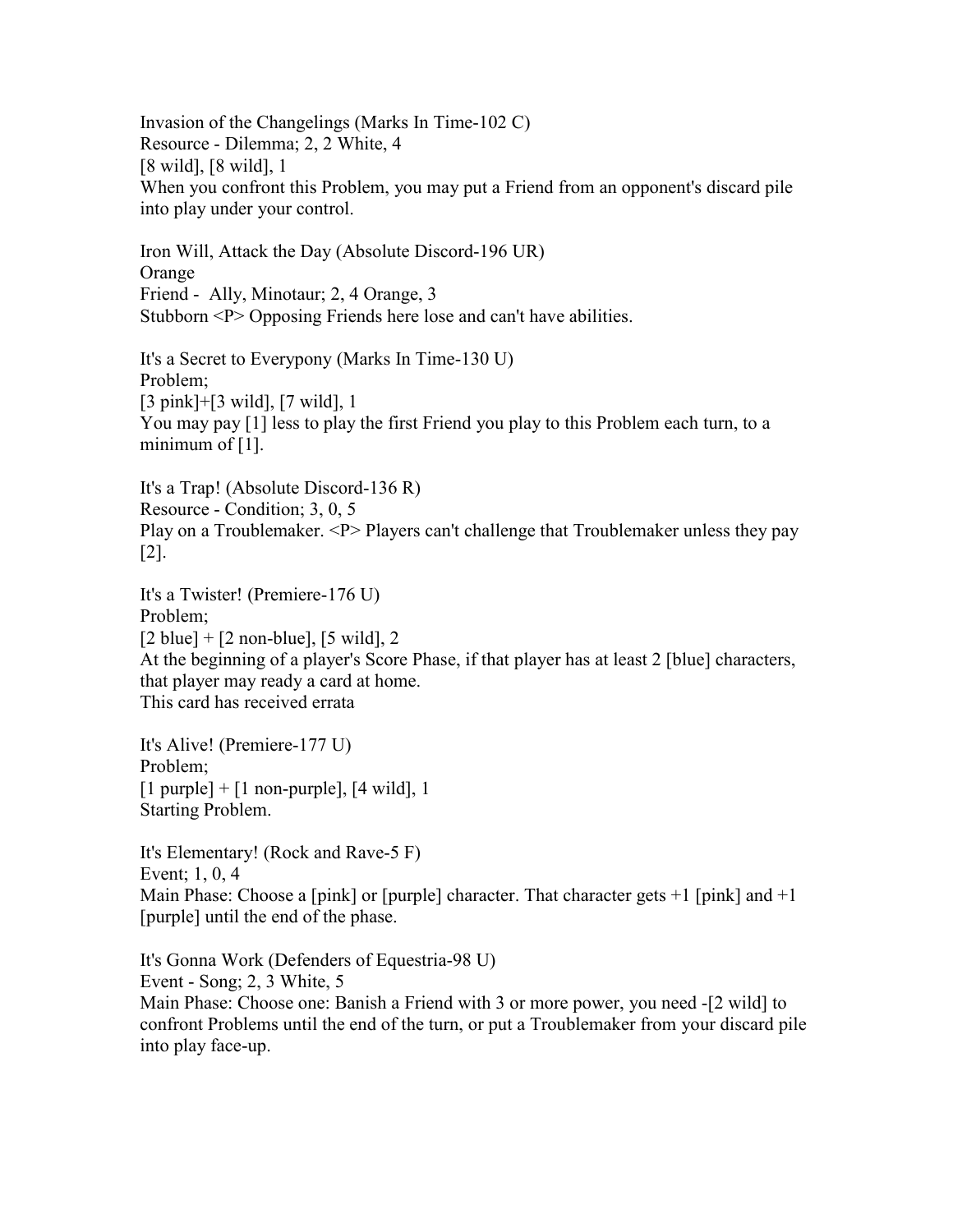Invasion of the Changelings (Marks In Time-102 C)
Resource - Dilemma; 2, 2 White, 4
[8 wild], [8 wild], 1
When you confront this Problem, you may put a Friend from an opponent's discard pile into play under your control.

Iron Will, Attack the Day (Absolute Discord-196 UR)
Orange
Friend -  Ally, Minotaur; 2, 4 Orange, 3
Stubborn <P> Opposing Friends here lose and can't have abilities.

It's a Secret to Everypony (Marks In Time-130 U)
Problem;
[3 pink]+[3 wild], [7 wild], 1
You may pay [1] less to play the first Friend you play to this Problem each turn, to a minimum of [1].

It's a Trap! (Absolute Discord-136 R)
Resource - Condition; 3, 0, 5
Play on a Troublemaker. <P> Players can't challenge that Troublemaker unless they pay [2].

It's a Twister! (Premiere-176 U)
Problem;
[2 blue] + [2 non-blue], [5 wild], 2
At the beginning of a player's Score Phase, if that player has at least 2 [blue] characters, that player may ready a card at home.
This card has received errata

It's Alive! (Premiere-177 U)
Problem;
[1 purple] + [1 non-purple], [4 wild], 1
Starting Problem.

It's Elementary! (Rock and Rave-5 F)
Event; 1, 0, 4
Main Phase: Choose a [pink] or [purple] character. That character gets +1 [pink] and +1 [purple] until the end of the phase.

It's Gonna Work (Defenders of Equestria-98 U)
Event - Song; 2, 3 White, 5
Main Phase: Choose one: Banish a Friend with 3 or more power, you need -[2 wild] to confront Problems until the end of the turn, or put a Troublemaker from your discard pile into play face-up.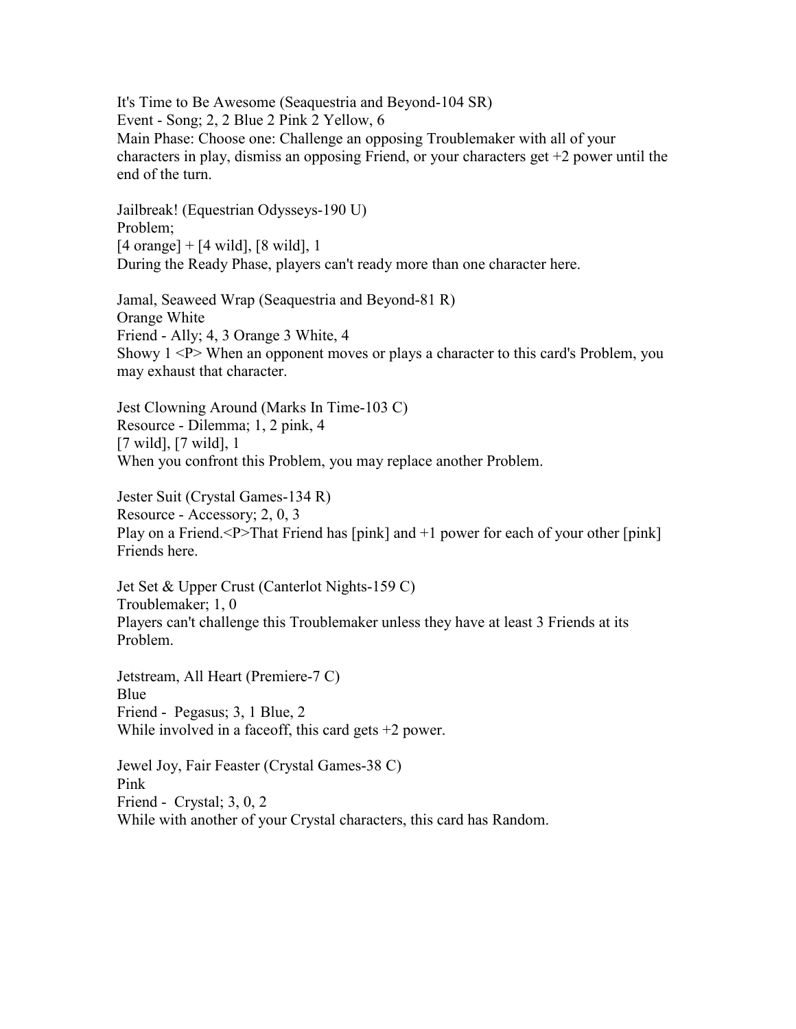It's Time to Be Awesome (Seaquestria and Beyond-104 SR)
Event - Song; 2, 2 Blue 2 Pink 2 Yellow, 6
Main Phase: Choose one: Challenge an opposing Troublemaker with all of your characters in play, dismiss an opposing Friend, or your characters get +2 power until the end of the turn.

Jailbreak! (Equestrian Odysseys-190 U)
Problem;
[4 orange] + [4 wild], [8 wild], 1
During the Ready Phase, players can't ready more than one character here.

Jamal, Seaweed Wrap (Seaquestria and Beyond-81 R)
Orange White
Friend - Ally; 4, 3 Orange 3 White, 4
Showy 1 <P> When an opponent moves or plays a character to this card's Problem, you may exhaust that character.

Jest Clowning Around (Marks In Time-103 C)
Resource - Dilemma; 1, 2 pink, 4
[7 wild], [7 wild], 1
When you confront this Problem, you may replace another Problem.

Jester Suit (Crystal Games-134 R)
Resource - Accessory; 2, 0, 3
Play on a Friend.<P>That Friend has [pink] and +1 power for each of your other [pink] Friends here.

Jet Set & Upper Crust (Canterlot Nights-159 C)
Troublemaker; 1, 0
Players can't challenge this Troublemaker unless they have at least 3 Friends at its Problem.

Jetstream, All Heart (Premiere-7 C)
Blue
Friend - Pegasus; 3, 1 Blue, 2
While involved in a faceoff, this card gets +2 power.

Jewel Joy, Fair Feaster (Crystal Games-38 C)
Pink
Friend - Crystal; 3, 0, 2
While with another of your Crystal characters, this card has Random.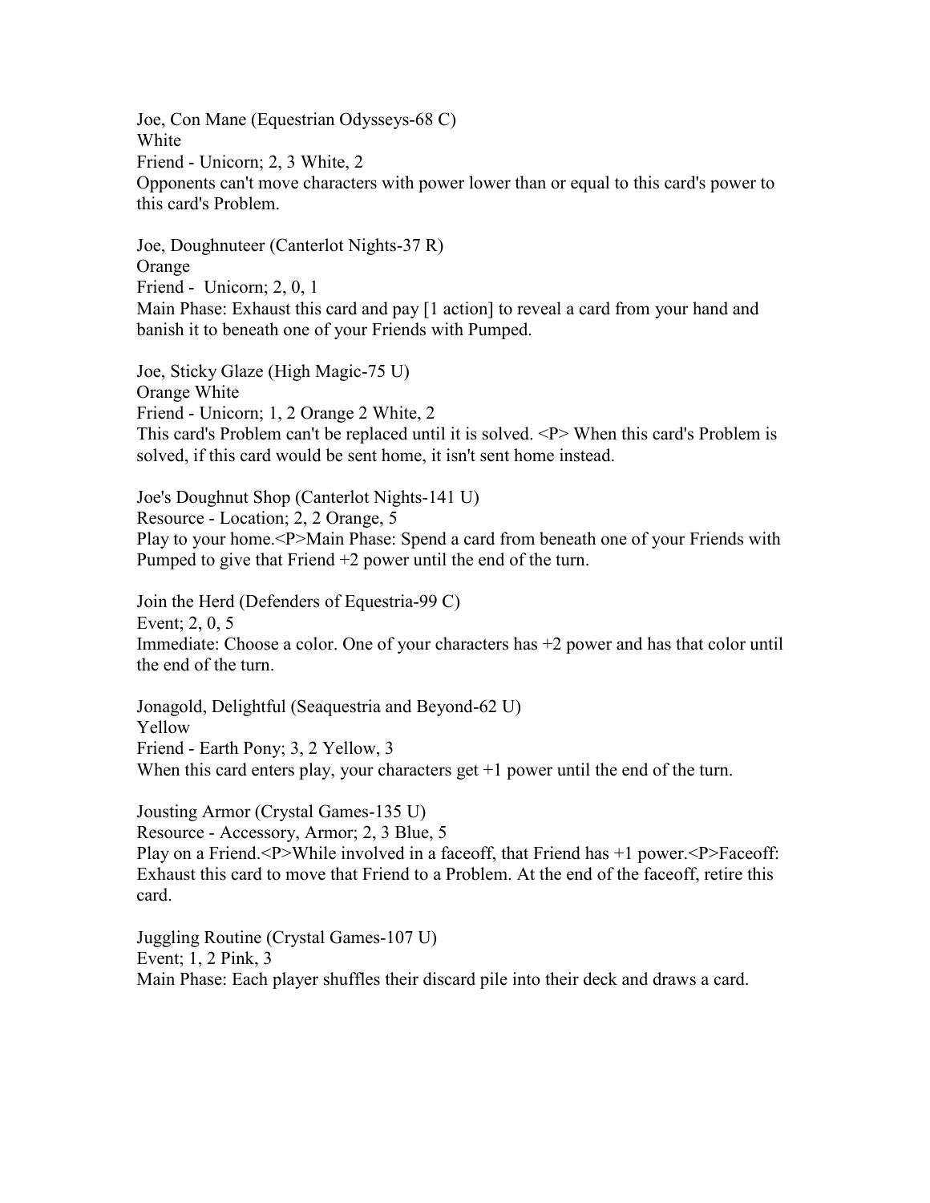Joe, Con Mane (Equestrian Odysseys-68 C)
White
Friend - Unicorn; 2, 3 White, 2
Opponents can't move characters with power lower than or equal to this card's power to this card's Problem.

Joe, Doughnuteer (Canterlot Nights-37 R)
Orange
Friend - Unicorn; 2, 0, 1
Main Phase: Exhaust this card and pay [1 action] to reveal a card from your hand and banish it to beneath one of your Friends with Pumped.

Joe, Sticky Glaze (High Magic-75 U)
Orange White
Friend - Unicorn; 1, 2 Orange 2 White, 2
This card's Problem can't be replaced until it is solved. <P> When this card's Problem is solved, if this card would be sent home, it isn't sent home instead.

Joe's Doughnut Shop (Canterlot Nights-141 U)
Resource - Location; 2, 2 Orange, 5
Play to your home.<P>Main Phase: Spend a card from beneath one of your Friends with Pumped to give that Friend +2 power until the end of the turn.

Join the Herd (Defenders of Equestria-99 C)
Event; 2, 0, 5
Immediate: Choose a color. One of your characters has +2 power and has that color until the end of the turn.

Jonagold, Delightful (Seaquestria and Beyond-62 U)
Yellow
Friend - Earth Pony; 3, 2 Yellow, 3
When this card enters play, your characters get +1 power until the end of the turn.

Jousting Armor (Crystal Games-135 U)
Resource - Accessory, Armor; 2, 3 Blue, 5
Play on a Friend.<P>While involved in a faceoff, that Friend has +1 power.<P>Faceoff: Exhaust this card to move that Friend to a Problem. At the end of the faceoff, retire this card.

Juggling Routine (Crystal Games-107 U)
Event; 1, 2 Pink, 3
Main Phase: Each player shuffles their discard pile into their deck and draws a card.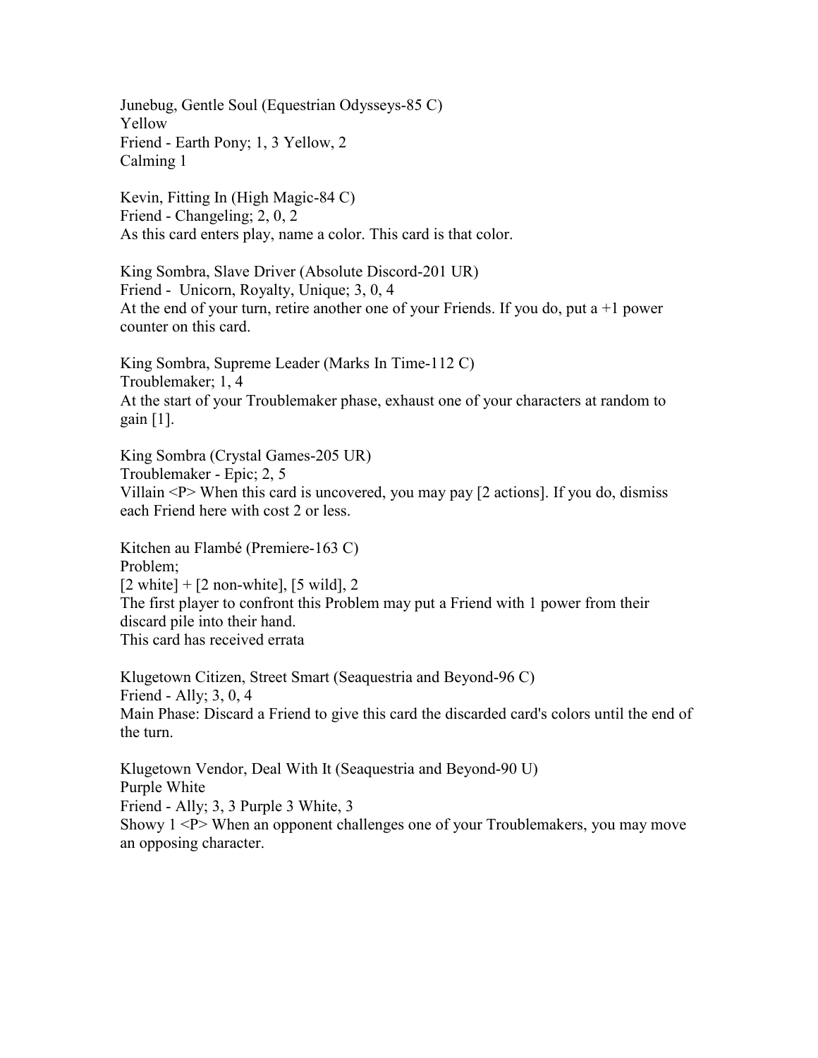Junebug, Gentle Soul (Equestrian Odysseys-85 C)
Yellow
Friend - Earth Pony; 1, 3 Yellow, 2
Calming 1

Kevin, Fitting In (High Magic-84 C)
Friend - Changeling; 2, 0, 2
As this card enters play, name a color. This card is that color.

King Sombra, Slave Driver (Absolute Discord-201 UR)
Friend -  Unicorn, Royalty, Unique; 3, 0, 4
At the end of your turn, retire another one of your Friends. If you do, put a +1 power counter on this card.

King Sombra, Supreme Leader (Marks In Time-112 C)
Troublemaker; 1, 4
At the start of your Troublemaker phase, exhaust one of your characters at random to gain [1].

King Sombra (Crystal Games-205 UR)
Troublemaker - Epic; 2, 5
Villain <P> When this card is uncovered, you may pay [2 actions]. If you do, dismiss each Friend here with cost 2 or less.

Kitchen au Flambé (Premiere-163 C)
Problem;
[2 white] + [2 non-white], [5 wild], 2
The first player to confront this Problem may put a Friend with 1 power from their discard pile into their hand.
This card has received errata

Klugetown Citizen, Street Smart (Seaquestria and Beyond-96 C)
Friend - Ally; 3, 0, 4
Main Phase: Discard a Friend to give this card the discarded card's colors until the end of the turn.

Klugetown Vendor, Deal With It (Seaquestria and Beyond-90 U)
Purple White
Friend - Ally; 3, 3 Purple 3 White, 3
Showy 1 <P> When an opponent challenges one of your Troublemakers, you may move an opposing character.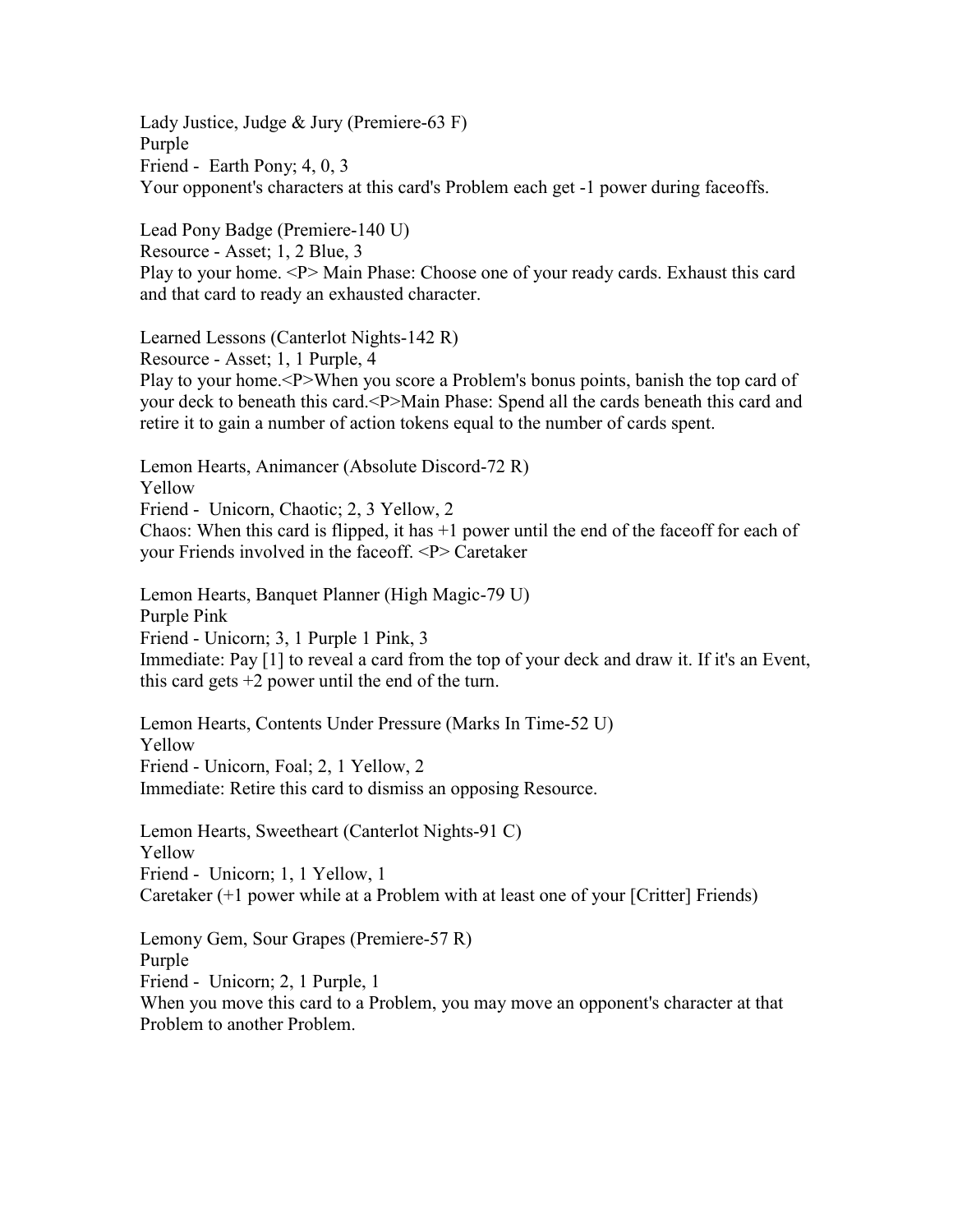Lady Justice, Judge & Jury (Premiere-63 F)
Purple
Friend - Earth Pony; 4, 0, 3
Your opponent's characters at this card's Problem each get -1 power during faceoffs.

Lead Pony Badge (Premiere-140 U)
Resource - Asset; 1, 2 Blue, 3
Play to your home. <P> Main Phase: Choose one of your ready cards. Exhaust this card and that card to ready an exhausted character.

Learned Lessons (Canterlot Nights-142 R)
Resource - Asset; 1, 1 Purple, 4
Play to your home.<P>When you score a Problem's bonus points, banish the top card of your deck to beneath this card.<P>Main Phase: Spend all the cards beneath this card and retire it to gain a number of action tokens equal to the number of cards spent.

Lemon Hearts, Animancer (Absolute Discord-72 R)
Yellow
Friend - Unicorn, Chaotic; 2, 3 Yellow, 2
Chaos: When this card is flipped, it has +1 power until the end of the faceoff for each of your Friends involved in the faceoff. <P> Caretaker

Lemon Hearts, Banquet Planner (High Magic-79 U)
Purple Pink
Friend - Unicorn; 3, 1 Purple 1 Pink, 3
Immediate: Pay [1] to reveal a card from the top of your deck and draw it. If it's an Event, this card gets +2 power until the end of the turn.

Lemon Hearts, Contents Under Pressure (Marks In Time-52 U)
Yellow
Friend - Unicorn, Foal; 2, 1 Yellow, 2
Immediate: Retire this card to dismiss an opposing Resource.

Lemon Hearts, Sweetheart (Canterlot Nights-91 C)
Yellow
Friend - Unicorn; 1, 1 Yellow, 1
Caretaker (+1 power while at a Problem with at least one of your [Critter] Friends)

Lemony Gem, Sour Grapes (Premiere-57 R)
Purple
Friend - Unicorn; 2, 1 Purple, 1
When you move this card to a Problem, you may move an opponent's character at that Problem to another Problem.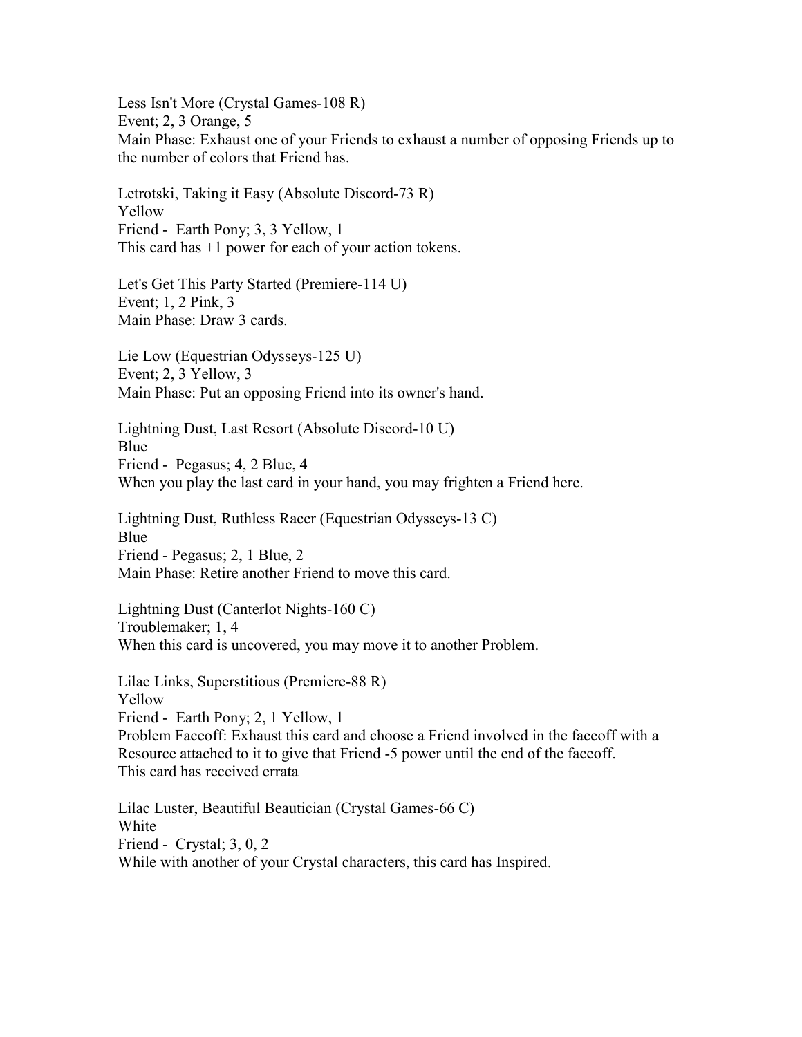Less Isn't More (Crystal Games-108 R)
Event; 2, 3 Orange, 5
Main Phase: Exhaust one of your Friends to exhaust a number of opposing Friends up to the number of colors that Friend has.

Letrotski, Taking it Easy (Absolute Discord-73 R)
Yellow
Friend - Earth Pony; 3, 3 Yellow, 1
This card has +1 power for each of your action tokens.

Let's Get This Party Started (Premiere-114 U)
Event; 1, 2 Pink, 3
Main Phase: Draw 3 cards.

Lie Low (Equestrian Odysseys-125 U)
Event; 2, 3 Yellow, 3
Main Phase: Put an opposing Friend into its owner's hand.

Lightning Dust, Last Resort (Absolute Discord-10 U)
Blue
Friend - Pegasus; 4, 2 Blue, 4
When you play the last card in your hand, you may frighten a Friend here.

Lightning Dust, Ruthless Racer (Equestrian Odysseys-13 C)
Blue
Friend - Pegasus; 2, 1 Blue, 2
Main Phase: Retire another Friend to move this card.

Lightning Dust (Canterlot Nights-160 C)
Troublemaker; 1, 4
When this card is uncovered, you may move it to another Problem.

Lilac Links, Superstitious (Premiere-88 R)
Yellow
Friend - Earth Pony; 2, 1 Yellow, 1
Problem Faceoff: Exhaust this card and choose a Friend involved in the faceoff with a Resource attached to it to give that Friend -5 power until the end of the faceoff.
This card has received errata

Lilac Luster, Beautiful Beautician (Crystal Games-66 C)
White
Friend - Crystal; 3, 0, 2
While with another of your Crystal characters, this card has Inspired.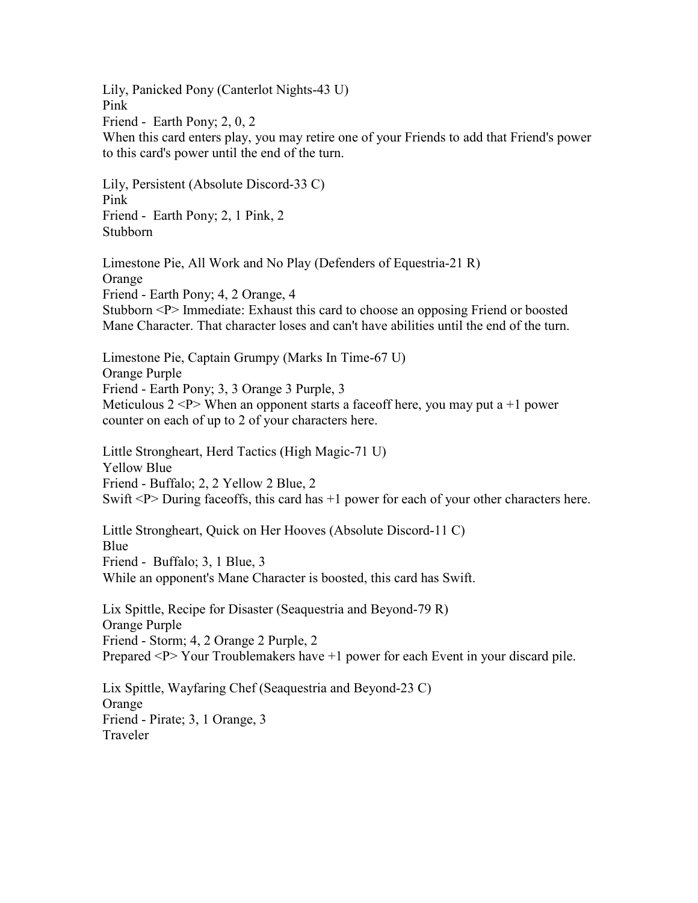Lily, Panicked Pony (Canterlot Nights-43 U)
Pink
Friend - Earth Pony; 2, 0, 2
When this card enters play, you may retire one of your Friends to add that Friend's power to this card's power until the end of the turn.

Lily, Persistent (Absolute Discord-33 C)
Pink
Friend - Earth Pony; 2, 1 Pink, 2
Stubborn

Limestone Pie, All Work and No Play (Defenders of Equestria-21 R)
Orange
Friend - Earth Pony; 4, 2 Orange, 4
Stubborn <P> Immediate: Exhaust this card to choose an opposing Friend or boosted Mane Character. That character loses and can't have abilities until the end of the turn.

Limestone Pie, Captain Grumpy (Marks In Time-67 U)
Orange Purple
Friend - Earth Pony; 3, 3 Orange 3 Purple, 3
Meticulous 2 <P> When an opponent starts a faceoff here, you may put a +1 power counter on each of up to 2 of your characters here.

Little Strongheart, Herd Tactics (High Magic-71 U)
Yellow Blue
Friend - Buffalo; 2, 2 Yellow 2 Blue, 2
Swift <P> During faceoffs, this card has +1 power for each of your other characters here.

Little Strongheart, Quick on Her Hooves (Absolute Discord-11 C)
Blue
Friend - Buffalo; 3, 1 Blue, 3
While an opponent's Mane Character is boosted, this card has Swift.

Lix Spittle, Recipe for Disaster (Seaquestria and Beyond-79 R)
Orange Purple
Friend - Storm; 4, 2 Orange 2 Purple, 2
Prepared <P> Your Troublemakers have +1 power for each Event in your discard pile.

Lix Spittle, Wayfaring Chef (Seaquestria and Beyond-23 C)
Orange
Friend - Pirate; 3, 1 Orange, 3
Traveler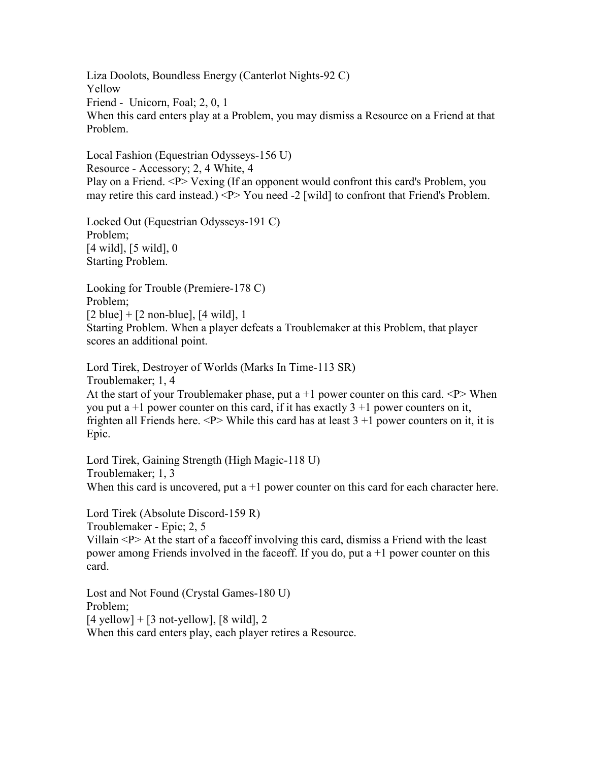Liza Doolots, Boundless Energy (Canterlot Nights-92 C)
Yellow
Friend - Unicorn, Foal; 2, 0, 1
When this card enters play at a Problem, you may dismiss a Resource on a Friend at that Problem.

Local Fashion (Equestrian Odysseys-156 U)
Resource - Accessory; 2, 4 White, 4
Play on a Friend. <P> Vexing (If an opponent would confront this card's Problem, you may retire this card instead.) <P> You need -2 [wild] to confront that Friend's Problem.

Locked Out (Equestrian Odysseys-191 C)
Problem;
[4 wild], [5 wild], 0
Starting Problem.

Looking for Trouble (Premiere-178 C)
Problem;
[2 blue] + [2 non-blue], [4 wild], 1
Starting Problem. When a player defeats a Troublemaker at this Problem, that player scores an additional point.

Lord Tirek, Destroyer of Worlds (Marks In Time-113 SR)
Troublemaker; 1, 4
At the start of your Troublemaker phase, put a +1 power counter on this card. <P> When you put a +1 power counter on this card, if it has exactly 3 +1 power counters on it, frighten all Friends here. <P> While this card has at least 3 +1 power counters on it, it is Epic.

Lord Tirek, Gaining Strength (High Magic-118 U)
Troublemaker; 1, 3
When this card is uncovered, put a +1 power counter on this card for each character here.

Lord Tirek (Absolute Discord-159 R)
Troublemaker - Epic; 2, 5
Villain <P> At the start of a faceoff involving this card, dismiss a Friend with the least power among Friends involved in the faceoff. If you do, put a +1 power counter on this card.

Lost and Not Found (Crystal Games-180 U)
Problem;
[4 yellow] + [3 not-yellow], [8 wild], 2
When this card enters play, each player retires a Resource.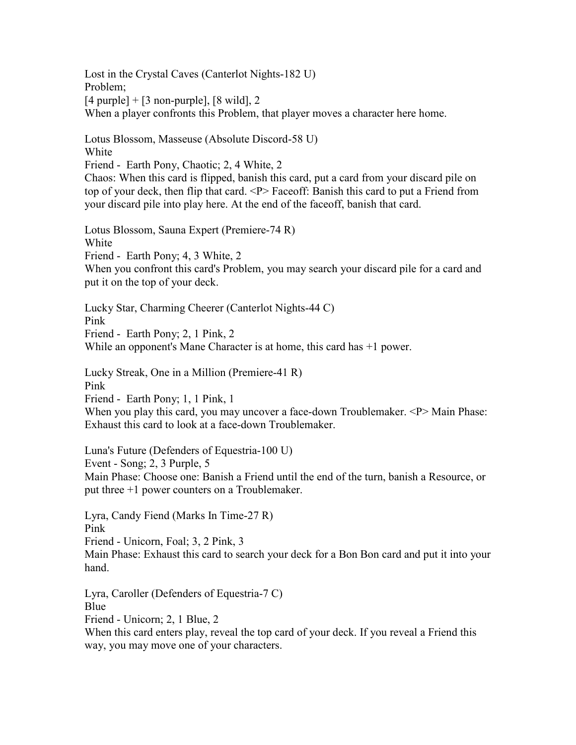Lost in the Crystal Caves (Canterlot Nights-182 U)
Problem;
[4 purple] + [3 non-purple], [8 wild], 2
When a player confronts this Problem, that player moves a character here home.

Lotus Blossom, Masseuse (Absolute Discord-58 U)
White
Friend - Earth Pony, Chaotic; 2, 4 White, 2
Chaos: When this card is flipped, banish this card, put a card from your discard pile on top of your deck, then flip that card. <P> Faceoff: Banish this card to put a Friend from your discard pile into play here. At the end of the faceoff, banish that card.

Lotus Blossom, Sauna Expert (Premiere-74 R)
White
Friend - Earth Pony; 4, 3 White, 2
When you confront this card's Problem, you may search your discard pile for a card and put it on the top of your deck.

Lucky Star, Charming Cheerer (Canterlot Nights-44 C)
Pink
Friend - Earth Pony; 2, 1 Pink, 2
While an opponent's Mane Character is at home, this card has +1 power.

Lucky Streak, One in a Million (Premiere-41 R)
Pink
Friend - Earth Pony; 1, 1 Pink, 1
When you play this card, you may uncover a face-down Troublemaker. <P> Main Phase: Exhaust this card to look at a face-down Troublemaker.

Luna's Future (Defenders of Equestria-100 U)
Event - Song; 2, 3 Purple, 5
Main Phase: Choose one: Banish a Friend until the end of the turn, banish a Resource, or put three +1 power counters on a Troublemaker.

Lyra, Candy Fiend (Marks In Time-27 R)
Pink
Friend - Unicorn, Foal; 3, 2 Pink, 3
Main Phase: Exhaust this card to search your deck for a Bon Bon card and put it into your hand.

Lyra, Caroller (Defenders of Equestria-7 C)
Blue
Friend - Unicorn; 2, 1 Blue, 2
When this card enters play, reveal the top card of your deck. If you reveal a Friend this way, you may move one of your characters.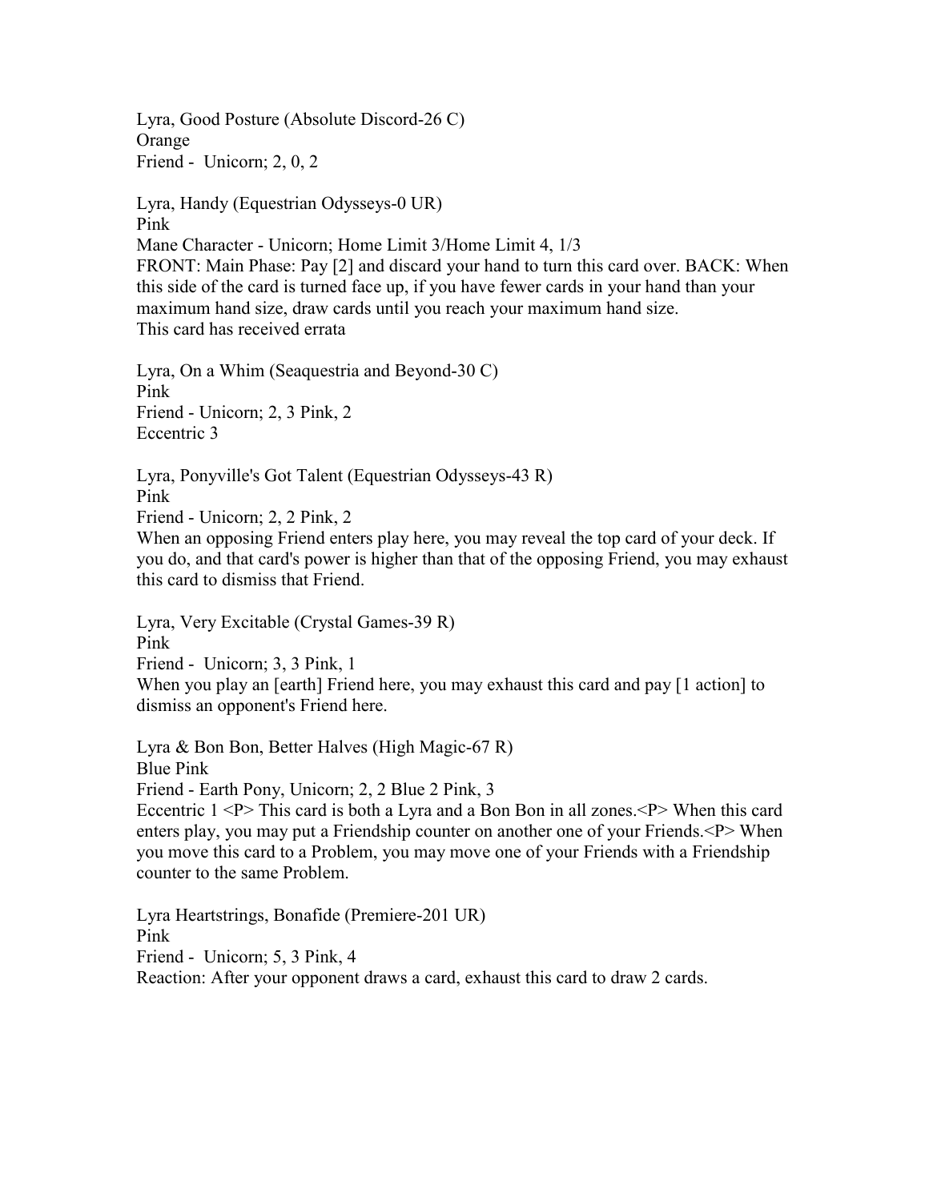Lyra, Good Posture (Absolute Discord-26 C)
Orange
Friend - Unicorn; 2, 0, 2

Lyra, Handy (Equestrian Odysseys-0 UR)
Pink
Mane Character - Unicorn; Home Limit 3/Home Limit 4, 1/3
FRONT: Main Phase: Pay [2] and discard your hand to turn this card over. BACK: When this side of the card is turned face up, if you have fewer cards in your hand than your maximum hand size, draw cards until you reach your maximum hand size.
This card has received errata

Lyra, On a Whim (Seaquestria and Beyond-30 C)
Pink
Friend - Unicorn; 2, 3 Pink, 2
Eccentric 3

Lyra, Ponyville's Got Talent (Equestrian Odysseys-43 R)
Pink
Friend - Unicorn; 2, 2 Pink, 2
When an opposing Friend enters play here, you may reveal the top card of your deck. If you do, and that card's power is higher than that of the opposing Friend, you may exhaust this card to dismiss that Friend.

Lyra, Very Excitable (Crystal Games-39 R)
Pink
Friend - Unicorn; 3, 3 Pink, 1
When you play an [earth] Friend here, you may exhaust this card and pay [1 action] to dismiss an opponent's Friend here.

Lyra & Bon Bon, Better Halves (High Magic-67 R)
Blue Pink
Friend - Earth Pony, Unicorn; 2, 2 Blue 2 Pink, 3
Eccentric 1 <P> This card is both a Lyra and a Bon Bon in all zones.<P> When this card enters play, you may put a Friendship counter on another one of your Friends.<P> When you move this card to a Problem, you may move one of your Friends with a Friendship counter to the same Problem.

Lyra Heartstrings, Bonafide (Premiere-201 UR)
Pink
Friend - Unicorn; 5, 3 Pink, 4
Reaction: After your opponent draws a card, exhaust this card to draw 2 cards.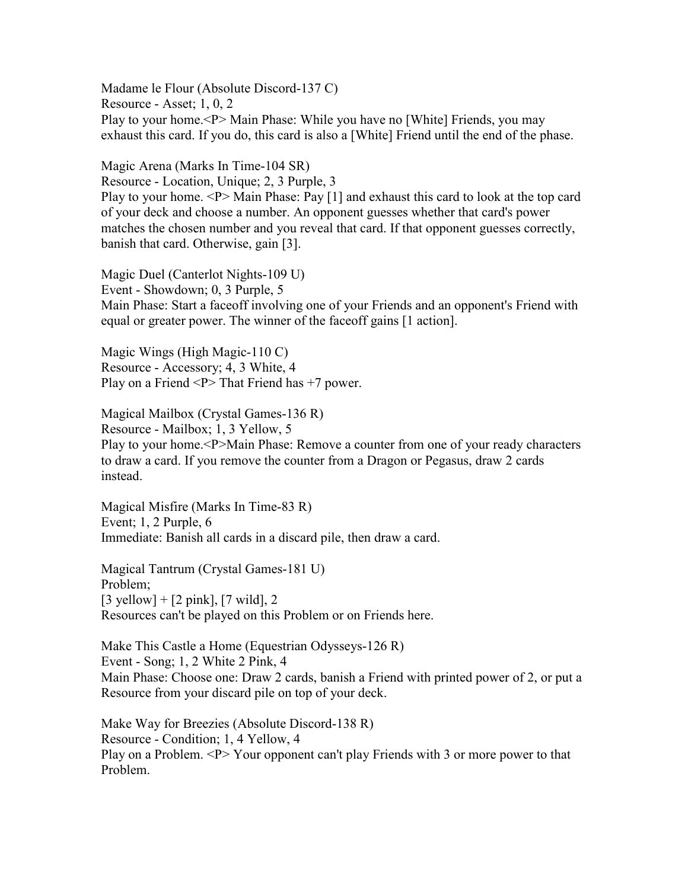Madame le Flour (Absolute Discord-137 C)
Resource - Asset; 1, 0, 2
Play to your home.<P> Main Phase: While you have no [White] Friends, you may exhaust this card. If you do, this card is also a [White] Friend until the end of the phase.

Magic Arena (Marks In Time-104 SR)
Resource - Location, Unique; 2, 3 Purple, 3
Play to your home. <P> Main Phase: Pay [1] and exhaust this card to look at the top card of your deck and choose a number. An opponent guesses whether that card's power matches the chosen number and you reveal that card. If that opponent guesses correctly, banish that card. Otherwise, gain [3].

Magic Duel (Canterlot Nights-109 U)
Event - Showdown; 0, 3 Purple, 5
Main Phase: Start a faceoff involving one of your Friends and an opponent's Friend with equal or greater power. The winner of the faceoff gains [1 action].

Magic Wings (High Magic-110 C)
Resource - Accessory; 4, 3 White, 4
Play on a Friend <P> That Friend has +7 power.

Magical Mailbox (Crystal Games-136 R)
Resource - Mailbox; 1, 3 Yellow, 5
Play to your home.<P>Main Phase: Remove a counter from one of your ready characters to draw a card. If you remove the counter from a Dragon or Pegasus, draw 2 cards instead.

Magical Misfire (Marks In Time-83 R)
Event; 1, 2 Purple, 6
Immediate: Banish all cards in a discard pile, then draw a card.

Magical Tantrum (Crystal Games-181 U)
Problem;
[3 yellow] + [2 pink], [7 wild], 2
Resources can't be played on this Problem or on Friends here.

Make This Castle a Home (Equestrian Odysseys-126 R)
Event - Song; 1, 2 White 2 Pink, 4
Main Phase: Choose one: Draw 2 cards, banish a Friend with printed power of 2, or put a Resource from your discard pile on top of your deck.

Make Way for Breezies (Absolute Discord-138 R)
Resource - Condition; 1, 4 Yellow, 4
Play on a Problem. <P> Your opponent can't play Friends with 3 or more power to that Problem.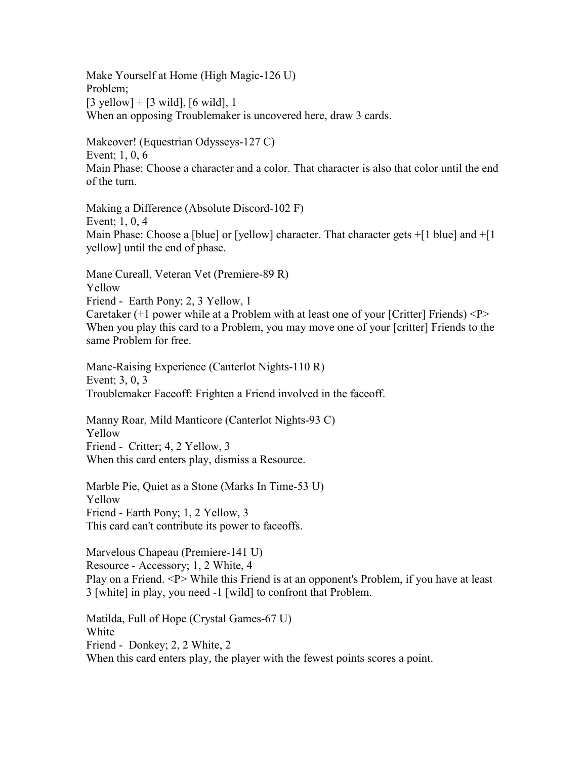Make Yourself at Home (High Magic-126 U)
Problem;
[3 yellow] + [3 wild], [6 wild], 1
When an opposing Troublemaker is uncovered here, draw 3 cards.

Makeover! (Equestrian Odysseys-127 C)
Event; 1, 0, 6
Main Phase: Choose a character and a color. That character is also that color until the end of the turn.

Making a Difference (Absolute Discord-102 F)
Event; 1, 0, 4
Main Phase: Choose a [blue] or [yellow] character. That character gets +[1 blue] and +[1 yellow] until the end of phase.

Mane Cureall, Veteran Vet (Premiere-89 R)
Yellow
Friend - Earth Pony; 2, 3 Yellow, 1
Caretaker (+1 power while at a Problem with at least one of your [Critter] Friends) <P> When you play this card to a Problem, you may move one of your [critter] Friends to the same Problem for free.

Mane-Raising Experience (Canterlot Nights-110 R)
Event; 3, 0, 3
Troublemaker Faceoff: Frighten a Friend involved in the faceoff.

Manny Roar, Mild Manticore (Canterlot Nights-93 C)
Yellow
Friend - Critter; 4, 2 Yellow, 3
When this card enters play, dismiss a Resource.

Marble Pie, Quiet as a Stone (Marks In Time-53 U)
Yellow
Friend - Earth Pony; 1, 2 Yellow, 3
This card can't contribute its power to faceoffs.

Marvelous Chapeau (Premiere-141 U)
Resource - Accessory; 1, 2 White, 4
Play on a Friend. <P> While this Friend is at an opponent's Problem, if you have at least 3 [white] in play, you need -1 [wild] to confront that Problem.

Matilda, Full of Hope (Crystal Games-67 U)
White
Friend - Donkey; 2, 2 White, 2
When this card enters play, the player with the fewest points scores a point.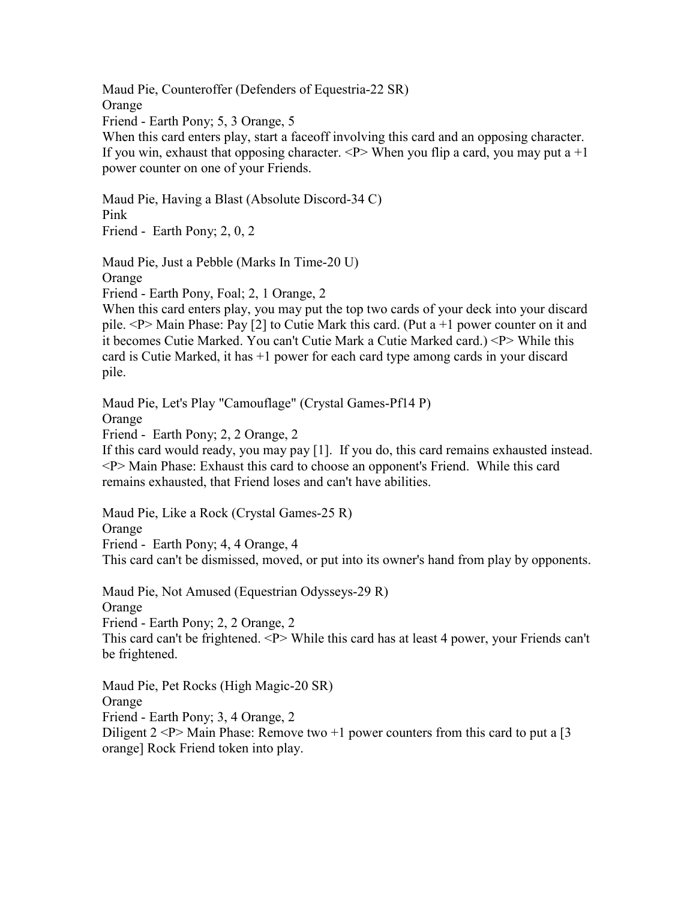Maud Pie, Counteroffer (Defenders of Equestria-22 SR)
Orange
Friend - Earth Pony; 5, 3 Orange, 5
When this card enters play, start a faceoff involving this card and an opposing character. If you win, exhaust that opposing character. <P> When you flip a card, you may put a +1 power counter on one of your Friends.

Maud Pie, Having a Blast (Absolute Discord-34 C)
Pink
Friend - Earth Pony; 2, 0, 2

Maud Pie, Just a Pebble (Marks In Time-20 U)
Orange
Friend - Earth Pony, Foal; 2, 1 Orange, 2
When this card enters play, you may put the top two cards of your deck into your discard pile. <P> Main Phase: Pay [2] to Cutie Mark this card. (Put a +1 power counter on it and it becomes Cutie Marked. You can't Cutie Mark a Cutie Marked card.) <P> While this card is Cutie Marked, it has +1 power for each card type among cards in your discard pile.

Maud Pie, Let's Play "Camouflage" (Crystal Games-Pf14 P)
Orange
Friend - Earth Pony; 2, 2 Orange, 2
If this card would ready, you may pay [1]. If you do, this card remains exhausted instead. <P> Main Phase: Exhaust this card to choose an opponent's Friend. While this card remains exhausted, that Friend loses and can't have abilities.

Maud Pie, Like a Rock (Crystal Games-25 R)
Orange
Friend - Earth Pony; 4, 4 Orange, 4
This card can't be dismissed, moved, or put into its owner's hand from play by opponents.

Maud Pie, Not Amused (Equestrian Odysseys-29 R)
Orange
Friend - Earth Pony; 2, 2 Orange, 2
This card can't be frightened. <P> While this card has at least 4 power, your Friends can't be frightened.

Maud Pie, Pet Rocks (High Magic-20 SR)
Orange
Friend - Earth Pony; 3, 4 Orange, 2
Diligent 2 <P> Main Phase: Remove two +1 power counters from this card to put a [3 orange] Rock Friend token into play.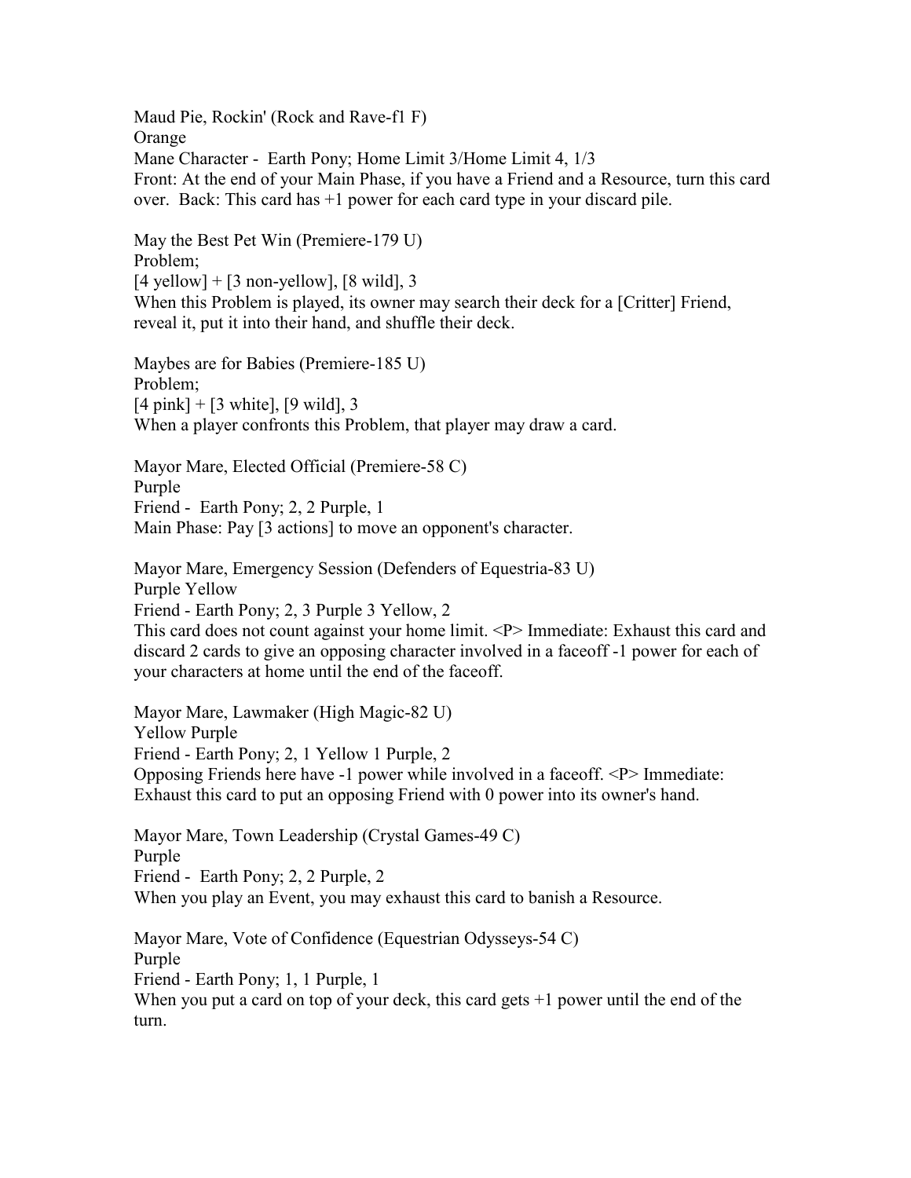Maud Pie, Rockin' (Rock and Rave-f1 F)
Orange
Mane Character - Earth Pony; Home Limit 3/Home Limit 4, 1/3
Front: At the end of your Main Phase, if you have a Friend and a Resource, turn this card over. Back: This card has +1 power for each card type in your discard pile.

May the Best Pet Win (Premiere-179 U)
Problem;
[4 yellow] + [3 non-yellow], [8 wild], 3
When this Problem is played, its owner may search their deck for a [Critter] Friend, reveal it, put it into their hand, and shuffle their deck.

Maybes are for Babies (Premiere-185 U)
Problem;
[4 pink] + [3 white], [9 wild], 3
When a player confronts this Problem, that player may draw a card.

Mayor Mare, Elected Official (Premiere-58 C)
Purple
Friend - Earth Pony; 2, 2 Purple, 1
Main Phase: Pay [3 actions] to move an opponent's character.

Mayor Mare, Emergency Session (Defenders of Equestria-83 U)
Purple Yellow
Friend - Earth Pony; 2, 3 Purple 3 Yellow, 2
This card does not count against your home limit. <P> Immediate: Exhaust this card and discard 2 cards to give an opposing character involved in a faceoff -1 power for each of your characters at home until the end of the faceoff.

Mayor Mare, Lawmaker (High Magic-82 U)
Yellow Purple
Friend - Earth Pony; 2, 1 Yellow 1 Purple, 2
Opposing Friends here have -1 power while involved in a faceoff. <P> Immediate: Exhaust this card to put an opposing Friend with 0 power into its owner's hand.

Mayor Mare, Town Leadership (Crystal Games-49 C)
Purple
Friend - Earth Pony; 2, 2 Purple, 2
When you play an Event, you may exhaust this card to banish a Resource.

Mayor Mare, Vote of Confidence (Equestrian Odysseys-54 C)
Purple
Friend - Earth Pony; 1, 1 Purple, 1
When you put a card on top of your deck, this card gets +1 power until the end of the turn.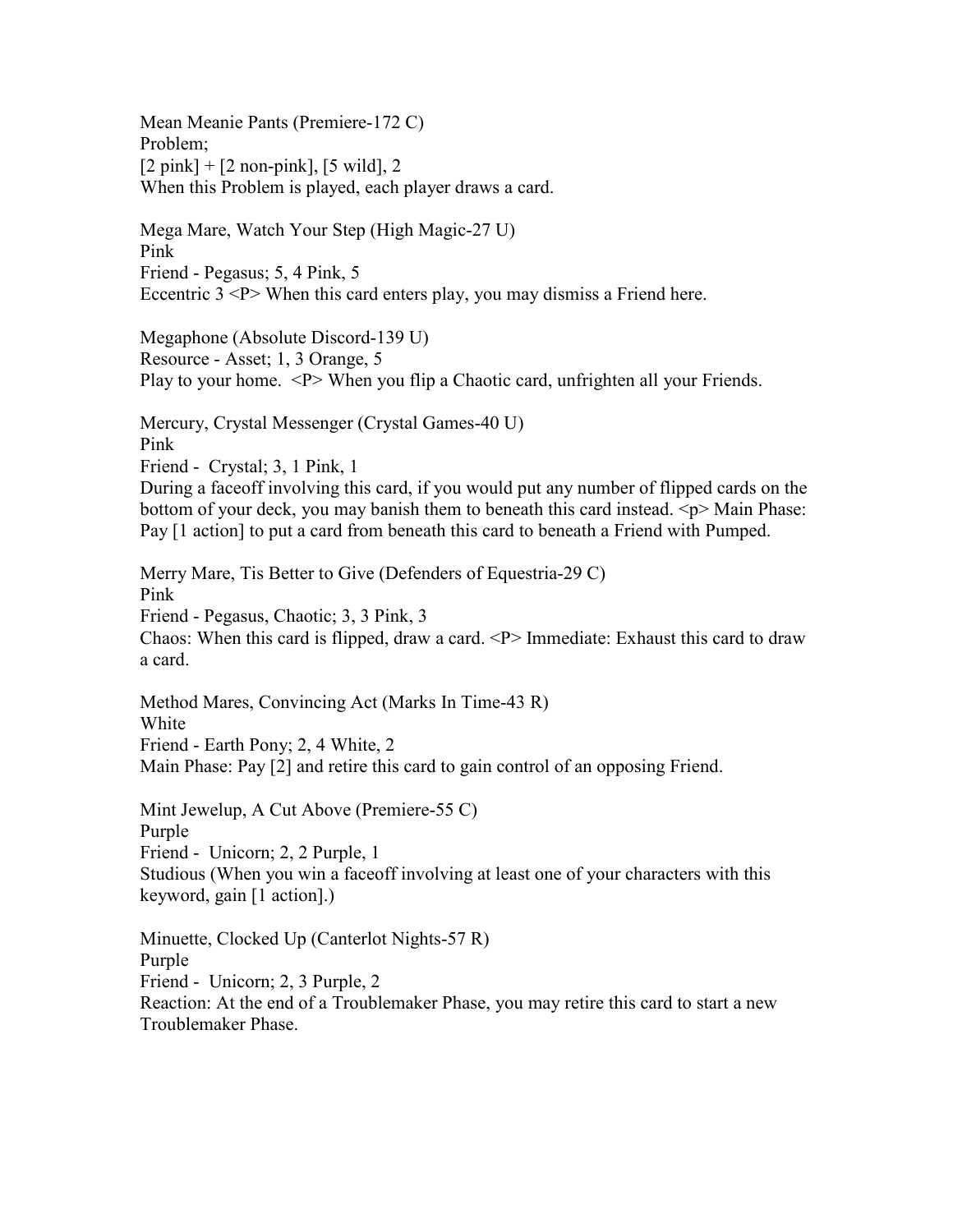Mean Meanie Pants (Premiere-172 C)
Problem;
[2 pink] + [2 non-pink], [5 wild], 2
When this Problem is played, each player draws a card.

Mega Mare, Watch Your Step (High Magic-27 U)
Pink
Friend - Pegasus; 5, 4 Pink, 5
Eccentric 3 <P> When this card enters play, you may dismiss a Friend here.

Megaphone (Absolute Discord-139 U)
Resource - Asset; 1, 3 Orange, 5
Play to your home. <P> When you flip a Chaotic card, unfrighten all your Friends.

Mercury, Crystal Messenger (Crystal Games-40 U)
Pink
Friend - Crystal; 3, 1 Pink, 1
During a faceoff involving this card, if you would put any number of flipped cards on the bottom of your deck, you may banish them to beneath this card instead. <p> Main Phase: Pay [1 action] to put a card from beneath this card to beneath a Friend with Pumped.

Merry Mare, Tis Better to Give (Defenders of Equestria-29 C)
Pink
Friend - Pegasus, Chaotic; 3, 3 Pink, 3
Chaos: When this card is flipped, draw a card. <P> Immediate: Exhaust this card to draw a card.

Method Mares, Convincing Act (Marks In Time-43 R)
White
Friend - Earth Pony; 2, 4 White, 2
Main Phase: Pay [2] and retire this card to gain control of an opposing Friend.

Mint Jewelup, A Cut Above (Premiere-55 C)
Purple
Friend - Unicorn; 2, 2 Purple, 1
Studious (When you win a faceoff involving at least one of your characters with this keyword, gain [1 action].)

Minuette, Clocked Up (Canterlot Nights-57 R)
Purple
Friend - Unicorn; 2, 3 Purple, 2
Reaction: At the end of a Troublemaker Phase, you may retire this card to start a new Troublemaker Phase.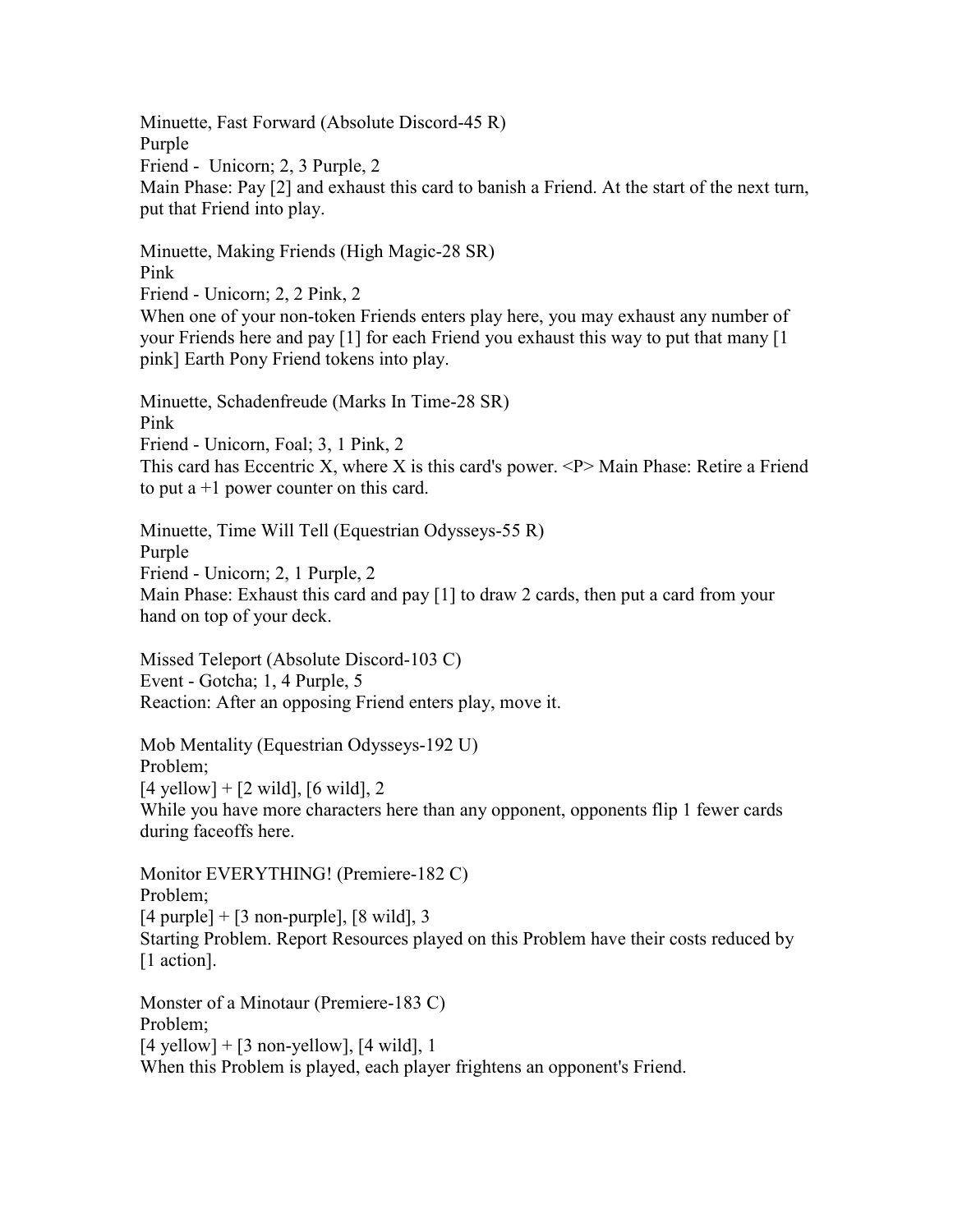Minuette, Fast Forward (Absolute Discord-45 R)
Purple
Friend - Unicorn; 2, 3 Purple, 2
Main Phase: Pay [2] and exhaust this card to banish a Friend. At the start of the next turn, put that Friend into play.

Minuette, Making Friends (High Magic-28 SR)
Pink
Friend - Unicorn; 2, 2 Pink, 2
When one of your non-token Friends enters play here, you may exhaust any number of your Friends here and pay [1] for each Friend you exhaust this way to put that many [1 pink] Earth Pony Friend tokens into play.

Minuette, Schadenfreude (Marks In Time-28 SR)
Pink
Friend - Unicorn, Foal; 3, 1 Pink, 2
This card has Eccentric X, where X is this card's power. <P> Main Phase: Retire a Friend to put a +1 power counter on this card.

Minuette, Time Will Tell (Equestrian Odysseys-55 R)
Purple
Friend - Unicorn; 2, 1 Purple, 2
Main Phase: Exhaust this card and pay [1] to draw 2 cards, then put a card from your hand on top of your deck.

Missed Teleport (Absolute Discord-103 C)
Event - Gotcha; 1, 4 Purple, 5
Reaction: After an opposing Friend enters play, move it.

Mob Mentality (Equestrian Odysseys-192 U)
Problem;
[4 yellow] + [2 wild], [6 wild], 2
While you have more characters here than any opponent, opponents flip 1 fewer cards during faceoffs here.

Monitor EVERYTHING! (Premiere-182 C)
Problem;
[4 purple] + [3 non-purple], [8 wild], 3
Starting Problem. Report Resources played on this Problem have their costs reduced by [1 action].

Monster of a Minotaur (Premiere-183 C)
Problem;
[4 yellow] + [3 non-yellow], [4 wild], 1
When this Problem is played, each player frightens an opponent's Friend.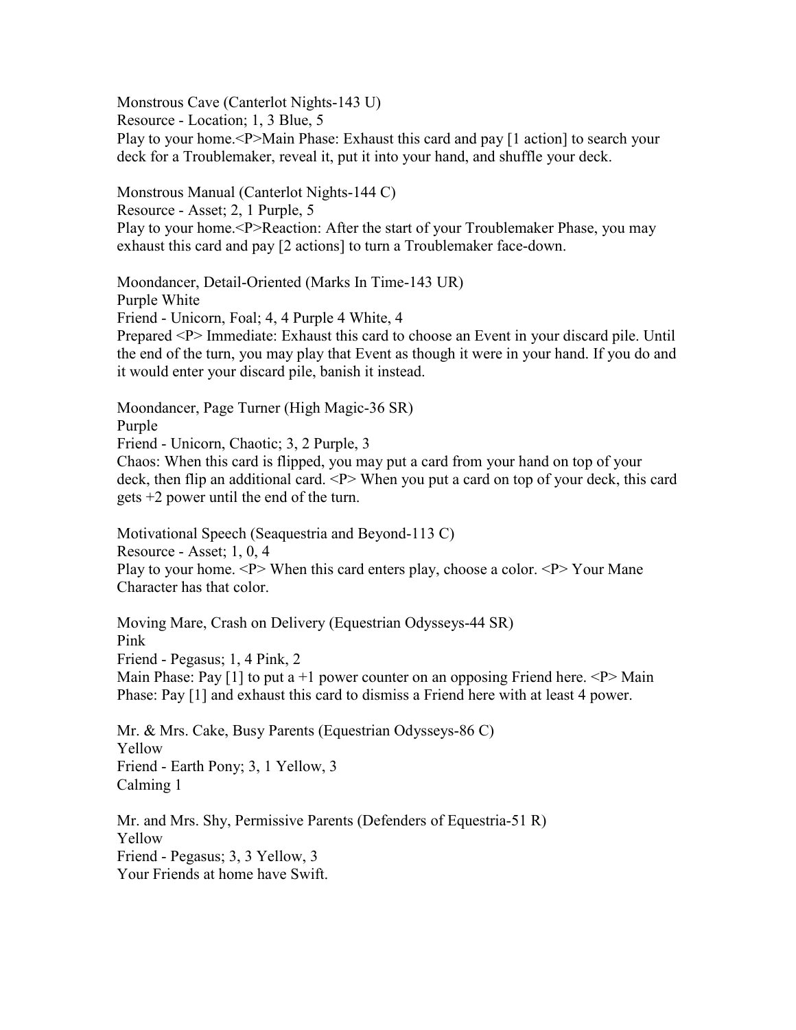Monstrous Cave (Canterlot Nights-143 U)
Resource - Location; 1, 3 Blue, 5
Play to your home.<P>Main Phase: Exhaust this card and pay [1 action] to search your deck for a Troublemaker, reveal it, put it into your hand, and shuffle your deck.

Monstrous Manual (Canterlot Nights-144 C)
Resource - Asset; 2, 1 Purple, 5
Play to your home.<P>Reaction: After the start of your Troublemaker Phase, you may exhaust this card and pay [2 actions] to turn a Troublemaker face-down.

Moondancer, Detail-Oriented (Marks In Time-143 UR)
Purple White
Friend - Unicorn, Foal; 4, 4 Purple 4 White, 4
Prepared <P> Immediate: Exhaust this card to choose an Event in your discard pile. Until the end of the turn, you may play that Event as though it were in your hand. If you do and it would enter your discard pile, banish it instead.

Moondancer, Page Turner (High Magic-36 SR)
Purple
Friend - Unicorn, Chaotic; 3, 2 Purple, 3
Chaos: When this card is flipped, you may put a card from your hand on top of your deck, then flip an additional card. <P> When you put a card on top of your deck, this card gets +2 power until the end of the turn.

Motivational Speech (Seaquestria and Beyond-113 C)
Resource - Asset; 1, 0, 4
Play to your home. <P> When this card enters play, choose a color. <P> Your Mane Character has that color.

Moving Mare, Crash on Delivery (Equestrian Odysseys-44 SR)
Pink
Friend - Pegasus; 1, 4 Pink, 2
Main Phase: Pay [1] to put a +1 power counter on an opposing Friend here. <P> Main Phase: Pay [1] and exhaust this card to dismiss a Friend here with at least 4 power.

Mr. & Mrs. Cake, Busy Parents (Equestrian Odysseys-86 C)
Yellow
Friend - Earth Pony; 3, 1 Yellow, 3
Calming 1

Mr. and Mrs. Shy, Permissive Parents (Defenders of Equestria-51 R)
Yellow
Friend - Pegasus; 3, 3 Yellow, 3
Your Friends at home have Swift.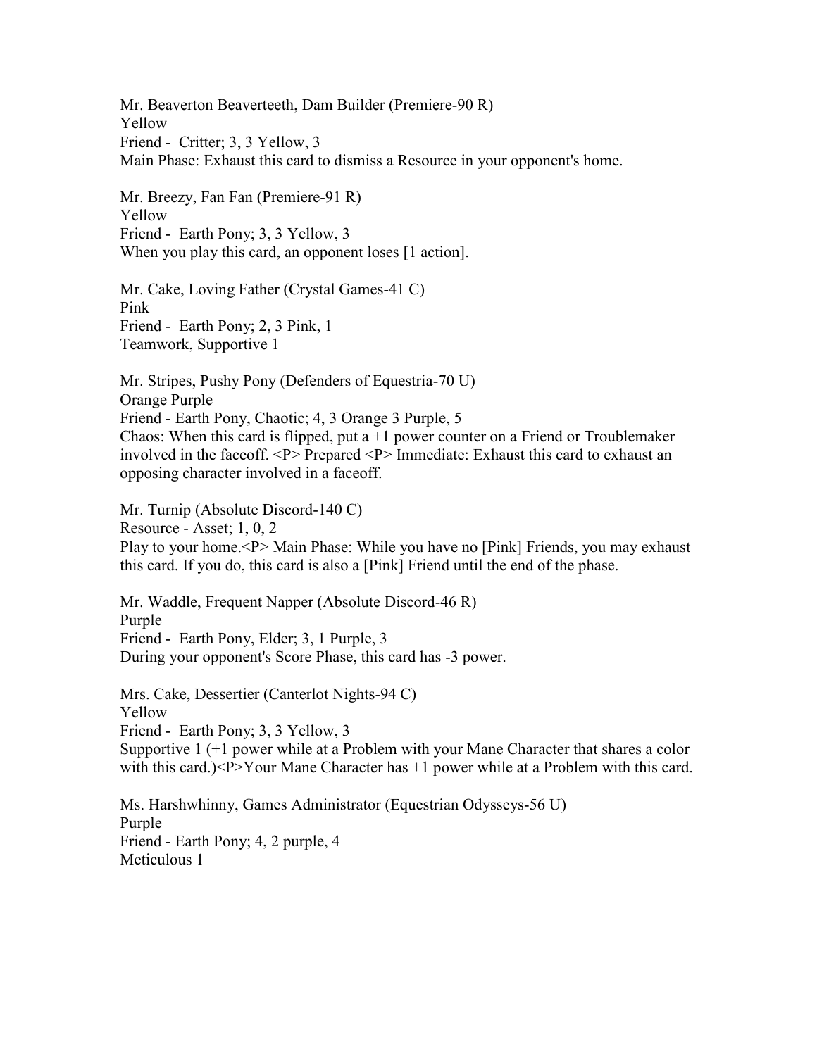Mr. Beaverton Beaverteeth, Dam Builder (Premiere-90 R)
Yellow
Friend - Critter; 3, 3 Yellow, 3
Main Phase: Exhaust this card to dismiss a Resource in your opponent's home.

Mr. Breezy, Fan Fan (Premiere-91 R)
Yellow
Friend - Earth Pony; 3, 3 Yellow, 3
When you play this card, an opponent loses [1 action].

Mr. Cake, Loving Father (Crystal Games-41 C)
Pink
Friend - Earth Pony; 2, 3 Pink, 1
Teamwork, Supportive 1

Mr. Stripes, Pushy Pony (Defenders of Equestria-70 U)
Orange Purple
Friend - Earth Pony, Chaotic; 4, 3 Orange 3 Purple, 5
Chaos: When this card is flipped, put a +1 power counter on a Friend or Troublemaker involved in the faceoff. <P> Prepared <P> Immediate: Exhaust this card to exhaust an opposing character involved in a faceoff.

Mr. Turnip (Absolute Discord-140 C)
Resource - Asset; 1, 0, 2
Play to your home.<P> Main Phase: While you have no [Pink] Friends, you may exhaust this card. If you do, this card is also a [Pink] Friend until the end of the phase.

Mr. Waddle, Frequent Napper (Absolute Discord-46 R)
Purple
Friend - Earth Pony, Elder; 3, 1 Purple, 3
During your opponent's Score Phase, this card has -3 power.

Mrs. Cake, Dessertier (Canterlot Nights-94 C)
Yellow
Friend - Earth Pony; 3, 3 Yellow, 3
Supportive 1 (+1 power while at a Problem with your Mane Character that shares a color with this card.)<P>Your Mane Character has +1 power while at a Problem with this card.

Ms. Harshwhinny, Games Administrator (Equestrian Odysseys-56 U)
Purple
Friend - Earth Pony; 4, 2 purple, 4
Meticulous 1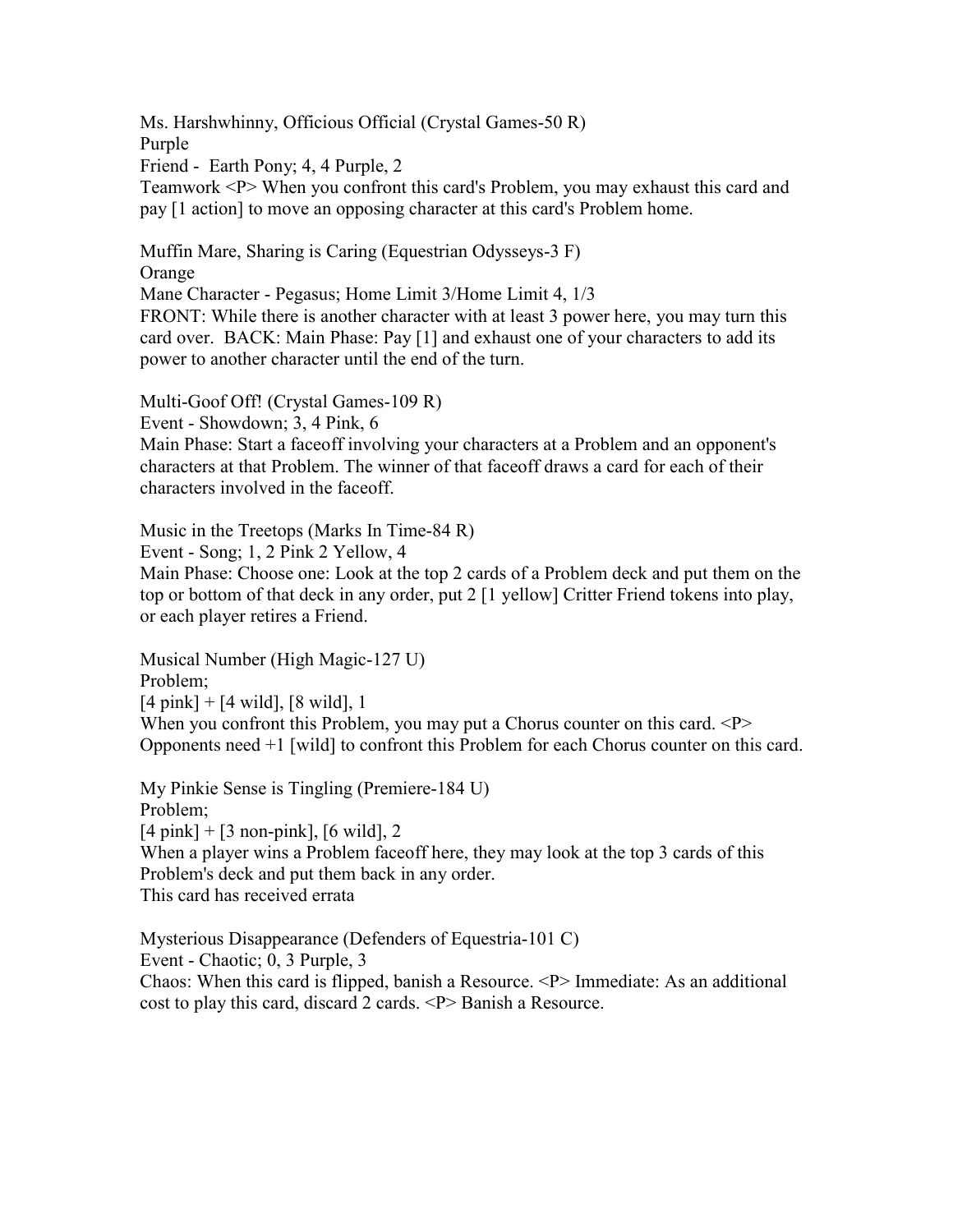Ms. Harshwhinny, Officious Official (Crystal Games-50 R)
Purple
Friend - Earth Pony; 4, 4 Purple, 2
Teamwork <P> When you confront this card's Problem, you may exhaust this card and pay [1 action] to move an opposing character at this card's Problem home.

Muffin Mare, Sharing is Caring (Equestrian Odysseys-3 F)
Orange
Mane Character - Pegasus; Home Limit 3/Home Limit 4, 1/3
FRONT: While there is another character with at least 3 power here, you may turn this card over. BACK: Main Phase: Pay [1] and exhaust one of your characters to add its power to another character until the end of the turn.

Multi-Goof Off! (Crystal Games-109 R)
Event - Showdown; 3, 4 Pink, 6
Main Phase: Start a faceoff involving your characters at a Problem and an opponent's characters at that Problem. The winner of that faceoff draws a card for each of their characters involved in the faceoff.

Music in the Treetops (Marks In Time-84 R)
Event - Song; 1, 2 Pink 2 Yellow, 4
Main Phase: Choose one: Look at the top 2 cards of a Problem deck and put them on the top or bottom of that deck in any order, put 2 [1 yellow] Critter Friend tokens into play, or each player retires a Friend.

Musical Number (High Magic-127 U)
Problem;
[4 pink] + [4 wild], [8 wild], 1
When you confront this Problem, you may put a Chorus counter on this card. <P> Opponents need +1 [wild] to confront this Problem for each Chorus counter on this card.

My Pinkie Sense is Tingling (Premiere-184 U)
Problem;
[4 pink] + [3 non-pink], [6 wild], 2
When a player wins a Problem faceoff here, they may look at the top 3 cards of this Problem's deck and put them back in any order.
This card has received errata

Mysterious Disappearance (Defenders of Equestria-101 C)
Event - Chaotic; 0, 3 Purple, 3
Chaos: When this card is flipped, banish a Resource. <P> Immediate: As an additional cost to play this card, discard 2 cards. <P> Banish a Resource.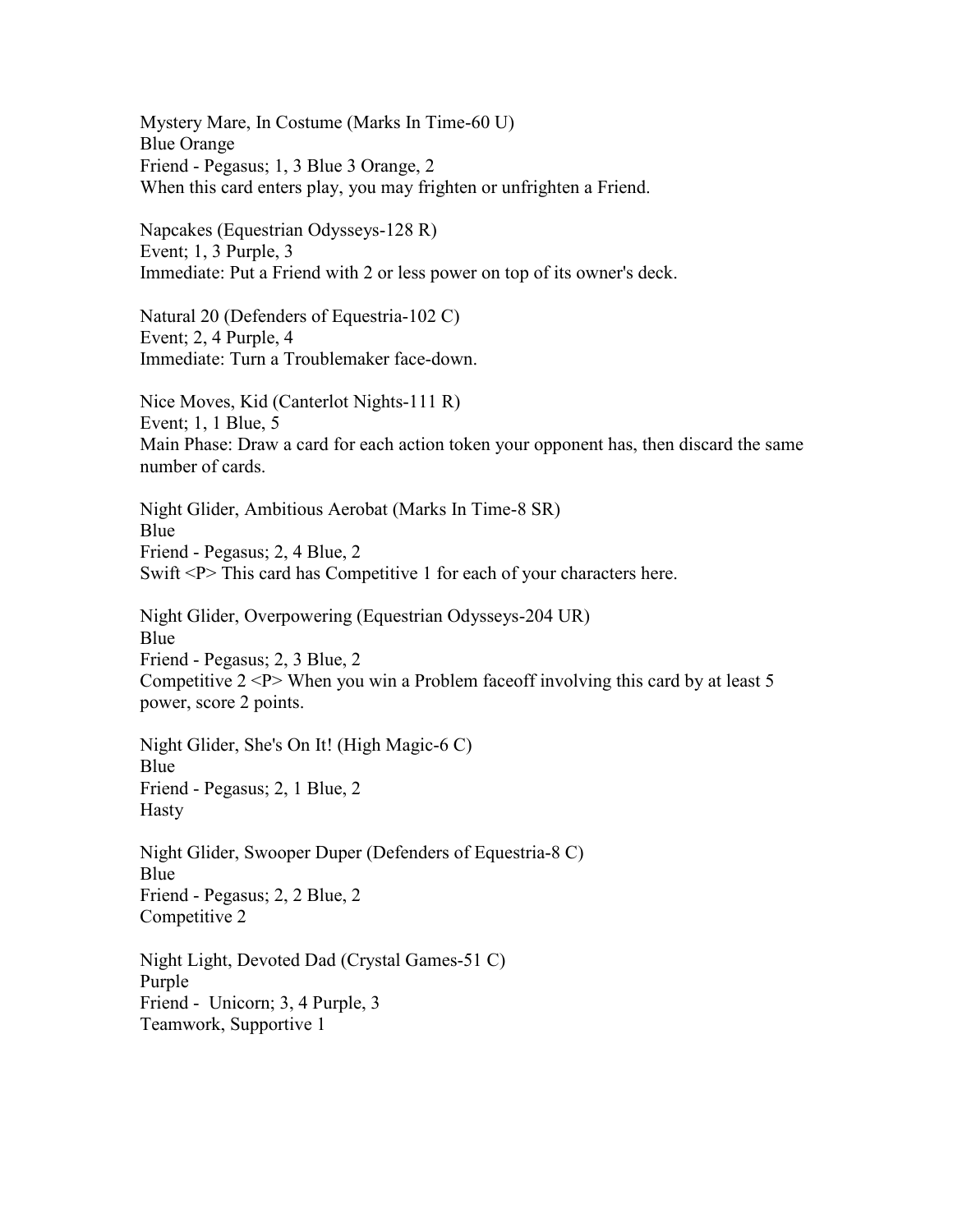Mystery Mare, In Costume (Marks In Time-60 U)
Blue Orange
Friend - Pegasus; 1, 3 Blue 3 Orange, 2
When this card enters play, you may frighten or unfrighten a Friend.

Napcakes (Equestrian Odysseys-128 R)
Event; 1, 3 Purple, 3
Immediate: Put a Friend with 2 or less power on top of its owner's deck.

Natural 20 (Defenders of Equestria-102 C)
Event; 2, 4 Purple, 4
Immediate: Turn a Troublemaker face-down.

Nice Moves, Kid (Canterlot Nights-111 R)
Event; 1, 1 Blue, 5
Main Phase: Draw a card for each action token your opponent has, then discard the same number of cards.

Night Glider, Ambitious Aerobat (Marks In Time-8 SR)
Blue
Friend - Pegasus; 2, 4 Blue, 2
Swift <P> This card has Competitive 1 for each of your characters here.

Night Glider, Overpowering (Equestrian Odysseys-204 UR)
Blue
Friend - Pegasus; 2, 3 Blue, 2
Competitive 2 <P> When you win a Problem faceoff involving this card by at least 5 power, score 2 points.

Night Glider, She's On It! (High Magic-6 C)
Blue
Friend - Pegasus; 2, 1 Blue, 2
Hasty

Night Glider, Swooper Duper (Defenders of Equestria-8 C)
Blue
Friend - Pegasus; 2, 2 Blue, 2
Competitive 2

Night Light, Devoted Dad (Crystal Games-51 C)
Purple
Friend - Unicorn; 3, 4 Purple, 3
Teamwork, Supportive 1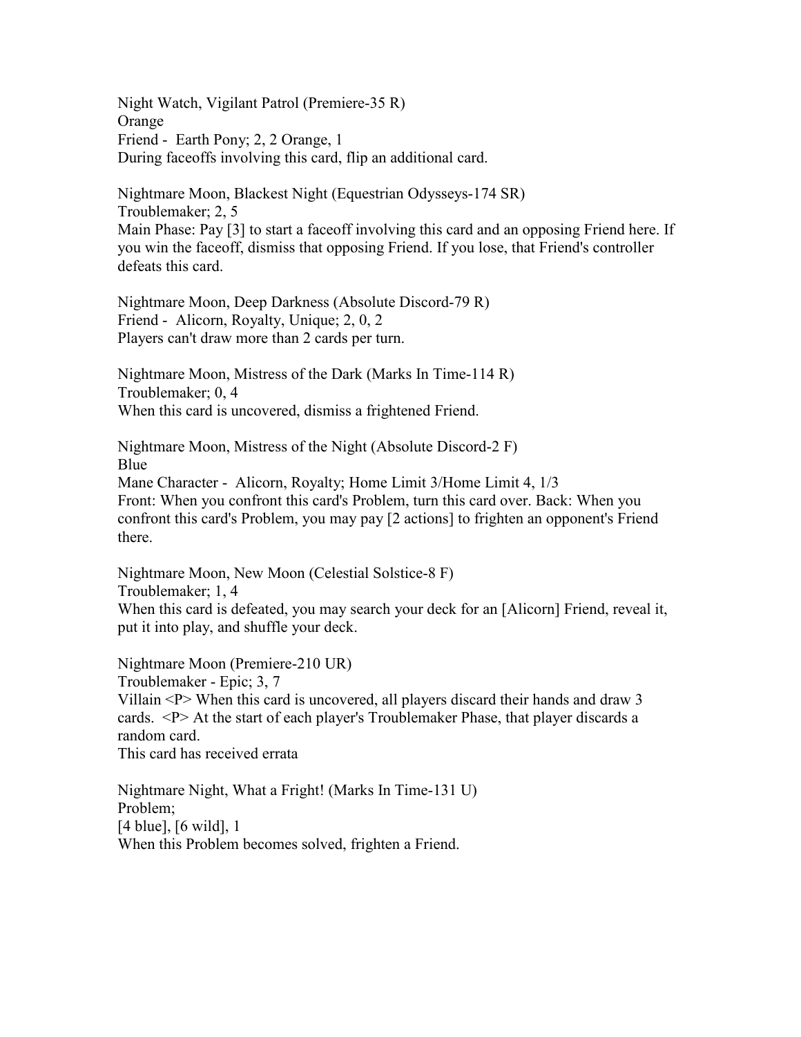Night Watch, Vigilant Patrol (Premiere-35 R)
Orange
Friend - Earth Pony; 2, 2 Orange, 1
During faceoffs involving this card, flip an additional card.

Nightmare Moon, Blackest Night (Equestrian Odysseys-174 SR)
Troublemaker; 2, 5
Main Phase: Pay [3] to start a faceoff involving this card and an opposing Friend here. If you win the faceoff, dismiss that opposing Friend. If you lose, that Friend's controller defeats this card.

Nightmare Moon, Deep Darkness (Absolute Discord-79 R)
Friend - Alicorn, Royalty, Unique; 2, 0, 2
Players can't draw more than 2 cards per turn.

Nightmare Moon, Mistress of the Dark (Marks In Time-114 R)
Troublemaker; 0, 4
When this card is uncovered, dismiss a frightened Friend.

Nightmare Moon, Mistress of the Night (Absolute Discord-2 F)
Blue
Mane Character - Alicorn, Royalty; Home Limit 3/Home Limit 4, 1/3
Front: When you confront this card's Problem, turn this card over. Back: When you confront this card's Problem, you may pay [2 actions] to frighten an opponent's Friend there.

Nightmare Moon, New Moon (Celestial Solstice-8 F)
Troublemaker; 1, 4
When this card is defeated, you may search your deck for an [Alicorn] Friend, reveal it, put it into play, and shuffle your deck.

Nightmare Moon (Premiere-210 UR)
Troublemaker - Epic; 3, 7
Villain <P> When this card is uncovered, all players discard their hands and draw 3 cards. <P> At the start of each player's Troublemaker Phase, that player discards a random card.
This card has received errata

Nightmare Night, What a Fright! (Marks In Time-131 U)
Problem;
[4 blue], [6 wild], 1
When this Problem becomes solved, frighten a Friend.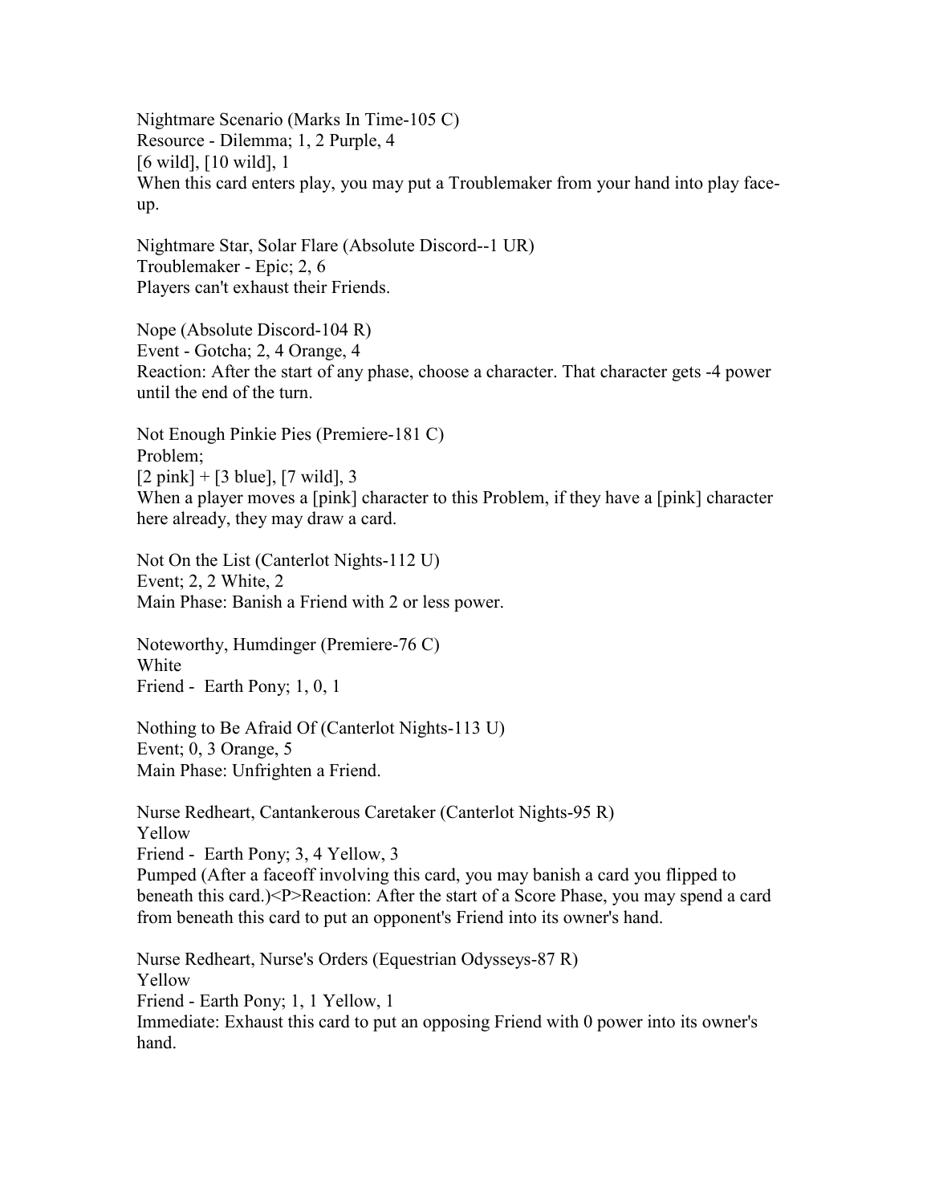Nightmare Scenario (Marks In Time-105 C)
Resource - Dilemma; 1, 2 Purple, 4
[6 wild], [10 wild], 1
When this card enters play, you may put a Troublemaker from your hand into play face-up.

Nightmare Star, Solar Flare (Absolute Discord--1 UR)
Troublemaker - Epic; 2, 6
Players can't exhaust their Friends.

Nope (Absolute Discord-104 R)
Event - Gotcha; 2, 4 Orange, 4
Reaction: After the start of any phase, choose a character. That character gets -4 power until the end of the turn.

Not Enough Pinkie Pies (Premiere-181 C)
Problem;
[2 pink] + [3 blue], [7 wild], 3
When a player moves a [pink] character to this Problem, if they have a [pink] character here already, they may draw a card.

Not On the List (Canterlot Nights-112 U)
Event; 2, 2 White, 2
Main Phase: Banish a Friend with 2 or less power.

Noteworthy, Humdinger (Premiere-76 C)
White
Friend - Earth Pony; 1, 0, 1

Nothing to Be Afraid Of (Canterlot Nights-113 U)
Event; 0, 3 Orange, 5
Main Phase: Unfrighten a Friend.

Nurse Redheart, Cantankerous Caretaker (Canterlot Nights-95 R)
Yellow
Friend - Earth Pony; 3, 4 Yellow, 3
Pumped (After a faceoff involving this card, you may banish a card you flipped to beneath this card.)<P>Reaction: After the start of a Score Phase, you may spend a card from beneath this card to put an opponent's Friend into its owner's hand.

Nurse Redheart, Nurse's Orders (Equestrian Odysseys-87 R)
Yellow
Friend - Earth Pony; 1, 1 Yellow, 1
Immediate: Exhaust this card to put an opposing Friend with 0 power into its owner's hand.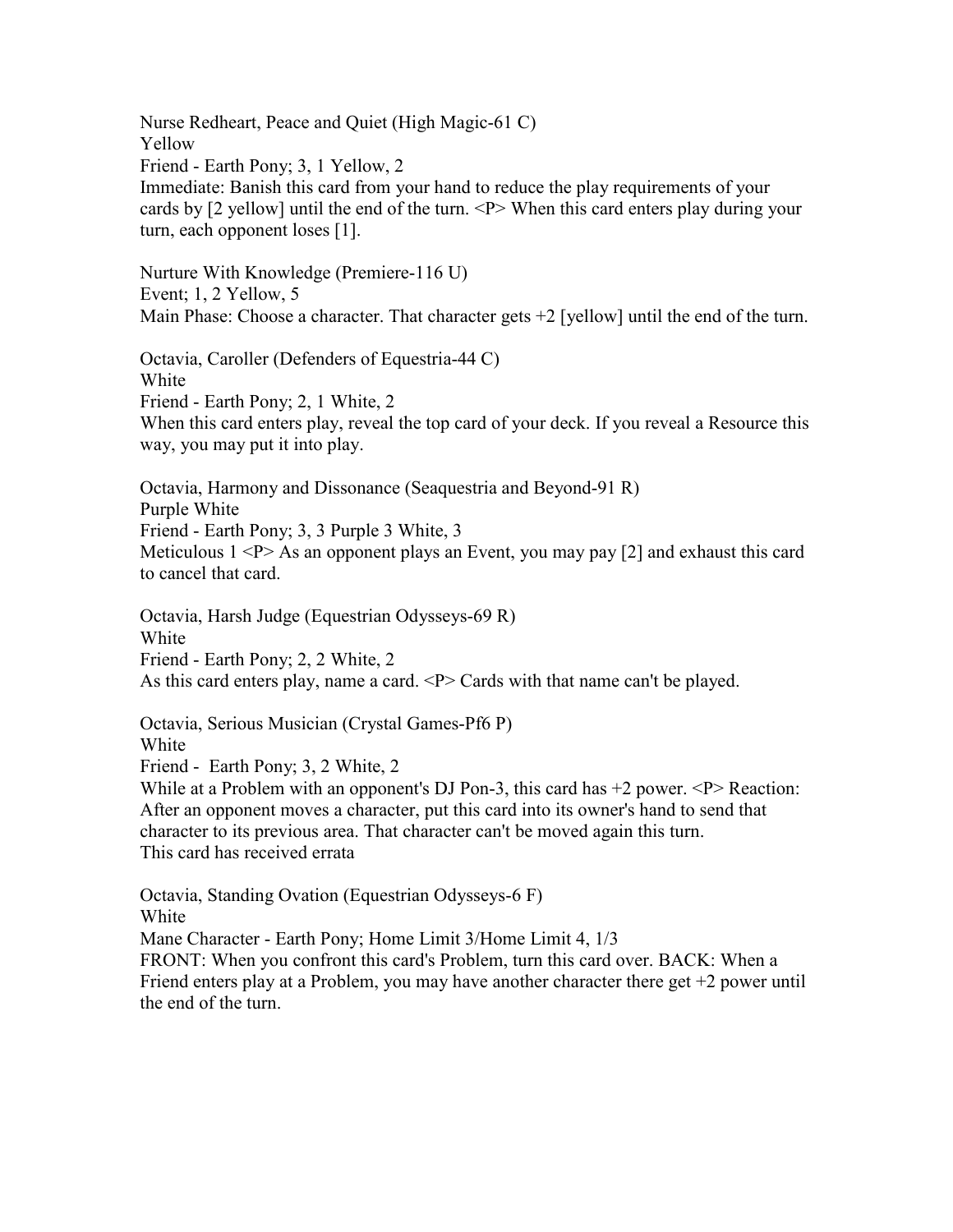Nurse Redheart, Peace and Quiet (High Magic-61 C)
Yellow
Friend - Earth Pony; 3, 1 Yellow, 2
Immediate: Banish this card from your hand to reduce the play requirements of your cards by [2 yellow] until the end of the turn. <P> When this card enters play during your turn, each opponent loses [1].

Nurture With Knowledge (Premiere-116 U)
Event; 1, 2 Yellow, 5
Main Phase: Choose a character. That character gets +2 [yellow] until the end of the turn.

Octavia, Caroller (Defenders of Equestria-44 C)
White
Friend - Earth Pony; 2, 1 White, 2
When this card enters play, reveal the top card of your deck. If you reveal a Resource this way, you may put it into play.

Octavia, Harmony and Dissonance (Seaquestria and Beyond-91 R)
Purple White
Friend - Earth Pony; 3, 3 Purple 3 White, 3
Meticulous 1 <P> As an opponent plays an Event, you may pay [2] and exhaust this card to cancel that card.

Octavia, Harsh Judge (Equestrian Odysseys-69 R)
White
Friend - Earth Pony; 2, 2 White, 2
As this card enters play, name a card. <P> Cards with that name can't be played.

Octavia, Serious Musician (Crystal Games-Pf6 P)
White
Friend - Earth Pony; 3, 2 White, 2
While at a Problem with an opponent's DJ Pon-3, this card has +2 power. <P> Reaction: After an opponent moves a character, put this card into its owner's hand to send that character to its previous area. That character can't be moved again this turn.
This card has received errata

Octavia, Standing Ovation (Equestrian Odysseys-6 F)
White
Mane Character - Earth Pony; Home Limit 3/Home Limit 4, 1/3
FRONT: When you confront this card's Problem, turn this card over. BACK: When a Friend enters play at a Problem, you may have another character there get +2 power until the end of the turn.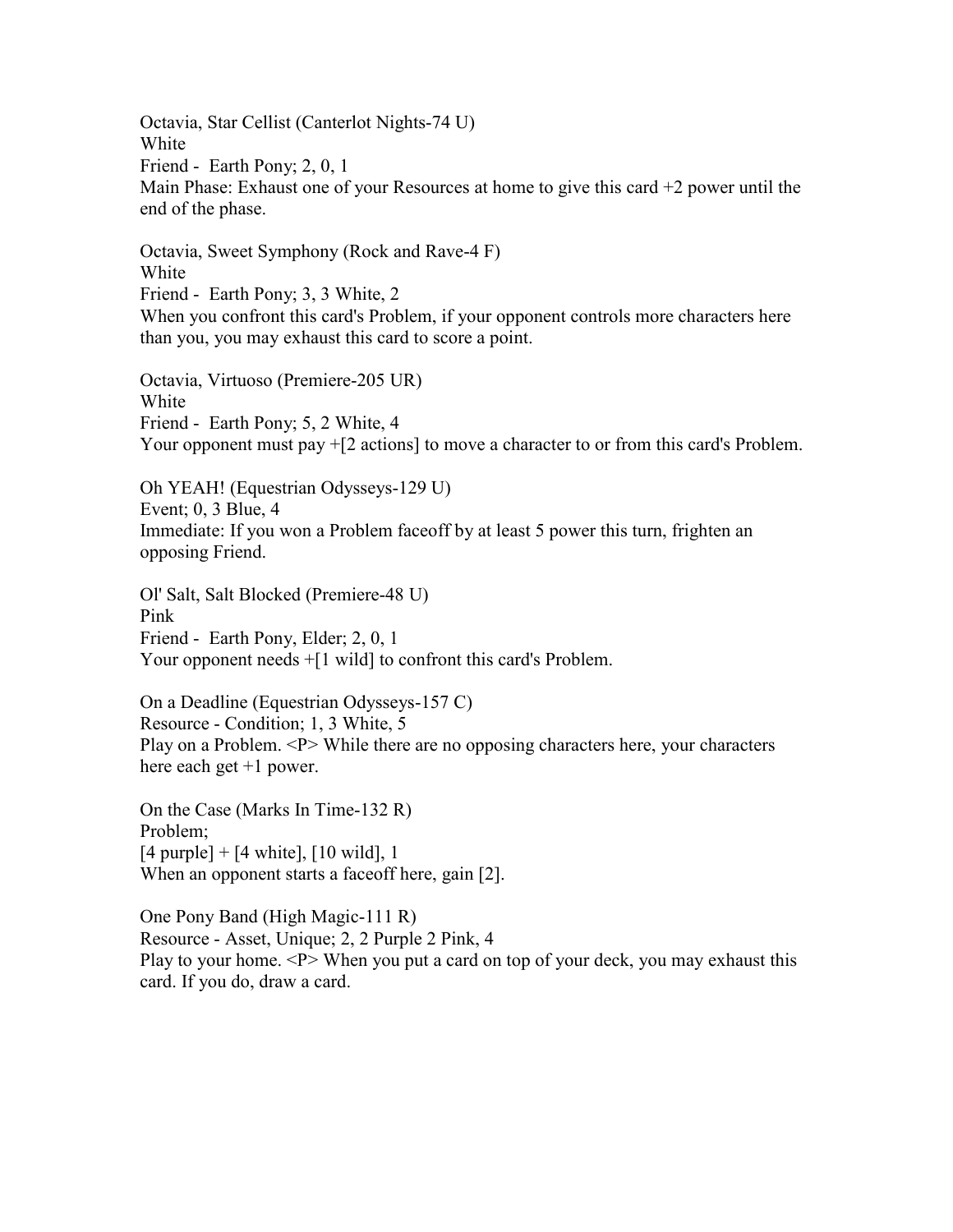Octavia, Star Cellist (Canterlot Nights-74 U)
White
Friend - Earth Pony; 2, 0, 1
Main Phase: Exhaust one of your Resources at home to give this card +2 power until the end of the phase.

Octavia, Sweet Symphony (Rock and Rave-4 F)
White
Friend - Earth Pony; 3, 3 White, 2
When you confront this card's Problem, if your opponent controls more characters here than you, you may exhaust this card to score a point.

Octavia, Virtuoso (Premiere-205 UR)
White
Friend - Earth Pony; 5, 2 White, 4
Your opponent must pay +[2 actions] to move a character to or from this card's Problem.

Oh YEAH! (Equestrian Odysseys-129 U)
Event; 0, 3 Blue, 4
Immediate: If you won a Problem faceoff by at least 5 power this turn, frighten an opposing Friend.

Ol' Salt, Salt Blocked (Premiere-48 U)
Pink
Friend - Earth Pony, Elder; 2, 0, 1
Your opponent needs +[1 wild] to confront this card's Problem.

On a Deadline (Equestrian Odysseys-157 C)
Resource - Condition; 1, 3 White, 5
Play on a Problem. <P> While there are no opposing characters here, your characters here each get +1 power.

On the Case (Marks In Time-132 R)
Problem;
[4 purple] + [4 white], [10 wild], 1
When an opponent starts a faceoff here, gain [2].

One Pony Band (High Magic-111 R)
Resource - Asset, Unique; 2, 2 Purple 2 Pink, 4
Play to your home. <P> When you put a card on top of your deck, you may exhaust this card. If you do, draw a card.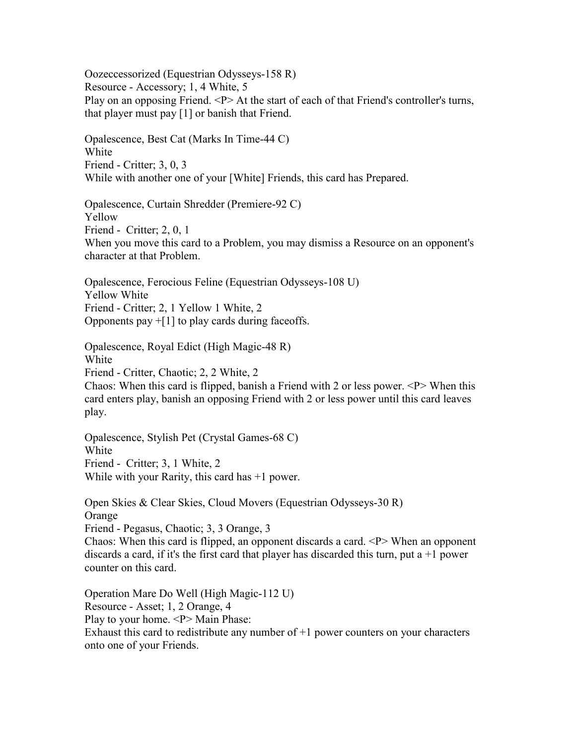Oozeccessorized (Equestrian Odysseys-158 R)
Resource - Accessory; 1, 4 White, 5
Play on an opposing Friend. <P> At the start of each of that Friend's controller's turns, that player must pay [1] or banish that Friend.

Opalescence, Best Cat (Marks In Time-44 C)
White
Friend - Critter; 3, 0, 3
While with another one of your [White] Friends, this card has Prepared.

Opalescence, Curtain Shredder (Premiere-92 C)
Yellow
Friend - Critter; 2, 0, 1
When you move this card to a Problem, you may dismiss a Resource on an opponent's character at that Problem.

Opalescence, Ferocious Feline (Equestrian Odysseys-108 U)
Yellow White
Friend - Critter; 2, 1 Yellow 1 White, 2
Opponents pay +[1] to play cards during faceoffs.

Opalescence, Royal Edict (High Magic-48 R)
White
Friend - Critter, Chaotic; 2, 2 White, 2
Chaos: When this card is flipped, banish a Friend with 2 or less power. <P> When this card enters play, banish an opposing Friend with 2 or less power until this card leaves play.

Opalescence, Stylish Pet (Crystal Games-68 C)
White
Friend - Critter; 3, 1 White, 2
While with your Rarity, this card has +1 power.

Open Skies & Clear Skies, Cloud Movers (Equestrian Odysseys-30 R)
Orange
Friend - Pegasus, Chaotic; 3, 3 Orange, 3
Chaos: When this card is flipped, an opponent discards a card. <P> When an opponent discards a card, if it's the first card that player has discarded this turn, put a +1 power counter on this card.

Operation Mare Do Well (High Magic-112 U)
Resource - Asset; 1, 2 Orange, 4
Play to your home. <P> Main Phase:
Exhaust this card to redistribute any number of +1 power counters on your characters onto one of your Friends.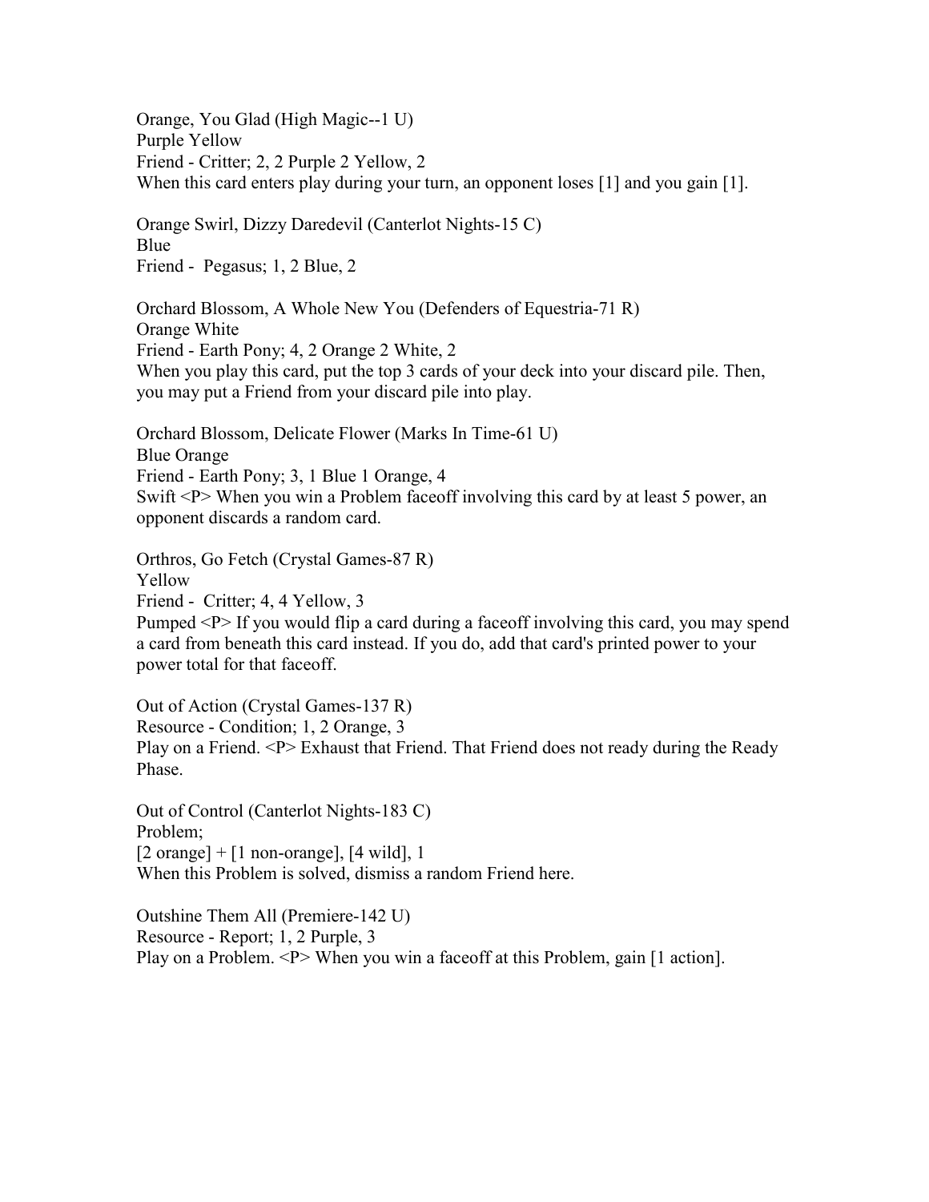Orange, You Glad (High Magic--1 U)
Purple Yellow
Friend - Critter; 2, 2 Purple 2 Yellow, 2
When this card enters play during your turn, an opponent loses [1] and you gain [1].

Orange Swirl, Dizzy Daredevil (Canterlot Nights-15 C)
Blue
Friend - Pegasus; 1, 2 Blue, 2

Orchard Blossom, A Whole New You (Defenders of Equestria-71 R)
Orange White
Friend - Earth Pony; 4, 2 Orange 2 White, 2
When you play this card, put the top 3 cards of your deck into your discard pile. Then, you may put a Friend from your discard pile into play.

Orchard Blossom, Delicate Flower (Marks In Time-61 U)
Blue Orange
Friend - Earth Pony; 3, 1 Blue 1 Orange, 4
Swift <P> When you win a Problem faceoff involving this card by at least 5 power, an opponent discards a random card.

Orthros, Go Fetch (Crystal Games-87 R)
Yellow
Friend - Critter; 4, 4 Yellow, 3
Pumped <P> If you would flip a card during a faceoff involving this card, you may spend a card from beneath this card instead. If you do, add that card's printed power to your power total for that faceoff.

Out of Action (Crystal Games-137 R)
Resource - Condition; 1, 2 Orange, 3
Play on a Friend. <P> Exhaust that Friend. That Friend does not ready during the Ready Phase.

Out of Control (Canterlot Nights-183 C)
Problem;
[2 orange] + [1 non-orange], [4 wild], 1
When this Problem is solved, dismiss a random Friend here.

Outshine Them All (Premiere-142 U)
Resource - Report; 1, 2 Purple, 3
Play on a Problem. <P> When you win a faceoff at this Problem, gain [1 action].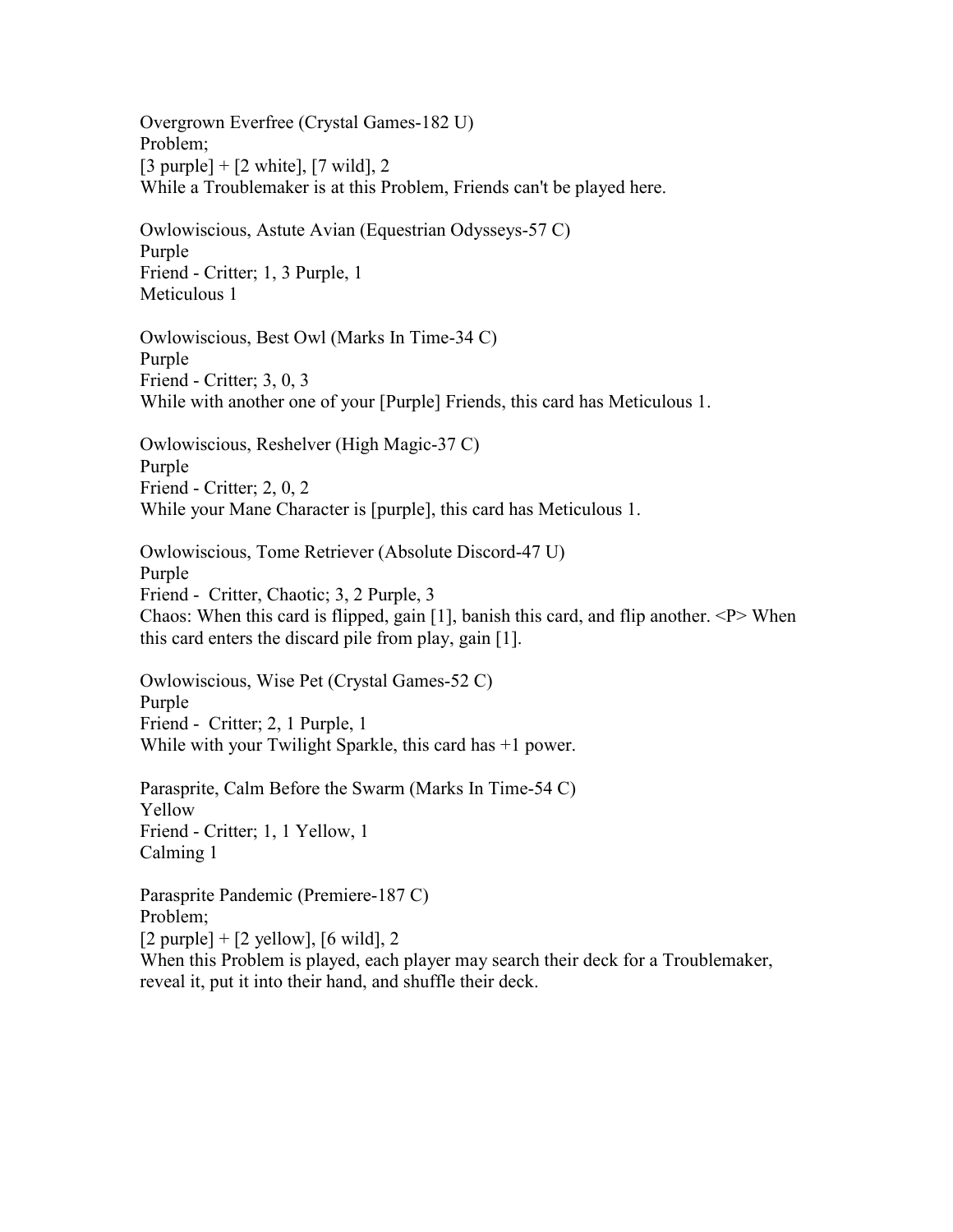Overgrown Everfree (Crystal Games-182 U)
Problem;
[3 purple] + [2 white], [7 wild], 2
While a Troublemaker is at this Problem, Friends can't be played here.

Owlowiscious, Astute Avian (Equestrian Odysseys-57 C)
Purple
Friend - Critter; 1, 3 Purple, 1
Meticulous 1

Owlowiscious, Best Owl (Marks In Time-34 C)
Purple
Friend - Critter; 3, 0, 3
While with another one of your [Purple] Friends, this card has Meticulous 1.

Owlowiscious, Reshelver (High Magic-37 C)
Purple
Friend - Critter; 2, 0, 2
While your Mane Character is [purple], this card has Meticulous 1.

Owlowiscious, Tome Retriever (Absolute Discord-47 U)
Purple
Friend - Critter, Chaotic; 3, 2 Purple, 3
Chaos: When this card is flipped, gain [1], banish this card, and flip another. <P> When this card enters the discard pile from play, gain [1].

Owlowiscious, Wise Pet (Crystal Games-52 C)
Purple
Friend - Critter; 2, 1 Purple, 1
While with your Twilight Sparkle, this card has +1 power.

Parasprite, Calm Before the Swarm (Marks In Time-54 C)
Yellow
Friend - Critter; 1, 1 Yellow, 1
Calming 1

Parasprite Pandemic (Premiere-187 C)
Problem;
[2 purple] + [2 yellow], [6 wild], 2
When this Problem is played, each player may search their deck for a Troublemaker, reveal it, put it into their hand, and shuffle their deck.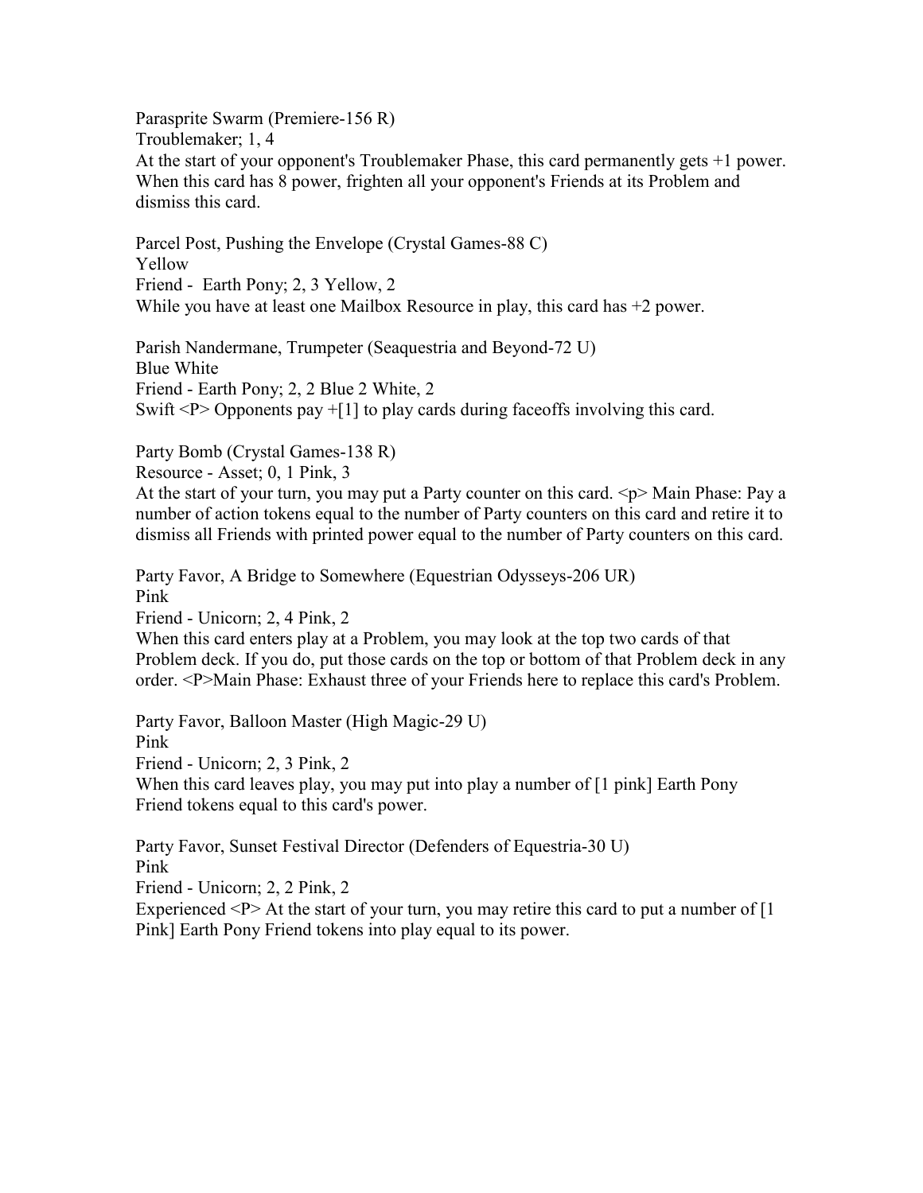Parasprite Swarm (Premiere-156 R)
Troublemaker; 1, 4
At the start of your opponent's Troublemaker Phase, this card permanently gets +1 power. When this card has 8 power, frighten all your opponent's Friends at its Problem and dismiss this card.

Parcel Post, Pushing the Envelope (Crystal Games-88 C)
Yellow
Friend - Earth Pony; 2, 3 Yellow, 2
While you have at least one Mailbox Resource in play, this card has +2 power.

Parish Nandermane, Trumpeter (Seaquestria and Beyond-72 U)
Blue White
Friend - Earth Pony; 2, 2 Blue 2 White, 2
Swift <P> Opponents pay +[1] to play cards during faceoffs involving this card.

Party Bomb (Crystal Games-138 R)
Resource - Asset; 0, 1 Pink, 3
At the start of your turn, you may put a Party counter on this card. <p> Main Phase: Pay a number of action tokens equal to the number of Party counters on this card and retire it to dismiss all Friends with printed power equal to the number of Party counters on this card.

Party Favor, A Bridge to Somewhere (Equestrian Odysseys-206 UR)
Pink
Friend - Unicorn; 2, 4 Pink, 2
When this card enters play at a Problem, you may look at the top two cards of that Problem deck. If you do, put those cards on the top or bottom of that Problem deck in any order. <P>Main Phase: Exhaust three of your Friends here to replace this card's Problem.

Party Favor, Balloon Master (High Magic-29 U)
Pink
Friend - Unicorn; 2, 3 Pink, 2
When this card leaves play, you may put into play a number of [1 pink] Earth Pony Friend tokens equal to this card's power.

Party Favor, Sunset Festival Director (Defenders of Equestria-30 U)
Pink
Friend - Unicorn; 2, 2 Pink, 2
Experienced <P> At the start of your turn, you may retire this card to put a number of [1 Pink] Earth Pony Friend tokens into play equal to its power.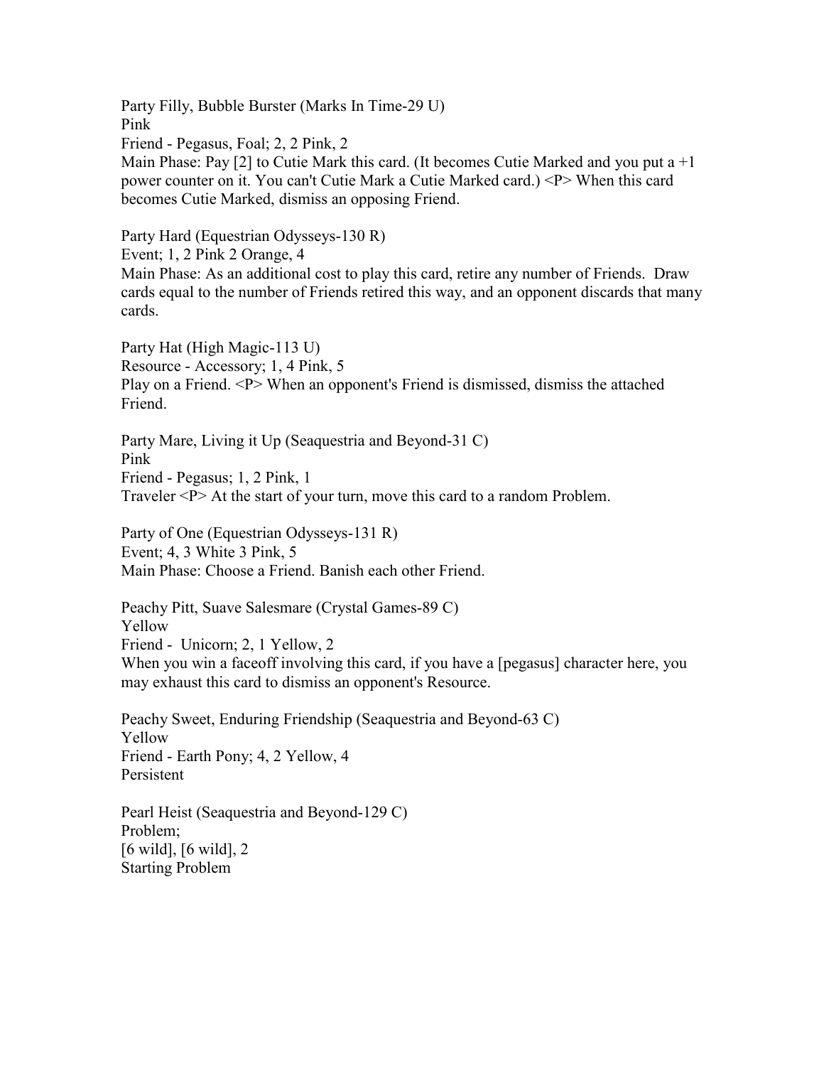Party Filly, Bubble Burster (Marks In Time-29 U)
Pink
Friend - Pegasus, Foal; 2, 2 Pink, 2
Main Phase: Pay [2] to Cutie Mark this card. (It becomes Cutie Marked and you put a +1 power counter on it. You can't Cutie Mark a Cutie Marked card.) <P> When this card becomes Cutie Marked, dismiss an opposing Friend.

Party Hard (Equestrian Odysseys-130 R)
Event; 1, 2 Pink 2 Orange, 4
Main Phase: As an additional cost to play this card, retire any number of Friends. Draw cards equal to the number of Friends retired this way, and an opponent discards that many cards.

Party Hat (High Magic-113 U)
Resource - Accessory; 1, 4 Pink, 5
Play on a Friend. <P> When an opponent's Friend is dismissed, dismiss the attached Friend.

Party Mare, Living it Up (Seaquestria and Beyond-31 C)
Pink
Friend - Pegasus; 1, 2 Pink, 1
Traveler <P> At the start of your turn, move this card to a random Problem.

Party of One (Equestrian Odysseys-131 R)
Event; 4, 3 White 3 Pink, 5
Main Phase: Choose a Friend. Banish each other Friend.

Peachy Pitt, Suave Salesmare (Crystal Games-89 C)
Yellow
Friend - Unicorn; 2, 1 Yellow, 2
When you win a faceoff involving this card, if you have a [pegasus] character here, you may exhaust this card to dismiss an opponent's Resource.

Peachy Sweet, Enduring Friendship (Seaquestria and Beyond-63 C)
Yellow
Friend - Earth Pony; 4, 2 Yellow, 4
Persistent

Pearl Heist (Seaquestria and Beyond-129 C)
Problem;
[6 wild], [6 wild], 2
Starting Problem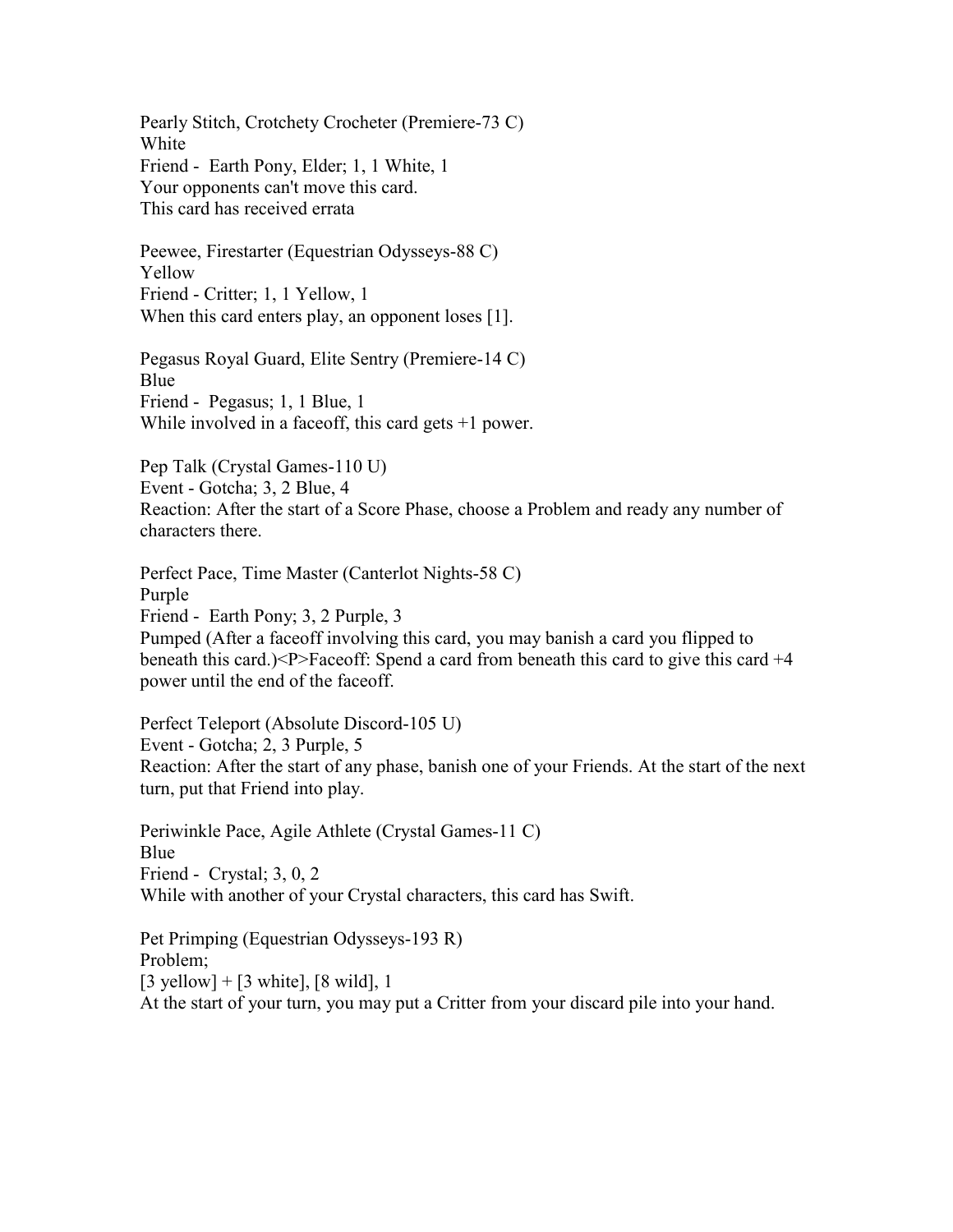Pearly Stitch, Crotchety Crocheter (Premiere-73 C)
White
Friend - Earth Pony, Elder; 1, 1 White, 1
Your opponents can't move this card.
This card has received errata

Peewee, Firestarter (Equestrian Odysseys-88 C)
Yellow
Friend - Critter; 1, 1 Yellow, 1
When this card enters play, an opponent loses [1].

Pegasus Royal Guard, Elite Sentry (Premiere-14 C)
Blue
Friend - Pegasus; 1, 1 Blue, 1
While involved in a faceoff, this card gets +1 power.

Pep Talk (Crystal Games-110 U)
Event - Gotcha; 3, 2 Blue, 4
Reaction: After the start of a Score Phase, choose a Problem and ready any number of characters there.

Perfect Pace, Time Master (Canterlot Nights-58 C)
Purple
Friend - Earth Pony; 3, 2 Purple, 3
Pumped (After a faceoff involving this card, you may banish a card you flipped to beneath this card.)<P>Faceoff: Spend a card from beneath this card to give this card +4 power until the end of the faceoff.

Perfect Teleport (Absolute Discord-105 U)
Event - Gotcha; 2, 3 Purple, 5
Reaction: After the start of any phase, banish one of your Friends. At the start of the next turn, put that Friend into play.

Periwinkle Pace, Agile Athlete (Crystal Games-11 C)
Blue
Friend - Crystal; 3, 0, 2
While with another of your Crystal characters, this card has Swift.

Pet Primping (Equestrian Odysseys-193 R)
Problem;
[3 yellow] + [3 white], [8 wild], 1
At the start of your turn, you may put a Critter from your discard pile into your hand.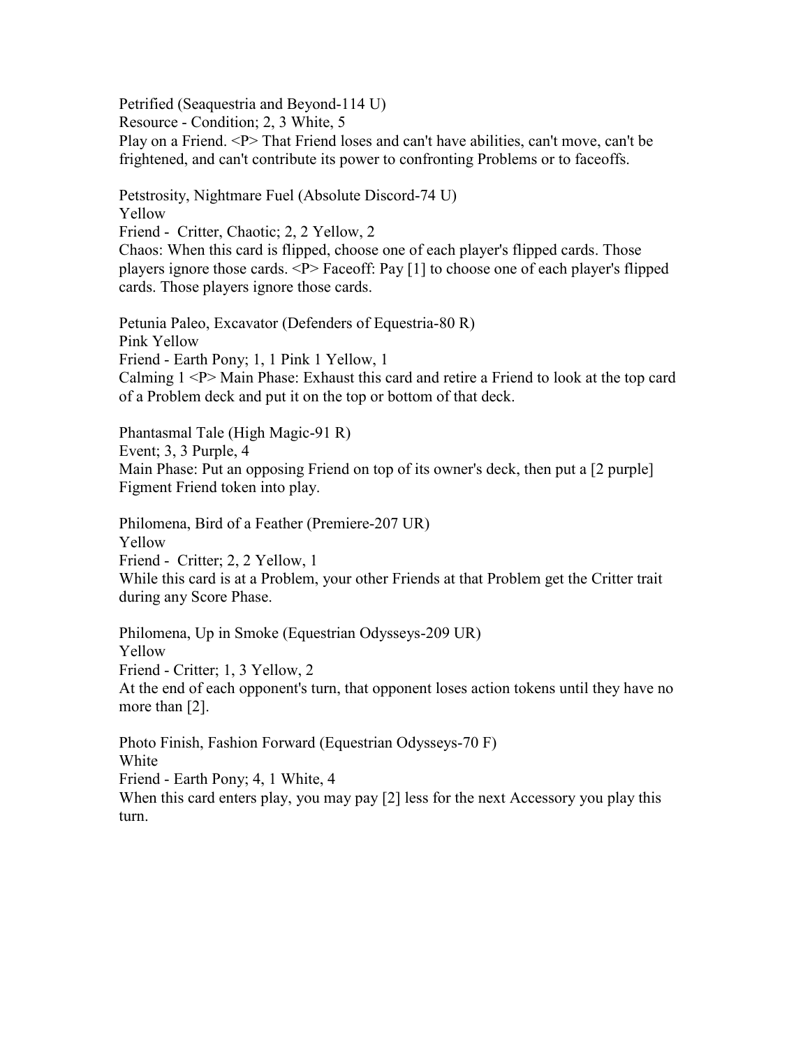Petrified (Seaquestria and Beyond-114 U)
Resource - Condition; 2, 3 White, 5
Play on a Friend. <P> That Friend loses and can't have abilities, can't move, can't be frightened, and can't contribute its power to confronting Problems or to faceoffs.

Petstrosity, Nightmare Fuel (Absolute Discord-74 U)
Yellow
Friend - Critter, Chaotic; 2, 2 Yellow, 2
Chaos: When this card is flipped, choose one of each player's flipped cards. Those players ignore those cards. <P> Faceoff: Pay [1] to choose one of each player's flipped cards. Those players ignore those cards.

Petunia Paleo, Excavator (Defenders of Equestria-80 R)
Pink Yellow
Friend - Earth Pony; 1, 1 Pink 1 Yellow, 1
Calming 1 <P> Main Phase: Exhaust this card and retire a Friend to look at the top card of a Problem deck and put it on the top or bottom of that deck.

Phantasmal Tale (High Magic-91 R)
Event; 3, 3 Purple, 4
Main Phase: Put an opposing Friend on top of its owner's deck, then put a [2 purple] Figment Friend token into play.

Philomena, Bird of a Feather (Premiere-207 UR)
Yellow
Friend - Critter; 2, 2 Yellow, 1
While this card is at a Problem, your other Friends at that Problem get the Critter trait during any Score Phase.

Philomena, Up in Smoke (Equestrian Odysseys-209 UR)
Yellow
Friend - Critter; 1, 3 Yellow, 2
At the end of each opponent's turn, that opponent loses action tokens until they have no more than [2].

Photo Finish, Fashion Forward (Equestrian Odysseys-70 F)
White
Friend - Earth Pony; 4, 1 White, 4
When this card enters play, you may pay [2] less for the next Accessory you play this turn.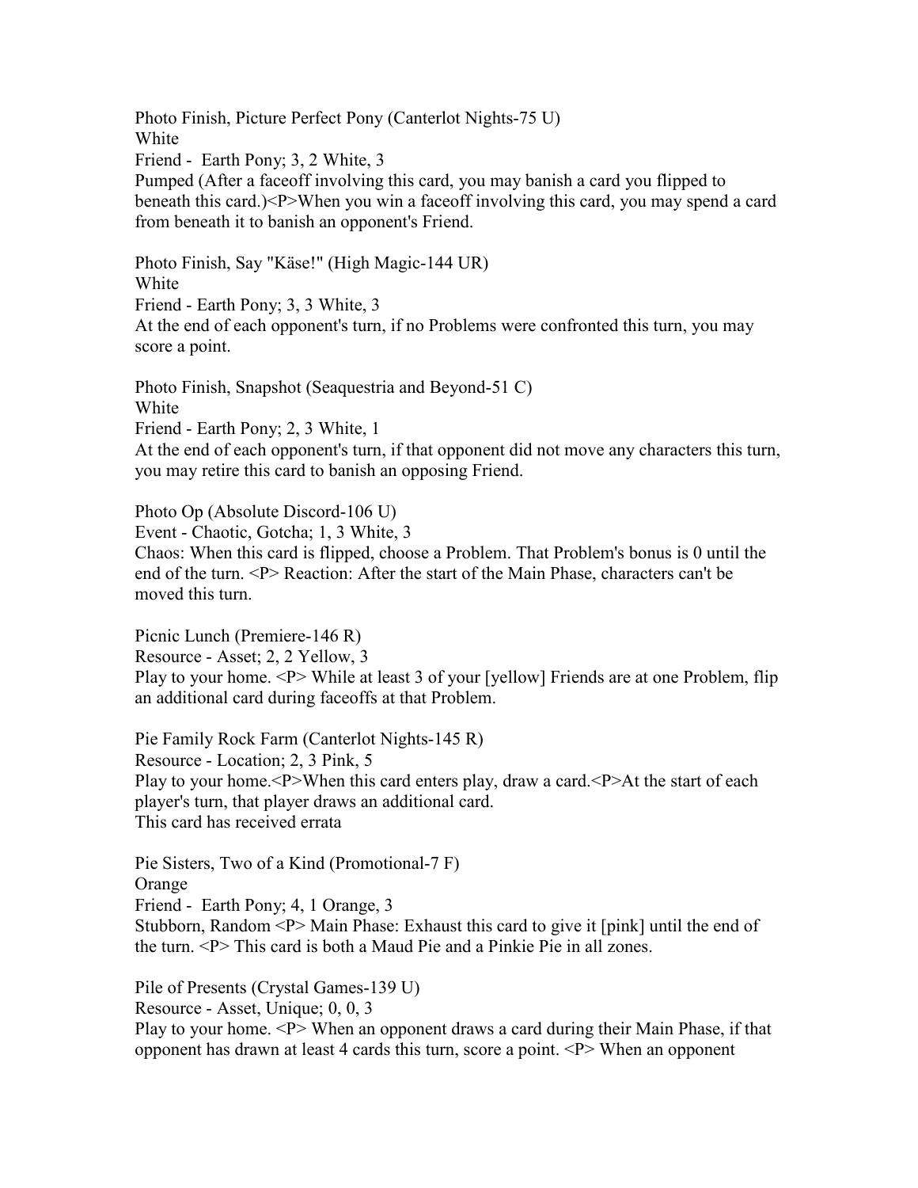Photo Finish, Picture Perfect Pony (Canterlot Nights-75 U)
White
Friend - Earth Pony; 3, 2 White, 3
Pumped (After a faceoff involving this card, you may banish a card you flipped to beneath this card.)<P>When you win a faceoff involving this card, you may spend a card from beneath it to banish an opponent's Friend.

Photo Finish, Say "Käse!" (High Magic-144 UR)
White
Friend - Earth Pony; 3, 3 White, 3
At the end of each opponent's turn, if no Problems were confronted this turn, you may score a point.

Photo Finish, Snapshot (Seaquestria and Beyond-51 C)
White
Friend - Earth Pony; 2, 3 White, 1
At the end of each opponent's turn, if that opponent did not move any characters this turn, you may retire this card to banish an opposing Friend.

Photo Op (Absolute Discord-106 U)
Event - Chaotic, Gotcha; 1, 3 White, 3
Chaos: When this card is flipped, choose a Problem. That Problem's bonus is 0 until the end of the turn. <P> Reaction: After the start of the Main Phase, characters can't be moved this turn.

Picnic Lunch (Premiere-146 R)
Resource - Asset; 2, 2 Yellow, 3
Play to your home. <P> While at least 3 of your [yellow] Friends are at one Problem, flip an additional card during faceoffs at that Problem.

Pie Family Rock Farm (Canterlot Nights-145 R)
Resource - Location; 2, 3 Pink, 5
Play to your home.<P>When this card enters play, draw a card.<P>At the start of each player's turn, that player draws an additional card.
This card has received errata

Pie Sisters, Two of a Kind (Promotional-7 F)
Orange
Friend - Earth Pony; 4, 1 Orange, 3
Stubborn, Random <P> Main Phase: Exhaust this card to give it [pink] until the end of the turn. <P> This card is both a Maud Pie and a Pinkie Pie in all zones.

Pile of Presents (Crystal Games-139 U)
Resource - Asset, Unique; 0, 0, 3
Play to your home. <P> When an opponent draws a card during their Main Phase, if that opponent has drawn at least 4 cards this turn, score a point. <P> When an opponent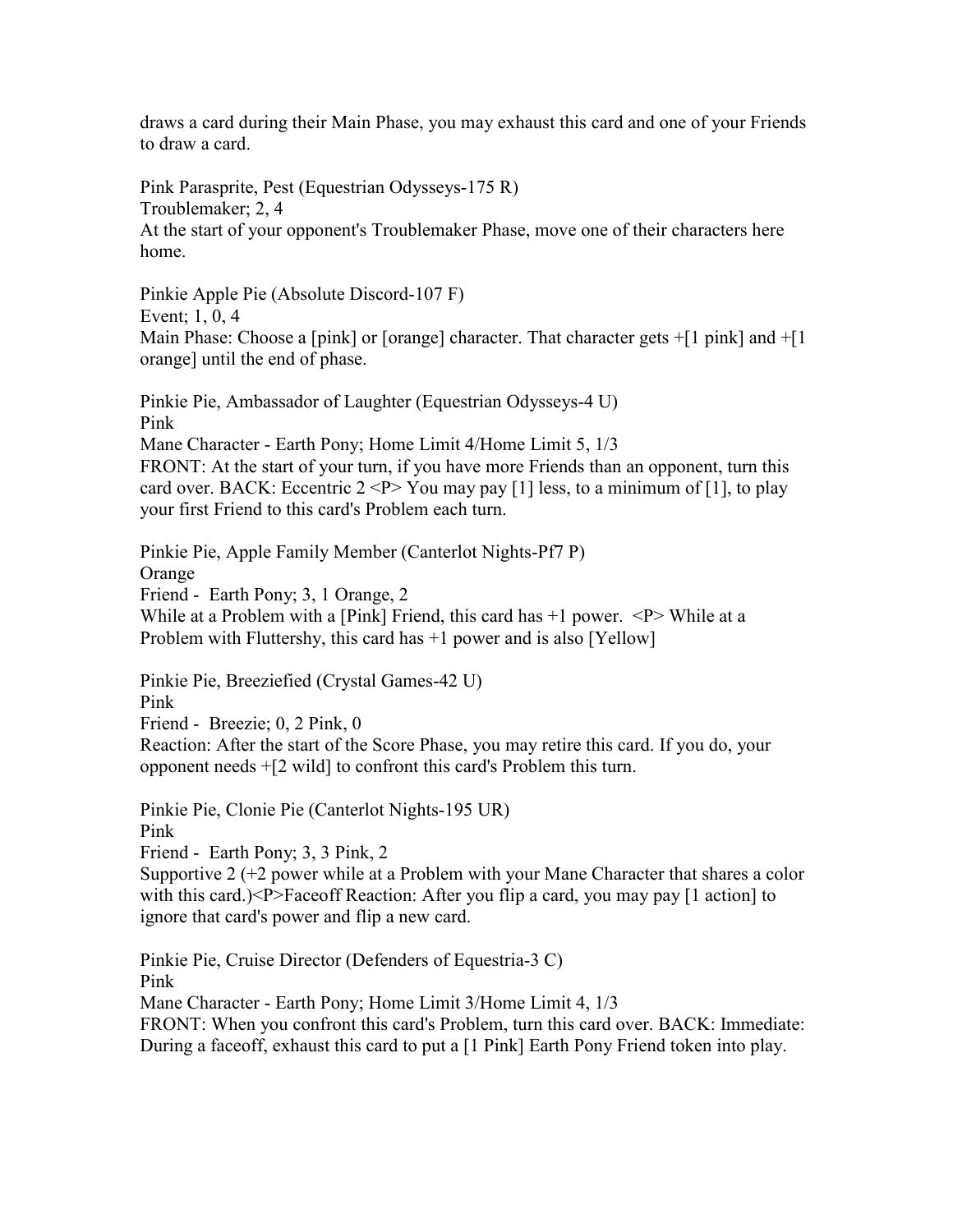draws a card during their Main Phase, you may exhaust this card and one of your Friends to draw a card.

Pink Parasprite, Pest (Equestrian Odysseys-175 R)
Troublemaker; 2, 4
At the start of your opponent's Troublemaker Phase, move one of their characters here home.

Pinkie Apple Pie (Absolute Discord-107 F)
Event; 1, 0, 4
Main Phase: Choose a [pink] or [orange] character. That character gets +[1 pink] and +[1 orange] until the end of phase.

Pinkie Pie, Ambassador of Laughter (Equestrian Odysseys-4 U)
Pink
Mane Character - Earth Pony; Home Limit 4/Home Limit 5, 1/3
FRONT: At the start of your turn, if you have more Friends than an opponent, turn this card over. BACK: Eccentric 2 <P> You may pay [1] less, to a minimum of [1], to play your first Friend to this card's Problem each turn.

Pinkie Pie, Apple Family Member (Canterlot Nights-Pf7 P)
Orange
Friend - Earth Pony; 3, 1 Orange, 2
While at a Problem with a [Pink] Friend, this card has +1 power. <P> While at a Problem with Fluttershy, this card has +1 power and is also [Yellow]

Pinkie Pie, Breeziefied (Crystal Games-42 U)
Pink
Friend - Breezie; 0, 2 Pink, 0
Reaction: After the start of the Score Phase, you may retire this card. If you do, your opponent needs +[2 wild] to confront this card's Problem this turn.

Pinkie Pie, Clonie Pie (Canterlot Nights-195 UR)
Pink
Friend - Earth Pony; 3, 3 Pink, 2
Supportive 2 (+2 power while at a Problem with your Mane Character that shares a color with this card.)<P>Faceoff Reaction: After you flip a card, you may pay [1 action] to ignore that card's power and flip a new card.

Pinkie Pie, Cruise Director (Defenders of Equestria-3 C)
Pink
Mane Character - Earth Pony; Home Limit 3/Home Limit 4, 1/3
FRONT: When you confront this card's Problem, turn this card over. BACK: Immediate: During a faceoff, exhaust this card to put a [1 Pink] Earth Pony Friend token into play.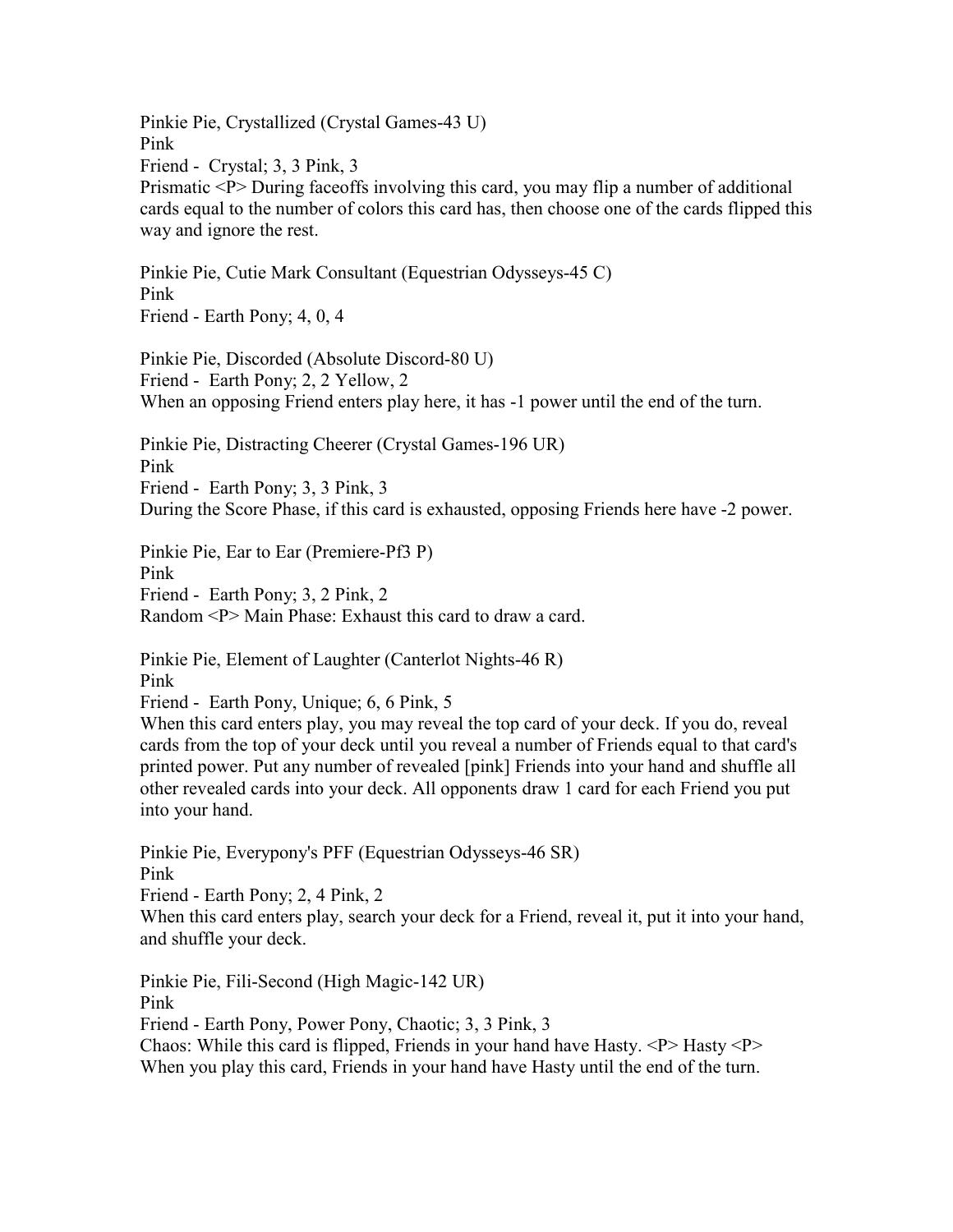Pinkie Pie, Crystallized (Crystal Games-43 U)
Pink
Friend - Crystal; 3, 3 Pink, 3
Prismatic <P> During faceoffs involving this card, you may flip a number of additional cards equal to the number of colors this card has, then choose one of the cards flipped this way and ignore the rest.

Pinkie Pie, Cutie Mark Consultant (Equestrian Odysseys-45 C)
Pink
Friend - Earth Pony; 4, 0, 4

Pinkie Pie, Discorded (Absolute Discord-80 U)
Friend - Earth Pony; 2, 2 Yellow, 2
When an opposing Friend enters play here, it has -1 power until the end of the turn.

Pinkie Pie, Distracting Cheerer (Crystal Games-196 UR)
Pink
Friend - Earth Pony; 3, 3 Pink, 3
During the Score Phase, if this card is exhausted, opposing Friends here have -2 power.

Pinkie Pie, Ear to Ear (Premiere-Pf3 P)
Pink
Friend - Earth Pony; 3, 2 Pink, 2
Random <P> Main Phase: Exhaust this card to draw a card.

Pinkie Pie, Element of Laughter (Canterlot Nights-46 R)
Pink
Friend - Earth Pony, Unique; 6, 6 Pink, 5
When this card enters play, you may reveal the top card of your deck. If you do, reveal cards from the top of your deck until you reveal a number of Friends equal to that card's printed power. Put any number of revealed [pink] Friends into your hand and shuffle all other revealed cards into your deck. All opponents draw 1 card for each Friend you put into your hand.

Pinkie Pie, Everypony's PFF (Equestrian Odysseys-46 SR)
Pink
Friend - Earth Pony; 2, 4 Pink, 2
When this card enters play, search your deck for a Friend, reveal it, put it into your hand, and shuffle your deck.

Pinkie Pie, Fili-Second (High Magic-142 UR)
Pink
Friend - Earth Pony, Power Pony, Chaotic; 3, 3 Pink, 3
Chaos: While this card is flipped, Friends in your hand have Hasty. <P> Hasty <P> When you play this card, Friends in your hand have Hasty until the end of the turn.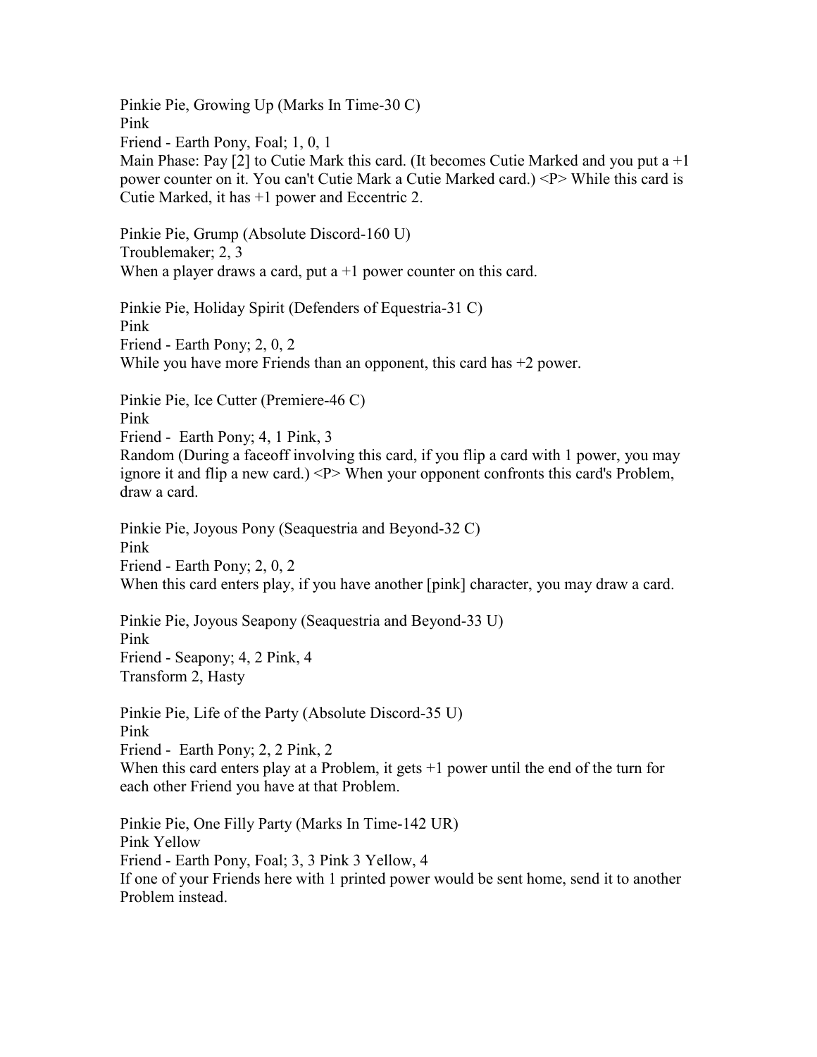Pinkie Pie, Growing Up (Marks In Time-30 C)
Pink
Friend - Earth Pony, Foal; 1, 0, 1
Main Phase: Pay [2] to Cutie Mark this card. (It becomes Cutie Marked and you put a +1 power counter on it. You can't Cutie Mark a Cutie Marked card.) <P> While this card is Cutie Marked, it has +1 power and Eccentric 2.

Pinkie Pie, Grump (Absolute Discord-160 U)
Troublemaker; 2, 3
When a player draws a card, put a +1 power counter on this card.

Pinkie Pie, Holiday Spirit (Defenders of Equestria-31 C)
Pink
Friend - Earth Pony; 2, 0, 2
While you have more Friends than an opponent, this card has +2 power.

Pinkie Pie, Ice Cutter (Premiere-46 C)
Pink
Friend - Earth Pony; 4, 1 Pink, 3
Random (During a faceoff involving this card, if you flip a card with 1 power, you may ignore it and flip a new card.) <P> When your opponent confronts this card's Problem, draw a card.

Pinkie Pie, Joyous Pony (Seaquestria and Beyond-32 C)
Pink
Friend - Earth Pony; 2, 0, 2
When this card enters play, if you have another [pink] character, you may draw a card.

Pinkie Pie, Joyous Seapony (Seaquestria and Beyond-33 U)
Pink
Friend - Seapony; 4, 2 Pink, 4
Transform 2, Hasty

Pinkie Pie, Life of the Party (Absolute Discord-35 U)
Pink
Friend - Earth Pony; 2, 2 Pink, 2
When this card enters play at a Problem, it gets +1 power until the end of the turn for each other Friend you have at that Problem.

Pinkie Pie, One Filly Party (Marks In Time-142 UR)
Pink Yellow
Friend - Earth Pony, Foal; 3, 3 Pink 3 Yellow, 4
If one of your Friends here with 1 printed power would be sent home, send it to another Problem instead.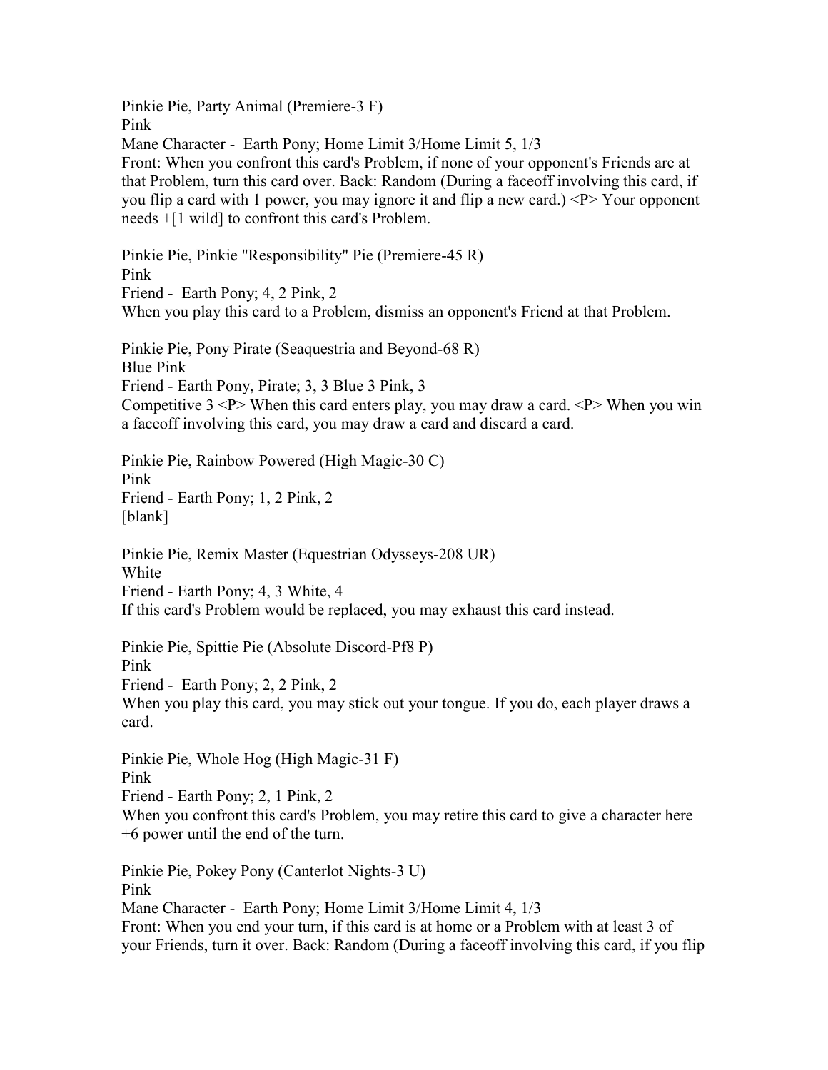Pinkie Pie, Party Animal (Premiere-3 F)
Pink
Mane Character - Earth Pony; Home Limit 3/Home Limit 5, 1/3
Front: When you confront this card's Problem, if none of your opponent's Friends are at that Problem, turn this card over. Back: Random (During a faceoff involving this card, if you flip a card with 1 power, you may ignore it and flip a new card.) <P> Your opponent needs +[1 wild] to confront this card's Problem.

Pinkie Pie, Pinkie "Responsibility" Pie (Premiere-45 R)
Pink
Friend - Earth Pony; 4, 2 Pink, 2
When you play this card to a Problem, dismiss an opponent's Friend at that Problem.

Pinkie Pie, Pony Pirate (Seaquestria and Beyond-68 R)
Blue Pink
Friend - Earth Pony, Pirate; 3, 3 Blue 3 Pink, 3
Competitive 3 <P> When this card enters play, you may draw a card. <P> When you win a faceoff involving this card, you may draw a card and discard a card.

Pinkie Pie, Rainbow Powered (High Magic-30 C)
Pink
Friend - Earth Pony; 1, 2 Pink, 2
[blank]

Pinkie Pie, Remix Master (Equestrian Odysseys-208 UR)
White
Friend - Earth Pony; 4, 3 White, 4
If this card's Problem would be replaced, you may exhaust this card instead.

Pinkie Pie, Spittie Pie (Absolute Discord-Pf8 P)
Pink
Friend - Earth Pony; 2, 2 Pink, 2
When you play this card, you may stick out your tongue. If you do, each player draws a card.

Pinkie Pie, Whole Hog (High Magic-31 F)
Pink
Friend - Earth Pony; 2, 1 Pink, 2
When you confront this card's Problem, you may retire this card to give a character here +6 power until the end of the turn.

Pinkie Pie, Pokey Pony (Canterlot Nights-3 U)
Pink
Mane Character - Earth Pony; Home Limit 3/Home Limit 4, 1/3
Front: When you end your turn, if this card is at home or a Problem with at least 3 of your Friends, turn it over. Back: Random (During a faceoff involving this card, if you flip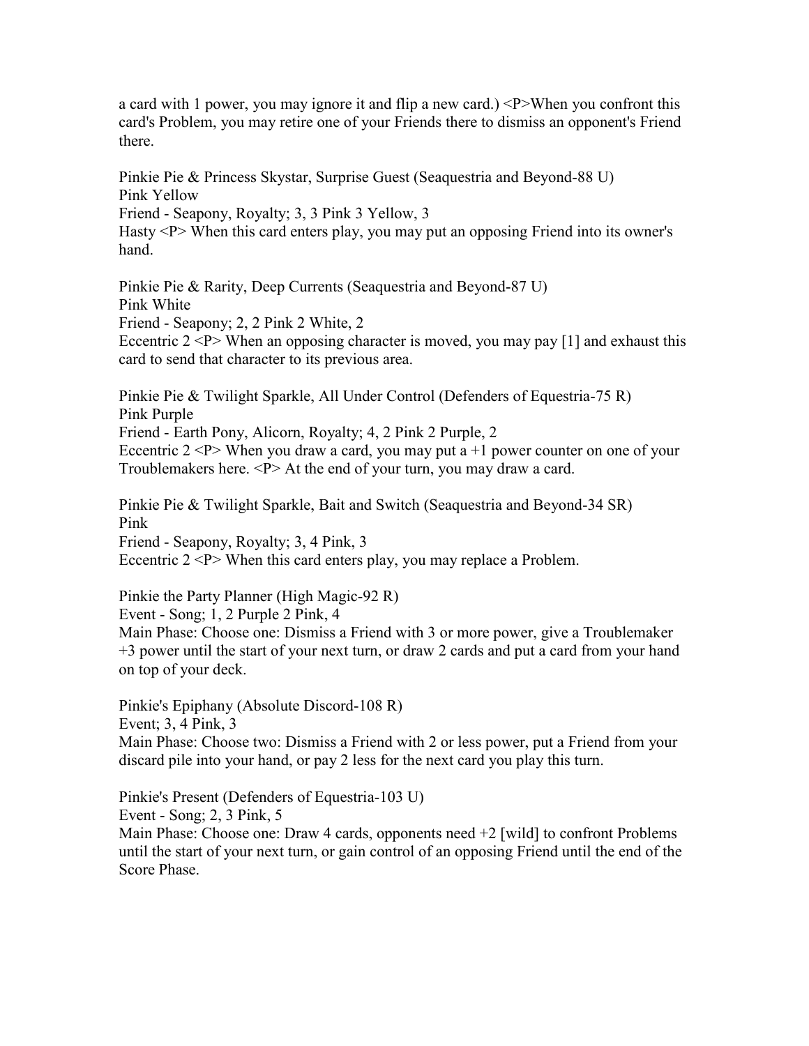a card with 1 power, you may ignore it and flip a new card.) <P>When you confront this card's Problem, you may retire one of your Friends there to dismiss an opponent's Friend there.

Pinkie Pie & Princess Skystar, Surprise Guest (Seaquestria and Beyond-88 U)
Pink Yellow
Friend - Seapony, Royalty; 3, 3 Pink 3 Yellow, 3
Hasty <P> When this card enters play, you may put an opposing Friend into its owner's hand.

Pinkie Pie & Rarity, Deep Currents (Seaquestria and Beyond-87 U)
Pink White
Friend - Seapony; 2, 2 Pink 2 White, 2
Eccentric 2 <P> When an opposing character is moved, you may pay [1] and exhaust this card to send that character to its previous area.

Pinkie Pie & Twilight Sparkle, All Under Control (Defenders of Equestria-75 R)
Pink Purple
Friend - Earth Pony, Alicorn, Royalty; 4, 2 Pink 2 Purple, 2
Eccentric 2 <P> When you draw a card, you may put a +1 power counter on one of your Troublemakers here. <P> At the end of your turn, you may draw a card.

Pinkie Pie & Twilight Sparkle, Bait and Switch (Seaquestria and Beyond-34 SR)
Pink
Friend - Seapony, Royalty; 3, 4 Pink, 3
Eccentric 2 <P> When this card enters play, you may replace a Problem.

Pinkie the Party Planner (High Magic-92 R)
Event - Song; 1, 2 Purple 2 Pink, 4
Main Phase: Choose one: Dismiss a Friend with 3 or more power, give a Troublemaker +3 power until the start of your next turn, or draw 2 cards and put a card from your hand on top of your deck.

Pinkie's Epiphany (Absolute Discord-108 R)
Event; 3, 4 Pink, 3
Main Phase: Choose two: Dismiss a Friend with 2 or less power, put a Friend from your discard pile into your hand, or pay 2 less for the next card you play this turn.

Pinkie's Present (Defenders of Equestria-103 U)
Event - Song; 2, 3 Pink, 5
Main Phase: Choose one: Draw 4 cards, opponents need +2 [wild] to confront Problems until the start of your next turn, or gain control of an opposing Friend until the end of the Score Phase.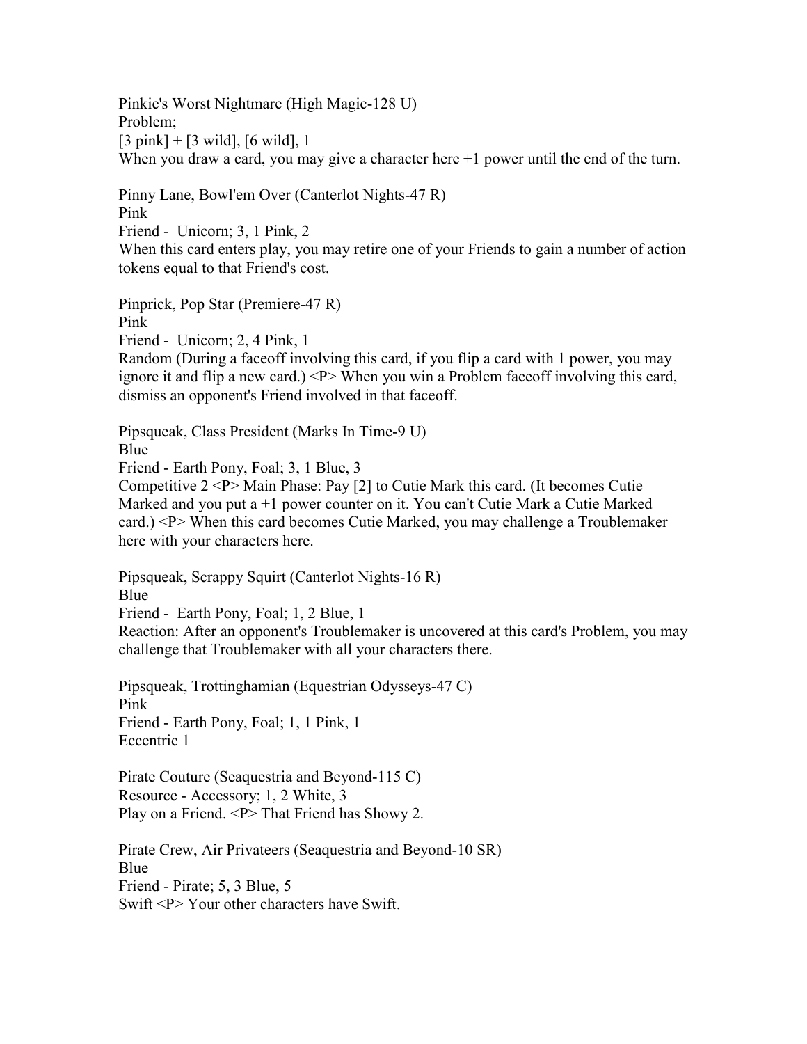Pinkie's Worst Nightmare (High Magic-128 U)
Problem;
[3 pink] + [3 wild], [6 wild], 1
When you draw a card, you may give a character here +1 power until the end of the turn.

Pinny Lane, Bowl'em Over (Canterlot Nights-47 R)
Pink
Friend - Unicorn; 3, 1 Pink, 2
When this card enters play, you may retire one of your Friends to gain a number of action tokens equal to that Friend's cost.

Pinprick, Pop Star (Premiere-47 R)
Pink
Friend - Unicorn; 2, 4 Pink, 1
Random (During a faceoff involving this card, if you flip a card with 1 power, you may ignore it and flip a new card.) <P> When you win a Problem faceoff involving this card, dismiss an opponent's Friend involved in that faceoff.

Pipsqueak, Class President (Marks In Time-9 U)
Blue
Friend - Earth Pony, Foal; 3, 1 Blue, 3
Competitive 2 <P> Main Phase: Pay [2] to Cutie Mark this card. (It becomes Cutie Marked and you put a +1 power counter on it. You can't Cutie Mark a Cutie Marked card.) <P> When this card becomes Cutie Marked, you may challenge a Troublemaker here with your characters here.

Pipsqueak, Scrappy Squirt (Canterlot Nights-16 R)
Blue
Friend - Earth Pony, Foal; 1, 2 Blue, 1
Reaction: After an opponent's Troublemaker is uncovered at this card's Problem, you may challenge that Troublemaker with all your characters there.

Pipsqueak, Trottinghamian (Equestrian Odysseys-47 C)
Pink
Friend - Earth Pony, Foal; 1, 1 Pink, 1
Eccentric 1

Pirate Couture (Seaquestria and Beyond-115 C)
Resource - Accessory; 1, 2 White, 3
Play on a Friend. <P> That Friend has Showy 2.

Pirate Crew, Air Privateers (Seaquestria and Beyond-10 SR)
Blue
Friend - Pirate; 5, 3 Blue, 5
Swift <P> Your other characters have Swift.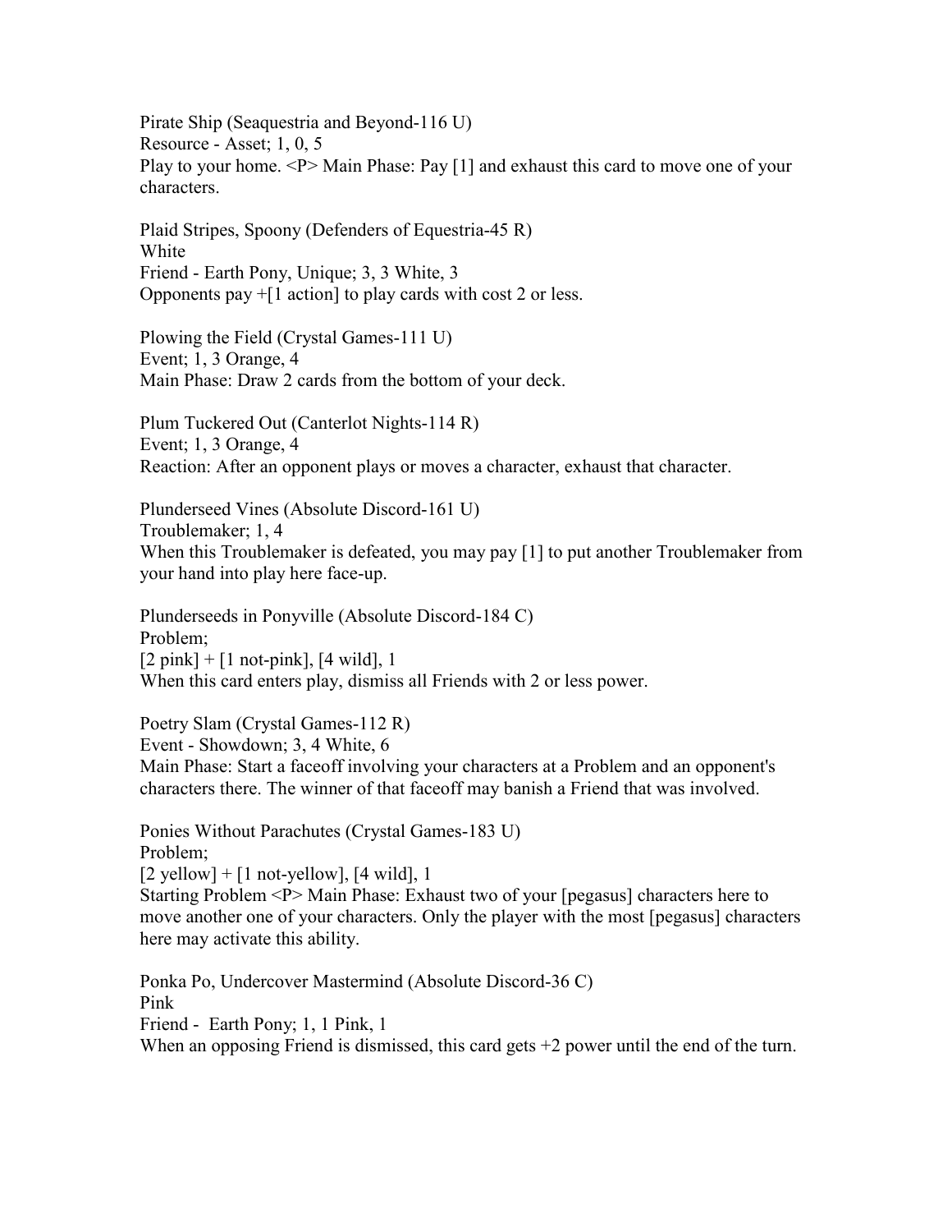Pirate Ship (Seaquestria and Beyond-116 U)
Resource - Asset; 1, 0, 5
Play to your home. <P> Main Phase: Pay [1] and exhaust this card to move one of your characters.

Plaid Stripes, Spoony (Defenders of Equestria-45 R)
White
Friend - Earth Pony, Unique; 3, 3 White, 3
Opponents pay +[1 action] to play cards with cost 2 or less.

Plowing the Field (Crystal Games-111 U)
Event; 1, 3 Orange, 4
Main Phase: Draw 2 cards from the bottom of your deck.

Plum Tuckered Out (Canterlot Nights-114 R)
Event; 1, 3 Orange, 4
Reaction: After an opponent plays or moves a character, exhaust that character.

Plunderseed Vines (Absolute Discord-161 U)
Troublemaker; 1, 4
When this Troublemaker is defeated, you may pay [1] to put another Troublemaker from your hand into play here face-up.

Plunderseeds in Ponyville (Absolute Discord-184 C)
Problem;
[2 pink] + [1 not-pink], [4 wild], 1
When this card enters play, dismiss all Friends with 2 or less power.

Poetry Slam (Crystal Games-112 R)
Event - Showdown; 3, 4 White, 6
Main Phase: Start a faceoff involving your characters at a Problem and an opponent's characters there. The winner of that faceoff may banish a Friend that was involved.

Ponies Without Parachutes (Crystal Games-183 U)
Problem;
[2 yellow] + [1 not-yellow], [4 wild], 1
Starting Problem <P> Main Phase: Exhaust two of your [pegasus] characters here to move another one of your characters. Only the player with the most [pegasus] characters here may activate this ability.

Ponka Po, Undercover Mastermind (Absolute Discord-36 C)
Pink
Friend - Earth Pony; 1, 1 Pink, 1
When an opposing Friend is dismissed, this card gets +2 power until the end of the turn.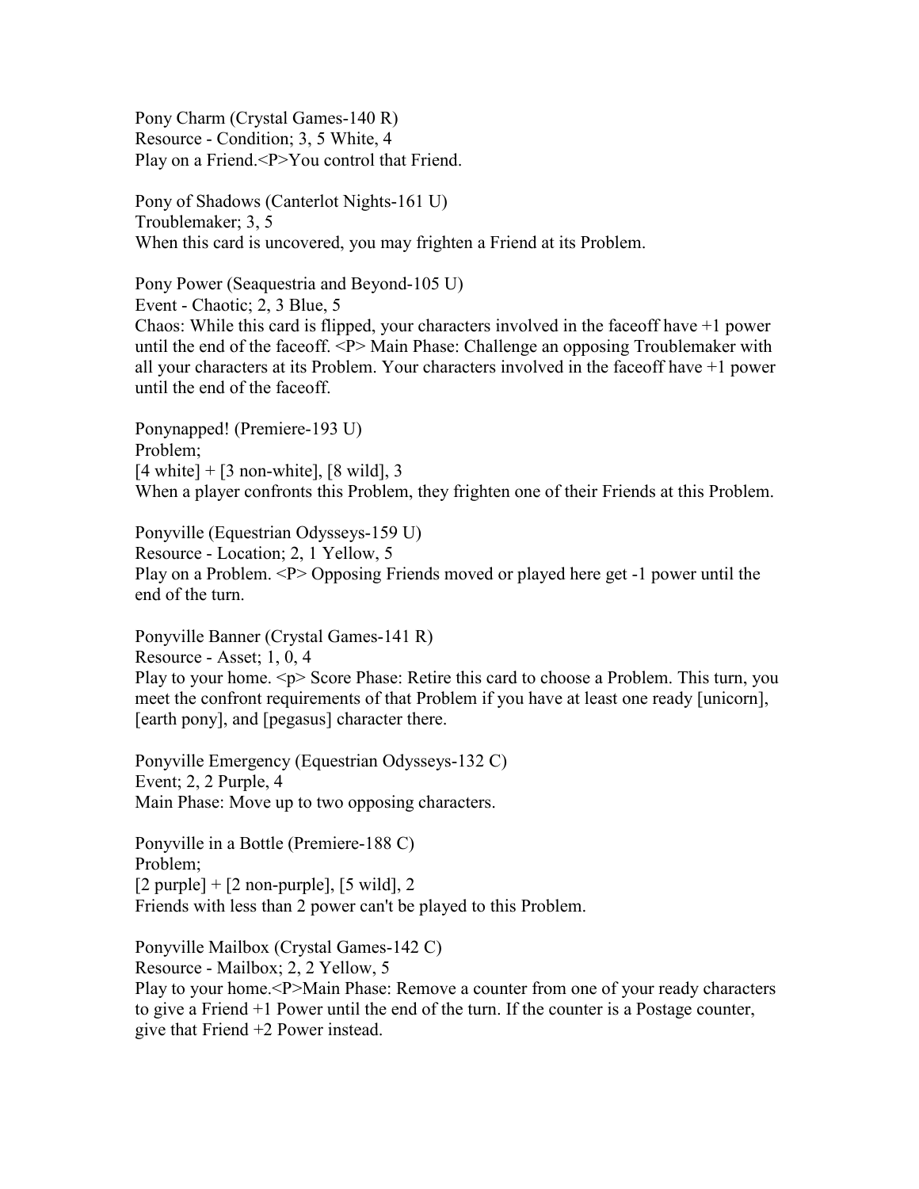Pony Charm (Crystal Games-140 R)
Resource - Condition; 3, 5 White, 4
Play on a Friend.<P>You control that Friend.

Pony of Shadows (Canterlot Nights-161 U)
Troublemaker; 3, 5
When this card is uncovered, you may frighten a Friend at its Problem.

Pony Power (Seaquestria and Beyond-105 U)
Event - Chaotic; 2, 3 Blue, 5
Chaos: While this card is flipped, your characters involved in the faceoff have +1 power until the end of the faceoff. <P> Main Phase: Challenge an opposing Troublemaker with all your characters at its Problem. Your characters involved in the faceoff have +1 power until the end of the faceoff.

Ponynapped! (Premiere-193 U)
Problem;
[4 white] + [3 non-white], [8 wild], 3
When a player confronts this Problem, they frighten one of their Friends at this Problem.

Ponyville (Equestrian Odysseys-159 U)
Resource - Location; 2, 1 Yellow, 5
Play on a Problem. <P> Opposing Friends moved or played here get -1 power until the end of the turn.

Ponyville Banner (Crystal Games-141 R)
Resource - Asset; 1, 0, 4
Play to your home. <p> Score Phase: Retire this card to choose a Problem. This turn, you meet the confront requirements of that Problem if you have at least one ready [unicorn], [earth pony], and [pegasus] character there.

Ponyville Emergency (Equestrian Odysseys-132 C)
Event; 2, 2 Purple, 4
Main Phase: Move up to two opposing characters.

Ponyville in a Bottle (Premiere-188 C)
Problem;
[2 purple] + [2 non-purple], [5 wild], 2
Friends with less than 2 power can't be played to this Problem.

Ponyville Mailbox (Crystal Games-142 C)
Resource - Mailbox; 2, 2 Yellow, 5
Play to your home.<P>Main Phase: Remove a counter from one of your ready characters to give a Friend +1 Power until the end of the turn. If the counter is a Postage counter, give that Friend +2 Power instead.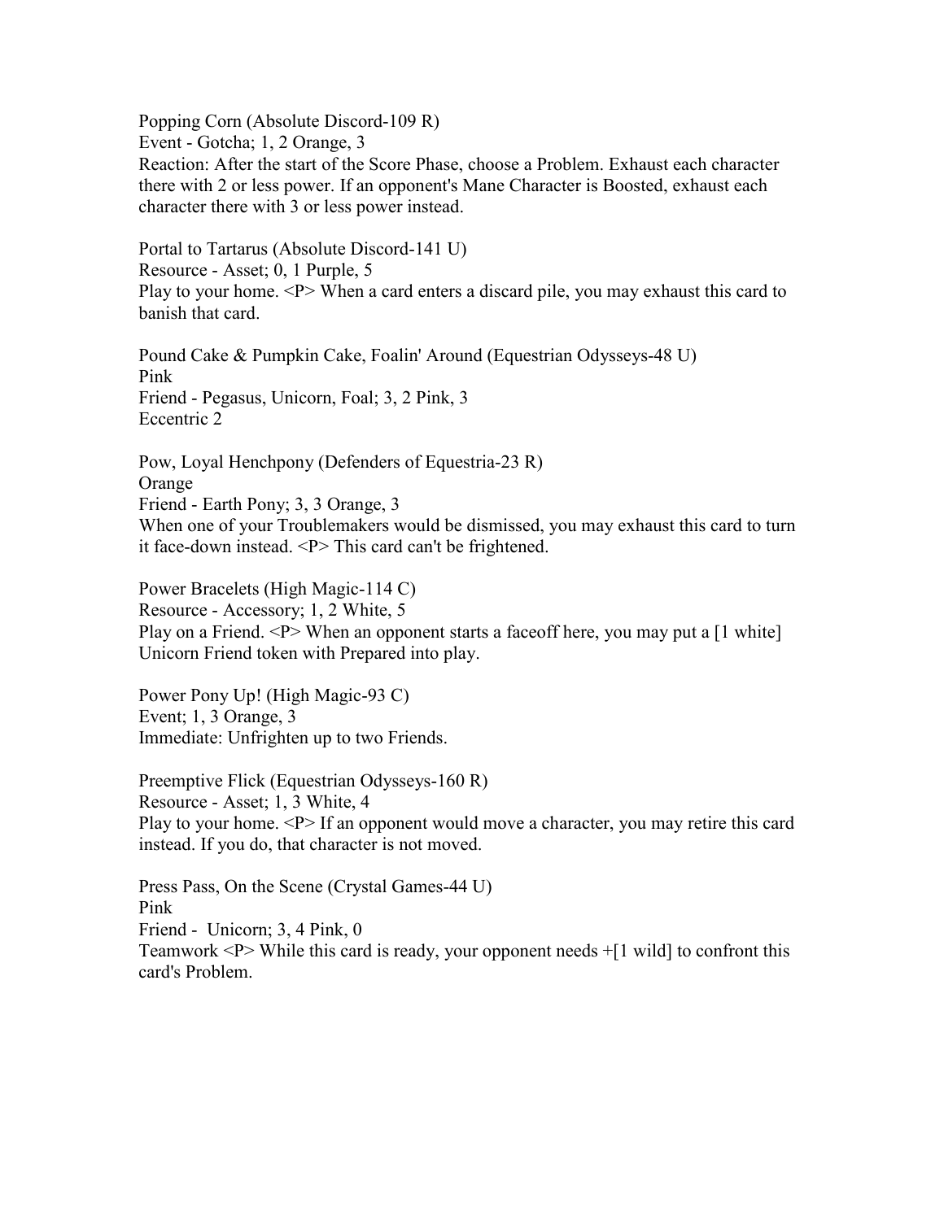Popping Corn (Absolute Discord-109 R)
Event - Gotcha; 1, 2 Orange, 3
Reaction: After the start of the Score Phase, choose a Problem. Exhaust each character there with 2 or less power. If an opponent's Mane Character is Boosted, exhaust each character there with 3 or less power instead.

Portal to Tartarus (Absolute Discord-141 U)
Resource - Asset; 0, 1 Purple, 5
Play to your home. <P> When a card enters a discard pile, you may exhaust this card to banish that card.

Pound Cake & Pumpkin Cake, Foalin' Around (Equestrian Odysseys-48 U)
Pink
Friend - Pegasus, Unicorn, Foal; 3, 2 Pink, 3
Eccentric 2

Pow, Loyal Henchpony (Defenders of Equestria-23 R)
Orange
Friend - Earth Pony; 3, 3 Orange, 3
When one of your Troublemakers would be dismissed, you may exhaust this card to turn it face-down instead. <P> This card can't be frightened.

Power Bracelets (High Magic-114 C)
Resource - Accessory; 1, 2 White, 5
Play on a Friend. <P> When an opponent starts a faceoff here, you may put a [1 white] Unicorn Friend token with Prepared into play.

Power Pony Up! (High Magic-93 C)
Event; 1, 3 Orange, 3
Immediate: Unfrighten up to two Friends.

Preemptive Flick (Equestrian Odysseys-160 R)
Resource - Asset; 1, 3 White, 4
Play to your home. <P> If an opponent would move a character, you may retire this card instead. If you do, that character is not moved.

Press Pass, On the Scene (Crystal Games-44 U)
Pink
Friend - Unicorn; 3, 4 Pink, 0
Teamwork <P> While this card is ready, your opponent needs +[1 wild] to confront this card's Problem.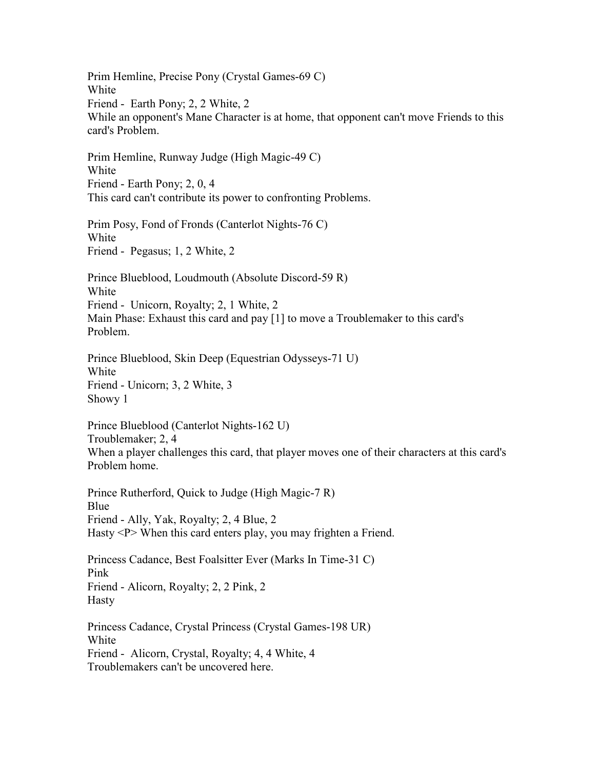Prim Hemline, Precise Pony (Crystal Games-69 C)
White
Friend - Earth Pony; 2, 2 White, 2
While an opponent's Mane Character is at home, that opponent can't move Friends to this card's Problem.

Prim Hemline, Runway Judge (High Magic-49 C)
White
Friend - Earth Pony; 2, 0, 4
This card can't contribute its power to confronting Problems.

Prim Posy, Fond of Fronds (Canterlot Nights-76 C)
White
Friend - Pegasus; 1, 2 White, 2

Prince Blueblood, Loudmouth (Absolute Discord-59 R)
White
Friend - Unicorn, Royalty; 2, 1 White, 2
Main Phase: Exhaust this card and pay [1] to move a Troublemaker to this card's Problem.

Prince Blueblood, Skin Deep (Equestrian Odysseys-71 U)
White
Friend - Unicorn; 3, 2 White, 3
Showy 1

Prince Blueblood (Canterlot Nights-162 U)
Troublemaker; 2, 4
When a player challenges this card, that player moves one of their characters at this card's Problem home.

Prince Rutherford, Quick to Judge (High Magic-7 R)
Blue
Friend - Ally, Yak, Royalty; 2, 4 Blue, 2
Hasty <P> When this card enters play, you may frighten a Friend.

Princess Cadance, Best Foalsitter Ever (Marks In Time-31 C)
Pink
Friend - Alicorn, Royalty; 2, 2 Pink, 2
Hasty

Princess Cadance, Crystal Princess (Crystal Games-198 UR)
White
Friend - Alicorn, Crystal, Royalty; 4, 4 White, 4
Troublemakers can't be uncovered here.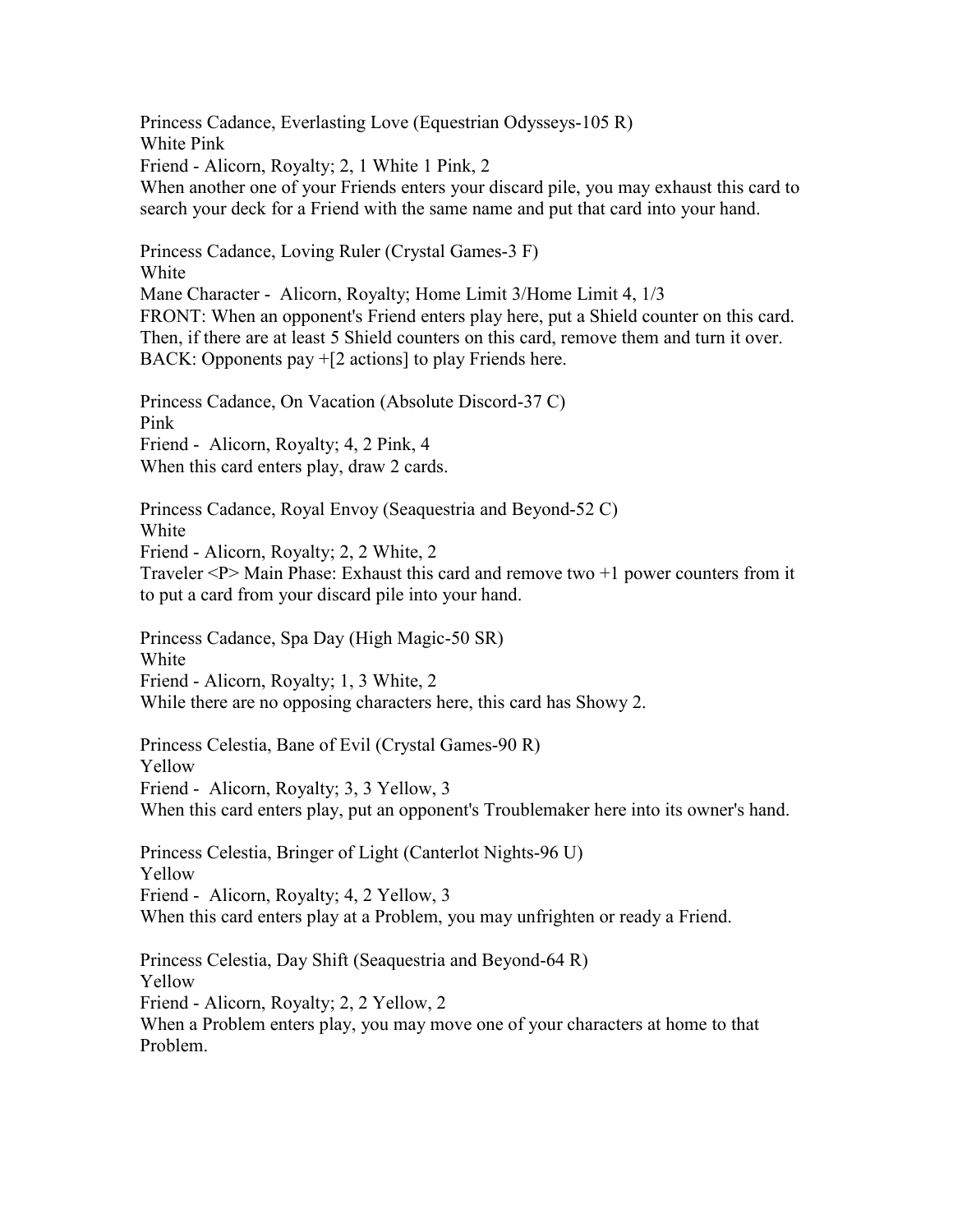Princess Cadance, Everlasting Love (Equestrian Odysseys-105 R)
White Pink
Friend - Alicorn, Royalty; 2, 1 White 1 Pink, 2
When another one of your Friends enters your discard pile, you may exhaust this card to search your deck for a Friend with the same name and put that card into your hand.

Princess Cadance, Loving Ruler (Crystal Games-3 F)
White
Mane Character - Alicorn, Royalty; Home Limit 3/Home Limit 4, 1/3
FRONT: When an opponent's Friend enters play here, put a Shield counter on this card. Then, if there are at least 5 Shield counters on this card, remove them and turn it over.
BACK: Opponents pay +[2 actions] to play Friends here.

Princess Cadance, On Vacation (Absolute Discord-37 C)
Pink
Friend - Alicorn, Royalty; 4, 2 Pink, 4
When this card enters play, draw 2 cards.

Princess Cadance, Royal Envoy (Seaquestria and Beyond-52 C)
White
Friend - Alicorn, Royalty; 2, 2 White, 2
Traveler <P> Main Phase: Exhaust this card and remove two +1 power counters from it to put a card from your discard pile into your hand.

Princess Cadance, Spa Day (High Magic-50 SR)
White
Friend - Alicorn, Royalty; 1, 3 White, 2
While there are no opposing characters here, this card has Showy 2.

Princess Celestia, Bane of Evil (Crystal Games-90 R)
Yellow
Friend - Alicorn, Royalty; 3, 3 Yellow, 3
When this card enters play, put an opponent's Troublemaker here into its owner's hand.

Princess Celestia, Bringer of Light (Canterlot Nights-96 U)
Yellow
Friend - Alicorn, Royalty; 4, 2 Yellow, 3
When this card enters play at a Problem, you may unfrighten or ready a Friend.

Princess Celestia, Day Shift (Seaquestria and Beyond-64 R)
Yellow
Friend - Alicorn, Royalty; 2, 2 Yellow, 2
When a Problem enters play, you may move one of your characters at home to that Problem.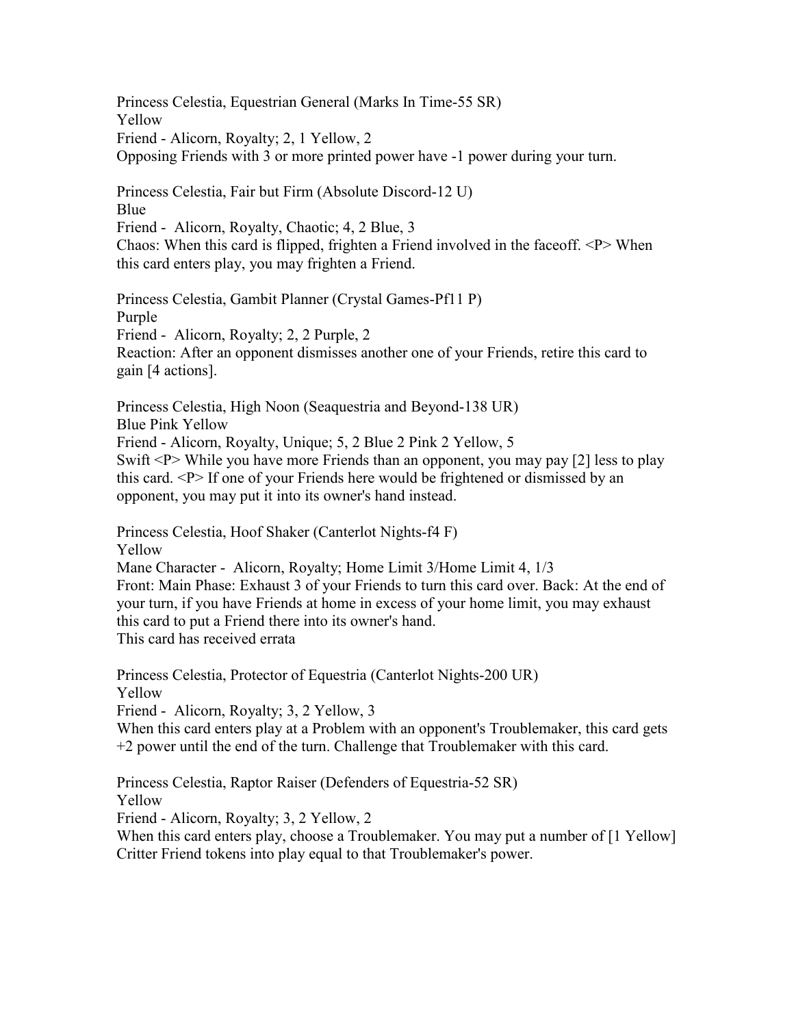Princess Celestia, Equestrian General (Marks In Time-55 SR)
Yellow
Friend - Alicorn, Royalty; 2, 1 Yellow, 2
Opposing Friends with 3 or more printed power have -1 power during your turn.

Princess Celestia, Fair but Firm (Absolute Discord-12 U)
Blue
Friend - Alicorn, Royalty, Chaotic; 4, 2 Blue, 3
Chaos: When this card is flipped, frighten a Friend involved in the faceoff. <P> When this card enters play, you may frighten a Friend.

Princess Celestia, Gambit Planner (Crystal Games-Pf11 P)
Purple
Friend - Alicorn, Royalty; 2, 2 Purple, 2
Reaction: After an opponent dismisses another one of your Friends, retire this card to gain [4 actions].

Princess Celestia, High Noon (Seaquestria and Beyond-138 UR)
Blue Pink Yellow
Friend - Alicorn, Royalty, Unique; 5, 2 Blue 2 Pink 2 Yellow, 5
Swift <P> While you have more Friends than an opponent, you may pay [2] less to play this card. <P> If one of your Friends here would be frightened or dismissed by an opponent, you may put it into its owner's hand instead.

Princess Celestia, Hoof Shaker (Canterlot Nights-f4 F)
Yellow
Mane Character - Alicorn, Royalty; Home Limit 3/Home Limit 4, 1/3
Front: Main Phase: Exhaust 3 of your Friends to turn this card over. Back: At the end of your turn, if you have Friends at home in excess of your home limit, you may exhaust this card to put a Friend there into its owner's hand.
This card has received errata

Princess Celestia, Protector of Equestria (Canterlot Nights-200 UR)
Yellow
Friend - Alicorn, Royalty; 3, 2 Yellow, 3
When this card enters play at a Problem with an opponent's Troublemaker, this card gets +2 power until the end of the turn. Challenge that Troublemaker with this card.

Princess Celestia, Raptor Raiser (Defenders of Equestria-52 SR)
Yellow
Friend - Alicorn, Royalty; 3, 2 Yellow, 2
When this card enters play, choose a Troublemaker. You may put a number of [1 Yellow] Critter Friend tokens into play equal to that Troublemaker's power.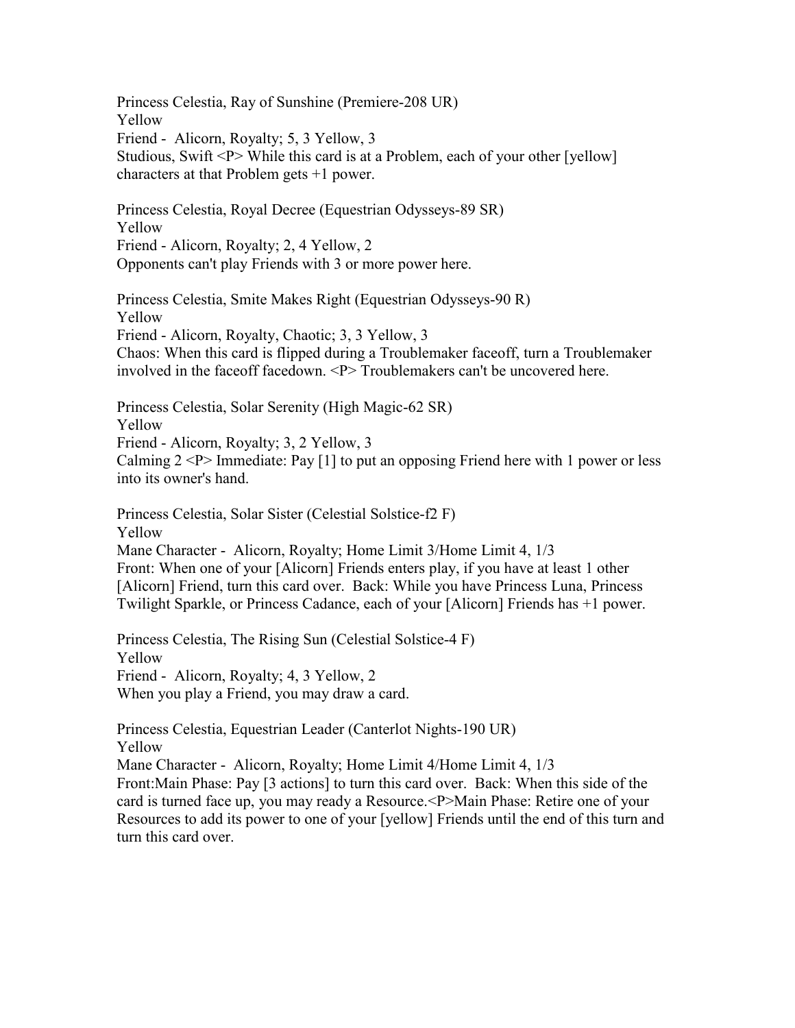Princess Celestia, Ray of Sunshine (Premiere-208 UR)
Yellow
Friend - Alicorn, Royalty; 5, 3 Yellow, 3
Studious, Swift <P> While this card is at a Problem, each of your other [yellow] characters at that Problem gets +1 power.

Princess Celestia, Royal Decree (Equestrian Odysseys-89 SR)
Yellow
Friend - Alicorn, Royalty; 2, 4 Yellow, 2
Opponents can't play Friends with 3 or more power here.

Princess Celestia, Smite Makes Right (Equestrian Odysseys-90 R)
Yellow
Friend - Alicorn, Royalty, Chaotic; 3, 3 Yellow, 3
Chaos: When this card is flipped during a Troublemaker faceoff, turn a Troublemaker involved in the faceoff facedown. <P> Troublemakers can't be uncovered here.

Princess Celestia, Solar Serenity (High Magic-62 SR)
Yellow
Friend - Alicorn, Royalty; 3, 2 Yellow, 3
Calming 2 <P> Immediate: Pay [1] to put an opposing Friend here with 1 power or less into its owner's hand.

Princess Celestia, Solar Sister (Celestial Solstice-f2 F)
Yellow
Mane Character - Alicorn, Royalty; Home Limit 3/Home Limit 4, 1/3
Front: When one of your [Alicorn] Friends enters play, if you have at least 1 other [Alicorn] Friend, turn this card over. Back: While you have Princess Luna, Princess Twilight Sparkle, or Princess Cadance, each of your [Alicorn] Friends has +1 power.

Princess Celestia, The Rising Sun (Celestial Solstice-4 F)
Yellow
Friend - Alicorn, Royalty; 4, 3 Yellow, 2
When you play a Friend, you may draw a card.

Princess Celestia, Equestrian Leader (Canterlot Nights-190 UR)
Yellow
Mane Character - Alicorn, Royalty; Home Limit 4/Home Limit 4, 1/3
Front:Main Phase: Pay [3 actions] to turn this card over. Back: When this side of the card is turned face up, you may ready a Resource.<P>Main Phase: Retire one of your Resources to add its power to one of your [yellow] Friends until the end of this turn and turn this card over.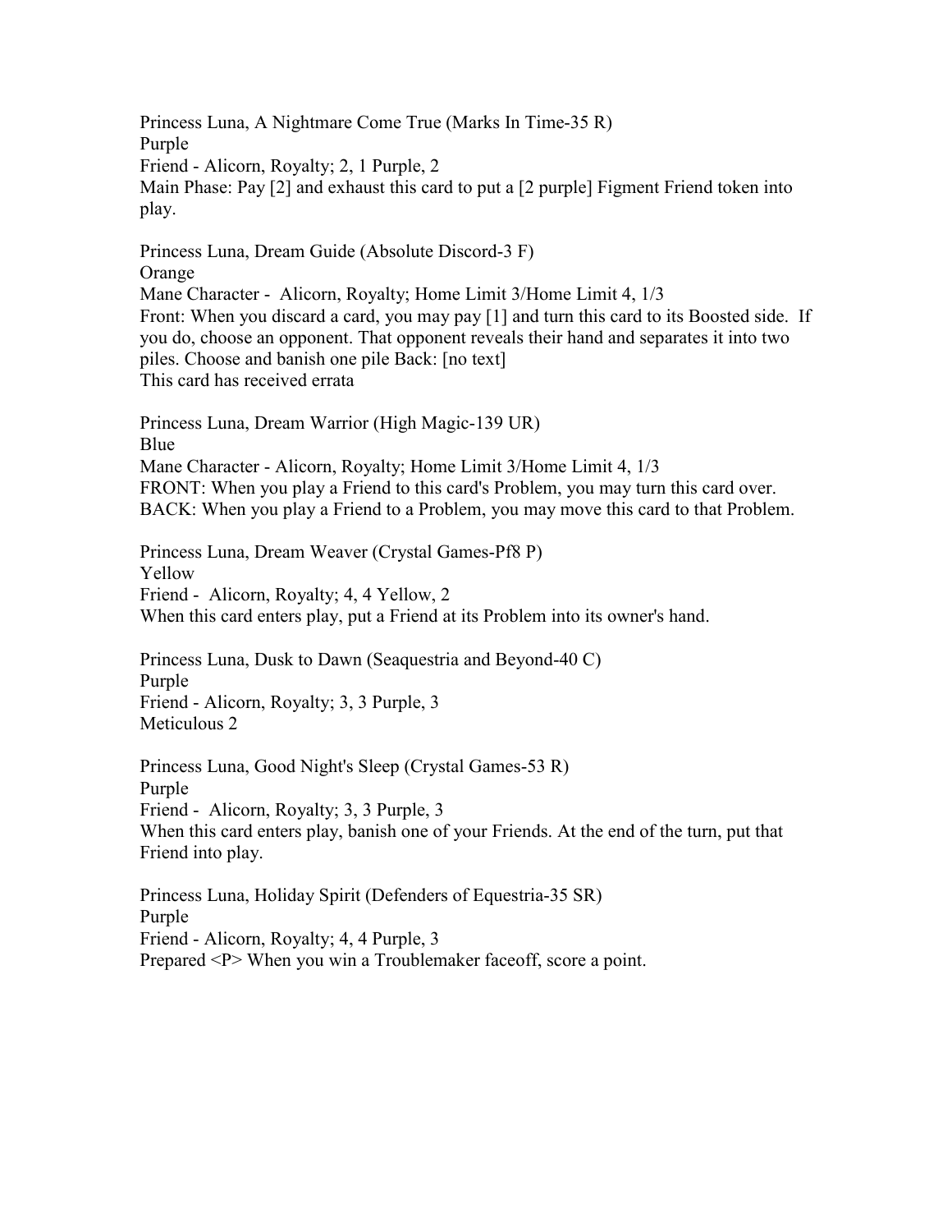Princess Luna, A Nightmare Come True (Marks In Time-35 R)
Purple
Friend - Alicorn, Royalty; 2, 1 Purple, 2
Main Phase: Pay [2] and exhaust this card to put a [2 purple] Figment Friend token into play.

Princess Luna, Dream Guide (Absolute Discord-3 F)
Orange
Mane Character - Alicorn, Royalty; Home Limit 3/Home Limit 4, 1/3
Front: When you discard a card, you may pay [1] and turn this card to its Boosted side. If you do, choose an opponent. That opponent reveals their hand and separates it into two piles. Choose and banish one pile Back: [no text]
This card has received errata

Princess Luna, Dream Warrior (High Magic-139 UR)
Blue
Mane Character - Alicorn, Royalty; Home Limit 3/Home Limit 4, 1/3
FRONT: When you play a Friend to this card's Problem, you may turn this card over.
BACK: When you play a Friend to a Problem, you may move this card to that Problem.

Princess Luna, Dream Weaver (Crystal Games-Pf8 P)
Yellow
Friend - Alicorn, Royalty; 4, 4 Yellow, 2
When this card enters play, put a Friend at its Problem into its owner's hand.

Princess Luna, Dusk to Dawn (Seaquestria and Beyond-40 C)
Purple
Friend - Alicorn, Royalty; 3, 3 Purple, 3
Meticulous 2

Princess Luna, Good Night's Sleep (Crystal Games-53 R)
Purple
Friend - Alicorn, Royalty; 3, 3 Purple, 3
When this card enters play, banish one of your Friends. At the end of the turn, put that Friend into play.

Princess Luna, Holiday Spirit (Defenders of Equestria-35 SR)
Purple
Friend - Alicorn, Royalty; 4, 4 Purple, 3
Prepared <P> When you win a Troublemaker faceoff, score a point.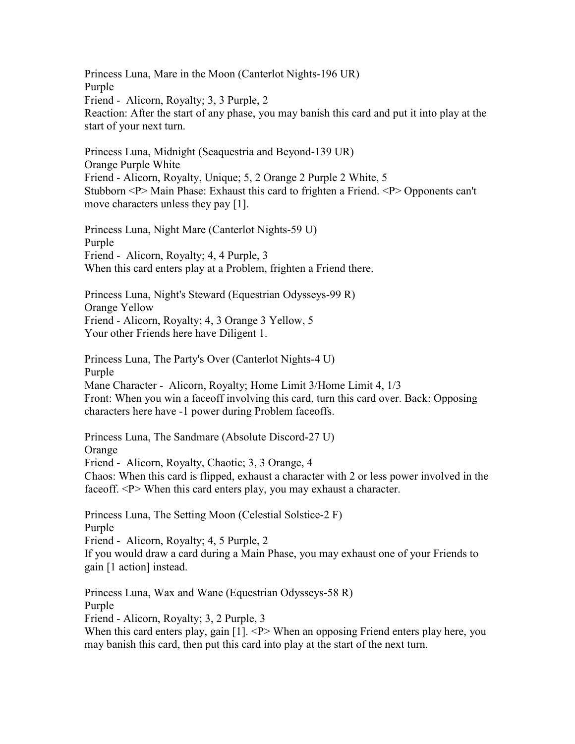Princess Luna, Mare in the Moon (Canterlot Nights-196 UR)
Purple
Friend - Alicorn, Royalty; 3, 3 Purple, 2
Reaction: After the start of any phase, you may banish this card and put it into play at the start of your next turn.

Princess Luna, Midnight (Seaquestria and Beyond-139 UR)
Orange Purple White
Friend - Alicorn, Royalty, Unique; 5, 2 Orange 2 Purple 2 White, 5
Stubborn <P> Main Phase: Exhaust this card to frighten a Friend. <P> Opponents can't move characters unless they pay [1].

Princess Luna, Night Mare (Canterlot Nights-59 U)
Purple
Friend - Alicorn, Royalty; 4, 4 Purple, 3
When this card enters play at a Problem, frighten a Friend there.

Princess Luna, Night's Steward (Equestrian Odysseys-99 R)
Orange Yellow
Friend - Alicorn, Royalty; 4, 3 Orange 3 Yellow, 5
Your other Friends here have Diligent 1.

Princess Luna, The Party's Over (Canterlot Nights-4 U)
Purple
Mane Character - Alicorn, Royalty; Home Limit 3/Home Limit 4, 1/3
Front: When you win a faceoff involving this card, turn this card over. Back: Opposing characters here have -1 power during Problem faceoffs.

Princess Luna, The Sandmare (Absolute Discord-27 U)
Orange
Friend - Alicorn, Royalty, Chaotic; 3, 3 Orange, 4
Chaos: When this card is flipped, exhaust a character with 2 or less power involved in the faceoff. <P> When this card enters play, you may exhaust a character.

Princess Luna, The Setting Moon (Celestial Solstice-2 F)
Purple
Friend - Alicorn, Royalty; 4, 5 Purple, 2
If you would draw a card during a Main Phase, you may exhaust one of your Friends to gain [1 action] instead.

Princess Luna, Wax and Wane (Equestrian Odysseys-58 R)
Purple
Friend - Alicorn, Royalty; 3, 2 Purple, 3
When this card enters play, gain [1]. <P> When an opposing Friend enters play here, you may banish this card, then put this card into play at the start of the next turn.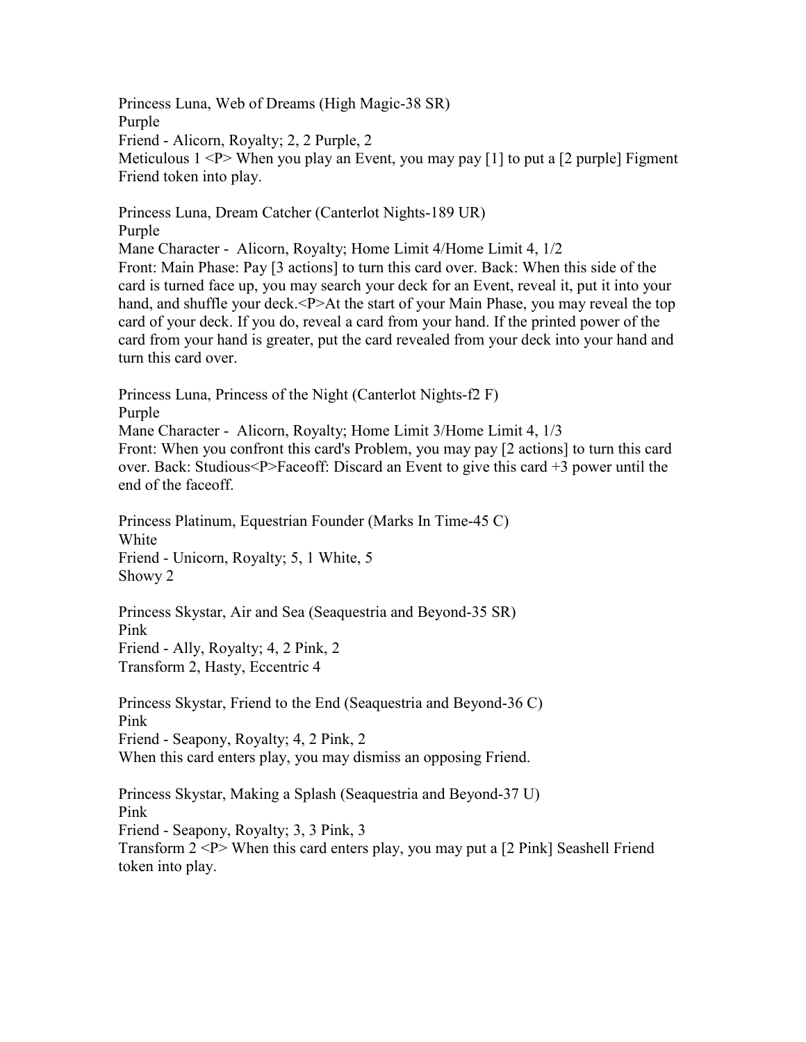Princess Luna, Web of Dreams (High Magic-38 SR)
Purple
Friend - Alicorn, Royalty; 2, 2 Purple, 2
Meticulous 1 <P> When you play an Event, you may pay [1] to put a [2 purple] Figment Friend token into play.

Princess Luna, Dream Catcher (Canterlot Nights-189 UR)
Purple
Mane Character - Alicorn, Royalty; Home Limit 4/Home Limit 4, 1/2
Front: Main Phase: Pay [3 actions] to turn this card over. Back: When this side of the card is turned face up, you may search your deck for an Event, reveal it, put it into your hand, and shuffle your deck.<P>At the start of your Main Phase, you may reveal the top card of your deck. If you do, reveal a card from your hand. If the printed power of the card from your hand is greater, put the card revealed from your deck into your hand and turn this card over.

Princess Luna, Princess of the Night (Canterlot Nights-f2 F)
Purple
Mane Character - Alicorn, Royalty; Home Limit 3/Home Limit 4, 1/3
Front: When you confront this card's Problem, you may pay [2 actions] to turn this card over. Back: Studious<P>Faceoff: Discard an Event to give this card +3 power until the end of the faceoff.

Princess Platinum, Equestrian Founder (Marks In Time-45 C)
White
Friend - Unicorn, Royalty; 5, 1 White, 5
Showy 2

Princess Skystar, Air and Sea (Seaquestria and Beyond-35 SR)
Pink
Friend - Ally, Royalty; 4, 2 Pink, 2
Transform 2, Hasty, Eccentric 4

Princess Skystar, Friend to the End (Seaquestria and Beyond-36 C)
Pink
Friend - Seapony, Royalty; 4, 2 Pink, 2
When this card enters play, you may dismiss an opposing Friend.

Princess Skystar, Making a Splash (Seaquestria and Beyond-37 U)
Pink
Friend - Seapony, Royalty; 3, 3 Pink, 3
Transform 2 <P> When this card enters play, you may put a [2 Pink] Seashell Friend token into play.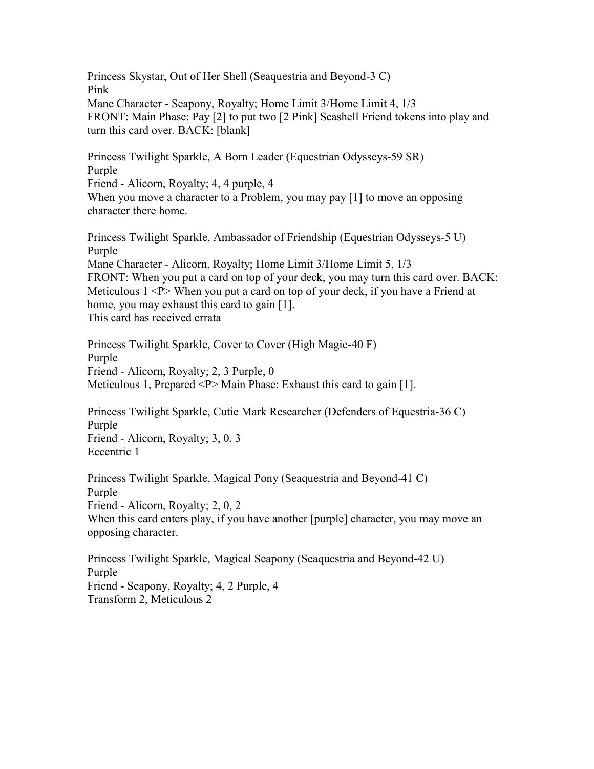Princess Skystar, Out of Her Shell (Seaquestria and Beyond-3 C)
Pink
Mane Character - Seapony, Royalty; Home Limit 3/Home Limit 4, 1/3
FRONT: Main Phase: Pay [2] to put two [2 Pink] Seashell Friend tokens into play and turn this card over. BACK: [blank]

Princess Twilight Sparkle, A Born Leader (Equestrian Odysseys-59 SR)
Purple
Friend - Alicorn, Royalty; 4, 4 purple, 4
When you move a character to a Problem, you may pay [1] to move an opposing character there home.

Princess Twilight Sparkle, Ambassador of Friendship (Equestrian Odysseys-5 U)
Purple
Mane Character - Alicorn, Royalty; Home Limit 3/Home Limit 5, 1/3
FRONT: When you put a card on top of your deck, you may turn this card over. BACK: Meticulous 1 <P> When you put a card on top of your deck, if you have a Friend at home, you may exhaust this card to gain [1].
This card has received errata

Princess Twilight Sparkle, Cover to Cover (High Magic-40 F)
Purple
Friend - Alicorn, Royalty; 2, 3 Purple, 0
Meticulous 1, Prepared <P> Main Phase: Exhaust this card to gain [1].

Princess Twilight Sparkle, Cutie Mark Researcher (Defenders of Equestria-36 C)
Purple
Friend - Alicorn, Royalty; 3, 0, 3
Eccentric 1

Princess Twilight Sparkle, Magical Pony (Seaquestria and Beyond-41 C)
Purple
Friend - Alicorn, Royalty; 2, 0, 2
When this card enters play, if you have another [purple] character, you may move an opposing character.

Princess Twilight Sparkle, Magical Seapony (Seaquestria and Beyond-42 U)
Purple
Friend - Seapony, Royalty; 4, 2 Purple, 4
Transform 2, Meticulous 2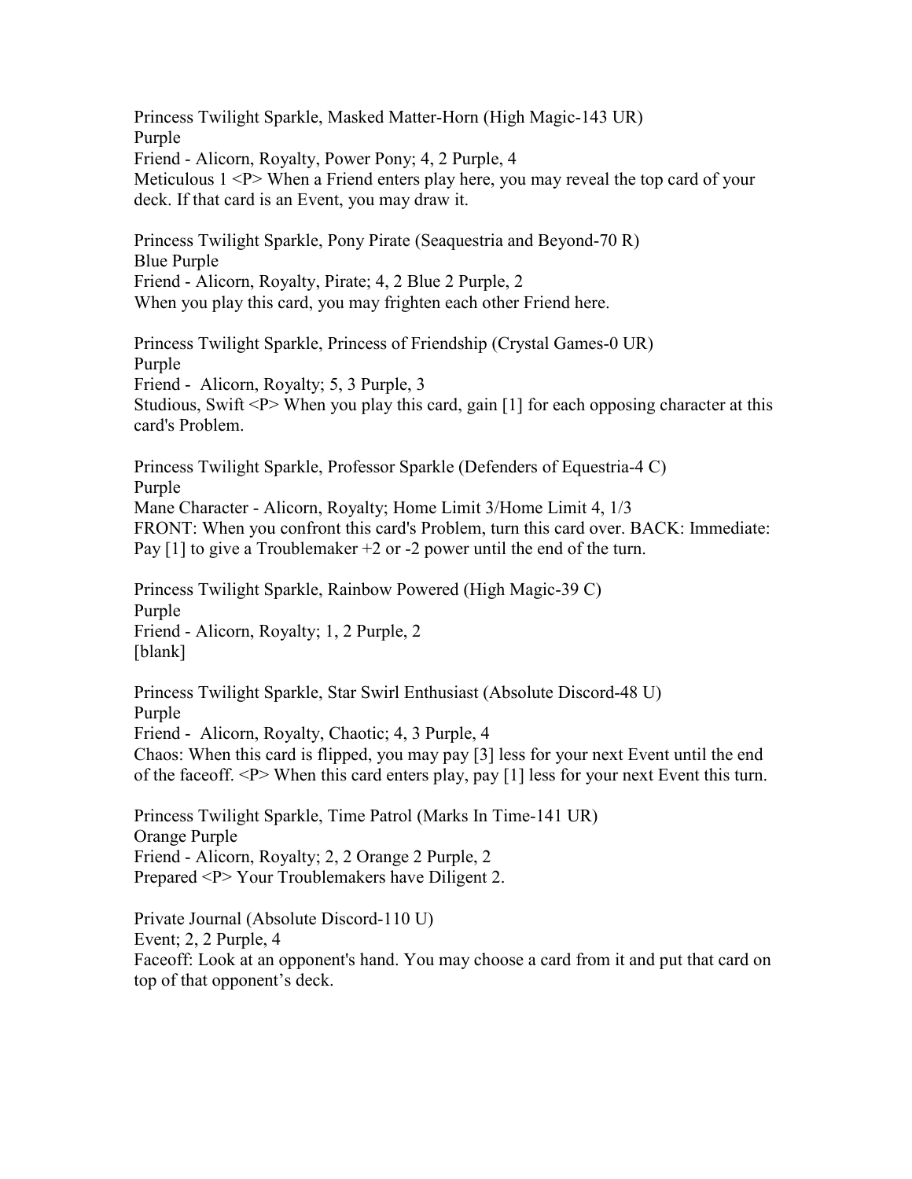Princess Twilight Sparkle, Masked Matter-Horn (High Magic-143 UR)
Purple
Friend - Alicorn, Royalty, Power Pony; 4, 2 Purple, 4
Meticulous 1 <P> When a Friend enters play here, you may reveal the top card of your deck. If that card is an Event, you may draw it.

Princess Twilight Sparkle, Pony Pirate (Seaquestria and Beyond-70 R)
Blue Purple
Friend - Alicorn, Royalty, Pirate; 4, 2 Blue 2 Purple, 2
When you play this card, you may frighten each other Friend here.

Princess Twilight Sparkle, Princess of Friendship (Crystal Games-0 UR)
Purple
Friend - Alicorn, Royalty; 5, 3 Purple, 3
Studious, Swift <P> When you play this card, gain [1] for each opposing character at this card's Problem.

Princess Twilight Sparkle, Professor Sparkle (Defenders of Equestria-4 C)
Purple
Mane Character - Alicorn, Royalty; Home Limit 3/Home Limit 4, 1/3
FRONT: When you confront this card's Problem, turn this card over. BACK: Immediate: Pay [1] to give a Troublemaker +2 or -2 power until the end of the turn.

Princess Twilight Sparkle, Rainbow Powered (High Magic-39 C)
Purple
Friend - Alicorn, Royalty; 1, 2 Purple, 2
[blank]

Princess Twilight Sparkle, Star Swirl Enthusiast (Absolute Discord-48 U)
Purple
Friend - Alicorn, Royalty, Chaotic; 4, 3 Purple, 4
Chaos: When this card is flipped, you may pay [3] less for your next Event until the end of the faceoff. <P> When this card enters play, pay [1] less for your next Event this turn.

Princess Twilight Sparkle, Time Patrol (Marks In Time-141 UR)
Orange Purple
Friend - Alicorn, Royalty; 2, 2 Orange 2 Purple, 2
Prepared <P> Your Troublemakers have Diligent 2.

Private Journal (Absolute Discord-110 U)
Event; 2, 2 Purple, 4
Faceoff: Look at an opponent's hand. You may choose a card from it and put that card on top of that opponent's deck.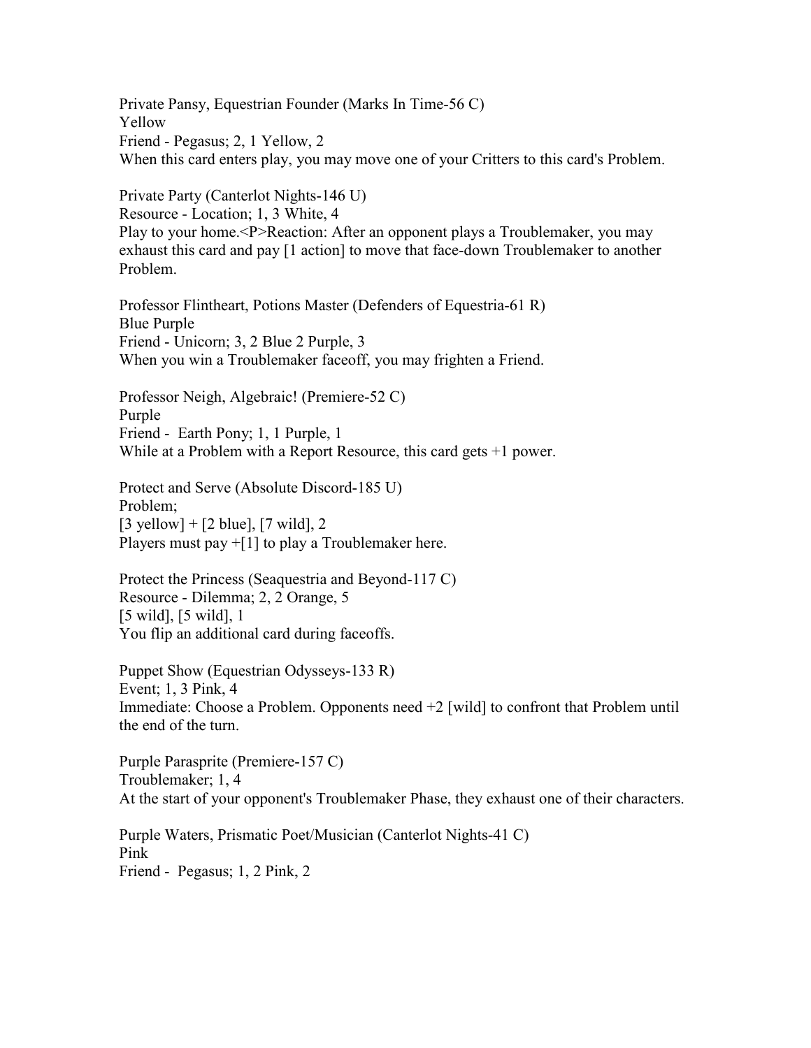Private Pansy, Equestrian Founder (Marks In Time-56 C)
Yellow
Friend - Pegasus; 2, 1 Yellow, 2
When this card enters play, you may move one of your Critters to this card's Problem.

Private Party (Canterlot Nights-146 U)
Resource - Location; 1, 3 White, 4
Play to your home.<P>Reaction: After an opponent plays a Troublemaker, you may exhaust this card and pay [1 action] to move that face-down Troublemaker to another Problem.

Professor Flintheart, Potions Master (Defenders of Equestria-61 R)
Blue Purple
Friend - Unicorn; 3, 2 Blue 2 Purple, 3
When you win a Troublemaker faceoff, you may frighten a Friend.

Professor Neigh, Algebraic! (Premiere-52 C)
Purple
Friend - Earth Pony; 1, 1 Purple, 1
While at a Problem with a Report Resource, this card gets +1 power.

Protect and Serve (Absolute Discord-185 U)
Problem;
[3 yellow] + [2 blue], [7 wild], 2
Players must pay +[1] to play a Troublemaker here.

Protect the Princess (Seaquestria and Beyond-117 C)
Resource - Dilemma; 2, 2 Orange, 5
[5 wild], [5 wild], 1
You flip an additional card during faceoffs.

Puppet Show (Equestrian Odysseys-133 R)
Event; 1, 3 Pink, 4
Immediate: Choose a Problem. Opponents need +2 [wild] to confront that Problem until the end of the turn.

Purple Parasprite (Premiere-157 C)
Troublemaker; 1, 4
At the start of your opponent's Troublemaker Phase, they exhaust one of their characters.

Purple Waters, Prismatic Poet/Musician (Canterlot Nights-41 C)
Pink
Friend - Pegasus; 1, 2 Pink, 2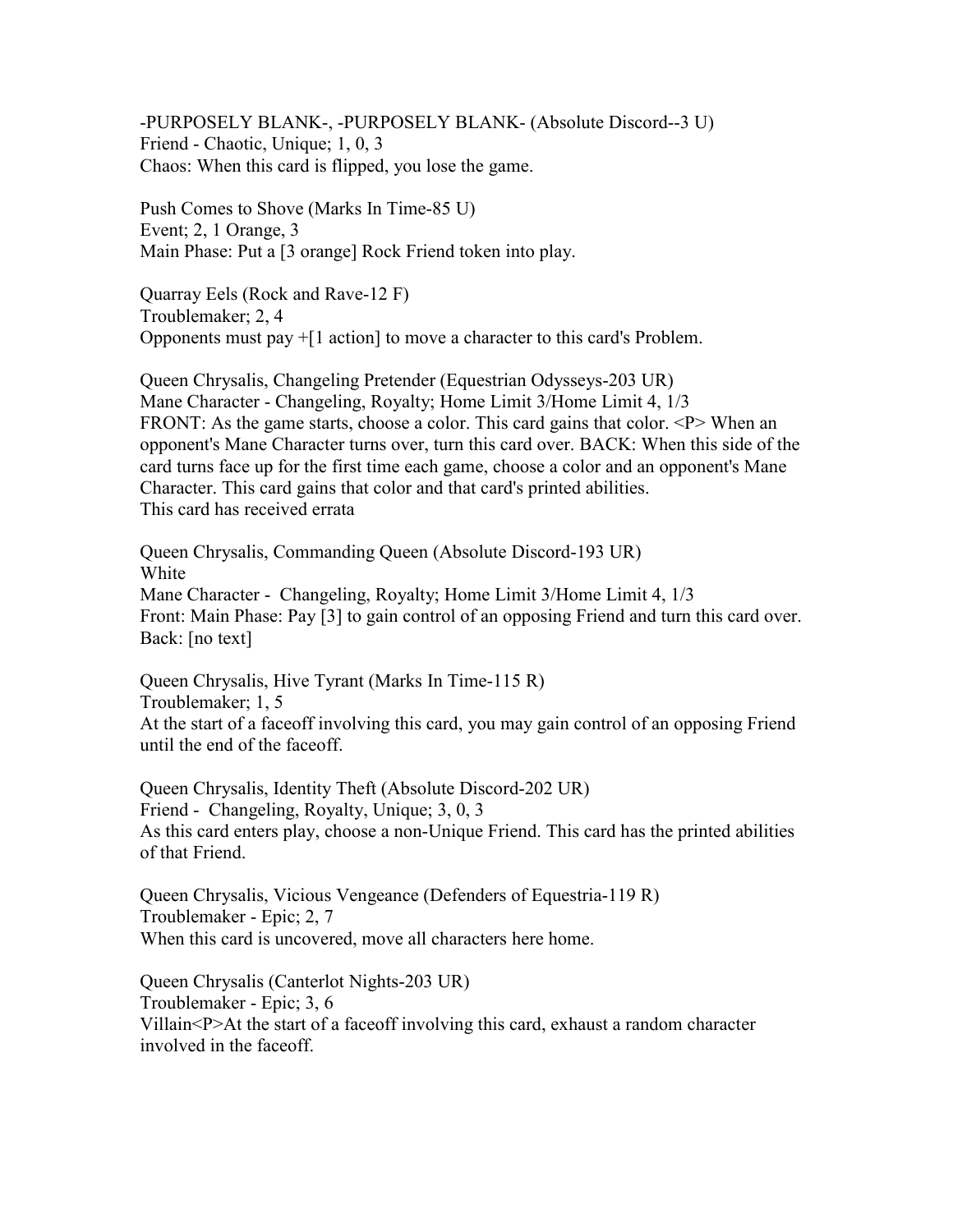-PURPOSELY BLANK-, -PURPOSELY BLANK- (Absolute Discord--3 U)
Friend - Chaotic, Unique; 1, 0, 3
Chaos: When this card is flipped, you lose the game.

Push Comes to Shove (Marks In Time-85 U)
Event; 2, 1 Orange, 3
Main Phase: Put a [3 orange] Rock Friend token into play.

Quarray Eels (Rock and Rave-12 F)
Troublemaker; 2, 4
Opponents must pay +[1 action] to move a character to this card's Problem.

Queen Chrysalis, Changeling Pretender (Equestrian Odysseys-203 UR)
Mane Character - Changeling, Royalty; Home Limit 3/Home Limit 4, 1/3
FRONT: As the game starts, choose a color. This card gains that color. <P> When an opponent's Mane Character turns over, turn this card over. BACK: When this side of the card turns face up for the first time each game, choose a color and an opponent's Mane Character. This card gains that color and that card's printed abilities.
This card has received errata

Queen Chrysalis, Commanding Queen (Absolute Discord-193 UR)
White
Mane Character - Changeling, Royalty; Home Limit 3/Home Limit 4, 1/3
Front: Main Phase: Pay [3] to gain control of an opposing Friend and turn this card over.
Back: [no text]

Queen Chrysalis, Hive Tyrant (Marks In Time-115 R)
Troublemaker; 1, 5
At the start of a faceoff involving this card, you may gain control of an opposing Friend until the end of the faceoff.

Queen Chrysalis, Identity Theft (Absolute Discord-202 UR)
Friend - Changeling, Royalty, Unique; 3, 0, 3
As this card enters play, choose a non-Unique Friend. This card has the printed abilities of that Friend.

Queen Chrysalis, Vicious Vengeance (Defenders of Equestria-119 R)
Troublemaker - Epic; 2, 7
When this card is uncovered, move all characters here home.

Queen Chrysalis (Canterlot Nights-203 UR)
Troublemaker - Epic; 3, 6
Villain<P>At the start of a faceoff involving this card, exhaust a random character involved in the faceoff.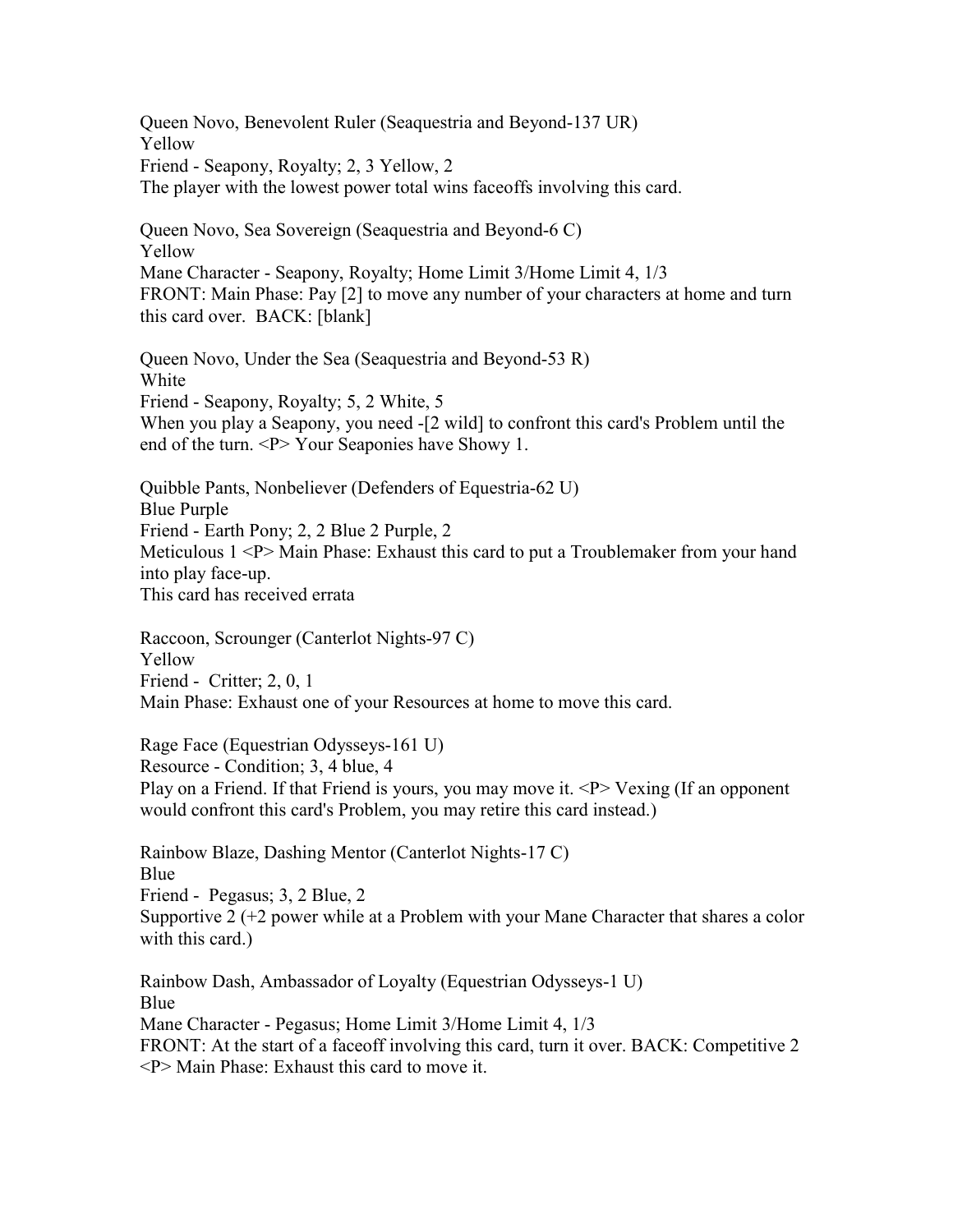Queen Novo, Benevolent Ruler (Seaquestria and Beyond-137 UR)
Yellow
Friend - Seapony, Royalty; 2, 3 Yellow, 2
The player with the lowest power total wins faceoffs involving this card.

Queen Novo, Sea Sovereign (Seaquestria and Beyond-6 C)
Yellow
Mane Character - Seapony, Royalty; Home Limit 3/Home Limit 4, 1/3
FRONT: Main Phase: Pay [2] to move any number of your characters at home and turn this card over. BACK: [blank]

Queen Novo, Under the Sea (Seaquestria and Beyond-53 R)
White
Friend - Seapony, Royalty; 5, 2 White, 5
When you play a Seapony, you need -[2 wild] to confront this card's Problem until the end of the turn. <P> Your Seaponies have Showy 1.

Quibble Pants, Nonbeliever (Defenders of Equestria-62 U)
Blue Purple
Friend - Earth Pony; 2, 2 Blue 2 Purple, 2
Meticulous 1 <P> Main Phase: Exhaust this card to put a Troublemaker from your hand into play face-up.
This card has received errata

Raccoon, Scrounger (Canterlot Nights-97 C)
Yellow
Friend - Critter; 2, 0, 1
Main Phase: Exhaust one of your Resources at home to move this card.

Rage Face (Equestrian Odysseys-161 U)
Resource - Condition; 3, 4 blue, 4
Play on a Friend. If that Friend is yours, you may move it. <P> Vexing (If an opponent would confront this card's Problem, you may retire this card instead.)

Rainbow Blaze, Dashing Mentor (Canterlot Nights-17 C)
Blue
Friend - Pegasus; 3, 2 Blue, 2
Supportive 2 (+2 power while at a Problem with your Mane Character that shares a color with this card.)

Rainbow Dash, Ambassador of Loyalty (Equestrian Odysseys-1 U)
Blue
Mane Character - Pegasus; Home Limit 3/Home Limit 4, 1/3
FRONT: At the start of a faceoff involving this card, turn it over. BACK: Competitive 2 <P> Main Phase: Exhaust this card to move it.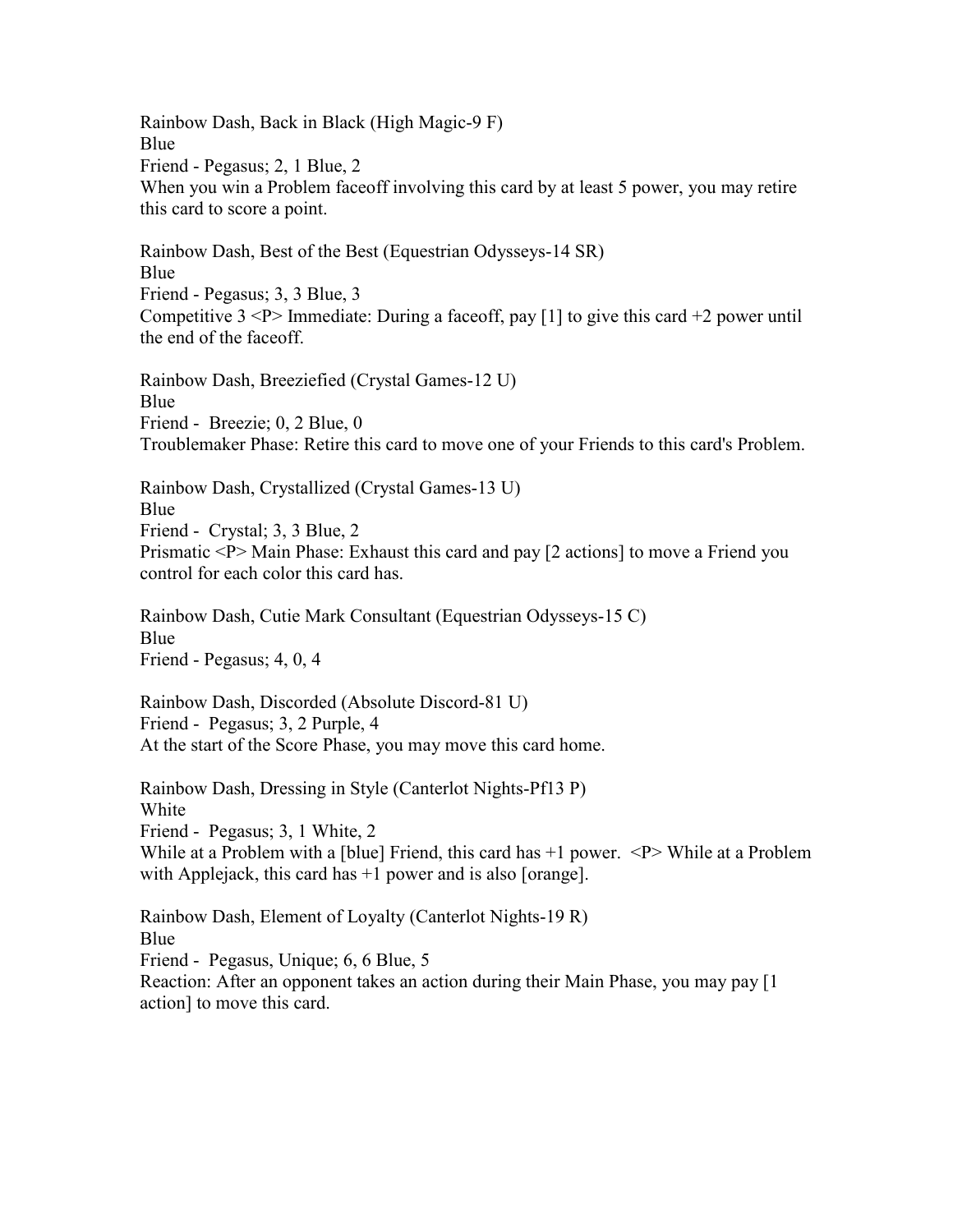Rainbow Dash, Back in Black (High Magic-9 F)
Blue
Friend - Pegasus; 2, 1 Blue, 2
When you win a Problem faceoff involving this card by at least 5 power, you may retire this card to score a point.

Rainbow Dash, Best of the Best (Equestrian Odysseys-14 SR)
Blue
Friend - Pegasus; 3, 3 Blue, 3
Competitive 3 <P> Immediate: During a faceoff, pay [1] to give this card +2 power until the end of the faceoff.

Rainbow Dash, Breeziefied (Crystal Games-12 U)
Blue
Friend - Breezie; 0, 2 Blue, 0
Troublemaker Phase: Retire this card to move one of your Friends to this card's Problem.

Rainbow Dash, Crystallized (Crystal Games-13 U)
Blue
Friend - Crystal; 3, 3 Blue, 2
Prismatic <P> Main Phase: Exhaust this card and pay [2 actions] to move a Friend you control for each color this card has.

Rainbow Dash, Cutie Mark Consultant (Equestrian Odysseys-15 C)
Blue
Friend - Pegasus; 4, 0, 4

Rainbow Dash, Discorded (Absolute Discord-81 U)
Friend - Pegasus; 3, 2 Purple, 4
At the start of the Score Phase, you may move this card home.

Rainbow Dash, Dressing in Style (Canterlot Nights-Pf13 P)
White
Friend - Pegasus; 3, 1 White, 2
While at a Problem with a [blue] Friend, this card has +1 power. <P> While at a Problem with Applejack, this card has +1 power and is also [orange].

Rainbow Dash, Element of Loyalty (Canterlot Nights-19 R)
Blue
Friend - Pegasus, Unique; 6, 6 Blue, 5
Reaction: After an opponent takes an action during their Main Phase, you may pay [1 action] to move this card.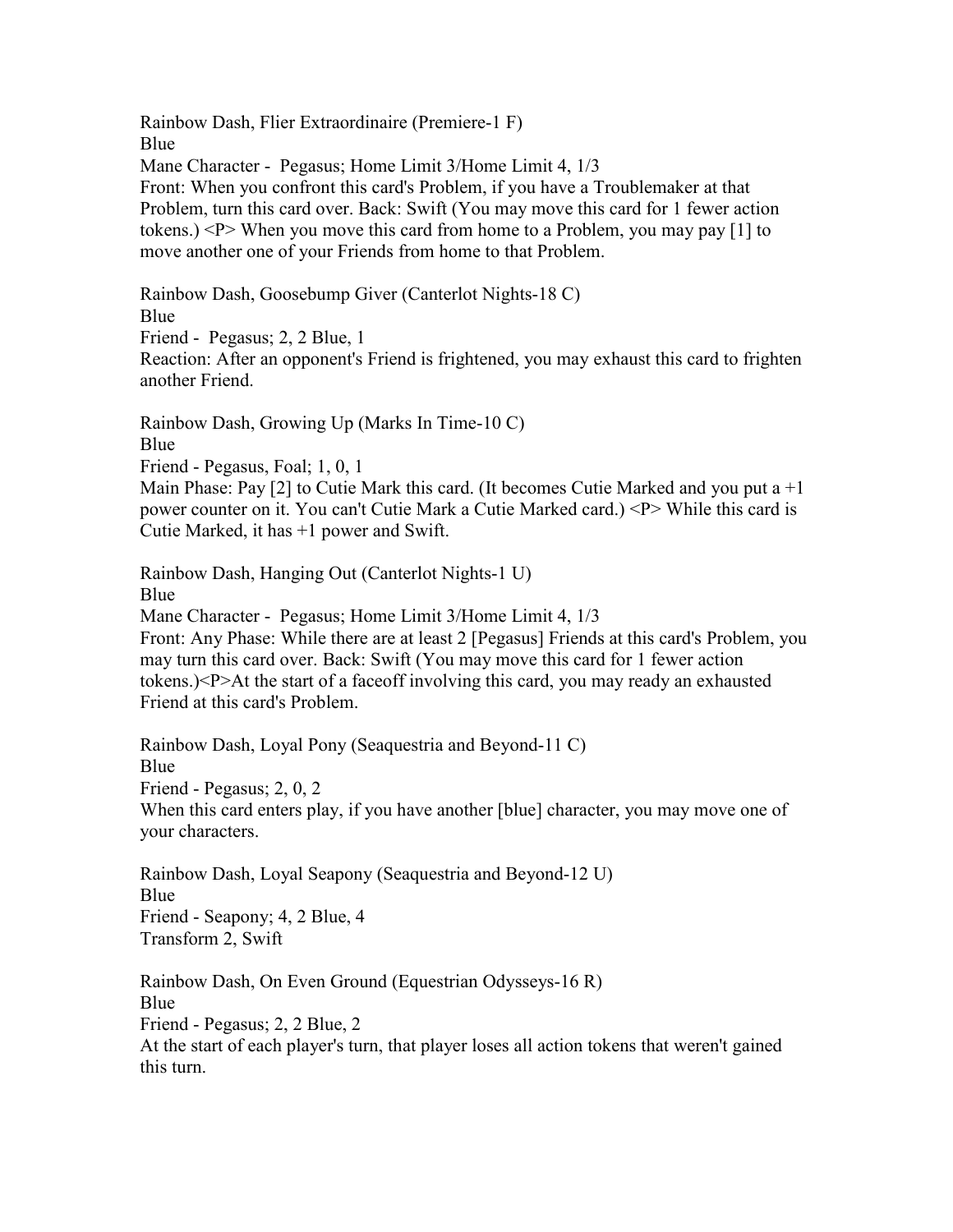Rainbow Dash, Flier Extraordinaire (Premiere-1 F)
Blue
Mane Character - Pegasus; Home Limit 3/Home Limit 4, 1/3
Front: When you confront this card's Problem, if you have a Troublemaker at that Problem, turn this card over. Back: Swift (You may move this card for 1 fewer action tokens.) <P> When you move this card from home to a Problem, you may pay [1] to move another one of your Friends from home to that Problem.

Rainbow Dash, Goosebump Giver (Canterlot Nights-18 C)
Blue
Friend - Pegasus; 2, 2 Blue, 1
Reaction: After an opponent's Friend is frightened, you may exhaust this card to frighten another Friend.

Rainbow Dash, Growing Up (Marks In Time-10 C)
Blue
Friend - Pegasus, Foal; 1, 0, 1
Main Phase: Pay [2] to Cutie Mark this card. (It becomes Cutie Marked and you put a +1 power counter on it. You can't Cutie Mark a Cutie Marked card.) <P> While this card is Cutie Marked, it has +1 power and Swift.

Rainbow Dash, Hanging Out (Canterlot Nights-1 U)
Blue
Mane Character - Pegasus; Home Limit 3/Home Limit 4, 1/3
Front: Any Phase: While there are at least 2 [Pegasus] Friends at this card's Problem, you may turn this card over. Back: Swift (You may move this card for 1 fewer action tokens.)<P>At the start of a faceoff involving this card, you may ready an exhausted Friend at this card's Problem.

Rainbow Dash, Loyal Pony (Seaquestria and Beyond-11 C)
Blue
Friend - Pegasus; 2, 0, 2
When this card enters play, if you have another [blue] character, you may move one of your characters.

Rainbow Dash, Loyal Seapony (Seaquestria and Beyond-12 U)
Blue
Friend - Seapony; 4, 2 Blue, 4
Transform 2, Swift

Rainbow Dash, On Even Ground (Equestrian Odysseys-16 R)
Blue
Friend - Pegasus; 2, 2 Blue, 2
At the start of each player's turn, that player loses all action tokens that weren't gained this turn.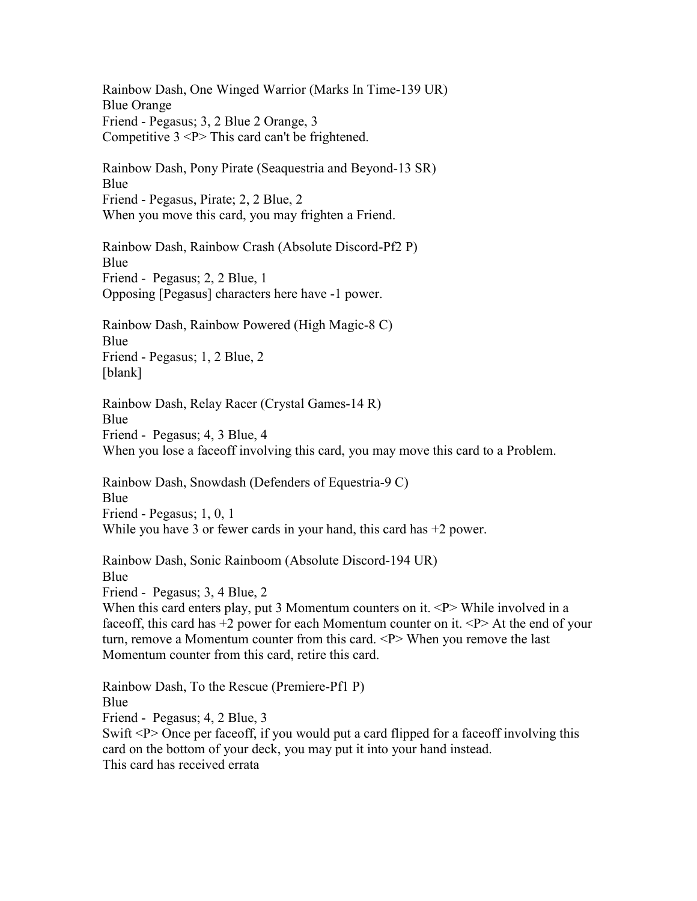Rainbow Dash, One Winged Warrior (Marks In Time-139 UR)
Blue Orange
Friend - Pegasus; 3, 2 Blue 2 Orange, 3
Competitive 3 <P> This card can't be frightened.

Rainbow Dash, Pony Pirate (Seaquestria and Beyond-13 SR)
Blue
Friend - Pegasus, Pirate; 2, 2 Blue, 2
When you move this card, you may frighten a Friend.

Rainbow Dash, Rainbow Crash (Absolute Discord-Pf2 P)
Blue
Friend - Pegasus; 2, 2 Blue, 1
Opposing [Pegasus] characters here have -1 power.

Rainbow Dash, Rainbow Powered (High Magic-8 C)
Blue
Friend - Pegasus; 1, 2 Blue, 2
[blank]

Rainbow Dash, Relay Racer (Crystal Games-14 R)
Blue
Friend - Pegasus; 4, 3 Blue, 4
When you lose a faceoff involving this card, you may move this card to a Problem.

Rainbow Dash, Snowdash (Defenders of Equestria-9 C)
Blue
Friend - Pegasus; 1, 0, 1
While you have 3 or fewer cards in your hand, this card has +2 power.

Rainbow Dash, Sonic Rainboom (Absolute Discord-194 UR)
Blue
Friend - Pegasus; 3, 4 Blue, 2
When this card enters play, put 3 Momentum counters on it. <P> While involved in a faceoff, this card has +2 power for each Momentum counter on it. <P> At the end of your turn, remove a Momentum counter from this card. <P> When you remove the last Momentum counter from this card, retire this card.

Rainbow Dash, To the Rescue (Premiere-Pf1 P)
Blue
Friend - Pegasus; 4, 2 Blue, 3
Swift <P> Once per faceoff, if you would put a card flipped for a faceoff involving this card on the bottom of your deck, you may put it into your hand instead.
This card has received errata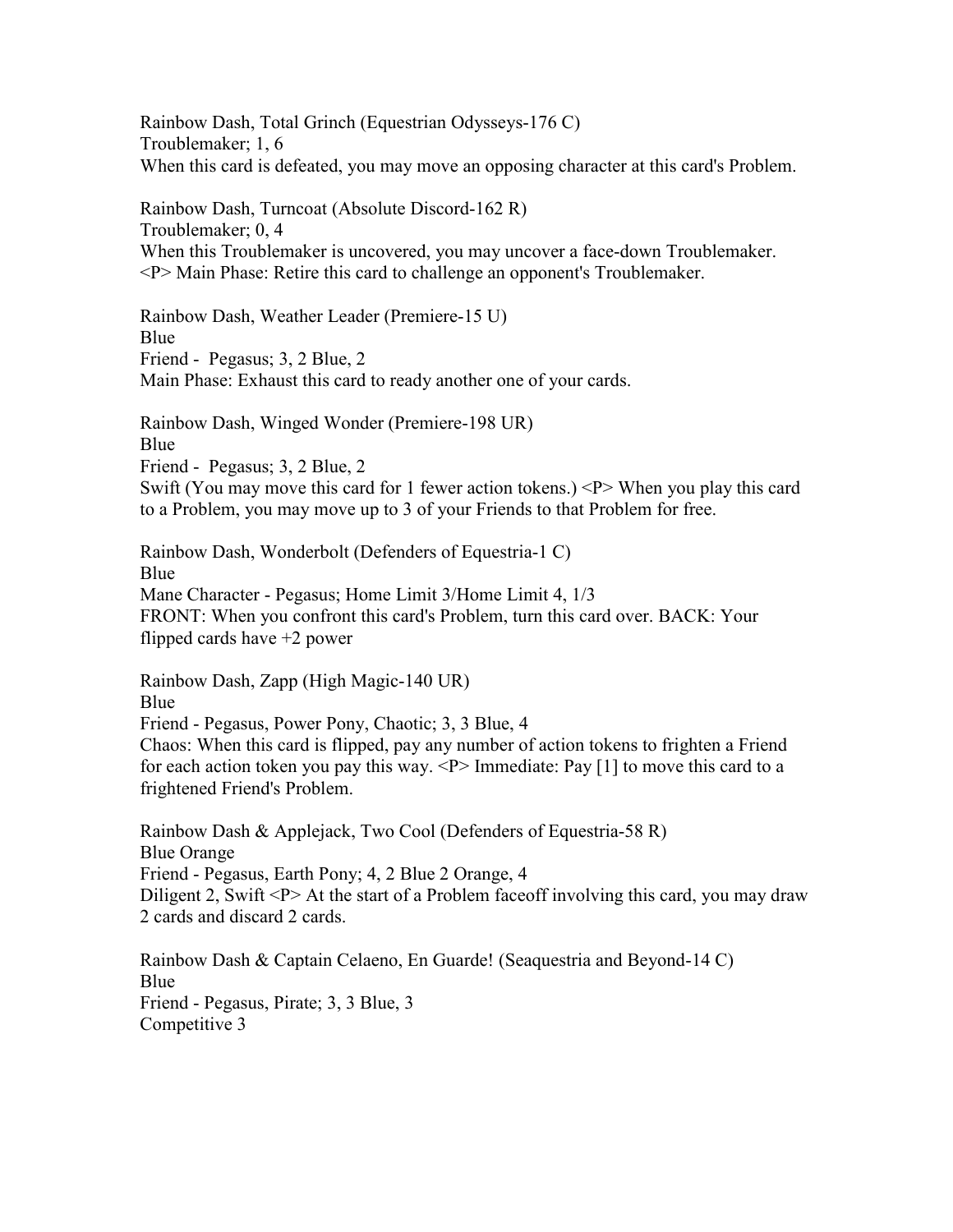Rainbow Dash, Total Grinch (Equestrian Odysseys-176 C)
Troublemaker; 1, 6
When this card is defeated, you may move an opposing character at this card's Problem.

Rainbow Dash, Turncoat (Absolute Discord-162 R)
Troublemaker; 0, 4
When this Troublemaker is uncovered, you may uncover a face-down Troublemaker. <P> Main Phase: Retire this card to challenge an opponent's Troublemaker.

Rainbow Dash, Weather Leader (Premiere-15 U)
Blue
Friend - Pegasus; 3, 2 Blue, 2
Main Phase: Exhaust this card to ready another one of your cards.

Rainbow Dash, Winged Wonder (Premiere-198 UR)
Blue
Friend - Pegasus; 3, 2 Blue, 2
Swift (You may move this card for 1 fewer action tokens.) <P> When you play this card to a Problem, you may move up to 3 of your Friends to that Problem for free.

Rainbow Dash, Wonderbolt (Defenders of Equestria-1 C)
Blue
Mane Character - Pegasus; Home Limit 3/Home Limit 4, 1/3
FRONT: When you confront this card's Problem, turn this card over. BACK: Your flipped cards have +2 power

Rainbow Dash, Zapp (High Magic-140 UR)
Blue
Friend - Pegasus, Power Pony, Chaotic; 3, 3 Blue, 4
Chaos: When this card is flipped, pay any number of action tokens to frighten a Friend for each action token you pay this way. <P> Immediate: Pay [1] to move this card to a frightened Friend's Problem.

Rainbow Dash & Applejack, Two Cool (Defenders of Equestria-58 R)
Blue Orange
Friend - Pegasus, Earth Pony; 4, 2 Blue 2 Orange, 4
Diligent 2, Swift <P> At the start of a Problem faceoff involving this card, you may draw 2 cards and discard 2 cards.

Rainbow Dash & Captain Celaeno, En Guarde! (Seaquestria and Beyond-14 C)
Blue
Friend - Pegasus, Pirate; 3, 3 Blue, 3
Competitive 3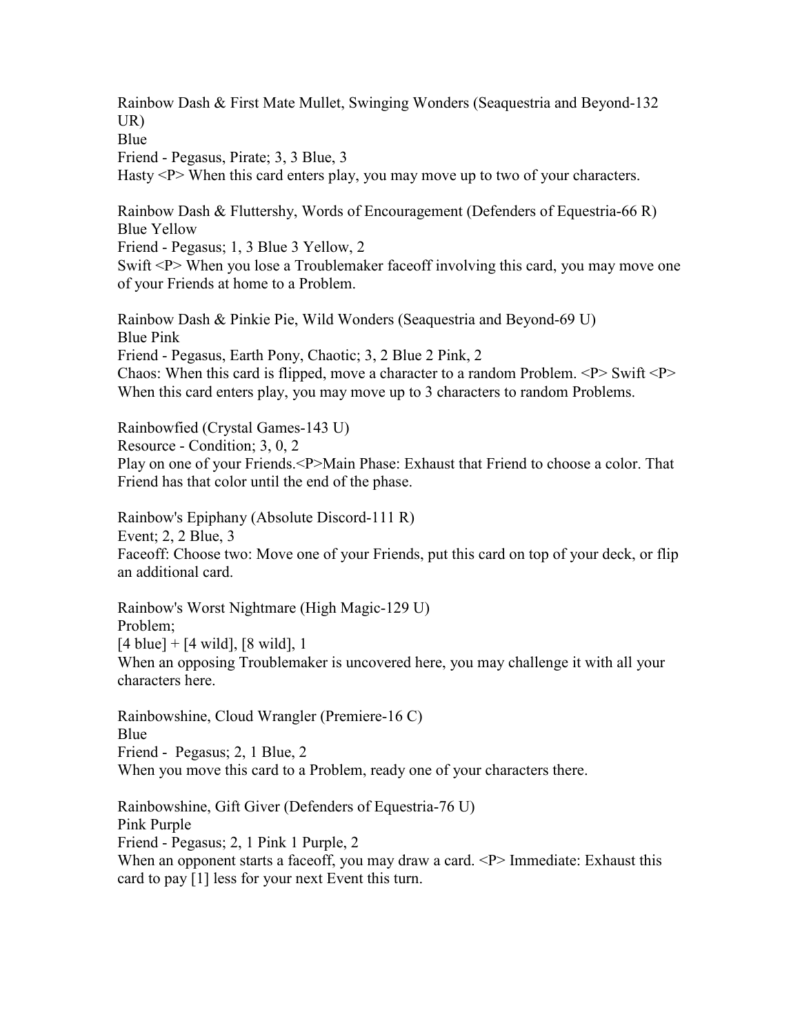Rainbow Dash & First Mate Mullet, Swinging Wonders (Seaquestria and Beyond-132 UR)
Blue
Friend - Pegasus, Pirate; 3, 3 Blue, 3
Hasty <P> When this card enters play, you may move up to two of your characters.

Rainbow Dash & Fluttershy, Words of Encouragement (Defenders of Equestria-66 R)
Blue Yellow
Friend - Pegasus; 1, 3 Blue 3 Yellow, 2
Swift <P> When you lose a Troublemaker faceoff involving this card, you may move one of your Friends at home to a Problem.

Rainbow Dash & Pinkie Pie, Wild Wonders (Seaquestria and Beyond-69 U)
Blue Pink
Friend - Pegasus, Earth Pony, Chaotic; 3, 2 Blue 2 Pink, 2
Chaos: When this card is flipped, move a character to a random Problem. <P> Swift <P> When this card enters play, you may move up to 3 characters to random Problems.

Rainbowfied (Crystal Games-143 U)
Resource - Condition; 3, 0, 2
Play on one of your Friends.<P>Main Phase: Exhaust that Friend to choose a color. That Friend has that color until the end of the phase.

Rainbow's Epiphany (Absolute Discord-111 R)
Event; 2, 2 Blue, 3
Faceoff: Choose two: Move one of your Friends, put this card on top of your deck, or flip an additional card.

Rainbow's Worst Nightmare (High Magic-129 U)
Problem;
[4 blue] + [4 wild], [8 wild], 1
When an opposing Troublemaker is uncovered here, you may challenge it with all your characters here.

Rainbowshine, Cloud Wrangler (Premiere-16 C)
Blue
Friend - Pegasus; 2, 1 Blue, 2
When you move this card to a Problem, ready one of your characters there.

Rainbowshine, Gift Giver (Defenders of Equestria-76 U)
Pink Purple
Friend - Pegasus; 2, 1 Pink 1 Purple, 2
When an opponent starts a faceoff, you may draw a card. <P> Immediate: Exhaust this card to pay [1] less for your next Event this turn.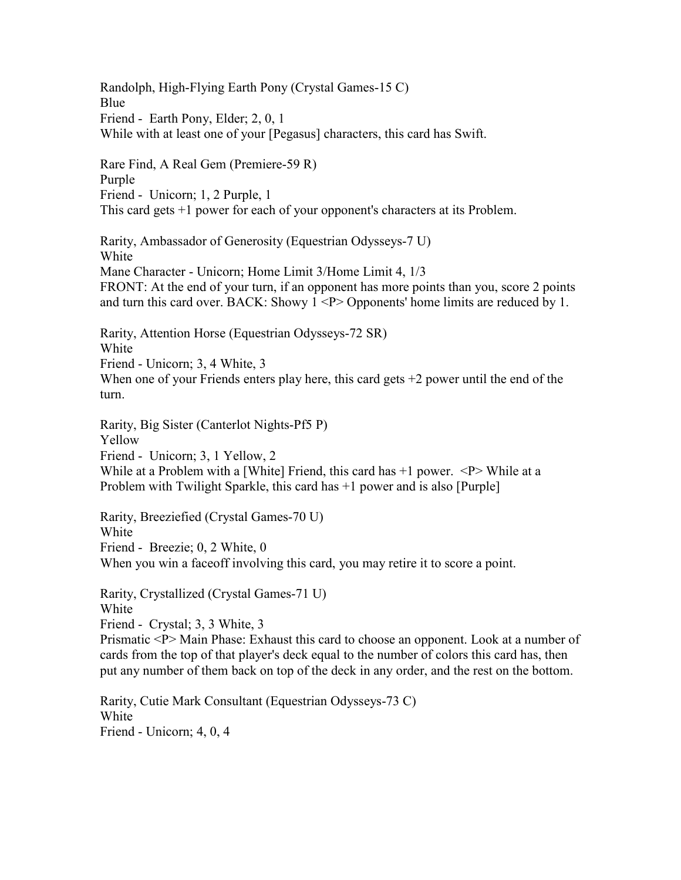Randolph, High-Flying Earth Pony (Crystal Games-15 C)
Blue
Friend - Earth Pony, Elder; 2, 0, 1
While with at least one of your [Pegasus] characters, this card has Swift.

Rare Find, A Real Gem (Premiere-59 R)
Purple
Friend - Unicorn; 1, 2 Purple, 1
This card gets +1 power for each of your opponent's characters at its Problem.

Rarity, Ambassador of Generosity (Equestrian Odysseys-7 U)
White
Mane Character - Unicorn; Home Limit 3/Home Limit 4, 1/3
FRONT: At the end of your turn, if an opponent has more points than you, score 2 points and turn this card over. BACK: Showy 1 <P> Opponents' home limits are reduced by 1.

Rarity, Attention Horse (Equestrian Odysseys-72 SR)
White
Friend - Unicorn; 3, 4 White, 3
When one of your Friends enters play here, this card gets +2 power until the end of the turn.

Rarity, Big Sister (Canterlot Nights-Pf5 P)
Yellow
Friend - Unicorn; 3, 1 Yellow, 2
While at a Problem with a [White] Friend, this card has +1 power. <P> While at a Problem with Twilight Sparkle, this card has +1 power and is also [Purple]

Rarity, Breeziefied (Crystal Games-70 U)
White
Friend - Breezie; 0, 2 White, 0
When you win a faceoff involving this card, you may retire it to score a point.

Rarity, Crystallized (Crystal Games-71 U)
White
Friend - Crystal; 3, 3 White, 3
Prismatic <P> Main Phase: Exhaust this card to choose an opponent. Look at a number of cards from the top of that player's deck equal to the number of colors this card has, then put any number of them back on top of the deck in any order, and the rest on the bottom.

Rarity, Cutie Mark Consultant (Equestrian Odysseys-73 C)
White
Friend - Unicorn; 4, 0, 4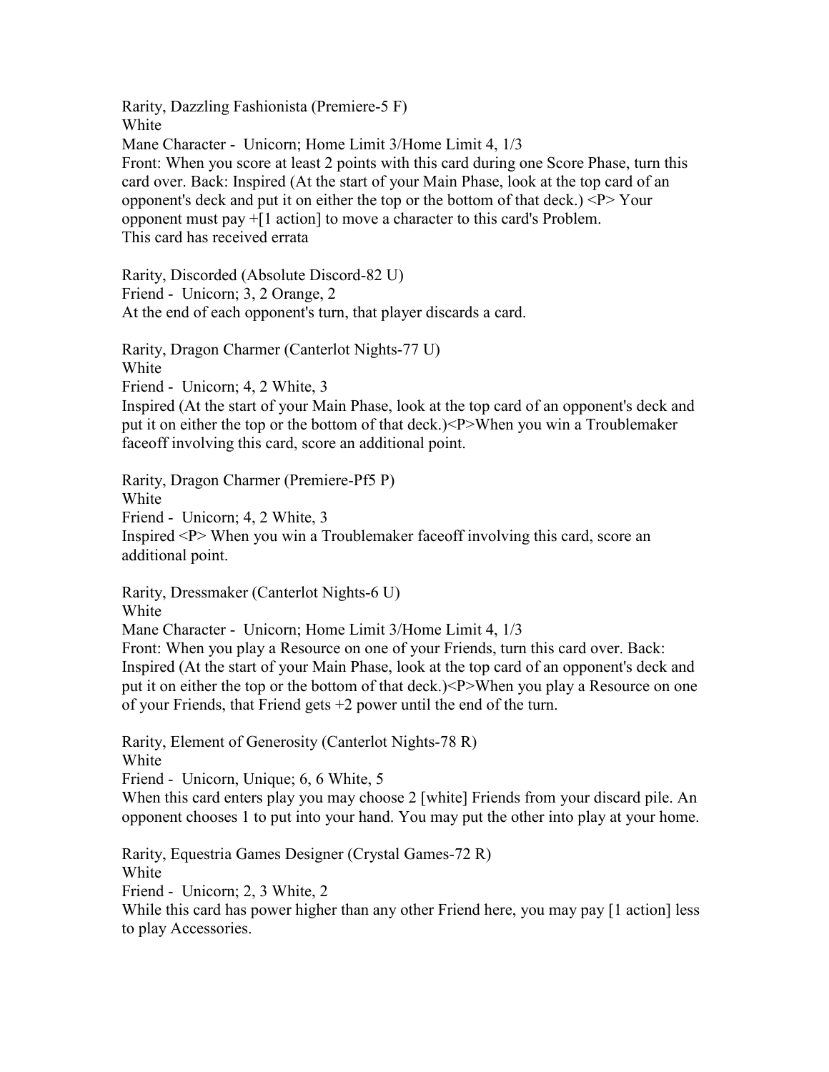Rarity, Dazzling Fashionista (Premiere-5 F)
White
Mane Character - Unicorn; Home Limit 3/Home Limit 4, 1/3
Front: When you score at least 2 points with this card during one Score Phase, turn this card over. Back: Inspired (At the start of your Main Phase, look at the top card of an opponent's deck and put it on either the top or the bottom of that deck.) <P> Your opponent must pay +[1 action] to move a character to this card's Problem.
This card has received errata

Rarity, Discorded (Absolute Discord-82 U)
Friend - Unicorn; 3, 2 Orange, 2
At the end of each opponent's turn, that player discards a card.

Rarity, Dragon Charmer (Canterlot Nights-77 U)
White
Friend - Unicorn; 4, 2 White, 3
Inspired (At the start of your Main Phase, look at the top card of an opponent's deck and put it on either the top or the bottom of that deck.)<P>When you win a Troublemaker faceoff involving this card, score an additional point.

Rarity, Dragon Charmer (Premiere-Pf5 P)
White
Friend - Unicorn; 4, 2 White, 3
Inspired <P> When you win a Troublemaker faceoff involving this card, score an additional point.

Rarity, Dressmaker (Canterlot Nights-6 U)
White
Mane Character - Unicorn; Home Limit 3/Home Limit 4, 1/3
Front: When you play a Resource on one of your Friends, turn this card over. Back: Inspired (At the start of your Main Phase, look at the top card of an opponent's deck and put it on either the top or the bottom of that deck.)<P>When you play a Resource on one of your Friends, that Friend gets +2 power until the end of the turn.

Rarity, Element of Generosity (Canterlot Nights-78 R)
White
Friend - Unicorn, Unique; 6, 6 White, 5
When this card enters play you may choose 2 [white] Friends from your discard pile. An opponent chooses 1 to put into your hand. You may put the other into play at your home.

Rarity, Equestria Games Designer (Crystal Games-72 R)
White
Friend - Unicorn; 2, 3 White, 2
While this card has power higher than any other Friend here, you may pay [1 action] less to play Accessories.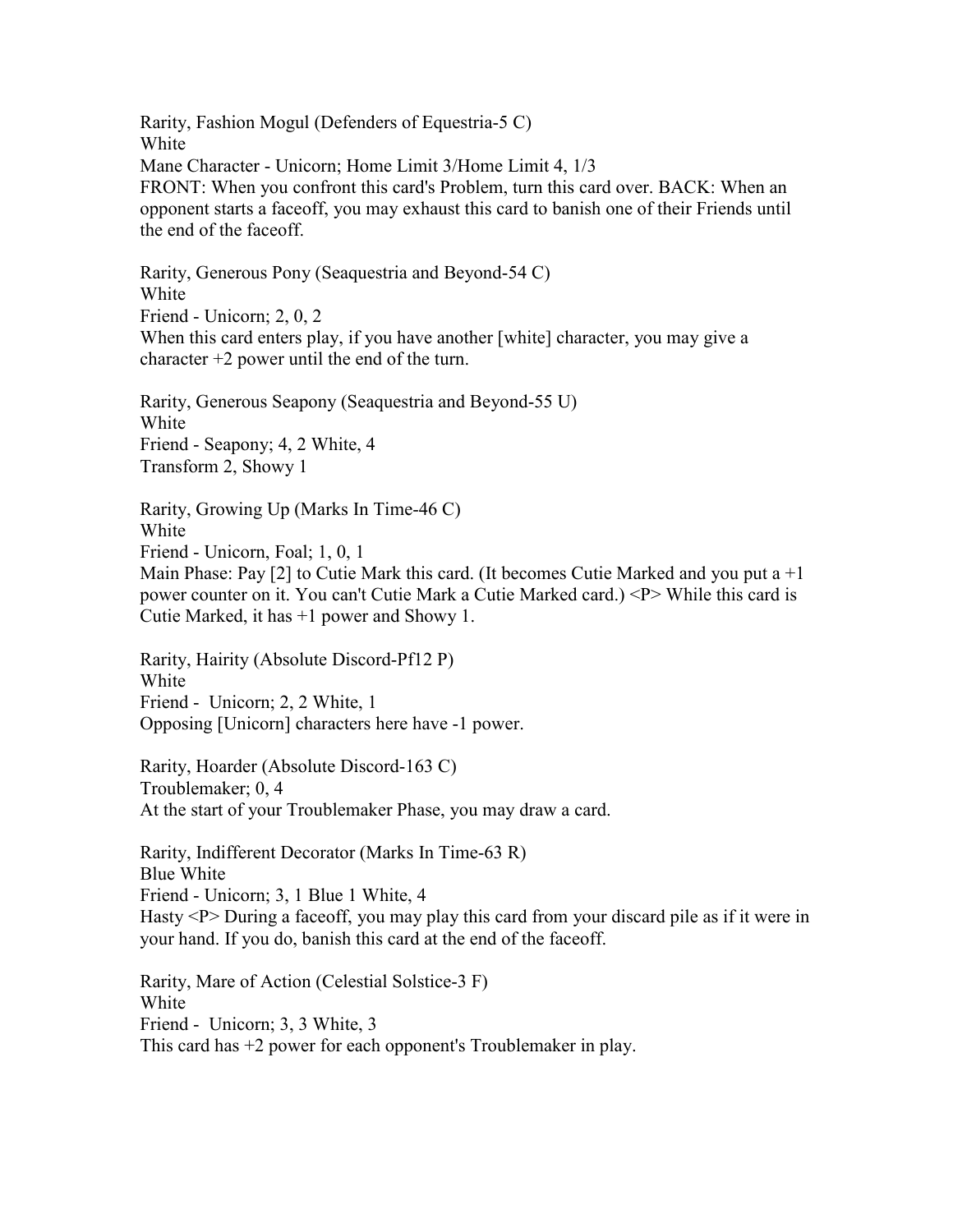Rarity, Fashion Mogul (Defenders of Equestria-5 C)
White
Mane Character - Unicorn; Home Limit 3/Home Limit 4, 1/3
FRONT: When you confront this card's Problem, turn this card over. BACK: When an opponent starts a faceoff, you may exhaust this card to banish one of their Friends until the end of the faceoff.

Rarity, Generous Pony (Seaquestria and Beyond-54 C)
White
Friend - Unicorn; 2, 0, 2
When this card enters play, if you have another [white] character, you may give a character +2 power until the end of the turn.

Rarity, Generous Seapony (Seaquestria and Beyond-55 U)
White
Friend - Seapony; 4, 2 White, 4
Transform 2, Showy 1

Rarity, Growing Up (Marks In Time-46 C)
White
Friend - Unicorn, Foal; 1, 0, 1
Main Phase: Pay [2] to Cutie Mark this card. (It becomes Cutie Marked and you put a +1 power counter on it. You can't Cutie Mark a Cutie Marked card.) <P> While this card is Cutie Marked, it has +1 power and Showy 1.

Rarity, Hairity (Absolute Discord-Pf12 P)
White
Friend - Unicorn; 2, 2 White, 1
Opposing [Unicorn] characters here have -1 power.

Rarity, Hoarder (Absolute Discord-163 C)
Troublemaker; 0, 4
At the start of your Troublemaker Phase, you may draw a card.

Rarity, Indifferent Decorator (Marks In Time-63 R)
Blue White
Friend - Unicorn; 3, 1 Blue 1 White, 4
Hasty <P> During a faceoff, you may play this card from your discard pile as if it were in your hand. If you do, banish this card at the end of the faceoff.

Rarity, Mare of Action (Celestial Solstice-3 F)
White
Friend - Unicorn; 3, 3 White, 3
This card has +2 power for each opponent's Troublemaker in play.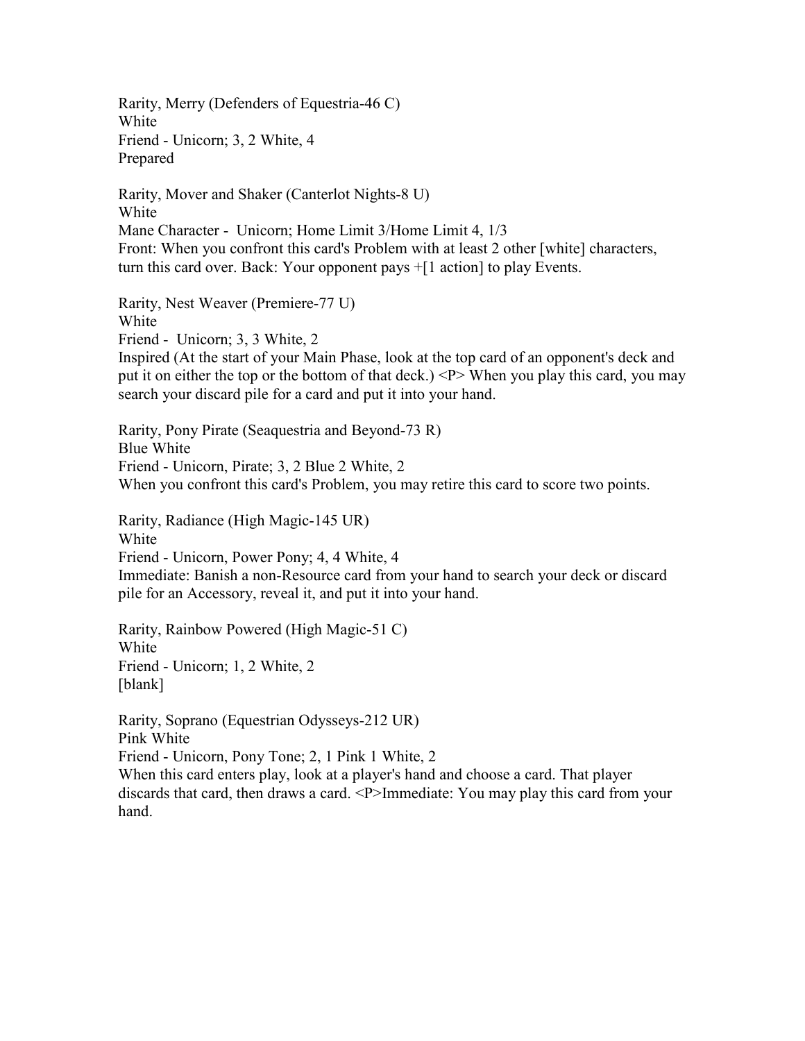Rarity, Merry (Defenders of Equestria-46 C)
White
Friend - Unicorn; 3, 2 White, 4
Prepared

Rarity, Mover and Shaker (Canterlot Nights-8 U)
White
Mane Character - Unicorn; Home Limit 3/Home Limit 4, 1/3
Front: When you confront this card's Problem with at least 2 other [white] characters, turn this card over. Back: Your opponent pays +[1 action] to play Events.

Rarity, Nest Weaver (Premiere-77 U)
White
Friend - Unicorn; 3, 3 White, 2
Inspired (At the start of your Main Phase, look at the top card of an opponent's deck and put it on either the top or the bottom of that deck.) <P> When you play this card, you may search your discard pile for a card and put it into your hand.

Rarity, Pony Pirate (Seaquestria and Beyond-73 R)
Blue White
Friend - Unicorn, Pirate; 3, 2 Blue 2 White, 2
When you confront this card's Problem, you may retire this card to score two points.

Rarity, Radiance (High Magic-145 UR)
White
Friend - Unicorn, Power Pony; 4, 4 White, 4
Immediate: Banish a non-Resource card from your hand to search your deck or discard pile for an Accessory, reveal it, and put it into your hand.

Rarity, Rainbow Powered (High Magic-51 C)
White
Friend - Unicorn; 1, 2 White, 2
[blank]

Rarity, Soprano (Equestrian Odysseys-212 UR)
Pink White
Friend - Unicorn, Pony Tone; 2, 1 Pink 1 White, 2
When this card enters play, look at a player's hand and choose a card. That player discards that card, then draws a card. <P>Immediate: You may play this card from your hand.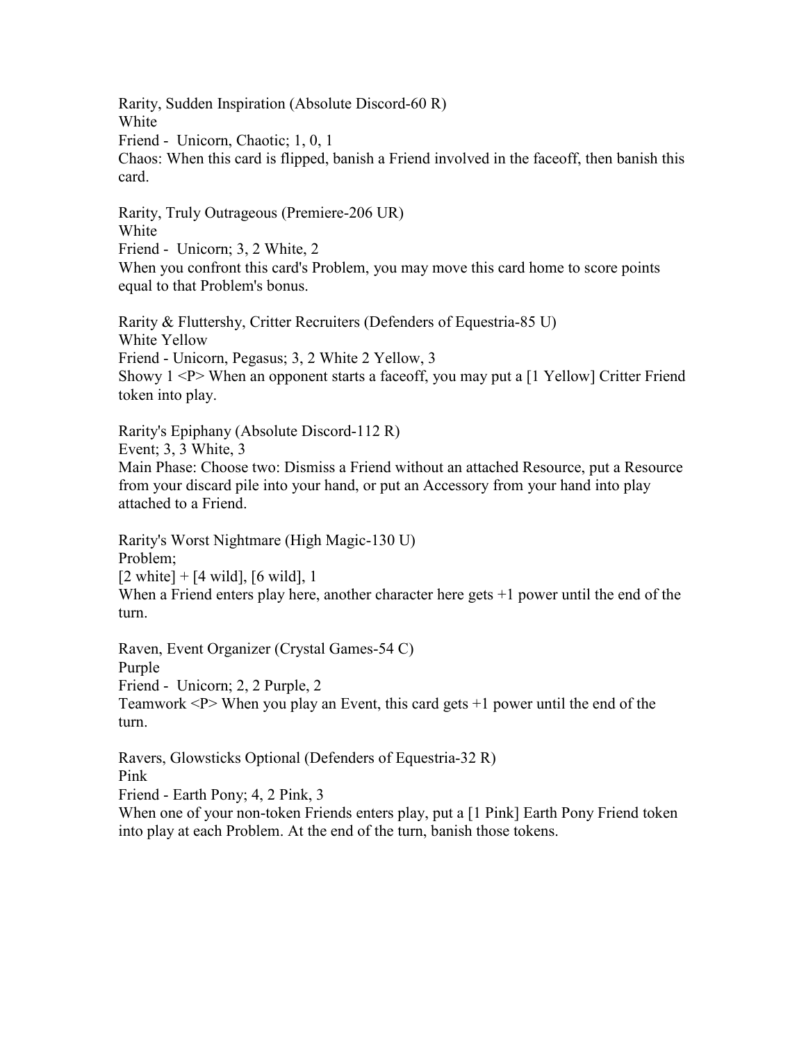Rarity, Sudden Inspiration (Absolute Discord-60 R)
White
Friend - Unicorn, Chaotic; 1, 0, 1
Chaos: When this card is flipped, banish a Friend involved in the faceoff, then banish this card.

Rarity, Truly Outrageous (Premiere-206 UR)
White
Friend - Unicorn; 3, 2 White, 2
When you confront this card's Problem, you may move this card home to score points equal to that Problem's bonus.

Rarity & Fluttershy, Critter Recruiters (Defenders of Equestria-85 U)
White Yellow
Friend - Unicorn, Pegasus; 3, 2 White 2 Yellow, 3
Showy 1 <P> When an opponent starts a faceoff, you may put a [1 Yellow] Critter Friend token into play.

Rarity's Epiphany (Absolute Discord-112 R)
Event; 3, 3 White, 3
Main Phase: Choose two: Dismiss a Friend without an attached Resource, put a Resource from your discard pile into your hand, or put an Accessory from your hand into play attached to a Friend.

Rarity's Worst Nightmare (High Magic-130 U)
Problem;
[2 white] + [4 wild], [6 wild], 1
When a Friend enters play here, another character here gets +1 power until the end of the turn.

Raven, Event Organizer (Crystal Games-54 C)
Purple
Friend - Unicorn; 2, 2 Purple, 2
Teamwork <P> When you play an Event, this card gets +1 power until the end of the turn.

Ravers, Glowsticks Optional (Defenders of Equestria-32 R)
Pink
Friend - Earth Pony; 4, 2 Pink, 3
When one of your non-token Friends enters play, put a [1 Pink] Earth Pony Friend token into play at each Problem. At the end of the turn, banish those tokens.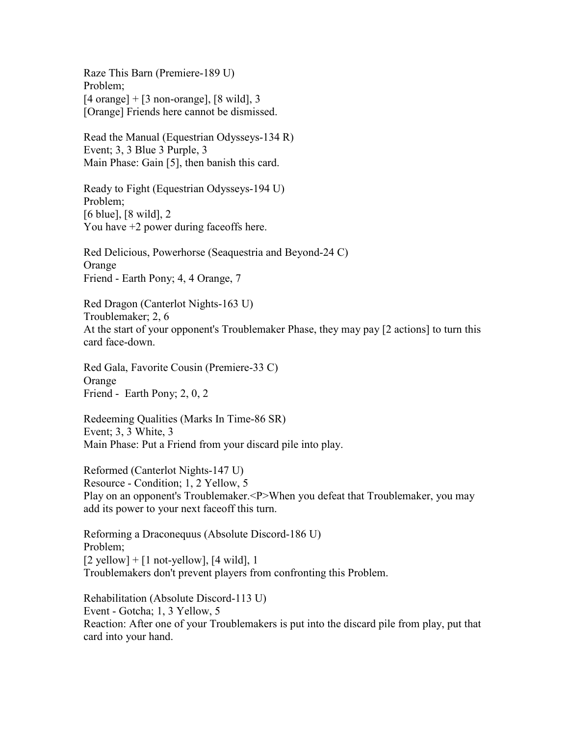Raze This Barn (Premiere-189 U)
Problem;
[4 orange] + [3 non-orange], [8 wild], 3
[Orange] Friends here cannot be dismissed.

Read the Manual (Equestrian Odysseys-134 R)
Event; 3, 3 Blue 3 Purple, 3
Main Phase: Gain [5], then banish this card.

Ready to Fight (Equestrian Odysseys-194 U)
Problem;
[6 blue], [8 wild], 2
You have +2 power during faceoffs here.

Red Delicious, Powerhorse (Seaquestria and Beyond-24 C)
Orange
Friend - Earth Pony; 4, 4 Orange, 7

Red Dragon (Canterlot Nights-163 U)
Troublemaker; 2, 6
At the start of your opponent's Troublemaker Phase, they may pay [2 actions] to turn this card face-down.

Red Gala, Favorite Cousin (Premiere-33 C)
Orange
Friend -  Earth Pony; 2, 0, 2

Redeeming Qualities (Marks In Time-86 SR)
Event; 3, 3 White, 3
Main Phase: Put a Friend from your discard pile into play.

Reformed (Canterlot Nights-147 U)
Resource - Condition; 1, 2 Yellow, 5
Play on an opponent's Troublemaker.<P>When you defeat that Troublemaker, you may add its power to your next faceoff this turn.

Reforming a Draconequus (Absolute Discord-186 U)
Problem;
[2 yellow] + [1 not-yellow], [4 wild], 1
Troublemakers don't prevent players from confronting this Problem.

Rehabilitation (Absolute Discord-113 U)
Event - Gotcha; 1, 3 Yellow, 5
Reaction: After one of your Troublemakers is put into the discard pile from play, put that card into your hand.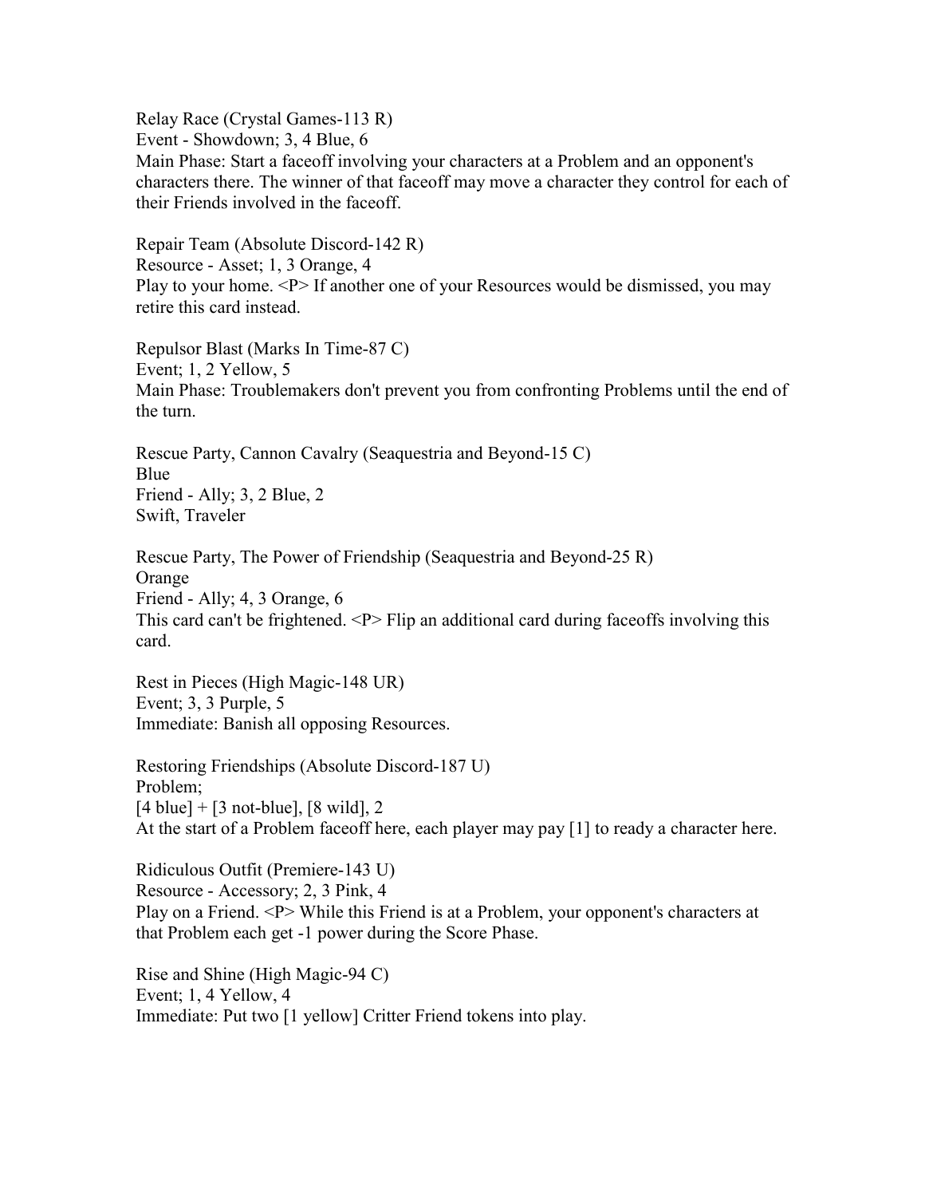Relay Race (Crystal Games-113 R)
Event - Showdown; 3, 4 Blue, 6
Main Phase: Start a faceoff involving your characters at a Problem and an opponent's characters there. The winner of that faceoff may move a character they control for each of their Friends involved in the faceoff.

Repair Team (Absolute Discord-142 R)
Resource - Asset; 1, 3 Orange, 4
Play to your home. <P> If another one of your Resources would be dismissed, you may retire this card instead.

Repulsor Blast (Marks In Time-87 C)
Event; 1, 2 Yellow, 5
Main Phase: Troublemakers don't prevent you from confronting Problems until the end of the turn.

Rescue Party, Cannon Cavalry (Seaquestria and Beyond-15 C)
Blue
Friend - Ally; 3, 2 Blue, 2
Swift, Traveler

Rescue Party, The Power of Friendship (Seaquestria and Beyond-25 R)
Orange
Friend - Ally; 4, 3 Orange, 6
This card can't be frightened. <P> Flip an additional card during faceoffs involving this card.

Rest in Pieces (High Magic-148 UR)
Event; 3, 3 Purple, 5
Immediate: Banish all opposing Resources.

Restoring Friendships (Absolute Discord-187 U)
Problem;
[4 blue] + [3 not-blue], [8 wild], 2
At the start of a Problem faceoff here, each player may pay [1] to ready a character here.

Ridiculous Outfit (Premiere-143 U)
Resource - Accessory; 2, 3 Pink, 4
Play on a Friend. <P> While this Friend is at a Problem, your opponent's characters at that Problem each get -1 power during the Score Phase.

Rise and Shine (High Magic-94 C)
Event; 1, 4 Yellow, 4
Immediate: Put two [1 yellow] Critter Friend tokens into play.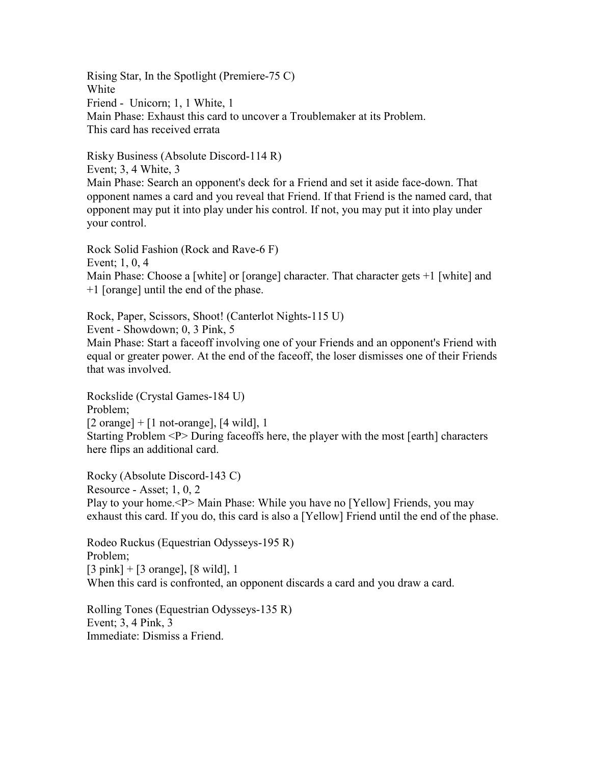Rising Star, In the Spotlight (Premiere-75 C)
White
Friend - Unicorn; 1, 1 White, 1
Main Phase: Exhaust this card to uncover a Troublemaker at its Problem.
This card has received errata

Risky Business (Absolute Discord-114 R)
Event; 3, 4 White, 3
Main Phase: Search an opponent's deck for a Friend and set it aside face-down. That opponent names a card and you reveal that Friend. If that Friend is the named card, that opponent may put it into play under his control. If not, you may put it into play under your control.

Rock Solid Fashion (Rock and Rave-6 F)
Event; 1, 0, 4
Main Phase: Choose a [white] or [orange] character. That character gets +1 [white] and +1 [orange] until the end of the phase.

Rock, Paper, Scissors, Shoot! (Canterlot Nights-115 U)
Event - Showdown; 0, 3 Pink, 5
Main Phase: Start a faceoff involving one of your Friends and an opponent's Friend with equal or greater power. At the end of the faceoff, the loser dismisses one of their Friends that was involved.

Rockslide (Crystal Games-184 U)
Problem;
[2 orange] + [1 not-orange], [4 wild], 1
Starting Problem <P> During faceoffs here, the player with the most [earth] characters here flips an additional card.

Rocky (Absolute Discord-143 C)
Resource - Asset; 1, 0, 2
Play to your home.<P> Main Phase: While you have no [Yellow] Friends, you may exhaust this card. If you do, this card is also a [Yellow] Friend until the end of the phase.

Rodeo Ruckus (Equestrian Odysseys-195 R)
Problem;
[3 pink] + [3 orange], [8 wild], 1
When this card is confronted, an opponent discards a card and you draw a card.

Rolling Tones (Equestrian Odysseys-135 R)
Event; 3, 4 Pink, 3
Immediate: Dismiss a Friend.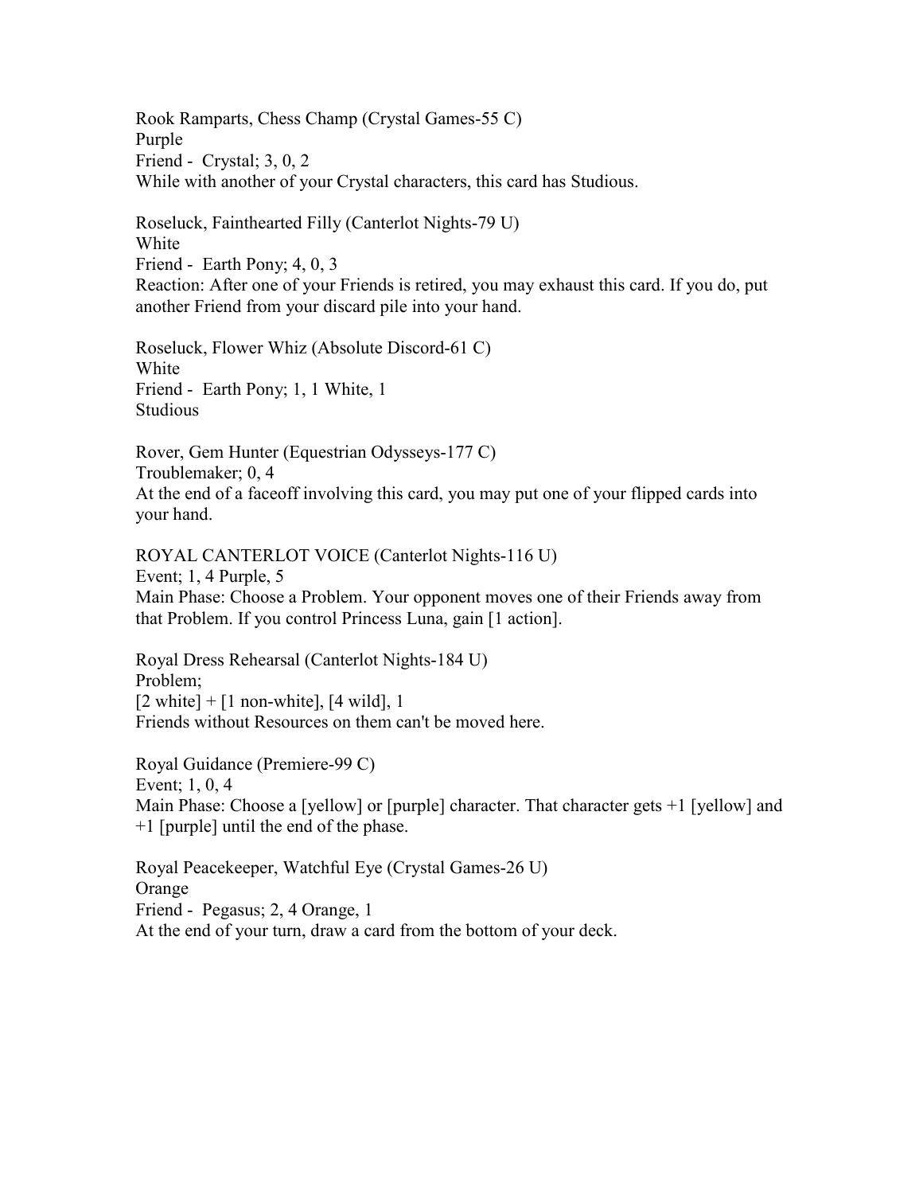Rook Ramparts, Chess Champ (Crystal Games-55 C)
Purple
Friend - Crystal; 3, 0, 2
While with another of your Crystal characters, this card has Studious.

Roseluck, Fainthearted Filly (Canterlot Nights-79 U)
White
Friend - Earth Pony; 4, 0, 3
Reaction: After one of your Friends is retired, you may exhaust this card. If you do, put another Friend from your discard pile into your hand.

Roseluck, Flower Whiz (Absolute Discord-61 C)
White
Friend - Earth Pony; 1, 1 White, 1
Studious

Rover, Gem Hunter (Equestrian Odysseys-177 C)
Troublemaker; 0, 4
At the end of a faceoff involving this card, you may put one of your flipped cards into your hand.

ROYAL CANTERLOT VOICE (Canterlot Nights-116 U)
Event; 1, 4 Purple, 5
Main Phase: Choose a Problem. Your opponent moves one of their Friends away from that Problem. If you control Princess Luna, gain [1 action].

Royal Dress Rehearsal (Canterlot Nights-184 U)
Problem;
[2 white] + [1 non-white], [4 wild], 1
Friends without Resources on them can't be moved here.

Royal Guidance (Premiere-99 C)
Event; 1, 0, 4
Main Phase: Choose a [yellow] or [purple] character. That character gets +1 [yellow] and +1 [purple] until the end of the phase.

Royal Peacekeeper, Watchful Eye (Crystal Games-26 U)
Orange
Friend - Pegasus; 2, 4 Orange, 1
At the end of your turn, draw a card from the bottom of your deck.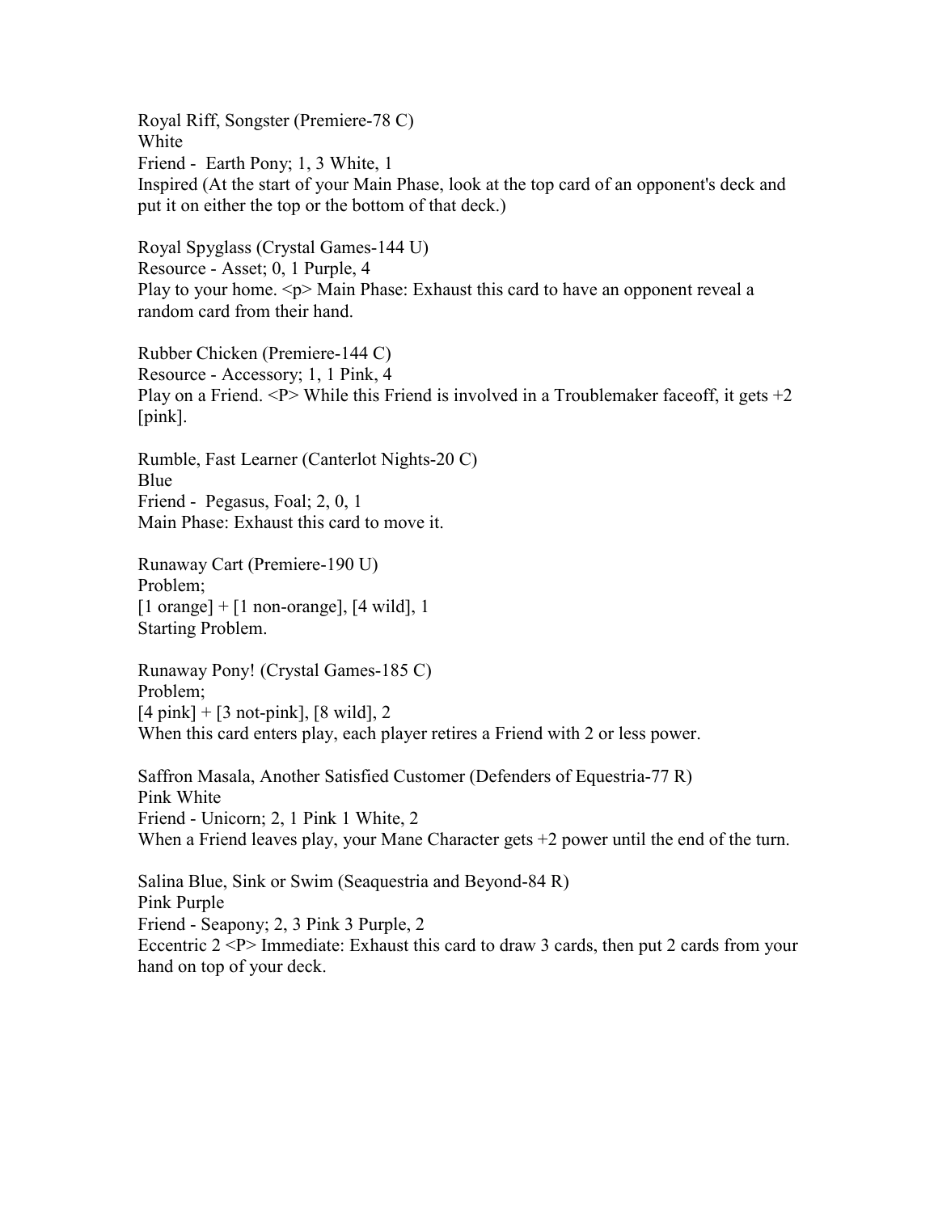Royal Riff, Songster (Premiere-78 C)
White
Friend - Earth Pony; 1, 3 White, 1
Inspired (At the start of your Main Phase, look at the top card of an opponent's deck and put it on either the top or the bottom of that deck.)

Royal Spyglass (Crystal Games-144 U)
Resource - Asset; 0, 1 Purple, 4
Play to your home. <p> Main Phase: Exhaust this card to have an opponent reveal a random card from their hand.

Rubber Chicken (Premiere-144 C)
Resource - Accessory; 1, 1 Pink, 4
Play on a Friend. <P> While this Friend is involved in a Troublemaker faceoff, it gets +2 [pink].

Rumble, Fast Learner (Canterlot Nights-20 C)
Blue
Friend - Pegasus, Foal; 2, 0, 1
Main Phase: Exhaust this card to move it.

Runaway Cart (Premiere-190 U)
Problem;
[1 orange] + [1 non-orange], [4 wild], 1
Starting Problem.

Runaway Pony! (Crystal Games-185 C)
Problem;
[4 pink] + [3 not-pink], [8 wild], 2
When this card enters play, each player retires a Friend with 2 or less power.

Saffron Masala, Another Satisfied Customer (Defenders of Equestria-77 R)
Pink White
Friend - Unicorn; 2, 1 Pink 1 White, 2
When a Friend leaves play, your Mane Character gets +2 power until the end of the turn.

Salina Blue, Sink or Swim (Seaquestria and Beyond-84 R)
Pink Purple
Friend - Seapony; 2, 3 Pink 3 Purple, 2
Eccentric 2 <P> Immediate: Exhaust this card to draw 3 cards, then put 2 cards from your hand on top of your deck.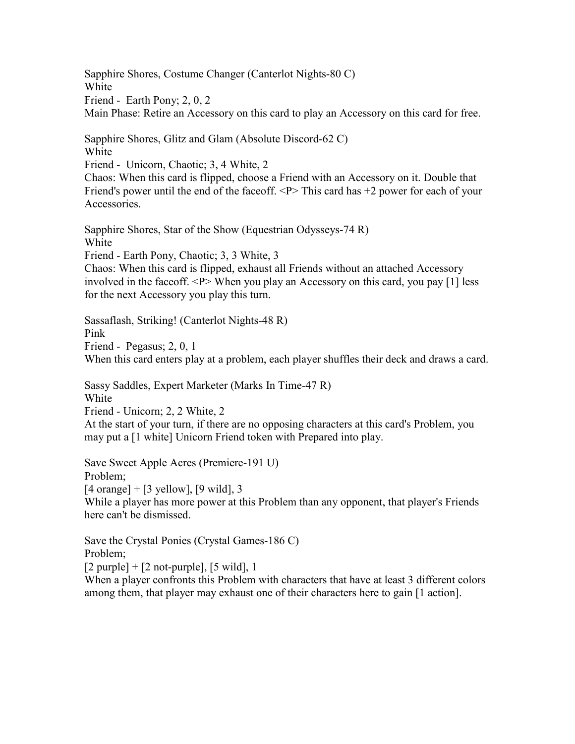Sapphire Shores, Costume Changer (Canterlot Nights-80 C)
White
Friend - Earth Pony; 2, 0, 2
Main Phase: Retire an Accessory on this card to play an Accessory on this card for free.

Sapphire Shores, Glitz and Glam (Absolute Discord-62 C)
White
Friend - Unicorn, Chaotic; 3, 4 White, 2
Chaos: When this card is flipped, choose a Friend with an Accessory on it. Double that Friend's power until the end of the faceoff. <P> This card has +2 power for each of your Accessories.

Sapphire Shores, Star of the Show (Equestrian Odysseys-74 R)
White
Friend - Earth Pony, Chaotic; 3, 3 White, 3
Chaos: When this card is flipped, exhaust all Friends without an attached Accessory involved in the faceoff. <P> When you play an Accessory on this card, you pay [1] less for the next Accessory you play this turn.

Sassaflash, Striking! (Canterlot Nights-48 R)
Pink
Friend - Pegasus; 2, 0, 1
When this card enters play at a problem, each player shuffles their deck and draws a card.

Sassy Saddles, Expert Marketer (Marks In Time-47 R)
White
Friend - Unicorn; 2, 2 White, 2
At the start of your turn, if there are no opposing characters at this card's Problem, you may put a [1 white] Unicorn Friend token with Prepared into play.

Save Sweet Apple Acres (Premiere-191 U)
Problem;
[4 orange] + [3 yellow], [9 wild], 3
While a player has more power at this Problem than any opponent, that player's Friends here can't be dismissed.

Save the Crystal Ponies (Crystal Games-186 C)
Problem;
[2 purple] + [2 not-purple], [5 wild], 1
When a player confronts this Problem with characters that have at least 3 different colors among them, that player may exhaust one of their characters here to gain [1 action].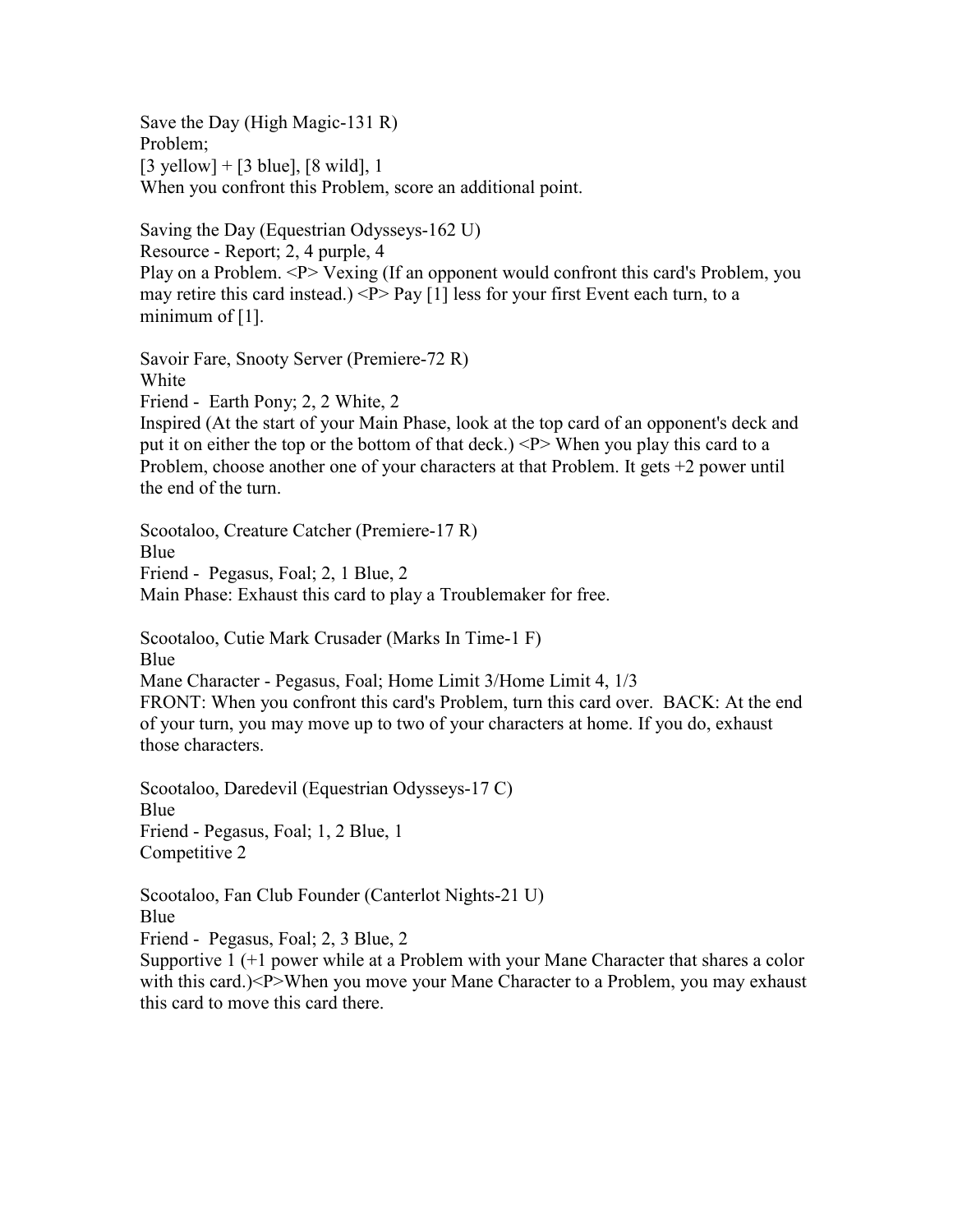Save the Day (High Magic-131 R)
Problem;
[3 yellow] + [3 blue], [8 wild], 1
When you confront this Problem, score an additional point.

Saving the Day (Equestrian Odysseys-162 U)
Resource - Report; 2, 4 purple, 4
Play on a Problem. <P> Vexing (If an opponent would confront this card's Problem, you may retire this card instead.) <P> Pay [1] less for your first Event each turn, to a minimum of [1].

Savoir Fare, Snooty Server (Premiere-72 R)
White
Friend - Earth Pony; 2, 2 White, 2
Inspired (At the start of your Main Phase, look at the top card of an opponent's deck and put it on either the top or the bottom of that deck.) <P> When you play this card to a Problem, choose another one of your characters at that Problem. It gets +2 power until the end of the turn.

Scootaloo, Creature Catcher (Premiere-17 R)
Blue
Friend - Pegasus, Foal; 2, 1 Blue, 2
Main Phase: Exhaust this card to play a Troublemaker for free.

Scootaloo, Cutie Mark Crusader (Marks In Time-1 F)
Blue
Mane Character - Pegasus, Foal; Home Limit 3/Home Limit 4, 1/3
FRONT: When you confront this card's Problem, turn this card over. BACK: At the end of your turn, you may move up to two of your characters at home. If you do, exhaust those characters.

Scootaloo, Daredevil (Equestrian Odysseys-17 C)
Blue
Friend - Pegasus, Foal; 1, 2 Blue, 1
Competitive 2

Scootaloo, Fan Club Founder (Canterlot Nights-21 U)
Blue
Friend - Pegasus, Foal; 2, 3 Blue, 2
Supportive 1 (+1 power while at a Problem with your Mane Character that shares a color with this card.)<P>When you move your Mane Character to a Problem, you may exhaust this card to move this card there.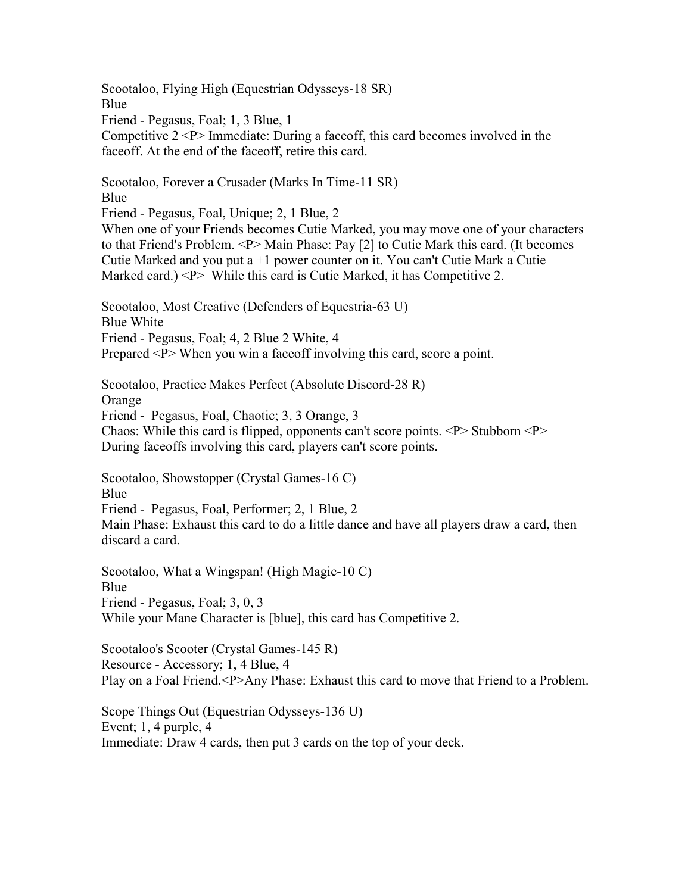Scootaloo, Flying High (Equestrian Odysseys-18 SR)
Blue
Friend - Pegasus, Foal; 1, 3 Blue, 1
Competitive 2 <P> Immediate: During a faceoff, this card becomes involved in the faceoff. At the end of the faceoff, retire this card.

Scootaloo, Forever a Crusader (Marks In Time-11 SR)
Blue
Friend - Pegasus, Foal, Unique; 2, 1 Blue, 2
When one of your Friends becomes Cutie Marked, you may move one of your characters to that Friend's Problem. <P> Main Phase: Pay [2] to Cutie Mark this card. (It becomes Cutie Marked and you put a +1 power counter on it. You can't Cutie Mark a Cutie Marked card.) <P> While this card is Cutie Marked, it has Competitive 2.

Scootaloo, Most Creative (Defenders of Equestria-63 U)
Blue White
Friend - Pegasus, Foal; 4, 2 Blue 2 White, 4
Prepared <P> When you win a faceoff involving this card, score a point.

Scootaloo, Practice Makes Perfect (Absolute Discord-28 R)
Orange
Friend - Pegasus, Foal, Chaotic; 3, 3 Orange, 3
Chaos: While this card is flipped, opponents can't score points. <P> Stubborn <P> During faceoffs involving this card, players can't score points.

Scootaloo, Showstopper (Crystal Games-16 C)
Blue
Friend - Pegasus, Foal, Performer; 2, 1 Blue, 2
Main Phase: Exhaust this card to do a little dance and have all players draw a card, then discard a card.

Scootaloo, What a Wingspan! (High Magic-10 C)
Blue
Friend - Pegasus, Foal; 3, 0, 3
While your Mane Character is [blue], this card has Competitive 2.

Scootaloo's Scooter (Crystal Games-145 R)
Resource - Accessory; 1, 4 Blue, 4
Play on a Foal Friend.<P>Any Phase: Exhaust this card to move that Friend to a Problem.

Scope Things Out (Equestrian Odysseys-136 U)
Event; 1, 4 purple, 4
Immediate: Draw 4 cards, then put 3 cards on the top of your deck.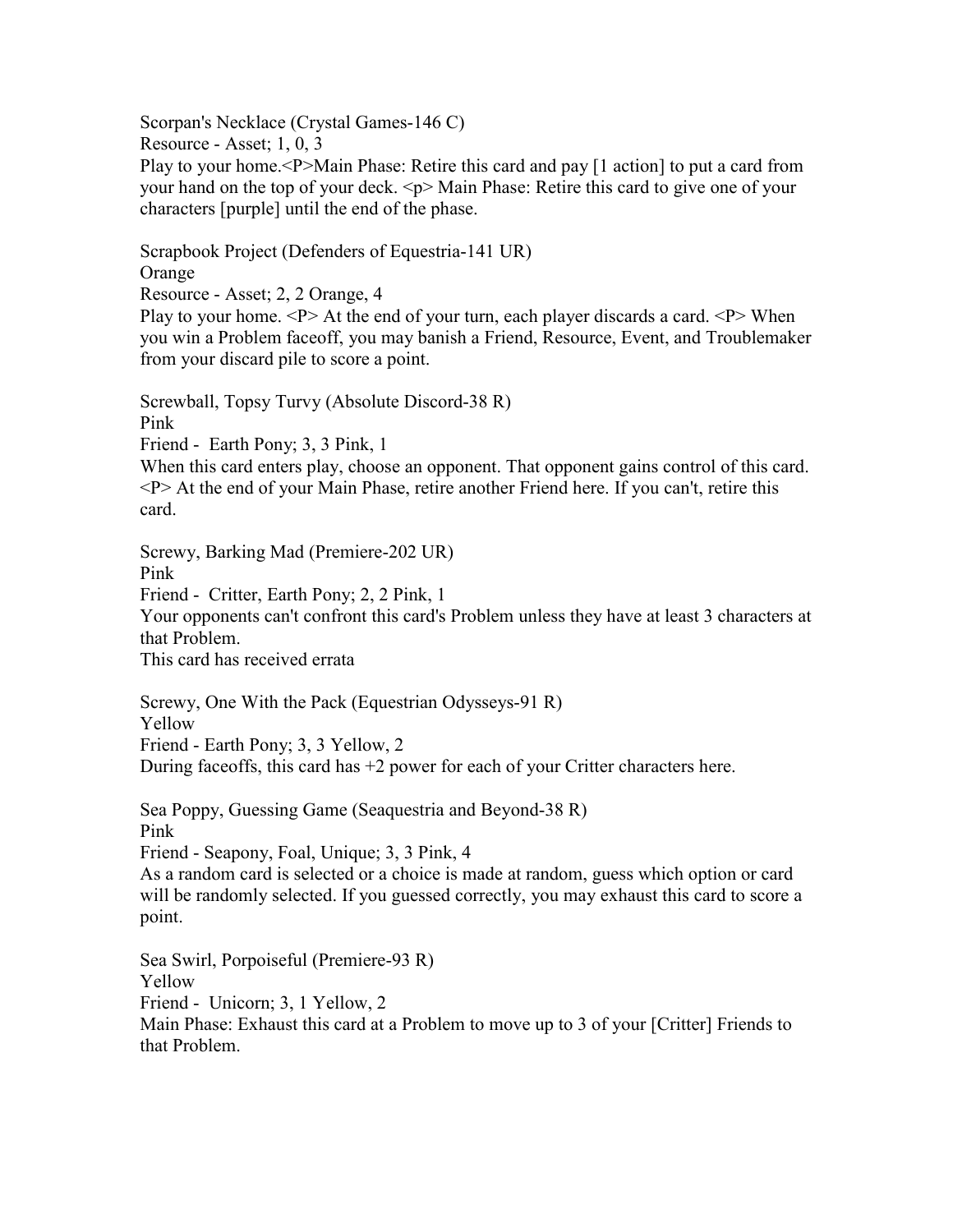Scorpan's Necklace (Crystal Games-146 C)
Resource - Asset; 1, 0, 3
Play to your home.<P>Main Phase: Retire this card and pay [1 action] to put a card from your hand on the top of your deck. <p> Main Phase: Retire this card to give one of your characters [purple] until the end of the phase.

Scrapbook Project (Defenders of Equestria-141 UR)
Orange
Resource - Asset; 2, 2 Orange, 4
Play to your home. <P> At the end of your turn, each player discards a card. <P> When you win a Problem faceoff, you may banish a Friend, Resource, Event, and Troublemaker from your discard pile to score a point.

Screwball, Topsy Turvy (Absolute Discord-38 R)
Pink
Friend - Earth Pony; 3, 3 Pink, 1
When this card enters play, choose an opponent. That opponent gains control of this card. <P> At the end of your Main Phase, retire another Friend here. If you can't, retire this card.

Screwy, Barking Mad (Premiere-202 UR)
Pink
Friend - Critter, Earth Pony; 2, 2 Pink, 1
Your opponents can't confront this card's Problem unless they have at least 3 characters at that Problem.
This card has received errata

Screwy, One With the Pack (Equestrian Odysseys-91 R)
Yellow
Friend - Earth Pony; 3, 3 Yellow, 2
During faceoffs, this card has +2 power for each of your Critter characters here.

Sea Poppy, Guessing Game (Seaquestria and Beyond-38 R)
Pink
Friend - Seapony, Foal, Unique; 3, 3 Pink, 4
As a random card is selected or a choice is made at random, guess which option or card will be randomly selected. If you guessed correctly, you may exhaust this card to score a point.

Sea Swirl, Porpoiseful (Premiere-93 R)
Yellow
Friend - Unicorn; 3, 1 Yellow, 2
Main Phase: Exhaust this card at a Problem to move up to 3 of your [Critter] Friends to that Problem.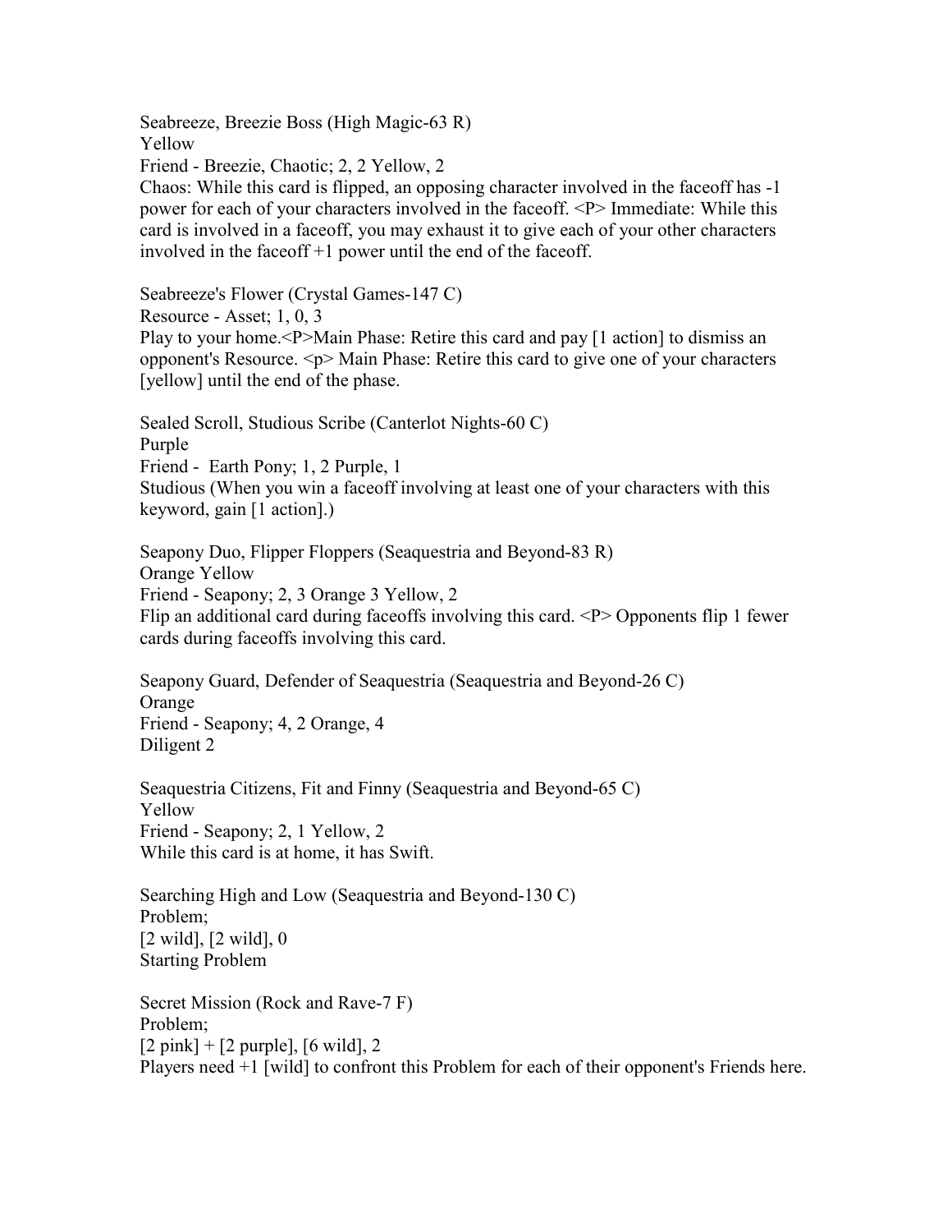Seabreeze, Breezie Boss (High Magic-63 R)
Yellow
Friend - Breezie, Chaotic; 2, 2 Yellow, 2
Chaos: While this card is flipped, an opposing character involved in the faceoff has -1 power for each of your characters involved in the faceoff. <P> Immediate: While this card is involved in a faceoff, you may exhaust it to give each of your other characters involved in the faceoff +1 power until the end of the faceoff.

Seabreeze's Flower (Crystal Games-147 C)
Resource - Asset; 1, 0, 3
Play to your home.<P>Main Phase: Retire this card and pay [1 action] to dismiss an opponent's Resource. <p> Main Phase: Retire this card to give one of your characters [yellow] until the end of the phase.

Sealed Scroll, Studious Scribe (Canterlot Nights-60 C)
Purple
Friend - Earth Pony; 1, 2 Purple, 1
Studious (When you win a faceoff involving at least one of your characters with this keyword, gain [1 action].)

Seapony Duo, Flipper Floppers (Seaquestria and Beyond-83 R)
Orange Yellow
Friend - Seapony; 2, 3 Orange 3 Yellow, 2
Flip an additional card during faceoffs involving this card. <P> Opponents flip 1 fewer cards during faceoffs involving this card.

Seapony Guard, Defender of Seaquestria (Seaquestria and Beyond-26 C)
Orange
Friend - Seapony; 4, 2 Orange, 4
Diligent 2

Seaquestria Citizens, Fit and Finny (Seaquestria and Beyond-65 C)
Yellow
Friend - Seapony; 2, 1 Yellow, 2
While this card is at home, it has Swift.

Searching High and Low (Seaquestria and Beyond-130 C)
Problem;
[2 wild], [2 wild], 0
Starting Problem

Secret Mission (Rock and Rave-7 F)
Problem;
[2 pink] + [2 purple], [6 wild], 2
Players need +1 [wild] to confront this Problem for each of their opponent's Friends here.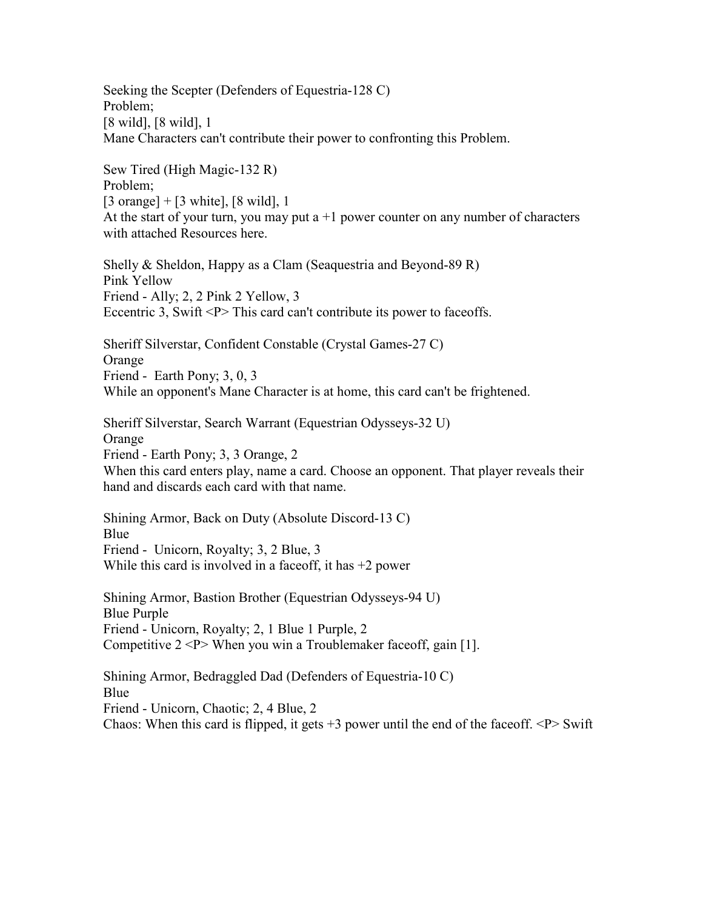Seeking the Scepter (Defenders of Equestria-128 C)
Problem;
[8 wild], [8 wild], 1
Mane Characters can't contribute their power to confronting this Problem.

Sew Tired (High Magic-132 R)
Problem;
[3 orange] + [3 white], [8 wild], 1
At the start of your turn, you may put a +1 power counter on any number of characters with attached Resources here.

Shelly & Sheldon, Happy as a Clam (Seaquestria and Beyond-89 R)
Pink Yellow
Friend - Ally; 2, 2 Pink 2 Yellow, 3
Eccentric 3, Swift <P> This card can't contribute its power to faceoffs.

Sheriff Silverstar, Confident Constable (Crystal Games-27 C)
Orange
Friend - Earth Pony; 3, 0, 3
While an opponent's Mane Character is at home, this card can't be frightened.

Sheriff Silverstar, Search Warrant (Equestrian Odysseys-32 U)
Orange
Friend - Earth Pony; 3, 3 Orange, 2
When this card enters play, name a card. Choose an opponent. That player reveals their hand and discards each card with that name.

Shining Armor, Back on Duty (Absolute Discord-13 C)
Blue
Friend - Unicorn, Royalty; 3, 2 Blue, 3
While this card is involved in a faceoff, it has +2 power

Shining Armor, Bastion Brother (Equestrian Odysseys-94 U)
Blue Purple
Friend - Unicorn, Royalty; 2, 1 Blue 1 Purple, 2
Competitive 2 <P> When you win a Troublemaker faceoff, gain [1].

Shining Armor, Bedraggled Dad (Defenders of Equestria-10 C)
Blue
Friend - Unicorn, Chaotic; 2, 4 Blue, 2
Chaos: When this card is flipped, it gets +3 power until the end of the faceoff. <P> Swift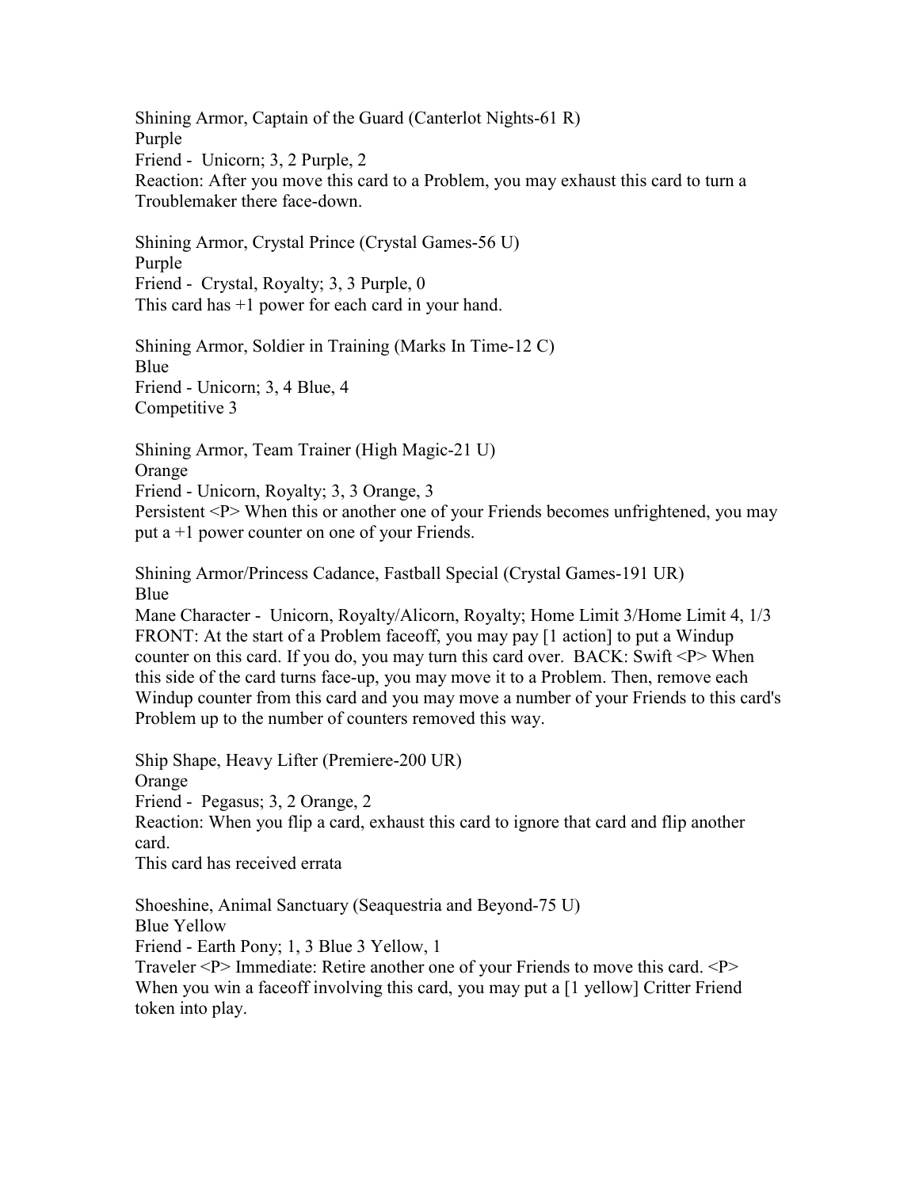Shining Armor, Captain of the Guard (Canterlot Nights-61 R)
Purple
Friend - Unicorn; 3, 2 Purple, 2
Reaction: After you move this card to a Problem, you may exhaust this card to turn a Troublemaker there face-down.

Shining Armor, Crystal Prince (Crystal Games-56 U)
Purple
Friend - Crystal, Royalty; 3, 3 Purple, 0
This card has +1 power for each card in your hand.

Shining Armor, Soldier in Training (Marks In Time-12 C)
Blue
Friend - Unicorn; 3, 4 Blue, 4
Competitive 3

Shining Armor, Team Trainer (High Magic-21 U)
Orange
Friend - Unicorn, Royalty; 3, 3 Orange, 3
Persistent <P> When this or another one of your Friends becomes unfrightened, you may put a +1 power counter on one of your Friends.

Shining Armor/Princess Cadance, Fastball Special (Crystal Games-191 UR)
Blue
Mane Character - Unicorn, Royalty/Alicorn, Royalty; Home Limit 3/Home Limit 4, 1/3
FRONT: At the start of a Problem faceoff, you may pay [1 action] to put a Windup counter on this card. If you do, you may turn this card over. BACK: Swift <P> When this side of the card turns face-up, you may move it to a Problem. Then, remove each Windup counter from this card and you may move a number of your Friends to this card's Problem up to the number of counters removed this way.

Ship Shape, Heavy Lifter (Premiere-200 UR)
Orange
Friend - Pegasus; 3, 2 Orange, 2
Reaction: When you flip a card, exhaust this card to ignore that card and flip another card.
This card has received errata

Shoeshine, Animal Sanctuary (Seaquestria and Beyond-75 U)
Blue Yellow
Friend - Earth Pony; 1, 3 Blue 3 Yellow, 1
Traveler <P> Immediate: Retire another one of your Friends to move this card. <P> When you win a faceoff involving this card, you may put a [1 yellow] Critter Friend token into play.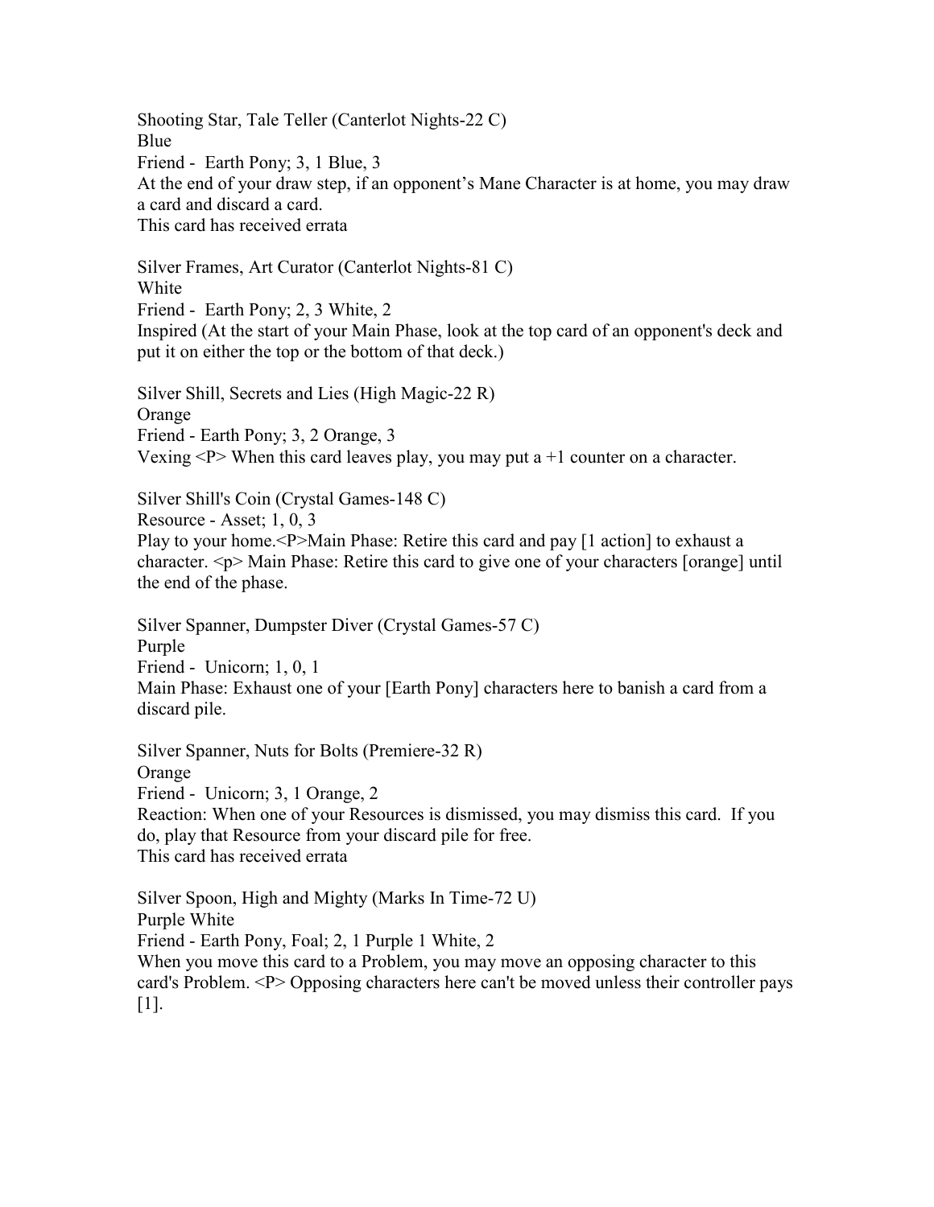Shooting Star, Tale Teller (Canterlot Nights-22 C)
Blue
Friend - Earth Pony; 3, 1 Blue, 3
At the end of your draw step, if an opponent’s Mane Character is at home, you may draw a card and discard a card.
This card has received errata

Silver Frames, Art Curator (Canterlot Nights-81 C)
White
Friend - Earth Pony; 2, 3 White, 2
Inspired (At the start of your Main Phase, look at the top card of an opponent's deck and put it on either the top or the bottom of that deck.)

Silver Shill, Secrets and Lies (High Magic-22 R)
Orange
Friend - Earth Pony; 3, 2 Orange, 3
Vexing <P> When this card leaves play, you may put a +1 counter on a character.

Silver Shill's Coin (Crystal Games-148 C)
Resource - Asset; 1, 0, 3
Play to your home.<P>Main Phase: Retire this card and pay [1 action] to exhaust a character. <p> Main Phase: Retire this card to give one of your characters [orange] until the end of the phase.

Silver Spanner, Dumpster Diver (Crystal Games-57 C)
Purple
Friend - Unicorn; 1, 0, 1
Main Phase: Exhaust one of your [Earth Pony] characters here to banish a card from a discard pile.

Silver Spanner, Nuts for Bolts (Premiere-32 R)
Orange
Friend - Unicorn; 3, 1 Orange, 2
Reaction: When one of your Resources is dismissed, you may dismiss this card. If you do, play that Resource from your discard pile for free.
This card has received errata

Silver Spoon, High and Mighty (Marks In Time-72 U)
Purple White
Friend - Earth Pony, Foal; 2, 1 Purple 1 White, 2
When you move this card to a Problem, you may move an opposing character to this card's Problem. <P> Opposing characters here can't be moved unless their controller pays [1].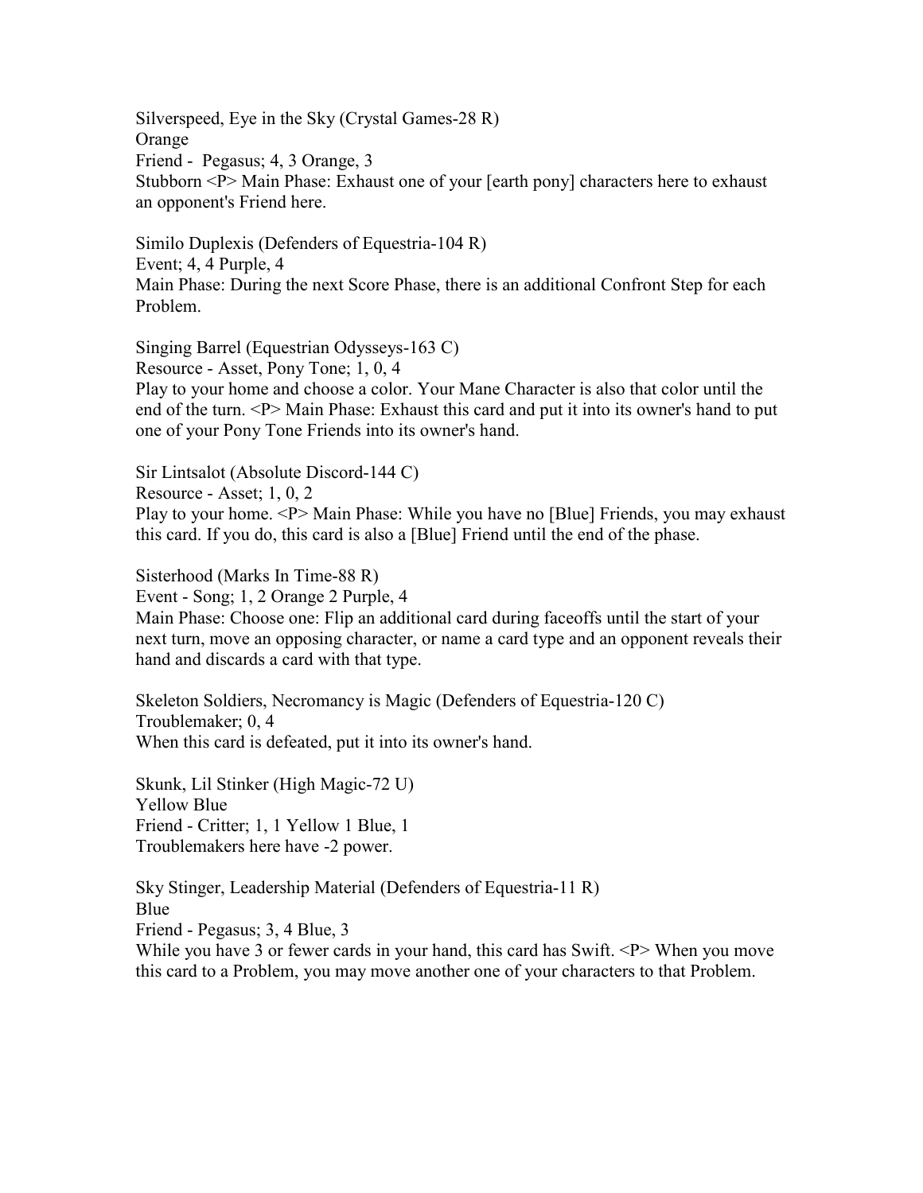Silverspeed, Eye in the Sky (Crystal Games-28 R)
Orange
Friend - Pegasus; 4, 3 Orange, 3
Stubborn <P> Main Phase: Exhaust one of your [earth pony] characters here to exhaust an opponent's Friend here.

Similo Duplexis (Defenders of Equestria-104 R)
Event; 4, 4 Purple, 4
Main Phase: During the next Score Phase, there is an additional Confront Step for each Problem.

Singing Barrel (Equestrian Odysseys-163 C)
Resource - Asset, Pony Tone; 1, 0, 4
Play to your home and choose a color. Your Mane Character is also that color until the end of the turn. <P> Main Phase: Exhaust this card and put it into its owner's hand to put one of your Pony Tone Friends into its owner's hand.

Sir Lintsalot (Absolute Discord-144 C)
Resource - Asset; 1, 0, 2
Play to your home. <P> Main Phase: While you have no [Blue] Friends, you may exhaust this card. If you do, this card is also a [Blue] Friend until the end of the phase.

Sisterhood (Marks In Time-88 R)
Event - Song; 1, 2 Orange 2 Purple, 4
Main Phase: Choose one: Flip an additional card during faceoffs until the start of your next turn, move an opposing character, or name a card type and an opponent reveals their hand and discards a card with that type.

Skeleton Soldiers, Necromancy is Magic (Defenders of Equestria-120 C)
Troublemaker; 0, 4
When this card is defeated, put it into its owner's hand.

Skunk, Lil Stinker (High Magic-72 U)
Yellow Blue
Friend - Critter; 1, 1 Yellow 1 Blue, 1
Troublemakers here have -2 power.

Sky Stinger, Leadership Material (Defenders of Equestria-11 R)
Blue
Friend - Pegasus; 3, 4 Blue, 3
While you have 3 or fewer cards in your hand, this card has Swift. <P> When you move this card to a Problem, you may move another one of your characters to that Problem.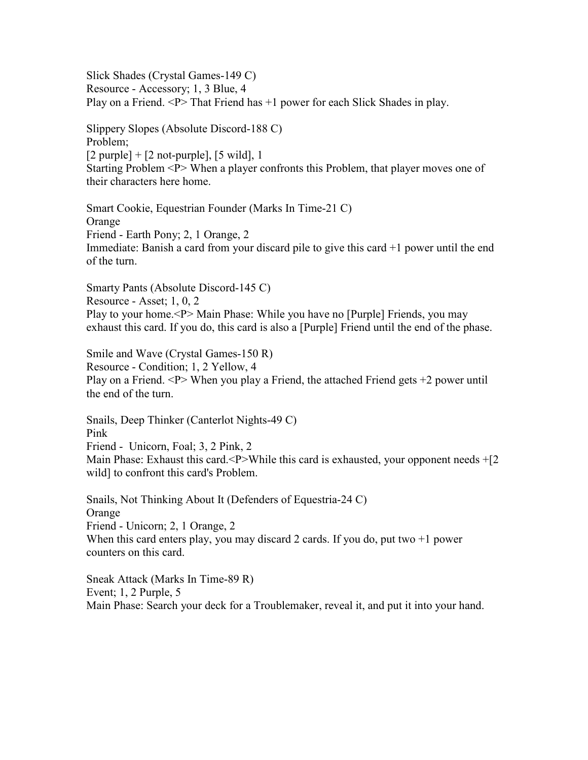Slick Shades (Crystal Games-149 C)
Resource - Accessory; 1, 3 Blue, 4
Play on a Friend. <P> That Friend has +1 power for each Slick Shades in play.

Slippery Slopes (Absolute Discord-188 C)
Problem;
[2 purple] + [2 not-purple], [5 wild], 1
Starting Problem <P> When a player confronts this Problem, that player moves one of their characters here home.

Smart Cookie, Equestrian Founder (Marks In Time-21 C)
Orange
Friend - Earth Pony; 2, 1 Orange, 2
Immediate: Banish a card from your discard pile to give this card +1 power until the end of the turn.

Smarty Pants (Absolute Discord-145 C)
Resource - Asset; 1, 0, 2
Play to your home.<P> Main Phase: While you have no [Purple] Friends, you may exhaust this card. If you do, this card is also a [Purple] Friend until the end of the phase.

Smile and Wave (Crystal Games-150 R)
Resource - Condition; 1, 2 Yellow, 4
Play on a Friend. <P> When you play a Friend, the attached Friend gets +2 power until the end of the turn.

Snails, Deep Thinker (Canterlot Nights-49 C)
Pink
Friend - Unicorn, Foal; 3, 2 Pink, 2
Main Phase: Exhaust this card.<P>While this card is exhausted, your opponent needs +[2 wild] to confront this card's Problem.

Snails, Not Thinking About It (Defenders of Equestria-24 C)
Orange
Friend - Unicorn; 2, 1 Orange, 2
When this card enters play, you may discard 2 cards. If you do, put two +1 power counters on this card.

Sneak Attack (Marks In Time-89 R)
Event; 1, 2 Purple, 5
Main Phase: Search your deck for a Troublemaker, reveal it, and put it into your hand.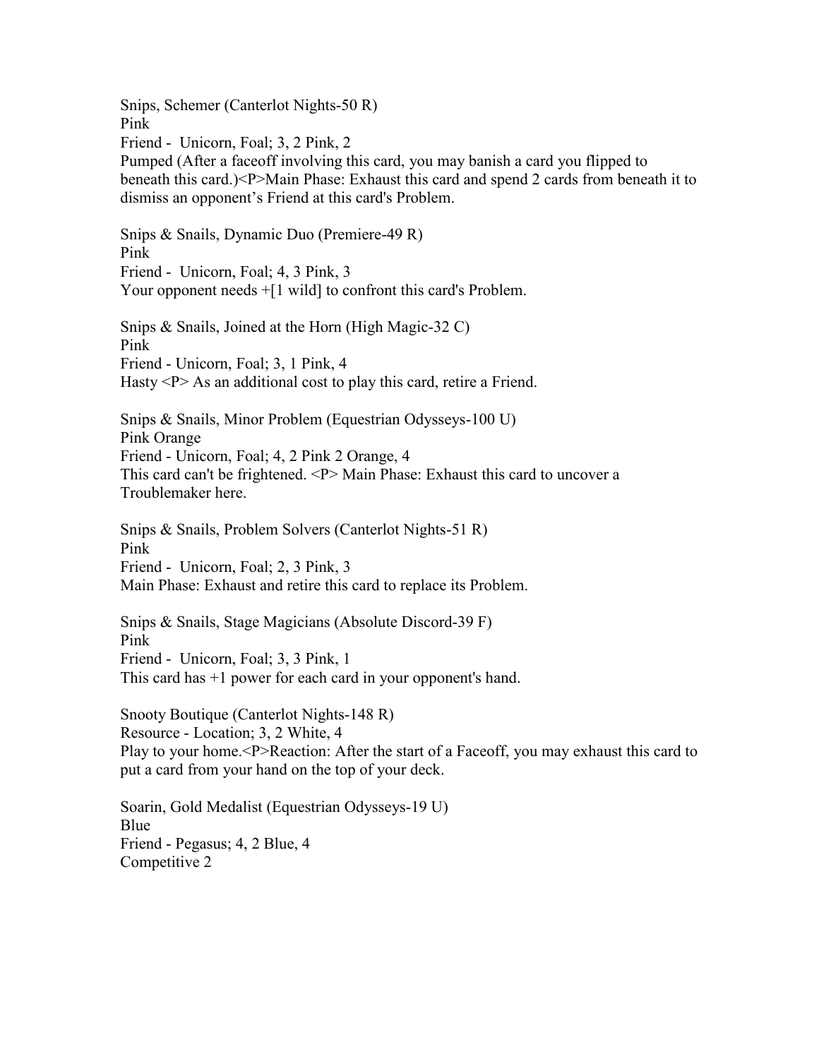Snips, Schemer (Canterlot Nights-50 R)
Pink
Friend - Unicorn, Foal; 3, 2 Pink, 2
Pumped (After a faceoff involving this card, you may banish a card you flipped to beneath this card.)<P>Main Phase: Exhaust this card and spend 2 cards from beneath it to dismiss an opponent's Friend at this card's Problem.

Snips & Snails, Dynamic Duo (Premiere-49 R)
Pink
Friend - Unicorn, Foal; 4, 3 Pink, 3
Your opponent needs +[1 wild] to confront this card's Problem.

Snips & Snails, Joined at the Horn (High Magic-32 C)
Pink
Friend - Unicorn, Foal; 3, 1 Pink, 4
Hasty <P> As an additional cost to play this card, retire a Friend.

Snips & Snails, Minor Problem (Equestrian Odysseys-100 U)
Pink Orange
Friend - Unicorn, Foal; 4, 2 Pink 2 Orange, 4
This card can't be frightened. <P> Main Phase: Exhaust this card to uncover a Troublemaker here.

Snips & Snails, Problem Solvers (Canterlot Nights-51 R)
Pink
Friend - Unicorn, Foal; 2, 3 Pink, 3
Main Phase: Exhaust and retire this card to replace its Problem.

Snips & Snails, Stage Magicians (Absolute Discord-39 F)
Pink
Friend - Unicorn, Foal; 3, 3 Pink, 1
This card has +1 power for each card in your opponent's hand.

Snooty Boutique (Canterlot Nights-148 R)
Resource - Location; 3, 2 White, 4
Play to your home.<P>Reaction: After the start of a Faceoff, you may exhaust this card to put a card from your hand on the top of your deck.

Soarin, Gold Medalist (Equestrian Odysseys-19 U)
Blue
Friend - Pegasus; 4, 2 Blue, 4
Competitive 2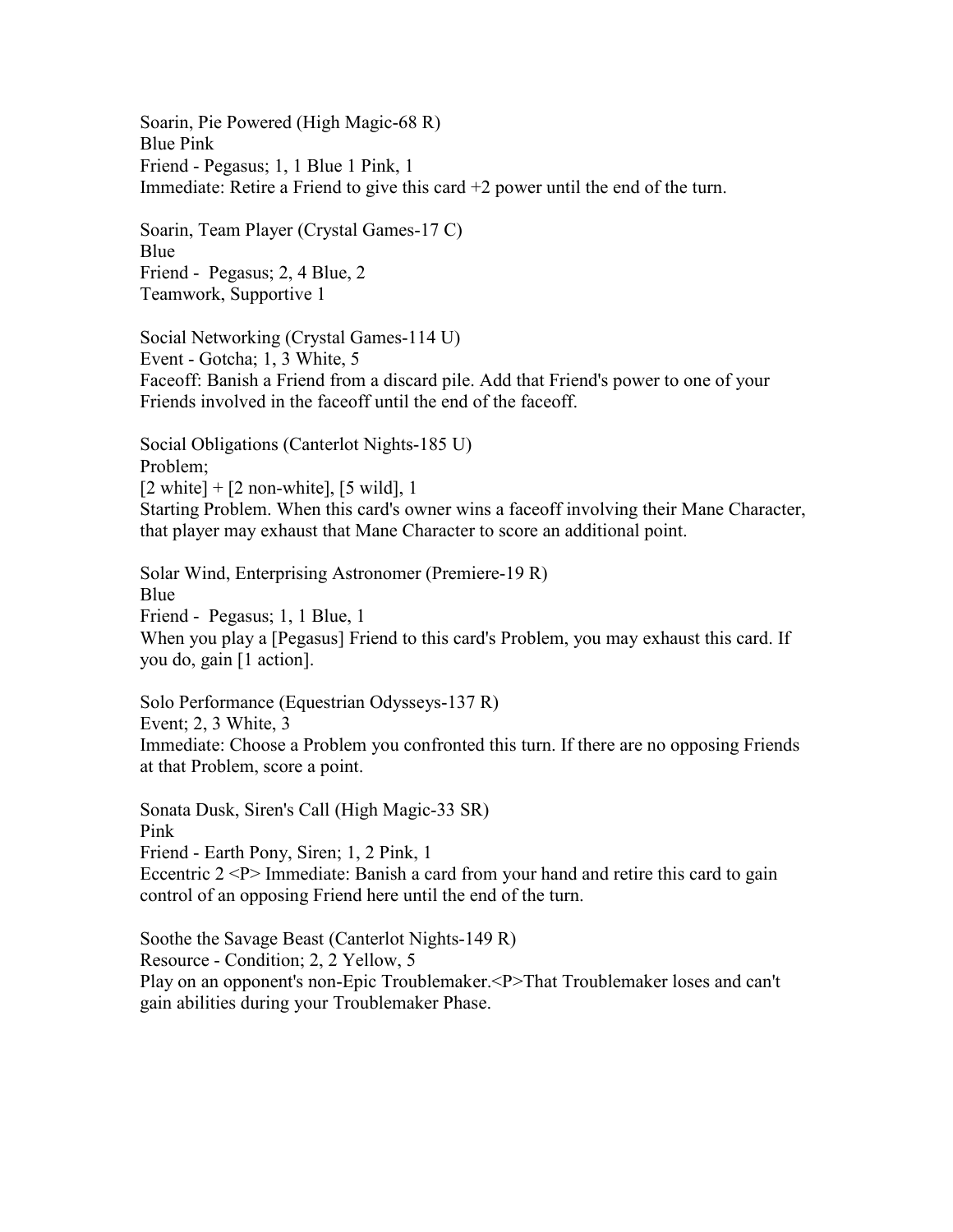Soarin, Pie Powered (High Magic-68 R)
Blue Pink
Friend - Pegasus; 1, 1 Blue 1 Pink, 1
Immediate: Retire a Friend to give this card +2 power until the end of the turn.

Soarin, Team Player (Crystal Games-17 C)
Blue
Friend - Pegasus; 2, 4 Blue, 2
Teamwork, Supportive 1

Social Networking (Crystal Games-114 U)
Event - Gotcha; 1, 3 White, 5
Faceoff: Banish a Friend from a discard pile. Add that Friend's power to one of your Friends involved in the faceoff until the end of the faceoff.

Social Obligations (Canterlot Nights-185 U)
Problem;
[2 white] + [2 non-white], [5 wild], 1
Starting Problem. When this card's owner wins a faceoff involving their Mane Character, that player may exhaust that Mane Character to score an additional point.

Solar Wind, Enterprising Astronomer (Premiere-19 R)
Blue
Friend - Pegasus; 1, 1 Blue, 1
When you play a [Pegasus] Friend to this card's Problem, you may exhaust this card. If you do, gain [1 action].

Solo Performance (Equestrian Odysseys-137 R)
Event; 2, 3 White, 3
Immediate: Choose a Problem you confronted this turn. If there are no opposing Friends at that Problem, score a point.

Sonata Dusk, Siren's Call (High Magic-33 SR)
Pink
Friend - Earth Pony, Siren; 1, 2 Pink, 1
Eccentric 2 <P> Immediate: Banish a card from your hand and retire this card to gain control of an opposing Friend here until the end of the turn.

Soothe the Savage Beast (Canterlot Nights-149 R)
Resource - Condition; 2, 2 Yellow, 5
Play on an opponent's non-Epic Troublemaker.<P>That Troublemaker loses and can't gain abilities during your Troublemaker Phase.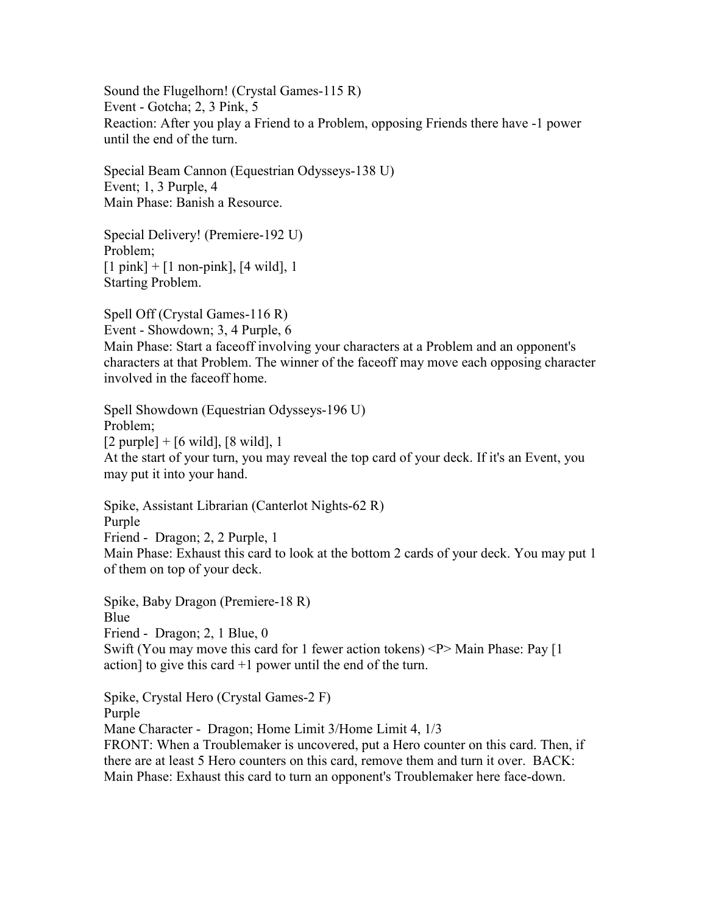Sound the Flugelhorn! (Crystal Games-115 R)
Event - Gotcha; 2, 3 Pink, 5
Reaction: After you play a Friend to a Problem, opposing Friends there have -1 power until the end of the turn.

Special Beam Cannon (Equestrian Odysseys-138 U)
Event; 1, 3 Purple, 4
Main Phase: Banish a Resource.

Special Delivery! (Premiere-192 U)
Problem;
[1 pink] + [1 non-pink], [4 wild], 1
Starting Problem.

Spell Off (Crystal Games-116 R)
Event - Showdown; 3, 4 Purple, 6
Main Phase: Start a faceoff involving your characters at a Problem and an opponent's characters at that Problem. The winner of the faceoff may move each opposing character involved in the faceoff home.

Spell Showdown (Equestrian Odysseys-196 U)
Problem;
[2 purple] + [6 wild], [8 wild], 1
At the start of your turn, you may reveal the top card of your deck. If it's an Event, you may put it into your hand.

Spike, Assistant Librarian (Canterlot Nights-62 R)
Purple
Friend - Dragon; 2, 2 Purple, 1
Main Phase: Exhaust this card to look at the bottom 2 cards of your deck. You may put 1 of them on top of your deck.

Spike, Baby Dragon (Premiere-18 R)
Blue
Friend - Dragon; 2, 1 Blue, 0
Swift (You may move this card for 1 fewer action tokens) <P> Main Phase: Pay [1 action] to give this card +1 power until the end of the turn.

Spike, Crystal Hero (Crystal Games-2 F)
Purple
Mane Character - Dragon; Home Limit 3/Home Limit 4, 1/3
FRONT: When a Troublemaker is uncovered, put a Hero counter on this card. Then, if there are at least 5 Hero counters on this card, remove them and turn it over. BACK: Main Phase: Exhaust this card to turn an opponent's Troublemaker here face-down.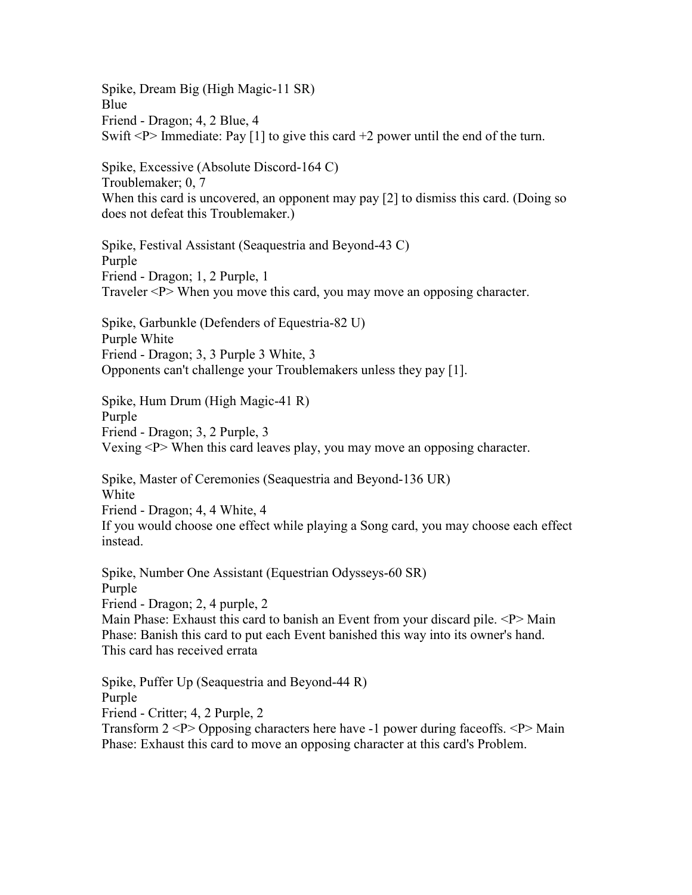Spike, Dream Big (High Magic-11 SR)
Blue
Friend - Dragon; 4, 2 Blue, 4
Swift <P> Immediate: Pay [1] to give this card +2 power until the end of the turn.

Spike, Excessive (Absolute Discord-164 C)
Troublemaker; 0, 7
When this card is uncovered, an opponent may pay [2] to dismiss this card. (Doing so does not defeat this Troublemaker.)

Spike, Festival Assistant (Seaquestria and Beyond-43 C)
Purple
Friend - Dragon; 1, 2 Purple, 1
Traveler <P> When you move this card, you may move an opposing character.

Spike, Garbunkle (Defenders of Equestria-82 U)
Purple White
Friend - Dragon; 3, 3 Purple 3 White, 3
Opponents can't challenge your Troublemakers unless they pay [1].

Spike, Hum Drum (High Magic-41 R)
Purple
Friend - Dragon; 3, 2 Purple, 3
Vexing <P> When this card leaves play, you may move an opposing character.

Spike, Master of Ceremonies (Seaquestria and Beyond-136 UR)
White
Friend - Dragon; 4, 4 White, 4
If you would choose one effect while playing a Song card, you may choose each effect instead.

Spike, Number One Assistant (Equestrian Odysseys-60 SR)
Purple
Friend - Dragon; 2, 4 purple, 2
Main Phase: Exhaust this card to banish an Event from your discard pile. <P> Main Phase: Banish this card to put each Event banished this way into its owner's hand.
This card has received errata

Spike, Puffer Up (Seaquestria and Beyond-44 R)
Purple
Friend - Critter; 4, 2 Purple, 2
Transform 2 <P> Opposing characters here have -1 power during faceoffs. <P> Main Phase: Exhaust this card to move an opposing character at this card's Problem.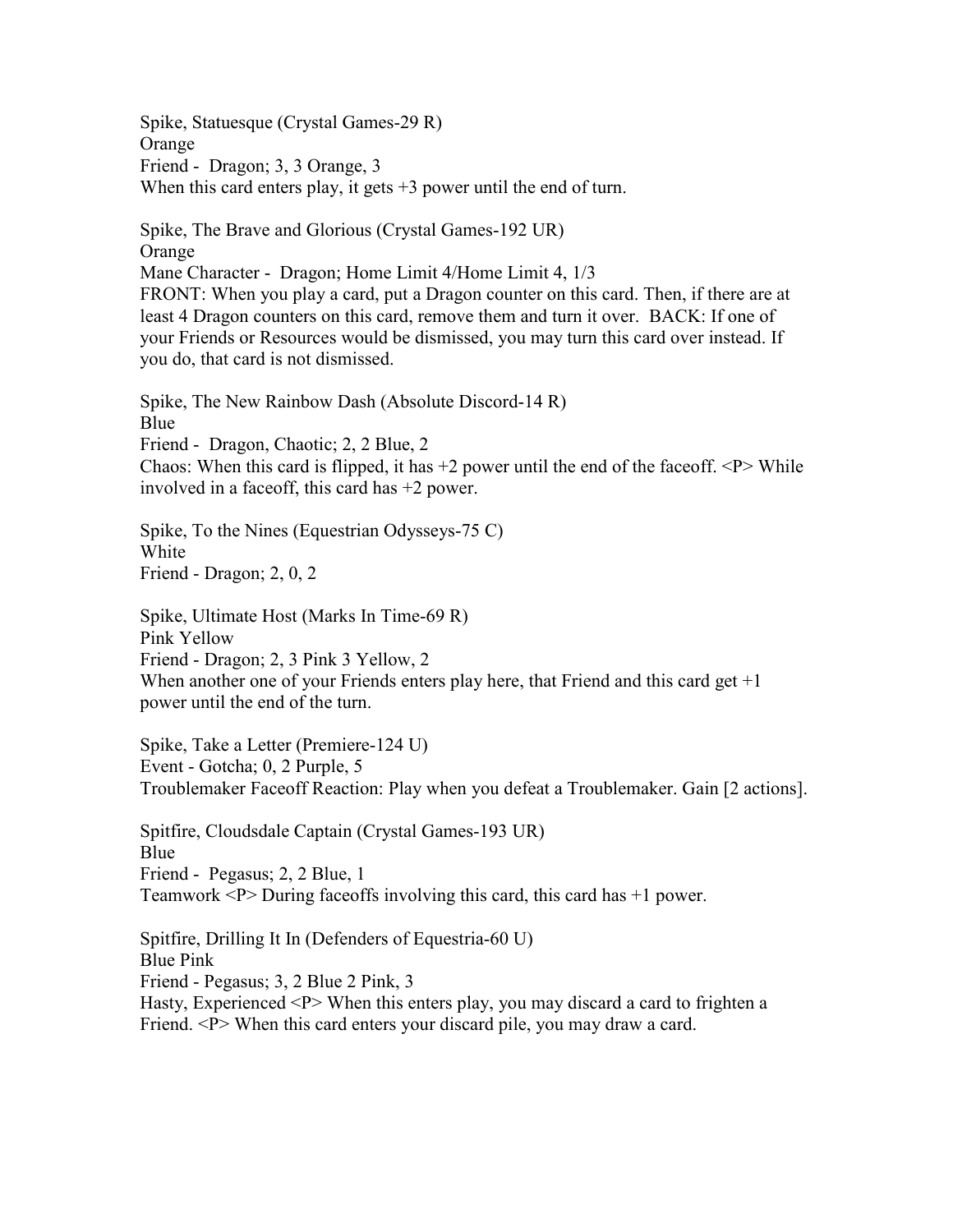Spike, Statuesque (Crystal Games-29 R)
Orange
Friend - Dragon; 3, 3 Orange, 3
When this card enters play, it gets +3 power until the end of turn.

Spike, The Brave and Glorious (Crystal Games-192 UR)
Orange
Mane Character - Dragon; Home Limit 4/Home Limit 4, 1/3
FRONT: When you play a card, put a Dragon counter on this card. Then, if there are at least 4 Dragon counters on this card, remove them and turn it over. BACK: If one of your Friends or Resources would be dismissed, you may turn this card over instead. If you do, that card is not dismissed.

Spike, The New Rainbow Dash (Absolute Discord-14 R)
Blue
Friend - Dragon, Chaotic; 2, 2 Blue, 2
Chaos: When this card is flipped, it has +2 power until the end of the faceoff. <P> While involved in a faceoff, this card has +2 power.

Spike, To the Nines (Equestrian Odysseys-75 C)
White
Friend - Dragon; 2, 0, 2

Spike, Ultimate Host (Marks In Time-69 R)
Pink Yellow
Friend - Dragon; 2, 3 Pink 3 Yellow, 2
When another one of your Friends enters play here, that Friend and this card get +1 power until the end of the turn.

Spike, Take a Letter (Premiere-124 U)
Event - Gotcha; 0, 2 Purple, 5
Troublemaker Faceoff Reaction: Play when you defeat a Troublemaker. Gain [2 actions].

Spitfire, Cloudsdale Captain (Crystal Games-193 UR)
Blue
Friend - Pegasus; 2, 2 Blue, 1
Teamwork <P> During faceoffs involving this card, this card has +1 power.

Spitfire, Drilling It In (Defenders of Equestria-60 U)
Blue Pink
Friend - Pegasus; 3, 2 Blue 2 Pink, 3
Hasty, Experienced <P> When this enters play, you may discard a card to frighten a Friend. <P> When this card enters your discard pile, you may draw a card.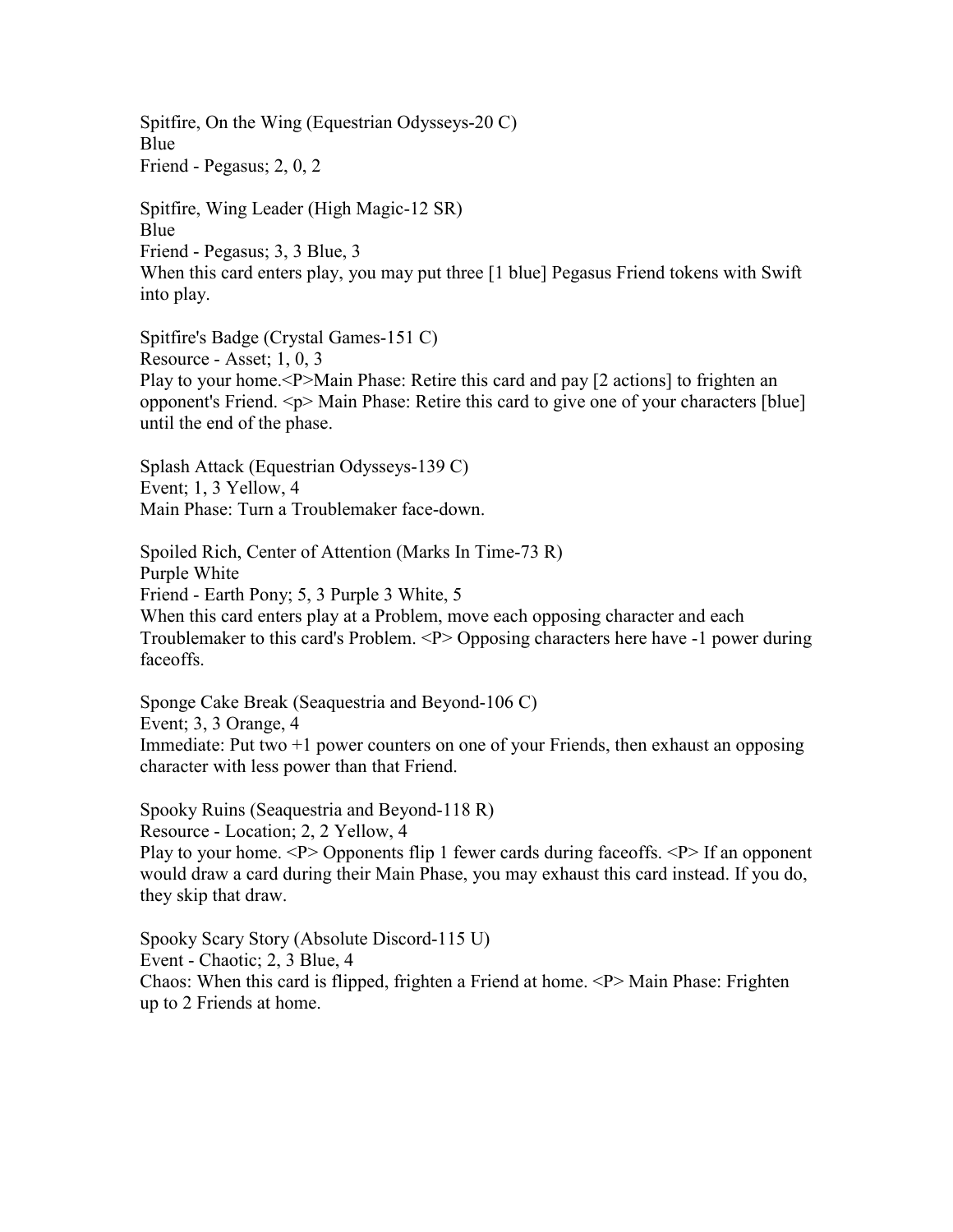Spitfire, On the Wing (Equestrian Odysseys-20 C)
Blue
Friend - Pegasus; 2, 0, 2

Spitfire, Wing Leader (High Magic-12 SR)
Blue
Friend - Pegasus; 3, 3 Blue, 3
When this card enters play, you may put three [1 blue] Pegasus Friend tokens with Swift into play.

Spitfire's Badge (Crystal Games-151 C)
Resource - Asset; 1, 0, 3
Play to your home.<P>Main Phase: Retire this card and pay [2 actions] to frighten an opponent's Friend. <p> Main Phase: Retire this card to give one of your characters [blue] until the end of the phase.

Splash Attack (Equestrian Odysseys-139 C)
Event; 1, 3 Yellow, 4
Main Phase: Turn a Troublemaker face-down.

Spoiled Rich, Center of Attention (Marks In Time-73 R)
Purple White
Friend - Earth Pony; 5, 3 Purple 3 White, 5
When this card enters play at a Problem, move each opposing character and each Troublemaker to this card's Problem. <P> Opposing characters here have -1 power during faceoffs.

Sponge Cake Break (Seaquestria and Beyond-106 C)
Event; 3, 3 Orange, 4
Immediate: Put two +1 power counters on one of your Friends, then exhaust an opposing character with less power than that Friend.

Spooky Ruins (Seaquestria and Beyond-118 R)
Resource - Location; 2, 2 Yellow, 4
Play to your home. <P> Opponents flip 1 fewer cards during faceoffs. <P> If an opponent would draw a card during their Main Phase, you may exhaust this card instead. If you do, they skip that draw.

Spooky Scary Story (Absolute Discord-115 U)
Event - Chaotic; 2, 3 Blue, 4
Chaos: When this card is flipped, frighten a Friend at home. <P> Main Phase: Frighten up to 2 Friends at home.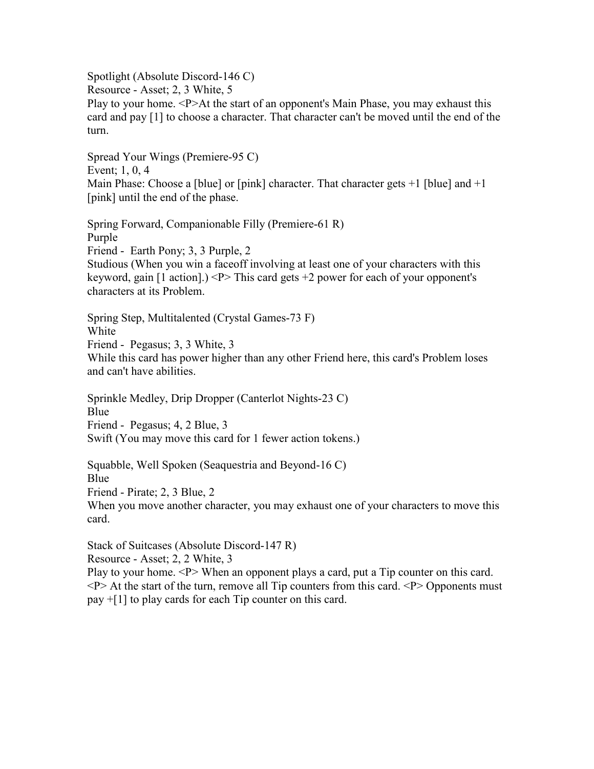Spotlight (Absolute Discord-146 C)
Resource - Asset; 2, 3 White, 5
Play to your home. <P>At the start of an opponent's Main Phase, you may exhaust this card and pay [1] to choose a character. That character can't be moved until the end of the turn.

Spread Your Wings (Premiere-95 C)
Event; 1, 0, 4
Main Phase: Choose a [blue] or [pink] character. That character gets +1 [blue] and +1 [pink] until the end of the phase.

Spring Forward, Companionable Filly (Premiere-61 R)
Purple
Friend - Earth Pony; 3, 3 Purple, 2
Studious (When you win a faceoff involving at least one of your characters with this keyword, gain [1 action].) <P> This card gets +2 power for each of your opponent's characters at its Problem.

Spring Step, Multitalented (Crystal Games-73 F)
White
Friend - Pegasus; 3, 3 White, 3
While this card has power higher than any other Friend here, this card's Problem loses and can't have abilities.

Sprinkle Medley, Drip Dropper (Canterlot Nights-23 C)
Blue
Friend - Pegasus; 4, 2 Blue, 3
Swift (You may move this card for 1 fewer action tokens.)

Squabble, Well Spoken (Seaquestria and Beyond-16 C)
Blue
Friend - Pirate; 2, 3 Blue, 2
When you move another character, you may exhaust one of your characters to move this card.

Stack of Suitcases (Absolute Discord-147 R)
Resource - Asset; 2, 2 White, 3
Play to your home. <P> When an opponent plays a card, put a Tip counter on this card. <P> At the start of the turn, remove all Tip counters from this card. <P> Opponents must pay +[1] to play cards for each Tip counter on this card.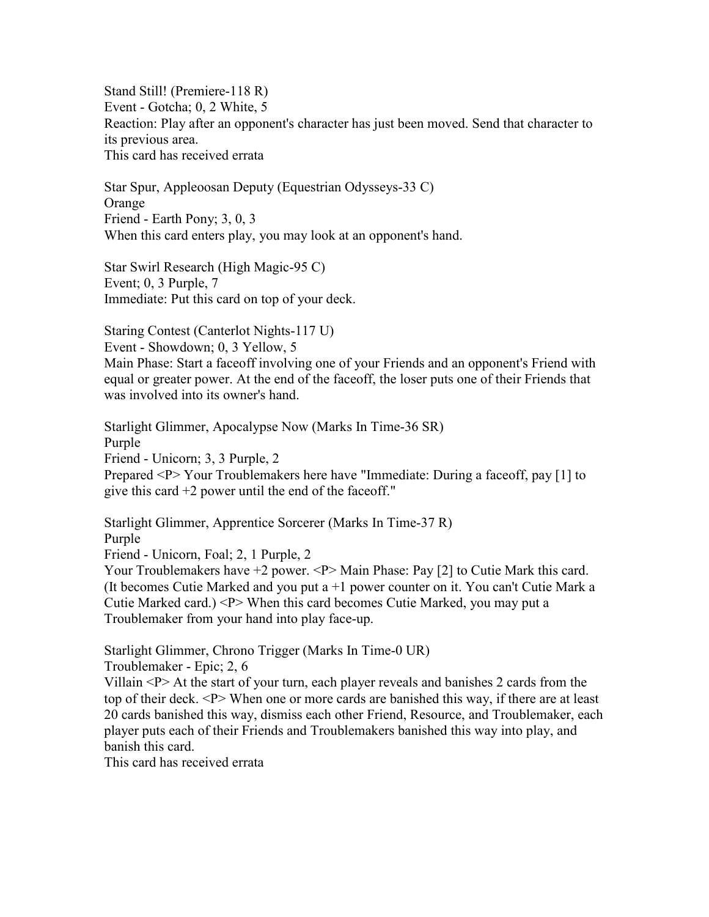Stand Still! (Premiere-118 R)
Event - Gotcha; 0, 2 White, 5
Reaction: Play after an opponent's character has just been moved. Send that character to its previous area.
This card has received errata

Star Spur, Appleoosan Deputy (Equestrian Odysseys-33 C)
Orange
Friend - Earth Pony; 3, 0, 3
When this card enters play, you may look at an opponent's hand.

Star Swirl Research (High Magic-95 C)
Event; 0, 3 Purple, 7
Immediate: Put this card on top of your deck.

Staring Contest (Canterlot Nights-117 U)
Event - Showdown; 0, 3 Yellow, 5
Main Phase: Start a faceoff involving one of your Friends and an opponent's Friend with equal or greater power. At the end of the faceoff, the loser puts one of their Friends that was involved into its owner's hand.

Starlight Glimmer, Apocalypse Now (Marks In Time-36 SR)
Purple
Friend - Unicorn; 3, 3 Purple, 2
Prepared <P> Your Troublemakers here have "Immediate: During a faceoff, pay [1] to give this card +2 power until the end of the faceoff."

Starlight Glimmer, Apprentice Sorcerer (Marks In Time-37 R)
Purple
Friend - Unicorn, Foal; 2, 1 Purple, 2
Your Troublemakers have +2 power. <P> Main Phase: Pay [2] to Cutie Mark this card. (It becomes Cutie Marked and you put a +1 power counter on it. You can't Cutie Mark a Cutie Marked card.) <P> When this card becomes Cutie Marked, you may put a Troublemaker from your hand into play face-up.

Starlight Glimmer, Chrono Trigger (Marks In Time-0 UR)
Troublemaker - Epic; 2, 6
Villain <P> At the start of your turn, each player reveals and banishes 2 cards from the top of their deck. <P> When one or more cards are banished this way, if there are at least 20 cards banished this way, dismiss each other Friend, Resource, and Troublemaker, each player puts each of their Friends and Troublemakers banished this way into play, and banish this card.
This card has received errata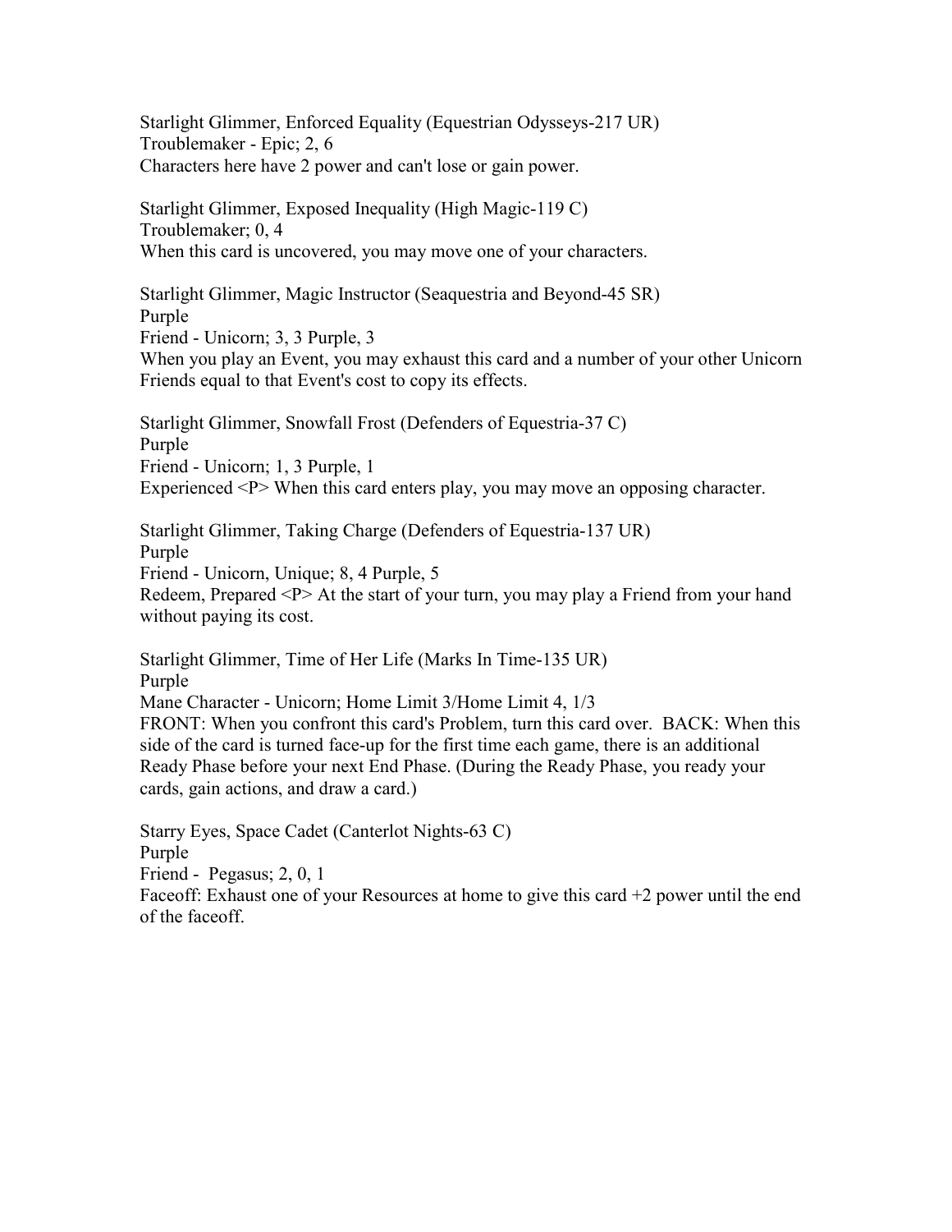Starlight Glimmer, Enforced Equality (Equestrian Odysseys-217 UR)
Troublemaker - Epic; 2, 6
Characters here have 2 power and can't lose or gain power.

Starlight Glimmer, Exposed Inequality (High Magic-119 C)
Troublemaker; 0, 4
When this card is uncovered, you may move one of your characters.

Starlight Glimmer, Magic Instructor (Seaquestria and Beyond-45 SR)
Purple
Friend - Unicorn; 3, 3 Purple, 3
When you play an Event, you may exhaust this card and a number of your other Unicorn Friends equal to that Event's cost to copy its effects.

Starlight Glimmer, Snowfall Frost (Defenders of Equestria-37 C)
Purple
Friend - Unicorn; 1, 3 Purple, 1
Experienced <P> When this card enters play, you may move an opposing character.

Starlight Glimmer, Taking Charge (Defenders of Equestria-137 UR)
Purple
Friend - Unicorn, Unique; 8, 4 Purple, 5
Redeem, Prepared <P> At the start of your turn, you may play a Friend from your hand without paying its cost.

Starlight Glimmer, Time of Her Life (Marks In Time-135 UR)
Purple
Mane Character - Unicorn; Home Limit 3/Home Limit 4, 1/3
FRONT: When you confront this card's Problem, turn this card over. BACK: When this side of the card is turned face-up for the first time each game, there is an additional Ready Phase before your next End Phase. (During the Ready Phase, you ready your cards, gain actions, and draw a card.)

Starry Eyes, Space Cadet (Canterlot Nights-63 C)
Purple
Friend - Pegasus; 2, 0, 1
Faceoff: Exhaust one of your Resources at home to give this card +2 power until the end of the faceoff.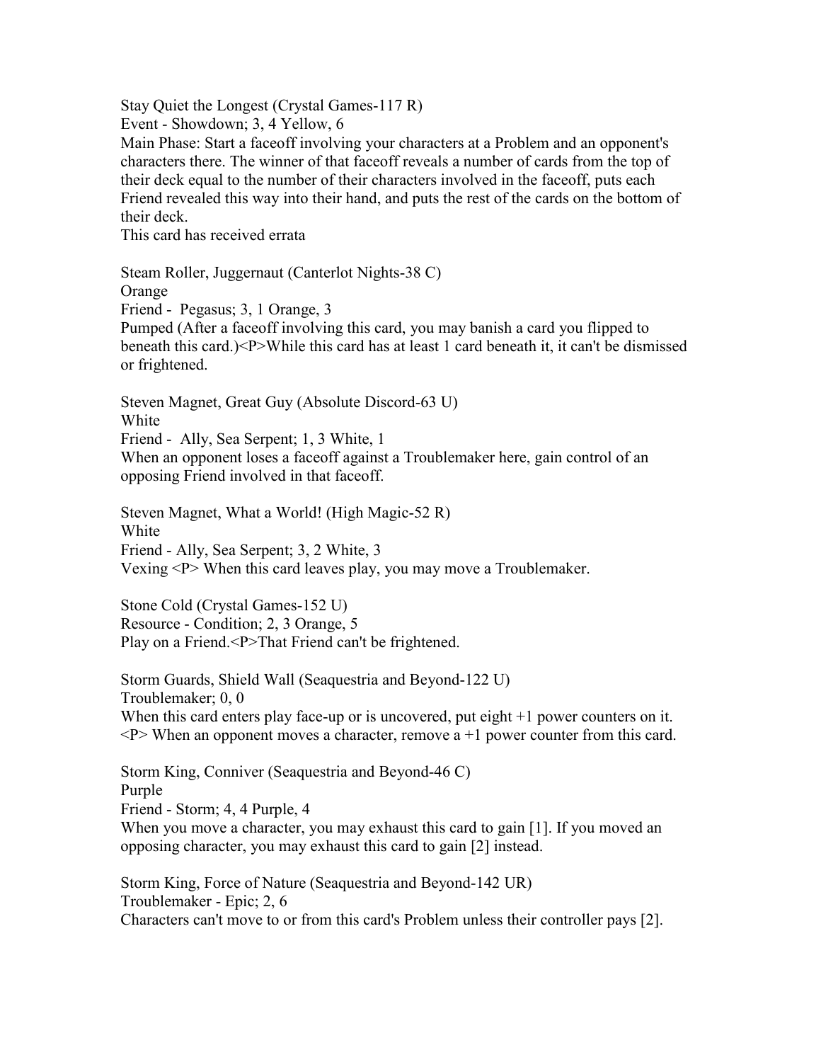Stay Quiet the Longest (Crystal Games-117 R)
Event - Showdown; 3, 4 Yellow, 6
Main Phase: Start a faceoff involving your characters at a Problem and an opponent's characters there. The winner of that faceoff reveals a number of cards from the top of their deck equal to the number of their characters involved in the faceoff, puts each Friend revealed this way into their hand, and puts the rest of the cards on the bottom of their deck.
This card has received errata

Steam Roller, Juggernaut (Canterlot Nights-38 C)
Orange
Friend - Pegasus; 3, 1 Orange, 3
Pumped (After a faceoff involving this card, you may banish a card you flipped to beneath this card.)<P>While this card has at least 1 card beneath it, it can't be dismissed or frightened.

Steven Magnet, Great Guy (Absolute Discord-63 U)
White
Friend - Ally, Sea Serpent; 1, 3 White, 1
When an opponent loses a faceoff against a Troublemaker here, gain control of an opposing Friend involved in that faceoff.

Steven Magnet, What a World! (High Magic-52 R)
White
Friend - Ally, Sea Serpent; 3, 2 White, 3
Vexing <P> When this card leaves play, you may move a Troublemaker.

Stone Cold (Crystal Games-152 U)
Resource - Condition; 2, 3 Orange, 5
Play on a Friend.<P>That Friend can't be frightened.

Storm Guards, Shield Wall (Seaquestria and Beyond-122 U)
Troublemaker; 0, 0
When this card enters play face-up or is uncovered, put eight +1 power counters on it. <P> When an opponent moves a character, remove a +1 power counter from this card.

Storm King, Conniver (Seaquestria and Beyond-46 C)
Purple
Friend - Storm; 4, 4 Purple, 4
When you move a character, you may exhaust this card to gain [1]. If you moved an opposing character, you may exhaust this card to gain [2] instead.

Storm King, Force of Nature (Seaquestria and Beyond-142 UR)
Troublemaker - Epic; 2, 6
Characters can't move to or from this card's Problem unless their controller pays [2].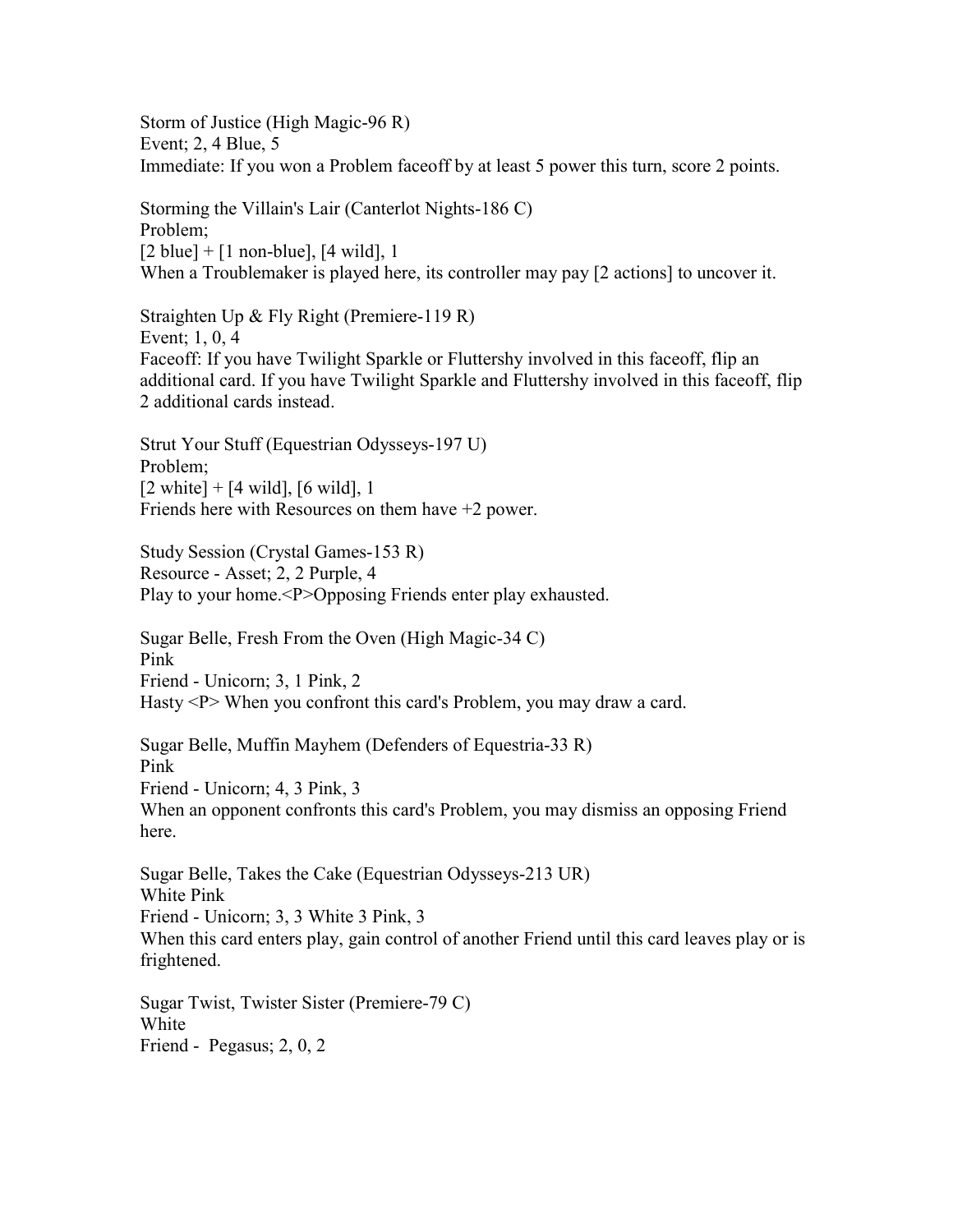Storm of Justice (High Magic-96 R)
Event; 2, 4 Blue, 5
Immediate: If you won a Problem faceoff by at least 5 power this turn, score 2 points.

Storming the Villain's Lair (Canterlot Nights-186 C)
Problem;
[2 blue] + [1 non-blue], [4 wild], 1
When a Troublemaker is played here, its controller may pay [2 actions] to uncover it.

Straighten Up & Fly Right (Premiere-119 R)
Event; 1, 0, 4
Faceoff: If you have Twilight Sparkle or Fluttershy involved in this faceoff, flip an additional card. If you have Twilight Sparkle and Fluttershy involved in this faceoff, flip 2 additional cards instead.

Strut Your Stuff (Equestrian Odysseys-197 U)
Problem;
[2 white] + [4 wild], [6 wild], 1
Friends here with Resources on them have +2 power.

Study Session (Crystal Games-153 R)
Resource - Asset; 2, 2 Purple, 4
Play to your home.<P>Opposing Friends enter play exhausted.

Sugar Belle, Fresh From the Oven (High Magic-34 C)
Pink
Friend - Unicorn; 3, 1 Pink, 2
Hasty <P> When you confront this card's Problem, you may draw a card.

Sugar Belle, Muffin Mayhem (Defenders of Equestria-33 R)
Pink
Friend - Unicorn; 4, 3 Pink, 3
When an opponent confronts this card's Problem, you may dismiss an opposing Friend here.

Sugar Belle, Takes the Cake (Equestrian Odysseys-213 UR)
White Pink
Friend - Unicorn; 3, 3 White 3 Pink, 3
When this card enters play, gain control of another Friend until this card leaves play or is frightened.

Sugar Twist, Twister Sister (Premiere-79 C)
White
Friend - Pegasus; 2, 0, 2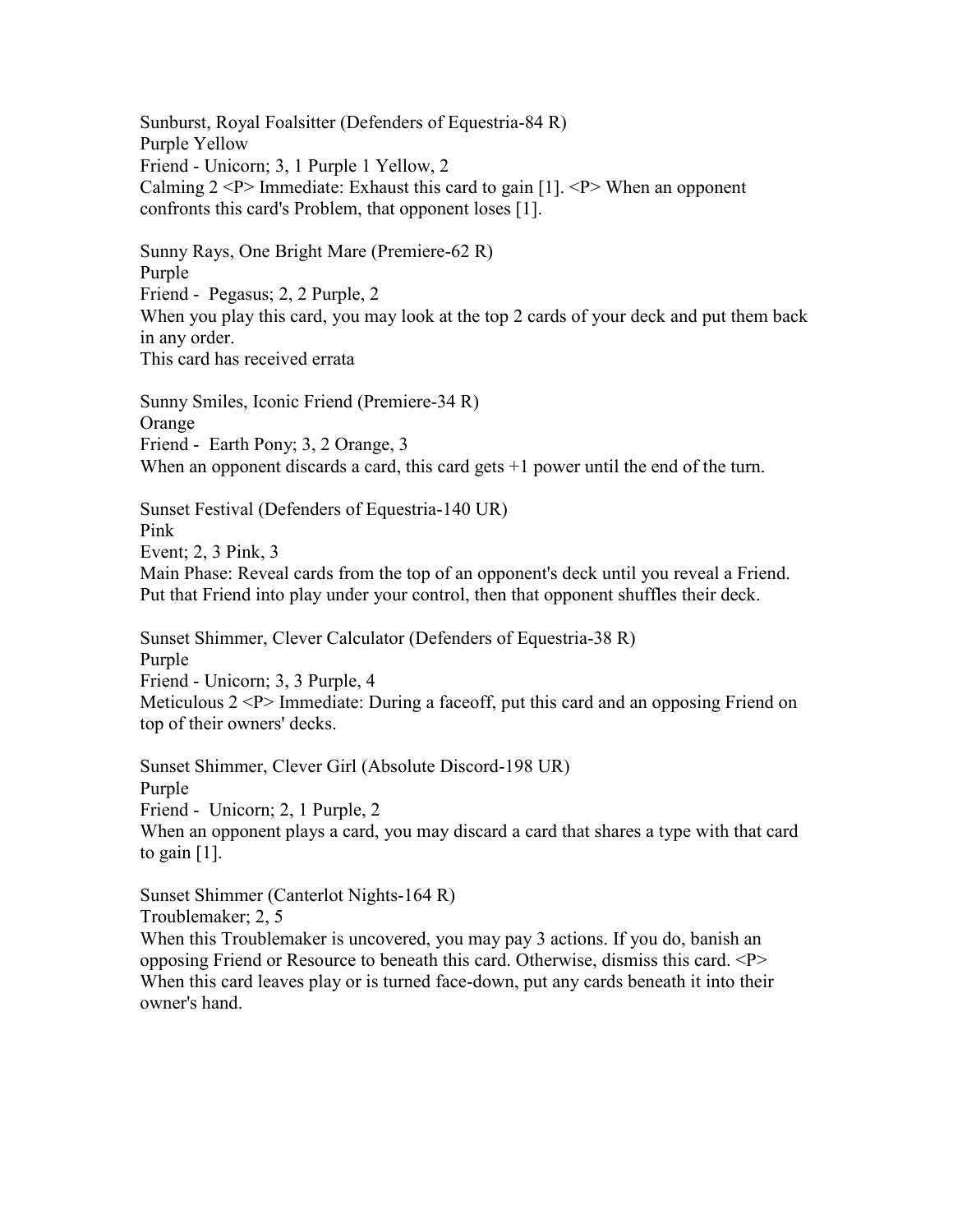Sunburst, Royal Foalsitter (Defenders of Equestria-84 R)
Purple Yellow
Friend - Unicorn; 3, 1 Purple 1 Yellow, 2
Calming 2 <P> Immediate: Exhaust this card to gain [1]. <P> When an opponent confronts this card's Problem, that opponent loses [1].

Sunny Rays, One Bright Mare (Premiere-62 R)
Purple
Friend - Pegasus; 2, 2 Purple, 2
When you play this card, you may look at the top 2 cards of your deck and put them back in any order.
This card has received errata

Sunny Smiles, Iconic Friend (Premiere-34 R)
Orange
Friend - Earth Pony; 3, 2 Orange, 3
When an opponent discards a card, this card gets +1 power until the end of the turn.

Sunset Festival (Defenders of Equestria-140 UR)
Pink
Event; 2, 3 Pink, 3
Main Phase: Reveal cards from the top of an opponent's deck until you reveal a Friend. Put that Friend into play under your control, then that opponent shuffles their deck.

Sunset Shimmer, Clever Calculator (Defenders of Equestria-38 R)
Purple
Friend - Unicorn; 3, 3 Purple, 4
Meticulous 2 <P> Immediate: During a faceoff, put this card and an opposing Friend on top of their owners' decks.

Sunset Shimmer, Clever Girl (Absolute Discord-198 UR)
Purple
Friend - Unicorn; 2, 1 Purple, 2
When an opponent plays a card, you may discard a card that shares a type with that card to gain [1].

Sunset Shimmer (Canterlot Nights-164 R)
Troublemaker; 2, 5
When this Troublemaker is uncovered, you may pay 3 actions. If you do, banish an opposing Friend or Resource to beneath this card. Otherwise, dismiss this card. <P> When this card leaves play or is turned face-down, put any cards beneath it into their owner's hand.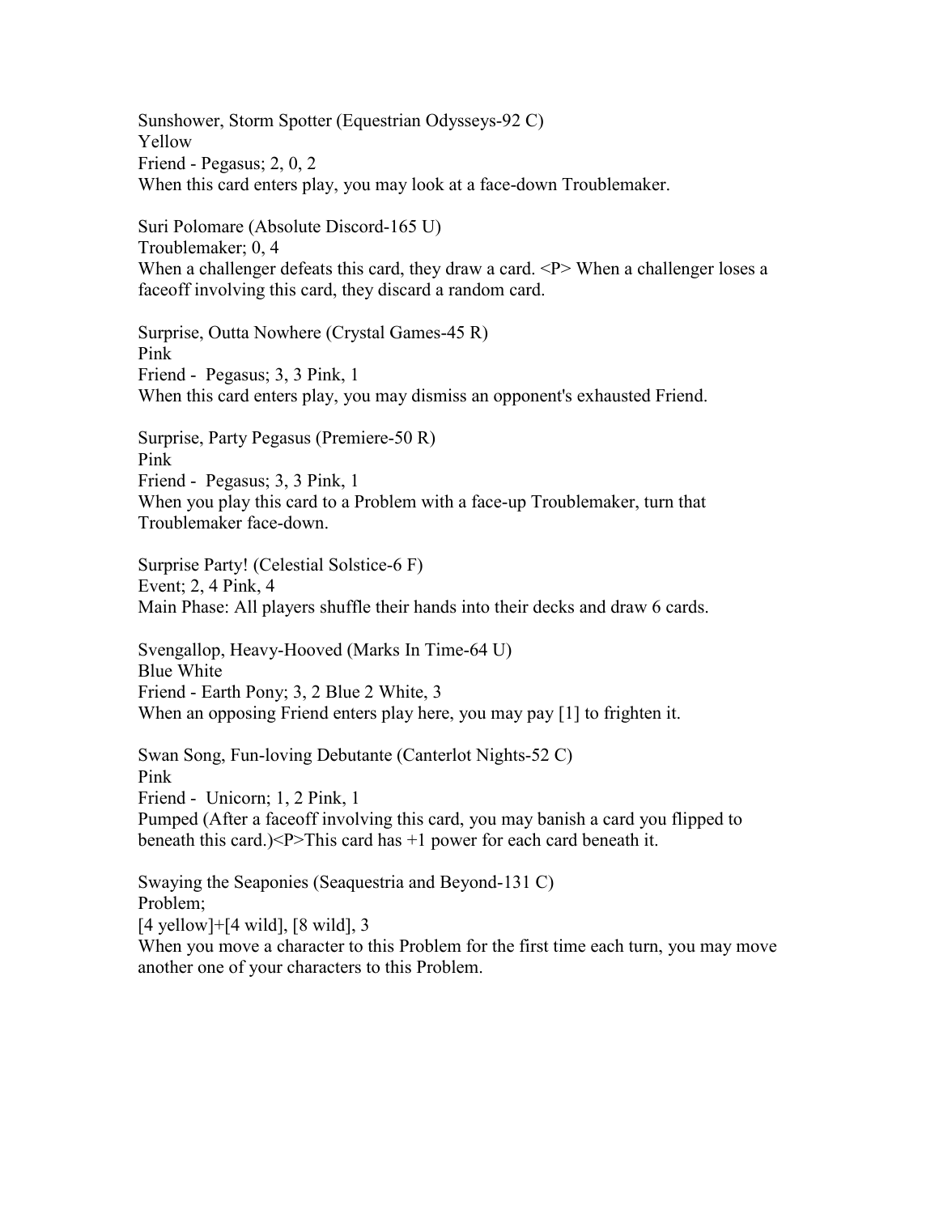Sunshower, Storm Spotter (Equestrian Odysseys-92 C)
Yellow
Friend - Pegasus; 2, 0, 2
When this card enters play, you may look at a face-down Troublemaker.

Suri Polomare (Absolute Discord-165 U)
Troublemaker; 0, 4
When a challenger defeats this card, they draw a card. <P> When a challenger loses a faceoff involving this card, they discard a random card.

Surprise, Outta Nowhere (Crystal Games-45 R)
Pink
Friend - Pegasus; 3, 3 Pink, 1
When this card enters play, you may dismiss an opponent's exhausted Friend.

Surprise, Party Pegasus (Premiere-50 R)
Pink
Friend - Pegasus; 3, 3 Pink, 1
When you play this card to a Problem with a face-up Troublemaker, turn that Troublemaker face-down.

Surprise Party! (Celestial Solstice-6 F)
Event; 2, 4 Pink, 4
Main Phase: All players shuffle their hands into their decks and draw 6 cards.

Svengallop, Heavy-Hooved (Marks In Time-64 U)
Blue White
Friend - Earth Pony; 3, 2 Blue 2 White, 3
When an opposing Friend enters play here, you may pay [1] to frighten it.

Swan Song, Fun-loving Debutante (Canterlot Nights-52 C)
Pink
Friend - Unicorn; 1, 2 Pink, 1
Pumped (After a faceoff involving this card, you may banish a card you flipped to beneath this card.)<P>This card has +1 power for each card beneath it.

Swaying the Seaponies (Seaquestria and Beyond-131 C)
Problem;
[4 yellow]+[4 wild], [8 wild], 3
When you move a character to this Problem for the first time each turn, you may move another one of your characters to this Problem.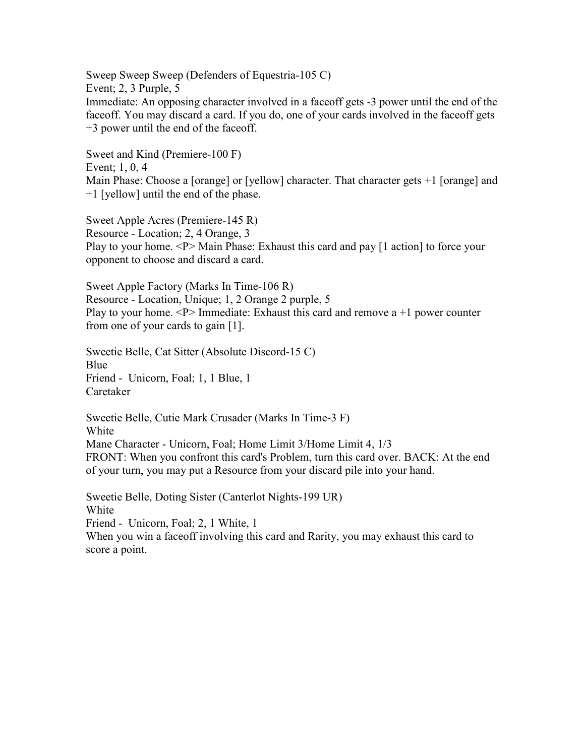Sweep Sweep Sweep (Defenders of Equestria-105 C)
Event; 2, 3 Purple, 5
Immediate: An opposing character involved in a faceoff gets -3 power until the end of the faceoff. You may discard a card. If you do, one of your cards involved in the faceoff gets +3 power until the end of the faceoff.

Sweet and Kind (Premiere-100 F)
Event; 1, 0, 4
Main Phase: Choose a [orange] or [yellow] character. That character gets +1 [orange] and +1 [yellow] until the end of the phase.

Sweet Apple Acres (Premiere-145 R)
Resource - Location; 2, 4 Orange, 3
Play to your home. <P> Main Phase: Exhaust this card and pay [1 action] to force your opponent to choose and discard a card.

Sweet Apple Factory (Marks In Time-106 R)
Resource - Location, Unique; 1, 2 Orange 2 purple, 5
Play to your home. <P> Immediate: Exhaust this card and remove a +1 power counter from one of your cards to gain [1].

Sweetie Belle, Cat Sitter (Absolute Discord-15 C)
Blue
Friend - Unicorn, Foal; 1, 1 Blue, 1
Caretaker

Sweetie Belle, Cutie Mark Crusader (Marks In Time-3 F)
White
Mane Character - Unicorn, Foal; Home Limit 3/Home Limit 4, 1/3
FRONT: When you confront this card's Problem, turn this card over. BACK: At the end of your turn, you may put a Resource from your discard pile into your hand.

Sweetie Belle, Doting Sister (Canterlot Nights-199 UR)
White
Friend - Unicorn, Foal; 2, 1 White, 1
When you win a faceoff involving this card and Rarity, you may exhaust this card to score a point.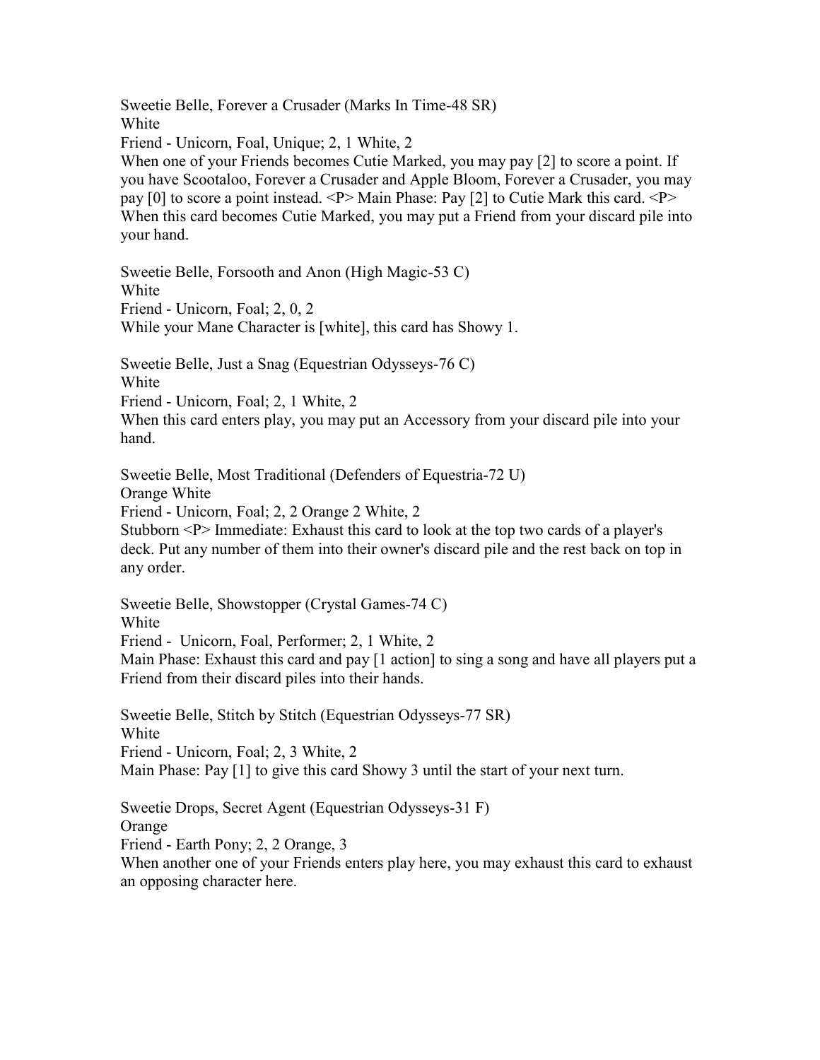Sweetie Belle, Forever a Crusader (Marks In Time-48 SR)
White
Friend - Unicorn, Foal, Unique; 2, 1 White, 2
When one of your Friends becomes Cutie Marked, you may pay [2] to score a point. If you have Scootaloo, Forever a Crusader and Apple Bloom, Forever a Crusader, you may pay [0] to score a point instead. <P> Main Phase: Pay [2] to Cutie Mark this card. <P> When this card becomes Cutie Marked, you may put a Friend from your discard pile into your hand.

Sweetie Belle, Forsooth and Anon (High Magic-53 C)
White
Friend - Unicorn, Foal; 2, 0, 2
While your Mane Character is [white], this card has Showy 1.

Sweetie Belle, Just a Snag (Equestrian Odysseys-76 C)
White
Friend - Unicorn, Foal; 2, 1 White, 2
When this card enters play, you may put an Accessory from your discard pile into your hand.

Sweetie Belle, Most Traditional (Defenders of Equestria-72 U)
Orange White
Friend - Unicorn, Foal; 2, 2 Orange 2 White, 2
Stubborn <P> Immediate: Exhaust this card to look at the top two cards of a player's deck. Put any number of them into their owner's discard pile and the rest back on top in any order.

Sweetie Belle, Showstopper (Crystal Games-74 C)
White
Friend - Unicorn, Foal, Performer; 2, 1 White, 2
Main Phase: Exhaust this card and pay [1 action] to sing a song and have all players put a Friend from their discard piles into their hands.

Sweetie Belle, Stitch by Stitch (Equestrian Odysseys-77 SR)
White
Friend - Unicorn, Foal; 2, 3 White, 2
Main Phase: Pay [1] to give this card Showy 3 until the start of your next turn.

Sweetie Drops, Secret Agent (Equestrian Odysseys-31 F)
Orange
Friend - Earth Pony; 2, 2 Orange, 3
When another one of your Friends enters play here, you may exhaust this card to exhaust an opposing character here.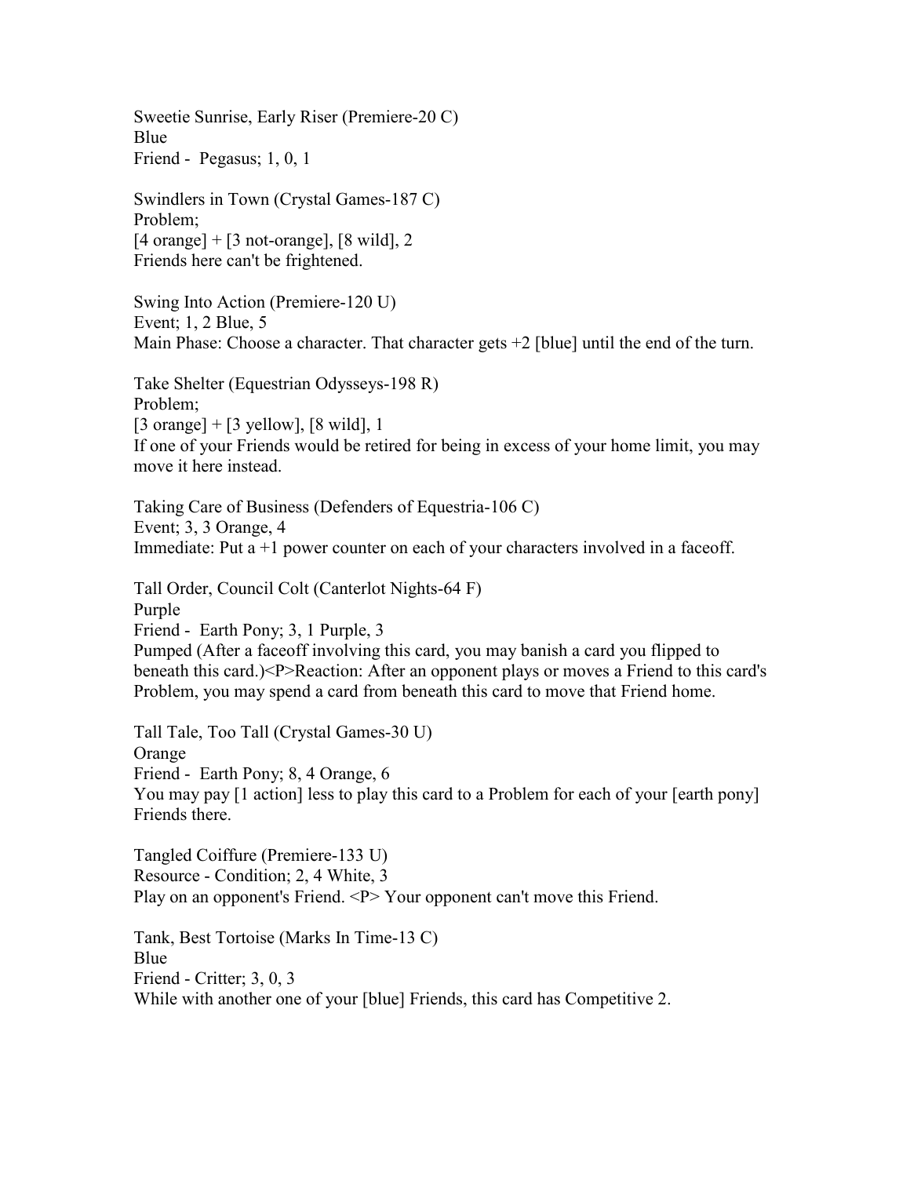Sweetie Sunrise, Early Riser (Premiere-20 C)
Blue
Friend - Pegasus; 1, 0, 1

Swindlers in Town (Crystal Games-187 C)
Problem;
[4 orange] + [3 not-orange], [8 wild], 2
Friends here can't be frightened.

Swing Into Action (Premiere-120 U)
Event; 1, 2 Blue, 5
Main Phase: Choose a character. That character gets +2 [blue] until the end of the turn.

Take Shelter (Equestrian Odysseys-198 R)
Problem;
[3 orange] + [3 yellow], [8 wild], 1
If one of your Friends would be retired for being in excess of your home limit, you may move it here instead.

Taking Care of Business (Defenders of Equestria-106 C)
Event; 3, 3 Orange, 4
Immediate: Put a +1 power counter on each of your characters involved in a faceoff.

Tall Order, Council Colt (Canterlot Nights-64 F)
Purple
Friend - Earth Pony; 3, 1 Purple, 3
Pumped (After a faceoff involving this card, you may banish a card you flipped to beneath this card.)<P>Reaction: After an opponent plays or moves a Friend to this card's Problem, you may spend a card from beneath this card to move that Friend home.

Tall Tale, Too Tall (Crystal Games-30 U)
Orange
Friend - Earth Pony; 8, 4 Orange, 6
You may pay [1 action] less to play this card to a Problem for each of your [earth pony] Friends there.

Tangled Coiffure (Premiere-133 U)
Resource - Condition; 2, 4 White, 3
Play on an opponent's Friend. <P> Your opponent can't move this Friend.

Tank, Best Tortoise (Marks In Time-13 C)
Blue
Friend - Critter; 3, 0, 3
While with another one of your [blue] Friends, this card has Competitive 2.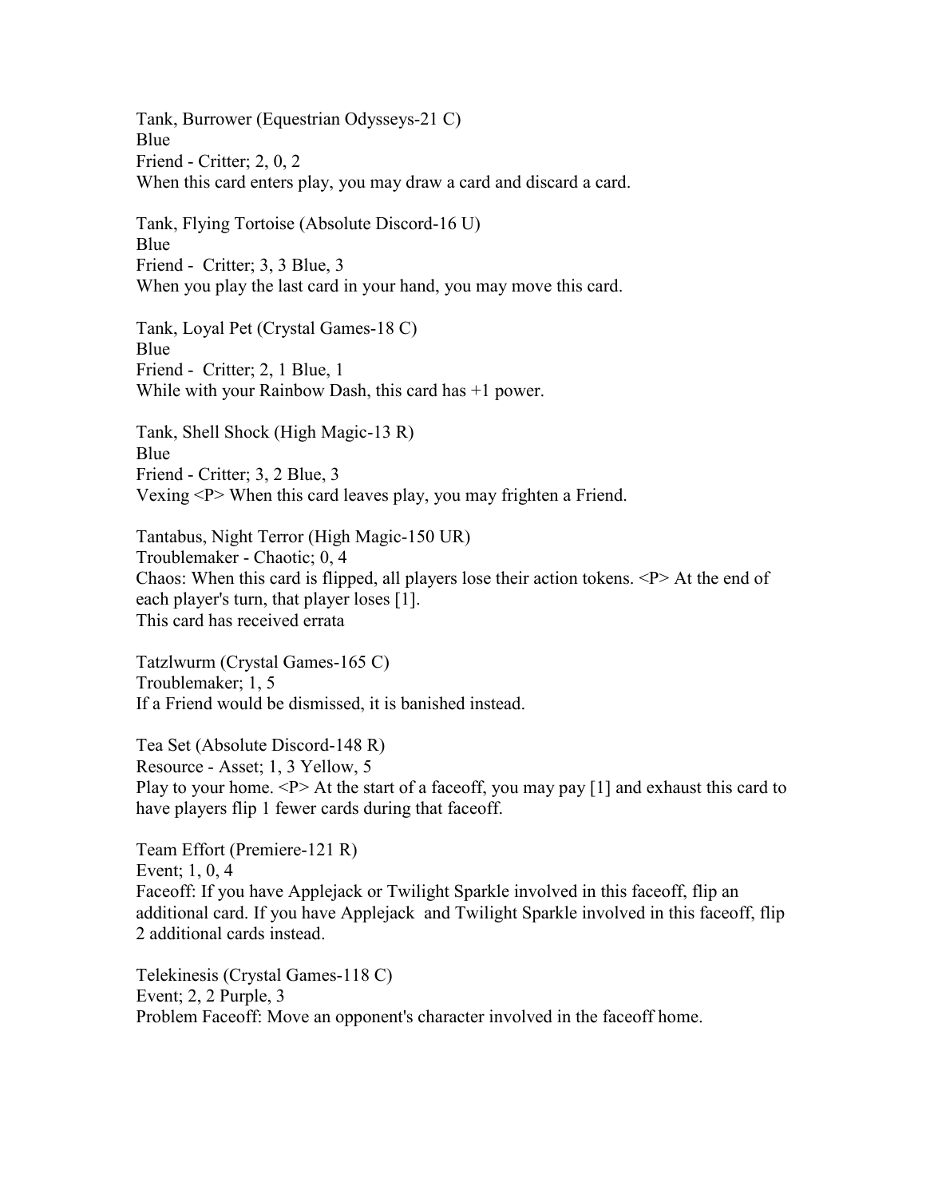Tank, Burrower (Equestrian Odysseys-21 C)
Blue
Friend - Critter; 2, 0, 2
When this card enters play, you may draw a card and discard a card.

Tank, Flying Tortoise (Absolute Discord-16 U)
Blue
Friend - Critter; 3, 3 Blue, 3
When you play the last card in your hand, you may move this card.

Tank, Loyal Pet (Crystal Games-18 C)
Blue
Friend - Critter; 2, 1 Blue, 1
While with your Rainbow Dash, this card has +1 power.

Tank, Shell Shock (High Magic-13 R)
Blue
Friend - Critter; 3, 2 Blue, 3
Vexing <P> When this card leaves play, you may frighten a Friend.

Tantabus, Night Terror (High Magic-150 UR)
Troublemaker - Chaotic; 0, 4
Chaos: When this card is flipped, all players lose their action tokens. <P> At the end of each player's turn, that player loses [1].
This card has received errata

Tatzlwurm (Crystal Games-165 C)
Troublemaker; 1, 5
If a Friend would be dismissed, it is banished instead.

Tea Set (Absolute Discord-148 R)
Resource - Asset; 1, 3 Yellow, 5
Play to your home. <P> At the start of a faceoff, you may pay [1] and exhaust this card to have players flip 1 fewer cards during that faceoff.

Team Effort (Premiere-121 R)
Event; 1, 0, 4
Faceoff: If you have Applejack or Twilight Sparkle involved in this faceoff, flip an additional card. If you have Applejack and Twilight Sparkle involved in this faceoff, flip 2 additional cards instead.

Telekinesis (Crystal Games-118 C)
Event; 2, 2 Purple, 3
Problem Faceoff: Move an opponent's character involved in the faceoff home.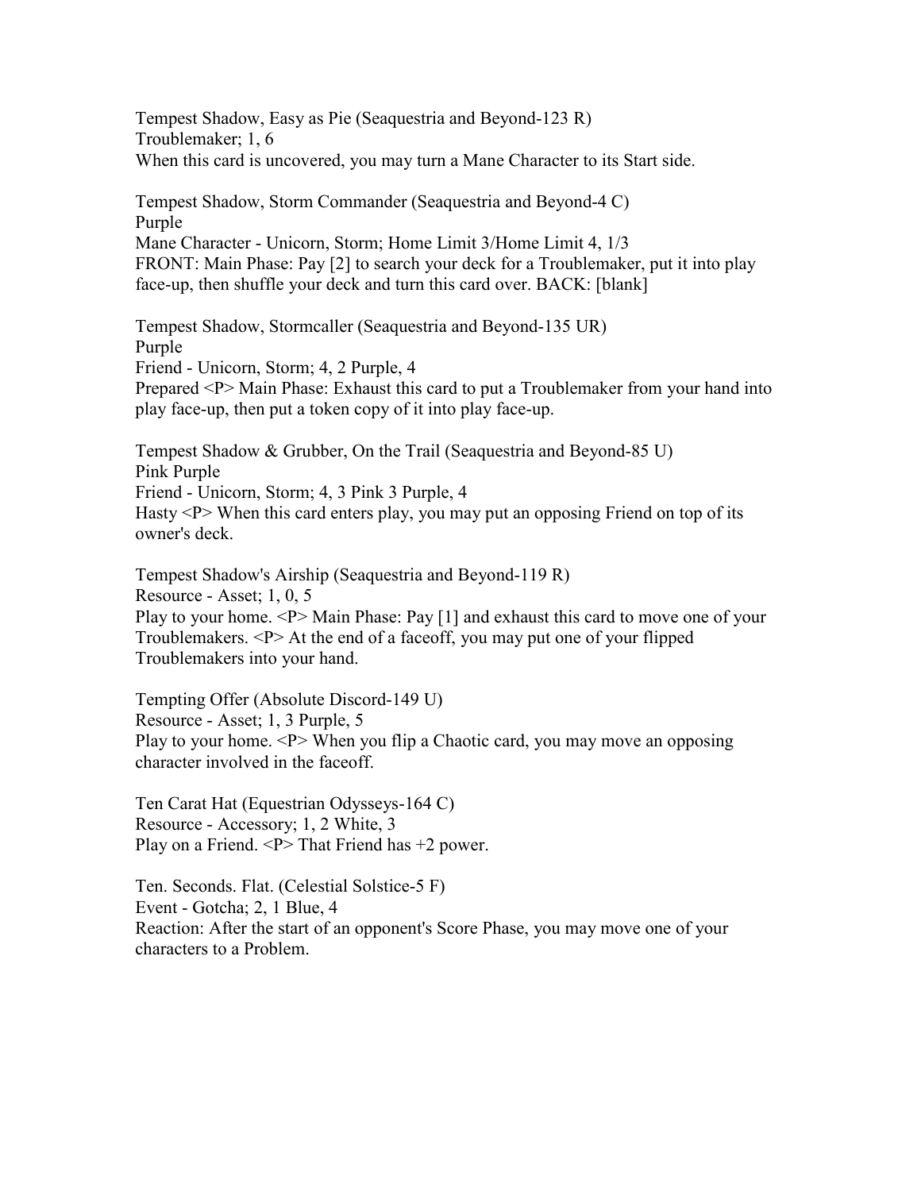Tempest Shadow, Easy as Pie (Seaquestria and Beyond-123 R)
Troublemaker; 1, 6
When this card is uncovered, you may turn a Mane Character to its Start side.

Tempest Shadow, Storm Commander (Seaquestria and Beyond-4 C)
Purple
Mane Character - Unicorn, Storm; Home Limit 3/Home Limit 4, 1/3
FRONT: Main Phase: Pay [2] to search your deck for a Troublemaker, put it into play face-up, then shuffle your deck and turn this card over. BACK: [blank]

Tempest Shadow, Stormcaller (Seaquestria and Beyond-135 UR)
Purple
Friend - Unicorn, Storm; 4, 2 Purple, 4
Prepared <P> Main Phase: Exhaust this card to put a Troublemaker from your hand into play face-up, then put a token copy of it into play face-up.

Tempest Shadow & Grubber, On the Trail (Seaquestria and Beyond-85 U)
Pink Purple
Friend - Unicorn, Storm; 4, 3 Pink 3 Purple, 4
Hasty <P> When this card enters play, you may put an opposing Friend on top of its owner's deck.

Tempest Shadow's Airship (Seaquestria and Beyond-119 R)
Resource - Asset; 1, 0, 5
Play to your home. <P> Main Phase: Pay [1] and exhaust this card to move one of your Troublemakers. <P> At the end of a faceoff, you may put one of your flipped Troublemakers into your hand.

Tempting Offer (Absolute Discord-149 U)
Resource - Asset; 1, 3 Purple, 5
Play to your home. <P> When you flip a Chaotic card, you may move an opposing character involved in the faceoff.

Ten Carat Hat (Equestrian Odysseys-164 C)
Resource - Accessory; 1, 2 White, 3
Play on a Friend. <P> That Friend has +2 power.

Ten. Seconds. Flat. (Celestial Solstice-5 F)
Event - Gotcha; 2, 1 Blue, 4
Reaction: After the start of an opponent's Score Phase, you may move one of your characters to a Problem.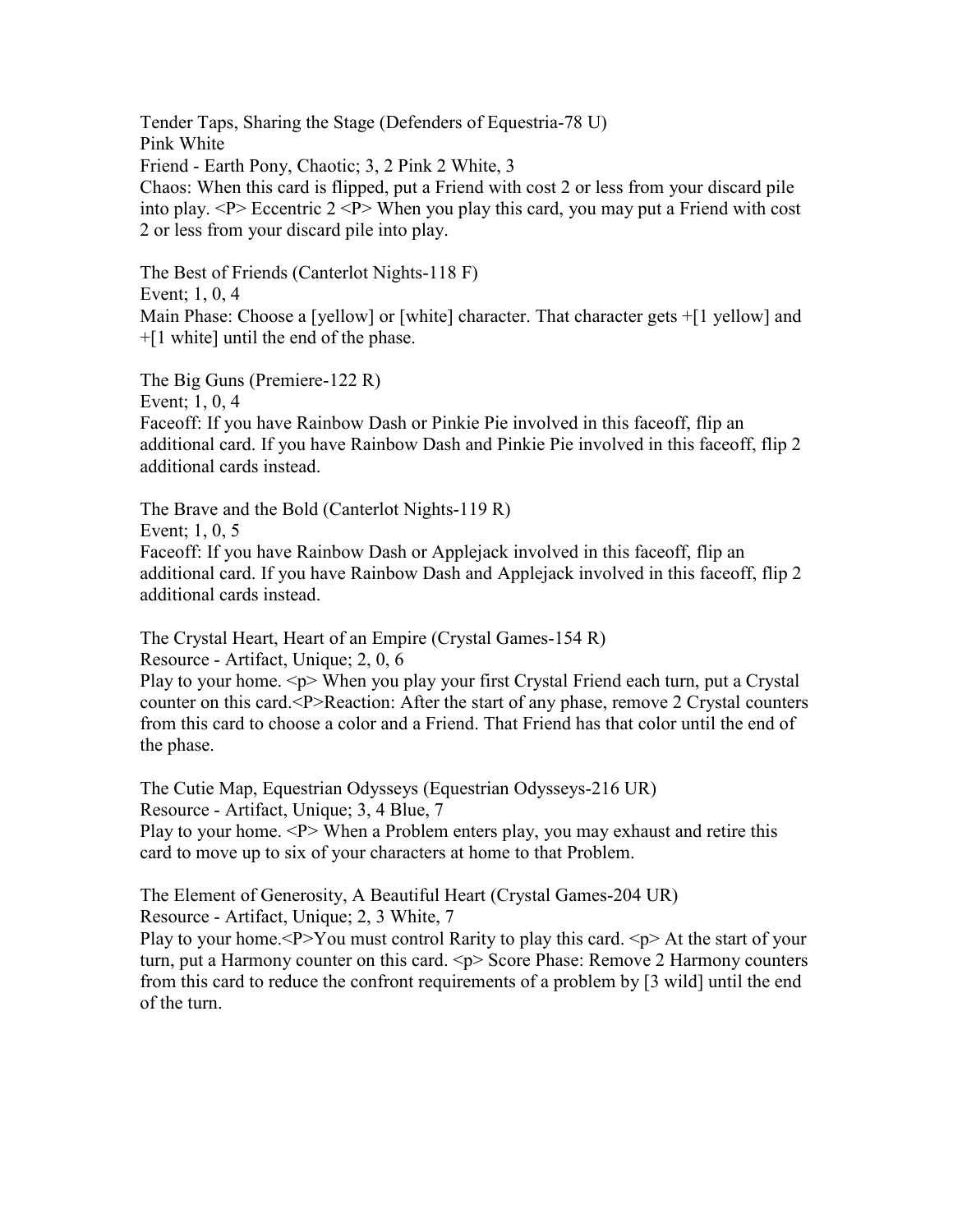Tender Taps, Sharing the Stage (Defenders of Equestria-78 U)
Pink White
Friend - Earth Pony, Chaotic; 3, 2 Pink 2 White, 3
Chaos: When this card is flipped, put a Friend with cost 2 or less from your discard pile into play. <P> Eccentric 2 <P> When you play this card, you may put a Friend with cost 2 or less from your discard pile into play.

The Best of Friends (Canterlot Nights-118 F)
Event; 1, 0, 4
Main Phase: Choose a [yellow] or [white] character. That character gets +[1 yellow] and +[1 white] until the end of the phase.

The Big Guns (Premiere-122 R)
Event; 1, 0, 4
Faceoff: If you have Rainbow Dash or Pinkie Pie involved in this faceoff, flip an additional card. If you have Rainbow Dash and Pinkie Pie involved in this faceoff, flip 2 additional cards instead.

The Brave and the Bold (Canterlot Nights-119 R)
Event; 1, 0, 5
Faceoff: If you have Rainbow Dash or Applejack involved in this faceoff, flip an additional card. If you have Rainbow Dash and Applejack involved in this faceoff, flip 2 additional cards instead.

The Crystal Heart, Heart of an Empire (Crystal Games-154 R)
Resource - Artifact, Unique; 2, 0, 6
Play to your home. <p> When you play your first Crystal Friend each turn, put a Crystal counter on this card.<P>Reaction: After the start of any phase, remove 2 Crystal counters from this card to choose a color and a Friend. That Friend has that color until the end of the phase.

The Cutie Map, Equestrian Odysseys (Equestrian Odysseys-216 UR)
Resource - Artifact, Unique; 3, 4 Blue, 7
Play to your home. <P> When a Problem enters play, you may exhaust and retire this card to move up to six of your characters at home to that Problem.

The Element of Generosity, A Beautiful Heart (Crystal Games-204 UR)
Resource - Artifact, Unique; 2, 3 White, 7
Play to your home.<P>You must control Rarity to play this card. <p> At the start of your turn, put a Harmony counter on this card. <p> Score Phase: Remove 2 Harmony counters from this card to reduce the confront requirements of a problem by [3 wild] until the end of the turn.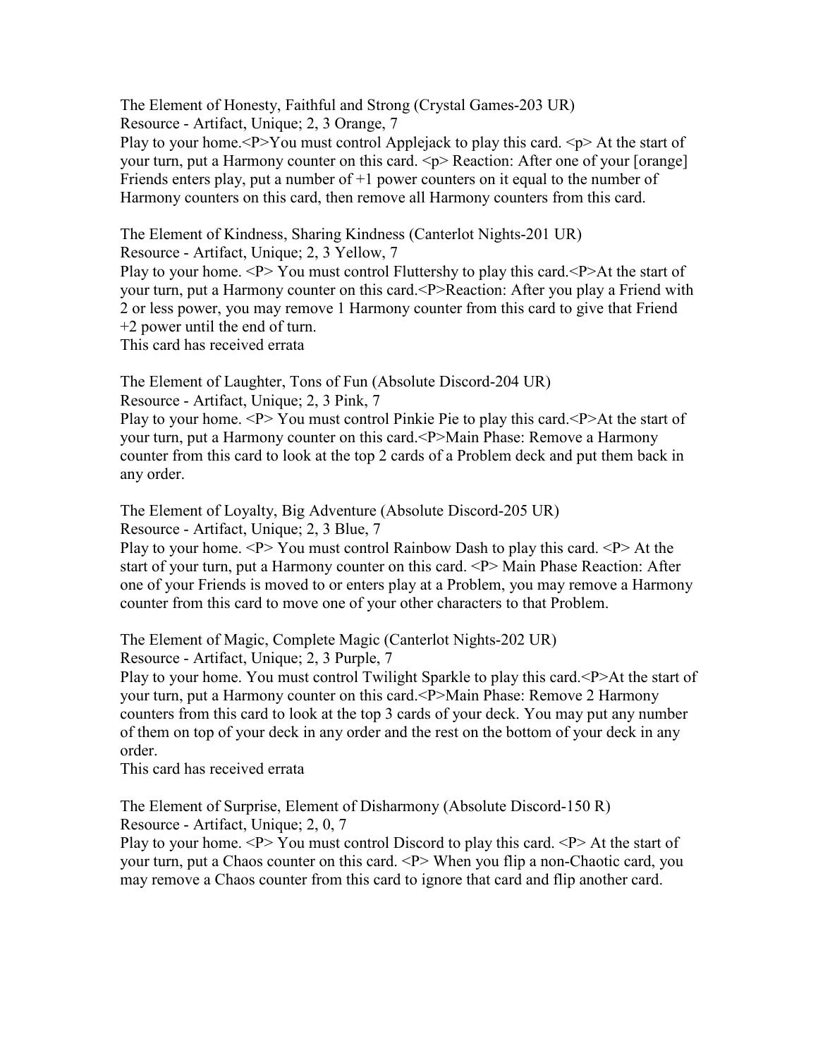The Element of Honesty, Faithful and Strong (Crystal Games-203 UR)
Resource - Artifact, Unique; 2, 3 Orange, 7
Play to your home.<P>You must control Applejack to play this card. <p> At the start of your turn, put a Harmony counter on this card. <p> Reaction: After one of your [orange] Friends enters play, put a number of +1 power counters on it equal to the number of Harmony counters on this card, then remove all Harmony counters from this card.

The Element of Kindness, Sharing Kindness (Canterlot Nights-201 UR)
Resource - Artifact, Unique; 2, 3 Yellow, 7
Play to your home. <P> You must control Fluttershy to play this card.<P>At the start of your turn, put a Harmony counter on this card.<P>Reaction: After you play a Friend with 2 or less power, you may remove 1 Harmony counter from this card to give that Friend +2 power until the end of turn.
This card has received errata

The Element of Laughter, Tons of Fun (Absolute Discord-204 UR)
Resource - Artifact, Unique; 2, 3 Pink, 7
Play to your home. <P> You must control Pinkie Pie to play this card.<P>At the start of your turn, put a Harmony counter on this card.<P>Main Phase: Remove a Harmony counter from this card to look at the top 2 cards of a Problem deck and put them back in any order.

The Element of Loyalty, Big Adventure (Absolute Discord-205 UR)
Resource - Artifact, Unique; 2, 3 Blue, 7
Play to your home. <P> You must control Rainbow Dash to play this card. <P> At the start of your turn, put a Harmony counter on this card. <P> Main Phase Reaction: After one of your Friends is moved to or enters play at a Problem, you may remove a Harmony counter from this card to move one of your other characters to that Problem.

The Element of Magic, Complete Magic (Canterlot Nights-202 UR)
Resource - Artifact, Unique; 2, 3 Purple, 7
Play to your home. You must control Twilight Sparkle to play this card.<P>At the start of your turn, put a Harmony counter on this card.<P>Main Phase: Remove 2 Harmony counters from this card to look at the top 3 cards of your deck. You may put any number of them on top of your deck in any order and the rest on the bottom of your deck in any order.
This card has received errata

The Element of Surprise, Element of Disharmony (Absolute Discord-150 R)
Resource - Artifact, Unique; 2, 0, 7
Play to your home. <P> You must control Discord to play this card. <P> At the start of your turn, put a Chaos counter on this card. <P> When you flip a non-Chaotic card, you may remove a Chaos counter from this card to ignore that card and flip another card.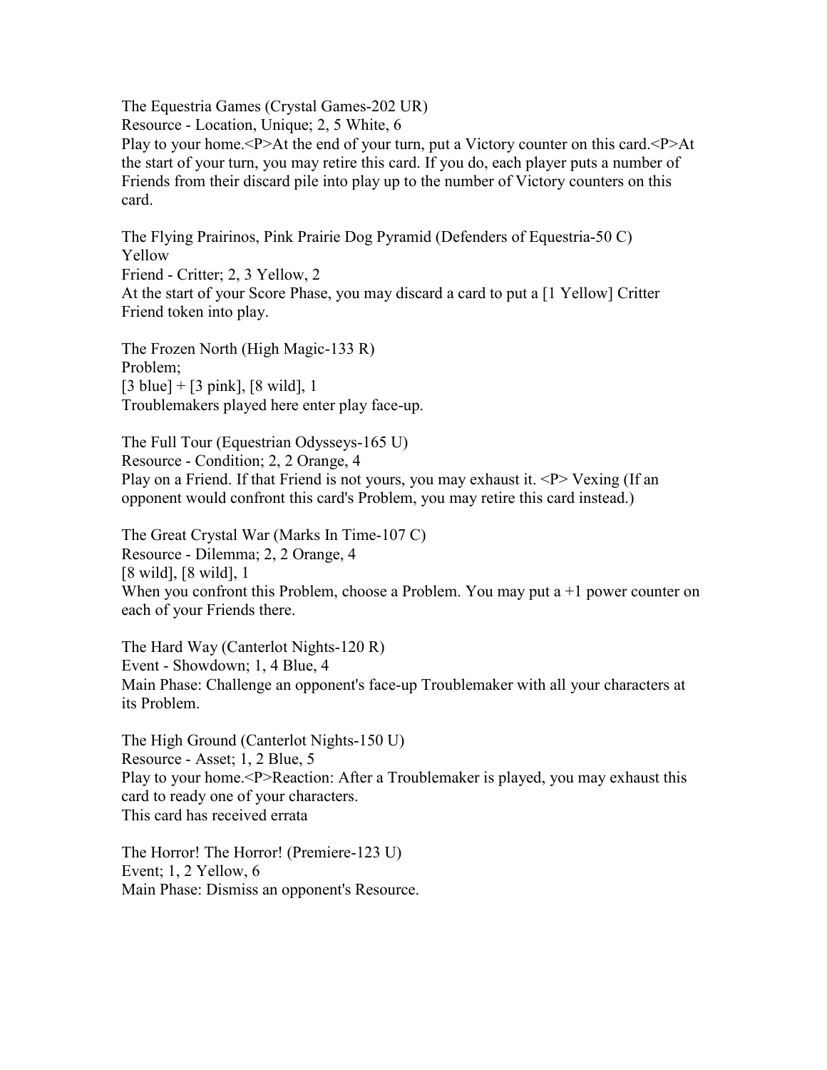The Equestria Games (Crystal Games-202 UR)
Resource - Location, Unique; 2, 5 White, 6
Play to your home.<P>At the end of your turn, put a Victory counter on this card.<P>At the start of your turn, you may retire this card. If you do, each player puts a number of Friends from their discard pile into play up to the number of Victory counters on this card.

The Flying Prairinos, Pink Prairie Dog Pyramid (Defenders of Equestria-50 C)
Yellow
Friend - Critter; 2, 3 Yellow, 2
At the start of your Score Phase, you may discard a card to put a [1 Yellow] Critter Friend token into play.

The Frozen North (High Magic-133 R)
Problem;
[3 blue] + [3 pink], [8 wild], 1
Troublemakers played here enter play face-up.

The Full Tour (Equestrian Odysseys-165 U)
Resource - Condition; 2, 2 Orange, 4
Play on a Friend. If that Friend is not yours, you may exhaust it. <P> Vexing (If an opponent would confront this card's Problem, you may retire this card instead.)

The Great Crystal War (Marks In Time-107 C)
Resource - Dilemma; 2, 2 Orange, 4
[8 wild], [8 wild], 1
When you confront this Problem, choose a Problem. You may put a +1 power counter on each of your Friends there.

The Hard Way (Canterlot Nights-120 R)
Event - Showdown; 1, 4 Blue, 4
Main Phase: Challenge an opponent's face-up Troublemaker with all your characters at its Problem.

The High Ground (Canterlot Nights-150 U)
Resource - Asset; 1, 2 Blue, 5
Play to your home.<P>Reaction: After a Troublemaker is played, you may exhaust this card to ready one of your characters.
This card has received errata

The Horror! The Horror! (Premiere-123 U)
Event; 1, 2 Yellow, 6
Main Phase: Dismiss an opponent's Resource.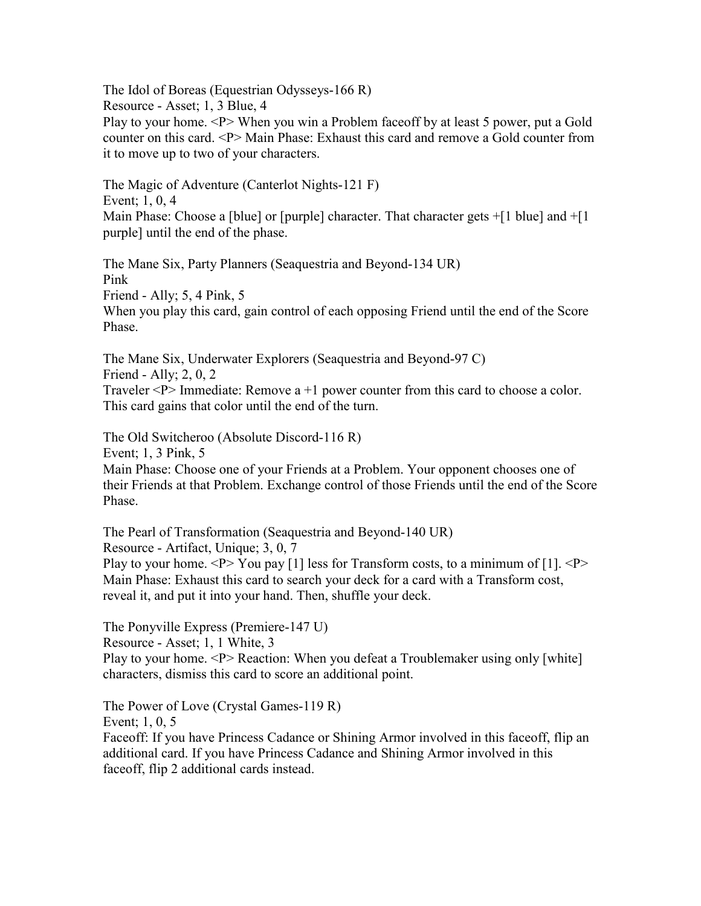The Idol of Boreas (Equestrian Odysseys-166 R)
Resource - Asset; 1, 3 Blue, 4
Play to your home. <P> When you win a Problem faceoff by at least 5 power, put a Gold counter on this card. <P> Main Phase: Exhaust this card and remove a Gold counter from it to move up to two of your characters.

The Magic of Adventure (Canterlot Nights-121 F)
Event; 1, 0, 4
Main Phase: Choose a [blue] or [purple] character. That character gets +[1 blue] and +[1 purple] until the end of the phase.

The Mane Six, Party Planners (Seaquestria and Beyond-134 UR)
Pink
Friend - Ally; 5, 4 Pink, 5
When you play this card, gain control of each opposing Friend until the end of the Score Phase.

The Mane Six, Underwater Explorers (Seaquestria and Beyond-97 C)
Friend - Ally; 2, 0, 2
Traveler <P> Immediate: Remove a +1 power counter from this card to choose a color. This card gains that color until the end of the turn.

The Old Switcheroo (Absolute Discord-116 R)
Event; 1, 3 Pink, 5
Main Phase: Choose one of your Friends at a Problem. Your opponent chooses one of their Friends at that Problem. Exchange control of those Friends until the end of the Score Phase.

The Pearl of Transformation (Seaquestria and Beyond-140 UR)
Resource - Artifact, Unique; 3, 0, 7
Play to your home. <P> You pay [1] less for Transform costs, to a minimum of [1]. <P> Main Phase: Exhaust this card to search your deck for a card with a Transform cost, reveal it, and put it into your hand. Then, shuffle your deck.

The Ponyville Express (Premiere-147 U)
Resource - Asset; 1, 1 White, 3
Play to your home. <P> Reaction: When you defeat a Troublemaker using only [white] characters, dismiss this card to score an additional point.

The Power of Love (Crystal Games-119 R)
Event; 1, 0, 5
Faceoff: If you have Princess Cadance or Shining Armor involved in this faceoff, flip an additional card. If you have Princess Cadance and Shining Armor involved in this faceoff, flip 2 additional cards instead.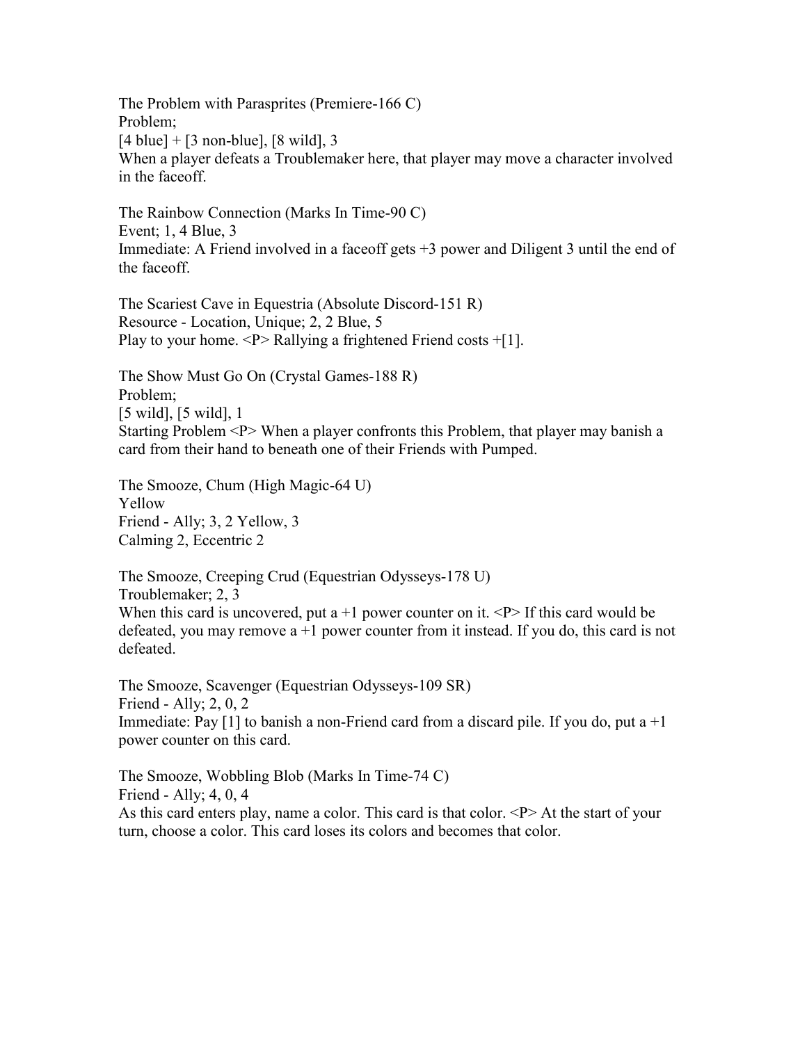The Problem with Parasprites (Premiere-166 C)
Problem;
[4 blue] + [3 non-blue], [8 wild], 3
When a player defeats a Troublemaker here, that player may move a character involved in the faceoff.

The Rainbow Connection (Marks In Time-90 C)
Event; 1, 4 Blue, 3
Immediate: A Friend involved in a faceoff gets +3 power and Diligent 3 until the end of the faceoff.

The Scariest Cave in Equestria (Absolute Discord-151 R)
Resource - Location, Unique; 2, 2 Blue, 5
Play to your home. <P> Rallying a frightened Friend costs +[1].

The Show Must Go On (Crystal Games-188 R)
Problem;
[5 wild], [5 wild], 1
Starting Problem <P> When a player confronts this Problem, that player may banish a card from their hand to beneath one of their Friends with Pumped.

The Smooze, Chum (High Magic-64 U)
Yellow
Friend - Ally; 3, 2 Yellow, 3
Calming 2, Eccentric 2

The Smooze, Creeping Crud (Equestrian Odysseys-178 U)
Troublemaker; 2, 3
When this card is uncovered, put a +1 power counter on it. <P> If this card would be defeated, you may remove a +1 power counter from it instead. If you do, this card is not defeated.

The Smooze, Scavenger (Equestrian Odysseys-109 SR)
Friend - Ally; 2, 0, 2
Immediate: Pay [1] to banish a non-Friend card from a discard pile. If you do, put a +1 power counter on this card.

The Smooze, Wobbling Blob (Marks In Time-74 C)
Friend - Ally; 4, 0, 4
As this card enters play, name a color. This card is that color. <P> At the start of your turn, choose a color. This card loses its colors and becomes that color.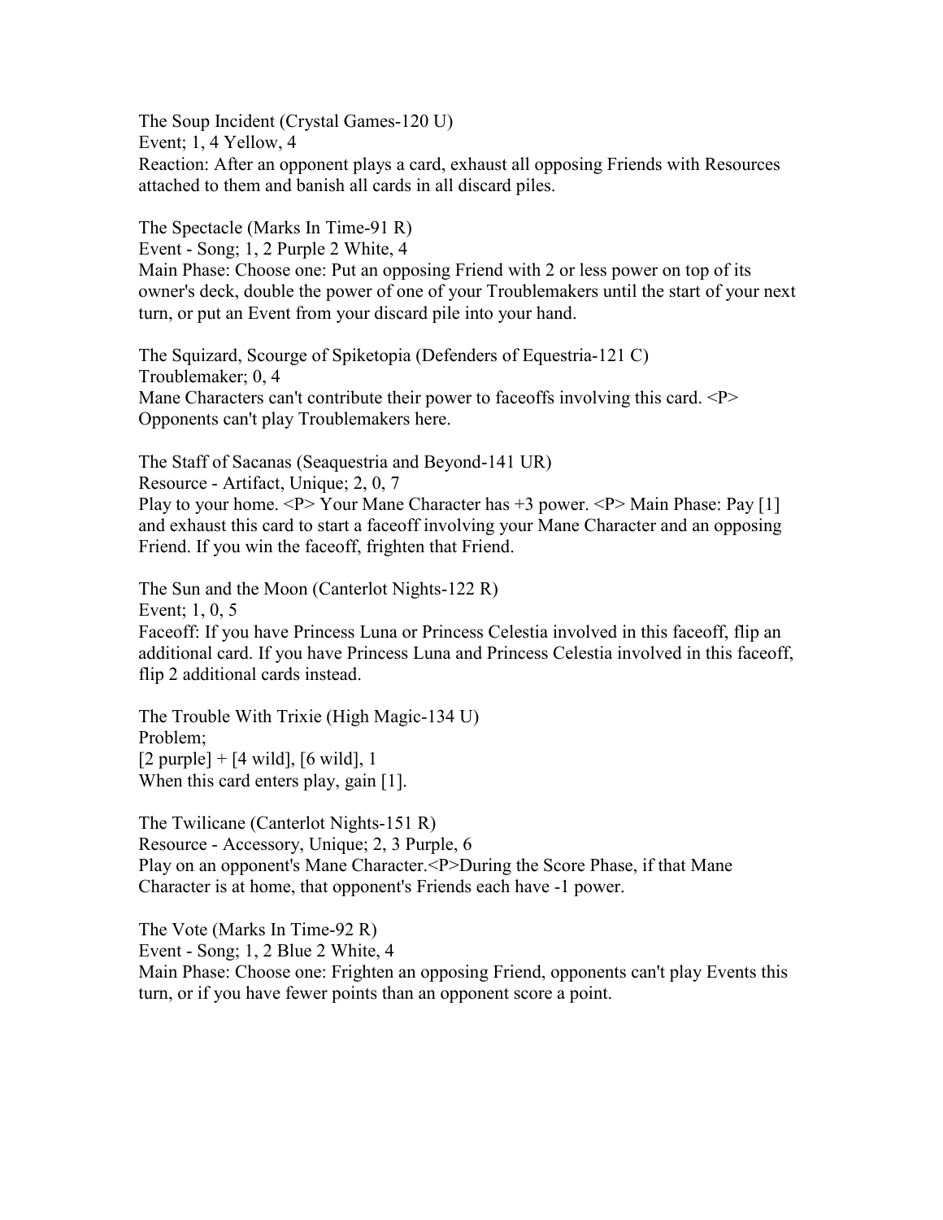The Soup Incident (Crystal Games-120 U)
Event; 1, 4 Yellow, 4
Reaction: After an opponent plays a card, exhaust all opposing Friends with Resources attached to them and banish all cards in all discard piles.

The Spectacle (Marks In Time-91 R)
Event - Song; 1, 2 Purple 2 White, 4
Main Phase: Choose one: Put an opposing Friend with 2 or less power on top of its owner's deck, double the power of one of your Troublemakers until the start of your next turn, or put an Event from your discard pile into your hand.

The Squizard, Scourge of Spiketopia (Defenders of Equestria-121 C)
Troublemaker; 0, 4
Mane Characters can't contribute their power to faceoffs involving this card. <P> Opponents can't play Troublemakers here.

The Staff of Sacanas (Seaquestria and Beyond-141 UR)
Resource - Artifact, Unique; 2, 0, 7
Play to your home. <P> Your Mane Character has +3 power. <P> Main Phase: Pay [1] and exhaust this card to start a faceoff involving your Mane Character and an opposing Friend. If you win the faceoff, frighten that Friend.

The Sun and the Moon (Canterlot Nights-122 R)
Event; 1, 0, 5
Faceoff: If you have Princess Luna or Princess Celestia involved in this faceoff, flip an additional card. If you have Princess Luna and Princess Celestia involved in this faceoff, flip 2 additional cards instead.

The Trouble With Trixie (High Magic-134 U)
Problem;
[2 purple] + [4 wild], [6 wild], 1
When this card enters play, gain [1].

The Twilicane (Canterlot Nights-151 R)
Resource - Accessory, Unique; 2, 3 Purple, 6
Play on an opponent's Mane Character.<P>During the Score Phase, if that Mane Character is at home, that opponent's Friends each have -1 power.

The Vote (Marks In Time-92 R)
Event - Song; 1, 2 Blue 2 White, 4
Main Phase: Choose one: Frighten an opposing Friend, opponents can't play Events this turn, or if you have fewer points than an opponent score a point.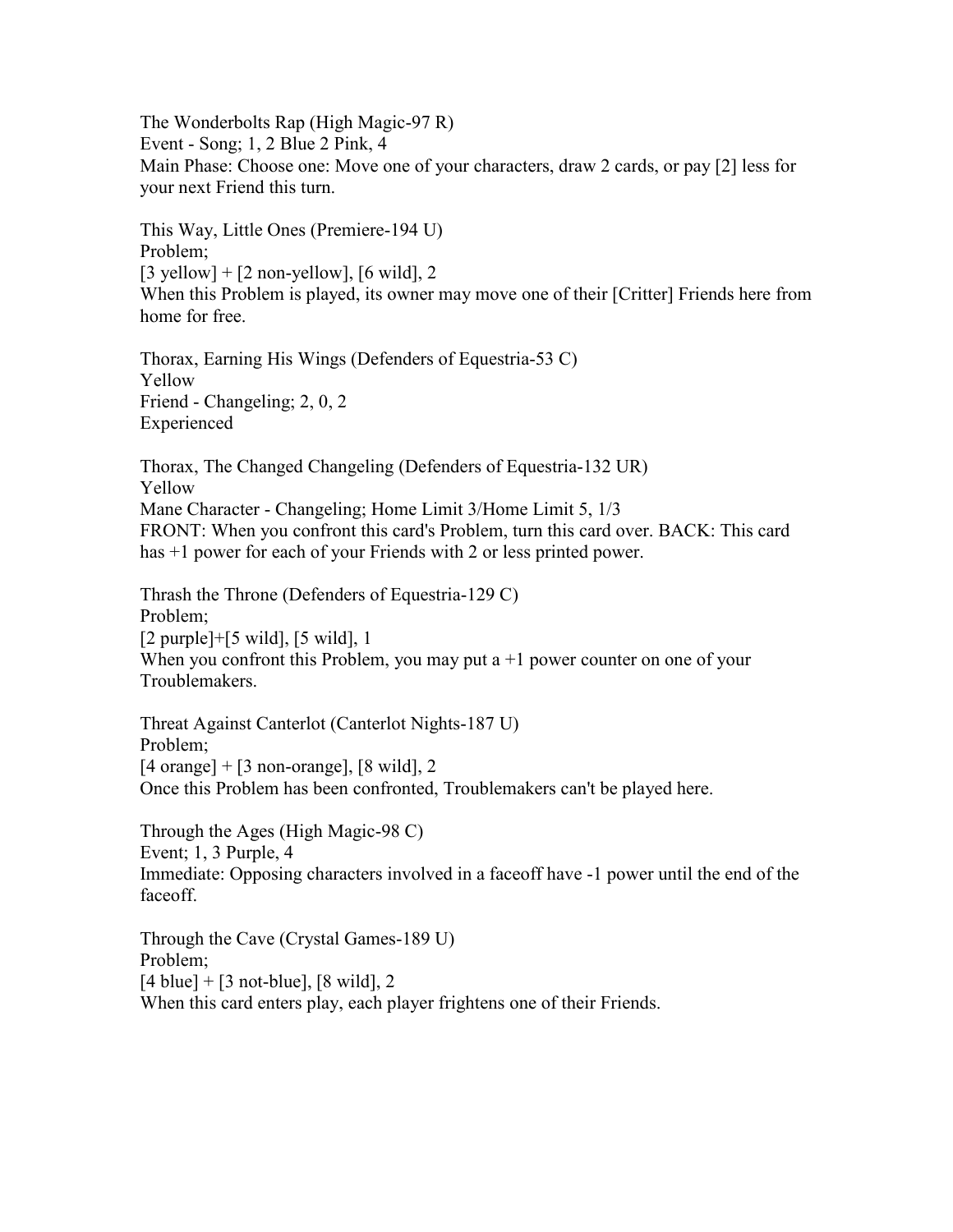The Wonderbolts Rap (High Magic-97 R)
Event - Song; 1, 2 Blue 2 Pink, 4
Main Phase: Choose one: Move one of your characters, draw 2 cards, or pay [2] less for your next Friend this turn.

This Way, Little Ones (Premiere-194 U)
Problem;
[3 yellow] + [2 non-yellow], [6 wild], 2
When this Problem is played, its owner may move one of their [Critter] Friends here from home for free.

Thorax, Earning His Wings (Defenders of Equestria-53 C)
Yellow
Friend - Changeling; 2, 0, 2
Experienced

Thorax, The Changed Changeling (Defenders of Equestria-132 UR)
Yellow
Mane Character - Changeling; Home Limit 3/Home Limit 5, 1/3
FRONT: When you confront this card's Problem, turn this card over. BACK: This card has +1 power for each of your Friends with 2 or less printed power.

Thrash the Throne (Defenders of Equestria-129 C)
Problem;
[2 purple]+[5 wild], [5 wild], 1
When you confront this Problem, you may put a +1 power counter on one of your Troublemakers.

Threat Against Canterlot (Canterlot Nights-187 U)
Problem;
[4 orange] + [3 non-orange], [8 wild], 2
Once this Problem has been confronted, Troublemakers can't be played here.

Through the Ages (High Magic-98 C)
Event; 1, 3 Purple, 4
Immediate: Opposing characters involved in a faceoff have -1 power until the end of the faceoff.

Through the Cave (Crystal Games-189 U)
Problem;
[4 blue] + [3 not-blue], [8 wild], 2
When this card enters play, each player frightens one of their Friends.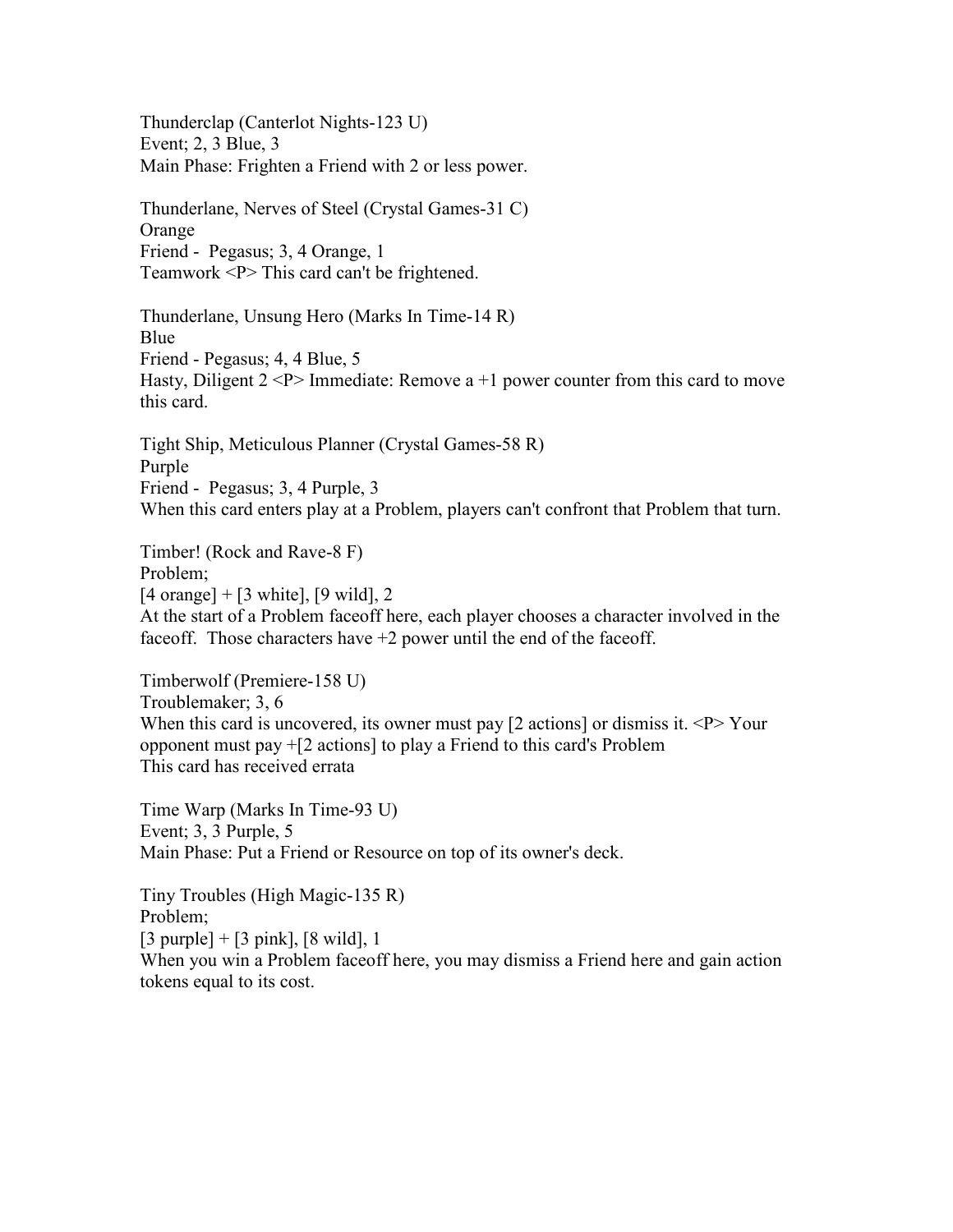Thunderclap (Canterlot Nights-123 U)
Event; 2, 3 Blue, 3
Main Phase: Frighten a Friend with 2 or less power.

Thunderlane, Nerves of Steel (Crystal Games-31 C)
Orange
Friend - Pegasus; 3, 4 Orange, 1
Teamwork <P> This card can't be frightened.

Thunderlane, Unsung Hero (Marks In Time-14 R)
Blue
Friend - Pegasus; 4, 4 Blue, 5
Hasty, Diligent 2 <P> Immediate: Remove a +1 power counter from this card to move this card.

Tight Ship, Meticulous Planner (Crystal Games-58 R)
Purple
Friend - Pegasus; 3, 4 Purple, 3
When this card enters play at a Problem, players can't confront that Problem that turn.

Timber! (Rock and Rave-8 F)
Problem;
[4 orange] + [3 white], [9 wild], 2
At the start of a Problem faceoff here, each player chooses a character involved in the faceoff. Those characters have +2 power until the end of the faceoff.

Timberwolf (Premiere-158 U)
Troublemaker; 3, 6
When this card is uncovered, its owner must pay [2 actions] or dismiss it. <P> Your opponent must pay +[2 actions] to play a Friend to this card's Problem
This card has received errata

Time Warp (Marks In Time-93 U)
Event; 3, 3 Purple, 5
Main Phase: Put a Friend or Resource on top of its owner's deck.

Tiny Troubles (High Magic-135 R)
Problem;
[3 purple] + [3 pink], [8 wild], 1
When you win a Problem faceoff here, you may dismiss a Friend here and gain action tokens equal to its cost.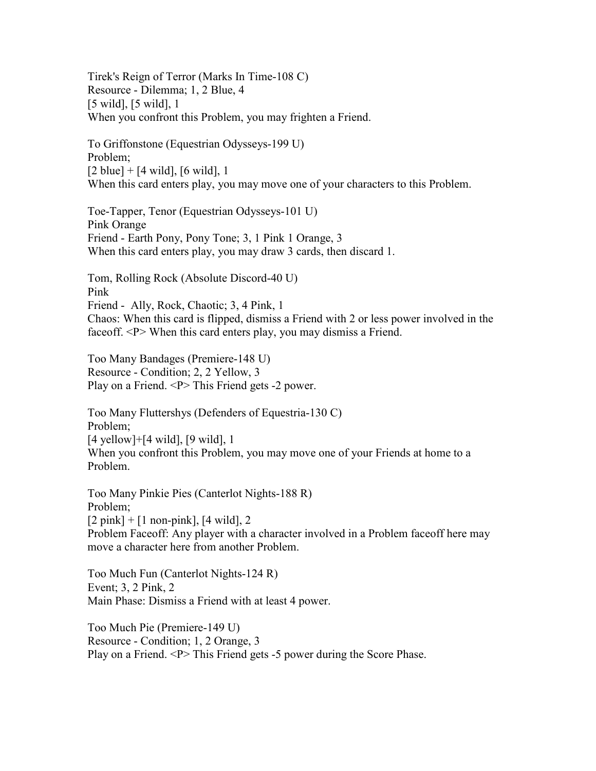Tirek's Reign of Terror (Marks In Time-108 C)
Resource - Dilemma; 1, 2 Blue, 4
[5 wild], [5 wild], 1
When you confront this Problem, you may frighten a Friend.

To Griffonstone (Equestrian Odysseys-199 U)
Problem;
[2 blue] + [4 wild], [6 wild], 1
When this card enters play, you may move one of your characters to this Problem.

Toe-Tapper, Tenor (Equestrian Odysseys-101 U)
Pink Orange
Friend - Earth Pony, Pony Tone; 3, 1 Pink 1 Orange, 3
When this card enters play, you may draw 3 cards, then discard 1.

Tom, Rolling Rock (Absolute Discord-40 U)
Pink
Friend - Ally, Rock, Chaotic; 3, 4 Pink, 1
Chaos: When this card is flipped, dismiss a Friend with 2 or less power involved in the faceoff. <P> When this card enters play, you may dismiss a Friend.

Too Many Bandages (Premiere-148 U)
Resource - Condition; 2, 2 Yellow, 3
Play on a Friend. <P> This Friend gets -2 power.

Too Many Fluttershys (Defenders of Equestria-130 C)
Problem;
[4 yellow]+[4 wild], [9 wild], 1
When you confront this Problem, you may move one of your Friends at home to a Problem.

Too Many Pinkie Pies (Canterlot Nights-188 R)
Problem;
[2 pink] + [1 non-pink], [4 wild], 2
Problem Faceoff: Any player with a character involved in a Problem faceoff here may move a character here from another Problem.

Too Much Fun (Canterlot Nights-124 R)
Event; 3, 2 Pink, 2
Main Phase: Dismiss a Friend with at least 4 power.

Too Much Pie (Premiere-149 U)
Resource - Condition; 1, 2 Orange, 3
Play on a Friend. <P> This Friend gets -5 power during the Score Phase.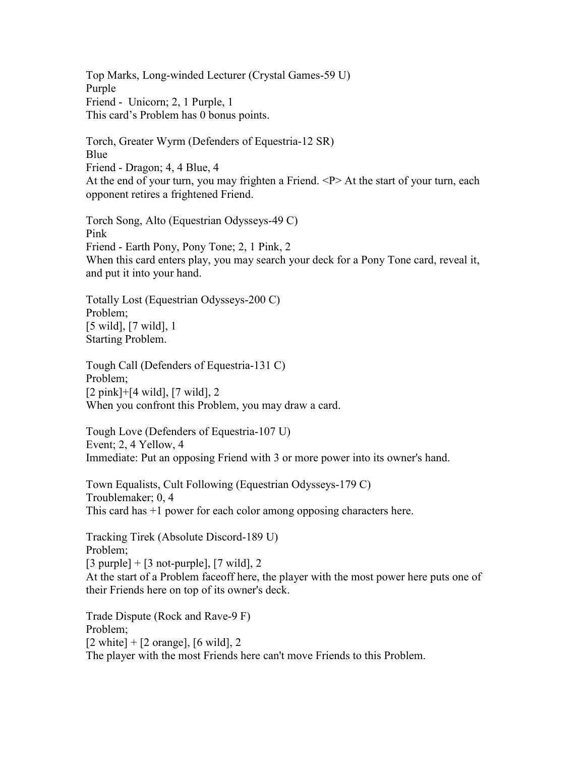Top Marks, Long-winded Lecturer (Crystal Games-59 U)
Purple
Friend - Unicorn; 2, 1 Purple, 1
This card's Problem has 0 bonus points.

Torch, Greater Wyrm (Defenders of Equestria-12 SR)
Blue
Friend - Dragon; 4, 4 Blue, 4
At the end of your turn, you may frighten a Friend. <P> At the start of your turn, each opponent retires a frightened Friend.

Torch Song, Alto (Equestrian Odysseys-49 C)
Pink
Friend - Earth Pony, Pony Tone; 2, 1 Pink, 2
When this card enters play, you may search your deck for a Pony Tone card, reveal it, and put it into your hand.

Totally Lost (Equestrian Odysseys-200 C)
Problem;
[5 wild], [7 wild], 1
Starting Problem.

Tough Call (Defenders of Equestria-131 C)
Problem;
[2 pink]+[4 wild], [7 wild], 2
When you confront this Problem, you may draw a card.

Tough Love (Defenders of Equestria-107 U)
Event; 2, 4 Yellow, 4
Immediate: Put an opposing Friend with 3 or more power into its owner's hand.

Town Equalists, Cult Following (Equestrian Odysseys-179 C)
Troublemaker; 0, 4
This card has +1 power for each color among opposing characters here.

Tracking Tirek (Absolute Discord-189 U)
Problem;
[3 purple] + [3 not-purple], [7 wild], 2
At the start of a Problem faceoff here, the player with the most power here puts one of their Friends here on top of its owner's deck.

Trade Dispute (Rock and Rave-9 F)
Problem;
[2 white] + [2 orange], [6 wild], 2
The player with the most Friends here can't move Friends to this Problem.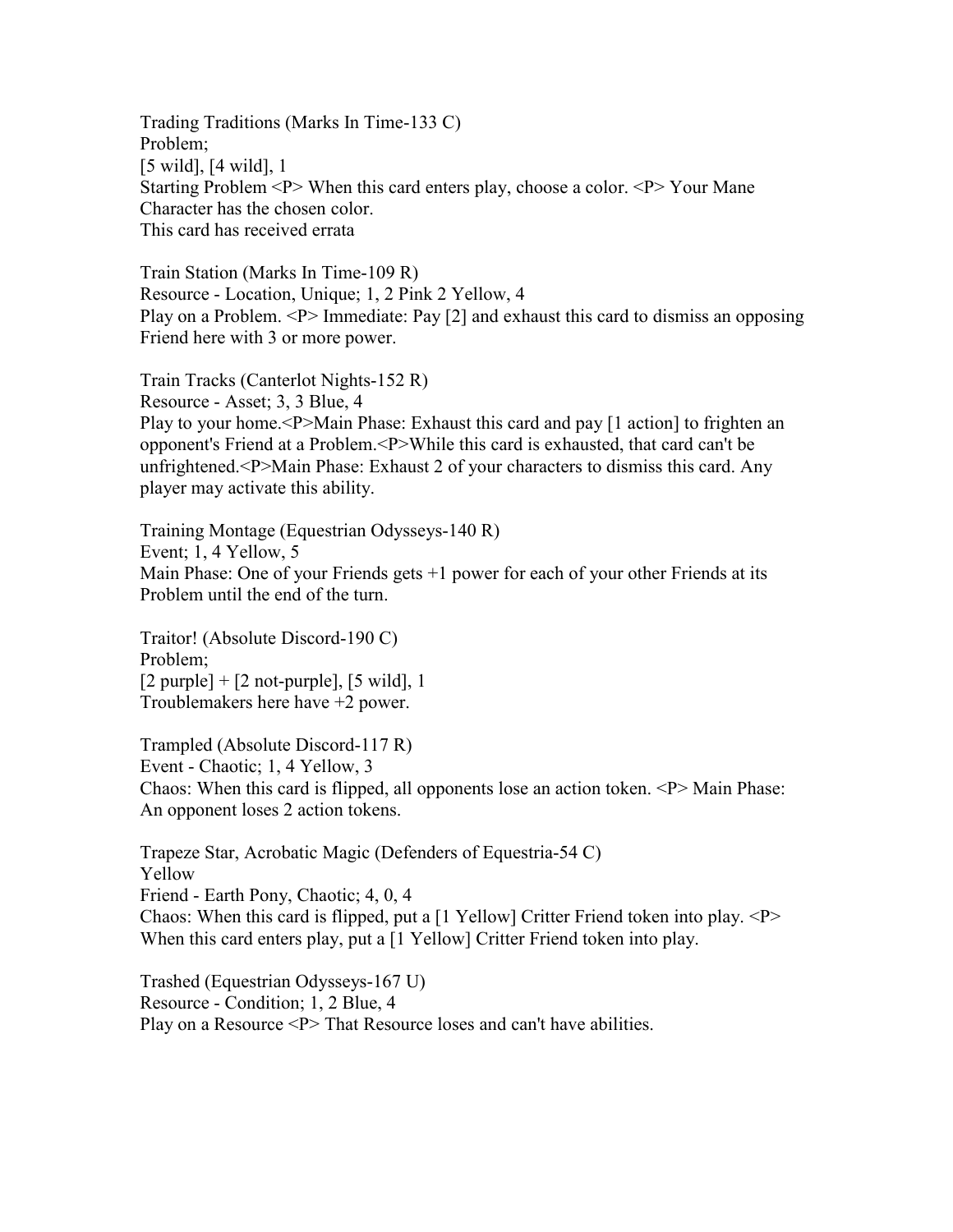Trading Traditions (Marks In Time-133 C)
Problem;
[5 wild], [4 wild], 1
Starting Problem <P> When this card enters play, choose a color. <P> Your Mane Character has the chosen color.
This card has received errata

Train Station (Marks In Time-109 R)
Resource - Location, Unique; 1, 2 Pink 2 Yellow, 4
Play on a Problem. <P> Immediate: Pay [2] and exhaust this card to dismiss an opposing Friend here with 3 or more power.

Train Tracks (Canterlot Nights-152 R)
Resource - Asset; 3, 3 Blue, 4
Play to your home.<P>Main Phase: Exhaust this card and pay [1 action] to frighten an opponent's Friend at a Problem.<P>While this card is exhausted, that card can't be unfrightened.<P>Main Phase: Exhaust 2 of your characters to dismiss this card. Any player may activate this ability.

Training Montage (Equestrian Odysseys-140 R)
Event; 1, 4 Yellow, 5
Main Phase: One of your Friends gets +1 power for each of your other Friends at its Problem until the end of the turn.

Traitor! (Absolute Discord-190 C)
Problem;
[2 purple] + [2 not-purple], [5 wild], 1
Troublemakers here have +2 power.

Trampled (Absolute Discord-117 R)
Event - Chaotic; 1, 4 Yellow, 3
Chaos: When this card is flipped, all opponents lose an action token. <P> Main Phase: An opponent loses 2 action tokens.

Trapeze Star, Acrobatic Magic (Defenders of Equestria-54 C)
Yellow
Friend - Earth Pony, Chaotic; 4, 0, 4
Chaos: When this card is flipped, put a [1 Yellow] Critter Friend token into play. <P> When this card enters play, put a [1 Yellow] Critter Friend token into play.

Trashed (Equestrian Odysseys-167 U)
Resource - Condition; 1, 2 Blue, 4
Play on a Resource <P> That Resource loses and can't have abilities.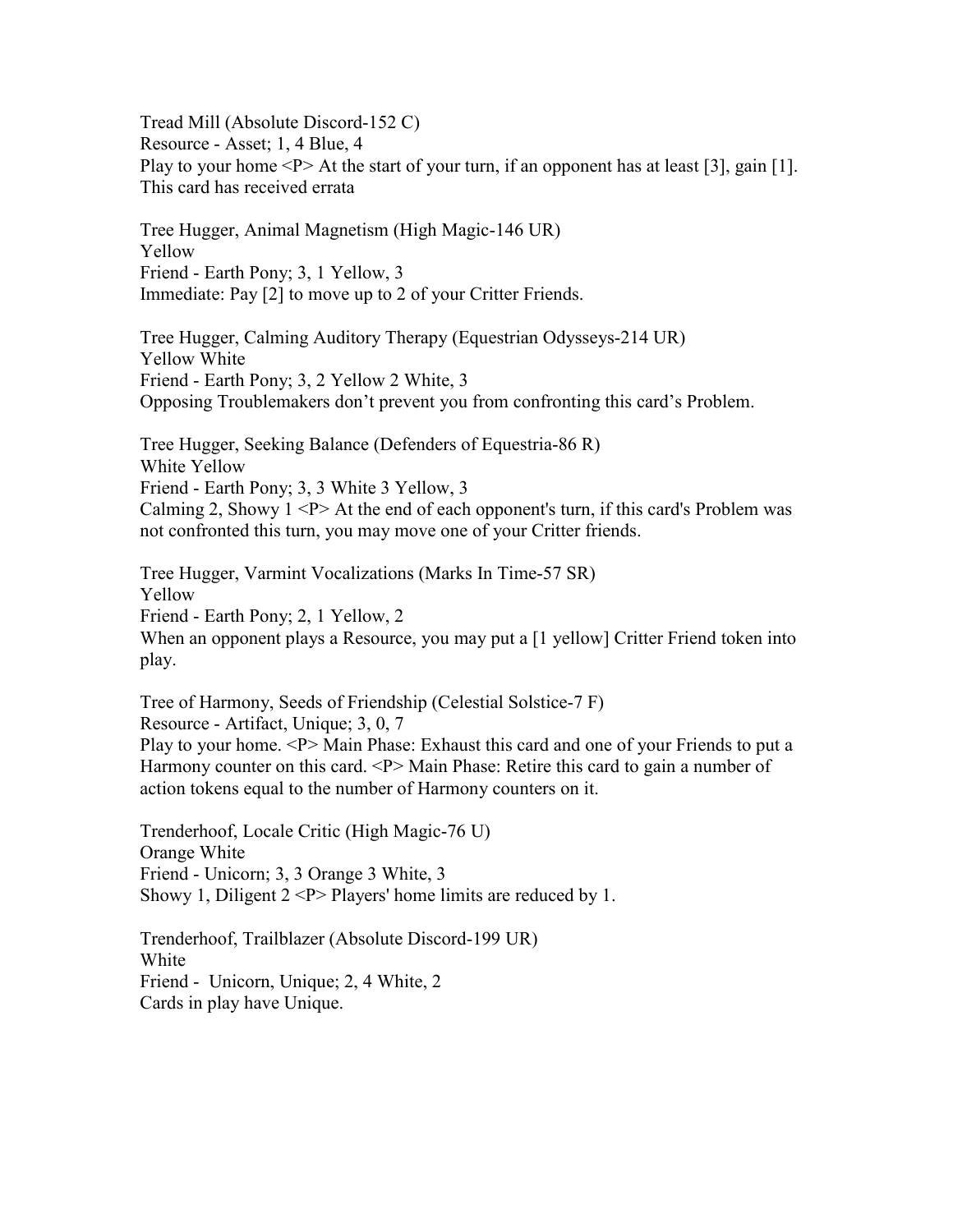Tread Mill (Absolute Discord-152 C)
Resource - Asset; 1, 4 Blue, 4
Play to your home <P> At the start of your turn, if an opponent has at least [3], gain [1].
This card has received errata

Tree Hugger, Animal Magnetism (High Magic-146 UR)
Yellow
Friend - Earth Pony; 3, 1 Yellow, 3
Immediate: Pay [2] to move up to 2 of your Critter Friends.

Tree Hugger, Calming Auditory Therapy (Equestrian Odysseys-214 UR)
Yellow White
Friend - Earth Pony; 3, 2 Yellow 2 White, 3
Opposing Troublemakers don't prevent you from confronting this card's Problem.

Tree Hugger, Seeking Balance (Defenders of Equestria-86 R)
White Yellow
Friend - Earth Pony; 3, 3 White 3 Yellow, 3
Calming 2, Showy 1 <P> At the end of each opponent's turn, if this card's Problem was not confronted this turn, you may move one of your Critter friends.

Tree Hugger, Varmint Vocalizations (Marks In Time-57 SR)
Yellow
Friend - Earth Pony; 2, 1 Yellow, 2
When an opponent plays a Resource, you may put a [1 yellow] Critter Friend token into play.

Tree of Harmony, Seeds of Friendship (Celestial Solstice-7 F)
Resource - Artifact, Unique; 3, 0, 7
Play to your home. <P> Main Phase: Exhaust this card and one of your Friends to put a Harmony counter on this card. <P> Main Phase: Retire this card to gain a number of action tokens equal to the number of Harmony counters on it.

Trenderhoof, Locale Critic (High Magic-76 U)
Orange White
Friend - Unicorn; 3, 3 Orange 3 White, 3
Showy 1, Diligent 2 <P> Players' home limits are reduced by 1.

Trenderhoof, Trailblazer (Absolute Discord-199 UR)
White
Friend - Unicorn, Unique; 2, 4 White, 2
Cards in play have Unique.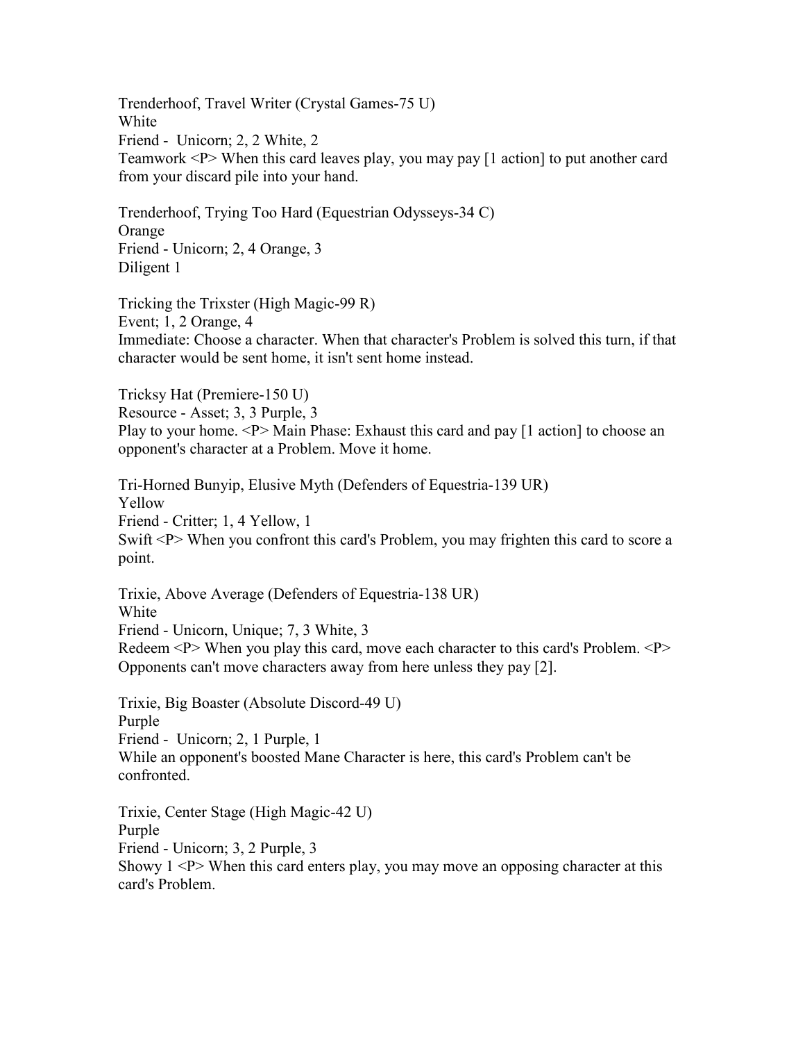Trenderhoof, Travel Writer (Crystal Games-75 U)
White
Friend - Unicorn; 2, 2 White, 2
Teamwork <P> When this card leaves play, you may pay [1 action] to put another card from your discard pile into your hand.

Trenderhoof, Trying Too Hard (Equestrian Odysseys-34 C)
Orange
Friend - Unicorn; 2, 4 Orange, 3
Diligent 1

Tricking the Trixster (High Magic-99 R)
Event; 1, 2 Orange, 4
Immediate: Choose a character. When that character's Problem is solved this turn, if that character would be sent home, it isn't sent home instead.

Tricksy Hat (Premiere-150 U)
Resource - Asset; 3, 3 Purple, 3
Play to your home. <P> Main Phase: Exhaust this card and pay [1 action] to choose an opponent's character at a Problem. Move it home.

Tri-Horned Bunyip, Elusive Myth (Defenders of Equestria-139 UR)
Yellow
Friend - Critter; 1, 4 Yellow, 1
Swift <P> When you confront this card's Problem, you may frighten this card to score a point.

Trixie, Above Average (Defenders of Equestria-138 UR)
White
Friend - Unicorn, Unique; 7, 3 White, 3
Redeem <P> When you play this card, move each character to this card's Problem. <P> Opponents can't move characters away from here unless they pay [2].

Trixie, Big Boaster (Absolute Discord-49 U)
Purple
Friend - Unicorn; 2, 1 Purple, 1
While an opponent's boosted Mane Character is here, this card's Problem can't be confronted.

Trixie, Center Stage (High Magic-42 U)
Purple
Friend - Unicorn; 3, 2 Purple, 3
Showy 1 <P> When this card enters play, you may move an opposing character at this card's Problem.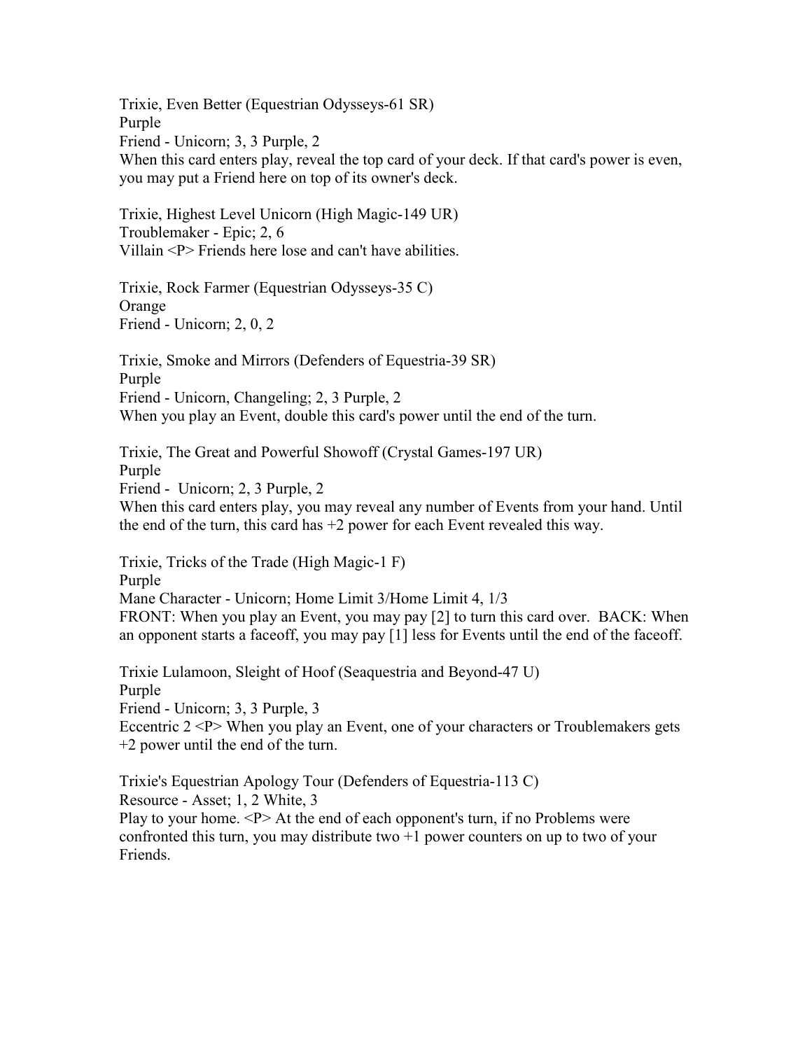Trixie, Even Better (Equestrian Odysseys-61 SR)
Purple
Friend - Unicorn; 3, 3 Purple, 2
When this card enters play, reveal the top card of your deck. If that card's power is even, you may put a Friend here on top of its owner's deck.

Trixie, Highest Level Unicorn (High Magic-149 UR)
Troublemaker - Epic; 2, 6
Villain <P> Friends here lose and can't have abilities.

Trixie, Rock Farmer (Equestrian Odysseys-35 C)
Orange
Friend - Unicorn; 2, 0, 2

Trixie, Smoke and Mirrors (Defenders of Equestria-39 SR)
Purple
Friend - Unicorn, Changeling; 2, 3 Purple, 2
When you play an Event, double this card's power until the end of the turn.

Trixie, The Great and Powerful Showoff (Crystal Games-197 UR)
Purple
Friend - Unicorn; 2, 3 Purple, 2
When this card enters play, you may reveal any number of Events from your hand. Until the end of the turn, this card has +2 power for each Event revealed this way.

Trixie, Tricks of the Trade (High Magic-1 F)
Purple
Mane Character - Unicorn; Home Limit 3/Home Limit 4, 1/3
FRONT: When you play an Event, you may pay [2] to turn this card over. BACK: When an opponent starts a faceoff, you may pay [1] less for Events until the end of the faceoff.

Trixie Lulamoon, Sleight of Hoof (Seaquestria and Beyond-47 U)
Purple
Friend - Unicorn; 3, 3 Purple, 3
Eccentric 2 <P> When you play an Event, one of your characters or Troublemakers gets +2 power until the end of the turn.

Trixie's Equestrian Apology Tour (Defenders of Equestria-113 C)
Resource - Asset; 1, 2 White, 3
Play to your home. <P> At the end of each opponent's turn, if no Problems were confronted this turn, you may distribute two +1 power counters on up to two of your Friends.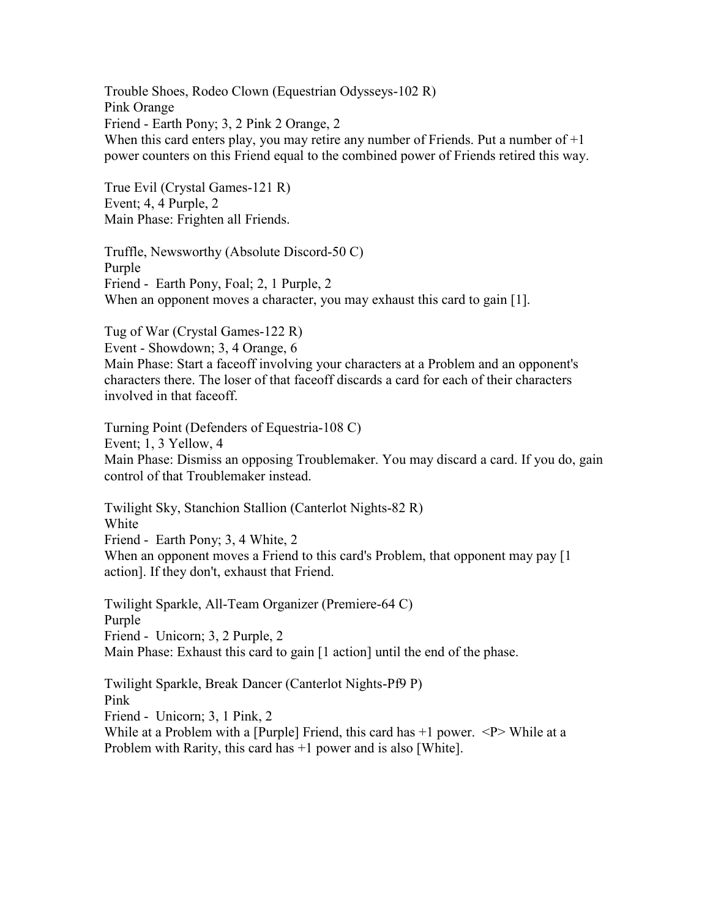Trouble Shoes, Rodeo Clown (Equestrian Odysseys-102 R)
Pink Orange
Friend - Earth Pony; 3, 2 Pink 2 Orange, 2
When this card enters play, you may retire any number of Friends. Put a number of +1 power counters on this Friend equal to the combined power of Friends retired this way.

True Evil (Crystal Games-121 R)
Event; 4, 4 Purple, 2
Main Phase: Frighten all Friends.

Truffle, Newsworthy (Absolute Discord-50 C)
Purple
Friend - Earth Pony, Foal; 2, 1 Purple, 2
When an opponent moves a character, you may exhaust this card to gain [1].

Tug of War (Crystal Games-122 R)
Event - Showdown; 3, 4 Orange, 6
Main Phase: Start a faceoff involving your characters at a Problem and an opponent's characters there. The loser of that faceoff discards a card for each of their characters involved in that faceoff.

Turning Point (Defenders of Equestria-108 C)
Event; 1, 3 Yellow, 4
Main Phase: Dismiss an opposing Troublemaker. You may discard a card. If you do, gain control of that Troublemaker instead.

Twilight Sky, Stanchion Stallion (Canterlot Nights-82 R)
White
Friend - Earth Pony; 3, 4 White, 2
When an opponent moves a Friend to this card's Problem, that opponent may pay [1 action]. If they don't, exhaust that Friend.

Twilight Sparkle, All-Team Organizer (Premiere-64 C)
Purple
Friend - Unicorn; 3, 2 Purple, 2
Main Phase: Exhaust this card to gain [1 action] until the end of the phase.

Twilight Sparkle, Break Dancer (Canterlot Nights-Pf9 P)
Pink
Friend - Unicorn; 3, 1 Pink, 2
While at a Problem with a [Purple] Friend, this card has +1 power. <P> While at a Problem with Rarity, this card has +1 power and is also [White].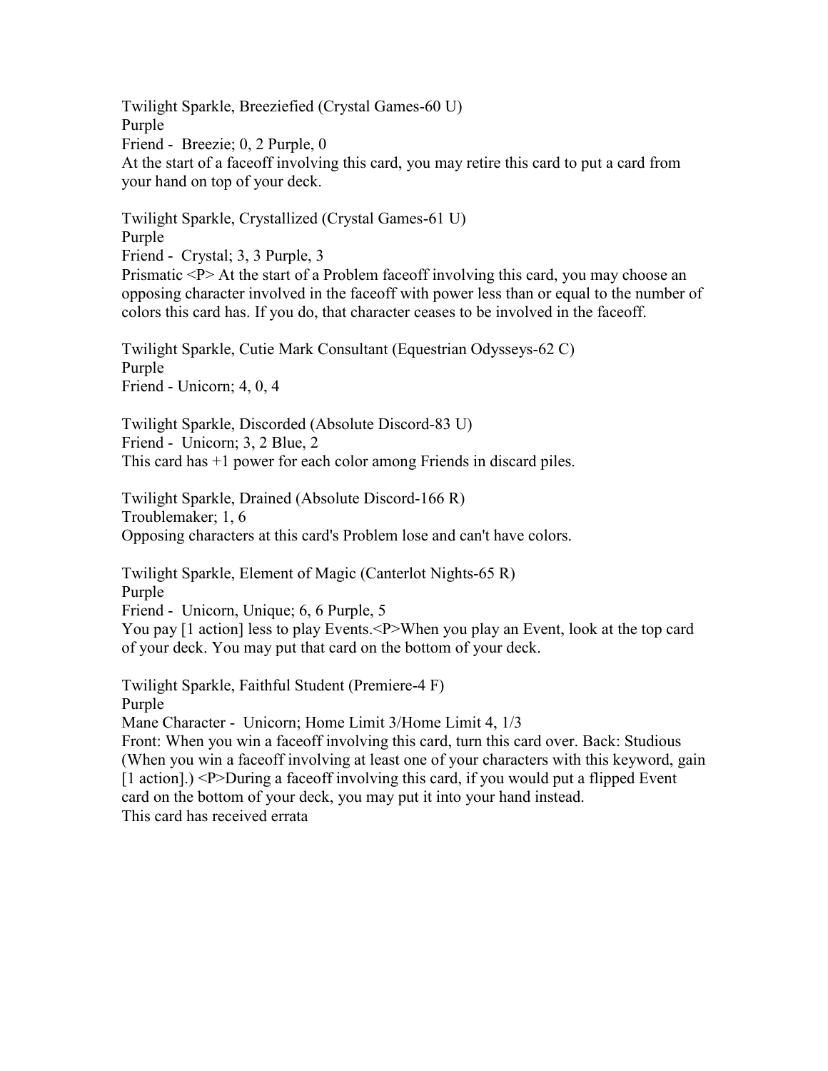Twilight Sparkle, Breeziefied (Crystal Games-60 U)
Purple
Friend - Breezie; 0, 2 Purple, 0
At the start of a faceoff involving this card, you may retire this card to put a card from your hand on top of your deck.

Twilight Sparkle, Crystallized (Crystal Games-61 U)
Purple
Friend - Crystal; 3, 3 Purple, 3
Prismatic <P> At the start of a Problem faceoff involving this card, you may choose an opposing character involved in the faceoff with power less than or equal to the number of colors this card has. If you do, that character ceases to be involved in the faceoff.

Twilight Sparkle, Cutie Mark Consultant (Equestrian Odysseys-62 C)
Purple
Friend - Unicorn; 4, 0, 4

Twilight Sparkle, Discorded (Absolute Discord-83 U)
Friend - Unicorn; 3, 2 Blue, 2
This card has +1 power for each color among Friends in discard piles.

Twilight Sparkle, Drained (Absolute Discord-166 R)
Troublemaker; 1, 6
Opposing characters at this card's Problem lose and can't have colors.

Twilight Sparkle, Element of Magic (Canterlot Nights-65 R)
Purple
Friend - Unicorn, Unique; 6, 6 Purple, 5
You pay [1 action] less to play Events.<P>When you play an Event, look at the top card of your deck. You may put that card on the bottom of your deck.

Twilight Sparkle, Faithful Student (Premiere-4 F)
Purple
Mane Character - Unicorn; Home Limit 3/Home Limit 4, 1/3
Front: When you win a faceoff involving this card, turn this card over. Back: Studious (When you win a faceoff involving at least one of your characters with this keyword, gain [1 action].) <P>During a faceoff involving this card, if you would put a flipped Event card on the bottom of your deck, you may put it into your hand instead.
This card has received errata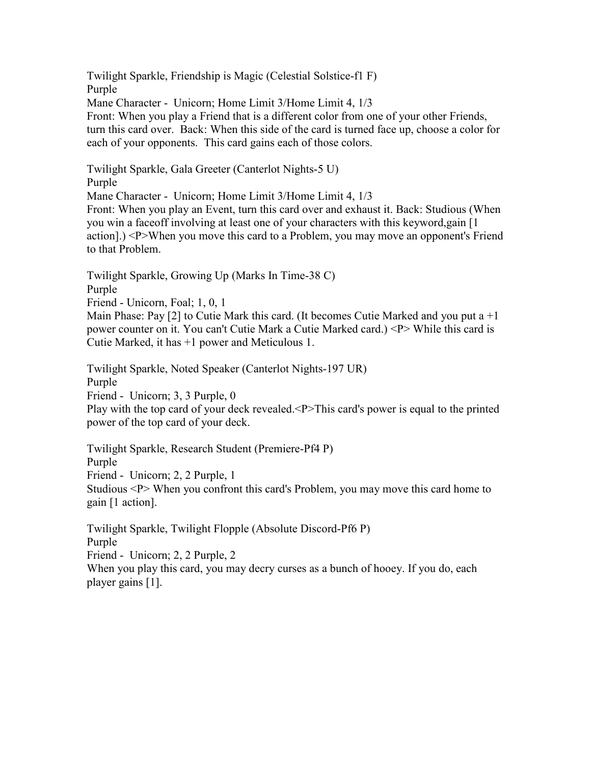Twilight Sparkle, Friendship is Magic (Celestial Solstice-f1 F)
Purple
Mane Character - Unicorn; Home Limit 3/Home Limit 4, 1/3
Front: When you play a Friend that is a different color from one of your other Friends, turn this card over. Back: When this side of the card is turned face up, choose a color for each of your opponents. This card gains each of those colors.

Twilight Sparkle, Gala Greeter (Canterlot Nights-5 U)
Purple
Mane Character - Unicorn; Home Limit 3/Home Limit 4, 1/3
Front: When you play an Event, turn this card over and exhaust it. Back: Studious (When you win a faceoff involving at least one of your characters with this keyword,gain [1 action].) <P>When you move this card to a Problem, you may move an opponent's Friend to that Problem.

Twilight Sparkle, Growing Up (Marks In Time-38 C)
Purple
Friend - Unicorn, Foal; 1, 0, 1
Main Phase: Pay [2] to Cutie Mark this card. (It becomes Cutie Marked and you put a +1 power counter on it. You can't Cutie Mark a Cutie Marked card.) <P> While this card is Cutie Marked, it has +1 power and Meticulous 1.

Twilight Sparkle, Noted Speaker (Canterlot Nights-197 UR)
Purple
Friend - Unicorn; 3, 3 Purple, 0
Play with the top card of your deck revealed.<P>This card's power is equal to the printed power of the top card of your deck.

Twilight Sparkle, Research Student (Premiere-Pf4 P)
Purple
Friend - Unicorn; 2, 2 Purple, 1
Studious <P> When you confront this card's Problem, you may move this card home to gain [1 action].

Twilight Sparkle, Twilight Flopple (Absolute Discord-Pf6 P)
Purple
Friend - Unicorn; 2, 2 Purple, 2
When you play this card, you may decry curses as a bunch of hooey. If you do, each player gains [1].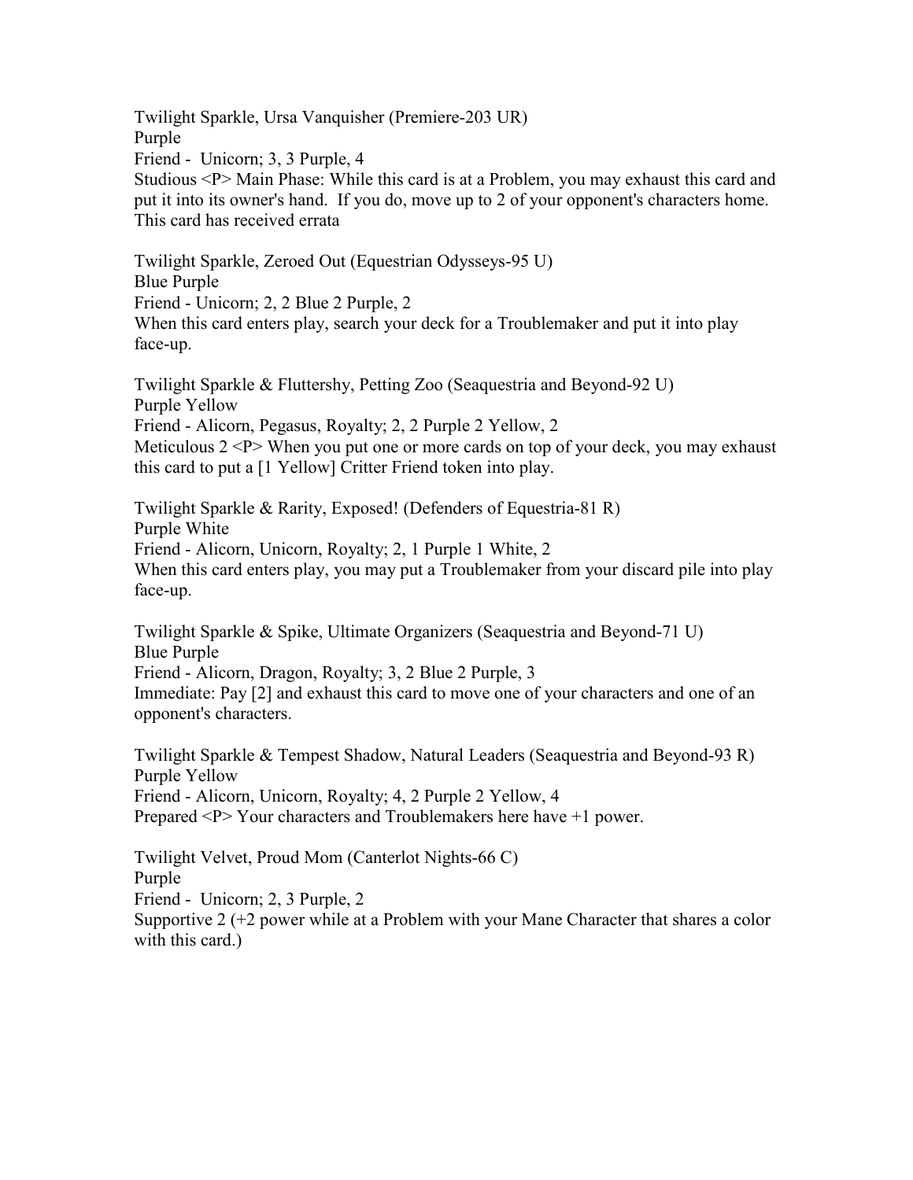Twilight Sparkle, Ursa Vanquisher (Premiere-203 UR)
Purple
Friend - Unicorn; 3, 3 Purple, 4
Studious <P> Main Phase: While this card is at a Problem, you may exhaust this card and put it into its owner's hand. If you do, move up to 2 of your opponent's characters home.
This card has received errata

Twilight Sparkle, Zeroed Out (Equestrian Odysseys-95 U)
Blue Purple
Friend - Unicorn; 2, 2 Blue 2 Purple, 2
When this card enters play, search your deck for a Troublemaker and put it into play face-up.

Twilight Sparkle & Fluttershy, Petting Zoo (Seaquestria and Beyond-92 U)
Purple Yellow
Friend - Alicorn, Pegasus, Royalty; 2, 2 Purple 2 Yellow, 2
Meticulous 2 <P> When you put one or more cards on top of your deck, you may exhaust this card to put a [1 Yellow] Critter Friend token into play.

Twilight Sparkle & Rarity, Exposed! (Defenders of Equestria-81 R)
Purple White
Friend - Alicorn, Unicorn, Royalty; 2, 1 Purple 1 White, 2
When this card enters play, you may put a Troublemaker from your discard pile into play face-up.

Twilight Sparkle & Spike, Ultimate Organizers (Seaquestria and Beyond-71 U)
Blue Purple
Friend - Alicorn, Dragon, Royalty; 3, 2 Blue 2 Purple, 3
Immediate: Pay [2] and exhaust this card to move one of your characters and one of an opponent's characters.

Twilight Sparkle & Tempest Shadow, Natural Leaders (Seaquestria and Beyond-93 R)
Purple Yellow
Friend - Alicorn, Unicorn, Royalty; 4, 2 Purple 2 Yellow, 4
Prepared <P> Your characters and Troublemakers here have +1 power.

Twilight Velvet, Proud Mom (Canterlot Nights-66 C)
Purple
Friend - Unicorn; 2, 3 Purple, 2
Supportive 2 (+2 power while at a Problem with your Mane Character that shares a color with this card.)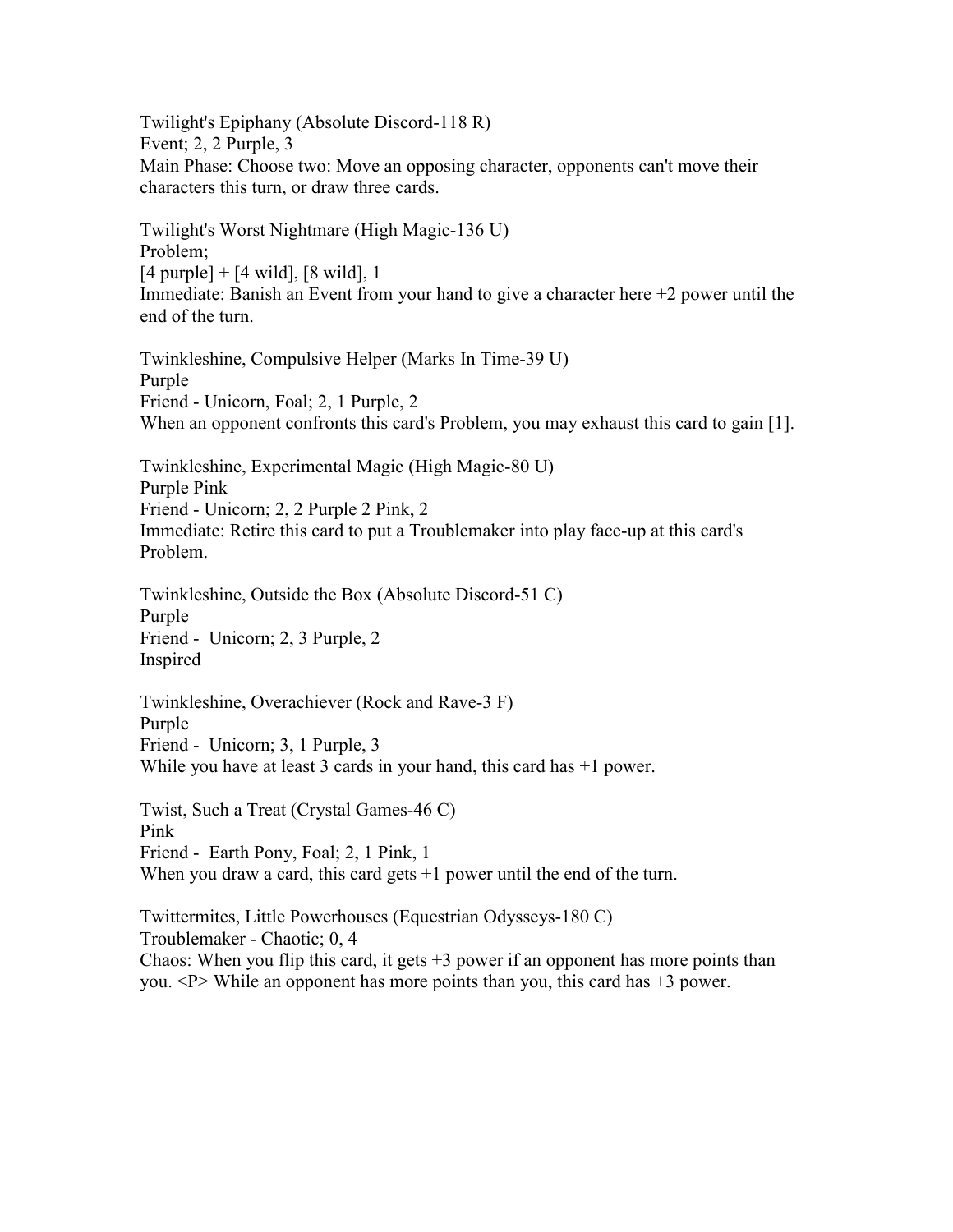Twilight's Epiphany (Absolute Discord-118 R)
Event; 2, 2 Purple, 3
Main Phase: Choose two: Move an opposing character, opponents can't move their characters this turn, or draw three cards.

Twilight's Worst Nightmare (High Magic-136 U)
Problem;
[4 purple] + [4 wild], [8 wild], 1
Immediate: Banish an Event from your hand to give a character here +2 power until the end of the turn.

Twinkleshine, Compulsive Helper (Marks In Time-39 U)
Purple
Friend - Unicorn, Foal; 2, 1 Purple, 2
When an opponent confronts this card's Problem, you may exhaust this card to gain [1].

Twinkleshine, Experimental Magic (High Magic-80 U)
Purple Pink
Friend - Unicorn; 2, 2 Purple 2 Pink, 2
Immediate: Retire this card to put a Troublemaker into play face-up at this card's Problem.

Twinkleshine, Outside the Box (Absolute Discord-51 C)
Purple
Friend - Unicorn; 2, 3 Purple, 2
Inspired

Twinkleshine, Overachiever (Rock and Rave-3 F)
Purple
Friend - Unicorn; 3, 1 Purple, 3
While you have at least 3 cards in your hand, this card has +1 power.

Twist, Such a Treat (Crystal Games-46 C)
Pink
Friend - Earth Pony, Foal; 2, 1 Pink, 1
When you draw a card, this card gets +1 power until the end of the turn.

Twittermites, Little Powerhouses (Equestrian Odysseys-180 C)
Troublemaker - Chaotic; 0, 4
Chaos: When you flip this card, it gets +3 power if an opponent has more points than you. <P> While an opponent has more points than you, this card has +3 power.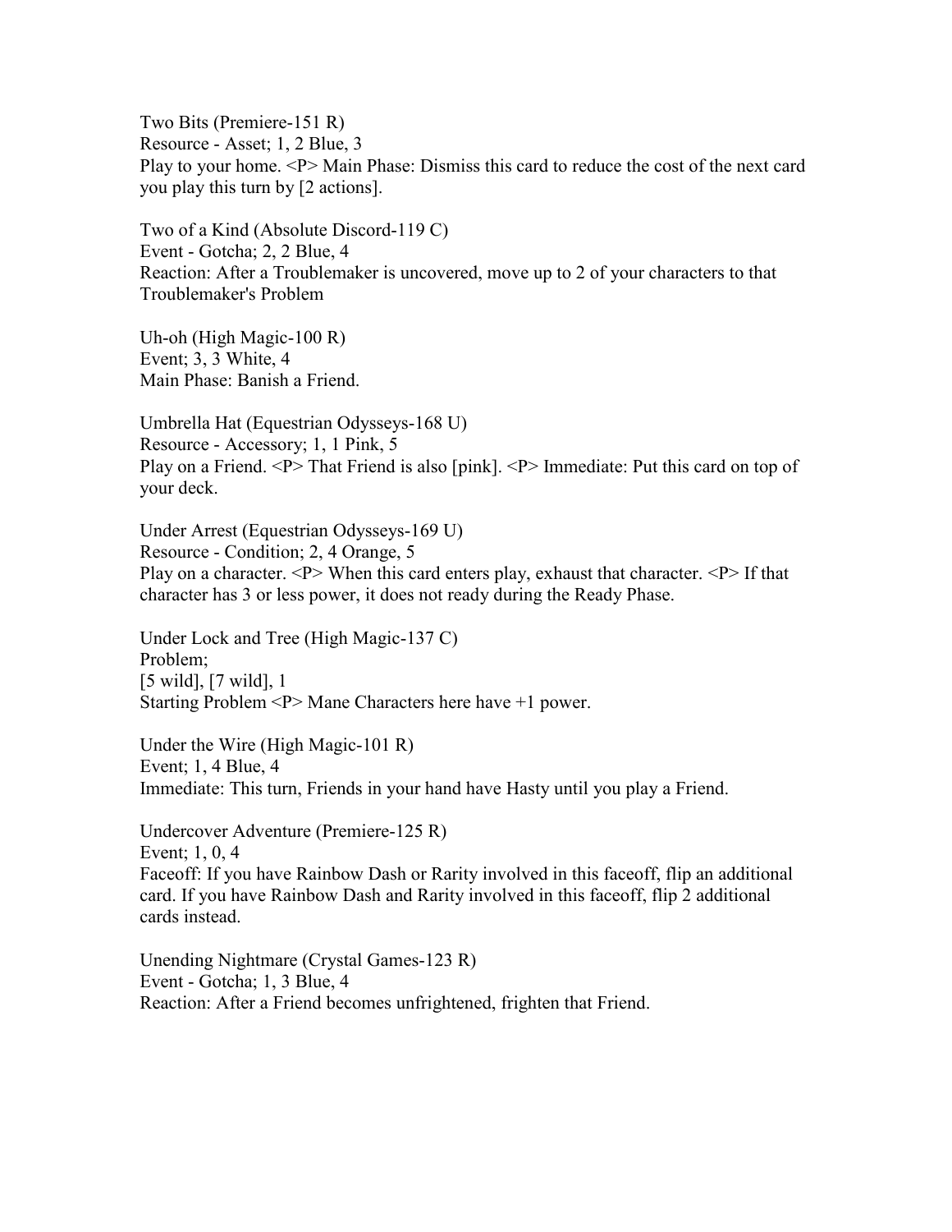Two Bits (Premiere-151 R)
Resource - Asset; 1, 2 Blue, 3
Play to your home. <P> Main Phase: Dismiss this card to reduce the cost of the next card you play this turn by [2 actions].

Two of a Kind (Absolute Discord-119 C)
Event - Gotcha; 2, 2 Blue, 4
Reaction: After a Troublemaker is uncovered, move up to 2 of your characters to that Troublemaker's Problem

Uh-oh (High Magic-100 R)
Event; 3, 3 White, 4
Main Phase: Banish a Friend.

Umbrella Hat (Equestrian Odysseys-168 U)
Resource - Accessory; 1, 1 Pink, 5
Play on a Friend. <P> That Friend is also [pink]. <P> Immediate: Put this card on top of your deck.

Under Arrest (Equestrian Odysseys-169 U)
Resource - Condition; 2, 4 Orange, 5
Play on a character. <P> When this card enters play, exhaust that character. <P> If that character has 3 or less power, it does not ready during the Ready Phase.

Under Lock and Tree (High Magic-137 C)
Problem;
[5 wild], [7 wild], 1
Starting Problem <P> Mane Characters here have +1 power.

Under the Wire (High Magic-101 R)
Event; 1, 4 Blue, 4
Immediate: This turn, Friends in your hand have Hasty until you play a Friend.

Undercover Adventure (Premiere-125 R)
Event; 1, 0, 4
Faceoff: If you have Rainbow Dash or Rarity involved in this faceoff, flip an additional card. If you have Rainbow Dash and Rarity involved in this faceoff, flip 2 additional cards instead.

Unending Nightmare (Crystal Games-123 R)
Event - Gotcha; 1, 3 Blue, 4
Reaction: After a Friend becomes unfrightened, frighten that Friend.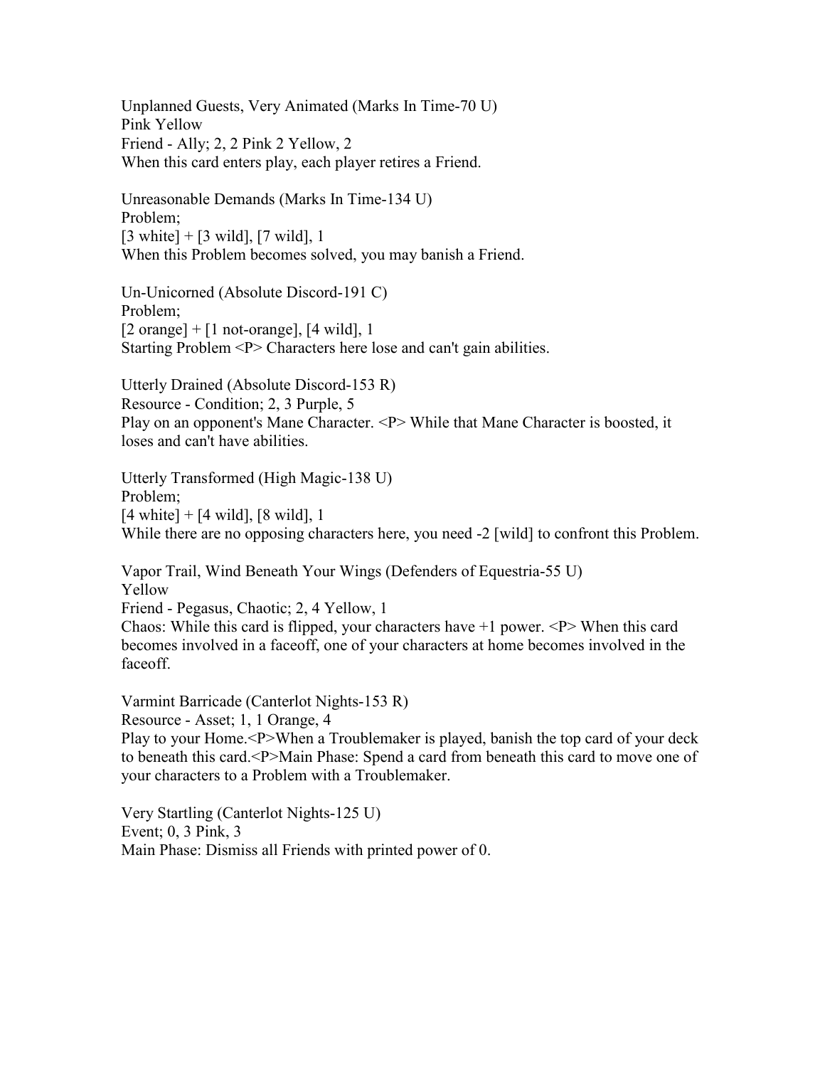Unplanned Guests, Very Animated (Marks In Time-70 U)
Pink Yellow
Friend - Ally; 2, 2 Pink 2 Yellow, 2
When this card enters play, each player retires a Friend.

Unreasonable Demands (Marks In Time-134 U)
Problem;
[3 white] + [3 wild], [7 wild], 1
When this Problem becomes solved, you may banish a Friend.

Un-Unicorned (Absolute Discord-191 C)
Problem;
[2 orange] + [1 not-orange], [4 wild], 1
Starting Problem <P> Characters here lose and can't gain abilities.

Utterly Drained (Absolute Discord-153 R)
Resource - Condition; 2, 3 Purple, 5
Play on an opponent's Mane Character. <P> While that Mane Character is boosted, it loses and can't have abilities.

Utterly Transformed (High Magic-138 U)
Problem;
[4 white] + [4 wild], [8 wild], 1
While there are no opposing characters here, you need -2 [wild] to confront this Problem.

Vapor Trail, Wind Beneath Your Wings (Defenders of Equestria-55 U)
Yellow
Friend - Pegasus, Chaotic; 2, 4 Yellow, 1
Chaos: While this card is flipped, your characters have +1 power. <P> When this card becomes involved in a faceoff, one of your characters at home becomes involved in the faceoff.

Varmint Barricade (Canterlot Nights-153 R)
Resource - Asset; 1, 1 Orange, 4
Play to your Home.<P>When a Troublemaker is played, banish the top card of your deck to beneath this card.<P>Main Phase: Spend a card from beneath this card to move one of your characters to a Problem with a Troublemaker.

Very Startling (Canterlot Nights-125 U)
Event; 0, 3 Pink, 3
Main Phase: Dismiss all Friends with printed power of 0.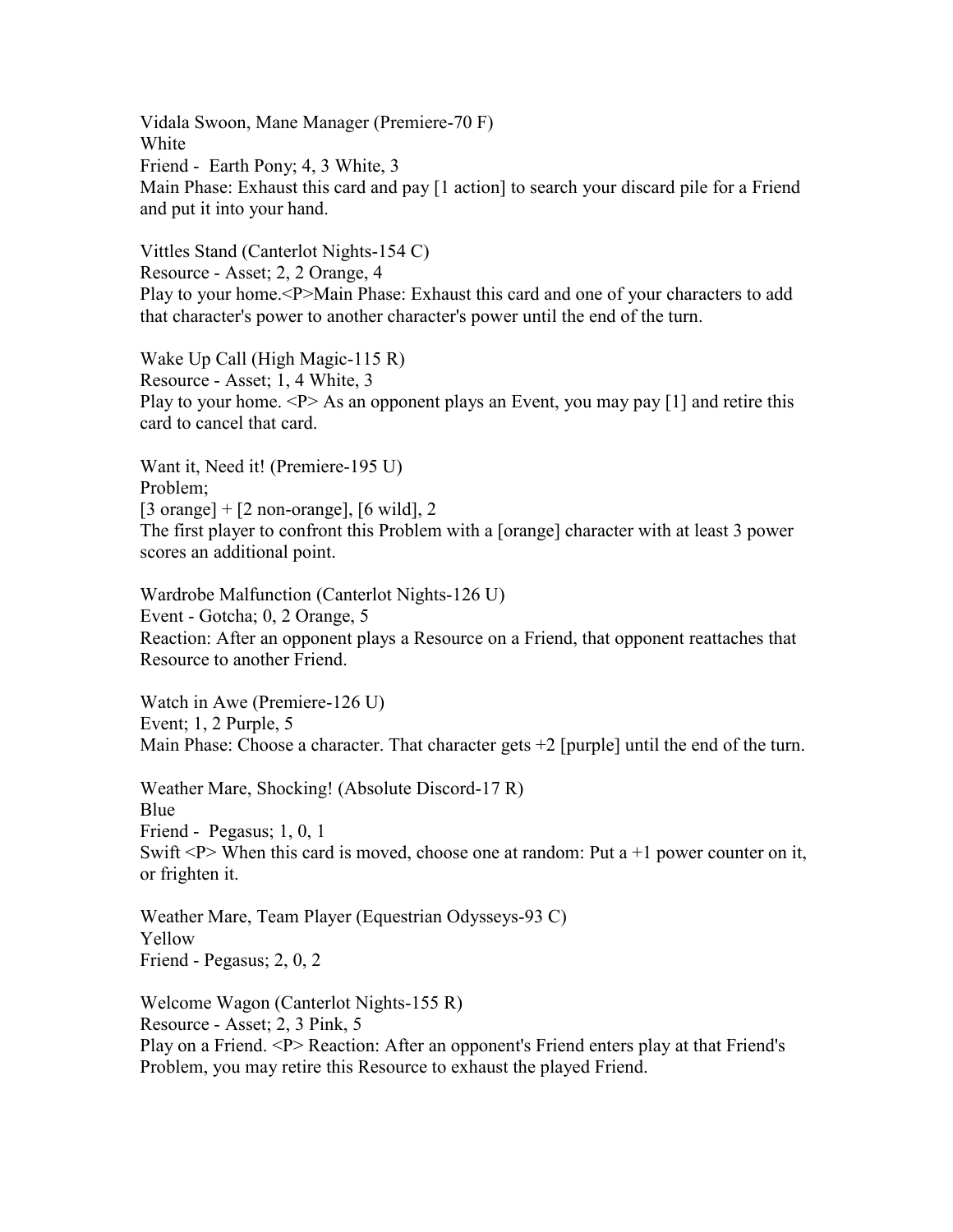Vidala Swoon, Mane Manager (Premiere-70 F)
White
Friend - Earth Pony; 4, 3 White, 3
Main Phase: Exhaust this card and pay [1 action] to search your discard pile for a Friend and put it into your hand.

Vittles Stand (Canterlot Nights-154 C)
Resource - Asset; 2, 2 Orange, 4
Play to your home.<P>Main Phase: Exhaust this card and one of your characters to add that character's power to another character's power until the end of the turn.

Wake Up Call (High Magic-115 R)
Resource - Asset; 1, 4 White, 3
Play to your home. <P> As an opponent plays an Event, you may pay [1] and retire this card to cancel that card.

Want it, Need it! (Premiere-195 U)
Problem;
[3 orange] + [2 non-orange], [6 wild], 2
The first player to confront this Problem with a [orange] character with at least 3 power scores an additional point.

Wardrobe Malfunction (Canterlot Nights-126 U)
Event - Gotcha; 0, 2 Orange, 5
Reaction: After an opponent plays a Resource on a Friend, that opponent reattaches that Resource to another Friend.

Watch in Awe (Premiere-126 U)
Event; 1, 2 Purple, 5
Main Phase: Choose a character. That character gets +2 [purple] until the end of the turn.

Weather Mare, Shocking! (Absolute Discord-17 R)
Blue
Friend - Pegasus; 1, 0, 1
Swift <P> When this card is moved, choose one at random: Put a +1 power counter on it, or frighten it.

Weather Mare, Team Player (Equestrian Odysseys-93 C)
Yellow
Friend - Pegasus; 2, 0, 2

Welcome Wagon (Canterlot Nights-155 R)
Resource - Asset; 2, 3 Pink, 5
Play on a Friend. <P> Reaction: After an opponent's Friend enters play at that Friend's Problem, you may retire this Resource to exhaust the played Friend.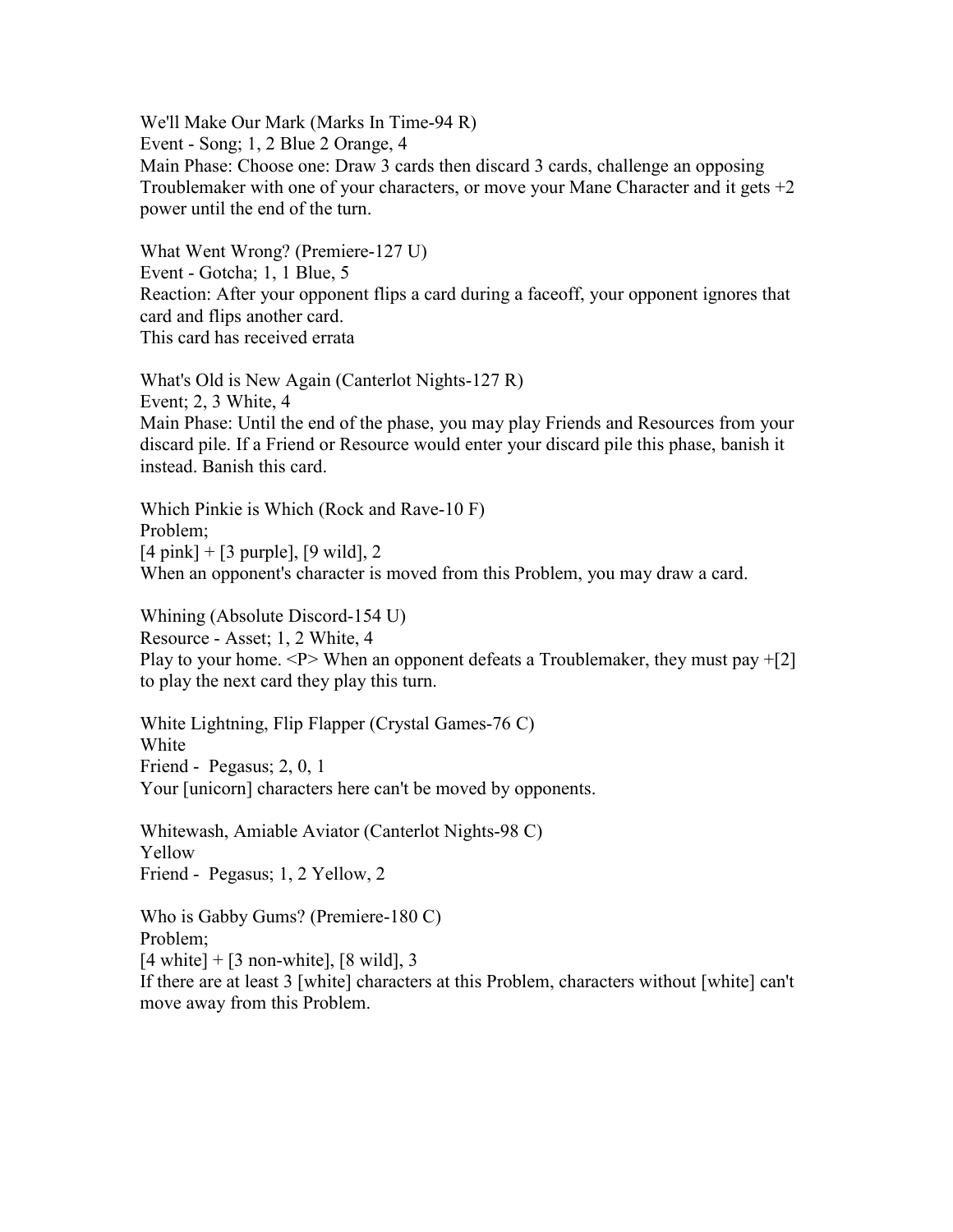We'll Make Our Mark (Marks In Time-94 R)
Event - Song; 1, 2 Blue 2 Orange, 4
Main Phase: Choose one: Draw 3 cards then discard 3 cards, challenge an opposing Troublemaker with one of your characters, or move your Mane Character and it gets +2 power until the end of the turn.

What Went Wrong? (Premiere-127 U)
Event - Gotcha; 1, 1 Blue, 5
Reaction: After your opponent flips a card during a faceoff, your opponent ignores that card and flips another card.
This card has received errata

What's Old is New Again (Canterlot Nights-127 R)
Event; 2, 3 White, 4
Main Phase: Until the end of the phase, you may play Friends and Resources from your discard pile. If a Friend or Resource would enter your discard pile this phase, banish it instead. Banish this card.

Which Pinkie is Which (Rock and Rave-10 F)
Problem;
[4 pink] + [3 purple], [9 wild], 2
When an opponent's character is moved from this Problem, you may draw a card.

Whining (Absolute Discord-154 U)
Resource - Asset; 1, 2 White, 4
Play to your home. <P> When an opponent defeats a Troublemaker, they must pay +[2] to play the next card they play this turn.

White Lightning, Flip Flapper (Crystal Games-76 C)
White
Friend - Pegasus; 2, 0, 1
Your [unicorn] characters here can't be moved by opponents.

Whitewash, Amiable Aviator (Canterlot Nights-98 C)
Yellow
Friend - Pegasus; 1, 2 Yellow, 2

Who is Gabby Gums? (Premiere-180 C)
Problem;
[4 white] + [3 non-white], [8 wild], 3
If there are at least 3 [white] characters at this Problem, characters without [white] can't move away from this Problem.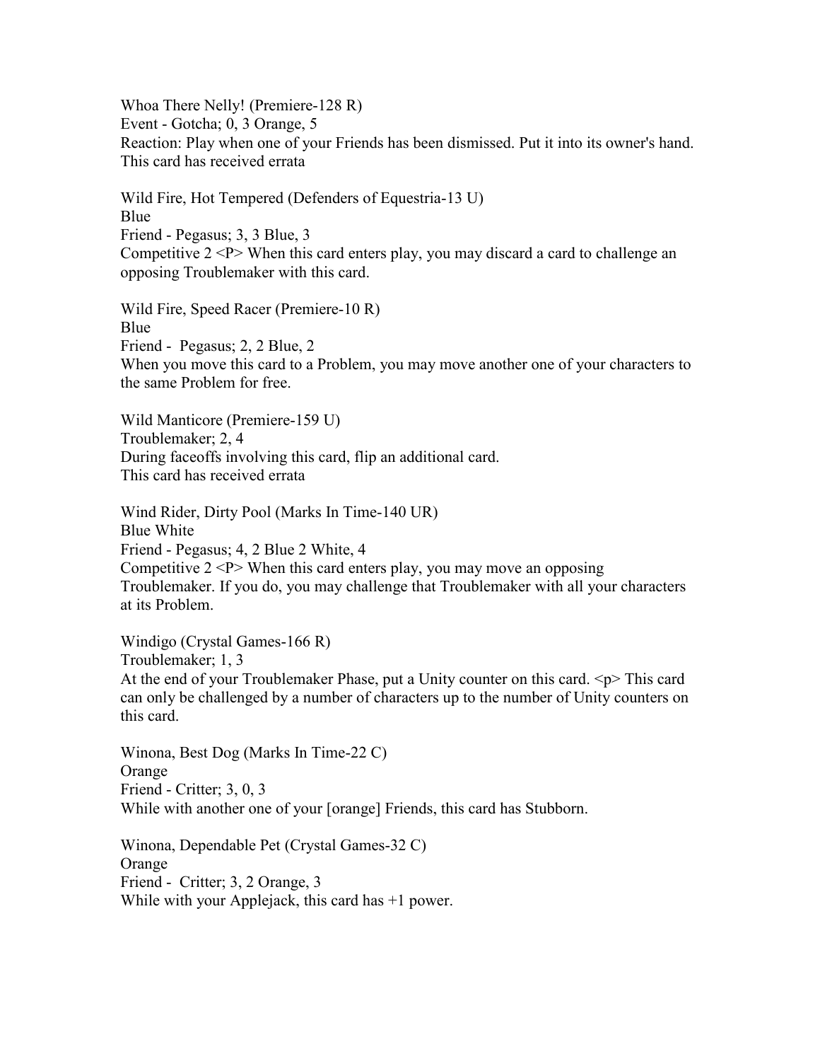Whoa There Nelly! (Premiere-128 R)
Event - Gotcha; 0, 3 Orange, 5
Reaction: Play when one of your Friends has been dismissed. Put it into its owner's hand.
This card has received errata

Wild Fire, Hot Tempered (Defenders of Equestria-13 U)
Blue
Friend - Pegasus; 3, 3 Blue, 3
Competitive 2 <P> When this card enters play, you may discard a card to challenge an opposing Troublemaker with this card.

Wild Fire, Speed Racer (Premiere-10 R)
Blue
Friend - Pegasus; 2, 2 Blue, 2
When you move this card to a Problem, you may move another one of your characters to the same Problem for free.

Wild Manticore (Premiere-159 U)
Troublemaker; 2, 4
During faceoffs involving this card, flip an additional card.
This card has received errata

Wind Rider, Dirty Pool (Marks In Time-140 UR)
Blue White
Friend - Pegasus; 4, 2 Blue 2 White, 4
Competitive 2 <P> When this card enters play, you may move an opposing Troublemaker. If you do, you may challenge that Troublemaker with all your characters at its Problem.

Windigo (Crystal Games-166 R)
Troublemaker; 1, 3
At the end of your Troublemaker Phase, put a Unity counter on this card. <p> This card can only be challenged by a number of characters up to the number of Unity counters on this card.

Winona, Best Dog (Marks In Time-22 C)
Orange
Friend - Critter; 3, 0, 3
While with another one of your [orange] Friends, this card has Stubborn.

Winona, Dependable Pet (Crystal Games-32 C)
Orange
Friend - Critter; 3, 2 Orange, 3
While with your Applejack, this card has +1 power.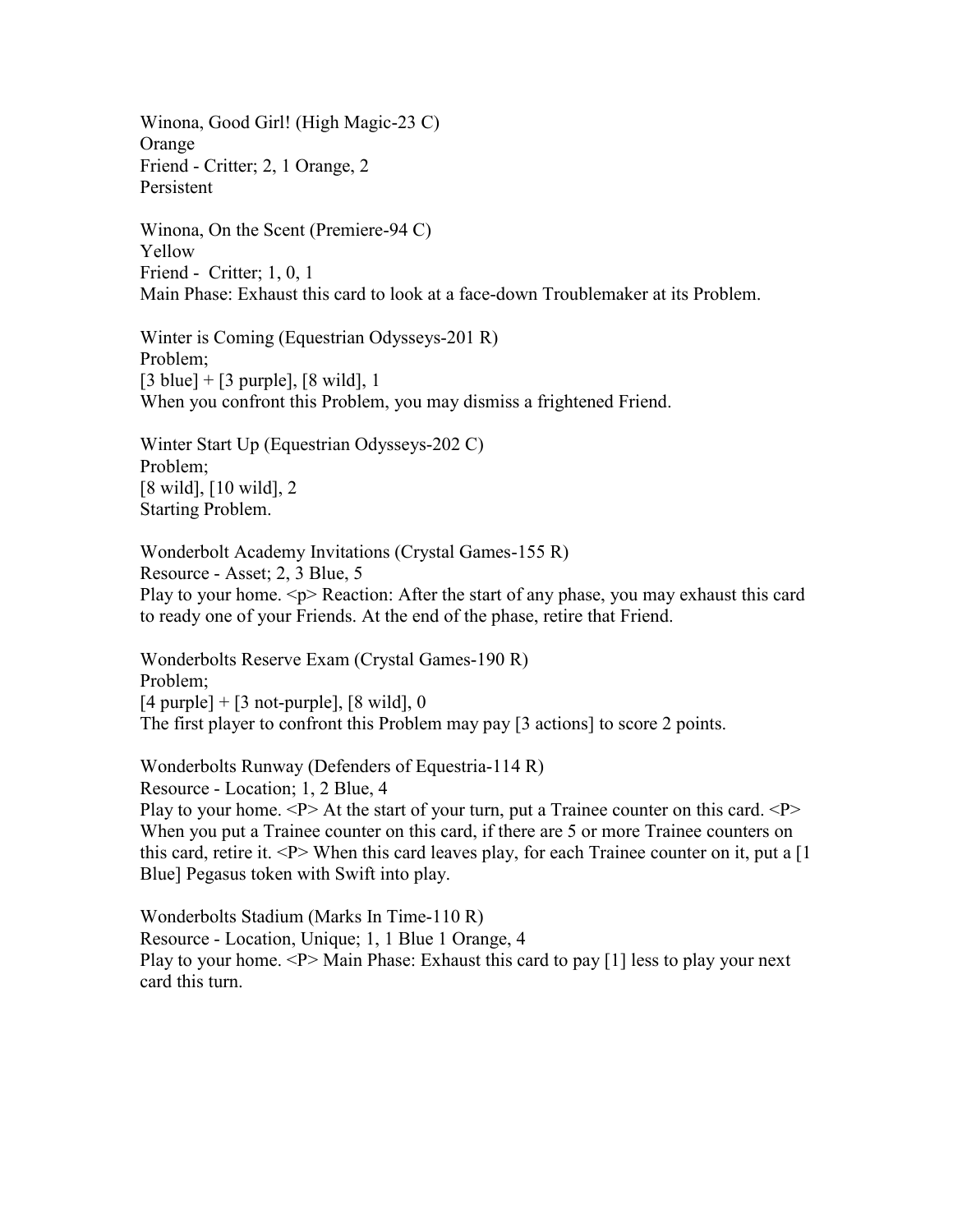Winona, Good Girl! (High Magic-23 C)
Orange
Friend - Critter; 2, 1 Orange, 2
Persistent

Winona, On the Scent (Premiere-94 C)
Yellow
Friend -  Critter; 1, 0, 1
Main Phase: Exhaust this card to look at a face-down Troublemaker at its Problem.

Winter is Coming (Equestrian Odysseys-201 R)
Problem;
[3 blue] + [3 purple], [8 wild], 1
When you confront this Problem, you may dismiss a frightened Friend.

Winter Start Up (Equestrian Odysseys-202 C)
Problem;
[8 wild], [10 wild], 2
Starting Problem.

Wonderbolt Academy Invitations (Crystal Games-155 R)
Resource - Asset; 2, 3 Blue, 5
Play to your home. <p> Reaction: After the start of any phase, you may exhaust this card to ready one of your Friends. At the end of the phase, retire that Friend.

Wonderbolts Reserve Exam (Crystal Games-190 R)
Problem;
[4 purple] + [3 not-purple], [8 wild], 0
The first player to confront this Problem may pay [3 actions] to score 2 points.

Wonderbolts Runway (Defenders of Equestria-114 R)
Resource - Location; 1, 2 Blue, 4
Play to your home. <P> At the start of your turn, put a Trainee counter on this card. <P> When you put a Trainee counter on this card, if there are 5 or more Trainee counters on this card, retire it. <P> When this card leaves play, for each Trainee counter on it, put a [1 Blue] Pegasus token with Swift into play.

Wonderbolts Stadium (Marks In Time-110 R)
Resource - Location, Unique; 1, 1 Blue 1 Orange, 4
Play to your home. <P> Main Phase: Exhaust this card to pay [1] less to play your next card this turn.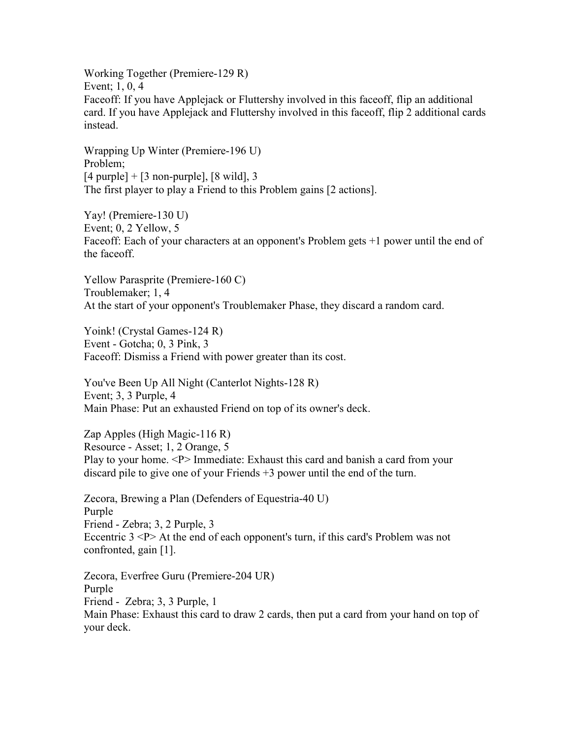Working Together (Premiere-129 R)
Event; 1, 0, 4
Faceoff: If you have Applejack or Fluttershy involved in this faceoff, flip an additional card. If you have Applejack and Fluttershy involved in this faceoff, flip 2 additional cards instead.

Wrapping Up Winter (Premiere-196 U)
Problem;
[4 purple] + [3 non-purple], [8 wild], 3
The first player to play a Friend to this Problem gains [2 actions].

Yay! (Premiere-130 U)
Event; 0, 2 Yellow, 5
Faceoff: Each of your characters at an opponent's Problem gets +1 power until the end of the faceoff.

Yellow Parasprite (Premiere-160 C)
Troublemaker; 1, 4
At the start of your opponent's Troublemaker Phase, they discard a random card.

Yoink! (Crystal Games-124 R)
Event - Gotcha; 0, 3 Pink, 3
Faceoff: Dismiss a Friend with power greater than its cost.

You've Been Up All Night (Canterlot Nights-128 R)
Event; 3, 3 Purple, 4
Main Phase: Put an exhausted Friend on top of its owner's deck.

Zap Apples (High Magic-116 R)
Resource - Asset; 1, 2 Orange, 5
Play to your home. <P> Immediate: Exhaust this card and banish a card from your discard pile to give one of your Friends +3 power until the end of the turn.

Zecora, Brewing a Plan (Defenders of Equestria-40 U)
Purple
Friend - Zebra; 3, 2 Purple, 3
Eccentric 3 <P> At the end of each opponent's turn, if this card's Problem was not confronted, gain [1].

Zecora, Everfree Guru (Premiere-204 UR)
Purple
Friend - Zebra; 3, 3 Purple, 1
Main Phase: Exhaust this card to draw 2 cards, then put a card from your hand on top of your deck.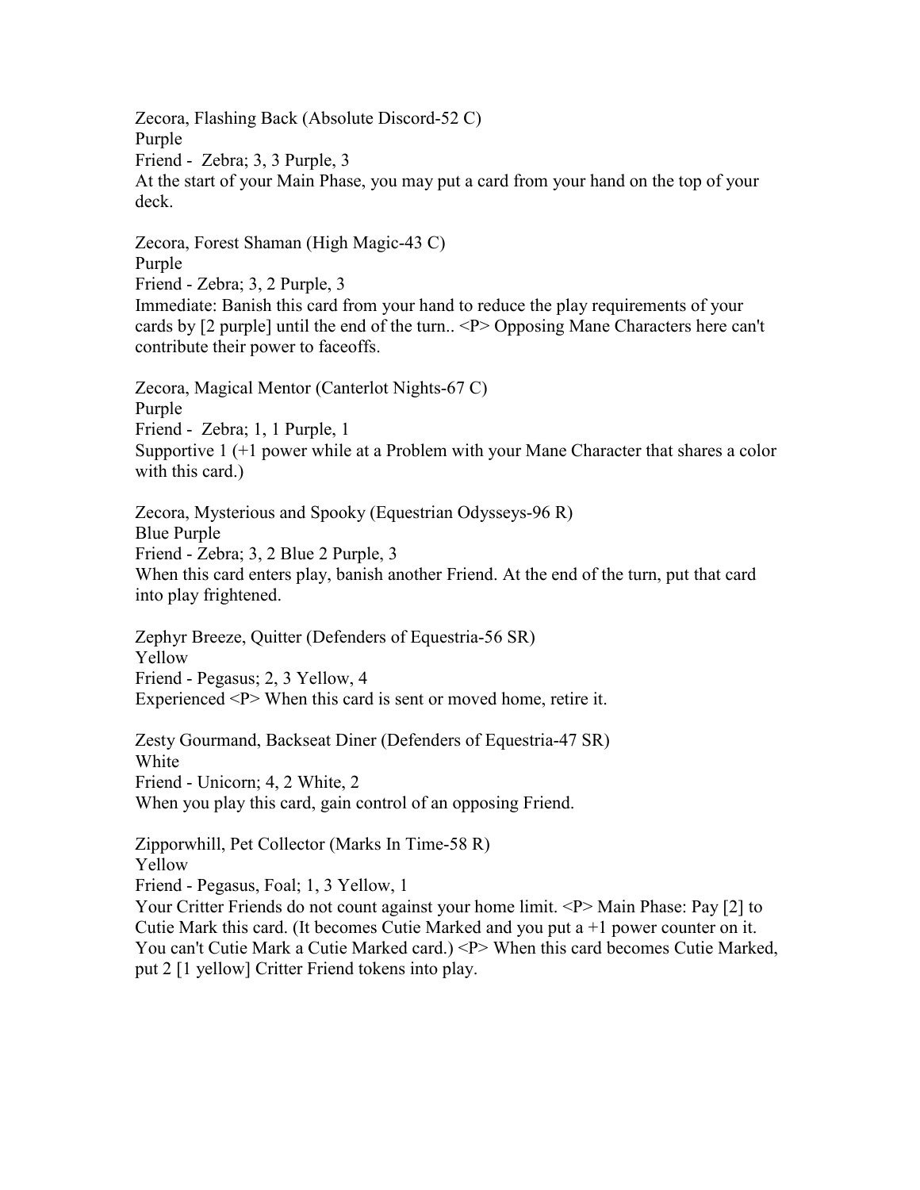Zecora, Flashing Back (Absolute Discord-52 C)
Purple
Friend - Zebra; 3, 3 Purple, 3
At the start of your Main Phase, you may put a card from your hand on the top of your deck.

Zecora, Forest Shaman (High Magic-43 C)
Purple
Friend - Zebra; 3, 2 Purple, 3
Immediate: Banish this card from your hand to reduce the play requirements of your cards by [2 purple] until the end of the turn.. <P> Opposing Mane Characters here can't contribute their power to faceoffs.

Zecora, Magical Mentor (Canterlot Nights-67 C)
Purple
Friend - Zebra; 1, 1 Purple, 1
Supportive 1 (+1 power while at a Problem with your Mane Character that shares a color with this card.)

Zecora, Mysterious and Spooky (Equestrian Odysseys-96 R)
Blue Purple
Friend - Zebra; 3, 2 Blue 2 Purple, 3
When this card enters play, banish another Friend. At the end of the turn, put that card into play frightened.

Zephyr Breeze, Quitter (Defenders of Equestria-56 SR)
Yellow
Friend - Pegasus; 2, 3 Yellow, 4
Experienced <P> When this card is sent or moved home, retire it.

Zesty Gourmand, Backseat Diner (Defenders of Equestria-47 SR)
White
Friend - Unicorn; 4, 2 White, 2
When you play this card, gain control of an opposing Friend.

Zipporwhill, Pet Collector (Marks In Time-58 R)
Yellow
Friend - Pegasus, Foal; 1, 3 Yellow, 1
Your Critter Friends do not count against your home limit. <P> Main Phase: Pay [2] to Cutie Mark this card. (It becomes Cutie Marked and you put a +1 power counter on it. You can't Cutie Mark a Cutie Marked card.) <P> When this card becomes Cutie Marked, put 2 [1 yellow] Critter Friend tokens into play.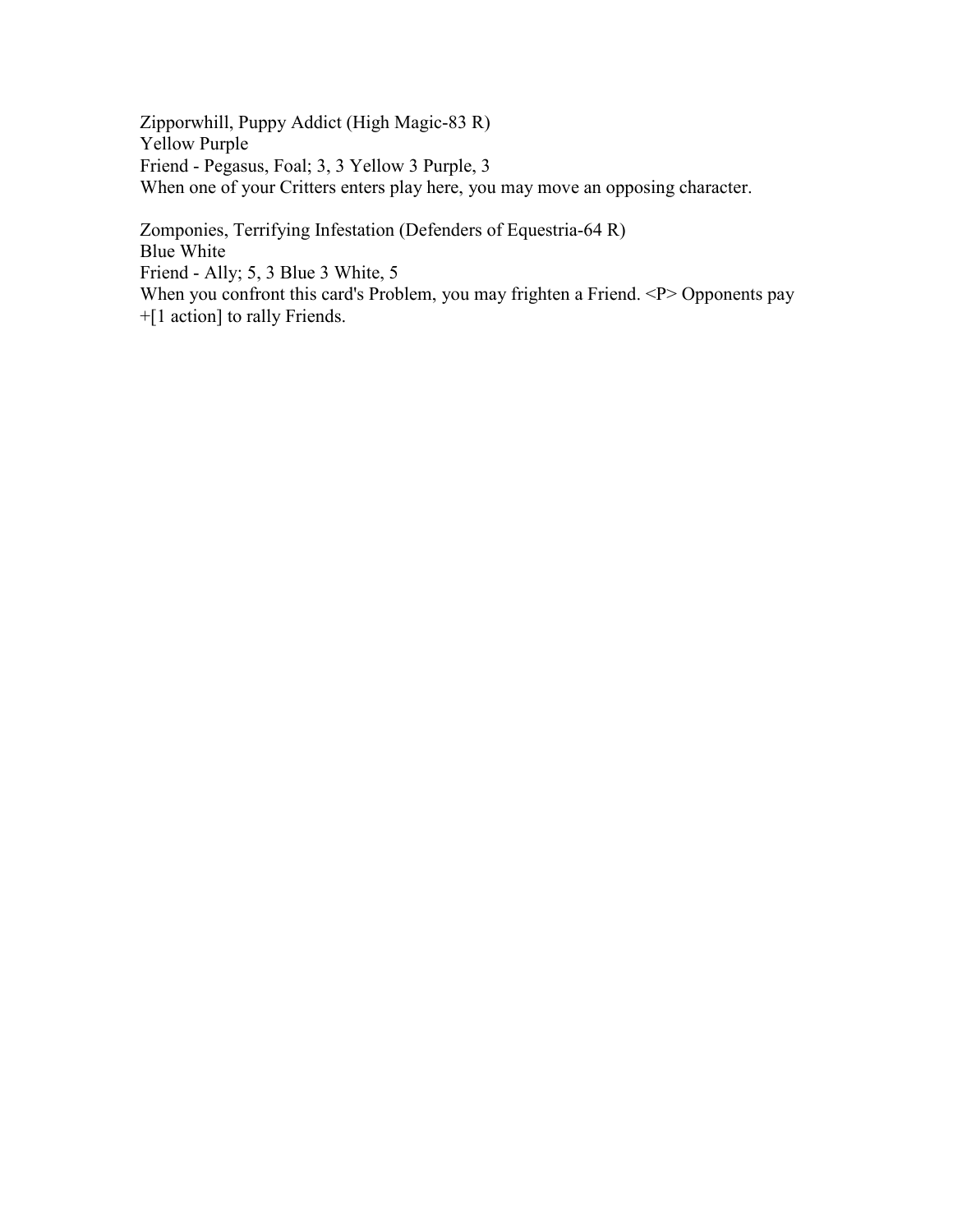Zipporwhill, Puppy Addict (High Magic-83 R)
Yellow Purple
Friend - Pegasus, Foal; 3, 3 Yellow 3 Purple, 3
When one of your Critters enters play here, you may move an opposing character.

Zomponies, Terrifying Infestation (Defenders of Equestria-64 R)
Blue White
Friend - Ally; 5, 3 Blue 3 White, 5
When you confront this card's Problem, you may frighten a Friend. <P> Opponents pay +[1 action] to rally Friends.